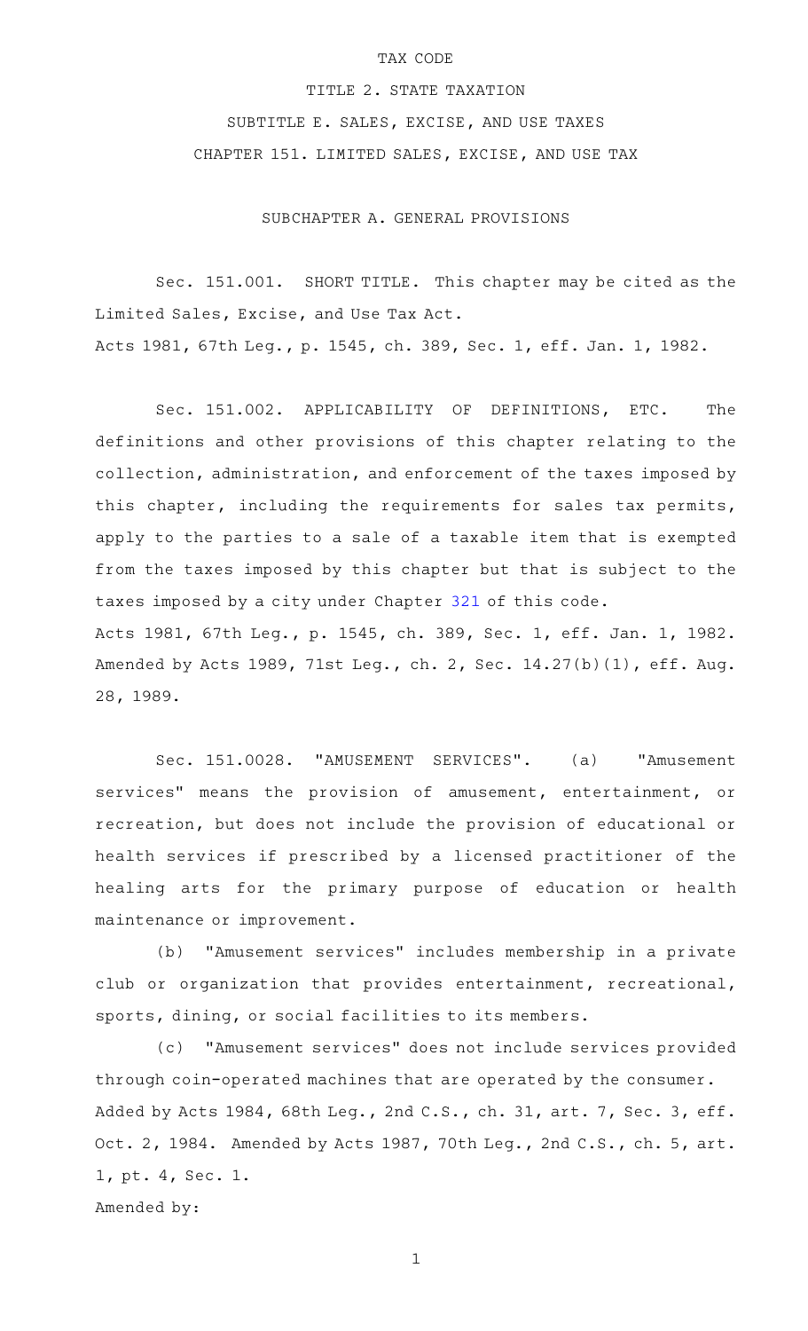# TAX CODE

## TITLE 2. STATE TAXATION

## SUBTITLE E. SALES, EXCISE, AND USE TAXES

## CHAPTER 151. LIMITED SALES, EXCISE, AND USE TAX

### SUBCHAPTER A. GENERAL PROVISIONS

Sec. 151.001. SHORT TITLE. This chapter may be cited as the Limited Sales, Excise, and Use Tax Act.

Acts 1981, 67th Leg., p. 1545, ch. 389, Sec. 1, eff. Jan. 1, 1982.

Sec. 151.002. APPLICABILITY OF DEFINITIONS, ETC. The definitions and other provisions of this chapter relating to the collection, administration, and enforcement of the taxes imposed by this chapter, including the requirements for sales tax permits, apply to the parties to a sale of a taxable item that is exempted from the taxes imposed by this chapter but that is subject to the taxes imposed by a city under Chapter 321 of this code.

Acts 1981, 67th Leg., p. 1545, ch. 389, Sec. 1, eff. Jan. 1, 1982. Amended by Acts 1989, 71st Leg., ch. 2, Sec. 14.27(b)(1), eff. Aug. 28, 1989.

Sec. 151.0028. "AMUSEMENT SERVICES". (a) "Amusement services" means the provision of amusement, entertainment, or recreation, but does not include the provision of educational or health services if prescribed by a licensed practitioner of the healing arts for the primary purpose of education or health maintenance or improvement.

(b) "Amusement services" includes membership in a private club or organization that provides entertainment, recreational, sports, dining, or social facilities to its members.

(c) "Amusement services" does not include services provided through coin-operated machines that are operated by the consumer.

Added by Acts 1984, 68th Leg., 2nd C.S., ch. 31, art. 7, Sec. 3, eff. Oct. 2, 1984. Amended by Acts 1987, 70th Leg., 2nd C.S., ch. 5, art. 1, pt. 4, Sec. 1.

Amended by: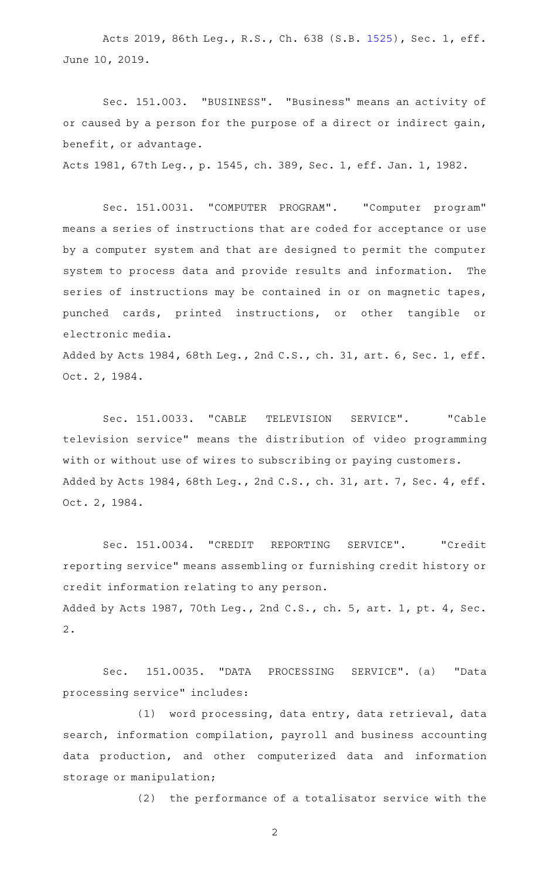Acts 2019, 86th Leg., R.S., Ch. 638 (S.B. 1525), Sec. 1, eff. June 10, 2019.

Sec. 151.003. "BUSINESS". "Business" means an activity of or caused by a person for the purpose of a direct or indirect gain, benefit, or advantage.

Acts 1981, 67th Leg., p. 1545, ch. 389, Sec. 1, eff. Jan. 1, 1982.

Sec. 151.0031. "COMPUTER PROGRAM". "Computer program" means a series of instructions that are coded for acceptance or use by a computer system and that are designed to permit the computer system to process data and provide results and information. The series of instructions may be contained in or on magnetic tapes, punched cards, printed instructions, or other tangible or electronic media.

Added by Acts 1984, 68th Leg., 2nd C.S., ch. 31, art. 6, Sec. 1, eff. Oct. 2, 1984.

Sec. 151.0033. "CABLE TELEVISION SERVICE". "Cable television service" means the distribution of video programming with or without use of wires to subscribing or paying customers.

Added by Acts 1984, 68th Leg., 2nd C.S., ch. 31, art. 7, Sec. 4, eff. Oct. 2, 1984.

Sec. 151.0034. "CREDIT REPORTING SERVICE". "Credit reporting service" means assembling or furnishing credit history or credit information relating to any person.

Added by Acts 1987, 70th Leg., 2nd C.S., ch. 5, art. 1, pt. 4, Sec. 2.

Sec. 151.0035. "DATA PROCESSING SERVICE". (a) "Data processing service" includes:

(1) word processing, data entry, data retrieval, data search, information compilation, payroll and business accounting data production, and other computerized data and information storage or manipulation;

(2) the performance of a totalisator service with the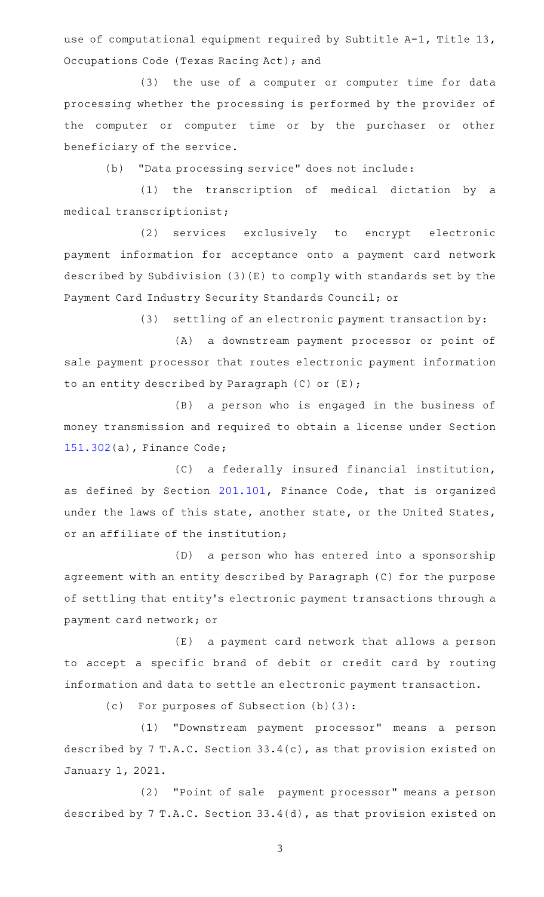use of computational equipment required by Subtitle A-1, Title 13, Occupations Code (Texas Racing Act); and

(3) the use of a computer or computer time for data processing whether the processing is performed by the provider of the computer or computer time or by the purchaser or other beneficiary of the service.

(b) "Data processing service" does not include:

(1) the transcription of medical dictation by a medical transcriptionist;

(2) services exclusively to encrypt electronic payment information for acceptance onto a payment card network described by Subdivision (3)(E) to comply with standards set by the Payment Card Industry Security Standards Council; or

(3) settling of an electronic payment transaction by:

(A) a downstream payment processor or point of sale payment processor that routes electronic payment information to an entity described by Paragraph (C) or (E);

(B) a person who is engaged in the business of money transmission and required to obtain a license under Section 151.302(a), Finance Code;

(C) a federally insured financial institution, as defined by Section 201.101, Finance Code, that is organized under the laws of this state, another state, or the United States, or an affiliate of the institution;

(D) a person who has entered into a sponsorship agreement with an entity described by Paragraph (C) for the purpose of settling that entity's electronic payment transactions through a payment card network; or

(E) a payment card network that allows a person to accept a specific brand of debit or credit card by routing information and data to settle an electronic payment transaction.

(c) For purposes of Subsection (b)(3):

(1) "Downstream payment processor" means a person described by 7 T.A.C. Section 33.4(c), as that provision existed on January 1, 2021.

(2) "Point of sale payment processor" means a person described by 7 T.A.C. Section 33.4(d), as that provision existed on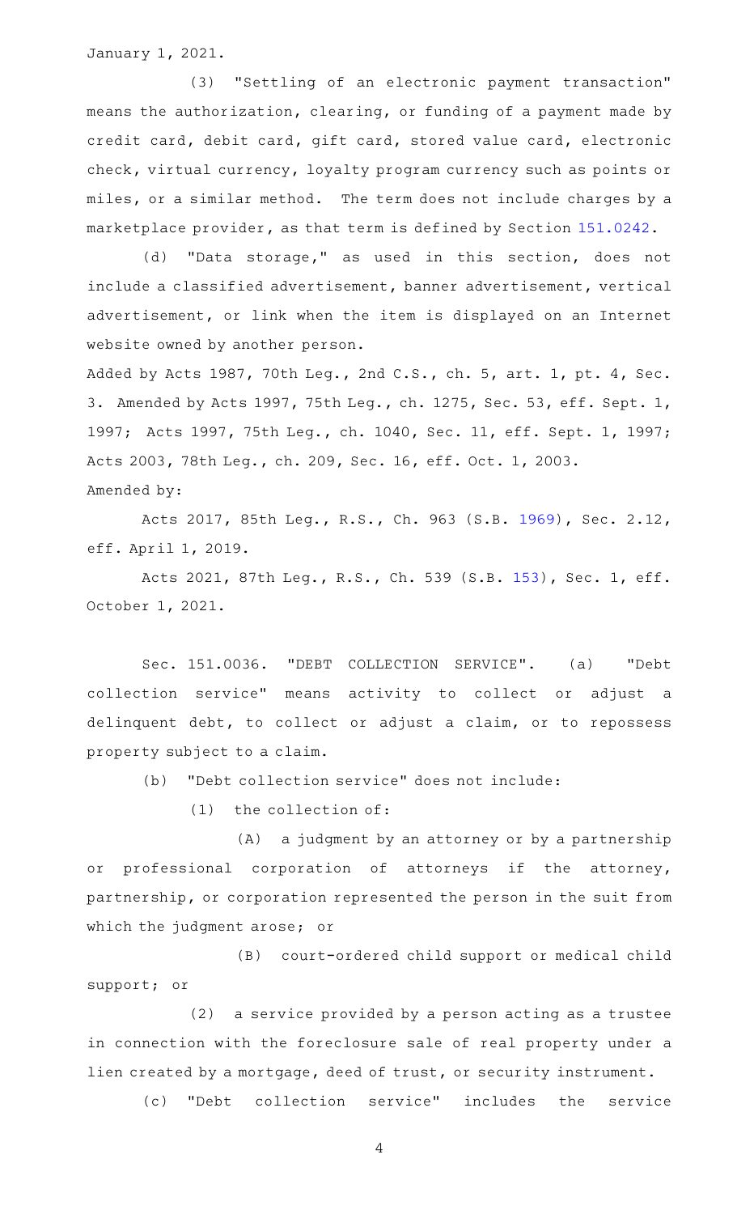January 1, 2021.

(3) "Settling of an electronic payment transaction" means the authorization, clearing, or funding of a payment made by credit card, debit card, gift card, stored value card, electronic check, virtual currency, loyalty program currency such as points or miles, or a similar method. The term does not include charges by a marketplace provider, as that term is defined by Section 151.0242.

(d) "Data storage," as used in this section, does not include a classified advertisement, banner advertisement, vertical advertisement, or link when the item is displayed on an Internet website owned by another person.

Added by Acts 1987, 70th Leg., 2nd C.S., ch. 5, art. 1, pt. 4, Sec. 3. Amended by Acts 1997, 75th Leg., ch. 1275, Sec. 53, eff. Sept. 1, 1997; Acts 1997, 75th Leg., ch. 1040, Sec. 11, eff. Sept. 1, 1997; Acts 2003, 78th Leg., ch. 209, Sec. 16, eff. Oct. 1, 2003.

Amended by:

Acts 2017, 85th Leg., R.S., Ch. 963 (S.B. 1969), Sec. 2.12, eff. April 1, 2019.

Acts 2021, 87th Leg., R.S., Ch. 539 (S.B. 153), Sec. 1, eff. October 1, 2021.

Sec. 151.0036. "DEBT COLLECTION SERVICE". (a) "Debt collection service" means activity to collect or adjust a delinquent debt, to collect or adjust a claim, or to repossess property subject to a claim.

(b) "Debt collection service" does not include:

(1) the collection of:

(A) a judgment by an attorney or by a partnership or professional corporation of attorneys if the attorney, partnership, or corporation represented the person in the suit from which the judgment arose; or

(B) court-ordered child support or medical child support; or

(2) a service provided by a person acting as a trustee in connection with the foreclosure sale of real property under a lien created by a mortgage, deed of trust, or security instrument.

(c) "Debt collection service" includes the service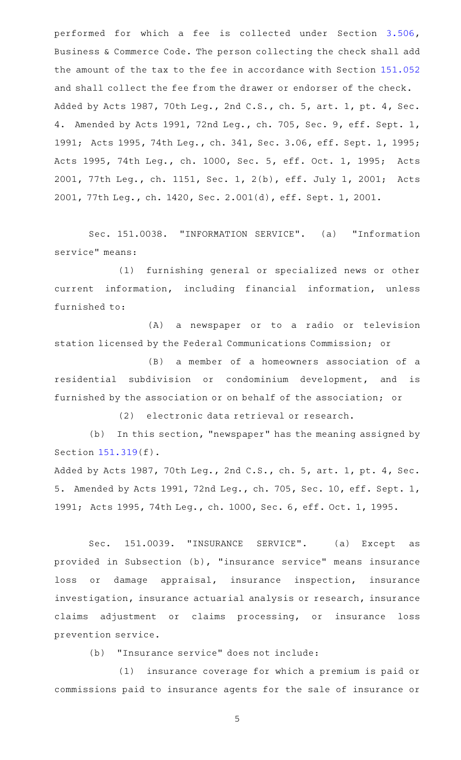performed for which a fee is collected under Section 3.506, Business & Commerce Code. The person collecting the check shall add the amount of the tax to the fee in accordance with Section 151.052 and shall collect the fee from the drawer or endorser of the check.
Added by Acts 1987, 70th Leg., 2nd C.S., ch. 5, art. 1, pt. 4, Sec. 4. Amended by Acts 1991, 72nd Leg., ch. 705, Sec. 9, eff. Sept. 1, 1991; Acts 1995, 74th Leg., ch. 341, Sec. 3.06, eff. Sept. 1, 1995; Acts 1995, 74th Leg., ch. 1000, Sec. 5, eff. Oct. 1, 1995; Acts 2001, 77th Leg., ch. 1151, Sec. 1, 2(b), eff. July 1, 2001; Acts 2001, 77th Leg., ch. 1420, Sec. 2.001(d), eff. Sept. 1, 2001.

Sec. 151.0038. "INFORMATION SERVICE". (a) "Information service" means:

(1) furnishing general or specialized news or other current information, including financial information, unless furnished to:

(A) a newspaper or to a radio or television station licensed by the Federal Communications Commission; or

(B) a member of a homeowners association of a residential subdivision or condominium development, and is furnished by the association or on behalf of the association; or

(2) electronic data retrieval or research.

(b) In this section, "newspaper" has the meaning assigned by Section 151.319(f).

Added by Acts 1987, 70th Leg., 2nd C.S., ch. 5, art. 1, pt. 4, Sec. 5. Amended by Acts 1991, 72nd Leg., ch. 705, Sec. 10, eff. Sept. 1, 1991; Acts 1995, 74th Leg., ch. 1000, Sec. 6, eff. Oct. 1, 1995.

Sec. 151.0039. "INSURANCE SERVICE". (a) Except as provided in Subsection (b), "insurance service" means insurance loss or damage appraisal, insurance inspection, insurance investigation, insurance actuarial analysis or research, insurance claims adjustment or claims processing, or insurance loss prevention service.

(b) "Insurance service" does not include:

(1) insurance coverage for which a premium is paid or commissions paid to insurance agents for the sale of insurance or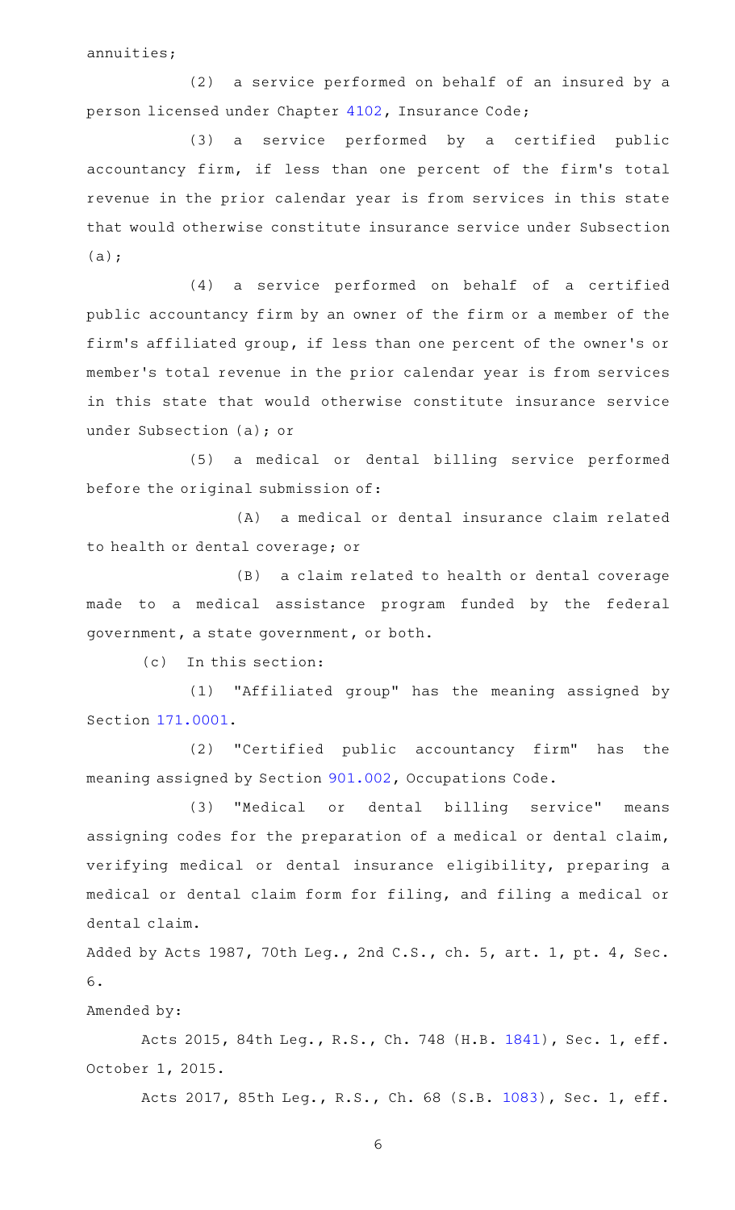annuities;

(2) a service performed on behalf of an insured by a person licensed under Chapter 4102, Insurance Code;

(3) a service performed by a certified public accountancy firm, if less than one percent of the firm's total revenue in the prior calendar year is from services in this state that would otherwise constitute insurance service under Subsection (a);

(4) a service performed on behalf of a certified public accountancy firm by an owner of the firm or a member of the firm's affiliated group, if less than one percent of the owner's or member's total revenue in the prior calendar year is from services in this state that would otherwise constitute insurance service under Subsection (a); or

(5) a medical or dental billing service performed before the original submission of:

(A) a medical or dental insurance claim related to health or dental coverage; or

(B) a claim related to health or dental coverage made to a medical assistance program funded by the federal government, a state government, or both.

(c) In this section:

(1) "Affiliated group" has the meaning assigned by Section 171.0001.

(2) "Certified public accountancy firm" has the meaning assigned by Section 901.002, Occupations Code.

(3) "Medical or dental billing service" means assigning codes for the preparation of a medical or dental claim, verifying medical or dental insurance eligibility, preparing a medical or dental claim form for filing, and filing a medical or dental claim.

Added by Acts 1987, 70th Leg., 2nd C.S., ch. 5, art. 1, pt. 4, Sec. 6.

Amended by:

Acts 2015, 84th Leg., R.S., Ch. 748 (H.B. 1841), Sec. 1, eff. October 1, 2015.

Acts 2017, 85th Leg., R.S., Ch. 68 (S.B. 1083), Sec. 1, eff.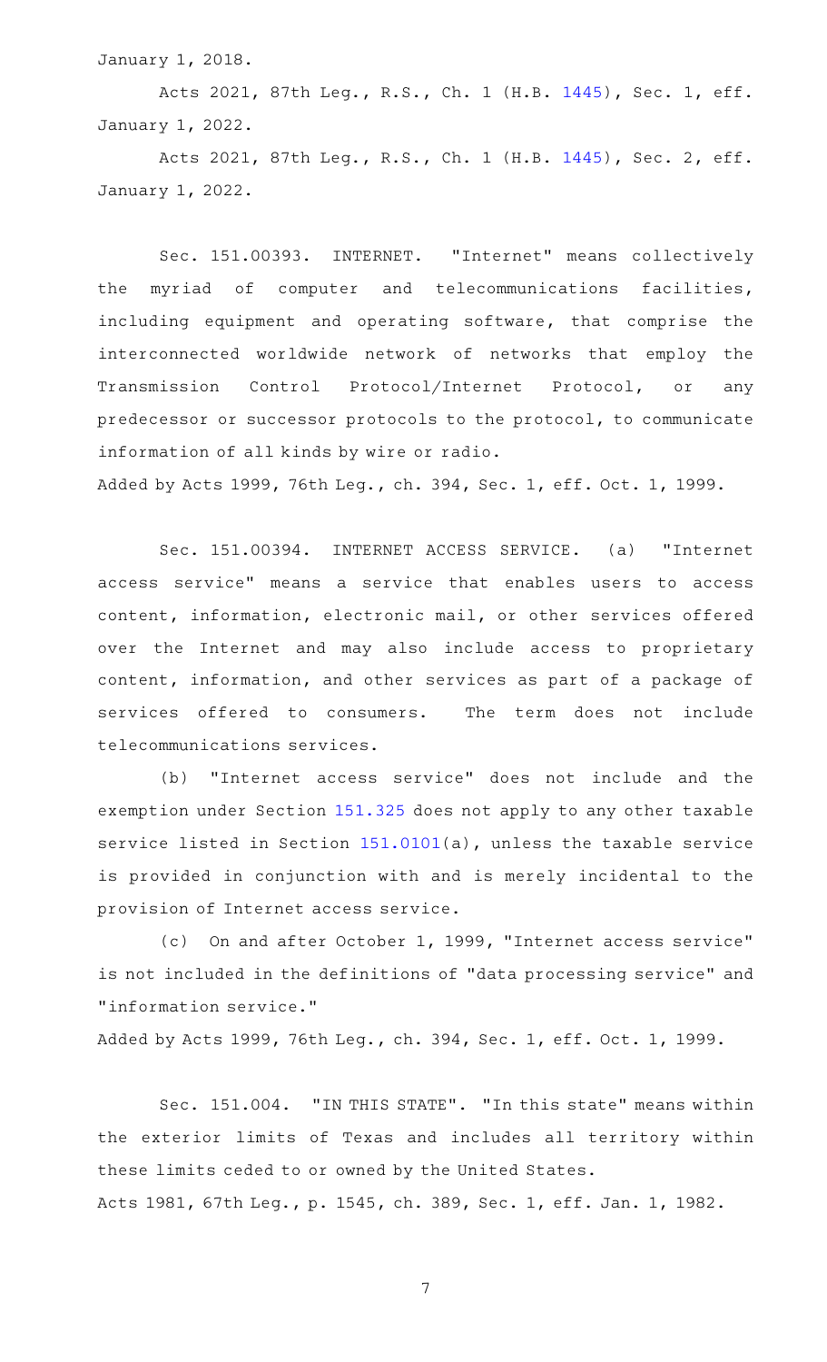January 1, 2018.

Acts 2021, 87th Leg., R.S., Ch. 1 (H.B. 1445), Sec. 1, eff. January 1, 2022.

Acts 2021, 87th Leg., R.S., Ch. 1 (H.B. 1445), Sec. 2, eff. January 1, 2022.

Sec. 151.00393. INTERNET. "Internet" means collectively the myriad of computer and telecommunications facilities, including equipment and operating software, that comprise the interconnected worldwide network of networks that employ the Transmission Control Protocol/Internet Protocol, or any predecessor or successor protocols to the protocol, to communicate information of all kinds by wire or radio.

Added by Acts 1999, 76th Leg., ch. 394, Sec. 1, eff. Oct. 1, 1999.

Sec. 151.00394. INTERNET ACCESS SERVICE. (a) "Internet access service" means a service that enables users to access content, information, electronic mail, or other services offered over the Internet and may also include access to proprietary content, information, and other services as part of a package of services offered to consumers. The term does not include telecommunications services.

(b) "Internet access service" does not include and the exemption under Section 151.325 does not apply to any other taxable service listed in Section 151.0101(a), unless the taxable service is provided in conjunction with and is merely incidental to the provision of Internet access service.

(c) On and after October 1, 1999, "Internet access service" is not included in the definitions of "data processing service" and "information service."

Added by Acts 1999, 76th Leg., ch. 394, Sec. 1, eff. Oct. 1, 1999.

Sec. 151.004. "IN THIS STATE". "In this state" means within the exterior limits of Texas and includes all territory within these limits ceded to or owned by the United States.

Acts 1981, 67th Leg., p. 1545, ch. 389, Sec. 1, eff. Jan. 1, 1982.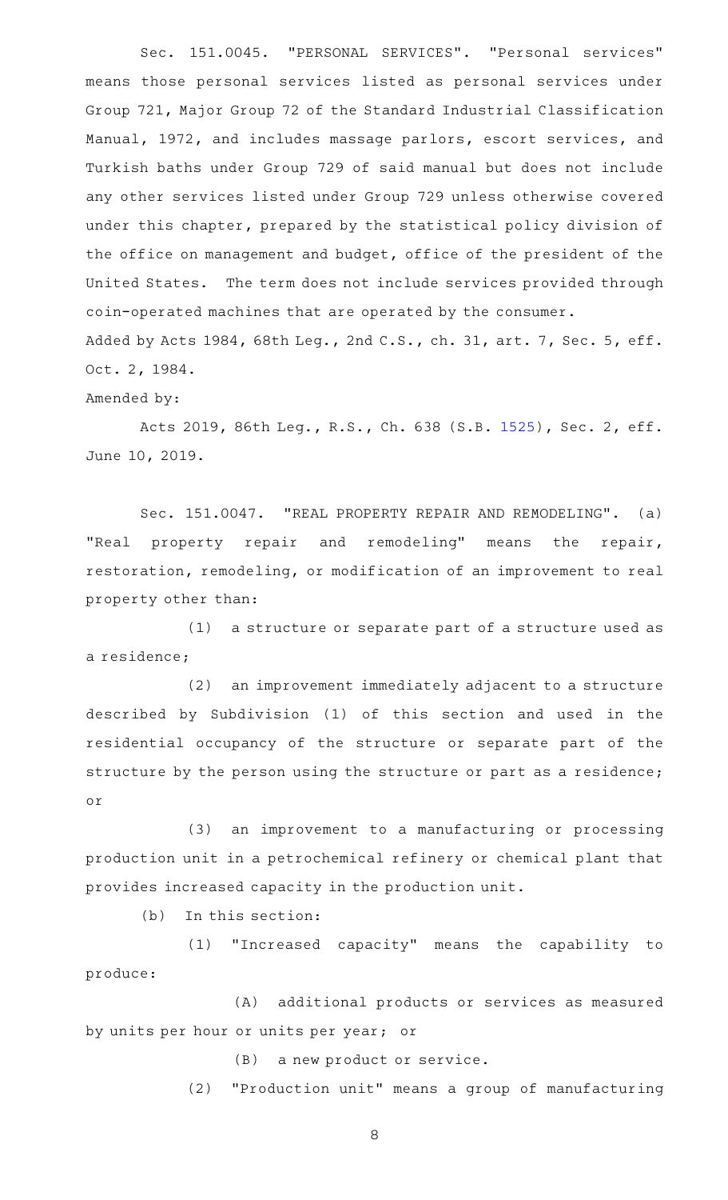Sec. 151.0045. "PERSONAL SERVICES". "Personal services" means those personal services listed as personal services under Group 721, Major Group 72 of the Standard Industrial Classification Manual, 1972, and includes massage parlors, escort services, and Turkish baths under Group 729 of said manual but does not include any other services listed under Group 729 unless otherwise covered under this chapter, prepared by the statistical policy division of the office on management and budget, office of the president of the United States. The term does not include services provided through coin-operated machines that are operated by the consumer.

Added by Acts 1984, 68th Leg., 2nd C.S., ch. 31, art. 7, Sec. 5, eff. Oct. 2, 1984.

Amended by:

Acts 2019, 86th Leg., R.S., Ch. 638 (S.B. 1525), Sec. 2, eff. June 10, 2019.

Sec. 151.0047. "REAL PROPERTY REPAIR AND REMODELING". (a) "Real property repair and remodeling" means the repair, restoration, remodeling, or modification of an improvement to real property other than:

(1) a structure or separate part of a structure used as a residence;

(2) an improvement immediately adjacent to a structure described by Subdivision (1) of this section and used in the residential occupancy of the structure or separate part of the structure by the person using the structure or part as a residence; or

(3) an improvement to a manufacturing or processing production unit in a petrochemical refinery or chemical plant that provides increased capacity in the production unit.

(b) In this section:

(1) "Increased capacity" means the capability to produce:

(A) additional products or services as measured by units per hour or units per year; or

(B) a new product or service.

(2) "Production unit" means a group of manufacturing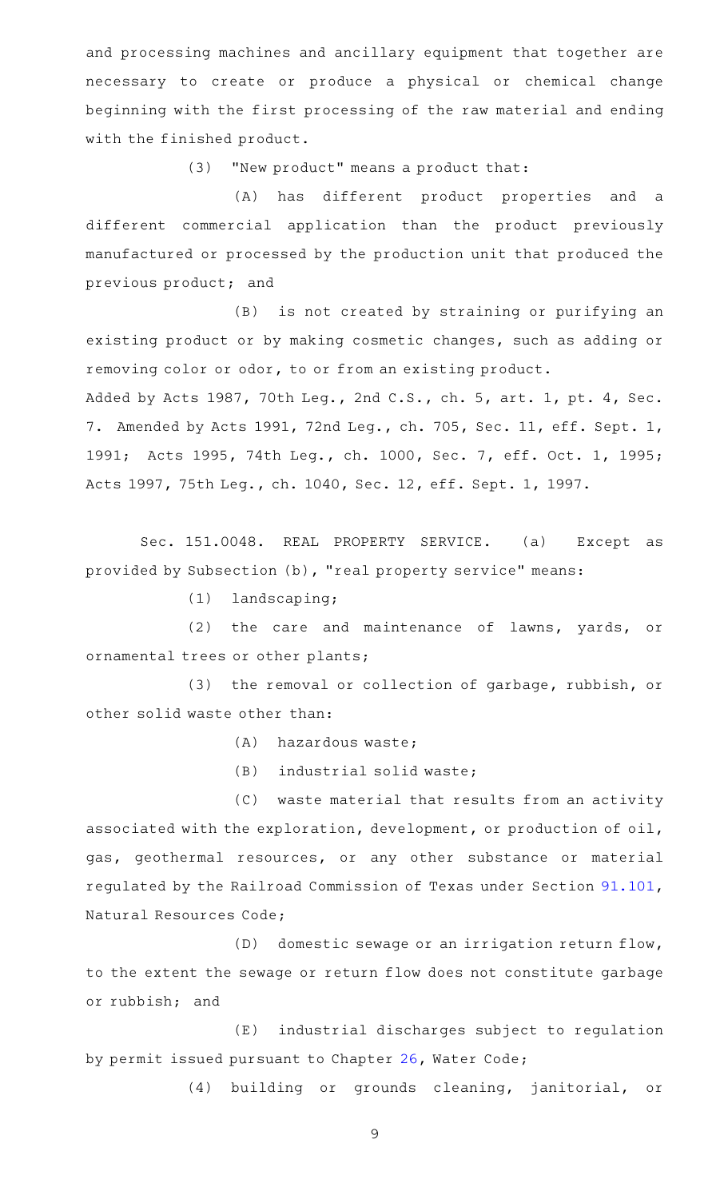and processing machines and ancillary equipment that together are necessary to create or produce a physical or chemical change beginning with the first processing of the raw material and ending with the finished product.

(3) "New product" means a product that:

(A) has different product properties and a different commercial application than the product previously manufactured or processed by the production unit that produced the previous product; and

(B) is not created by straining or purifying an existing product or by making cosmetic changes, such as adding or removing color or odor, to or from an existing product.

Added by Acts 1987, 70th Leg., 2nd C.S., ch. 5, art. 1, pt. 4, Sec. 7. Amended by Acts 1991, 72nd Leg., ch. 705, Sec. 11, eff. Sept. 1, 1991; Acts 1995, 74th Leg., ch. 1000, Sec. 7, eff. Oct. 1, 1995; Acts 1997, 75th Leg., ch. 1040, Sec. 12, eff. Sept. 1, 1997.

Sec. 151.0048. REAL PROPERTY SERVICE. (a) Except as provided by Subsection (b), "real property service" means:

(1) landscaping;

(2) the care and maintenance of lawns, yards, or ornamental trees or other plants;

(3) the removal or collection of garbage, rubbish, or other solid waste other than:

(A) hazardous waste;

(B) industrial solid waste;

(C) waste material that results from an activity associated with the exploration, development, or production of oil, gas, geothermal resources, or any other substance or material regulated by the Railroad Commission of Texas under Section 91.101, Natural Resources Code;

(D) domestic sewage or an irrigation return flow, to the extent the sewage or return flow does not constitute garbage or rubbish; and

(E) industrial discharges subject to regulation by permit issued pursuant to Chapter 26, Water Code;

(4) building or grounds cleaning, janitorial, or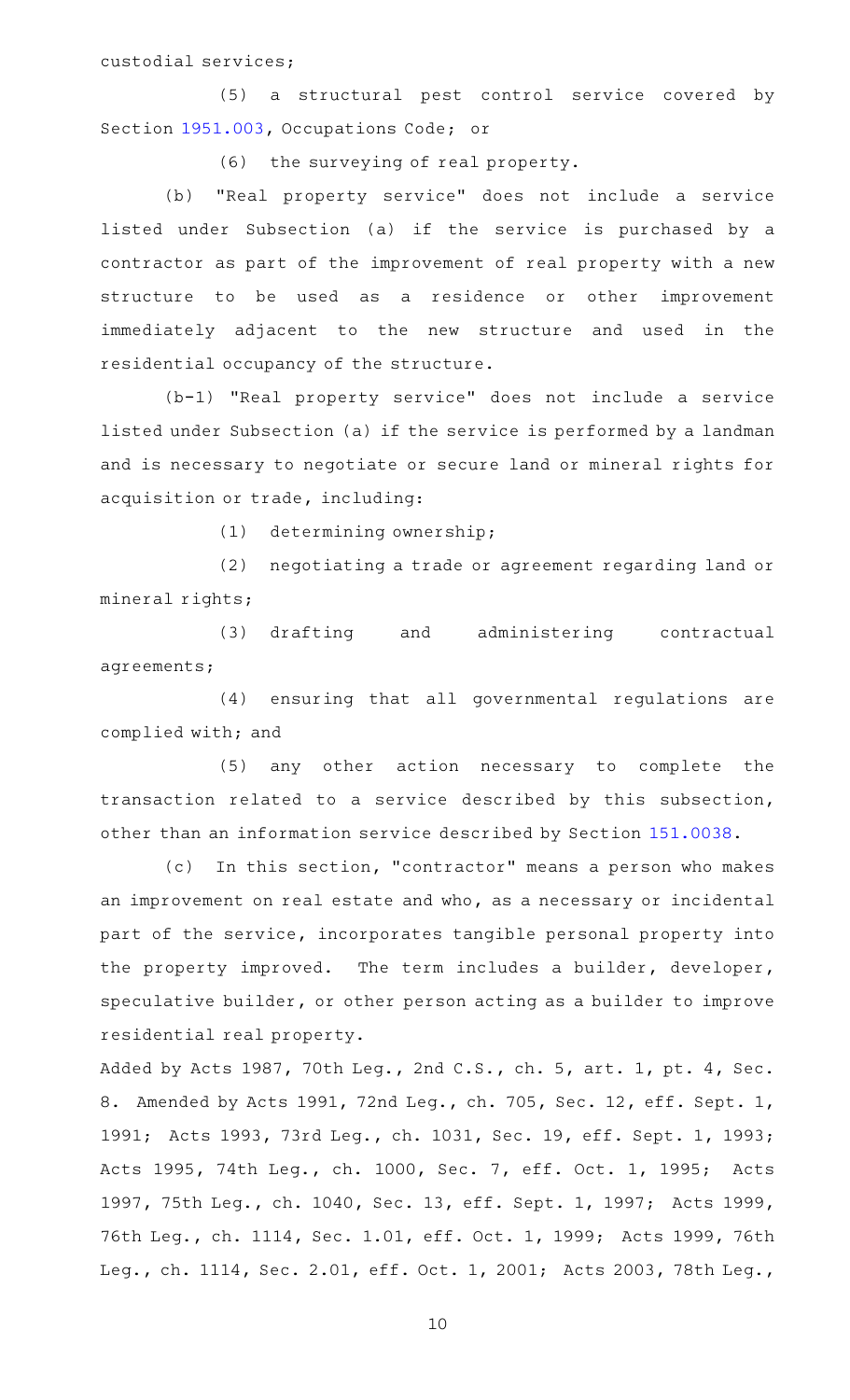custodial services;

(5) a structural pest control service covered by Section 1951.003, Occupations Code; or

(6) the surveying of real property.

(b) "Real property service" does not include a service listed under Subsection (a) if the service is purchased by a contractor as part of the improvement of real property with a new structure to be used as a residence or other improvement immediately adjacent to the new structure and used in the residential occupancy of the structure.

(b-1) "Real property service" does not include a service listed under Subsection (a) if the service is performed by a landman and is necessary to negotiate or secure land or mineral rights for acquisition or trade, including:

(1) determining ownership;

(2) negotiating a trade or agreement regarding land or mineral rights;

(3) drafting and administering contractual agreements;

(4) ensuring that all governmental regulations are complied with; and

(5) any other action necessary to complete the transaction related to a service described by this subsection, other than an information service described by Section 151.0038.

(c) In this section, "contractor" means a person who makes an improvement on real estate and who, as a necessary or incidental part of the service, incorporates tangible personal property into the property improved. The term includes a builder, developer, speculative builder, or other person acting as a builder to improve residential real property.

Added by Acts 1987, 70th Leg., 2nd C.S., ch. 5, art. 1, pt. 4, Sec. 8. Amended by Acts 1991, 72nd Leg., ch. 705, Sec. 12, eff. Sept. 1, 1991; Acts 1993, 73rd Leg., ch. 1031, Sec. 19, eff. Sept. 1, 1993; Acts 1995, 74th Leg., ch. 1000, Sec. 7, eff. Oct. 1, 1995; Acts 1997, 75th Leg., ch. 1040, Sec. 13, eff. Sept. 1, 1997; Acts 1999, 76th Leg., ch. 1114, Sec. 1.01, eff. Oct. 1, 1999; Acts 1999, 76th Leg., ch. 1114, Sec. 2.01, eff. Oct. 1, 2001; Acts 2003, 78th Leg.,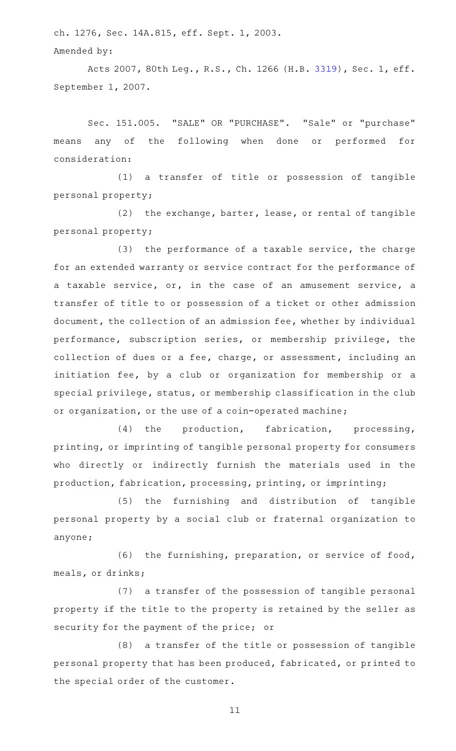ch. 1276, Sec. 14A.815, eff. Sept. 1, 2003.

Amended by:

Acts 2007, 80th Leg., R.S., Ch. 1266 (H.B. 3319), Sec. 1, eff. September 1, 2007.

Sec. 151.005. "SALE" OR "PURCHASE". "Sale" or "purchase" means any of the following when done or performed for consideration:

(1) a transfer of title or possession of tangible personal property;

(2) the exchange, barter, lease, or rental of tangible personal property;

(3) the performance of a taxable service, the charge for an extended warranty or service contract for the performance of a taxable service, or, in the case of an amusement service, a transfer of title to or possession of a ticket or other admission document, the collection of an admission fee, whether by individual performance, subscription series, or membership privilege, the collection of dues or a fee, charge, or assessment, including an initiation fee, by a club or organization for membership or a special privilege, status, or membership classification in the club or organization, or the use of a coin-operated machine;

(4) the production, fabrication, processing, printing, or imprinting of tangible personal property for consumers who directly or indirectly furnish the materials used in the production, fabrication, processing, printing, or imprinting;

(5) the furnishing and distribution of tangible personal property by a social club or fraternal organization to anyone;

(6) the furnishing, preparation, or service of food, meals, or drinks;

(7) a transfer of the possession of tangible personal property if the title to the property is retained by the seller as security for the payment of the price; or

(8) a transfer of the title or possession of tangible personal property that has been produced, fabricated, or printed to the special order of the customer.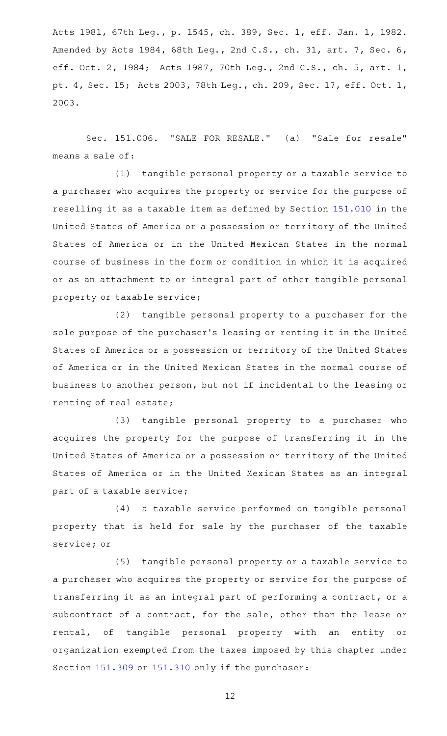Acts 1981, 67th Leg., p. 1545, ch. 389, Sec. 1, eff. Jan. 1, 1982. Amended by Acts 1984, 68th Leg., 2nd C.S., ch. 31, art. 7, Sec. 6, eff. Oct. 2, 1984; Acts 1987, 70th Leg., 2nd C.S., ch. 5, art. 1, pt. 4, Sec. 15; Acts 2003, 78th Leg., ch. 209, Sec. 17, eff. Oct. 1, 2003.

Sec. 151.006. "SALE FOR RESALE." (a) "Sale for resale" means a sale of:

(1) tangible personal property or a taxable service to a purchaser who acquires the property or service for the purpose of reselling it as a taxable item as defined by Section 151.010 in the United States of America or a possession or territory of the United States of America or in the United Mexican States in the normal course of business in the form or condition in which it is acquired or as an attachment to or integral part of other tangible personal property or taxable service;

(2) tangible personal property to a purchaser for the sole purpose of the purchaser's leasing or renting it in the United States of America or a possession or territory of the United States of America or in the United Mexican States in the normal course of business to another person, but not if incidental to the leasing or renting of real estate;

(3) tangible personal property to a purchaser who acquires the property for the purpose of transferring it in the United States of America or a possession or territory of the United States of America or in the United Mexican States as an integral part of a taxable service;

(4) a taxable service performed on tangible personal property that is held for sale by the purchaser of the taxable service; or

(5) tangible personal property or a taxable service to a purchaser who acquires the property or service for the purpose of transferring it as an integral part of performing a contract, or a subcontract of a contract, for the sale, other than the lease or rental, of tangible personal property with an entity or organization exempted from the taxes imposed by this chapter under Section 151.309 or 151.310 only if the purchaser: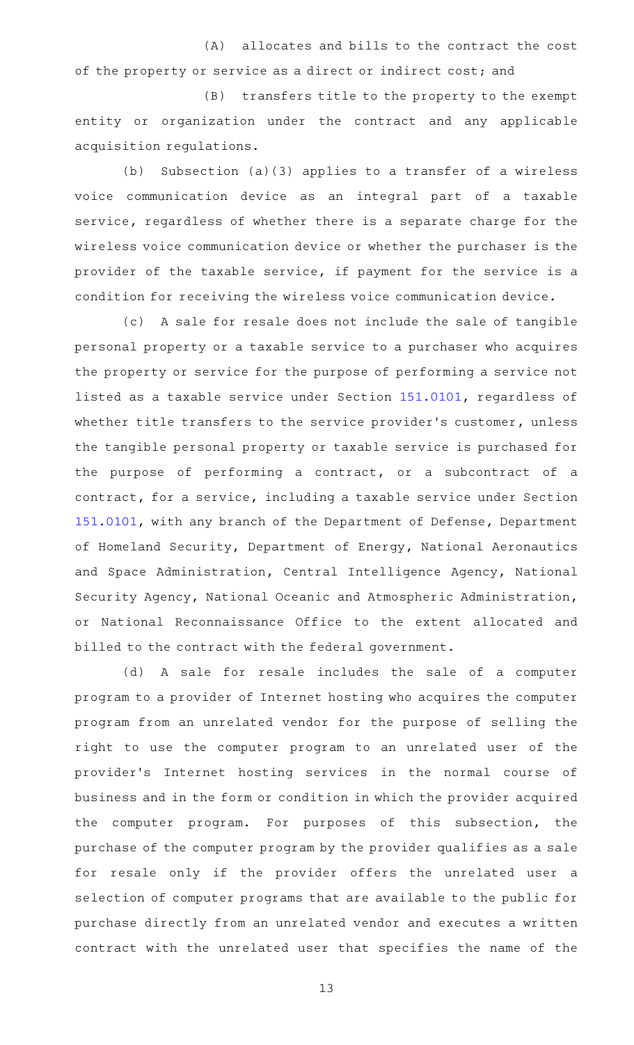(A) allocates and bills to the contract the cost of the property or service as a direct or indirect cost; and

(B) transfers title to the property to the exempt entity or organization under the contract and any applicable acquisition regulations.

(b) Subsection (a)(3) applies to a transfer of a wireless voice communication device as an integral part of a taxable service, regardless of whether there is a separate charge for the wireless voice communication device or whether the purchaser is the provider of the taxable service, if payment for the service is a condition for receiving the wireless voice communication device.

(c) A sale for resale does not include the sale of tangible personal property or a taxable service to a purchaser who acquires the property or service for the purpose of performing a service not listed as a taxable service under Section 151.0101, regardless of whether title transfers to the service provider's customer, unless the tangible personal property or taxable service is purchased for the purpose of performing a contract, or a subcontract of a contract, for a service, including a taxable service under Section 151.0101, with any branch of the Department of Defense, Department of Homeland Security, Department of Energy, National Aeronautics and Space Administration, Central Intelligence Agency, National Security Agency, National Oceanic and Atmospheric Administration, or National Reconnaissance Office to the extent allocated and billed to the contract with the federal government.

(d) A sale for resale includes the sale of a computer program to a provider of Internet hosting who acquires the computer program from an unrelated vendor for the purpose of selling the right to use the computer program to an unrelated user of the provider's Internet hosting services in the normal course of business and in the form or condition in which the provider acquired the computer program. For purposes of this subsection, the purchase of the computer program by the provider qualifies as a sale for resale only if the provider offers the unrelated user a selection of computer programs that are available to the public for purchase directly from an unrelated vendor and executes a written contract with the unrelated user that specifies the name of the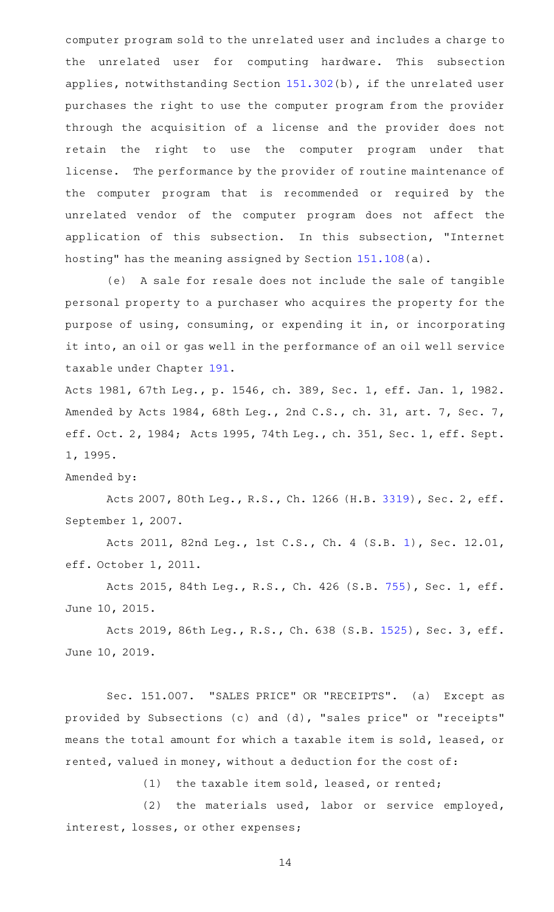computer program sold to the unrelated user and includes a charge to the unrelated user for computing hardware. This subsection applies, notwithstanding Section 151.302(b), if the unrelated user purchases the right to use the computer program from the provider through the acquisition of a license and the provider does not retain the right to use the computer program under that license. The performance by the provider of routine maintenance of the computer program that is recommended or required by the unrelated vendor of the computer program does not affect the application of this subsection. In this subsection, "Internet hosting" has the meaning assigned by Section 151.108(a).

(e) A sale for resale does not include the sale of tangible personal property to a purchaser who acquires the property for the purpose of using, consuming, or expending it in, or incorporating it into, an oil or gas well in the performance of an oil well service taxable under Chapter 191.

Acts 1981, 67th Leg., p. 1546, ch. 389, Sec. 1, eff. Jan. 1, 1982. Amended by Acts 1984, 68th Leg., 2nd C.S., ch. 31, art. 7, Sec. 7, eff. Oct. 2, 1984; Acts 1995, 74th Leg., ch. 351, Sec. 1, eff. Sept. 1, 1995.

Amended by:

Acts 2007, 80th Leg., R.S., Ch. 1266 (H.B. 3319), Sec. 2, eff. September 1, 2007.

Acts 2011, 82nd Leg., 1st C.S., Ch. 4 (S.B. 1), Sec. 12.01, eff. October 1, 2011.

Acts 2015, 84th Leg., R.S., Ch. 426 (S.B. 755), Sec. 1, eff. June 10, 2015.

Acts 2019, 86th Leg., R.S., Ch. 638 (S.B. 1525), Sec. 3, eff. June 10, 2019.

Sec. 151.007. "SALES PRICE" OR "RECEIPTS". (a) Except as provided by Subsections (c) and (d), "sales price" or "receipts" means the total amount for which a taxable item is sold, leased, or rented, valued in money, without a deduction for the cost of:

(1) the taxable item sold, leased, or rented;

(2) the materials used, labor or service employed, interest, losses, or other expenses;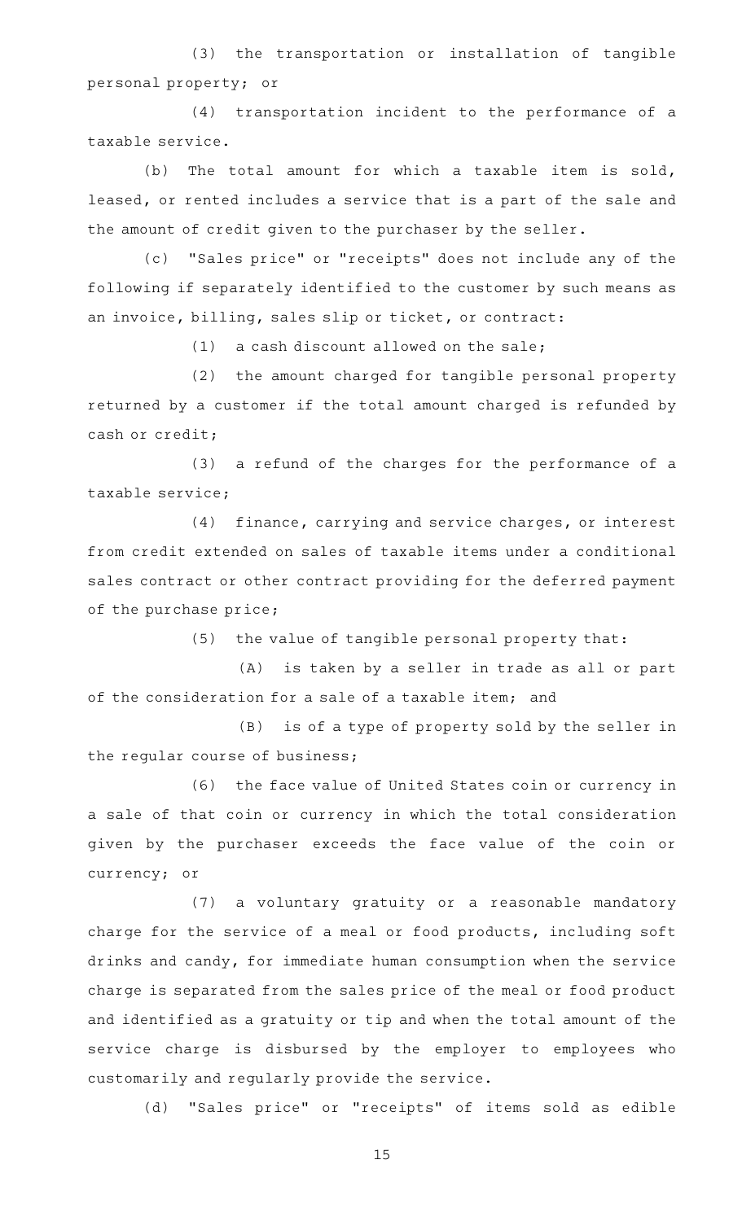(3) the transportation or installation of tangible personal property; or

(4) transportation incident to the performance of a taxable service.

(b) The total amount for which a taxable item is sold, leased, or rented includes a service that is a part of the sale and the amount of credit given to the purchaser by the seller.

(c) "Sales price" or "receipts" does not include any of the following if separately identified to the customer by such means as an invoice, billing, sales slip or ticket, or contract:

(1) a cash discount allowed on the sale;

(2) the amount charged for tangible personal property returned by a customer if the total amount charged is refunded by cash or credit;

(3) a refund of the charges for the performance of a taxable service;

(4) finance, carrying and service charges, or interest from credit extended on sales of taxable items under a conditional sales contract or other contract providing for the deferred payment of the purchase price;

(5) the value of tangible personal property that:

(A) is taken by a seller in trade as all or part of the consideration for a sale of a taxable item; and

(B) is of a type of property sold by the seller in the regular course of business;

(6) the face value of United States coin or currency in a sale of that coin or currency in which the total consideration given by the purchaser exceeds the face value of the coin or currency; or

(7) a voluntary gratuity or a reasonable mandatory charge for the service of a meal or food products, including soft drinks and candy, for immediate human consumption when the service charge is separated from the sales price of the meal or food product and identified as a gratuity or tip and when the total amount of the service charge is disbursed by the employer to employees who customarily and regularly provide the service.

(d) "Sales price" or "receipts" of items sold as edible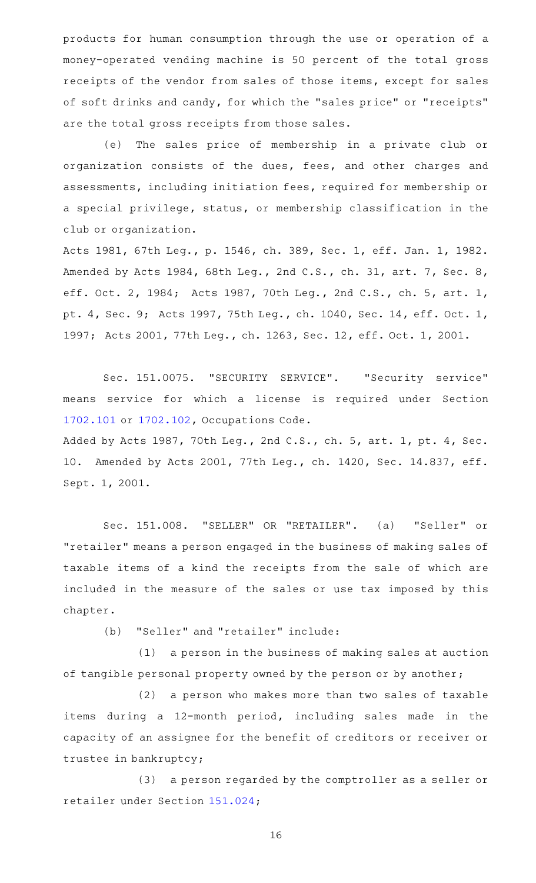products for human consumption through the use or operation of a money-operated vending machine is 50 percent of the total gross receipts of the vendor from sales of those items, except for sales of soft drinks and candy, for which the "sales price" or "receipts" are the total gross receipts from those sales.

(e) The sales price of membership in a private club or organization consists of the dues, fees, and other charges and assessments, including initiation fees, required for membership or a special privilege, status, or membership classification in the club or organization.

Acts 1981, 67th Leg., p. 1546, ch. 389, Sec. 1, eff. Jan. 1, 1982. Amended by Acts 1984, 68th Leg., 2nd C.S., ch. 31, art. 7, Sec. 8, eff. Oct. 2, 1984; Acts 1987, 70th Leg., 2nd C.S., ch. 5, art. 1, pt. 4, Sec. 9; Acts 1997, 75th Leg., ch. 1040, Sec. 14, eff. Oct. 1, 1997; Acts 2001, 77th Leg., ch. 1263, Sec. 12, eff. Oct. 1, 2001.

Sec. 151.0075. "SECURITY SERVICE". "Security service" means service for which a license is required under Section 1702.101 or 1702.102, Occupations Code.

Added by Acts 1987, 70th Leg., 2nd C.S., ch. 5, art. 1, pt. 4, Sec. 10. Amended by Acts 2001, 77th Leg., ch. 1420, Sec. 14.837, eff. Sept. 1, 2001.

Sec. 151.008. "SELLER" OR "RETAILER". (a) "Seller" or "retailer" means a person engaged in the business of making sales of taxable items of a kind the receipts from the sale of which are included in the measure of the sales or use tax imposed by this chapter.

(b) "Seller" and "retailer" include:

(1) a person in the business of making sales at auction of tangible personal property owned by the person or by another;

(2) a person who makes more than two sales of taxable items during a 12-month period, including sales made in the capacity of an assignee for the benefit of creditors or receiver or trustee in bankruptcy;

(3) a person regarded by the comptroller as a seller or retailer under Section 151.024;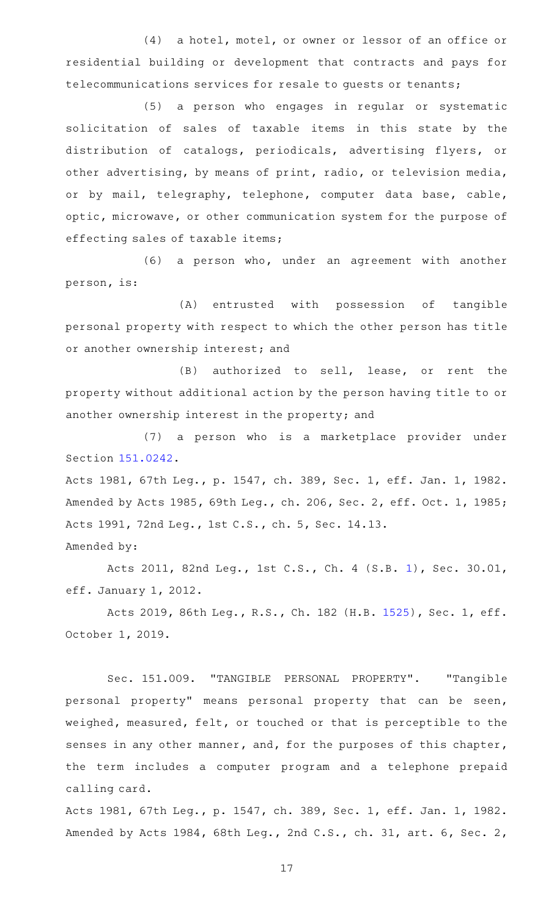(4) a hotel, motel, or owner or lessor of an office or residential building or development that contracts and pays for telecommunications services for resale to guests or tenants;

(5) a person who engages in regular or systematic solicitation of sales of taxable items in this state by the distribution of catalogs, periodicals, advertising flyers, or other advertising, by means of print, radio, or television media, or by mail, telegraphy, telephone, computer data base, cable, optic, microwave, or other communication system for the purpose of effecting sales of taxable items;

(6) a person who, under an agreement with another person, is:

(A) entrusted with possession of tangible personal property with respect to which the other person has title or another ownership interest; and

(B) authorized to sell, lease, or rent the property without additional action by the person having title to or another ownership interest in the property; and

(7) a person who is a marketplace provider under Section 151.0242.

Acts 1981, 67th Leg., p. 1547, ch. 389, Sec. 1, eff. Jan. 1, 1982. Amended by Acts 1985, 69th Leg., ch. 206, Sec. 2, eff. Oct. 1, 1985; Acts 1991, 72nd Leg., 1st C.S., ch. 5, Sec. 14.13.

Amended by:

Acts 2011, 82nd Leg., 1st C.S., Ch. 4 (S.B. 1), Sec. 30.01, eff. January 1, 2012.

Acts 2019, 86th Leg., R.S., Ch. 182 (H.B. 1525), Sec. 1, eff. October 1, 2019.

Sec. 151.009. "TANGIBLE PERSONAL PROPERTY". "Tangible personal property" means personal property that can be seen, weighed, measured, felt, or touched or that is perceptible to the senses in any other manner, and, for the purposes of this chapter, the term includes a computer program and a telephone prepaid calling card.

Acts 1981, 67th Leg., p. 1547, ch. 389, Sec. 1, eff. Jan. 1, 1982. Amended by Acts 1984, 68th Leg., 2nd C.S., ch. 31, art. 6, Sec. 2,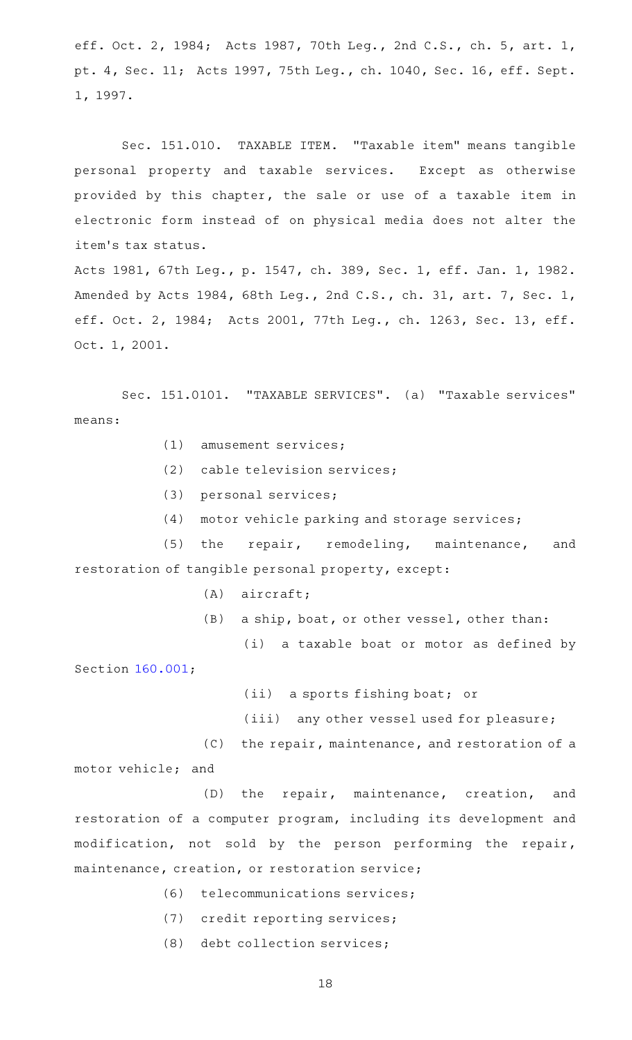eff. Oct. 2, 1984; Acts 1987, 70th Leg., 2nd C.S., ch. 5, art. 1, pt. 4, Sec. 11; Acts 1997, 75th Leg., ch. 1040, Sec. 16, eff. Sept. 1, 1997.

Sec. 151.010. TAXABLE ITEM. "Taxable item" means tangible personal property and taxable services. Except as otherwise provided by this chapter, the sale or use of a taxable item in electronic form instead of on physical media does not alter the item's tax status.

Acts 1981, 67th Leg., p. 1547, ch. 389, Sec. 1, eff. Jan. 1, 1982. Amended by Acts 1984, 68th Leg., 2nd C.S., ch. 31, art. 7, Sec. 1, eff. Oct. 2, 1984; Acts 2001, 77th Leg., ch. 1263, Sec. 13, eff. Oct. 1, 2001.

Sec. 151.0101. "TAXABLE SERVICES". (a) "Taxable services" means:

(1) amusement services;

(2) cable television services;

(3) personal services;

(4) motor vehicle parking and storage services;

(5) the repair, remodeling, maintenance, and restoration of tangible personal property, except:

(A) aircraft;

(B) a ship, boat, or other vessel, other than:

(i) a taxable boat or motor as defined by Section 160.001;

(ii) a sports fishing boat; or

(iii) any other vessel used for pleasure;

(C) the repair, maintenance, and restoration of a motor vehicle; and

(D) the repair, maintenance, creation, and restoration of a computer program, including its development and modification, not sold by the person performing the repair, maintenance, creation, or restoration service;

(6) telecommunications services;

(7) credit reporting services;

(8) debt collection services;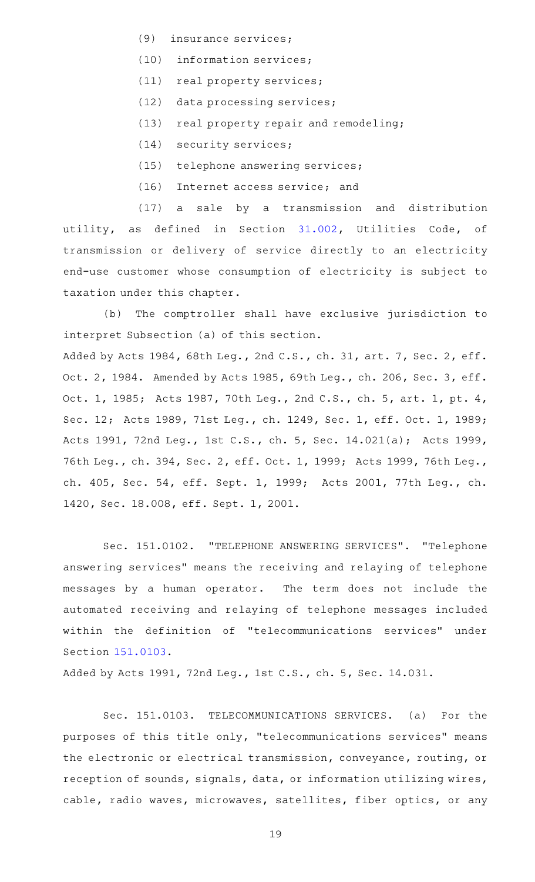(9) insurance services;

(10) information services;

(11) real property services;

(12) data processing services;

(13) real property repair and remodeling;

(14) security services;

(15) telephone answering services;

(16) Internet access service; and

(17) a sale by a transmission and distribution utility, as defined in Section 31.002, Utilities Code, of transmission or delivery of service directly to an electricity end-use customer whose consumption of electricity is subject to taxation under this chapter.

(b) The comptroller shall have exclusive jurisdiction to interpret Subsection (a) of this section.

Added by Acts 1984, 68th Leg., 2nd C.S., ch. 31, art. 7, Sec. 2, eff. Oct. 2, 1984. Amended by Acts 1985, 69th Leg., ch. 206, Sec. 3, eff. Oct. 1, 1985; Acts 1987, 70th Leg., 2nd C.S., ch. 5, art. 1, pt. 4, Sec. 12; Acts 1989, 71st Leg., ch. 1249, Sec. 1, eff. Oct. 1, 1989; Acts 1991, 72nd Leg., 1st C.S., ch. 5, Sec. 14.021(a); Acts 1999, 76th Leg., ch. 394, Sec. 2, eff. Oct. 1, 1999; Acts 1999, 76th Leg., ch. 405, Sec. 54, eff. Sept. 1, 1999; Acts 2001, 77th Leg., ch. 1420, Sec. 18.008, eff. Sept. 1, 2001.

Sec. 151.0102. "TELEPHONE ANSWERING SERVICES". "Telephone answering services" means the receiving and relaying of telephone messages by a human operator. The term does not include the automated receiving and relaying of telephone messages included within the definition of "telecommunications services" under Section 151.0103.

Added by Acts 1991, 72nd Leg., 1st C.S., ch. 5, Sec. 14.031.

Sec. 151.0103. TELECOMMUNICATIONS SERVICES. (a) For the purposes of this title only, "telecommunications services" means the electronic or electrical transmission, conveyance, routing, or reception of sounds, signals, data, or information utilizing wires, cable, radio waves, microwaves, satellites, fiber optics, or any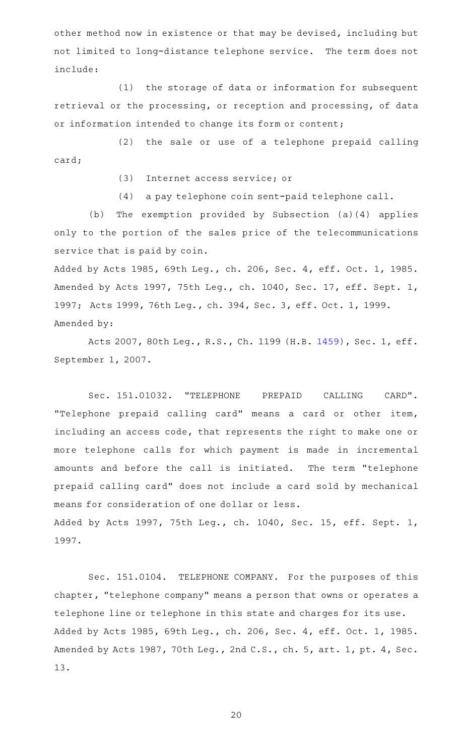other method now in existence or that may be devised, including but not limited to long-distance telephone service. The term does not include:

(1) the storage of data or information for subsequent retrieval or the processing, or reception and processing, of data or information intended to change its form or content;

(2) the sale or use of a telephone prepaid calling card;

(3) Internet access service; or

(4) a pay telephone coin sent-paid telephone call.

(b) The exemption provided by Subsection (a)(4) applies only to the portion of the sales price of the telecommunications service that is paid by coin.

Added by Acts 1985, 69th Leg., ch. 206, Sec. 4, eff. Oct. 1, 1985. Amended by Acts 1997, 75th Leg., ch. 1040, Sec. 17, eff. Sept. 1, 1997; Acts 1999, 76th Leg., ch. 394, Sec. 3, eff. Oct. 1, 1999.

Amended by:

Acts 2007, 80th Leg., R.S., Ch. 1199 (H.B. 1459), Sec. 1, eff. September 1, 2007.

Sec. 151.01032. "TELEPHONE PREPAID CALLING CARD". "Telephone prepaid calling card" means a card or other item, including an access code, that represents the right to make one or more telephone calls for which payment is made in incremental amounts and before the call is initiated. The term "telephone prepaid calling card" does not include a card sold by mechanical means for consideration of one dollar or less.

Added by Acts 1997, 75th Leg., ch. 1040, Sec. 15, eff. Sept. 1, 1997.

Sec. 151.0104. TELEPHONE COMPANY. For the purposes of this chapter, "telephone company" means a person that owns or operates a telephone line or telephone in this state and charges for its use.

Added by Acts 1985, 69th Leg., ch. 206, Sec. 4, eff. Oct. 1, 1985. Amended by Acts 1987, 70th Leg., 2nd C.S., ch. 5, art. 1, pt. 4, Sec. 13.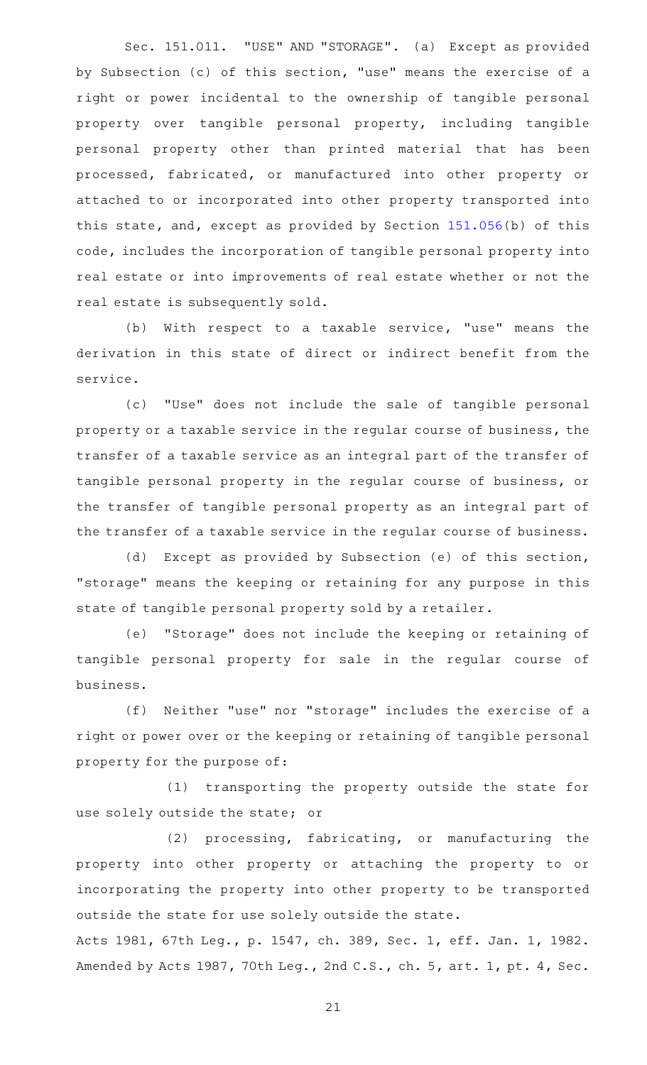Sec. 151.011. "USE" AND "STORAGE". (a) Except as provided by Subsection (c) of this section, "use" means the exercise of a right or power incidental to the ownership of tangible personal property over tangible personal property, including tangible personal property other than printed material that has been processed, fabricated, or manufactured into other property or attached to or incorporated into other property transported into this state, and, except as provided by Section 151.056(b) of this code, includes the incorporation of tangible personal property into real estate or into improvements of real estate whether or not the real estate is subsequently sold.

(b) With respect to a taxable service, "use" means the derivation in this state of direct or indirect benefit from the service.

(c) "Use" does not include the sale of tangible personal property or a taxable service in the regular course of business, the transfer of a taxable service as an integral part of the transfer of tangible personal property in the regular course of business, or the transfer of tangible personal property as an integral part of the transfer of a taxable service in the regular course of business.

(d) Except as provided by Subsection (e) of this section, "storage" means the keeping or retaining for any purpose in this state of tangible personal property sold by a retailer.

(e) "Storage" does not include the keeping or retaining of tangible personal property for sale in the regular course of business.

(f) Neither "use" nor "storage" includes the exercise of a right or power over or the keeping or retaining of tangible personal property for the purpose of:

(1) transporting the property outside the state for use solely outside the state; or

(2) processing, fabricating, or manufacturing the property into other property or attaching the property to or incorporating the property into other property to be transported outside the state for use solely outside the state.

Acts 1981, 67th Leg., p. 1547, ch. 389, Sec. 1, eff. Jan. 1, 1982. Amended by Acts 1987, 70th Leg., 2nd C.S., ch. 5, art. 1, pt. 4, Sec.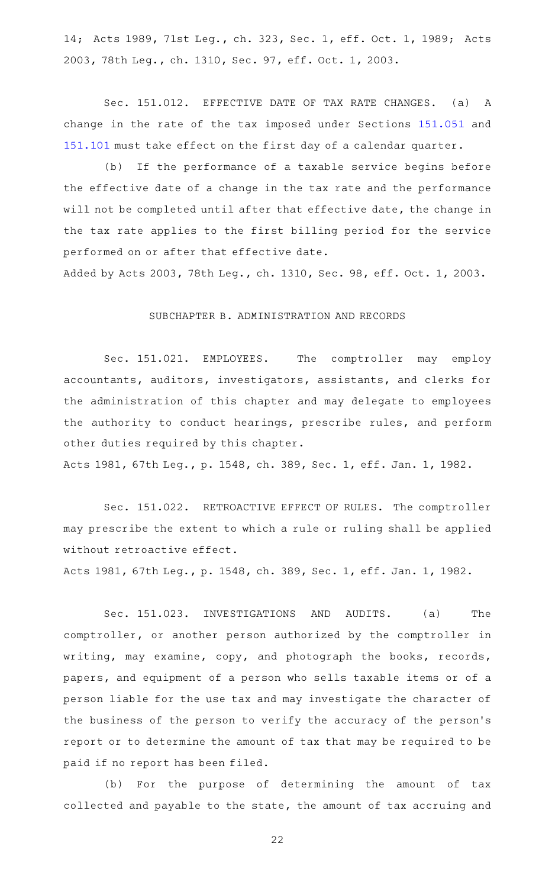14; Acts 1989, 71st Leg., ch. 323, Sec. 1, eff. Oct. 1, 1989; Acts 2003, 78th Leg., ch. 1310, Sec. 97, eff. Oct. 1, 2003.

Sec. 151.012. EFFECTIVE DATE OF TAX RATE CHANGES. (a) A change in the rate of the tax imposed under Sections 151.051 and 151.101 must take effect on the first day of a calendar quarter.

(b) If the performance of a taxable service begins before the effective date of a change in the tax rate and the performance will not be completed until after that effective date, the change in the tax rate applies to the first billing period for the service performed on or after that effective date.

Added by Acts 2003, 78th Leg., ch. 1310, Sec. 98, eff. Oct. 1, 2003.

## SUBCHAPTER B. ADMINISTRATION AND RECORDS

Sec. 151.021. EMPLOYEES. The comptroller may employ accountants, auditors, investigators, assistants, and clerks for the administration of this chapter and may delegate to employees the authority to conduct hearings, prescribe rules, and perform other duties required by this chapter.

Acts 1981, 67th Leg., p. 1548, ch. 389, Sec. 1, eff. Jan. 1, 1982.

Sec. 151.022. RETROACTIVE EFFECT OF RULES. The comptroller may prescribe the extent to which a rule or ruling shall be applied without retroactive effect.

Acts 1981, 67th Leg., p. 1548, ch. 389, Sec. 1, eff. Jan. 1, 1982.

Sec. 151.023. INVESTIGATIONS AND AUDITS. (a) The comptroller, or another person authorized by the comptroller in writing, may examine, copy, and photograph the books, records, papers, and equipment of a person who sells taxable items or of a person liable for the use tax and may investigate the character of the business of the person to verify the accuracy of the person's report or to determine the amount of tax that may be required to be paid if no report has been filed.

(b) For the purpose of determining the amount of tax collected and payable to the state, the amount of tax accruing and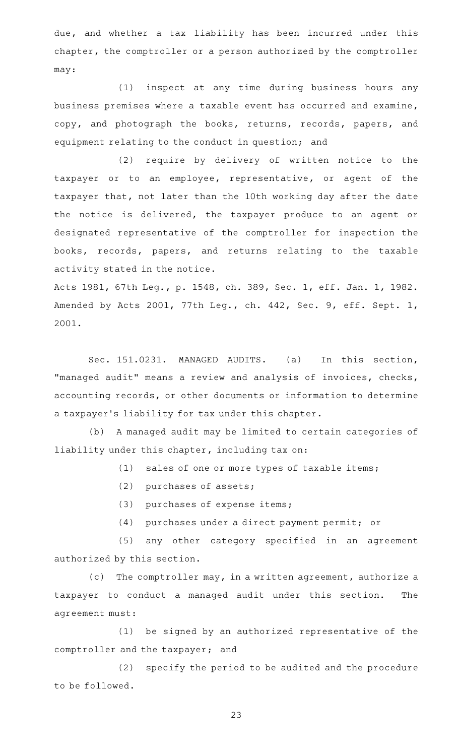due, and whether a tax liability has been incurred under this chapter, the comptroller or a person authorized by the comptroller may:

(1) inspect at any time during business hours any business premises where a taxable event has occurred and examine, copy, and photograph the books, returns, records, papers, and equipment relating to the conduct in question; and

(2) require by delivery of written notice to the taxpayer or to an employee, representative, or agent of the taxpayer that, not later than the 10th working day after the date the notice is delivered, the taxpayer produce to an agent or designated representative of the comptroller for inspection the books, records, papers, and returns relating to the taxable activity stated in the notice.

Acts 1981, 67th Leg., p. 1548, ch. 389, Sec. 1, eff. Jan. 1, 1982. Amended by Acts 2001, 77th Leg., ch. 442, Sec. 9, eff. Sept. 1, 2001.

Sec. 151.0231. MANAGED AUDITS. (a) In this section, "managed audit" means a review and analysis of invoices, checks, accounting records, or other documents or information to determine a taxpayer's liability for tax under this chapter.

(b) A managed audit may be limited to certain categories of liability under this chapter, including tax on:

(1) sales of one or more types of taxable items;

(2) purchases of assets;

(3) purchases of expense items;

(4) purchases under a direct payment permit; or

(5) any other category specified in an agreement authorized by this section.

(c) The comptroller may, in a written agreement, authorize a taxpayer to conduct a managed audit under this section. The agreement must:

(1) be signed by an authorized representative of the comptroller and the taxpayer; and

(2) specify the period to be audited and the procedure to be followed.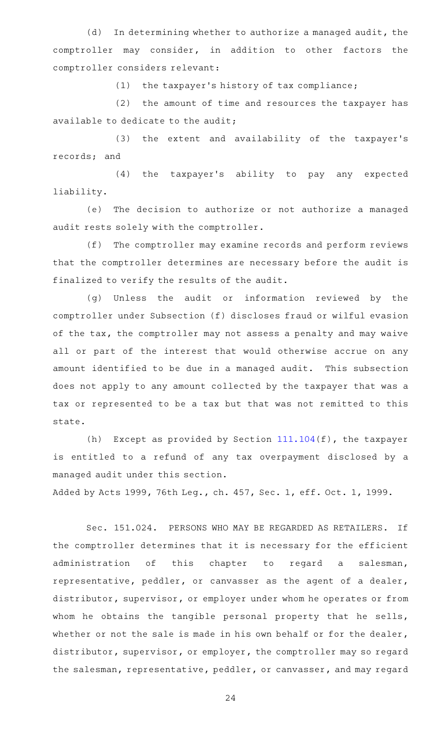(d) In determining whether to authorize a managed audit, the comptroller may consider, in addition to other factors the comptroller considers relevant:

(1) the taxpayer's history of tax compliance;

(2) the amount of time and resources the taxpayer has available to dedicate to the audit;

(3) the extent and availability of the taxpayer's records; and

(4) the taxpayer's ability to pay any expected liability.

(e) The decision to authorize or not authorize a managed audit rests solely with the comptroller.

(f) The comptroller may examine records and perform reviews that the comptroller determines are necessary before the audit is finalized to verify the results of the audit.

(g) Unless the audit or information reviewed by the comptroller under Subsection (f) discloses fraud or wilful evasion of the tax, the comptroller may not assess a penalty and may waive all or part of the interest that would otherwise accrue on any amount identified to be due in a managed audit. This subsection does not apply to any amount collected by the taxpayer that was a tax or represented to be a tax but that was not remitted to this state.

(h) Except as provided by Section 111.104(f), the taxpayer is entitled to a refund of any tax overpayment disclosed by a managed audit under this section.

Added by Acts 1999, 76th Leg., ch. 457, Sec. 1, eff. Oct. 1, 1999.

Sec. 151.024. PERSONS WHO MAY BE REGARDED AS RETAILERS. If the comptroller determines that it is necessary for the efficient administration of this chapter to regard a salesman, representative, peddler, or canvasser as the agent of a dealer, distributor, supervisor, or employer under whom he operates or from whom he obtains the tangible personal property that he sells, whether or not the sale is made in his own behalf or for the dealer, distributor, supervisor, or employer, the comptroller may so regard the salesman, representative, peddler, or canvasser, and may regard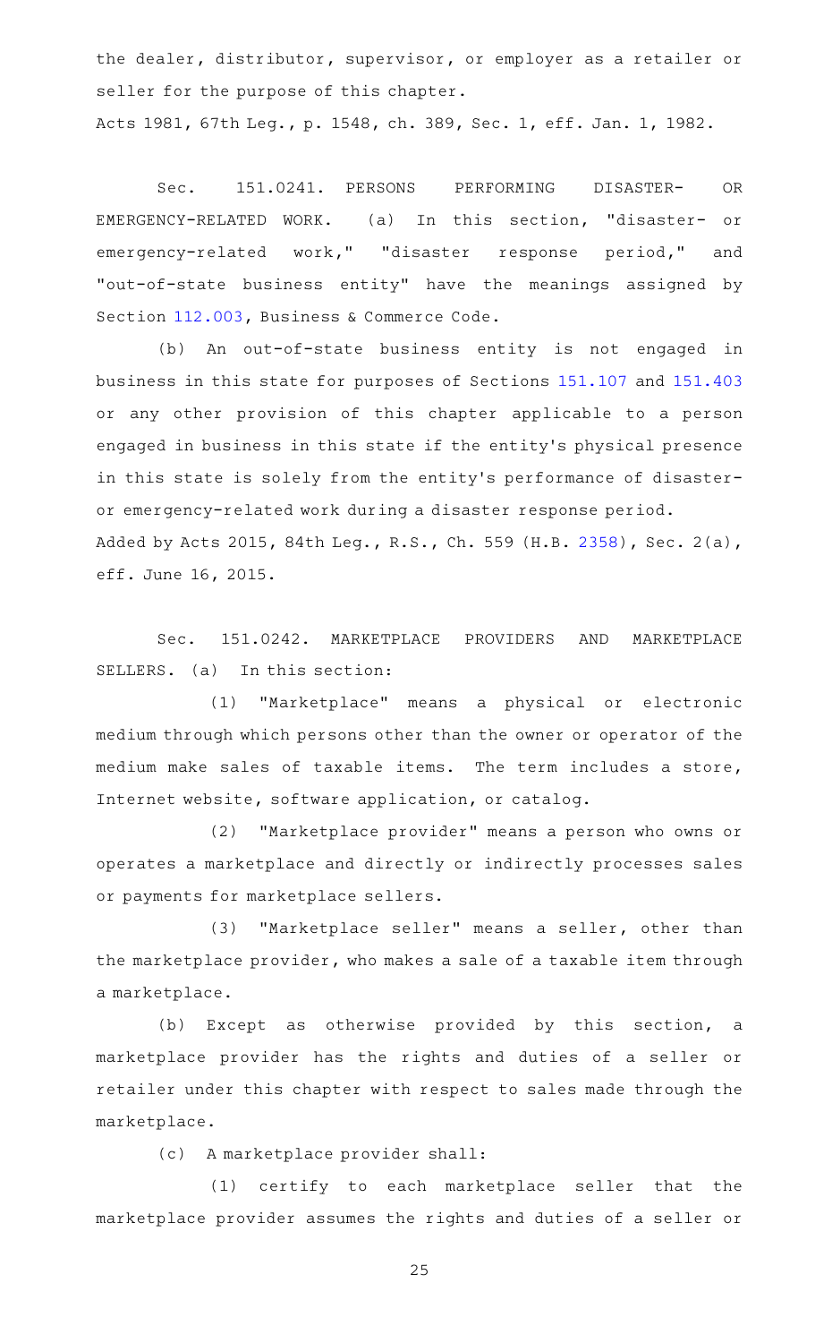the dealer, distributor, supervisor, or employer as a retailer or seller for the purpose of this chapter.

Acts 1981, 67th Leg., p. 1548, ch. 389, Sec. 1, eff. Jan. 1, 1982.

Sec. 151.0241. PERSONS PERFORMING DISASTER- OR EMERGENCY-RELATED WORK. (a) In this section, "disaster- or emergency-related work," "disaster response period," and "out-of-state business entity" have the meanings assigned by Section 112.003, Business & Commerce Code.

(b) An out-of-state business entity is not engaged in business in this state for purposes of Sections 151.107 and 151.403 or any other provision of this chapter applicable to a person engaged in business in this state if the entity's physical presence in this state is solely from the entity's performance of disaster- or emergency-related work during a disaster response period.

Added by Acts 2015, 84th Leg., R.S., Ch. 559 (H.B. 2358), Sec. 2(a), eff. June 16, 2015.

Sec. 151.0242. MARKETPLACE PROVIDERS AND MARKETPLACE SELLERS. (a) In this section:

(1) "Marketplace" means a physical or electronic medium through which persons other than the owner or operator of the medium make sales of taxable items. The term includes a store, Internet website, software application, or catalog.

(2) "Marketplace provider" means a person who owns or operates a marketplace and directly or indirectly processes sales or payments for marketplace sellers.

(3) "Marketplace seller" means a seller, other than the marketplace provider, who makes a sale of a taxable item through a marketplace.

(b) Except as otherwise provided by this section, a marketplace provider has the rights and duties of a seller or retailer under this chapter with respect to sales made through the marketplace.

(c) A marketplace provider shall:

(1) certify to each marketplace seller that the marketplace provider assumes the rights and duties of a seller or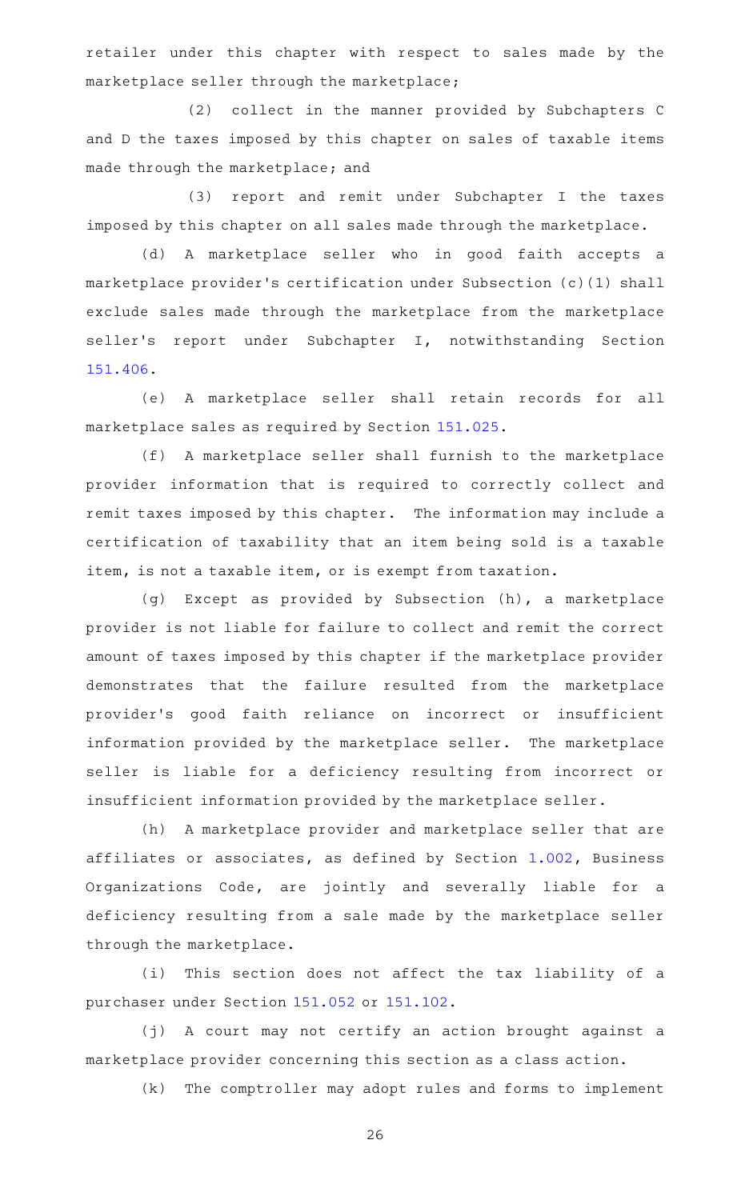retailer under this chapter with respect to sales made by the marketplace seller through the marketplace;

(2) collect in the manner provided by Subchapters C and D the taxes imposed by this chapter on sales of taxable items made through the marketplace; and

(3) report and remit under Subchapter I the taxes imposed by this chapter on all sales made through the marketplace.

(d) A marketplace seller who in good faith accepts a marketplace provider's certification under Subsection (c)(1) shall exclude sales made through the marketplace from the marketplace seller's report under Subchapter I, notwithstanding Section 151.406.

(e) A marketplace seller shall retain records for all marketplace sales as required by Section 151.025.

(f) A marketplace seller shall furnish to the marketplace provider information that is required to correctly collect and remit taxes imposed by this chapter. The information may include a certification of taxability that an item being sold is a taxable item, is not a taxable item, or is exempt from taxation.

(g) Except as provided by Subsection (h), a marketplace provider is not liable for failure to collect and remit the correct amount of taxes imposed by this chapter if the marketplace provider demonstrates that the failure resulted from the marketplace provider's good faith reliance on incorrect or insufficient information provided by the marketplace seller. The marketplace seller is liable for a deficiency resulting from incorrect or insufficient information provided by the marketplace seller.

(h) A marketplace provider and marketplace seller that are affiliates or associates, as defined by Section 1.002, Business Organizations Code, are jointly and severally liable for a deficiency resulting from a sale made by the marketplace seller through the marketplace.

(i) This section does not affect the tax liability of a purchaser under Section 151.052 or 151.102.

(j) A court may not certify an action brought against a marketplace provider concerning this section as a class action.

(k) The comptroller may adopt rules and forms to implement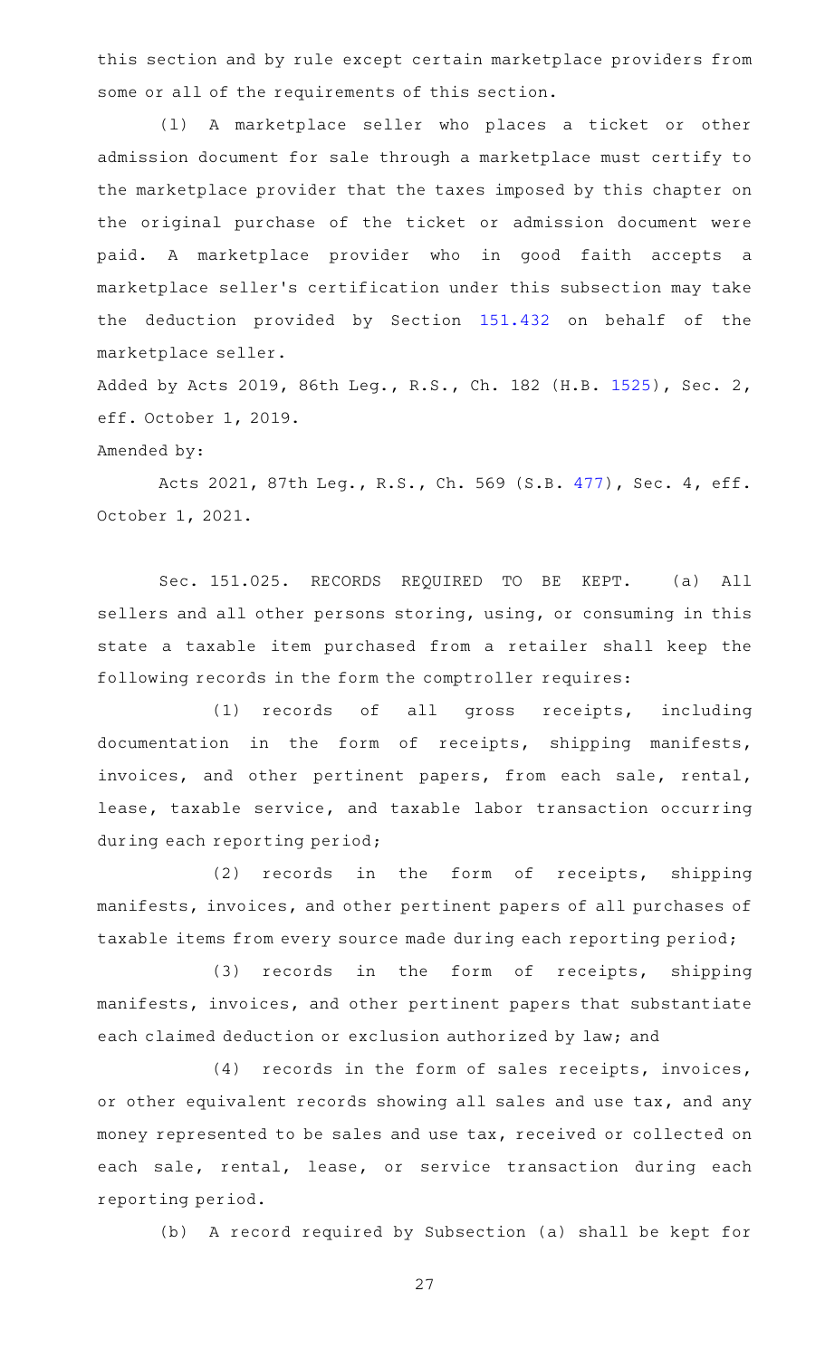this section and by rule except certain marketplace providers from some or all of the requirements of this section.

(l) A marketplace seller who places a ticket or other admission document for sale through a marketplace must certify to the marketplace provider that the taxes imposed by this chapter on the original purchase of the ticket or admission document were paid. A marketplace provider who in good faith accepts a marketplace seller's certification under this subsection may take the deduction provided by Section 151.432 on behalf of the marketplace seller.

Added by Acts 2019, 86th Leg., R.S., Ch. 182 (H.B. 1525), Sec. 2, eff. October 1, 2019.

Amended by:

Acts 2021, 87th Leg., R.S., Ch. 569 (S.B. 477), Sec. 4, eff. October 1, 2021.

Sec. 151.025. RECORDS REQUIRED TO BE KEPT. (a) All sellers and all other persons storing, using, or consuming in this state a taxable item purchased from a retailer shall keep the following records in the form the comptroller requires:

(1) records of all gross receipts, including documentation in the form of receipts, shipping manifests, invoices, and other pertinent papers, from each sale, rental, lease, taxable service, and taxable labor transaction occurring during each reporting period;

(2) records in the form of receipts, shipping manifests, invoices, and other pertinent papers of all purchases of taxable items from every source made during each reporting period;

(3) records in the form of receipts, shipping manifests, invoices, and other pertinent papers that substantiate each claimed deduction or exclusion authorized by law; and

(4) records in the form of sales receipts, invoices, or other equivalent records showing all sales and use tax, and any money represented to be sales and use tax, received or collected on each sale, rental, lease, or service transaction during each reporting period.

(b) A record required by Subsection (a) shall be kept for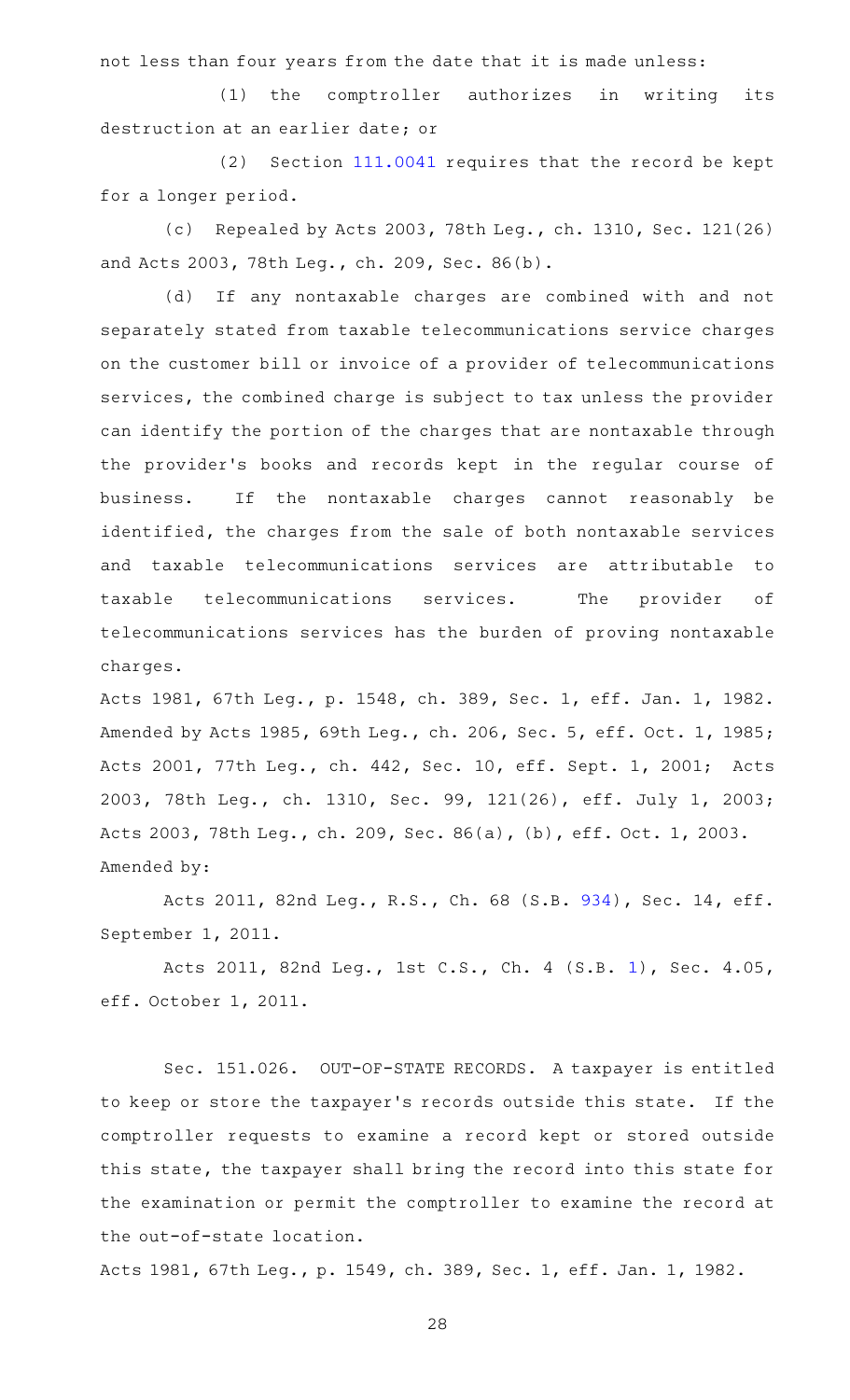not less than four years from the date that it is made unless:

(1) the comptroller authorizes in writing its destruction at an earlier date; or

(2) Section 111.0041 requires that the record be kept for a longer period.

(c) Repealed by Acts 2003, 78th Leg., ch. 1310, Sec. 121(26) and Acts 2003, 78th Leg., ch. 209, Sec. 86(b).

(d) If any nontaxable charges are combined with and not separately stated from taxable telecommunications service charges on the customer bill or invoice of a provider of telecommunications services, the combined charge is subject to tax unless the provider can identify the portion of the charges that are nontaxable through the provider's books and records kept in the regular course of business. If the nontaxable charges cannot reasonably be identified, the charges from the sale of both nontaxable services and taxable telecommunications services are attributable to taxable telecommunications services. The provider of telecommunications services has the burden of proving nontaxable charges.

Acts 1981, 67th Leg., p. 1548, ch. 389, Sec. 1, eff. Jan. 1, 1982. Amended by Acts 1985, 69th Leg., ch. 206, Sec. 5, eff. Oct. 1, 1985; Acts 2001, 77th Leg., ch. 442, Sec. 10, eff. Sept. 1, 2001; Acts 2003, 78th Leg., ch. 1310, Sec. 99, 121(26), eff. July 1, 2003; Acts 2003, 78th Leg., ch. 209, Sec. 86(a), (b), eff. Oct. 1, 2003.
Amended by:

Acts 2011, 82nd Leg., R.S., Ch. 68 (S.B. 934), Sec. 14, eff. September 1, 2011.

Acts 2011, 82nd Leg., 1st C.S., Ch. 4 (S.B. 1), Sec. 4.05, eff. October 1, 2011.

Sec. 151.026. OUT-OF-STATE RECORDS. A taxpayer is entitled to keep or store the taxpayer's records outside this state. If the comptroller requests to examine a record kept or stored outside this state, the taxpayer shall bring the record into this state for the examination or permit the comptroller to examine the record at the out-of-state location.

Acts 1981, 67th Leg., p. 1549, ch. 389, Sec. 1, eff. Jan. 1, 1982.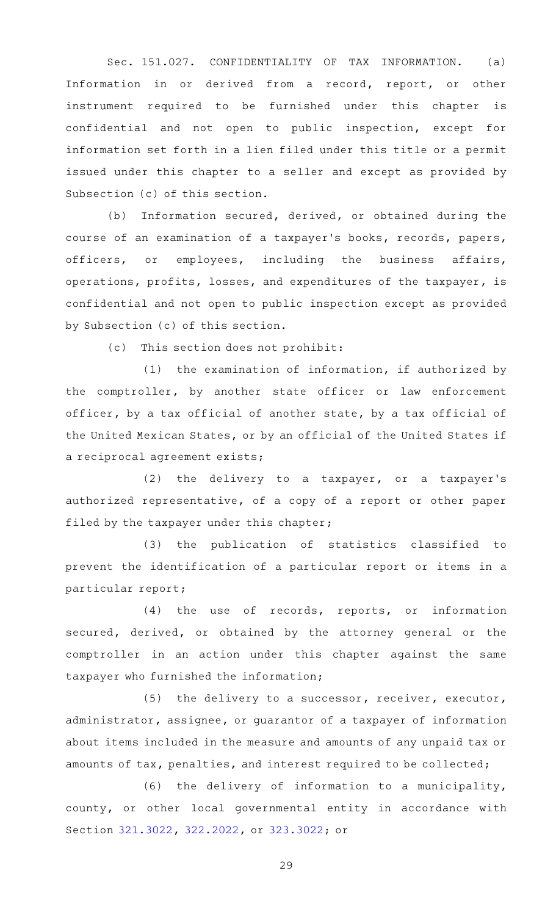Sec. 151.027. CONFIDENTIALITY OF TAX INFORMATION. (a) Information in or derived from a record, report, or other instrument required to be furnished under this chapter is confidential and not open to public inspection, except for information set forth in a lien filed under this title or a permit issued under this chapter to a seller and except as provided by Subsection (c) of this section.

(b) Information secured, derived, or obtained during the course of an examination of a taxpayer's books, records, papers, officers, or employees, including the business affairs, operations, profits, losses, and expenditures of the taxpayer, is confidential and not open to public inspection except as provided by Subsection (c) of this section.

(c) This section does not prohibit:

(1) the examination of information, if authorized by the comptroller, by another state officer or law enforcement officer, by a tax official of another state, by a tax official of the United Mexican States, or by an official of the United States if a reciprocal agreement exists;

(2) the delivery to a taxpayer, or a taxpayer's authorized representative, of a copy of a report or other paper filed by the taxpayer under this chapter;

(3) the publication of statistics classified to prevent the identification of a particular report or items in a particular report;

(4) the use of records, reports, or information secured, derived, or obtained by the attorney general or the comptroller in an action under this chapter against the same taxpayer who furnished the information;

(5) the delivery to a successor, receiver, executor, administrator, assignee, or guarantor of a taxpayer of information about items included in the measure and amounts of any unpaid tax or amounts of tax, penalties, and interest required to be collected;

(6) the delivery of information to a municipality, county, or other local governmental entity in accordance with Section 321.3022, 322.2022, or 323.3022; or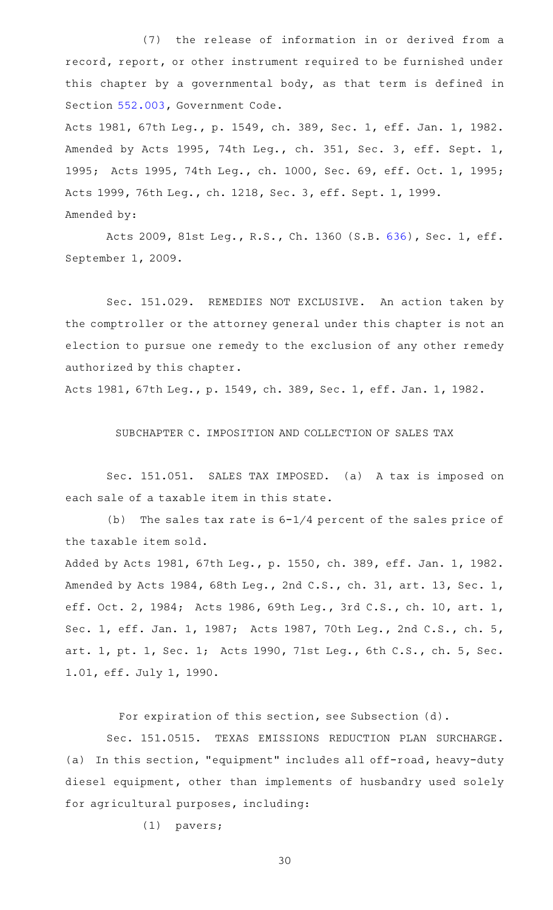(7) the release of information in or derived from a record, report, or other instrument required to be furnished under this chapter by a governmental body, as that term is defined in Section 552.003, Government Code.

Acts 1981, 67th Leg., p. 1549, ch. 389, Sec. 1, eff. Jan. 1, 1982. Amended by Acts 1995, 74th Leg., ch. 351, Sec. 3, eff. Sept. 1, 1995; Acts 1995, 74th Leg., ch. 1000, Sec. 69, eff. Oct. 1, 1995; Acts 1999, 76th Leg., ch. 1218, Sec. 3, eff. Sept. 1, 1999.

Amended by:

Acts 2009, 81st Leg., R.S., Ch. 1360 (S.B. 636), Sec. 1, eff. September 1, 2009.

Sec. 151.029. REMEDIES NOT EXCLUSIVE. An action taken by the comptroller or the attorney general under this chapter is not an election to pursue one remedy to the exclusion of any other remedy authorized by this chapter.

Acts 1981, 67th Leg., p. 1549, ch. 389, Sec. 1, eff. Jan. 1, 1982.

SUBCHAPTER C. IMPOSITION AND COLLECTION OF SALES TAX

Sec. 151.051. SALES TAX IMPOSED. (a) A tax is imposed on each sale of a taxable item in this state.

(b) The sales tax rate is 6-1/4 percent of the sales price of the taxable item sold.

Added by Acts 1981, 67th Leg., p. 1550, ch. 389, eff. Jan. 1, 1982. Amended by Acts 1984, 68th Leg., 2nd C.S., ch. 31, art. 13, Sec. 1, eff. Oct. 2, 1984; Acts 1986, 69th Leg., 3rd C.S., ch. 10, art. 1, Sec. 1, eff. Jan. 1, 1987; Acts 1987, 70th Leg., 2nd C.S., ch. 5, art. 1, pt. 1, Sec. 1; Acts 1990, 71st Leg., 6th C.S., ch. 5, Sec. 1.01, eff. July 1, 1990.

For expiration of this section, see Subsection (d).

Sec. 151.0515. TEXAS EMISSIONS REDUCTION PLAN SURCHARGE. (a) In this section, "equipment" includes all off-road, heavy-duty diesel equipment, other than implements of husbandry used solely for agricultural purposes, including:

(1) pavers;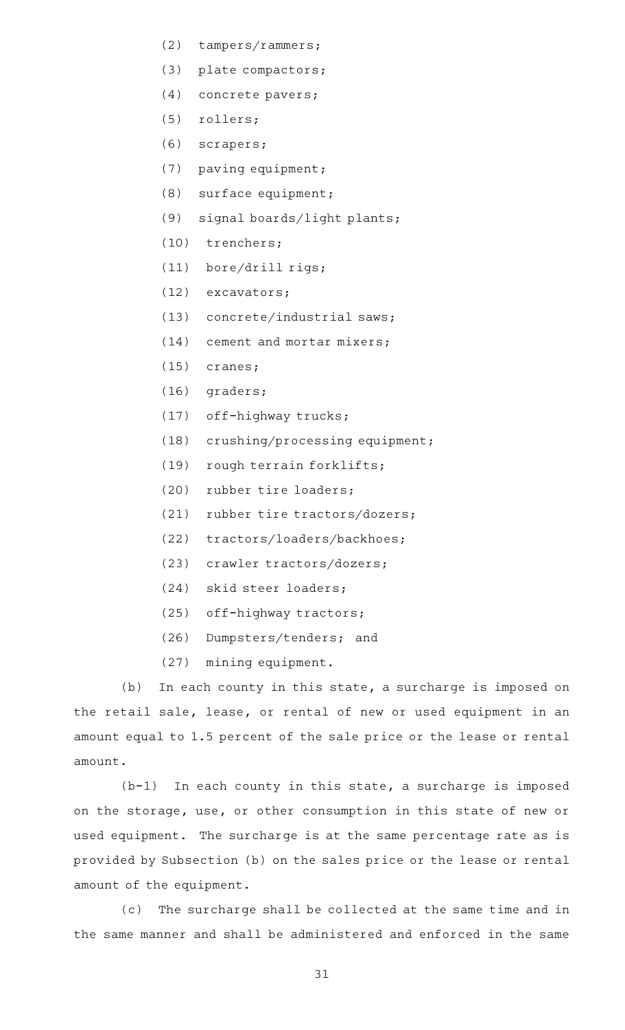(2) tampers/rammers;

(3) plate compactors;

(4) concrete pavers;

(5) rollers;

(6) scrapers;

(7) paving equipment;

(8) surface equipment;

(9) signal boards/light plants;

(10) trenchers;

(11) bore/drill rigs;

(12) excavators;

(13) concrete/industrial saws;

(14) cement and mortar mixers;

(15) cranes;

(16) graders;

(17) off-highway trucks;

(18) crushing/processing equipment;

(19) rough terrain forklifts;

(20) rubber tire loaders;

(21) rubber tire tractors/dozers;

(22) tractors/loaders/backhoes;

(23) crawler tractors/dozers;

(24) skid steer loaders;

(25) off-highway tractors;

(26) Dumpsters/tenders; and

(27) mining equipment.

(b) In each county in this state, a surcharge is imposed on the retail sale, lease, or rental of new or used equipment in an amount equal to 1.5 percent of the sale price or the lease or rental amount.

(b-1) In each county in this state, a surcharge is imposed on the storage, use, or other consumption in this state of new or used equipment. The surcharge is at the same percentage rate as is provided by Subsection (b) on the sales price or the lease or rental amount of the equipment.

(c) The surcharge shall be collected at the same time and in the same manner and shall be administered and enforced in the same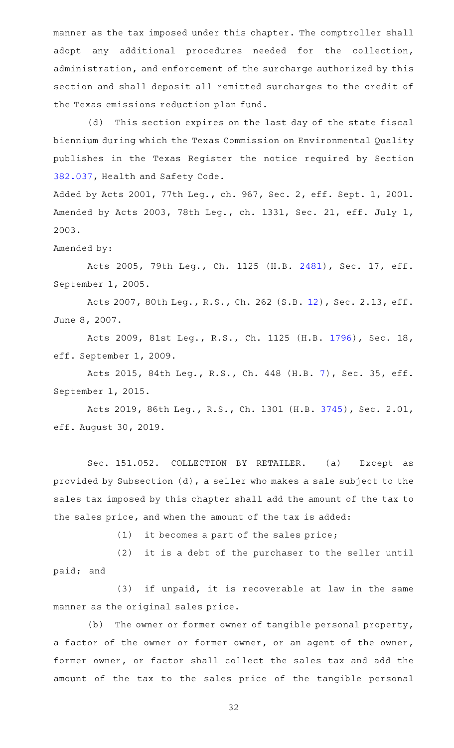manner as the tax imposed under this chapter. The comptroller shall adopt any additional procedures needed for the collection, administration, and enforcement of the surcharge authorized by this section and shall deposit all remitted surcharges to the credit of the Texas emissions reduction plan fund.

(d) This section expires on the last day of the state fiscal biennium during which the Texas Commission on Environmental Quality publishes in the Texas Register the notice required by Section 382.037, Health and Safety Code.

Added by Acts 2001, 77th Leg., ch. 967, Sec. 2, eff. Sept. 1, 2001. Amended by Acts 2003, 78th Leg., ch. 1331, Sec. 21, eff. July 1, 2003.

Amended by:

Acts 2005, 79th Leg., Ch. 1125 (H.B. 2481), Sec. 17, eff. September 1, 2005.

Acts 2007, 80th Leg., R.S., Ch. 262 (S.B. 12), Sec. 2.13, eff. June 8, 2007.

Acts 2009, 81st Leg., R.S., Ch. 1125 (H.B. 1796), Sec. 18, eff. September 1, 2009.

Acts 2015, 84th Leg., R.S., Ch. 448 (H.B. 7), Sec. 35, eff. September 1, 2015.

Acts 2019, 86th Leg., R.S., Ch. 1301 (H.B. 3745), Sec. 2.01, eff. August 30, 2019.

Sec. 151.052. COLLECTION BY RETAILER. (a) Except as provided by Subsection (d), a seller who makes a sale subject to the sales tax imposed by this chapter shall add the amount of the tax to the sales price, and when the amount of the tax is added:

(1) it becomes a part of the sales price;

(2) it is a debt of the purchaser to the seller until paid; and

(3) if unpaid, it is recoverable at law in the same manner as the original sales price.

(b) The owner or former owner of tangible personal property, a factor of the owner or former owner, or an agent of the owner, former owner, or factor shall collect the sales tax and add the amount of the tax to the sales price of the tangible personal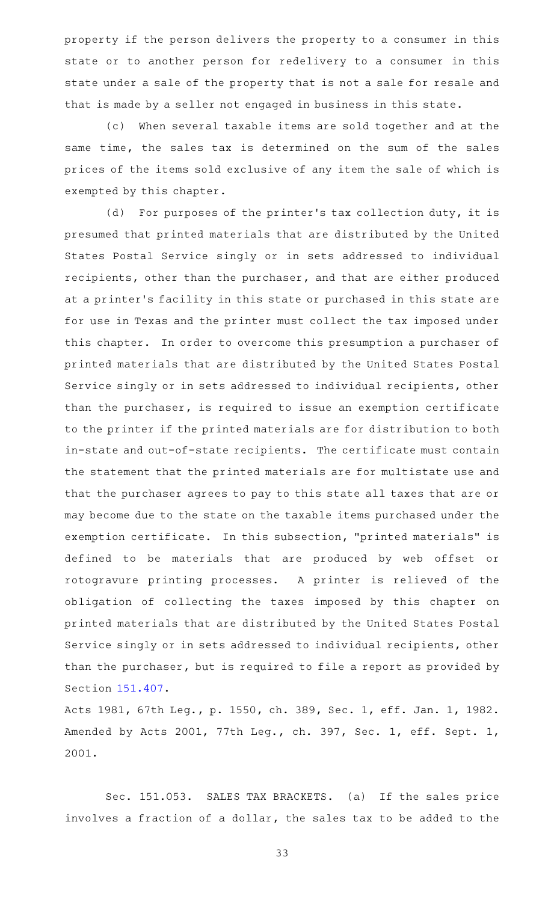property if the person delivers the property to a consumer in this state or to another person for redelivery to a consumer in this state under a sale of the property that is not a sale for resale and that is made by a seller not engaged in business in this state.

(c) When several taxable items are sold together and at the same time, the sales tax is determined on the sum of the sales prices of the items sold exclusive of any item the sale of which is exempted by this chapter.

(d) For purposes of the printer's tax collection duty, it is presumed that printed materials that are distributed by the United States Postal Service singly or in sets addressed to individual recipients, other than the purchaser, and that are either produced at a printer's facility in this state or purchased in this state are for use in Texas and the printer must collect the tax imposed under this chapter. In order to overcome this presumption a purchaser of printed materials that are distributed by the United States Postal Service singly or in sets addressed to individual recipients, other than the purchaser, is required to issue an exemption certificate to the printer if the printed materials are for distribution to both in-state and out-of-state recipients. The certificate must contain the statement that the printed materials are for multistate use and that the purchaser agrees to pay to this state all taxes that are or may become due to the state on the taxable items purchased under the exemption certificate. In this subsection, "printed materials" is defined to be materials that are produced by web offset or rotogravure printing processes. A printer is relieved of the obligation of collecting the taxes imposed by this chapter on printed materials that are distributed by the United States Postal Service singly or in sets addressed to individual recipients, other than the purchaser, but is required to file a report as provided by Section 151.407.

Acts 1981, 67th Leg., p. 1550, ch. 389, Sec. 1, eff. Jan. 1, 1982. Amended by Acts 2001, 77th Leg., ch. 397, Sec. 1, eff. Sept. 1, 2001.

Sec. 151.053. SALES TAX BRACKETS. (a) If the sales price involves a fraction of a dollar, the sales tax to be added to the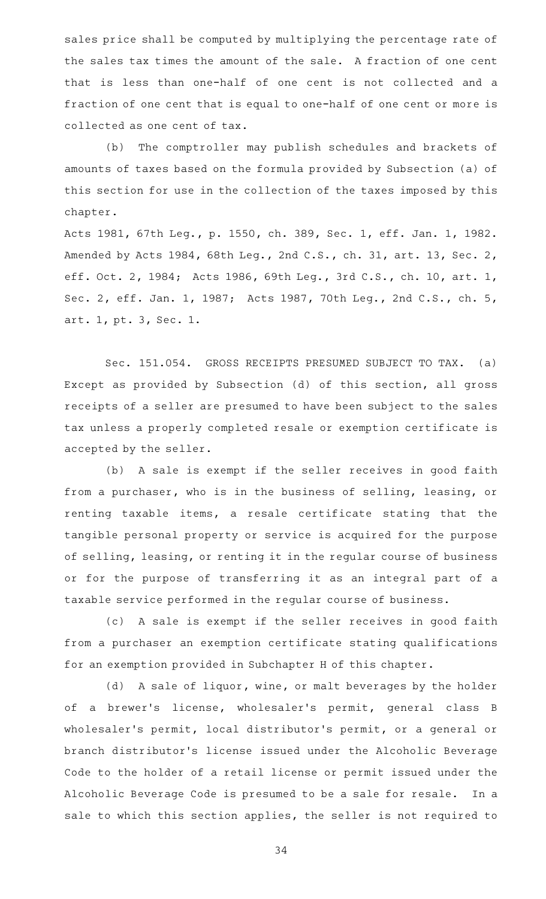sales price shall be computed by multiplying the percentage rate of the sales tax times the amount of the sale. A fraction of one cent that is less than one-half of one cent is not collected and a fraction of one cent that is equal to one-half of one cent or more is collected as one cent of tax.

(b) The comptroller may publish schedules and brackets of amounts of taxes based on the formula provided by Subsection (a) of this section for use in the collection of the taxes imposed by this chapter.

Acts 1981, 67th Leg., p. 1550, ch. 389, Sec. 1, eff. Jan. 1, 1982. Amended by Acts 1984, 68th Leg., 2nd C.S., ch. 31, art. 13, Sec. 2, eff. Oct. 2, 1984; Acts 1986, 69th Leg., 3rd C.S., ch. 10, art. 1, Sec. 2, eff. Jan. 1, 1987; Acts 1987, 70th Leg., 2nd C.S., ch. 5, art. 1, pt. 3, Sec. 1.

Sec. 151.054. GROSS RECEIPTS PRESUMED SUBJECT TO TAX. (a) Except as provided by Subsection (d) of this section, all gross receipts of a seller are presumed to have been subject to the sales tax unless a properly completed resale or exemption certificate is accepted by the seller.

(b) A sale is exempt if the seller receives in good faith from a purchaser, who is in the business of selling, leasing, or renting taxable items, a resale certificate stating that the tangible personal property or service is acquired for the purpose of selling, leasing, or renting it in the regular course of business or for the purpose of transferring it as an integral part of a taxable service performed in the regular course of business.

(c) A sale is exempt if the seller receives in good faith from a purchaser an exemption certificate stating qualifications for an exemption provided in Subchapter H of this chapter.

(d) A sale of liquor, wine, or malt beverages by the holder of a brewer's license, wholesaler's permit, general class B wholesaler's permit, local distributor's permit, or a general or branch distributor's license issued under the Alcoholic Beverage Code to the holder of a retail license or permit issued under the Alcoholic Beverage Code is presumed to be a sale for resale. In a sale to which this section applies, the seller is not required to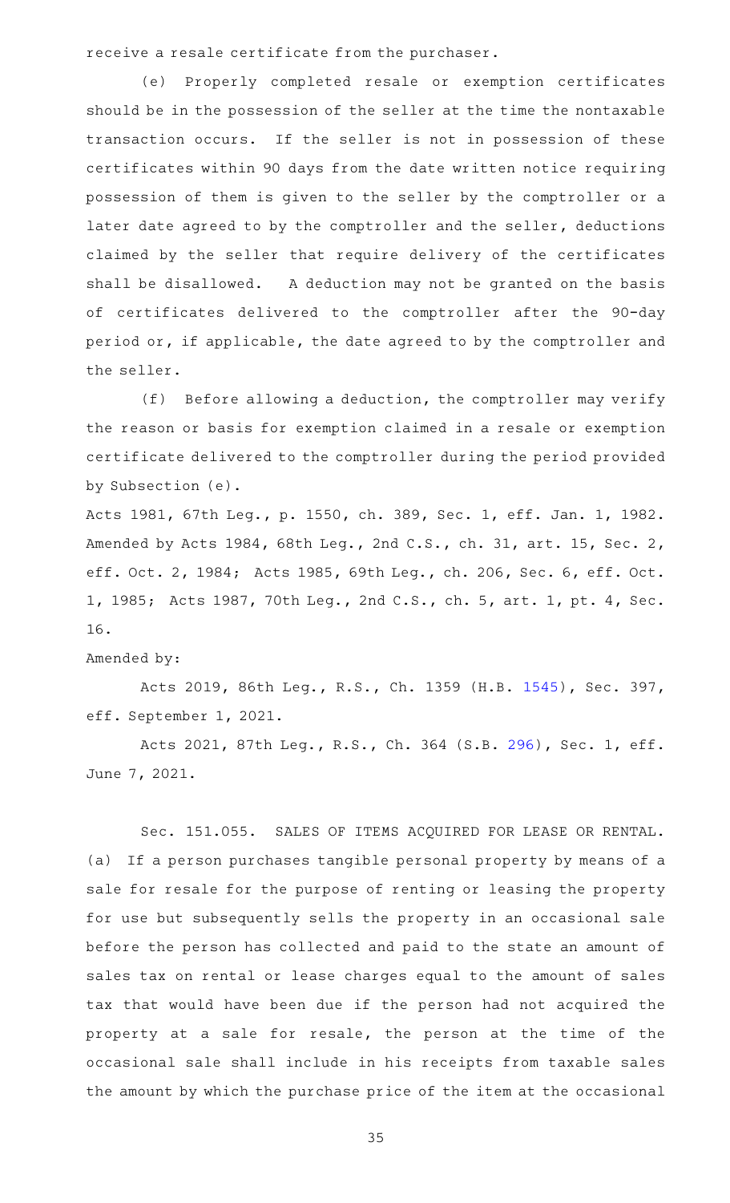receive a resale certificate from the purchaser.

(e) Properly completed resale or exemption certificates should be in the possession of the seller at the time the nontaxable transaction occurs. If the seller is not in possession of these certificates within 90 days from the date written notice requiring possession of them is given to the seller by the comptroller or a later date agreed to by the comptroller and the seller, deductions claimed by the seller that require delivery of the certificates shall be disallowed. A deduction may not be granted on the basis of certificates delivered to the comptroller after the 90-day period or, if applicable, the date agreed to by the comptroller and the seller.

(f) Before allowing a deduction, the comptroller may verify the reason or basis for exemption claimed in a resale or exemption certificate delivered to the comptroller during the period provided by Subsection (e).

Acts 1981, 67th Leg., p. 1550, ch. 389, Sec. 1, eff. Jan. 1, 1982. Amended by Acts 1984, 68th Leg., 2nd C.S., ch. 31, art. 15, Sec. 2, eff. Oct. 2, 1984; Acts 1985, 69th Leg., ch. 206, Sec. 6, eff. Oct. 1, 1985; Acts 1987, 70th Leg., 2nd C.S., ch. 5, art. 1, pt. 4, Sec. 16.

Amended by:

Acts 2019, 86th Leg., R.S., Ch. 1359 (H.B. 1545), Sec. 397, eff. September 1, 2021.

Acts 2021, 87th Leg., R.S., Ch. 364 (S.B. 296), Sec. 1, eff. June 7, 2021.

Sec. 151.055. SALES OF ITEMS ACQUIRED FOR LEASE OR RENTAL. (a) If a person purchases tangible personal property by means of a sale for resale for the purpose of renting or leasing the property for use but subsequently sells the property in an occasional sale before the person has collected and paid to the state an amount of sales tax on rental or lease charges equal to the amount of sales tax that would have been due if the person had not acquired the property at a sale for resale, the person at the time of the occasional sale shall include in his receipts from taxable sales the amount by which the purchase price of the item at the occasional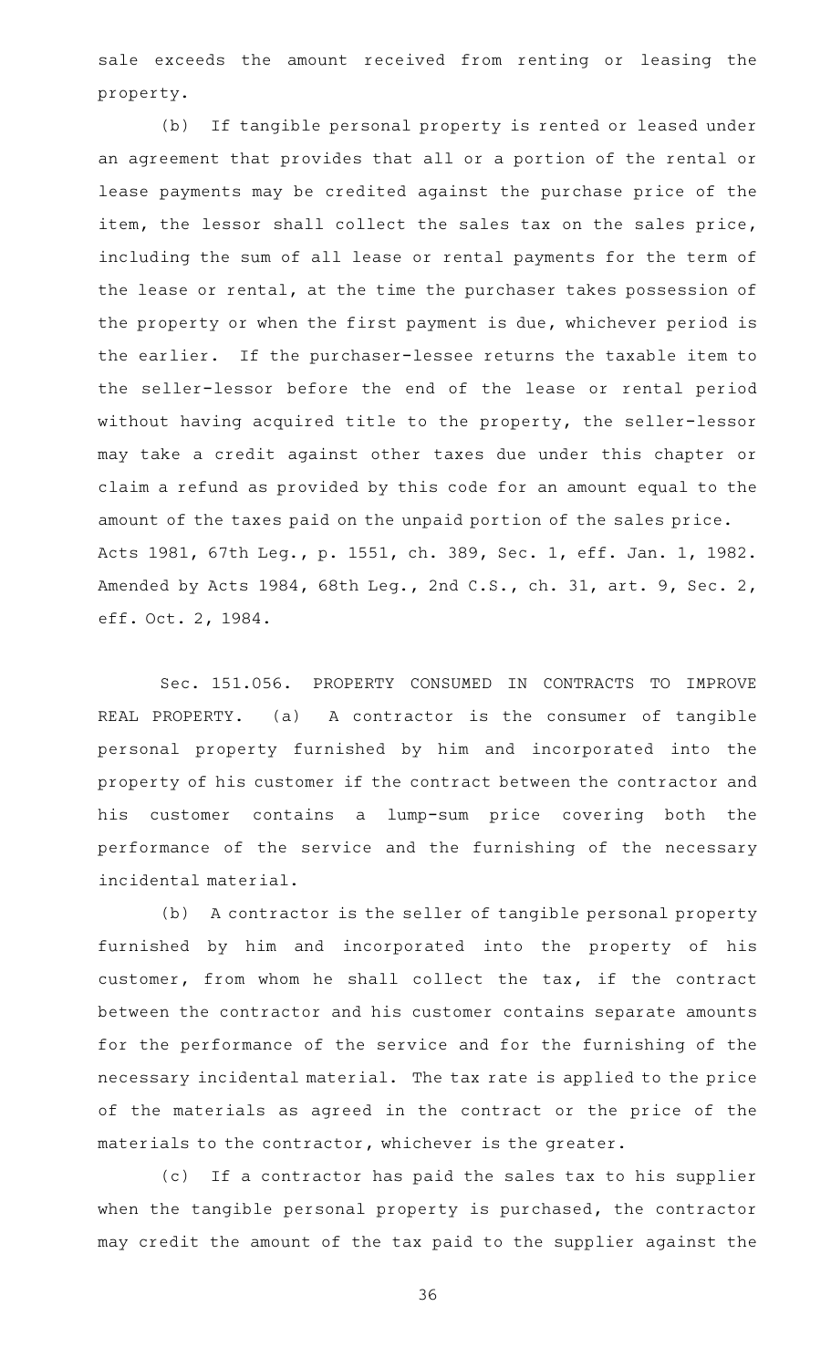sale exceeds the amount received from renting or leasing the property.

(b) If tangible personal property is rented or leased under an agreement that provides that all or a portion of the rental or lease payments may be credited against the purchase price of the item, the lessor shall collect the sales tax on the sales price, including the sum of all lease or rental payments for the term of the lease or rental, at the time the purchaser takes possession of the property or when the first payment is due, whichever period is the earlier. If the purchaser-lessee returns the taxable item to the seller-lessor before the end of the lease or rental period without having acquired title to the property, the seller-lessor may take a credit against other taxes due under this chapter or claim a refund as provided by this code for an amount equal to the amount of the taxes paid on the unpaid portion of the sales price.

Acts 1981, 67th Leg., p. 1551, ch. 389, Sec. 1, eff. Jan. 1, 1982. Amended by Acts 1984, 68th Leg., 2nd C.S., ch. 31, art. 9, Sec. 2, eff. Oct. 2, 1984.

Sec. 151.056. PROPERTY CONSUMED IN CONTRACTS TO IMPROVE REAL PROPERTY. (a) A contractor is the consumer of tangible personal property furnished by him and incorporated into the property of his customer if the contract between the contractor and his customer contains a lump-sum price covering both the performance of the service and the furnishing of the necessary incidental material.

(b) A contractor is the seller of tangible personal property furnished by him and incorporated into the property of his customer, from whom he shall collect the tax, if the contract between the contractor and his customer contains separate amounts for the performance of the service and for the furnishing of the necessary incidental material. The tax rate is applied to the price of the materials as agreed in the contract or the price of the materials to the contractor, whichever is the greater.

(c) If a contractor has paid the sales tax to his supplier when the tangible personal property is purchased, the contractor may credit the amount of the tax paid to the supplier against the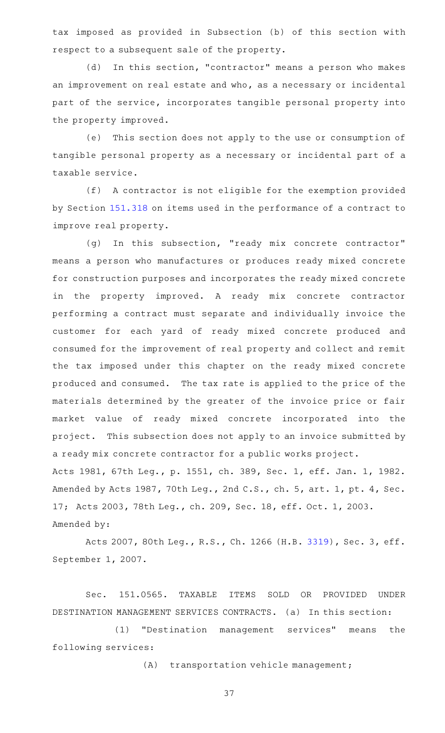tax imposed as provided in Subsection (b) of this section with respect to a subsequent sale of the property.

(d) In this section, "contractor" means a person who makes an improvement on real estate and who, as a necessary or incidental part of the service, incorporates tangible personal property into the property improved.

(e) This section does not apply to the use or consumption of tangible personal property as a necessary or incidental part of a taxable service.

(f) A contractor is not eligible for the exemption provided by Section 151.318 on items used in the performance of a contract to improve real property.

(g) In this subsection, "ready mix concrete contractor" means a person who manufactures or produces ready mixed concrete for construction purposes and incorporates the ready mixed concrete in the property improved. A ready mix concrete contractor performing a contract must separate and individually invoice the customer for each yard of ready mixed concrete produced and consumed for the improvement of real property and collect and remit the tax imposed under this chapter on the ready mixed concrete produced and consumed. The tax rate is applied to the price of the materials determined by the greater of the invoice price or fair market value of ready mixed concrete incorporated into the project. This subsection does not apply to an invoice submitted by a ready mix concrete contractor for a public works project.

Acts 1981, 67th Leg., p. 1551, ch. 389, Sec. 1, eff. Jan. 1, 1982. Amended by Acts 1987, 70th Leg., 2nd C.S., ch. 5, art. 1, pt. 4, Sec. 17; Acts 2003, 78th Leg., ch. 209, Sec. 18, eff. Oct. 1, 2003.

Amended by:

Acts 2007, 80th Leg., R.S., Ch. 1266 (H.B. 3319), Sec. 3, eff. September 1, 2007.

Sec. 151.0565. TAXABLE ITEMS SOLD OR PROVIDED UNDER DESTINATION MANAGEMENT SERVICES CONTRACTS. (a) In this section:

(1) "Destination management services" means the following services:

(A) transportation vehicle management;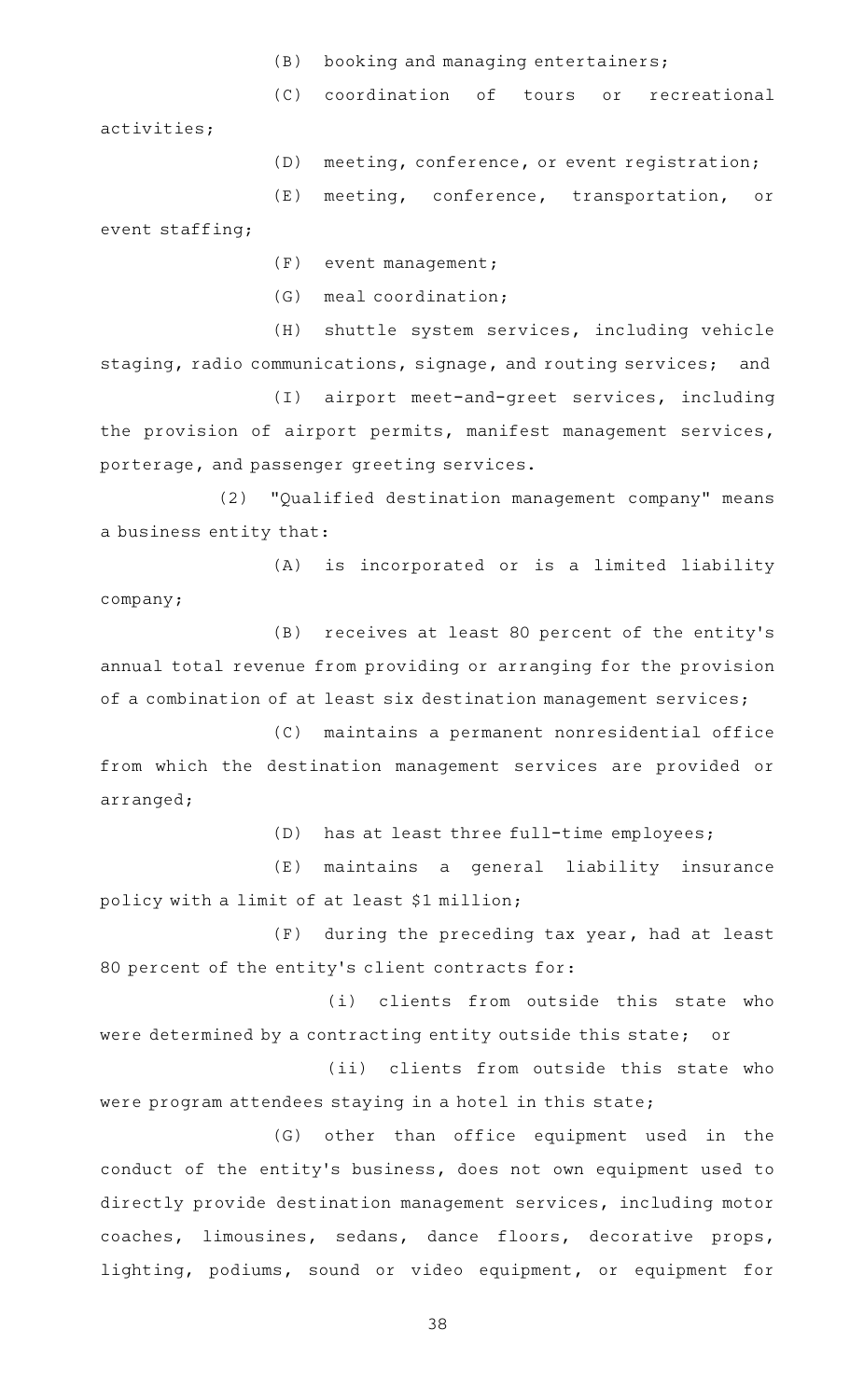(B) booking and managing entertainers;

(C) coordination of tours or recreational activities;

(D) meeting, conference, or event registration;

(E) meeting, conference, transportation, or event staffing;

(F) event management;

(G) meal coordination;

(H) shuttle system services, including vehicle staging, radio communications, signage, and routing services; and

(I) airport meet-and-greet services, including the provision of airport permits, manifest management services, porterage, and passenger greeting services.

(2) "Qualified destination management company" means a business entity that:

(A) is incorporated or is a limited liability company;

(B) receives at least 80 percent of the entity's annual total revenue from providing or arranging for the provision of a combination of at least six destination management services;

(C) maintains a permanent nonresidential office from which the destination management services are provided or arranged;

(D) has at least three full-time employees;

(E) maintains a general liability insurance policy with a limit of at least $1 million;

(F) during the preceding tax year, had at least 80 percent of the entity's client contracts for:

(i) clients from outside this state who were determined by a contracting entity outside this state; or

(ii) clients from outside this state who were program attendees staying in a hotel in this state;

(G) other than office equipment used in the conduct of the entity's business, does not own equipment used to directly provide destination management services, including motor coaches, limousines, sedans, dance floors, decorative props, lighting, podiums, sound or video equipment, or equipment for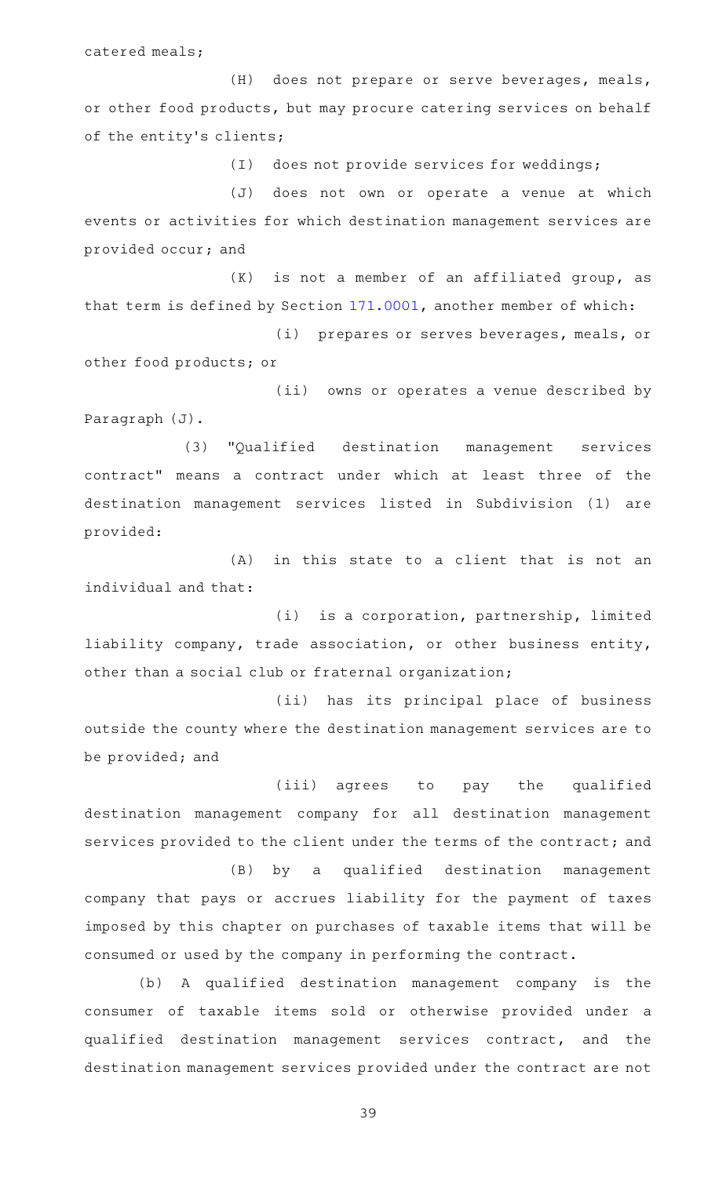catered meals;

(H) does not prepare or serve beverages, meals, or other food products, but may procure catering services on behalf of the entity's clients;

(I) does not provide services for weddings;

(J) does not own or operate a venue at which events or activities for which destination management services are provided occur; and

(K) is not a member of an affiliated group, as that term is defined by Section 171.0001, another member of which:

(i) prepares or serves beverages, meals, or other food products; or

(ii) owns or operates a venue described by Paragraph (J).

(3) "Qualified destination management services contract" means a contract under which at least three of the destination management services listed in Subdivision (1) are provided:

(A) in this state to a client that is not an individual and that:

(i) is a corporation, partnership, limited liability company, trade association, or other business entity, other than a social club or fraternal organization;

(ii) has its principal place of business outside the county where the destination management services are to be provided; and

(iii) agrees to pay the qualified destination management company for all destination management services provided to the client under the terms of the contract; and

(B) by a qualified destination management company that pays or accrues liability for the payment of taxes imposed by this chapter on purchases of taxable items that will be consumed or used by the company in performing the contract.

(b) A qualified destination management company is the consumer of taxable items sold or otherwise provided under a qualified destination management services contract, and the destination management services provided under the contract are not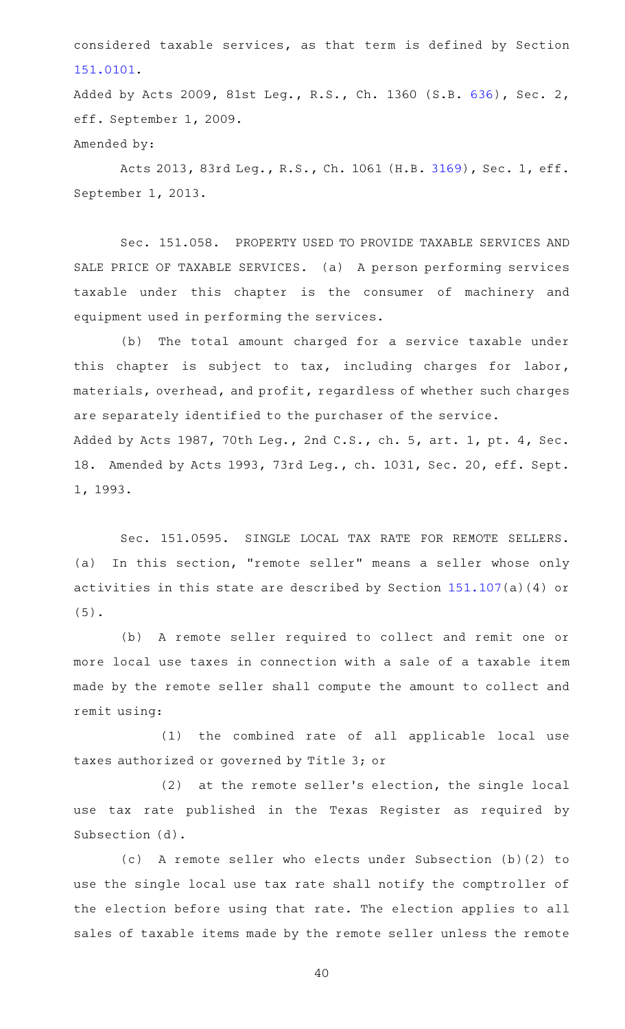considered taxable services, as that term is defined by Section 151.0101.

Added by Acts 2009, 81st Leg., R.S., Ch. 1360 (S.B. 636), Sec. 2, eff. September 1, 2009.

Amended by:

Acts 2013, 83rd Leg., R.S., Ch. 1061 (H.B. 3169), Sec. 1, eff. September 1, 2013.

Sec. 151.058. PROPERTY USED TO PROVIDE TAXABLE SERVICES AND SALE PRICE OF TAXABLE SERVICES. (a) A person performing services taxable under this chapter is the consumer of machinery and equipment used in performing the services.

(b) The total amount charged for a service taxable under this chapter is subject to tax, including charges for labor, materials, overhead, and profit, regardless of whether such charges are separately identified to the purchaser of the service.

Added by Acts 1987, 70th Leg., 2nd C.S., ch. 5, art. 1, pt. 4, Sec. 18. Amended by Acts 1993, 73rd Leg., ch. 1031, Sec. 20, eff. Sept. 1, 1993.

Sec. 151.0595. SINGLE LOCAL TAX RATE FOR REMOTE SELLERS. (a) In this section, "remote seller" means a seller whose only activities in this state are described by Section 151.107(a)(4) or (5).

(b) A remote seller required to collect and remit one or more local use taxes in connection with a sale of a taxable item made by the remote seller shall compute the amount to collect and remit using:

(1) the combined rate of all applicable local use taxes authorized or governed by Title 3; or

(2) at the remote seller's election, the single local use tax rate published in the Texas Register as required by Subsection (d).

(c) A remote seller who elects under Subsection (b)(2) to use the single local use tax rate shall notify the comptroller of the election before using that rate. The election applies to all sales of taxable items made by the remote seller unless the remote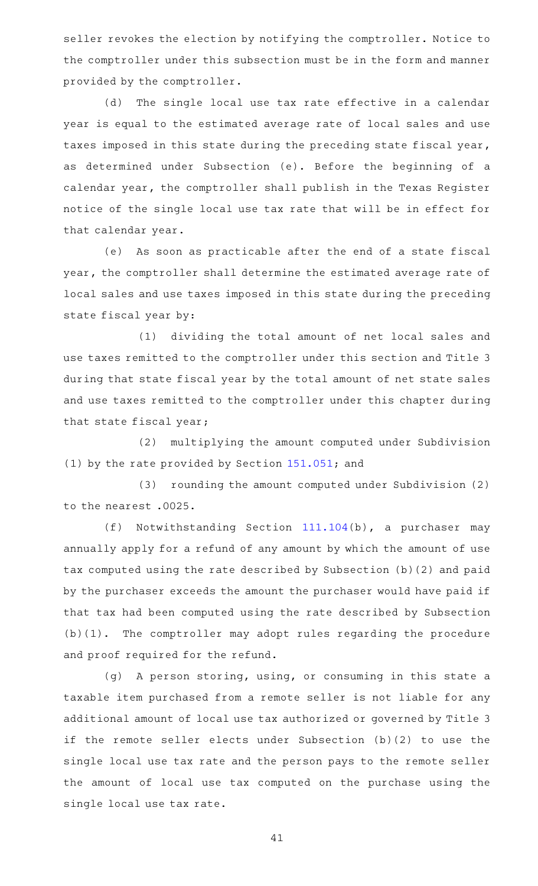seller revokes the election by notifying the comptroller. Notice to the comptroller under this subsection must be in the form and manner provided by the comptroller.

(d) The single local use tax rate effective in a calendar year is equal to the estimated average rate of local sales and use taxes imposed in this state during the preceding state fiscal year, as determined under Subsection (e). Before the beginning of a calendar year, the comptroller shall publish in the Texas Register notice of the single local use tax rate that will be in effect for that calendar year.

(e) As soon as practicable after the end of a state fiscal year, the comptroller shall determine the estimated average rate of local sales and use taxes imposed in this state during the preceding state fiscal year by:

(1) dividing the total amount of net local sales and use taxes remitted to the comptroller under this section and Title 3 during that state fiscal year by the total amount of net state sales and use taxes remitted to the comptroller under this chapter during that state fiscal year;

(2) multiplying the amount computed under Subdivision (1) by the rate provided by Section 151.051; and

(3) rounding the amount computed under Subdivision (2) to the nearest .0025.

(f) Notwithstanding Section 111.104(b), a purchaser may annually apply for a refund of any amount by which the amount of use tax computed using the rate described by Subsection (b)(2) and paid by the purchaser exceeds the amount the purchaser would have paid if that tax had been computed using the rate described by Subsection (b)(1). The comptroller may adopt rules regarding the procedure and proof required for the refund.

(g) A person storing, using, or consuming in this state a taxable item purchased from a remote seller is not liable for any additional amount of local use tax authorized or governed by Title 3 if the remote seller elects under Subsection (b)(2) to use the single local use tax rate and the person pays to the remote seller the amount of local use tax computed on the purchase using the single local use tax rate.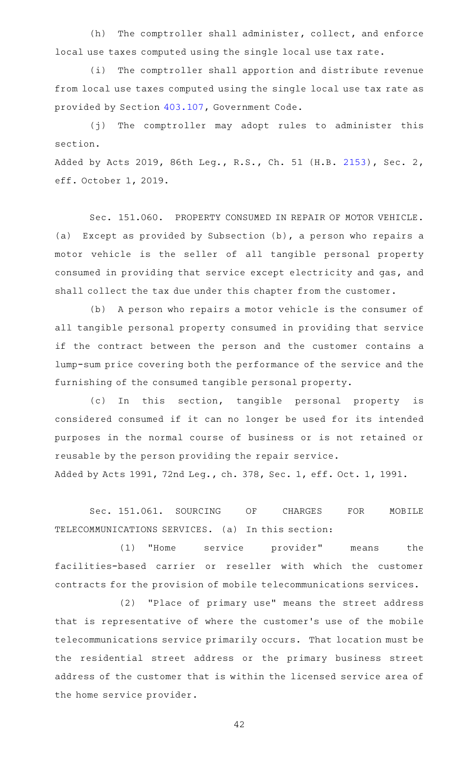(h) The comptroller shall administer, collect, and enforce local use taxes computed using the single local use tax rate.

(i) The comptroller shall apportion and distribute revenue from local use taxes computed using the single local use tax rate as provided by Section 403.107, Government Code.

(j) The comptroller may adopt rules to administer this section.

Added by Acts 2019, 86th Leg., R.S., Ch. 51 (H.B. 2153), Sec. 2, eff. October 1, 2019.

Sec. 151.060. PROPERTY CONSUMED IN REPAIR OF MOTOR VEHICLE. (a) Except as provided by Subsection (b), a person who repairs a motor vehicle is the seller of all tangible personal property consumed in providing that service except electricity and gas, and shall collect the tax due under this chapter from the customer.

(b) A person who repairs a motor vehicle is the consumer of all tangible personal property consumed in providing that service if the contract between the person and the customer contains a lump-sum price covering both the performance of the service and the furnishing of the consumed tangible personal property.

(c) In this section, tangible personal property is considered consumed if it can no longer be used for its intended purposes in the normal course of business or is not retained or reusable by the person providing the repair service.

Added by Acts 1991, 72nd Leg., ch. 378, Sec. 1, eff. Oct. 1, 1991.

Sec. 151.061. SOURCING OF CHARGES FOR MOBILE TELECOMMUNICATIONS SERVICES. (a) In this section:

(1) "Home service provider" means the facilities-based carrier or reseller with which the customer contracts for the provision of mobile telecommunications services.

(2) "Place of primary use" means the street address that is representative of where the customer's use of the mobile telecommunications service primarily occurs. That location must be the residential street address or the primary business street address of the customer that is within the licensed service area of the home service provider.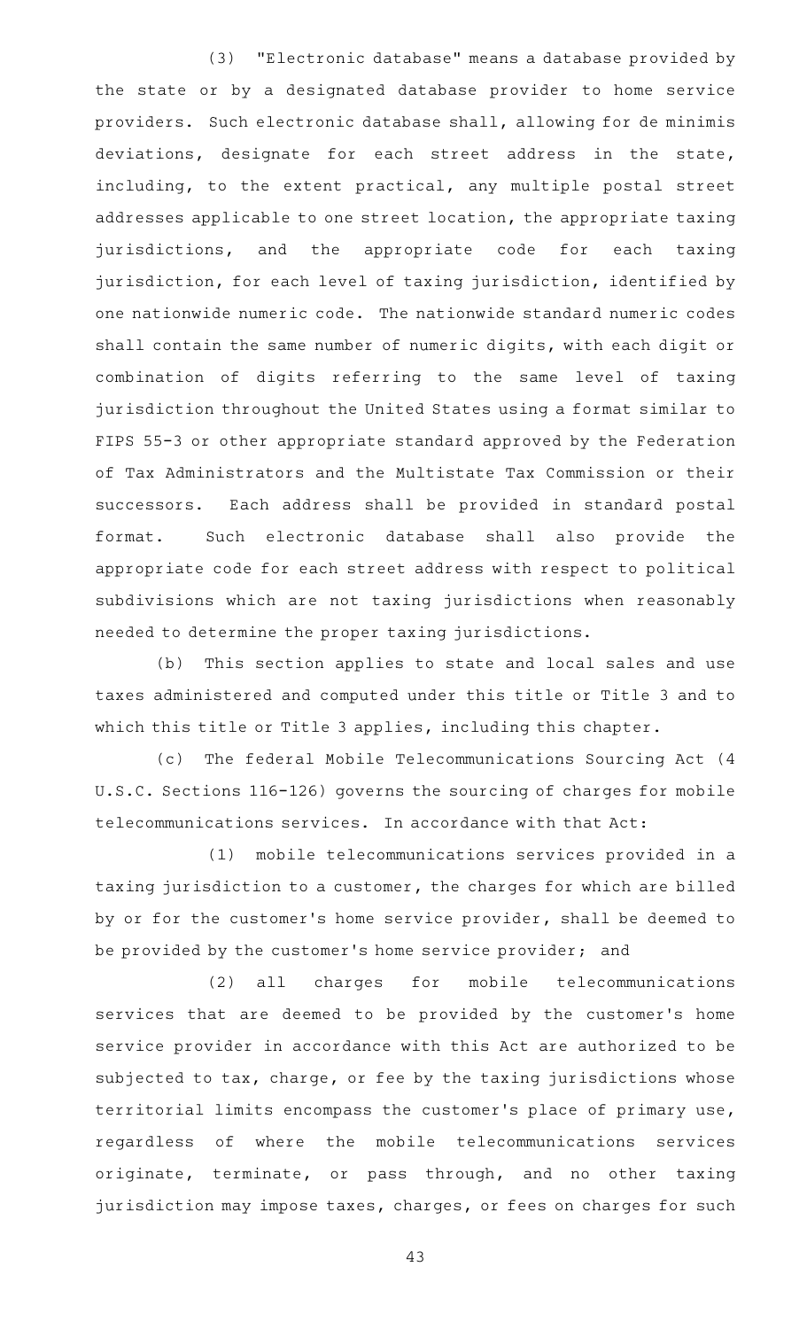(3) "Electronic database" means a database provided by the state or by a designated database provider to home service providers. Such electronic database shall, allowing for de minimis deviations, designate for each street address in the state, including, to the extent practical, any multiple postal street addresses applicable to one street location, the appropriate taxing jurisdictions, and the appropriate code for each taxing jurisdiction, for each level of taxing jurisdiction, identified by one nationwide numeric code. The nationwide standard numeric codes shall contain the same number of numeric digits, with each digit or combination of digits referring to the same level of taxing jurisdiction throughout the United States using a format similar to FIPS 55-3 or other appropriate standard approved by the Federation of Tax Administrators and the Multistate Tax Commission or their successors. Each address shall be provided in standard postal format. Such electronic database shall also provide the appropriate code for each street address with respect to political subdivisions which are not taxing jurisdictions when reasonably needed to determine the proper taxing jurisdictions.

(b) This section applies to state and local sales and use taxes administered and computed under this title or Title 3 and to which this title or Title 3 applies, including this chapter.

(c) The federal Mobile Telecommunications Sourcing Act (4 U.S.C. Sections 116-126) governs the sourcing of charges for mobile telecommunications services. In accordance with that Act:

(1) mobile telecommunications services provided in a taxing jurisdiction to a customer, the charges for which are billed by or for the customer's home service provider, shall be deemed to be provided by the customer's home service provider; and

(2) all charges for mobile telecommunications services that are deemed to be provided by the customer's home service provider in accordance with this Act are authorized to be subjected to tax, charge, or fee by the taxing jurisdictions whose territorial limits encompass the customer's place of primary use, regardless of where the mobile telecommunications services originate, terminate, or pass through, and no other taxing jurisdiction may impose taxes, charges, or fees on charges for such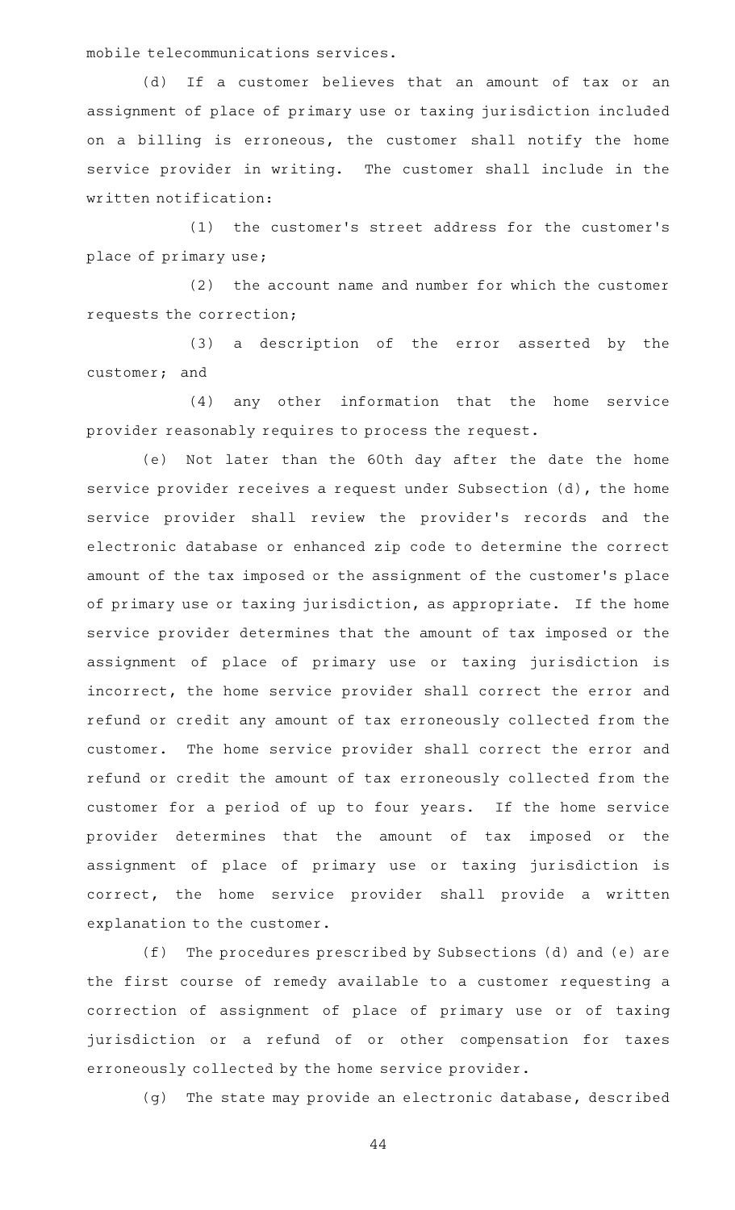mobile telecommunications services.

(d) If a customer believes that an amount of tax or an assignment of place of primary use or taxing jurisdiction included on a billing is erroneous, the customer shall notify the home service provider in writing. The customer shall include in the written notification:

(1) the customer's street address for the customer's place of primary use;

(2) the account name and number for which the customer requests the correction;

(3) a description of the error asserted by the customer; and

(4) any other information that the home service provider reasonably requires to process the request.

(e) Not later than the 60th day after the date the home service provider receives a request under Subsection (d), the home service provider shall review the provider's records and the electronic database or enhanced zip code to determine the correct amount of the tax imposed or the assignment of the customer's place of primary use or taxing jurisdiction, as appropriate. If the home service provider determines that the amount of tax imposed or the assignment of place of primary use or taxing jurisdiction is incorrect, the home service provider shall correct the error and refund or credit any amount of tax erroneously collected from the customer. The home service provider shall correct the error and refund or credit the amount of tax erroneously collected from the customer for a period of up to four years. If the home service provider determines that the amount of tax imposed or the assignment of place of primary use or taxing jurisdiction is correct, the home service provider shall provide a written explanation to the customer.

(f) The procedures prescribed by Subsections (d) and (e) are the first course of remedy available to a customer requesting a correction of assignment of place of primary use or of taxing jurisdiction or a refund of or other compensation for taxes erroneously collected by the home service provider.

(g) The state may provide an electronic database, described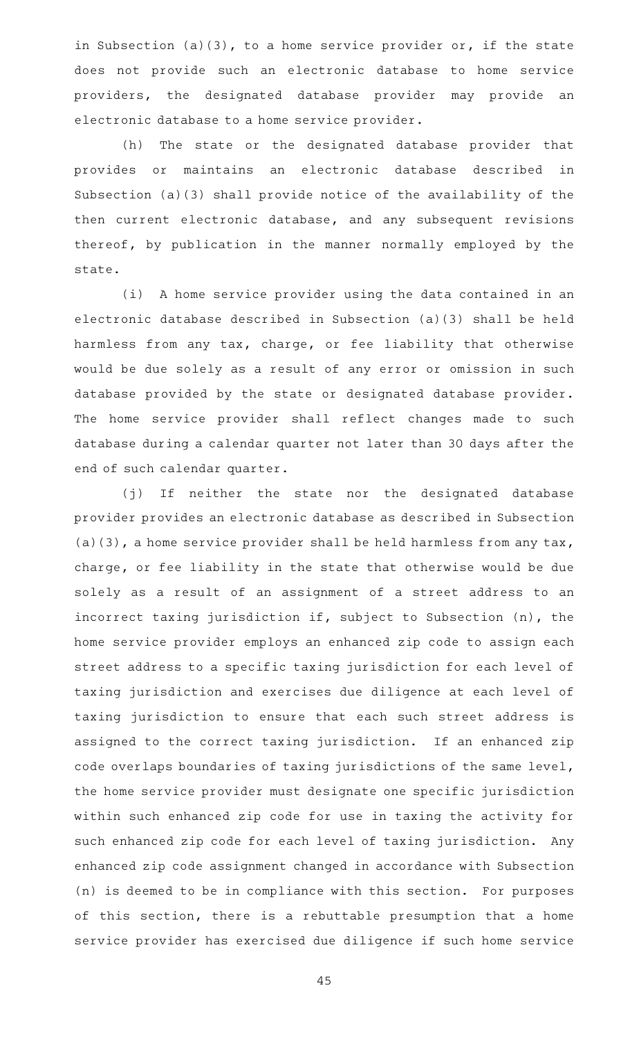in Subsection (a)(3), to a home service provider or, if the state does not provide such an electronic database to home service providers, the designated database provider may provide an electronic database to a home service provider.

(h) The state or the designated database provider that provides or maintains an electronic database described in Subsection (a)(3) shall provide notice of the availability of the then current electronic database, and any subsequent revisions thereof, by publication in the manner normally employed by the state.

(i) A home service provider using the data contained in an electronic database described in Subsection (a)(3) shall be held harmless from any tax, charge, or fee liability that otherwise would be due solely as a result of any error or omission in such database provided by the state or designated database provider. The home service provider shall reflect changes made to such database during a calendar quarter not later than 30 days after the end of such calendar quarter.

(j) If neither the state nor the designated database provider provides an electronic database as described in Subsection (a)(3), a home service provider shall be held harmless from any tax, charge, or fee liability in the state that otherwise would be due solely as a result of an assignment of a street address to an incorrect taxing jurisdiction if, subject to Subsection (n), the home service provider employs an enhanced zip code to assign each street address to a specific taxing jurisdiction for each level of taxing jurisdiction and exercises due diligence at each level of taxing jurisdiction to ensure that each such street address is assigned to the correct taxing jurisdiction. If an enhanced zip code overlaps boundaries of taxing jurisdictions of the same level, the home service provider must designate one specific jurisdiction within such enhanced zip code for use in taxing the activity for such enhanced zip code for each level of taxing jurisdiction. Any enhanced zip code assignment changed in accordance with Subsection (n) is deemed to be in compliance with this section. For purposes of this section, there is a rebuttable presumption that a home service provider has exercised due diligence if such home service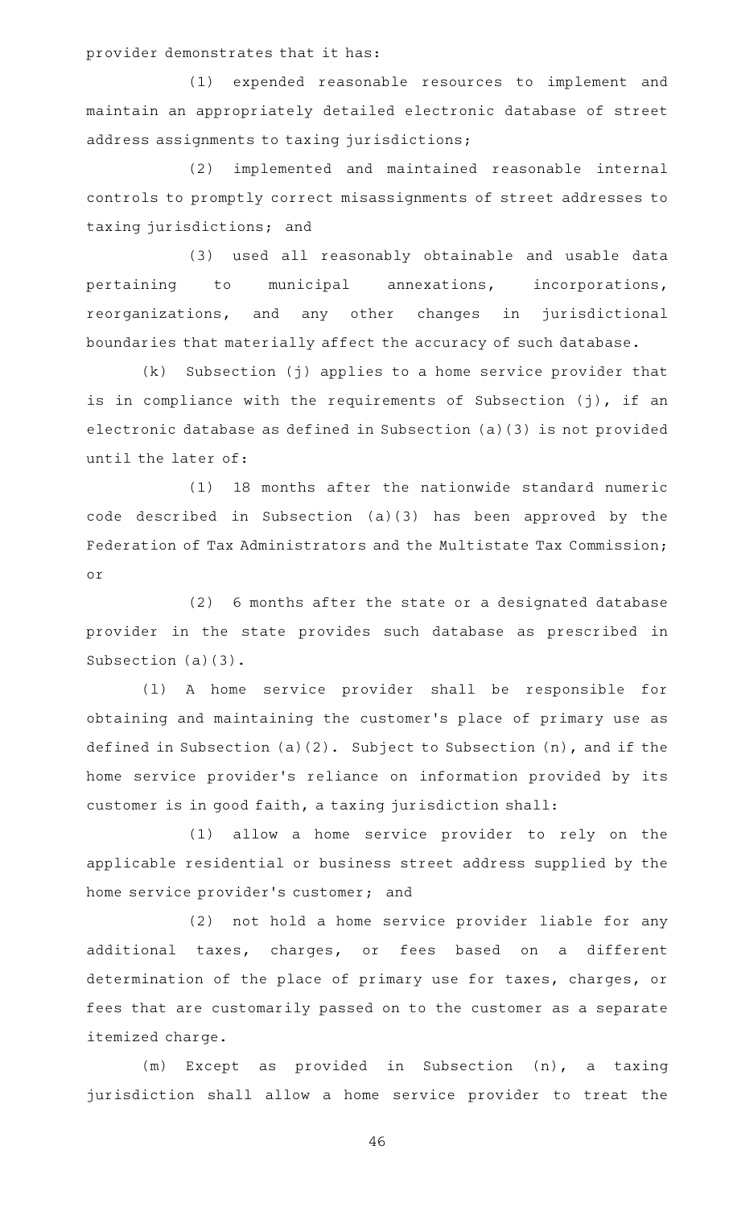provider demonstrates that it has:

(1) expended reasonable resources to implement and maintain an appropriately detailed electronic database of street address assignments to taxing jurisdictions;

(2) implemented and maintained reasonable internal controls to promptly correct misassignments of street addresses to taxing jurisdictions; and

(3) used all reasonably obtainable and usable data pertaining to municipal annexations, incorporations, reorganizations, and any other changes in jurisdictional boundaries that materially affect the accuracy of such database.

(k) Subsection (j) applies to a home service provider that is in compliance with the requirements of Subsection (j), if an electronic database as defined in Subsection (a)(3) is not provided until the later of:

(1) 18 months after the nationwide standard numeric code described in Subsection (a)(3) has been approved by the Federation of Tax Administrators and the Multistate Tax Commission; or

(2) 6 months after the state or a designated database provider in the state provides such database as prescribed in Subsection (a)(3).

(l) A home service provider shall be responsible for obtaining and maintaining the customer's place of primary use as defined in Subsection (a)(2). Subject to Subsection (n), and if the home service provider's reliance on information provided by its customer is in good faith, a taxing jurisdiction shall:

(1) allow a home service provider to rely on the applicable residential or business street address supplied by the home service provider's customer; and

(2) not hold a home service provider liable for any additional taxes, charges, or fees based on a different determination of the place of primary use for taxes, charges, or fees that are customarily passed on to the customer as a separate itemized charge.

(m) Except as provided in Subsection (n), a taxing jurisdiction shall allow a home service provider to treat the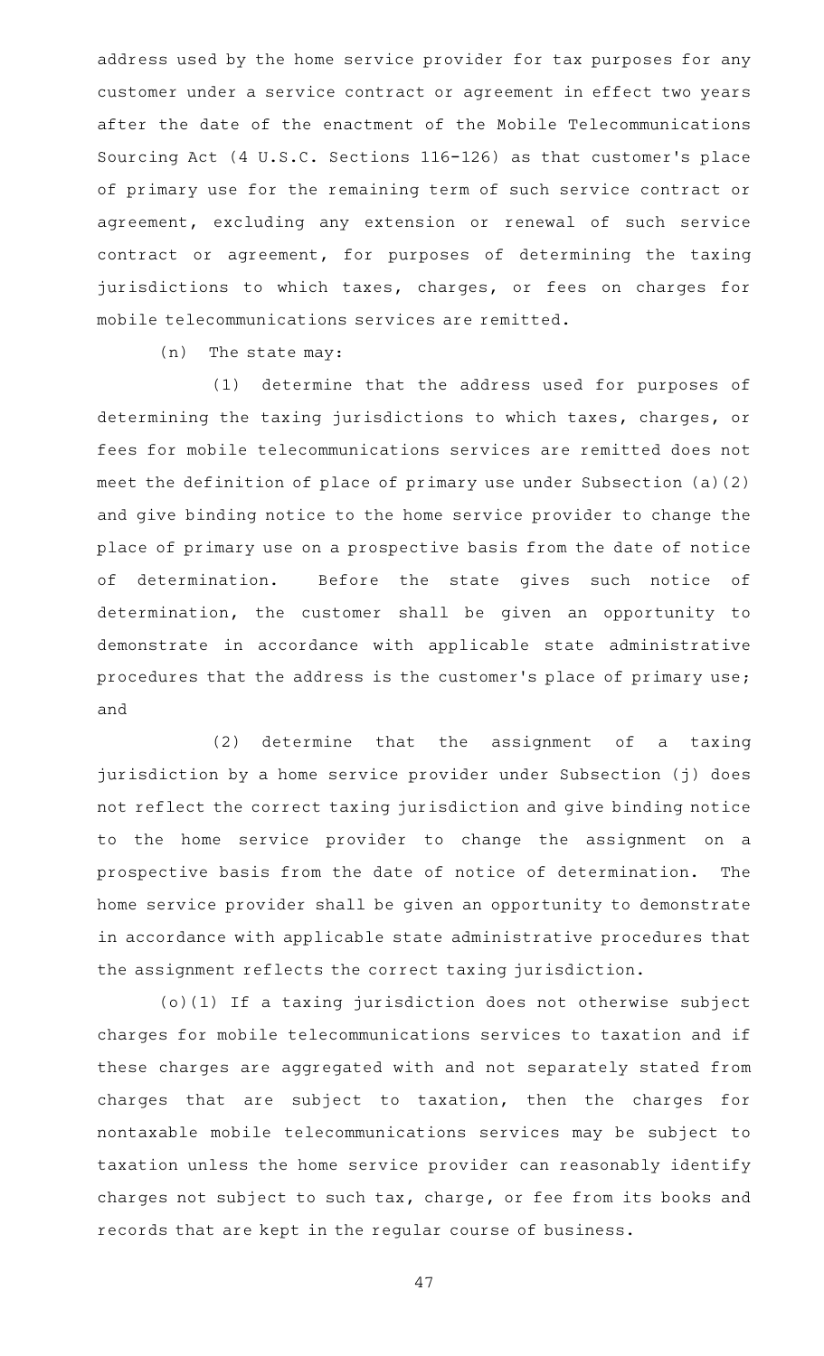address used by the home service provider for tax purposes for any customer under a service contract or agreement in effect two years after the date of the enactment of the Mobile Telecommunications Sourcing Act (4 U.S.C. Sections 116-126) as that customer's place of primary use for the remaining term of such service contract or agreement, excluding any extension or renewal of such service contract or agreement, for purposes of determining the taxing jurisdictions to which taxes, charges, or fees on charges for mobile telecommunications services are remitted.

(n) The state may:

(1) determine that the address used for purposes of determining the taxing jurisdictions to which taxes, charges, or fees for mobile telecommunications services are remitted does not meet the definition of place of primary use under Subsection (a)(2) and give binding notice to the home service provider to change the place of primary use on a prospective basis from the date of notice of determination. Before the state gives such notice of determination, the customer shall be given an opportunity to demonstrate in accordance with applicable state administrative procedures that the address is the customer's place of primary use; and

(2) determine that the assignment of a taxing jurisdiction by a home service provider under Subsection (j) does not reflect the correct taxing jurisdiction and give binding notice to the home service provider to change the assignment on a prospective basis from the date of notice of determination. The home service provider shall be given an opportunity to demonstrate in accordance with applicable state administrative procedures that the assignment reflects the correct taxing jurisdiction.

(o)(1) If a taxing jurisdiction does not otherwise subject charges for mobile telecommunications services to taxation and if these charges are aggregated with and not separately stated from charges that are subject to taxation, then the charges for nontaxable mobile telecommunications services may be subject to taxation unless the home service provider can reasonably identify charges not subject to such tax, charge, or fee from its books and records that are kept in the regular course of business.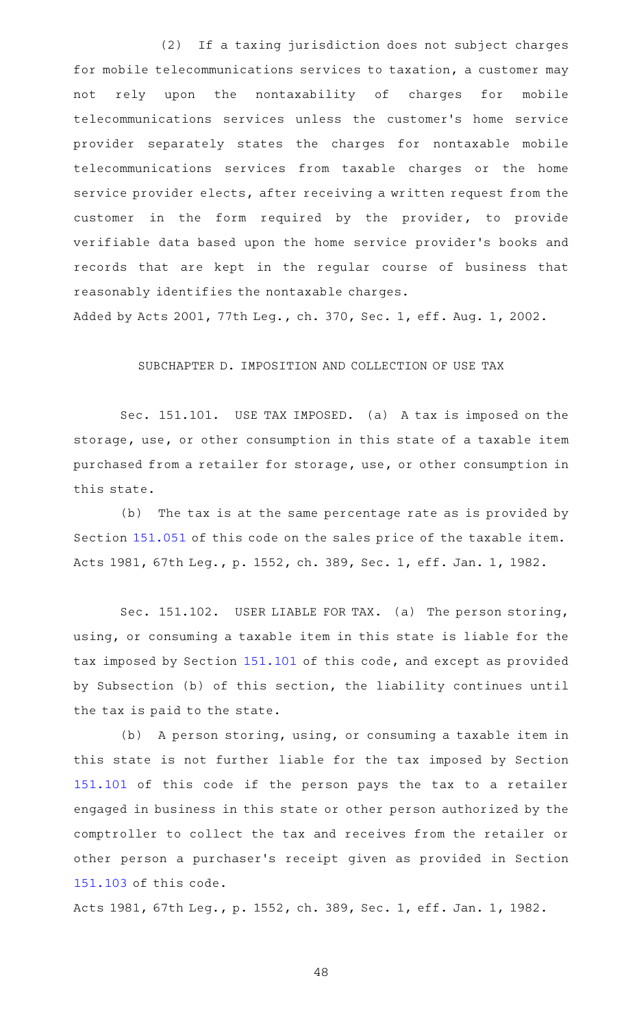(2) If a taxing jurisdiction does not subject charges for mobile telecommunications services to taxation, a customer may not rely upon the nontaxability of charges for mobile telecommunications services unless the customer's home service provider separately states the charges for nontaxable mobile telecommunications services from taxable charges or the home service provider elects, after receiving a written request from the customer in the form required by the provider, to provide verifiable data based upon the home service provider's books and records that are kept in the regular course of business that reasonably identifies the nontaxable charges.

Added by Acts 2001, 77th Leg., ch. 370, Sec. 1, eff. Aug. 1, 2002.

SUBCHAPTER D. IMPOSITION AND COLLECTION OF USE TAX

Sec. 151.101. USE TAX IMPOSED. (a) A tax is imposed on the storage, use, or other consumption in this state of a taxable item purchased from a retailer for storage, use, or other consumption in this state.

(b) The tax is at the same percentage rate as is provided by Section 151.051 of this code on the sales price of the taxable item.

Acts 1981, 67th Leg., p. 1552, ch. 389, Sec. 1, eff. Jan. 1, 1982.

Sec. 151.102. USER LIABLE FOR TAX. (a) The person storing, using, or consuming a taxable item in this state is liable for the tax imposed by Section 151.101 of this code, and except as provided by Subsection (b) of this section, the liability continues until the tax is paid to the state.

(b) A person storing, using, or consuming a taxable item in this state is not further liable for the tax imposed by Section 151.101 of this code if the person pays the tax to a retailer engaged in business in this state or other person authorized by the comptroller to collect the tax and receives from the retailer or other person a purchaser's receipt given as provided in Section 151.103 of this code.

Acts 1981, 67th Leg., p. 1552, ch. 389, Sec. 1, eff. Jan. 1, 1982.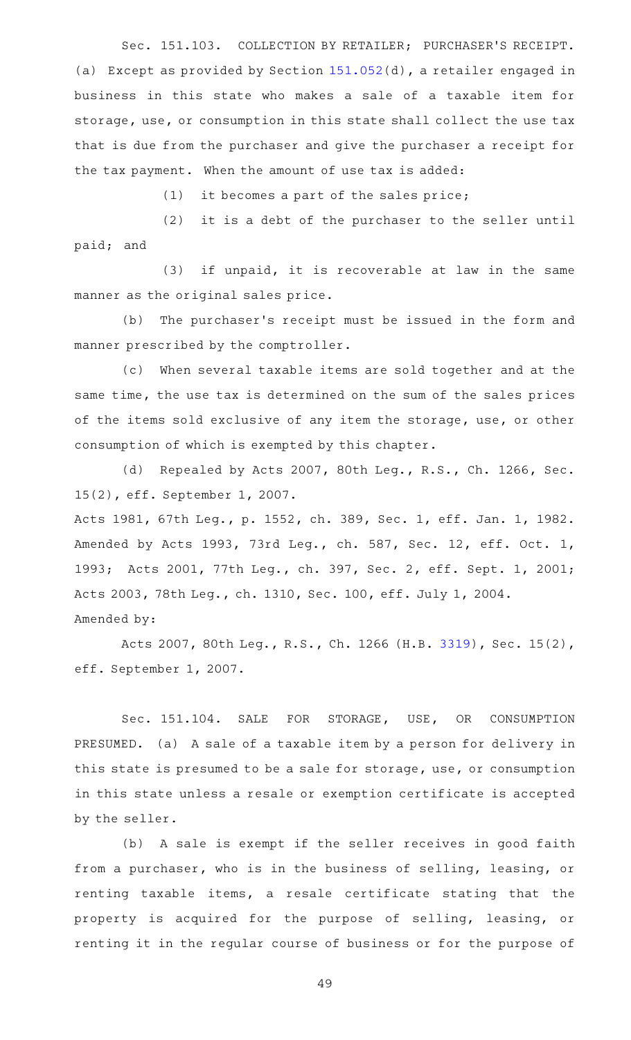Sec. 151.103. COLLECTION BY RETAILER; PURCHASER'S RECEIPT. (a) Except as provided by Section 151.052(d), a retailer engaged in business in this state who makes a sale of a taxable item for storage, use, or consumption in this state shall collect the use tax that is due from the purchaser and give the purchaser a receipt for the tax payment. When the amount of use tax is added:

(1) it becomes a part of the sales price;

(2) it is a debt of the purchaser to the seller until paid; and

(3) if unpaid, it is recoverable at law in the same manner as the original sales price.

(b) The purchaser's receipt must be issued in the form and manner prescribed by the comptroller.

(c) When several taxable items are sold together and at the same time, the use tax is determined on the sum of the sales prices of the items sold exclusive of any item the storage, use, or other consumption of which is exempted by this chapter.

(d) Repealed by Acts 2007, 80th Leg., R.S., Ch. 1266, Sec. 15(2), eff. September 1, 2007.

Acts 1981, 67th Leg., p. 1552, ch. 389, Sec. 1, eff. Jan. 1, 1982. Amended by Acts 1993, 73rd Leg., ch. 587, Sec. 12, eff. Oct. 1, 1993; Acts 2001, 77th Leg., ch. 397, Sec. 2, eff. Sept. 1, 2001; Acts 2003, 78th Leg., ch. 1310, Sec. 100, eff. July 1, 2004.

Amended by:

Acts 2007, 80th Leg., R.S., Ch. 1266 (H.B. 3319), Sec. 15(2), eff. September 1, 2007.

Sec. 151.104. SALE FOR STORAGE, USE, OR CONSUMPTION PRESUMED. (a) A sale of a taxable item by a person for delivery in this state is presumed to be a sale for storage, use, or consumption in this state unless a resale or exemption certificate is accepted by the seller.

(b) A sale is exempt if the seller receives in good faith from a purchaser, who is in the business of selling, leasing, or renting taxable items, a resale certificate stating that the property is acquired for the purpose of selling, leasing, or renting it in the regular course of business or for the purpose of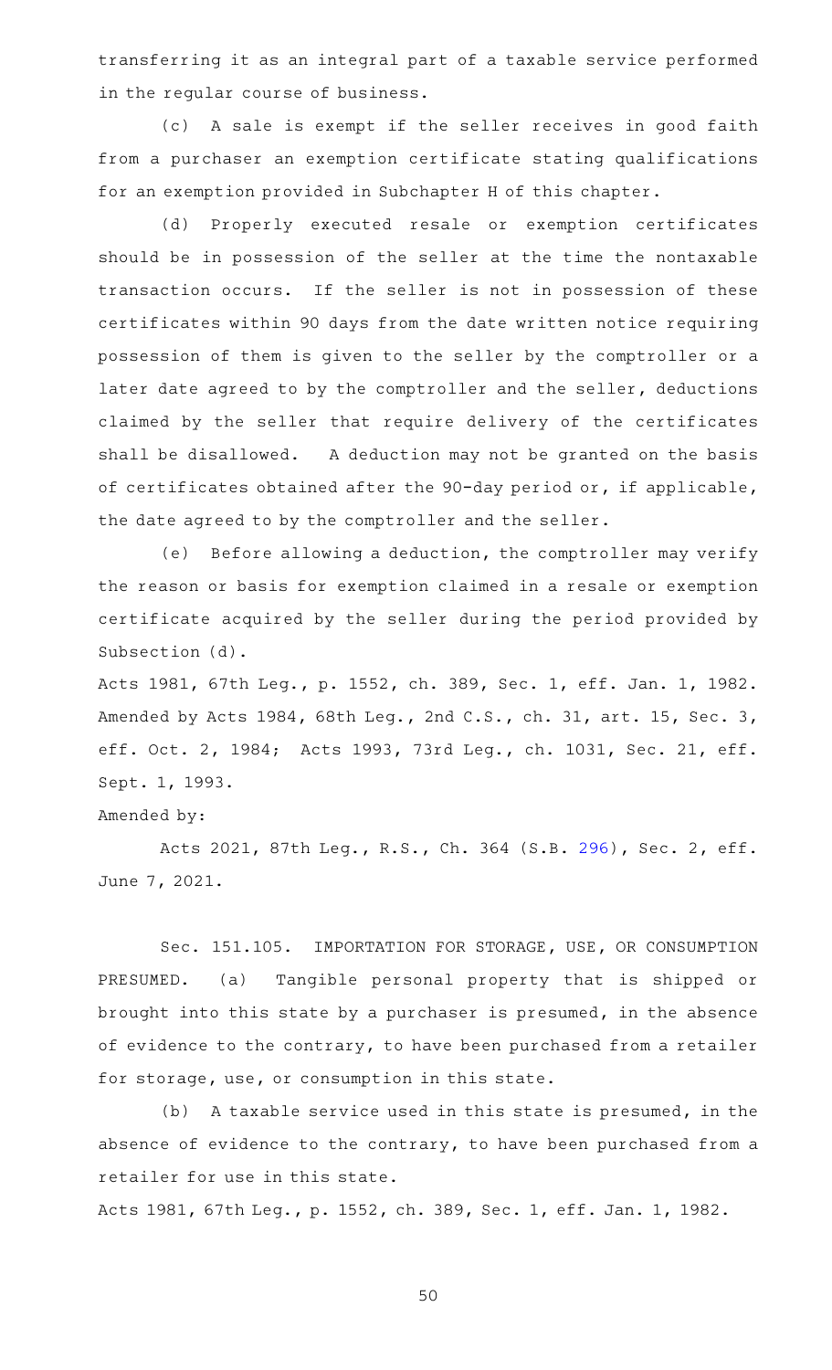transferring it as an integral part of a taxable service performed in the regular course of business.

(c) A sale is exempt if the seller receives in good faith from a purchaser an exemption certificate stating qualifications for an exemption provided in Subchapter H of this chapter.

(d) Properly executed resale or exemption certificates should be in possession of the seller at the time the nontaxable transaction occurs. If the seller is not in possession of these certificates within 90 days from the date written notice requiring possession of them is given to the seller by the comptroller or a later date agreed to by the comptroller and the seller, deductions claimed by the seller that require delivery of the certificates shall be disallowed. A deduction may not be granted on the basis of certificates obtained after the 90-day period or, if applicable, the date agreed to by the comptroller and the seller.

(e) Before allowing a deduction, the comptroller may verify the reason or basis for exemption claimed in a resale or exemption certificate acquired by the seller during the period provided by Subsection (d).

Acts 1981, 67th Leg., p. 1552, ch. 389, Sec. 1, eff. Jan. 1, 1982. Amended by Acts 1984, 68th Leg., 2nd C.S., ch. 31, art. 15, Sec. 3, eff. Oct. 2, 1984; Acts 1993, 73rd Leg., ch. 1031, Sec. 21, eff. Sept. 1, 1993.

Amended by:

Acts 2021, 87th Leg., R.S., Ch. 364 (S.B. 296), Sec. 2, eff. June 7, 2021.

Sec. 151.105. IMPORTATION FOR STORAGE, USE, OR CONSUMPTION PRESUMED. (a) Tangible personal property that is shipped or brought into this state by a purchaser is presumed, in the absence of evidence to the contrary, to have been purchased from a retailer for storage, use, or consumption in this state.

(b) A taxable service used in this state is presumed, in the absence of evidence to the contrary, to have been purchased from a retailer for use in this state.

Acts 1981, 67th Leg., p. 1552, ch. 389, Sec. 1, eff. Jan. 1, 1982.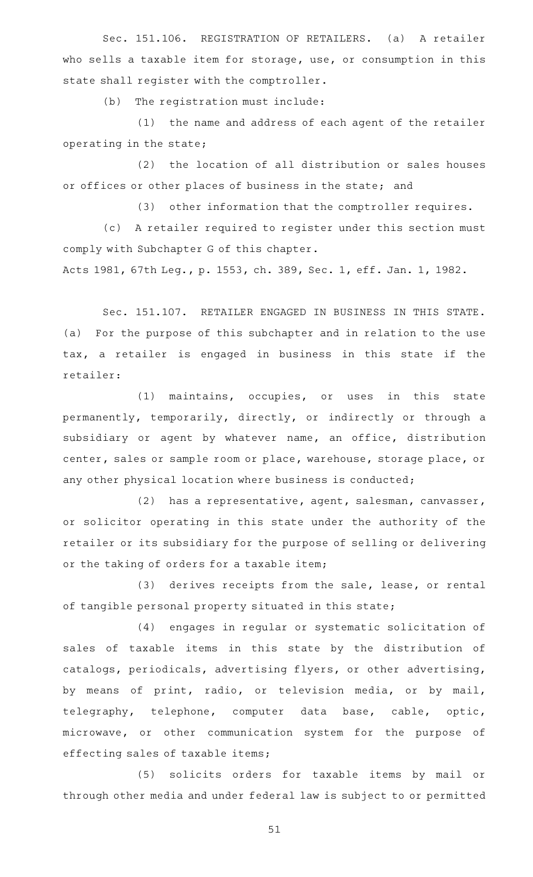Sec. 151.106. REGISTRATION OF RETAILERS. (a) A retailer who sells a taxable item for storage, use, or consumption in this state shall register with the comptroller.

(b) The registration must include:

(1) the name and address of each agent of the retailer operating in the state;

(2) the location of all distribution or sales houses or offices or other places of business in the state; and

(3) other information that the comptroller requires.

(c) A retailer required to register under this section must comply with Subchapter G of this chapter.

Acts 1981, 67th Leg., p. 1553, ch. 389, Sec. 1, eff. Jan. 1, 1982.

Sec. 151.107. RETAILER ENGAGED IN BUSINESS IN THIS STATE. (a) For the purpose of this subchapter and in relation to the use tax, a retailer is engaged in business in this state if the retailer:

(1) maintains, occupies, or uses in this state permanently, temporarily, directly, or indirectly or through a subsidiary or agent by whatever name, an office, distribution center, sales or sample room or place, warehouse, storage place, or any other physical location where business is conducted;

(2) has a representative, agent, salesman, canvasser, or solicitor operating in this state under the authority of the retailer or its subsidiary for the purpose of selling or delivering or the taking of orders for a taxable item;

(3) derives receipts from the sale, lease, or rental of tangible personal property situated in this state;

(4) engages in regular or systematic solicitation of sales of taxable items in this state by the distribution of catalogs, periodicals, advertising flyers, or other advertising, by means of print, radio, or television media, or by mail, telegraphy, telephone, computer data base, cable, optic, microwave, or other communication system for the purpose of effecting sales of taxable items;

(5) solicits orders for taxable items by mail or through other media and under federal law is subject to or permitted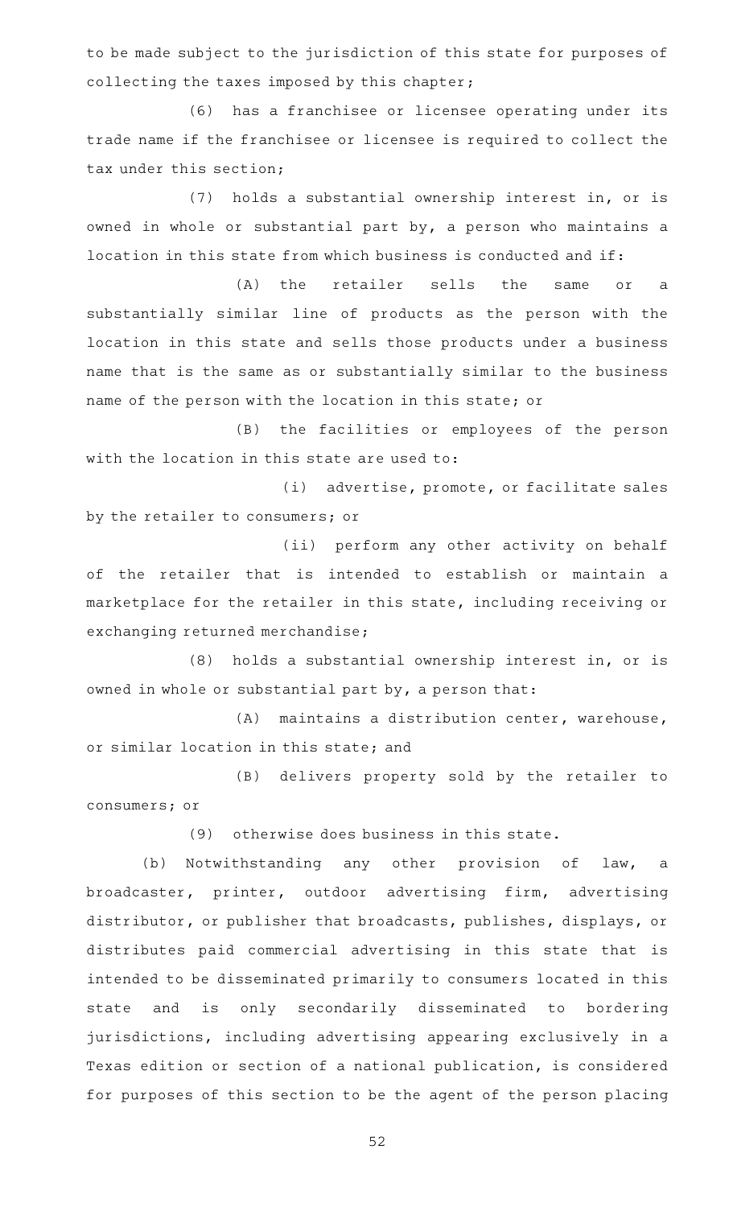to be made subject to the jurisdiction of this state for purposes of collecting the taxes imposed by this chapter;

(6) has a franchisee or licensee operating under its trade name if the franchisee or licensee is required to collect the tax under this section;

(7) holds a substantial ownership interest in, or is owned in whole or substantial part by, a person who maintains a location in this state from which business is conducted and if:

(A) the retailer sells the same or a substantially similar line of products as the person with the location in this state and sells those products under a business name that is the same as or substantially similar to the business name of the person with the location in this state; or

(B) the facilities or employees of the person with the location in this state are used to:

(i) advertise, promote, or facilitate sales by the retailer to consumers; or

(ii) perform any other activity on behalf of the retailer that is intended to establish or maintain a marketplace for the retailer in this state, including receiving or exchanging returned merchandise;

(8) holds a substantial ownership interest in, or is owned in whole or substantial part by, a person that:

(A) maintains a distribution center, warehouse, or similar location in this state; and

(B) delivers property sold by the retailer to consumers; or

(9) otherwise does business in this state.

(b) Notwithstanding any other provision of law, a broadcaster, printer, outdoor advertising firm, advertising distributor, or publisher that broadcasts, publishes, displays, or distributes paid commercial advertising in this state that is intended to be disseminated primarily to consumers located in this state and is only secondarily disseminated to bordering jurisdictions, including advertising appearing exclusively in a Texas edition or section of a national publication, is considered for purposes of this section to be the agent of the person placing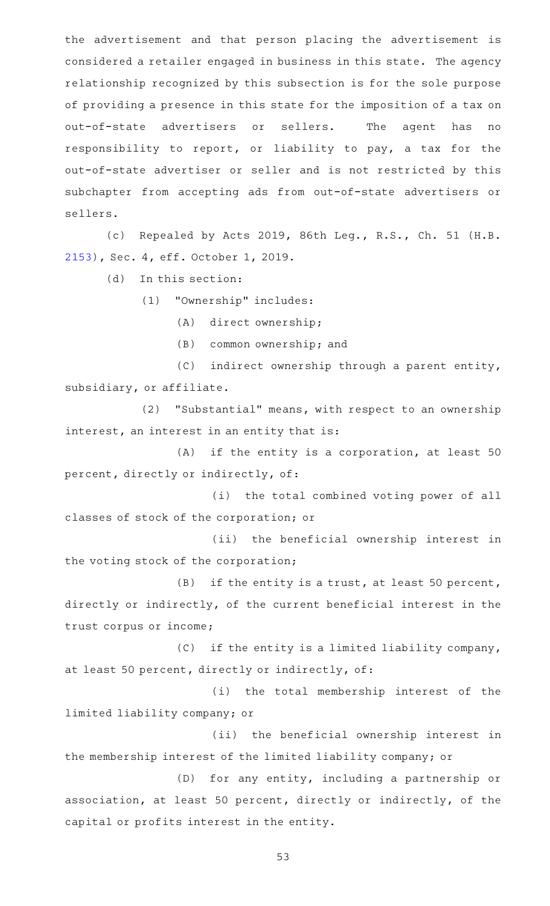the advertisement and that person placing the advertisement is considered a retailer engaged in business in this state. The agency relationship recognized by this subsection is for the sole purpose of providing a presence in this state for the imposition of a tax on out-of-state advertisers or sellers. The agent has no responsibility to report, or liability to pay, a tax for the out-of-state advertiser or seller and is not restricted by this subchapter from accepting ads from out-of-state advertisers or sellers.

(c) Repealed by Acts 2019, 86th Leg., R.S., Ch. 51 (H.B. 2153), Sec. 4, eff. October 1, 2019.

(d) In this section:

(1) "Ownership" includes:

(A) direct ownership;

(B) common ownership; and

(C) indirect ownership through a parent entity, subsidiary, or affiliate.

(2) "Substantial" means, with respect to an ownership interest, an interest in an entity that is:

(A) if the entity is a corporation, at least 50 percent, directly or indirectly, of:

(i) the total combined voting power of all classes of stock of the corporation; or

(ii) the beneficial ownership interest in the voting stock of the corporation;

(B) if the entity is a trust, at least 50 percent, directly or indirectly, of the current beneficial interest in the trust corpus or income;

(C) if the entity is a limited liability company, at least 50 percent, directly or indirectly, of:

(i) the total membership interest of the limited liability company; or

(ii) the beneficial ownership interest in the membership interest of the limited liability company; or

(D) for any entity, including a partnership or association, at least 50 percent, directly or indirectly, of the capital or profits interest in the entity.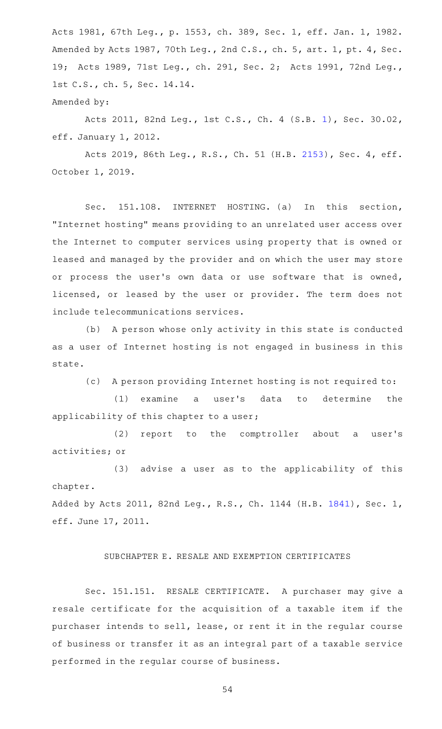Acts 1981, 67th Leg., p. 1553, ch. 389, Sec. 1, eff. Jan. 1, 1982. Amended by Acts 1987, 70th Leg., 2nd C.S., ch. 5, art. 1, pt. 4, Sec. 19; Acts 1989, 71st Leg., ch. 291, Sec. 2; Acts 1991, 72nd Leg., 1st C.S., ch. 5, Sec. 14.14.

Amended by:

Acts 2011, 82nd Leg., 1st C.S., Ch. 4 (S.B. 1), Sec. 30.02, eff. January 1, 2012.

Acts 2019, 86th Leg., R.S., Ch. 51 (H.B. 2153), Sec. 4, eff. October 1, 2019.

Sec. 151.108. INTERNET HOSTING. (a) In this section, "Internet hosting" means providing to an unrelated user access over the Internet to computer services using property that is owned or leased and managed by the provider and on which the user may store or process the user's own data or use software that is owned, licensed, or leased by the user or provider. The term does not include telecommunications services.

(b) A person whose only activity in this state is conducted as a user of Internet hosting is not engaged in business in this state.

(c) A person providing Internet hosting is not required to:

(1) examine a user's data to determine the applicability of this chapter to a user;

(2) report to the comptroller about a user's activities; or

(3) advise a user as to the applicability of this chapter.

Added by Acts 2011, 82nd Leg., R.S., Ch. 1144 (H.B. 1841), Sec. 1, eff. June 17, 2011.

SUBCHAPTER E. RESALE AND EXEMPTION CERTIFICATES

Sec. 151.151. RESALE CERTIFICATE. A purchaser may give a resale certificate for the acquisition of a taxable item if the purchaser intends to sell, lease, or rent it in the regular course of business or transfer it as an integral part of a taxable service performed in the regular course of business.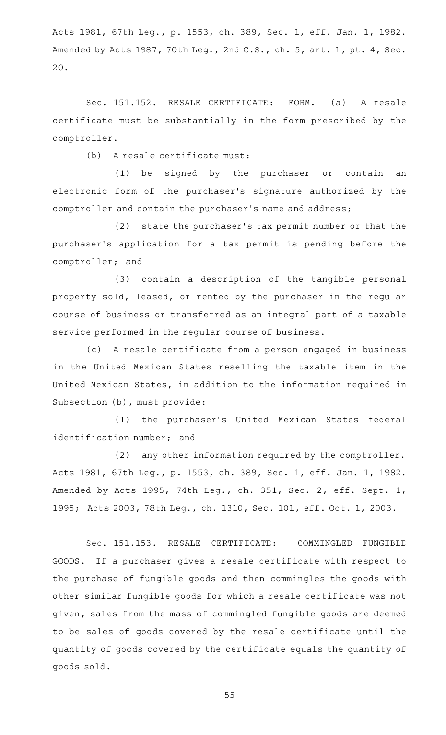Acts 1981, 67th Leg., p. 1553, ch. 389, Sec. 1, eff. Jan. 1, 1982. Amended by Acts 1987, 70th Leg., 2nd C.S., ch. 5, art. 1, pt. 4, Sec. 20.

Sec. 151.152. RESALE CERTIFICATE: FORM. (a) A resale certificate must be substantially in the form prescribed by the comptroller.

(b) A resale certificate must:

(1) be signed by the purchaser or contain an electronic form of the purchaser's signature authorized by the comptroller and contain the purchaser's name and address;

(2) state the purchaser's tax permit number or that the purchaser's application for a tax permit is pending before the comptroller; and

(3) contain a description of the tangible personal property sold, leased, or rented by the purchaser in the regular course of business or transferred as an integral part of a taxable service performed in the regular course of business.

(c) A resale certificate from a person engaged in business in the United Mexican States reselling the taxable item in the United Mexican States, in addition to the information required in Subsection (b), must provide:

(1) the purchaser's United Mexican States federal identification number; and

(2) any other information required by the comptroller.

Acts 1981, 67th Leg., p. 1553, ch. 389, Sec. 1, eff. Jan. 1, 1982. Amended by Acts 1995, 74th Leg., ch. 351, Sec. 2, eff. Sept. 1, 1995; Acts 2003, 78th Leg., ch. 1310, Sec. 101, eff. Oct. 1, 2003.

Sec. 151.153. RESALE CERTIFICATE: COMMINGLED FUNGIBLE GOODS. If a purchaser gives a resale certificate with respect to the purchase of fungible goods and then commingles the goods with other similar fungible goods for which a resale certificate was not given, sales from the mass of commingled fungible goods are deemed to be sales of goods covered by the resale certificate until the quantity of goods covered by the certificate equals the quantity of goods sold.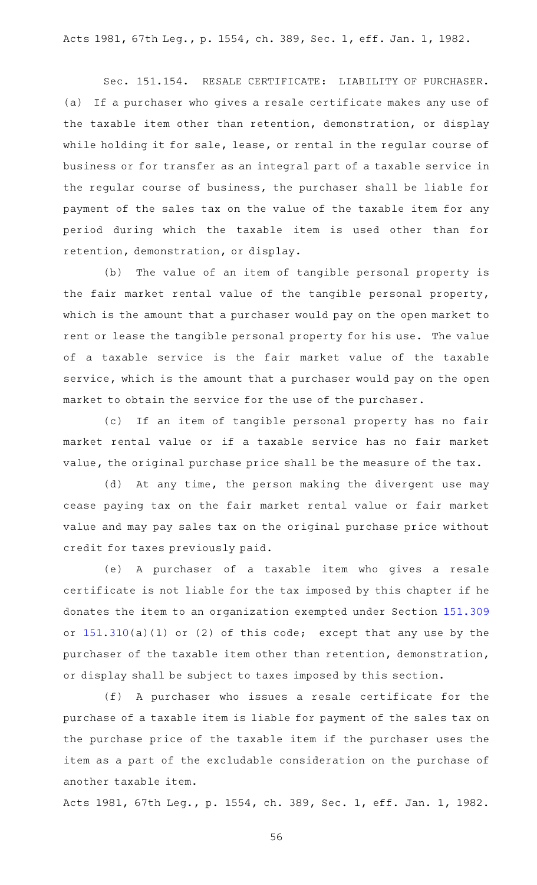Acts 1981, 67th Leg., p. 1554, ch. 389, Sec. 1, eff. Jan. 1, 1982.

Sec. 151.154. RESALE CERTIFICATE: LIABILITY OF PURCHASER. (a) If a purchaser who gives a resale certificate makes any use of the taxable item other than retention, demonstration, or display while holding it for sale, lease, or rental in the regular course of business or for transfer as an integral part of a taxable service in the regular course of business, the purchaser shall be liable for payment of the sales tax on the value of the taxable item for any period during which the taxable item is used other than for retention, demonstration, or display.

(b) The value of an item of tangible personal property is the fair market rental value of the tangible personal property, which is the amount that a purchaser would pay on the open market to rent or lease the tangible personal property for his use. The value of a taxable service is the fair market value of the taxable service, which is the amount that a purchaser would pay on the open market to obtain the service for the use of the purchaser.

(c) If an item of tangible personal property has no fair market rental value or if a taxable service has no fair market value, the original purchase price shall be the measure of the tax.

(d) At any time, the person making the divergent use may cease paying tax on the fair market rental value or fair market value and may pay sales tax on the original purchase price without credit for taxes previously paid.

(e) A purchaser of a taxable item who gives a resale certificate is not liable for the tax imposed by this chapter if he donates the item to an organization exempted under Section 151.309 or 151.310(a)(1) or (2) of this code; except that any use by the purchaser of the taxable item other than retention, demonstration, or display shall be subject to taxes imposed by this section.

(f) A purchaser who issues a resale certificate for the purchase of a taxable item is liable for payment of the sales tax on the purchase price of the taxable item if the purchaser uses the item as a part of the excludable consideration on the purchase of another taxable item.

Acts 1981, 67th Leg., p. 1554, ch. 389, Sec. 1, eff. Jan. 1, 1982.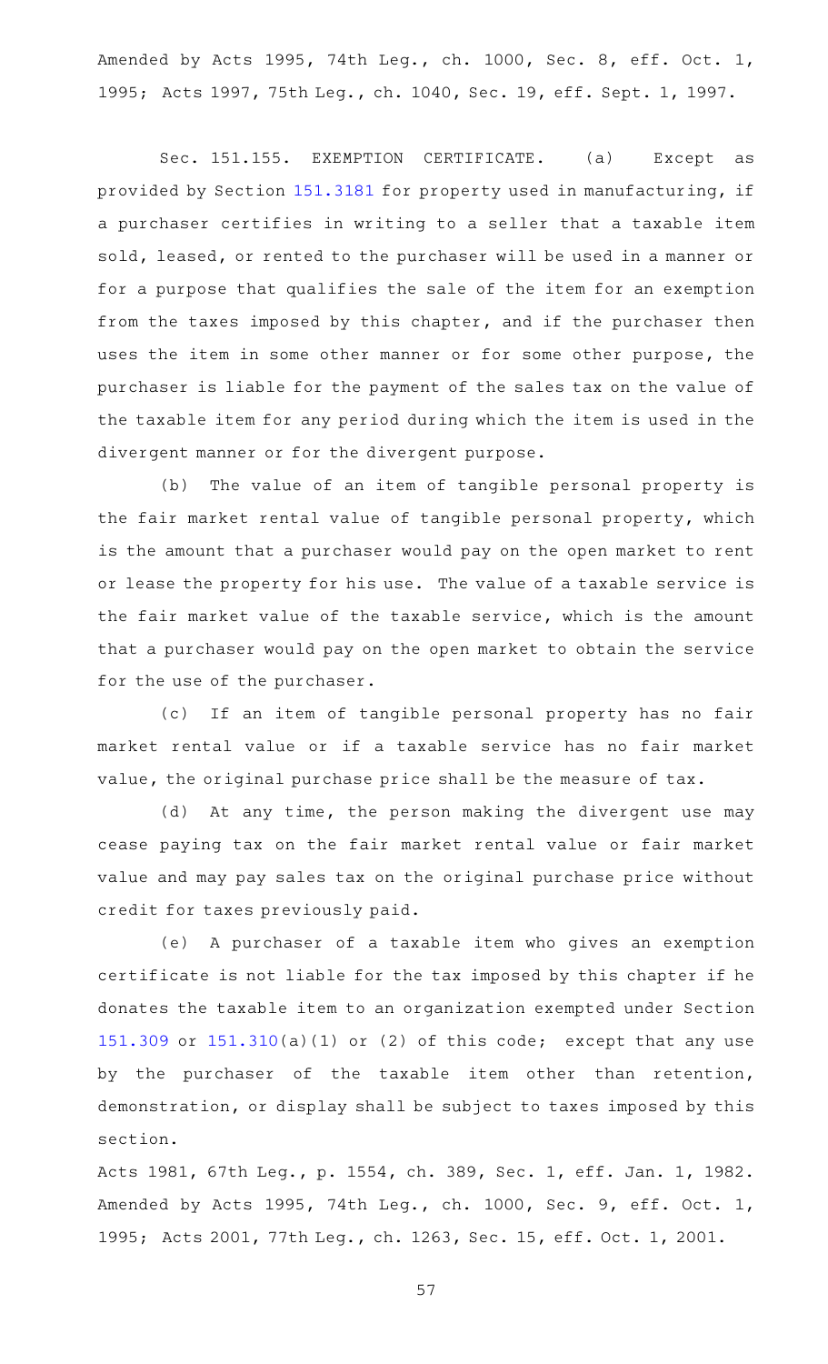Amended by Acts 1995, 74th Leg., ch. 1000, Sec. 8, eff. Oct. 1, 1995; Acts 1997, 75th Leg., ch. 1040, Sec. 19, eff. Sept. 1, 1997.

Sec. 151.155. EXEMPTION CERTIFICATE. (a) Except as provided by Section 151.3181 for property used in manufacturing, if a purchaser certifies in writing to a seller that a taxable item sold, leased, or rented to the purchaser will be used in a manner or for a purpose that qualifies the sale of the item for an exemption from the taxes imposed by this chapter, and if the purchaser then uses the item in some other manner or for some other purpose, the purchaser is liable for the payment of the sales tax on the value of the taxable item for any period during which the item is used in the divergent manner or for the divergent purpose.

(b) The value of an item of tangible personal property is the fair market rental value of tangible personal property, which is the amount that a purchaser would pay on the open market to rent or lease the property for his use. The value of a taxable service is the fair market value of the taxable service, which is the amount that a purchaser would pay on the open market to obtain the service for the use of the purchaser.

(c) If an item of tangible personal property has no fair market rental value or if a taxable service has no fair market value, the original purchase price shall be the measure of tax.

(d) At any time, the person making the divergent use may cease paying tax on the fair market rental value or fair market value and may pay sales tax on the original purchase price without credit for taxes previously paid.

(e) A purchaser of a taxable item who gives an exemption certificate is not liable for the tax imposed by this chapter if he donates the taxable item to an organization exempted under Section 151.309 or 151.310(a)(1) or (2) of this code; except that any use by the purchaser of the taxable item other than retention, demonstration, or display shall be subject to taxes imposed by this section.

Acts 1981, 67th Leg., p. 1554, ch. 389, Sec. 1, eff. Jan. 1, 1982. Amended by Acts 1995, 74th Leg., ch. 1000, Sec. 9, eff. Oct. 1, 1995; Acts 2001, 77th Leg., ch. 1263, Sec. 15, eff. Oct. 1, 2001.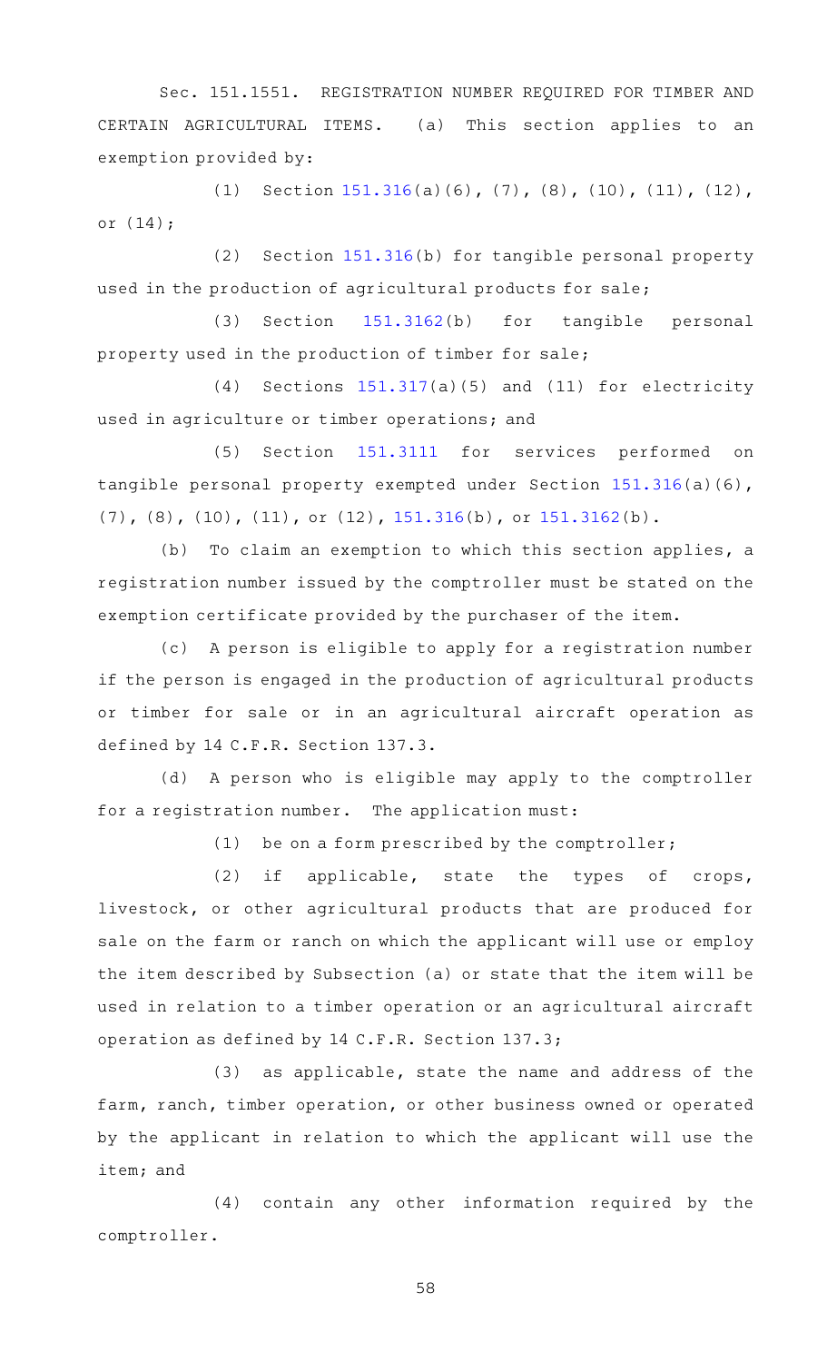Sec. 151.1551. REGISTRATION NUMBER REQUIRED FOR TIMBER AND CERTAIN AGRICULTURAL ITEMS. (a) This section applies to an exemption provided by:

(1) Section 151.316(a)(6), (7), (8), (10), (11), (12), or (14);

(2) Section 151.316(b) for tangible personal property used in the production of agricultural products for sale;

(3) Section 151.3162(b) for tangible personal property used in the production of timber for sale;

(4) Sections 151.317(a)(5) and (11) for electricity used in agriculture or timber operations; and

(5) Section 151.3111 for services performed on tangible personal property exempted under Section 151.316(a)(6), (7), (8), (10), (11), or (12), 151.316(b), or 151.3162(b).

(b) To claim an exemption to which this section applies, a registration number issued by the comptroller must be stated on the exemption certificate provided by the purchaser of the item.

(c) A person is eligible to apply for a registration number if the person is engaged in the production of agricultural products or timber for sale or in an agricultural aircraft operation as defined by 14 C.F.R. Section 137.3.

(d) A person who is eligible may apply to the comptroller for a registration number. The application must:

(1) be on a form prescribed by the comptroller;

(2) if applicable, state the types of crops, livestock, or other agricultural products that are produced for sale on the farm or ranch on which the applicant will use or employ the item described by Subsection (a) or state that the item will be used in relation to a timber operation or an agricultural aircraft operation as defined by 14 C.F.R. Section 137.3;

(3) as applicable, state the name and address of the farm, ranch, timber operation, or other business owned or operated by the applicant in relation to which the applicant will use the item; and

(4) contain any other information required by the comptroller.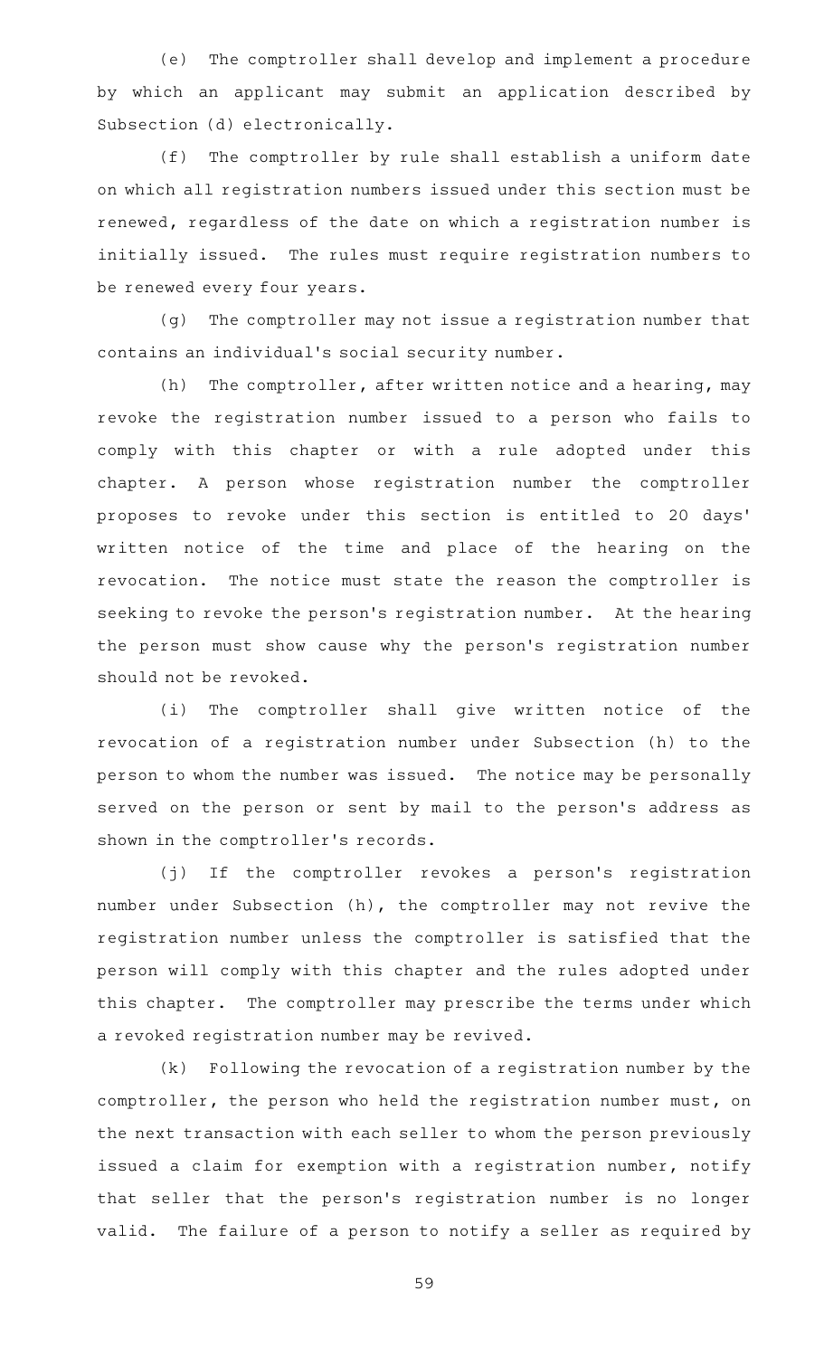(e) The comptroller shall develop and implement a procedure by which an applicant may submit an application described by Subsection (d) electronically.

(f) The comptroller by rule shall establish a uniform date on which all registration numbers issued under this section must be renewed, regardless of the date on which a registration number is initially issued. The rules must require registration numbers to be renewed every four years.

(g) The comptroller may not issue a registration number that contains an individual's social security number.

(h) The comptroller, after written notice and a hearing, may revoke the registration number issued to a person who fails to comply with this chapter or with a rule adopted under this chapter. A person whose registration number the comptroller proposes to revoke under this section is entitled to 20 days' written notice of the time and place of the hearing on the revocation. The notice must state the reason the comptroller is seeking to revoke the person's registration number. At the hearing the person must show cause why the person's registration number should not be revoked.

(i) The comptroller shall give written notice of the revocation of a registration number under Subsection (h) to the person to whom the number was issued. The notice may be personally served on the person or sent by mail to the person's address as shown in the comptroller's records.

(j) If the comptroller revokes a person's registration number under Subsection (h), the comptroller may not revive the registration number unless the comptroller is satisfied that the person will comply with this chapter and the rules adopted under this chapter. The comptroller may prescribe the terms under which a revoked registration number may be revived.

(k) Following the revocation of a registration number by the comptroller, the person who held the registration number must, on the next transaction with each seller to whom the person previously issued a claim for exemption with a registration number, notify that seller that the person's registration number is no longer valid. The failure of a person to notify a seller as required by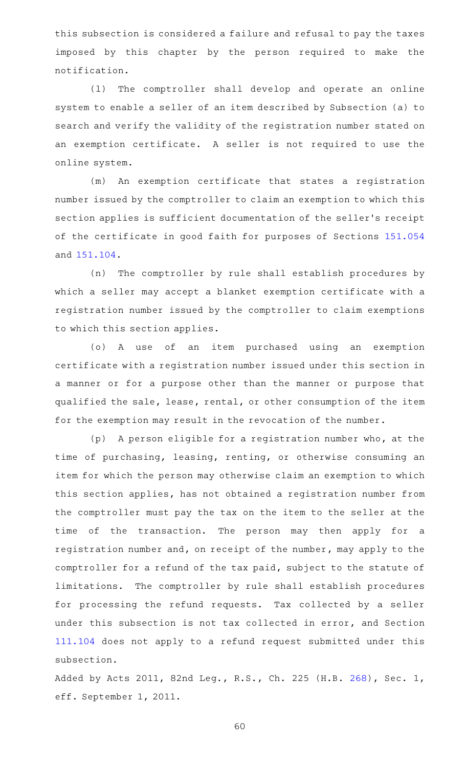this subsection is considered a failure and refusal to pay the taxes imposed by this chapter by the person required to make the notification.

(l) The comptroller shall develop and operate an online system to enable a seller of an item described by Subsection (a) to search and verify the validity of the registration number stated on an exemption certificate. A seller is not required to use the online system.

(m) An exemption certificate that states a registration number issued by the comptroller to claim an exemption to which this section applies is sufficient documentation of the seller's receipt of the certificate in good faith for purposes of Sections 151.054 and 151.104.

(n) The comptroller by rule shall establish procedures by which a seller may accept a blanket exemption certificate with a registration number issued by the comptroller to claim exemptions to which this section applies.

(o) A use of an item purchased using an exemption certificate with a registration number issued under this section in a manner or for a purpose other than the manner or purpose that qualified the sale, lease, rental, or other consumption of the item for the exemption may result in the revocation of the number.

(p) A person eligible for a registration number who, at the time of purchasing, leasing, renting, or otherwise consuming an item for which the person may otherwise claim an exemption to which this section applies, has not obtained a registration number from the comptroller must pay the tax on the item to the seller at the time of the transaction. The person may then apply for a registration number and, on receipt of the number, may apply to the comptroller for a refund of the tax paid, subject to the statute of limitations. The comptroller by rule shall establish procedures for processing the refund requests. Tax collected by a seller under this subsection is not tax collected in error, and Section 111.104 does not apply to a refund request submitted under this subsection.

Added by Acts 2011, 82nd Leg., R.S., Ch. 225 (H.B. 268), Sec. 1, eff. September 1, 2011.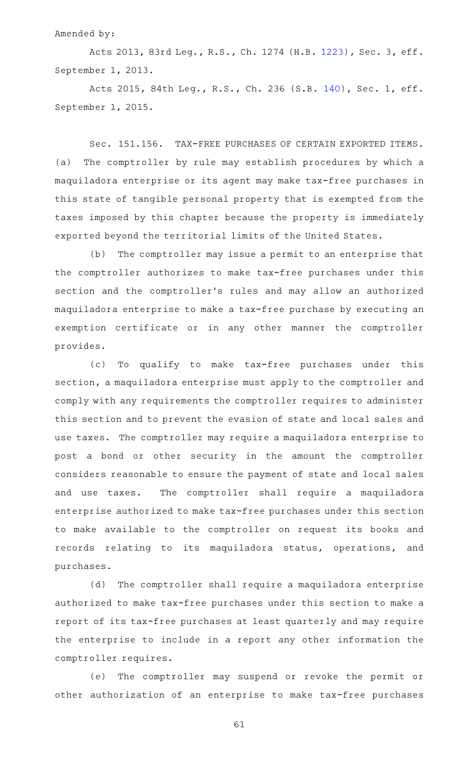Amended by:

Acts 2013, 83rd Leg., R.S., Ch. 1274 (H.B. 1223), Sec. 3, eff. September 1, 2013.

Acts 2015, 84th Leg., R.S., Ch. 236 (S.B. 140), Sec. 1, eff. September 1, 2015.

Sec. 151.156. TAX-FREE PURCHASES OF CERTAIN EXPORTED ITEMS. (a) The comptroller by rule may establish procedures by which a maquiladora enterprise or its agent may make tax-free purchases in this state of tangible personal property that is exempted from the taxes imposed by this chapter because the property is immediately exported beyond the territorial limits of the United States.

(b) The comptroller may issue a permit to an enterprise that the comptroller authorizes to make tax-free purchases under this section and the comptroller's rules and may allow an authorized maquiladora enterprise to make a tax-free purchase by executing an exemption certificate or in any other manner the comptroller provides.

(c) To qualify to make tax-free purchases under this section, a maquiladora enterprise must apply to the comptroller and comply with any requirements the comptroller requires to administer this section and to prevent the evasion of state and local sales and use taxes. The comptroller may require a maquiladora enterprise to post a bond or other security in the amount the comptroller considers reasonable to ensure the payment of state and local sales and use taxes. The comptroller shall require a maquiladora enterprise authorized to make tax-free purchases under this section to make available to the comptroller on request its books and records relating to its maquiladora status, operations, and purchases.

(d) The comptroller shall require a maquiladora enterprise authorized to make tax-free purchases under this section to make a report of its tax-free purchases at least quarterly and may require the enterprise to include in a report any other information the comptroller requires.

(e) The comptroller may suspend or revoke the permit or other authorization of an enterprise to make tax-free purchases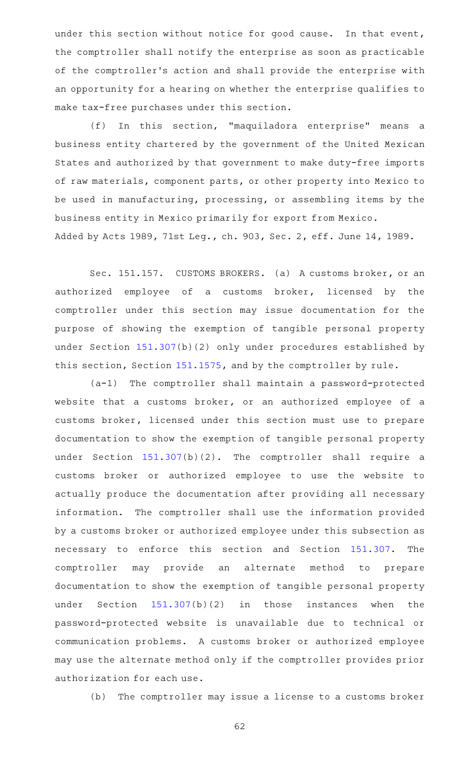under this section without notice for good cause. In that event, the comptroller shall notify the enterprise as soon as practicable of the comptroller's action and shall provide the enterprise with an opportunity for a hearing on whether the enterprise qualifies to make tax-free purchases under this section.

(f) In this section, "maquiladora enterprise" means a business entity chartered by the government of the United Mexican States and authorized by that government to make duty-free imports of raw materials, component parts, or other property into Mexico to be used in manufacturing, processing, or assembling items by the business entity in Mexico primarily for export from Mexico.

Added by Acts 1989, 71st Leg., ch. 903, Sec. 2, eff. June 14, 1989.

Sec. 151.157. CUSTOMS BROKERS. (a) A customs broker, or an authorized employee of a customs broker, licensed by the comptroller under this section may issue documentation for the purpose of showing the exemption of tangible personal property under Section 151.307(b)(2) only under procedures established by this section, Section 151.1575, and by the comptroller by rule.

(a-1) The comptroller shall maintain a password-protected website that a customs broker, or an authorized employee of a customs broker, licensed under this section must use to prepare documentation to show the exemption of tangible personal property under Section 151.307(b)(2). The comptroller shall require a customs broker or authorized employee to use the website to actually produce the documentation after providing all necessary information. The comptroller shall use the information provided by a customs broker or authorized employee under this subsection as necessary to enforce this section and Section 151.307. The comptroller may provide an alternate method to prepare documentation to show the exemption of tangible personal property under Section 151.307(b)(2) in those instances when the password-protected website is unavailable due to technical or communication problems. A customs broker or authorized employee may use the alternate method only if the comptroller provides prior authorization for each use.

(b) The comptroller may issue a license to a customs broker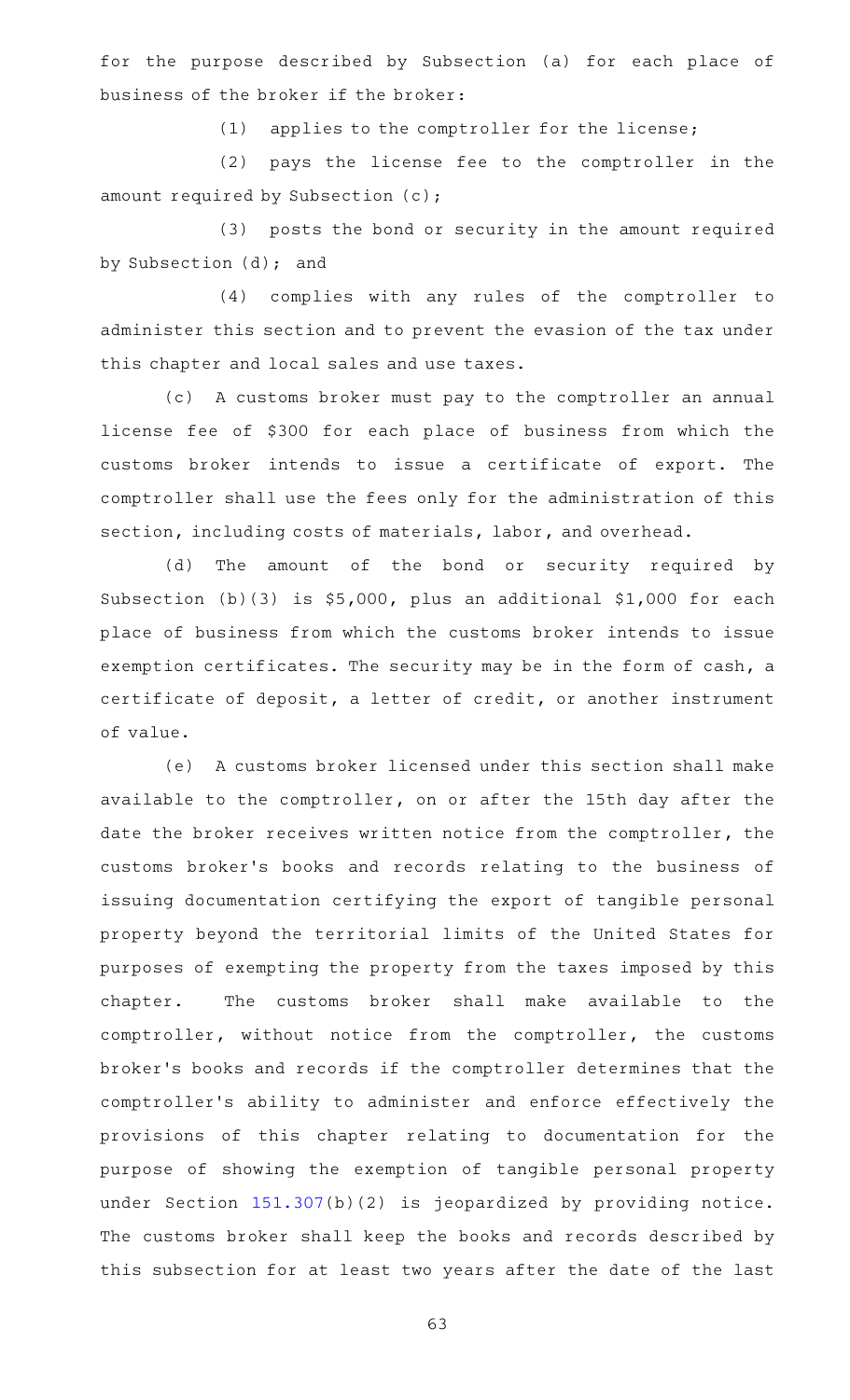for the purpose described by Subsection (a) for each place of business of the broker if the broker:

(1) applies to the comptroller for the license;

(2) pays the license fee to the comptroller in the amount required by Subsection (c);

(3) posts the bond or security in the amount required by Subsection (d); and

(4) complies with any rules of the comptroller to administer this section and to prevent the evasion of the tax under this chapter and local sales and use taxes.

(c) A customs broker must pay to the comptroller an annual license fee of $300 for each place of business from which the customs broker intends to issue a certificate of export. The comptroller shall use the fees only for the administration of this section, including costs of materials, labor, and overhead.

(d) The amount of the bond or security required by Subsection (b)(3) is $5,000, plus an additional $1,000 for each place of business from which the customs broker intends to issue exemption certificates. The security may be in the form of cash, a certificate of deposit, a letter of credit, or another instrument of value.

(e) A customs broker licensed under this section shall make available to the comptroller, on or after the 15th day after the date the broker receives written notice from the comptroller, the customs broker's books and records relating to the business of issuing documentation certifying the export of tangible personal property beyond the territorial limits of the United States for purposes of exempting the property from the taxes imposed by this chapter. The customs broker shall make available to the comptroller, without notice from the comptroller, the customs broker's books and records if the comptroller determines that the comptroller's ability to administer and enforce effectively the provisions of this chapter relating to documentation for the purpose of showing the exemption of tangible personal property under Section 151.307(b)(2) is jeopardized by providing notice. The customs broker shall keep the books and records described by this subsection for at least two years after the date of the last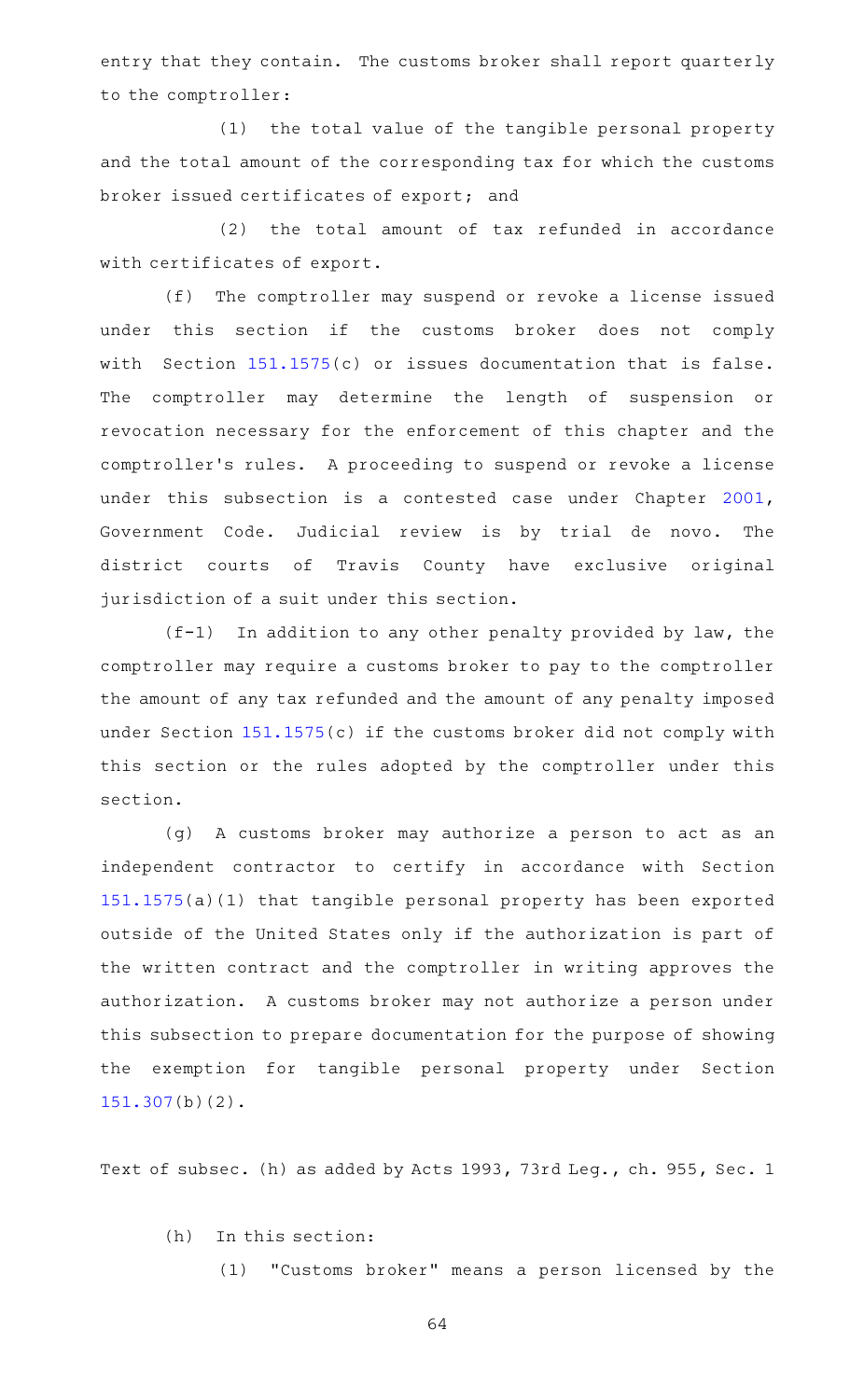entry that they contain. The customs broker shall report quarterly to the comptroller:

(1) the total value of the tangible personal property and the total amount of the corresponding tax for which the customs broker issued certificates of export; and

(2) the total amount of tax refunded in accordance with certificates of export.

(f) The comptroller may suspend or revoke a license issued under this section if the customs broker does not comply with Section 151.1575(c) or issues documentation that is false. The comptroller may determine the length of suspension or revocation necessary for the enforcement of this chapter and the comptroller's rules. A proceeding to suspend or revoke a license under this subsection is a contested case under Chapter 2001, Government Code. Judicial review is by trial de novo. The district courts of Travis County have exclusive original jurisdiction of a suit under this section.

(f-1) In addition to any other penalty provided by law, the comptroller may require a customs broker to pay to the comptroller the amount of any tax refunded and the amount of any penalty imposed under Section 151.1575(c) if the customs broker did not comply with this section or the rules adopted by the comptroller under this section.

(g) A customs broker may authorize a person to act as an independent contractor to certify in accordance with Section 151.1575(a)(1) that tangible personal property has been exported outside of the United States only if the authorization is part of the written contract and the comptroller in writing approves the authorization. A customs broker may not authorize a person under this subsection to prepare documentation for the purpose of showing the exemption for tangible personal property under Section 151.307(b)(2).

Text of subsec. (h) as added by Acts 1993, 73rd Leg., ch. 955, Sec. 1

(h) In this section:

(1) "Customs broker" means a person licensed by the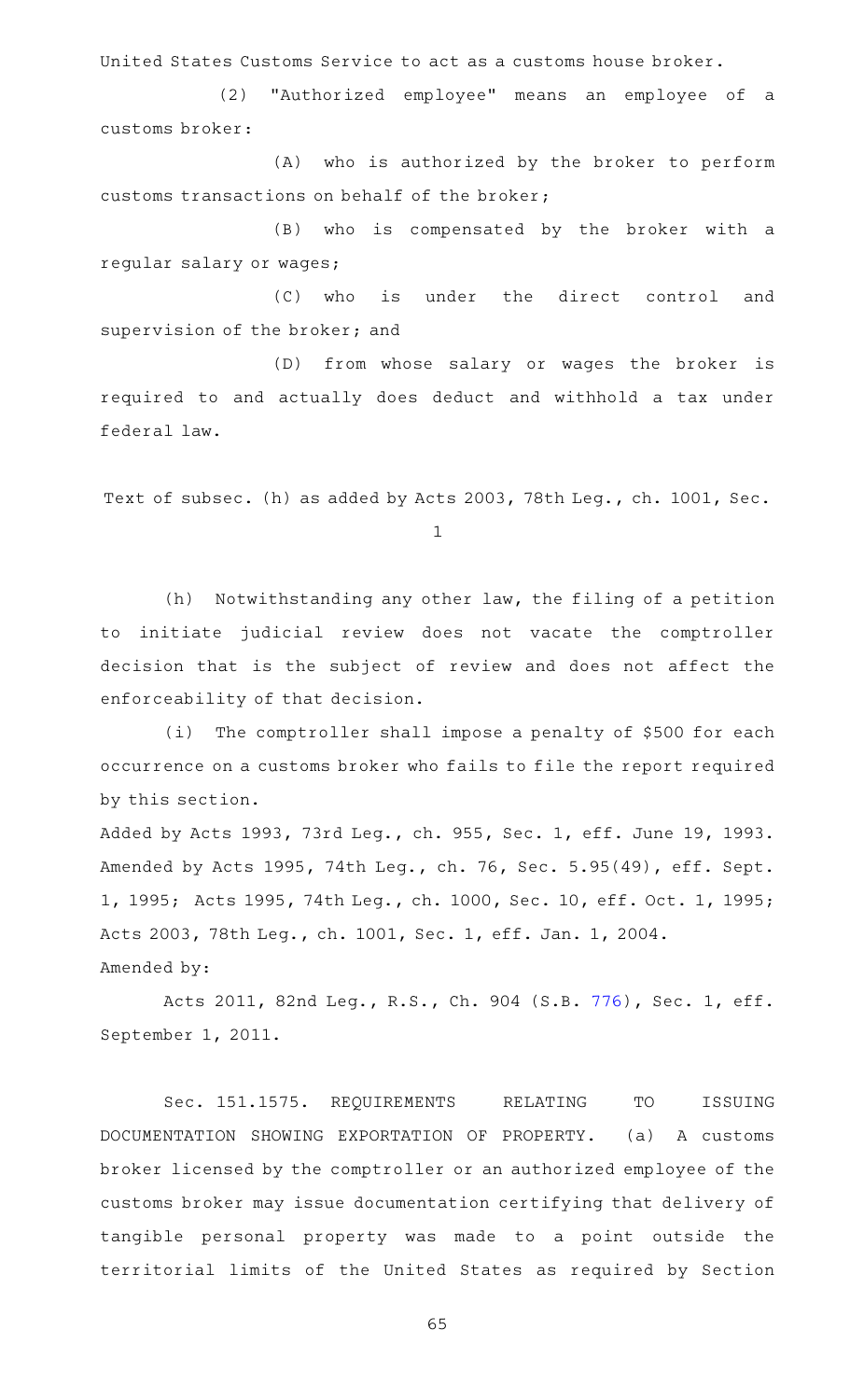United States Customs Service to act as a customs house broker.

(2) "Authorized employee" means an employee of a customs broker:

(A) who is authorized by the broker to perform customs transactions on behalf of the broker;

(B) who is compensated by the broker with a regular salary or wages;

(C) who is under the direct control and supervision of the broker; and

(D) from whose salary or wages the broker is required to and actually does deduct and withhold a tax under federal law.

Text of subsec. (h) as added by Acts 2003, 78th Leg., ch. 1001, Sec. 1

(h) Notwithstanding any other law, the filing of a petition to initiate judicial review does not vacate the comptroller decision that is the subject of review and does not affect the enforceability of that decision.

(i) The comptroller shall impose a penalty of $500 for each occurrence on a customs broker who fails to file the report required by this section.

Added by Acts 1993, 73rd Leg., ch. 955, Sec. 1, eff. June 19, 1993. Amended by Acts 1995, 74th Leg., ch. 76, Sec. 5.95(49), eff. Sept. 1, 1995; Acts 1995, 74th Leg., ch. 1000, Sec. 10, eff. Oct. 1, 1995; Acts 2003, 78th Leg., ch. 1001, Sec. 1, eff. Jan. 1, 2004.

Amended by:

Acts 2011, 82nd Leg., R.S., Ch. 904 (S.B. 776), Sec. 1, eff. September 1, 2011.

Sec. 151.1575. REQUIREMENTS RELATING TO ISSUING DOCUMENTATION SHOWING EXPORTATION OF PROPERTY. (a) A customs broker licensed by the comptroller or an authorized employee of the customs broker may issue documentation certifying that delivery of tangible personal property was made to a point outside the territorial limits of the United States as required by Section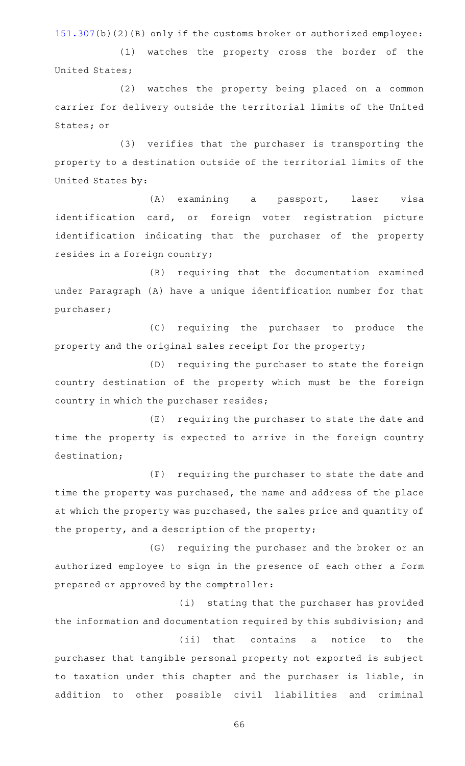151.307(b)(2)(B) only if the customs broker or authorized employee:

(1) watches the property cross the border of the United States;

(2) watches the property being placed on a common carrier for delivery outside the territorial limits of the United States; or

(3) verifies that the purchaser is transporting the property to a destination outside of the territorial limits of the United States by:

(A) examining a passport, laser visa identification card, or foreign voter registration picture identification indicating that the purchaser of the property resides in a foreign country;

(B) requiring that the documentation examined under Paragraph (A) have a unique identification number for that purchaser;

(C) requiring the purchaser to produce the property and the original sales receipt for the property;

(D) requiring the purchaser to state the foreign country destination of the property which must be the foreign country in which the purchaser resides;

(E) requiring the purchaser to state the date and time the property is expected to arrive in the foreign country destination;

(F) requiring the purchaser to state the date and time the property was purchased, the name and address of the place at which the property was purchased, the sales price and quantity of the property, and a description of the property;

(G) requiring the purchaser and the broker or an authorized employee to sign in the presence of each other a form prepared or approved by the comptroller:

(i) stating that the purchaser has provided the information and documentation required by this subdivision; and

(ii) that contains a notice to the purchaser that tangible personal property not exported is subject to taxation under this chapter and the purchaser is liable, in addition to other possible civil liabilities and criminal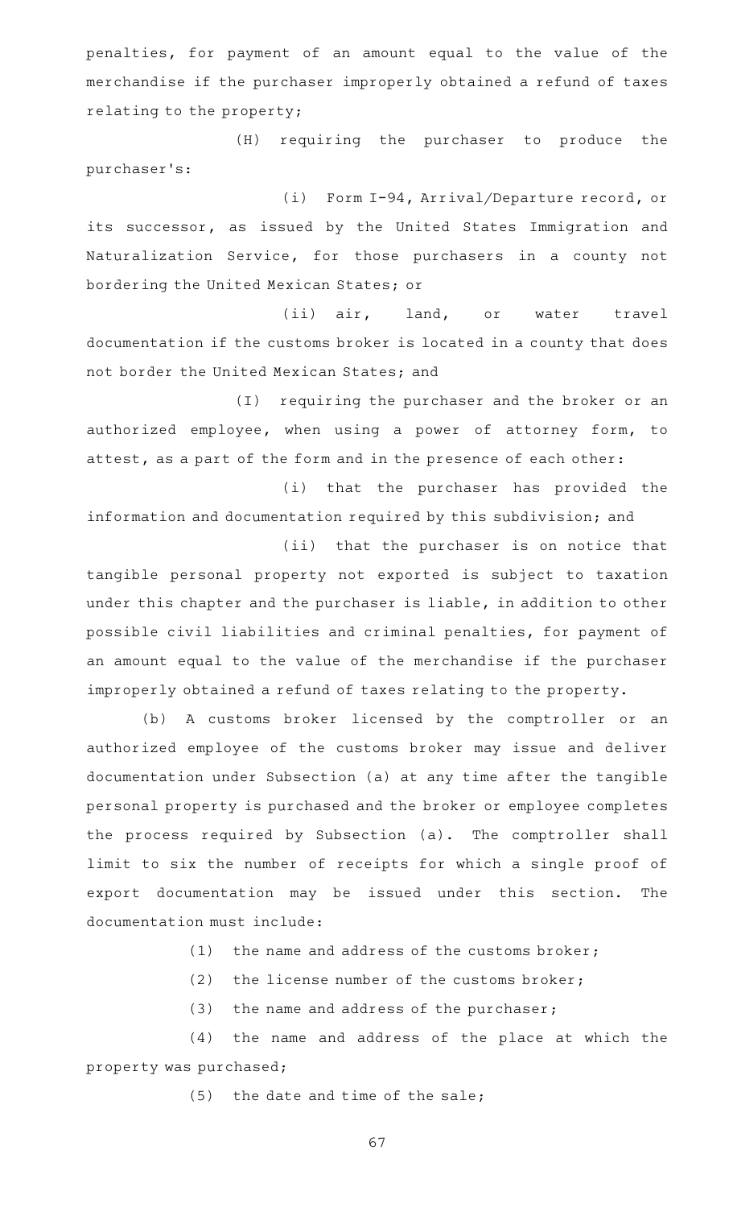penalties, for payment of an amount equal to the value of the merchandise if the purchaser improperly obtained a refund of taxes relating to the property;

(H) requiring the purchaser to produce the purchaser's:

(i) Form I-94, Arrival/Departure record, or its successor, as issued by the United States Immigration and Naturalization Service, for those purchasers in a county not bordering the United Mexican States; or

(ii) air, land, or water travel documentation if the customs broker is located in a county that does not border the United Mexican States; and

(I) requiring the purchaser and the broker or an authorized employee, when using a power of attorney form, to attest, as a part of the form and in the presence of each other:

(i) that the purchaser has provided the information and documentation required by this subdivision; and

(ii) that the purchaser is on notice that tangible personal property not exported is subject to taxation under this chapter and the purchaser is liable, in addition to other possible civil liabilities and criminal penalties, for payment of an amount equal to the value of the merchandise if the purchaser improperly obtained a refund of taxes relating to the property.

(b) A customs broker licensed by the comptroller or an authorized employee of the customs broker may issue and deliver documentation under Subsection (a) at any time after the tangible personal property is purchased and the broker or employee completes the process required by Subsection (a). The comptroller shall limit to six the number of receipts for which a single proof of export documentation may be issued under this section. The documentation must include:

(1) the name and address of the customs broker;

(2) the license number of the customs broker;

(3) the name and address of the purchaser;

(4) the name and address of the place at which the property was purchased;

(5) the date and time of the sale;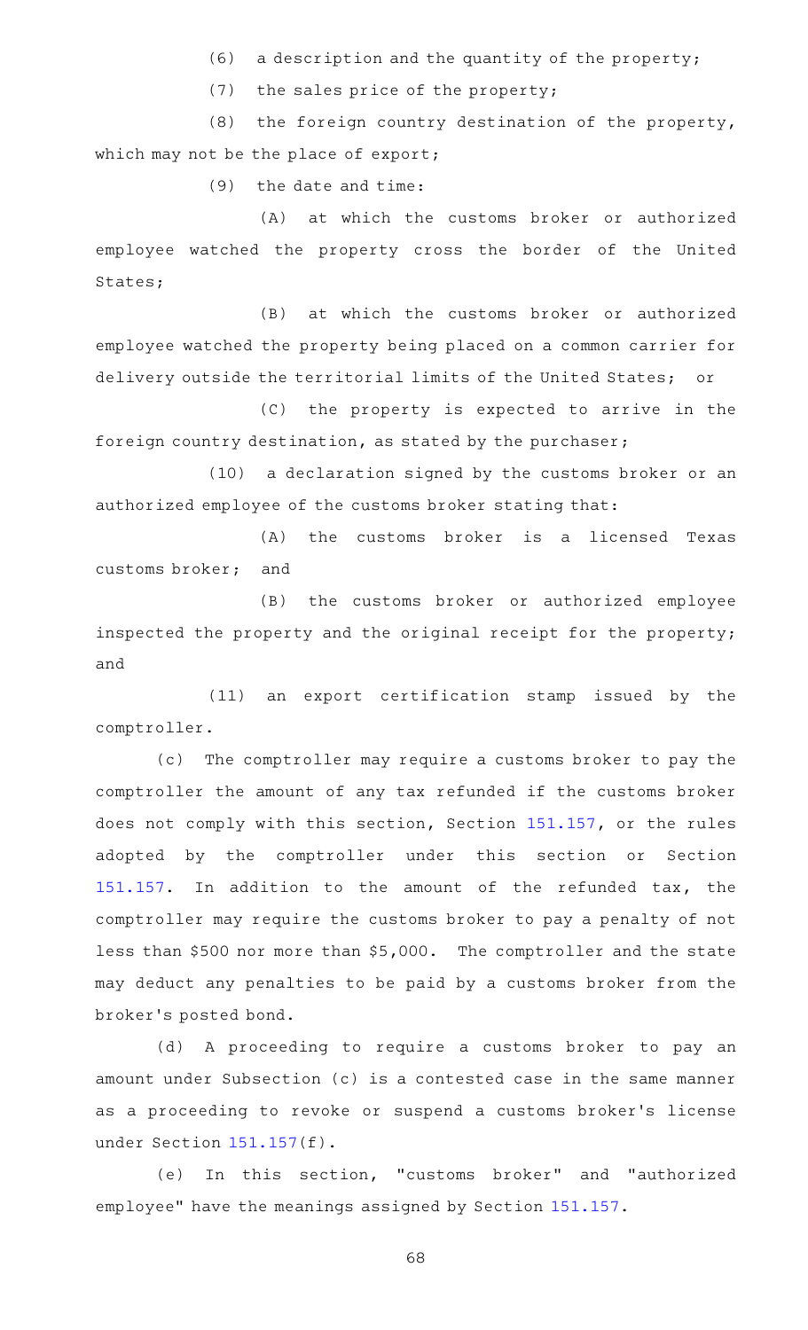(6) a description and the quantity of the property;

(7) the sales price of the property;

(8) the foreign country destination of the property, which may not be the place of export;

(9) the date and time:

(A) at which the customs broker or authorized employee watched the property cross the border of the United States;

(B) at which the customs broker or authorized employee watched the property being placed on a common carrier for delivery outside the territorial limits of the United States; or

(C) the property is expected to arrive in the foreign country destination, as stated by the purchaser;

(10) a declaration signed by the customs broker or an authorized employee of the customs broker stating that:

(A) the customs broker is a licensed Texas customs broker; and

(B) the customs broker or authorized employee inspected the property and the original receipt for the property; and

(11) an export certification stamp issued by the comptroller.

(c) The comptroller may require a customs broker to pay the comptroller the amount of any tax refunded if the customs broker does not comply with this section, Section 151.157, or the rules adopted by the comptroller under this section or Section 151.157. In addition to the amount of the refunded tax, the comptroller may require the customs broker to pay a penalty of not less than $500 nor more than $5,000. The comptroller and the state may deduct any penalties to be paid by a customs broker from the broker's posted bond.

(d) A proceeding to require a customs broker to pay an amount under Subsection (c) is a contested case in the same manner as a proceeding to revoke or suspend a customs broker's license under Section 151.157(f).

(e) In this section, "customs broker" and "authorized employee" have the meanings assigned by Section 151.157.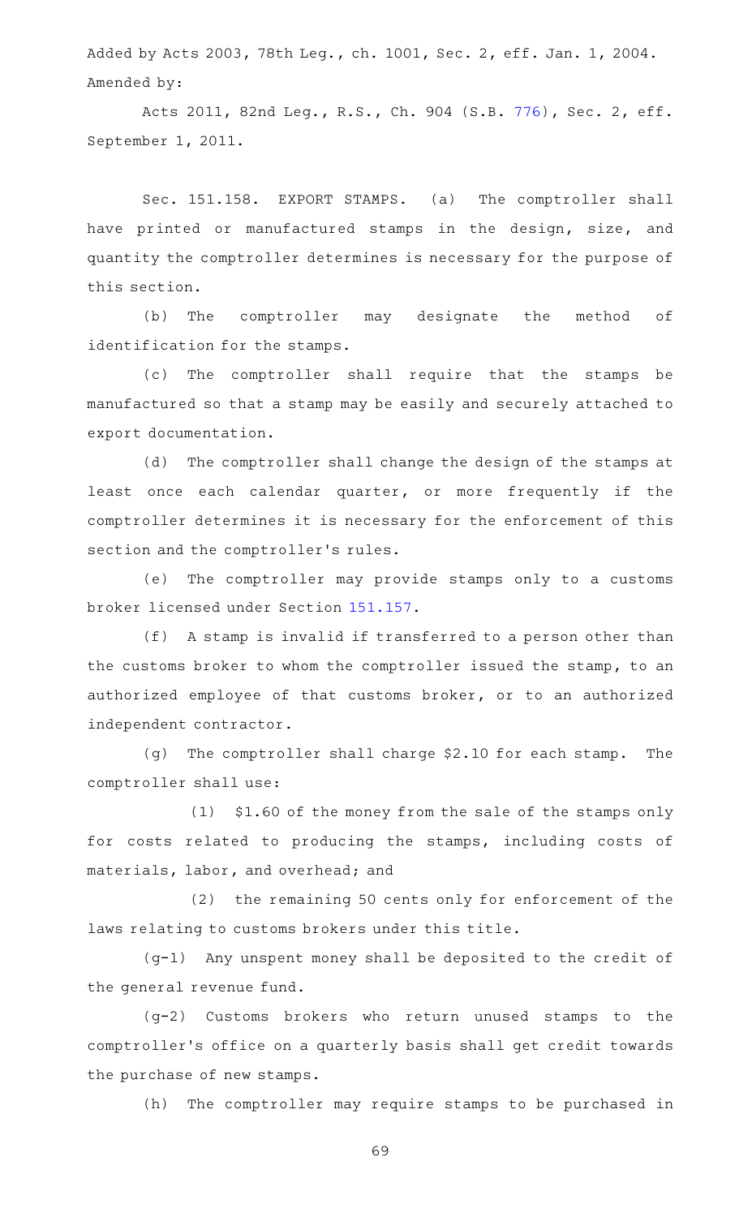Added by Acts 2003, 78th Leg., ch. 1001, Sec. 2, eff. Jan. 1, 2004.
Amended by:

Acts 2011, 82nd Leg., R.S., Ch. 904 (S.B. 776), Sec. 2, eff. September 1, 2011.

Sec. 151.158. EXPORT STAMPS. (a) The comptroller shall have printed or manufactured stamps in the design, size, and quantity the comptroller determines is necessary for the purpose of this section.

(b) The comptroller may designate the method of identification for the stamps.

(c) The comptroller shall require that the stamps be manufactured so that a stamp may be easily and securely attached to export documentation.

(d) The comptroller shall change the design of the stamps at least once each calendar quarter, or more frequently if the comptroller determines it is necessary for the enforcement of this section and the comptroller's rules.

(e) The comptroller may provide stamps only to a customs broker licensed under Section 151.157.

(f) A stamp is invalid if transferred to a person other than the customs broker to whom the comptroller issued the stamp, to an authorized employee of that customs broker, or to an authorized independent contractor.

(g) The comptroller shall charge $2.10 for each stamp. The comptroller shall use:

(1) $1.60 of the money from the sale of the stamps only for costs related to producing the stamps, including costs of materials, labor, and overhead; and

(2) the remaining 50 cents only for enforcement of the laws relating to customs brokers under this title.

(g-1) Any unspent money shall be deposited to the credit of the general revenue fund.

(g-2) Customs brokers who return unused stamps to the comptroller's office on a quarterly basis shall get credit towards the purchase of new stamps.

(h) The comptroller may require stamps to be purchased in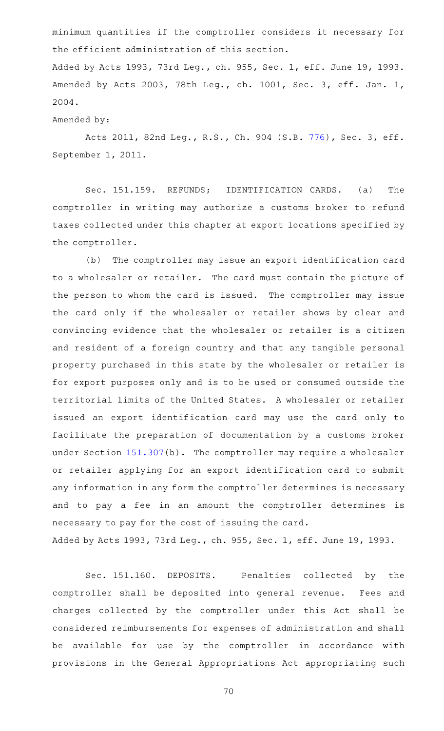minimum quantities if the comptroller considers it necessary for the efficient administration of this section.

Added by Acts 1993, 73rd Leg., ch. 955, Sec. 1, eff. June 19, 1993. Amended by Acts 2003, 78th Leg., ch. 1001, Sec. 3, eff. Jan. 1, 2004.

Amended by:

Acts 2011, 82nd Leg., R.S., Ch. 904 (S.B. 776), Sec. 3, eff. September 1, 2011.

Sec. 151.159. REFUNDS; IDENTIFICATION CARDS. (a) The comptroller in writing may authorize a customs broker to refund taxes collected under this chapter at export locations specified by the comptroller.

(b) The comptroller may issue an export identification card to a wholesaler or retailer. The card must contain the picture of the person to whom the card is issued. The comptroller may issue the card only if the wholesaler or retailer shows by clear and convincing evidence that the wholesaler or retailer is a citizen and resident of a foreign country and that any tangible personal property purchased in this state by the wholesaler or retailer is for export purposes only and is to be used or consumed outside the territorial limits of the United States. A wholesaler or retailer issued an export identification card may use the card only to facilitate the preparation of documentation by a customs broker under Section 151.307(b). The comptroller may require a wholesaler or retailer applying for an export identification card to submit any information in any form the comptroller determines is necessary and to pay a fee in an amount the comptroller determines is necessary to pay for the cost of issuing the card.

Added by Acts 1993, 73rd Leg., ch. 955, Sec. 1, eff. June 19, 1993.

Sec. 151.160. DEPOSITS. Penalties collected by the comptroller shall be deposited into general revenue. Fees and charges collected by the comptroller under this Act shall be considered reimbursements for expenses of administration and shall be available for use by the comptroller in accordance with provisions in the General Appropriations Act appropriating such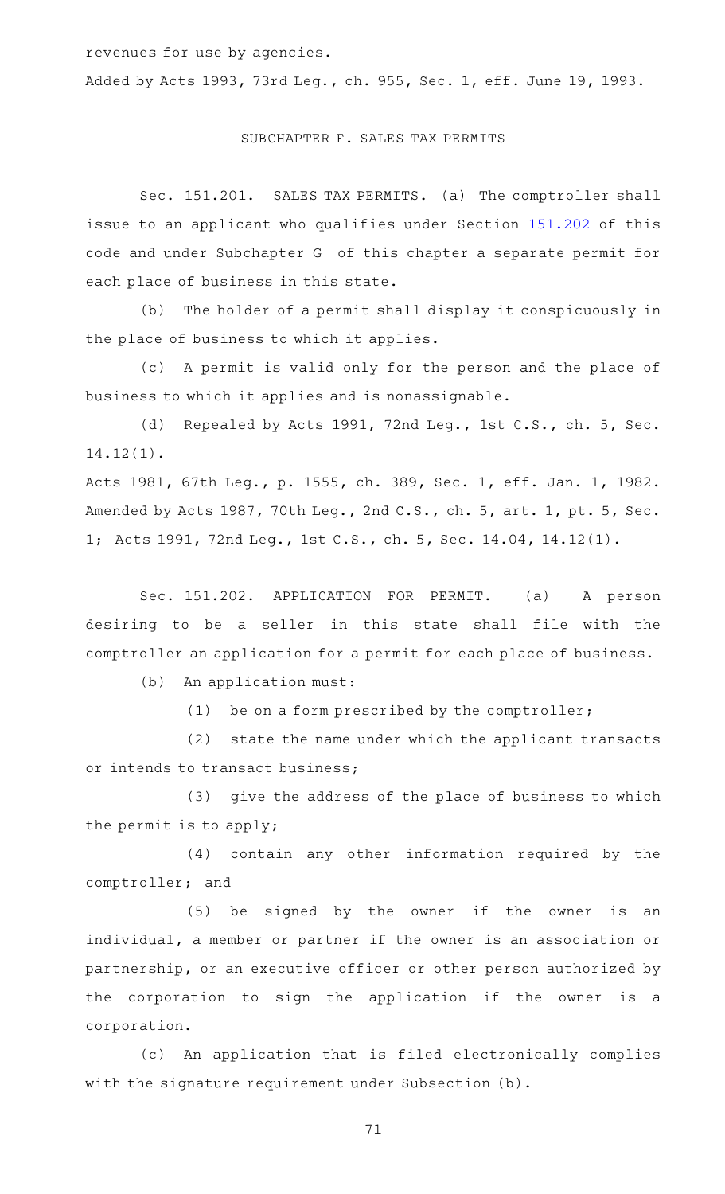revenues for use by agencies.

Added by Acts 1993, 73rd Leg., ch. 955, Sec. 1, eff. June 19, 1993.

## SUBCHAPTER F. SALES TAX PERMITS

Sec. 151.201. SALES TAX PERMITS. (a) The comptroller shall issue to an applicant who qualifies under Section 151.202 of this code and under Subchapter G of this chapter a separate permit for each place of business in this state.

(b) The holder of a permit shall display it conspicuously in the place of business to which it applies.

(c) A permit is valid only for the person and the place of business to which it applies and is nonassignable.

(d) Repealed by Acts 1991, 72nd Leg., 1st C.S., ch. 5, Sec. 14.12(1).

Acts 1981, 67th Leg., p. 1555, ch. 389, Sec. 1, eff. Jan. 1, 1982. Amended by Acts 1987, 70th Leg., 2nd C.S., ch. 5, art. 1, pt. 5, Sec. 1; Acts 1991, 72nd Leg., 1st C.S., ch. 5, Sec. 14.04, 14.12(1).

Sec. 151.202. APPLICATION FOR PERMIT. (a) A person desiring to be a seller in this state shall file with the comptroller an application for a permit for each place of business.

(b) An application must:

(1) be on a form prescribed by the comptroller;

(2) state the name under which the applicant transacts or intends to transact business;

(3) give the address of the place of business to which the permit is to apply;

(4) contain any other information required by the comptroller; and

(5) be signed by the owner if the owner is an individual, a member or partner if the owner is an association or partnership, or an executive officer or other person authorized by the corporation to sign the application if the owner is a corporation.

(c) An application that is filed electronically complies with the signature requirement under Subsection (b).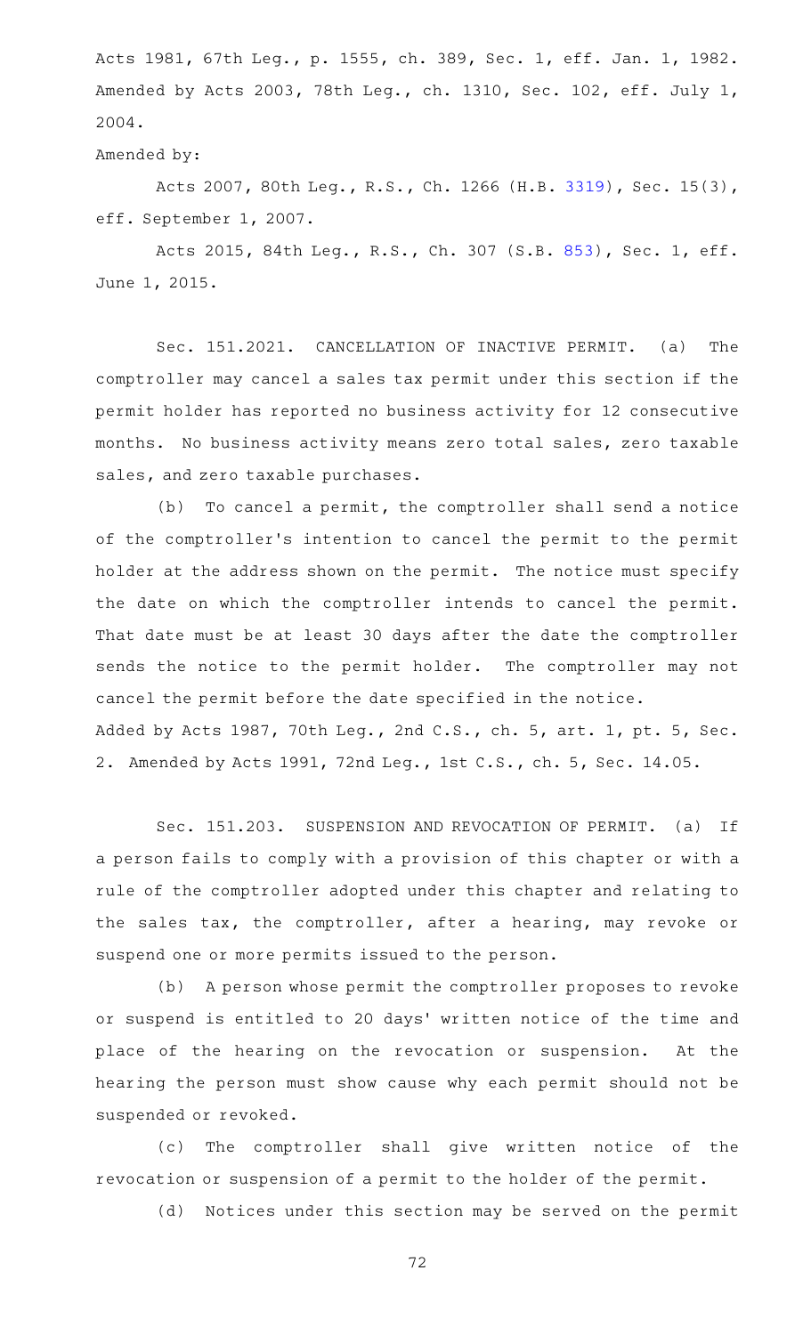Acts 1981, 67th Leg., p. 1555, ch. 389, Sec. 1, eff. Jan. 1, 1982. Amended by Acts 2003, 78th Leg., ch. 1310, Sec. 102, eff. July 1, 2004.

Amended by:

Acts 2007, 80th Leg., R.S., Ch. 1266 (H.B. 3319), Sec. 15(3), eff. September 1, 2007.

Acts 2015, 84th Leg., R.S., Ch. 307 (S.B. 853), Sec. 1, eff. June 1, 2015.

Sec. 151.2021. CANCELLATION OF INACTIVE PERMIT. (a) The comptroller may cancel a sales tax permit under this section if the permit holder has reported no business activity for 12 consecutive months. No business activity means zero total sales, zero taxable sales, and zero taxable purchases.

(b) To cancel a permit, the comptroller shall send a notice of the comptroller's intention to cancel the permit to the permit holder at the address shown on the permit. The notice must specify the date on which the comptroller intends to cancel the permit. That date must be at least 30 days after the date the comptroller sends the notice to the permit holder. The comptroller may not cancel the permit before the date specified in the notice.

Added by Acts 1987, 70th Leg., 2nd C.S., ch. 5, art. 1, pt. 5, Sec. 2. Amended by Acts 1991, 72nd Leg., 1st C.S., ch. 5, Sec. 14.05.

Sec. 151.203. SUSPENSION AND REVOCATION OF PERMIT. (a) If a person fails to comply with a provision of this chapter or with a rule of the comptroller adopted under this chapter and relating to the sales tax, the comptroller, after a hearing, may revoke or suspend one or more permits issued to the person.

(b) A person whose permit the comptroller proposes to revoke or suspend is entitled to 20 days' written notice of the time and place of the hearing on the revocation or suspension. At the hearing the person must show cause why each permit should not be suspended or revoked.

(c) The comptroller shall give written notice of the revocation or suspension of a permit to the holder of the permit.

(d) Notices under this section may be served on the permit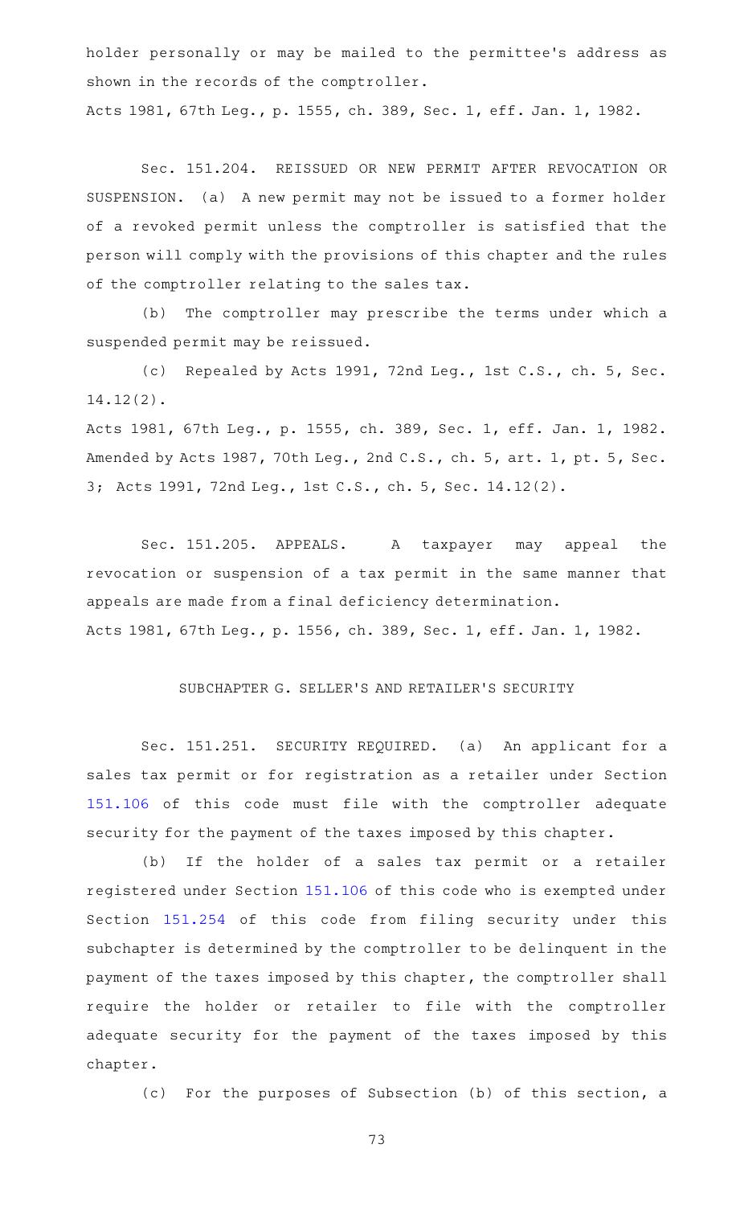holder personally or may be mailed to the permittee's address as shown in the records of the comptroller.

Acts 1981, 67th Leg., p. 1555, ch. 389, Sec. 1, eff. Jan. 1, 1982.

Sec. 151.204. REISSUED OR NEW PERMIT AFTER REVOCATION OR SUSPENSION. (a) A new permit may not be issued to a former holder of a revoked permit unless the comptroller is satisfied that the person will comply with the provisions of this chapter and the rules of the comptroller relating to the sales tax.

(b) The comptroller may prescribe the terms under which a suspended permit may be reissued.

(c) Repealed by Acts 1991, 72nd Leg., 1st C.S., ch. 5, Sec. 14.12(2).

Acts 1981, 67th Leg., p. 1555, ch. 389, Sec. 1, eff. Jan. 1, 1982. Amended by Acts 1987, 70th Leg., 2nd C.S., ch. 5, art. 1, pt. 5, Sec. 3; Acts 1991, 72nd Leg., 1st C.S., ch. 5, Sec. 14.12(2).

Sec. 151.205. APPEALS. A taxpayer may appeal the revocation or suspension of a tax permit in the same manner that appeals are made from a final deficiency determination.

Acts 1981, 67th Leg., p. 1556, ch. 389, Sec. 1, eff. Jan. 1, 1982.

SUBCHAPTER G. SELLER'S AND RETAILER'S SECURITY

Sec. 151.251. SECURITY REQUIRED. (a) An applicant for a sales tax permit or for registration as a retailer under Section 151.106 of this code must file with the comptroller adequate security for the payment of the taxes imposed by this chapter.

(b) If the holder of a sales tax permit or a retailer registered under Section 151.106 of this code who is exempted under Section 151.254 of this code from filing security under this subchapter is determined by the comptroller to be delinquent in the payment of the taxes imposed by this chapter, the comptroller shall require the holder or retailer to file with the comptroller adequate security for the payment of the taxes imposed by this chapter.

(c) For the purposes of Subsection (b) of this section, a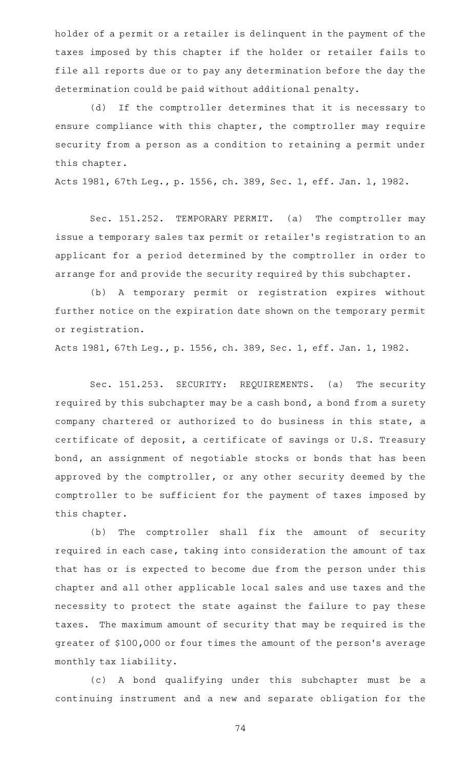holder of a permit or a retailer is delinquent in the payment of the taxes imposed by this chapter if the holder or retailer fails to file all reports due or to pay any determination before the day the determination could be paid without additional penalty.

(d) If the comptroller determines that it is necessary to ensure compliance with this chapter, the comptroller may require security from a person as a condition to retaining a permit under this chapter.

Acts 1981, 67th Leg., p. 1556, ch. 389, Sec. 1, eff. Jan. 1, 1982.

Sec. 151.252. TEMPORARY PERMIT. (a) The comptroller may issue a temporary sales tax permit or retailer's registration to an applicant for a period determined by the comptroller in order to arrange for and provide the security required by this subchapter.

(b) A temporary permit or registration expires without further notice on the expiration date shown on the temporary permit or registration.

Acts 1981, 67th Leg., p. 1556, ch. 389, Sec. 1, eff. Jan. 1, 1982.

Sec. 151.253. SECURITY: REQUIREMENTS. (a) The security required by this subchapter may be a cash bond, a bond from a surety company chartered or authorized to do business in this state, a certificate of deposit, a certificate of savings or U.S. Treasury bond, an assignment of negotiable stocks or bonds that has been approved by the comptroller, or any other security deemed by the comptroller to be sufficient for the payment of taxes imposed by this chapter.

(b) The comptroller shall fix the amount of security required in each case, taking into consideration the amount of tax that has or is expected to become due from the person under this chapter and all other applicable local sales and use taxes and the necessity to protect the state against the failure to pay these taxes. The maximum amount of security that may be required is the greater of $100,000 or four times the amount of the person's average monthly tax liability.

(c) A bond qualifying under this subchapter must be a continuing instrument and a new and separate obligation for the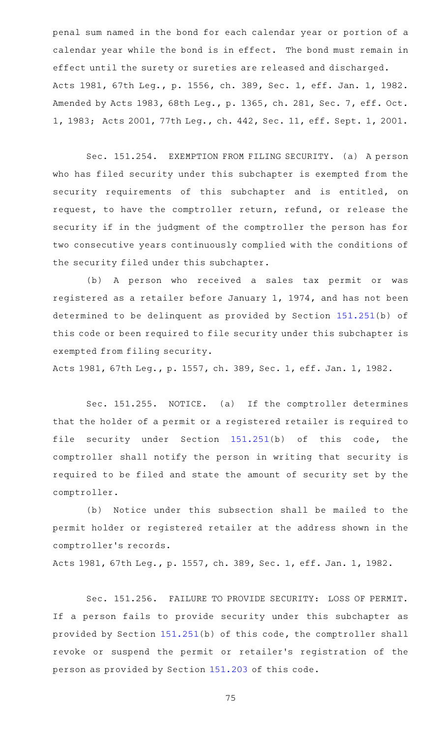penal sum named in the bond for each calendar year or portion of a calendar year while the bond is in effect. The bond must remain in effect until the surety or sureties are released and discharged.
Acts 1981, 67th Leg., p. 1556, ch. 389, Sec. 1, eff. Jan. 1, 1982.
Amended by Acts 1983, 68th Leg., p. 1365, ch. 281, Sec. 7, eff. Oct. 1, 1983; Acts 2001, 77th Leg., ch. 442, Sec. 11, eff. Sept. 1, 2001.

Sec. 151.254. EXEMPTION FROM FILING SECURITY. (a) A person who has filed security under this subchapter is exempted from the security requirements of this subchapter and is entitled, on request, to have the comptroller return, refund, or release the security if in the judgment of the comptroller the person has for two consecutive years continuously complied with the conditions of the security filed under this subchapter.

(b) A person who received a sales tax permit or was registered as a retailer before January 1, 1974, and has not been determined to be delinquent as provided by Section 151.251(b) of this code or been required to file security under this subchapter is exempted from filing security.
Acts 1981, 67th Leg., p. 1557, ch. 389, Sec. 1, eff. Jan. 1, 1982.

Sec. 151.255. NOTICE. (a) If the comptroller determines that the holder of a permit or a registered retailer is required to file security under Section 151.251(b) of this code, the comptroller shall notify the person in writing that security is required to be filed and state the amount of security set by the comptroller.

(b) Notice under this subsection shall be mailed to the permit holder or registered retailer at the address shown in the comptroller's records.
Acts 1981, 67th Leg., p. 1557, ch. 389, Sec. 1, eff. Jan. 1, 1982.

Sec. 151.256. FAILURE TO PROVIDE SECURITY: LOSS OF PERMIT. If a person fails to provide security under this subchapter as provided by Section 151.251(b) of this code, the comptroller shall revoke or suspend the permit or retailer's registration of the person as provided by Section 151.203 of this code.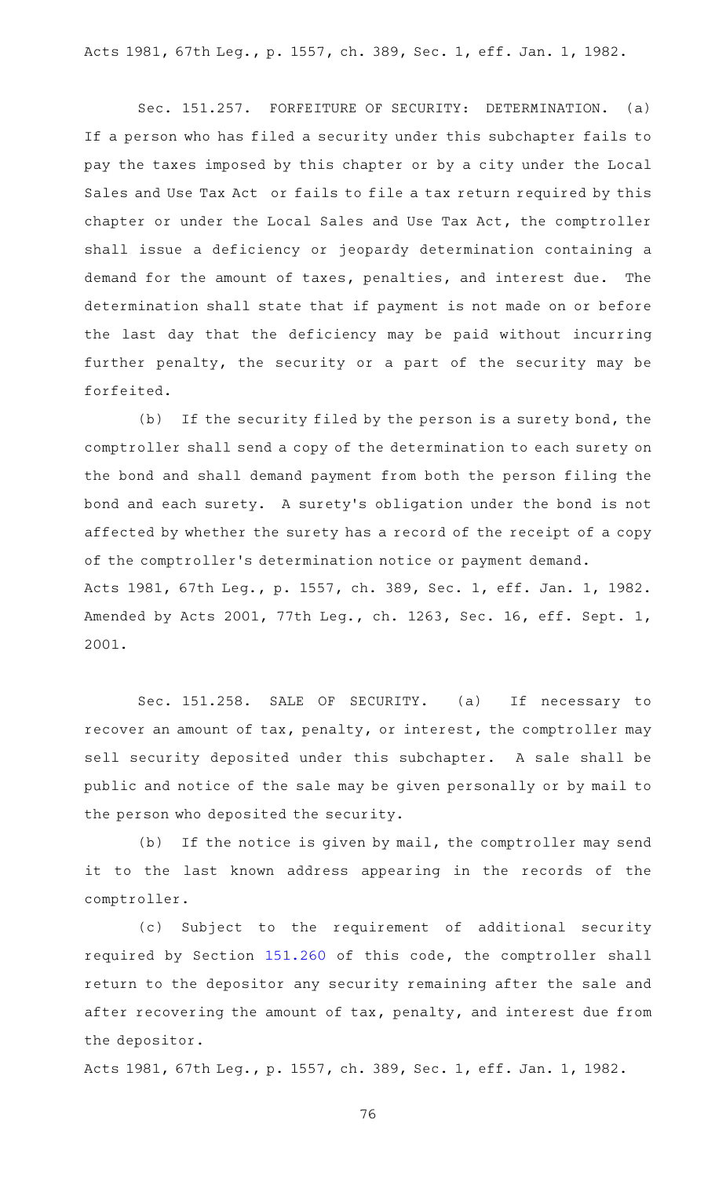Acts 1981, 67th Leg., p. 1557, ch. 389, Sec. 1, eff. Jan. 1, 1982.

Sec. 151.257. FORFEITURE OF SECURITY: DETERMINATION. (a) If a person who has filed a security under this subchapter fails to pay the taxes imposed by this chapter or by a city under the Local Sales and Use Tax Act or fails to file a tax return required by this chapter or under the Local Sales and Use Tax Act, the comptroller shall issue a deficiency or jeopardy determination containing a demand for the amount of taxes, penalties, and interest due. The determination shall state that if payment is not made on or before the last day that the deficiency may be paid without incurring further penalty, the security or a part of the security may be forfeited.

(b) If the security filed by the person is a surety bond, the comptroller shall send a copy of the determination to each surety on the bond and shall demand payment from both the person filing the bond and each surety. A surety's obligation under the bond is not affected by whether the surety has a record of the receipt of a copy of the comptroller's determination notice or payment demand.

Acts 1981, 67th Leg., p. 1557, ch. 389, Sec. 1, eff. Jan. 1, 1982. Amended by Acts 2001, 77th Leg., ch. 1263, Sec. 16, eff. Sept. 1, 2001.

Sec. 151.258. SALE OF SECURITY. (a) If necessary to recover an amount of tax, penalty, or interest, the comptroller may sell security deposited under this subchapter. A sale shall be public and notice of the sale may be given personally or by mail to the person who deposited the security.

(b) If the notice is given by mail, the comptroller may send it to the last known address appearing in the records of the comptroller.

(c) Subject to the requirement of additional security required by Section 151.260 of this code, the comptroller shall return to the depositor any security remaining after the sale and after recovering the amount of tax, penalty, and interest due from the depositor.

Acts 1981, 67th Leg., p. 1557, ch. 389, Sec. 1, eff. Jan. 1, 1982.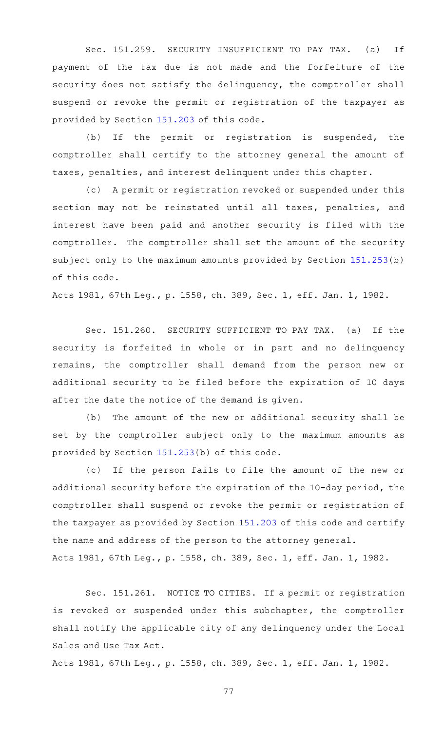Sec. 151.259. SECURITY INSUFFICIENT TO PAY TAX. (a) If payment of the tax due is not made and the forfeiture of the security does not satisfy the delinquency, the comptroller shall suspend or revoke the permit or registration of the taxpayer as provided by Section 151.203 of this code.

(b) If the permit or registration is suspended, the comptroller shall certify to the attorney general the amount of taxes, penalties, and interest delinquent under this chapter.

(c) A permit or registration revoked or suspended under this section may not be reinstated until all taxes, penalties, and interest have been paid and another security is filed with the comptroller. The comptroller shall set the amount of the security subject only to the maximum amounts provided by Section 151.253(b) of this code.

Acts 1981, 67th Leg., p. 1558, ch. 389, Sec. 1, eff. Jan. 1, 1982.

Sec. 151.260. SECURITY SUFFICIENT TO PAY TAX. (a) If the security is forfeited in whole or in part and no delinquency remains, the comptroller shall demand from the person new or additional security to be filed before the expiration of 10 days after the date the notice of the demand is given.

(b) The amount of the new or additional security shall be set by the comptroller subject only to the maximum amounts as provided by Section 151.253(b) of this code.

(c) If the person fails to file the amount of the new or additional security before the expiration of the 10-day period, the comptroller shall suspend or revoke the permit or registration of the taxpayer as provided by Section 151.203 of this code and certify the name and address of the person to the attorney general.

Acts 1981, 67th Leg., p. 1558, ch. 389, Sec. 1, eff. Jan. 1, 1982.

Sec. 151.261. NOTICE TO CITIES. If a permit or registration is revoked or suspended under this subchapter, the comptroller shall notify the applicable city of any delinquency under the Local Sales and Use Tax Act.

Acts 1981, 67th Leg., p. 1558, ch. 389, Sec. 1, eff. Jan. 1, 1982.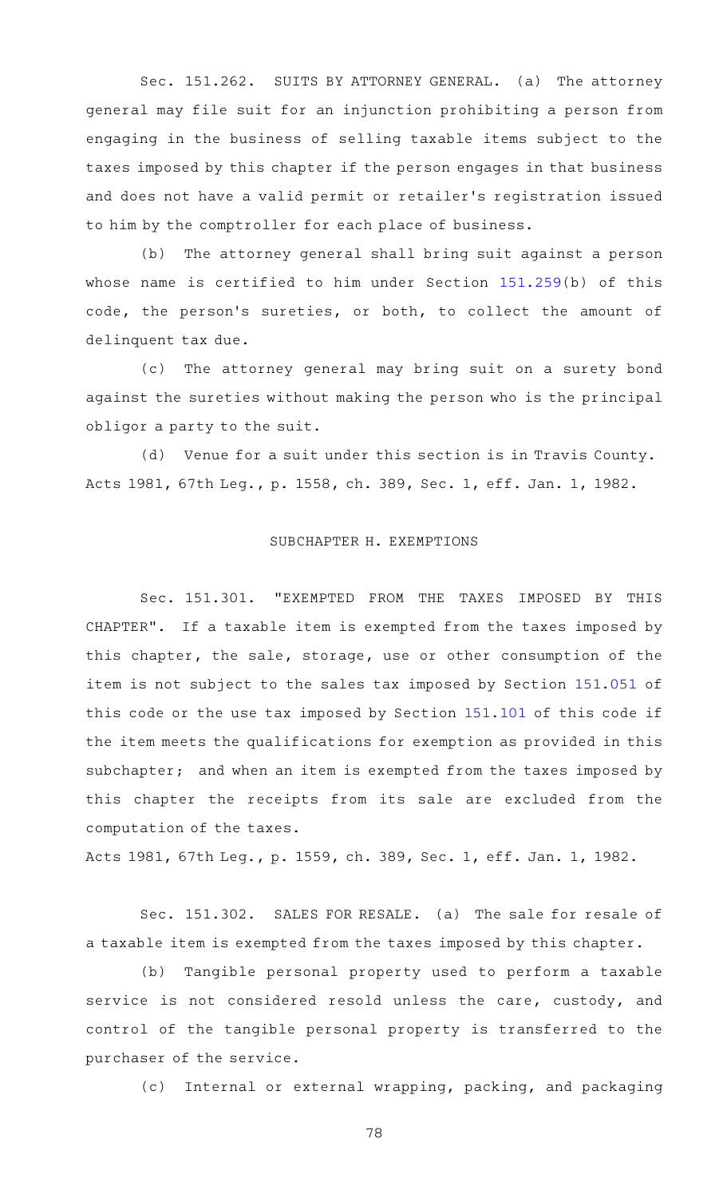Sec. 151.262. SUITS BY ATTORNEY GENERAL. (a) The attorney general may file suit for an injunction prohibiting a person from engaging in the business of selling taxable items subject to the taxes imposed by this chapter if the person engages in that business and does not have a valid permit or retailer's registration issued to him by the comptroller for each place of business.

(b) The attorney general shall bring suit against a person whose name is certified to him under Section 151.259(b) of this code, the person's sureties, or both, to collect the amount of delinquent tax due.

(c) The attorney general may bring suit on a surety bond against the sureties without making the person who is the principal obligor a party to the suit.

(d) Venue for a suit under this section is in Travis County.

Acts 1981, 67th Leg., p. 1558, ch. 389, Sec. 1, eff. Jan. 1, 1982.

## SUBCHAPTER H. EXEMPTIONS

Sec. 151.301. "EXEMPTED FROM THE TAXES IMPOSED BY THIS CHAPTER". If a taxable item is exempted from the taxes imposed by this chapter, the sale, storage, use or other consumption of the item is not subject to the sales tax imposed by Section 151.051 of this code or the use tax imposed by Section 151.101 of this code if the item meets the qualifications for exemption as provided in this subchapter; and when an item is exempted from the taxes imposed by this chapter the receipts from its sale are excluded from the computation of the taxes.

Acts 1981, 67th Leg., p. 1559, ch. 389, Sec. 1, eff. Jan. 1, 1982.

Sec. 151.302. SALES FOR RESALE. (a) The sale for resale of a taxable item is exempted from the taxes imposed by this chapter.

(b) Tangible personal property used to perform a taxable service is not considered resold unless the care, custody, and control of the tangible personal property is transferred to the purchaser of the service.

(c) Internal or external wrapping, packing, and packaging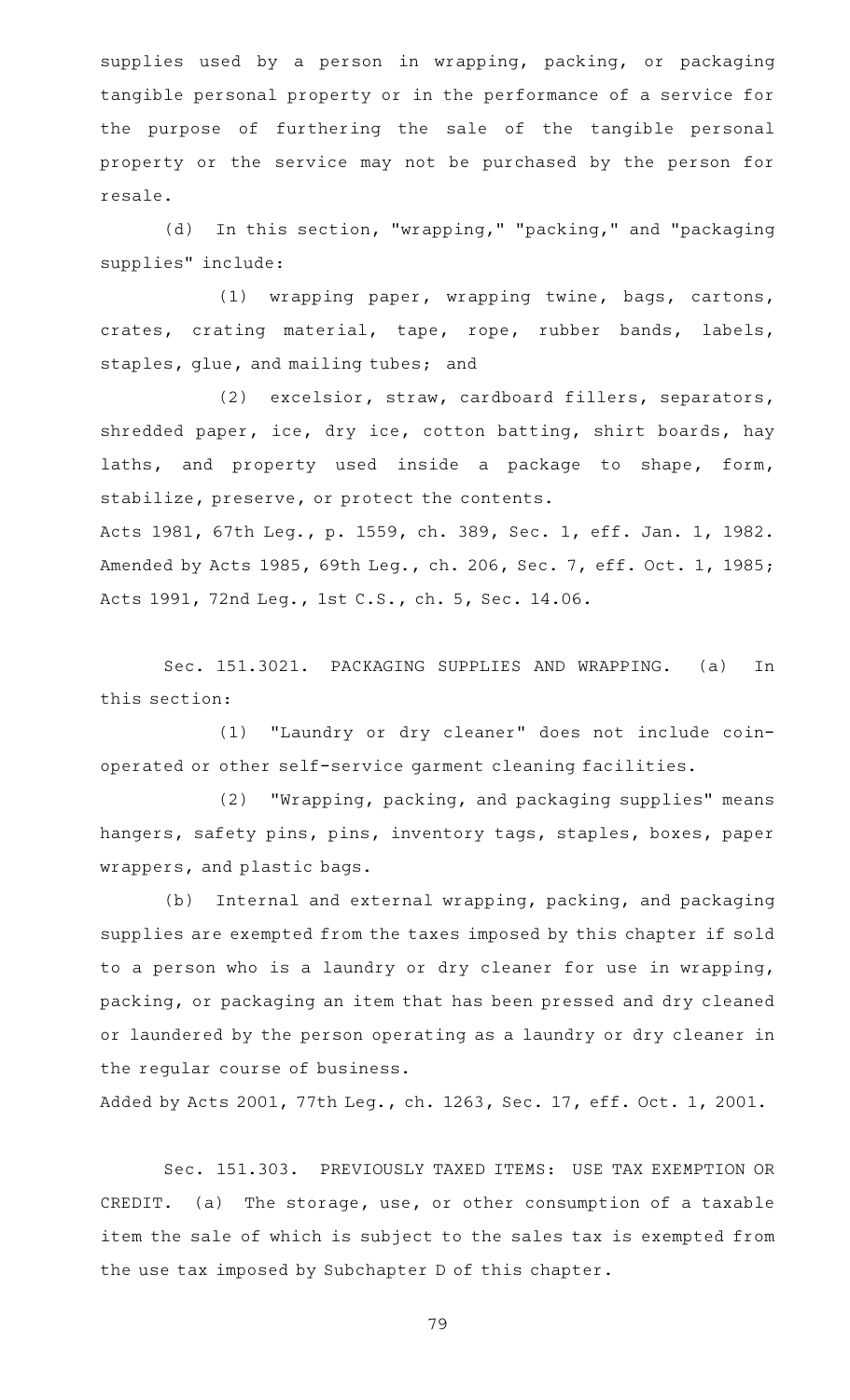supplies used by a person in wrapping, packing, or packaging tangible personal property or in the performance of a service for the purpose of furthering the sale of the tangible personal property or the service may not be purchased by the person for resale.

(d) In this section, "wrapping," "packing," and "packaging supplies" include:

(1) wrapping paper, wrapping twine, bags, cartons, crates, crating material, tape, rope, rubber bands, labels, staples, glue, and mailing tubes; and

(2) excelsior, straw, cardboard fillers, separators, shredded paper, ice, dry ice, cotton batting, shirt boards, hay laths, and property used inside a package to shape, form, stabilize, preserve, or protect the contents.

Acts 1981, 67th Leg., p. 1559, ch. 389, Sec. 1, eff. Jan. 1, 1982. Amended by Acts 1985, 69th Leg., ch. 206, Sec. 7, eff. Oct. 1, 1985; Acts 1991, 72nd Leg., 1st C.S., ch. 5, Sec. 14.06.

Sec. 151.3021. PACKAGING SUPPLIES AND WRAPPING. (a) In this section:

(1) "Laundry or dry cleaner" does not include coin-operated or other self-service garment cleaning facilities.

(2) "Wrapping, packing, and packaging supplies" means hangers, safety pins, pins, inventory tags, staples, boxes, paper wrappers, and plastic bags.

(b) Internal and external wrapping, packing, and packaging supplies are exempted from the taxes imposed by this chapter if sold to a person who is a laundry or dry cleaner for use in wrapping, packing, or packaging an item that has been pressed and dry cleaned or laundered by the person operating as a laundry or dry cleaner in the regular course of business.

Added by Acts 2001, 77th Leg., ch. 1263, Sec. 17, eff. Oct. 1, 2001.

Sec. 151.303. PREVIOUSLY TAXED ITEMS: USE TAX EXEMPTION OR CREDIT. (a) The storage, use, or other consumption of a taxable item the sale of which is subject to the sales tax is exempted from the use tax imposed by Subchapter D of this chapter.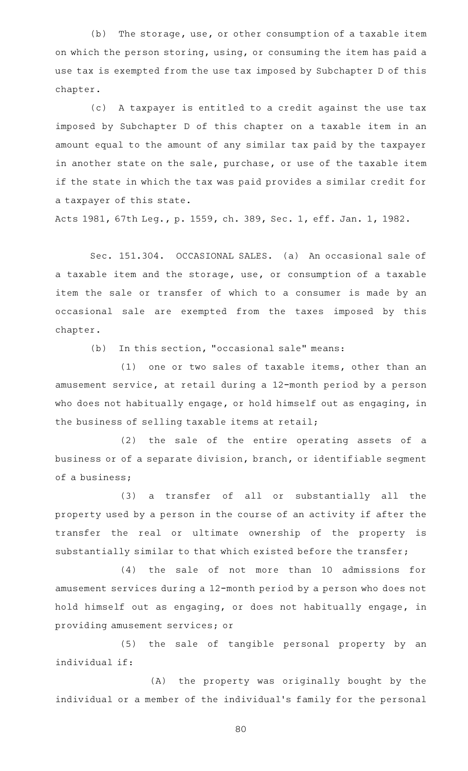(b) The storage, use, or other consumption of a taxable item on which the person storing, using, or consuming the item has paid a use tax is exempted from the use tax imposed by Subchapter D of this chapter.

(c) A taxpayer is entitled to a credit against the use tax imposed by Subchapter D of this chapter on a taxable item in an amount equal to the amount of any similar tax paid by the taxpayer in another state on the sale, purchase, or use of the taxable item if the state in which the tax was paid provides a similar credit for a taxpayer of this state.

Acts 1981, 67th Leg., p. 1559, ch. 389, Sec. 1, eff. Jan. 1, 1982.

Sec. 151.304. OCCASIONAL SALES. (a) An occasional sale of a taxable item and the storage, use, or consumption of a taxable item the sale or transfer of which to a consumer is made by an occasional sale are exempted from the taxes imposed by this chapter.

(b) In this section, "occasional sale" means:

(1) one or two sales of taxable items, other than an amusement service, at retail during a 12-month period by a person who does not habitually engage, or hold himself out as engaging, in the business of selling taxable items at retail;

(2) the sale of the entire operating assets of a business or of a separate division, branch, or identifiable segment of a business;

(3) a transfer of all or substantially all the property used by a person in the course of an activity if after the transfer the real or ultimate ownership of the property is substantially similar to that which existed before the transfer;

(4) the sale of not more than 10 admissions for amusement services during a 12-month period by a person who does not hold himself out as engaging, or does not habitually engage, in providing amusement services; or

(5) the sale of tangible personal property by an individual if:

(A) the property was originally bought by the individual or a member of the individual's family for the personal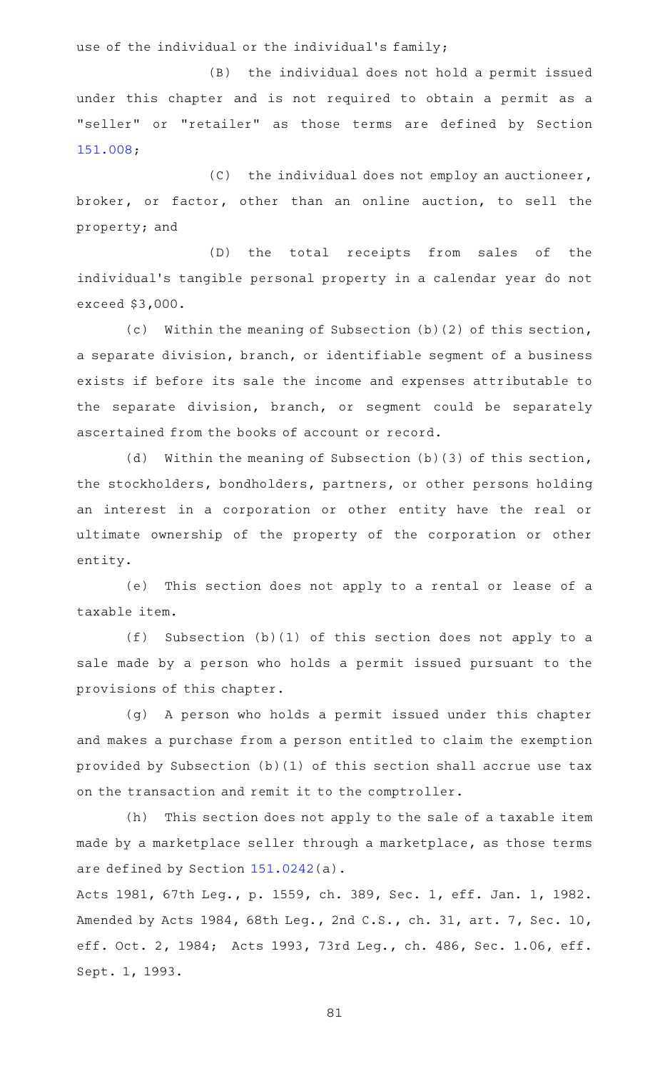use of the individual or the individual's family;

(B) the individual does not hold a permit issued under this chapter and is not required to obtain a permit as a "seller" or "retailer" as those terms are defined by Section 151.008;

(C) the individual does not employ an auctioneer, broker, or factor, other than an online auction, to sell the property; and

(D) the total receipts from sales of the individual's tangible personal property in a calendar year do not exceed $3,000.

(c) Within the meaning of Subsection (b)(2) of this section, a separate division, branch, or identifiable segment of a business exists if before its sale the income and expenses attributable to the separate division, branch, or segment could be separately ascertained from the books of account or record.

(d) Within the meaning of Subsection (b)(3) of this section, the stockholders, bondholders, partners, or other persons holding an interest in a corporation or other entity have the real or ultimate ownership of the property of the corporation or other entity.

(e) This section does not apply to a rental or lease of a taxable item.

(f) Subsection (b)(1) of this section does not apply to a sale made by a person who holds a permit issued pursuant to the provisions of this chapter.

(g) A person who holds a permit issued under this chapter and makes a purchase from a person entitled to claim the exemption provided by Subsection (b)(1) of this section shall accrue use tax on the transaction and remit it to the comptroller.

(h) This section does not apply to the sale of a taxable item made by a marketplace seller through a marketplace, as those terms are defined by Section 151.0242(a).

Acts 1981, 67th Leg., p. 1559, ch. 389, Sec. 1, eff. Jan. 1, 1982. Amended by Acts 1984, 68th Leg., 2nd C.S., ch. 31, art. 7, Sec. 10, eff. Oct. 2, 1984; Acts 1993, 73rd Leg., ch. 486, Sec. 1.06, eff. Sept. 1, 1993.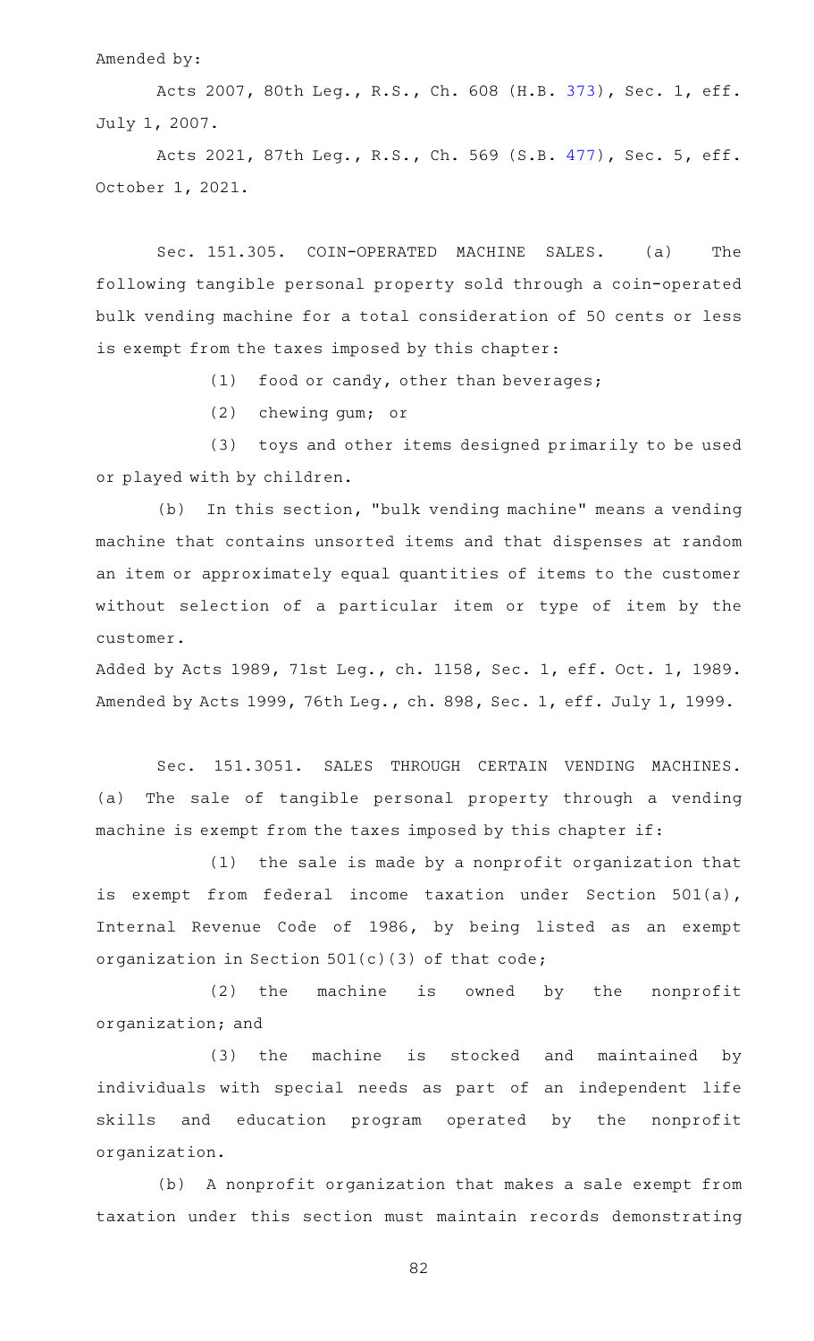Amended by:

Acts 2007, 80th Leg., R.S., Ch. 608 (H.B. 373), Sec. 1, eff. July 1, 2007.

Acts 2021, 87th Leg., R.S., Ch. 569 (S.B. 477), Sec. 5, eff. October 1, 2021.

Sec. 151.305. COIN-OPERATED MACHINE SALES. (a) The following tangible personal property sold through a coin-operated bulk vending machine for a total consideration of 50 cents or less is exempt from the taxes imposed by this chapter:

(1) food or candy, other than beverages;

(2) chewing gum; or

(3) toys and other items designed primarily to be used or played with by children.

(b) In this section, "bulk vending machine" means a vending machine that contains unsorted items and that dispenses at random an item or approximately equal quantities of items to the customer without selection of a particular item or type of item by the customer.

Added by Acts 1989, 71st Leg., ch. 1158, Sec. 1, eff. Oct. 1, 1989. Amended by Acts 1999, 76th Leg., ch. 898, Sec. 1, eff. July 1, 1999.

Sec. 151.3051. SALES THROUGH CERTAIN VENDING MACHINES. (a) The sale of tangible personal property through a vending machine is exempt from the taxes imposed by this chapter if:

(1) the sale is made by a nonprofit organization that is exempt from federal income taxation under Section 501(a), Internal Revenue Code of 1986, by being listed as an exempt organization in Section 501(c)(3) of that code;

(2) the machine is owned by the nonprofit organization; and

(3) the machine is stocked and maintained by individuals with special needs as part of an independent life skills and education program operated by the nonprofit organization.

(b) A nonprofit organization that makes a sale exempt from taxation under this section must maintain records demonstrating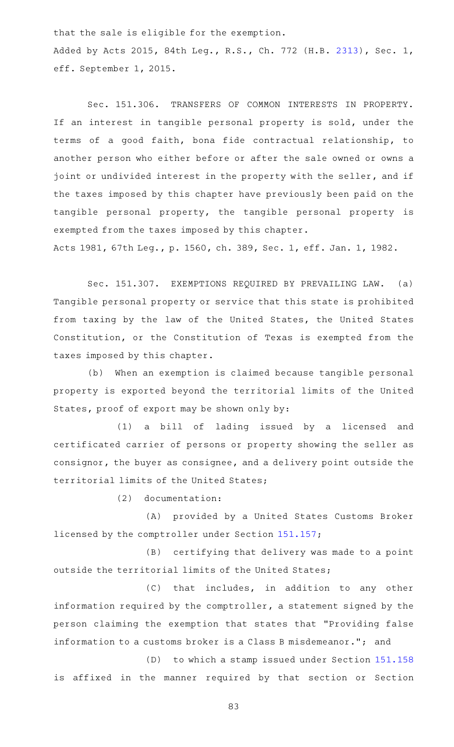that the sale is eligible for the exemption.

Added by Acts 2015, 84th Leg., R.S., Ch. 772 (H.B. 2313), Sec. 1, eff. September 1, 2015.

Sec. 151.306. TRANSFERS OF COMMON INTERESTS IN PROPERTY. If an interest in tangible personal property is sold, under the terms of a good faith, bona fide contractual relationship, to another person who either before or after the sale owned or owns a joint or undivided interest in the property with the seller, and if the taxes imposed by this chapter have previously been paid on the tangible personal property, the tangible personal property is exempted from the taxes imposed by this chapter.

Acts 1981, 67th Leg., p. 1560, ch. 389, Sec. 1, eff. Jan. 1, 1982.

Sec. 151.307. EXEMPTIONS REQUIRED BY PREVAILING LAW. (a) Tangible personal property or service that this state is prohibited from taxing by the law of the United States, the United States Constitution, or the Constitution of Texas is exempted from the taxes imposed by this chapter.

(b) When an exemption is claimed because tangible personal property is exported beyond the territorial limits of the United States, proof of export may be shown only by:

(1) a bill of lading issued by a licensed and certificated carrier of persons or property showing the seller as consignor, the buyer as consignee, and a delivery point outside the territorial limits of the United States;

(2) documentation:

(A) provided by a United States Customs Broker licensed by the comptroller under Section 151.157;

(B) certifying that delivery was made to a point outside the territorial limits of the United States;

(C) that includes, in addition to any other information required by the comptroller, a statement signed by the person claiming the exemption that states that "Providing false information to a customs broker is a Class B misdemeanor."; and

(D) to which a stamp issued under Section 151.158 is affixed in the manner required by that section or Section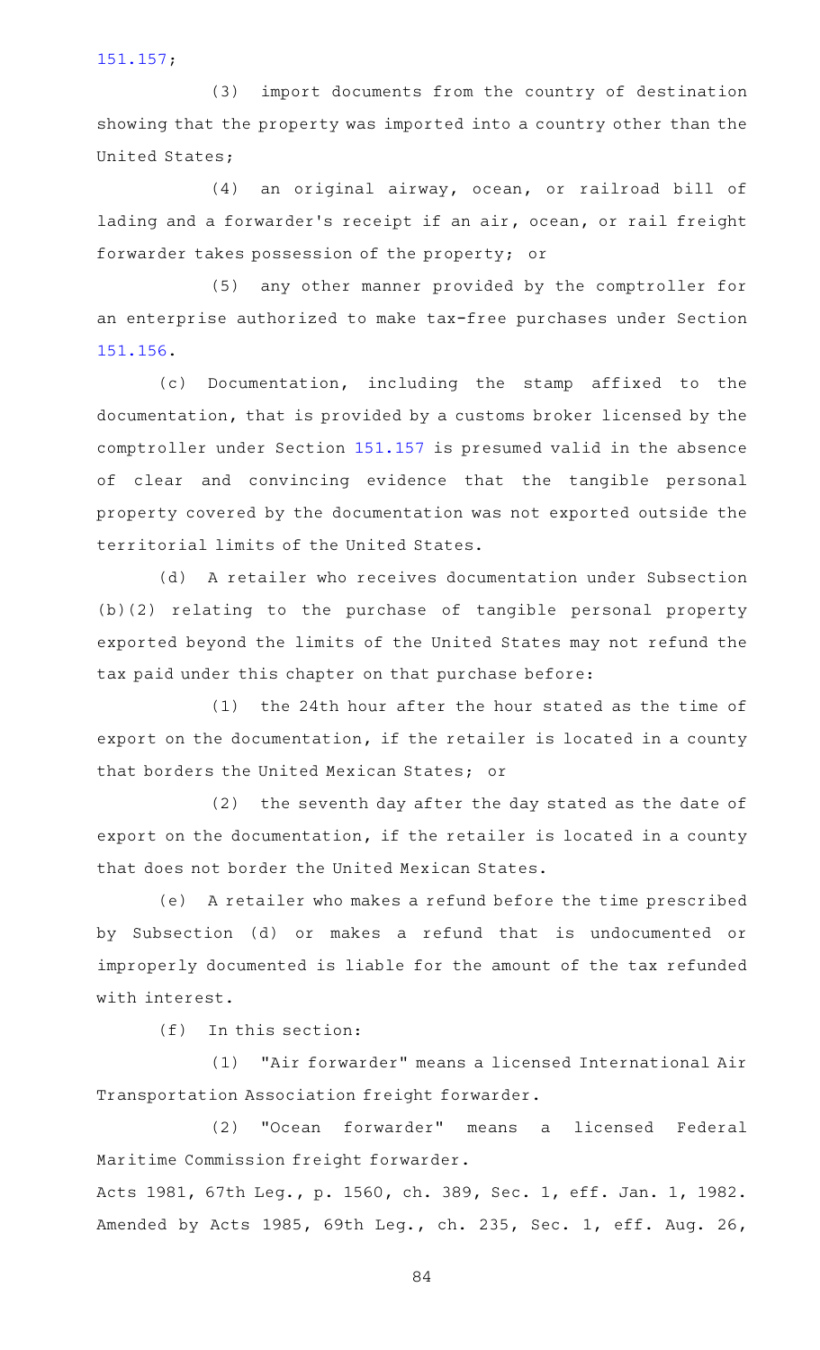151.157;

(3) import documents from the country of destination showing that the property was imported into a country other than the United States;

(4) an original airway, ocean, or railroad bill of lading and a forwarder's receipt if an air, ocean, or rail freight forwarder takes possession of the property; or

(5) any other manner provided by the comptroller for an enterprise authorized to make tax-free purchases under Section 151.156.

(c) Documentation, including the stamp affixed to the documentation, that is provided by a customs broker licensed by the comptroller under Section 151.157 is presumed valid in the absence of clear and convincing evidence that the tangible personal property covered by the documentation was not exported outside the territorial limits of the United States.

(d) A retailer who receives documentation under Subsection (b)(2) relating to the purchase of tangible personal property exported beyond the limits of the United States may not refund the tax paid under this chapter on that purchase before:

(1) the 24th hour after the hour stated as the time of export on the documentation, if the retailer is located in a county that borders the United Mexican States; or

(2) the seventh day after the day stated as the date of export on the documentation, if the retailer is located in a county that does not border the United Mexican States.

(e) A retailer who makes a refund before the time prescribed by Subsection (d) or makes a refund that is undocumented or improperly documented is liable for the amount of the tax refunded with interest.

(f) In this section:

(1) "Air forwarder" means a licensed International Air Transportation Association freight forwarder.

(2) "Ocean forwarder" means a licensed Federal Maritime Commission freight forwarder.

Acts 1981, 67th Leg., p. 1560, ch. 389, Sec. 1, eff. Jan. 1, 1982. Amended by Acts 1985, 69th Leg., ch. 235, Sec. 1, eff. Aug. 26,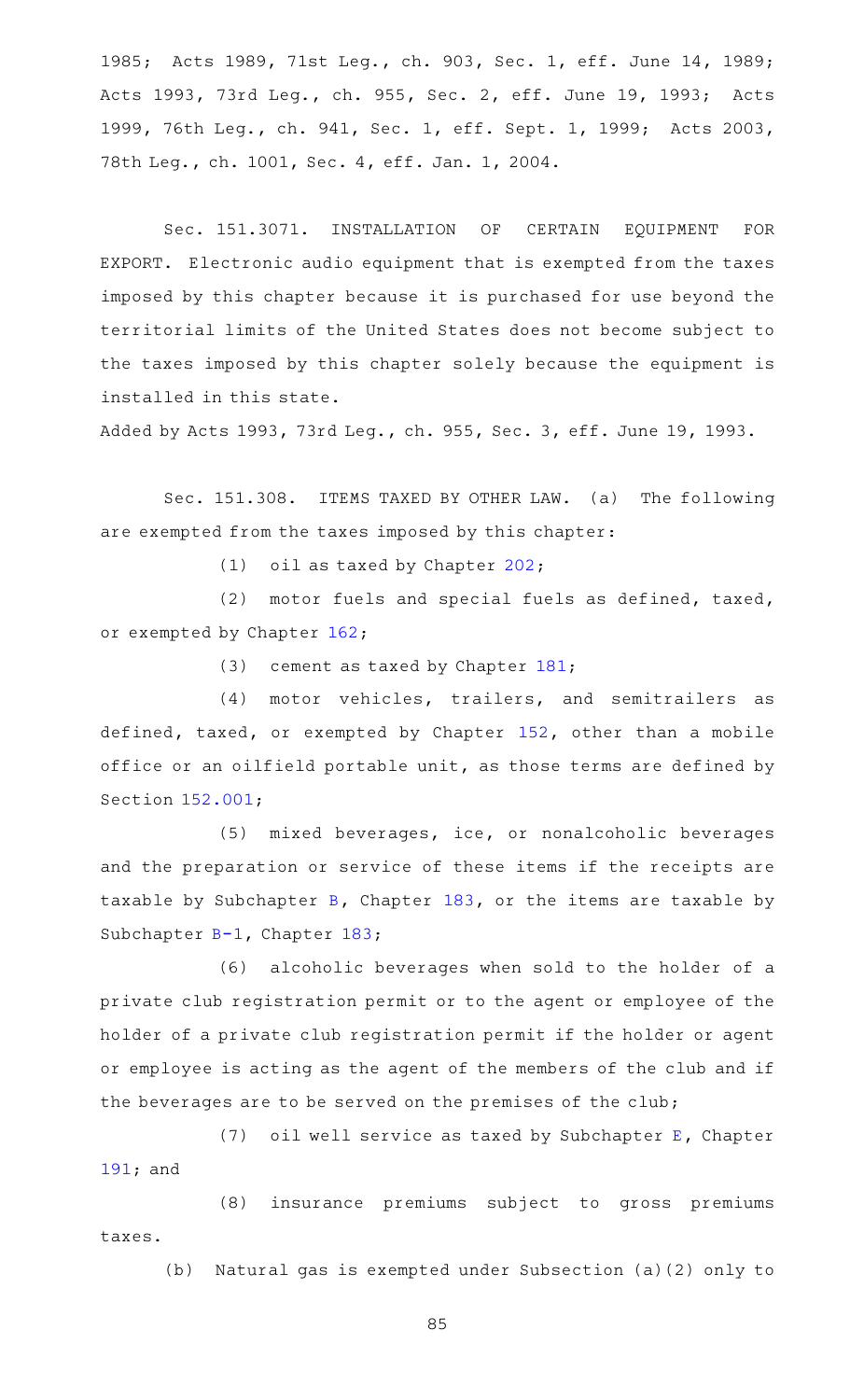1985; Acts 1989, 71st Leg., ch. 903, Sec. 1, eff. June 14, 1989; Acts 1993, 73rd Leg., ch. 955, Sec. 2, eff. June 19, 1993; Acts 1999, 76th Leg., ch. 941, Sec. 1, eff. Sept. 1, 1999; Acts 2003, 78th Leg., ch. 1001, Sec. 4, eff. Jan. 1, 2004.

Sec. 151.3071. INSTALLATION OF CERTAIN EQUIPMENT FOR EXPORT. Electronic audio equipment that is exempted from the taxes imposed by this chapter because it is purchased for use beyond the territorial limits of the United States does not become subject to the taxes imposed by this chapter solely because the equipment is installed in this state.

Added by Acts 1993, 73rd Leg., ch. 955, Sec. 3, eff. June 19, 1993.

Sec. 151.308. ITEMS TAXED BY OTHER LAW. (a) The following are exempted from the taxes imposed by this chapter:

(1) oil as taxed by Chapter 202;

(2) motor fuels and special fuels as defined, taxed, or exempted by Chapter 162;

(3) cement as taxed by Chapter 181;

(4) motor vehicles, trailers, and semitrailers as defined, taxed, or exempted by Chapter 152, other than a mobile office or an oilfield portable unit, as those terms are defined by Section 152.001;

(5) mixed beverages, ice, or nonalcoholic beverages and the preparation or service of these items if the receipts are taxable by Subchapter B, Chapter 183, or the items are taxable by Subchapter B-1, Chapter 183;

(6) alcoholic beverages when sold to the holder of a private club registration permit or to the agent or employee of the holder of a private club registration permit if the holder or agent or employee is acting as the agent of the members of the club and if the beverages are to be served on the premises of the club;

(7) oil well service as taxed by Subchapter E, Chapter 191; and

(8) insurance premiums subject to gross premiums taxes.

(b) Natural gas is exempted under Subsection (a)(2) only to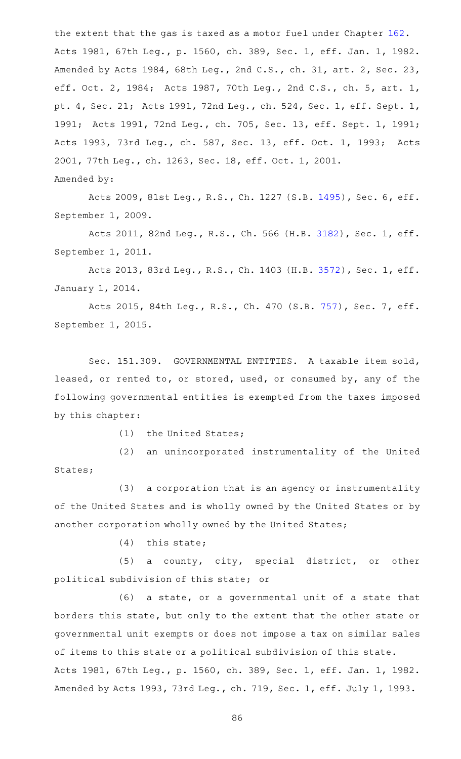the extent that the gas is taxed as a motor fuel under Chapter 162.

Acts 1981, 67th Leg., p. 1560, ch. 389, Sec. 1, eff. Jan. 1, 1982. Amended by Acts 1984, 68th Leg., 2nd C.S., ch. 31, art. 2, Sec. 23, eff. Oct. 2, 1984; Acts 1987, 70th Leg., 2nd C.S., ch. 5, art. 1, pt. 4, Sec. 21; Acts 1991, 72nd Leg., ch. 524, Sec. 1, eff. Sept. 1, 1991; Acts 1991, 72nd Leg., ch. 705, Sec. 13, eff. Sept. 1, 1991; Acts 1993, 73rd Leg., ch. 587, Sec. 13, eff. Oct. 1, 1993; Acts 2001, 77th Leg., ch. 1263, Sec. 18, eff. Oct. 1, 2001.

Amended by:

Acts 2009, 81st Leg., R.S., Ch. 1227 (S.B. 1495), Sec. 6, eff. September 1, 2009.

Acts 2011, 82nd Leg., R.S., Ch. 566 (H.B. 3182), Sec. 1, eff. September 1, 2011.

Acts 2013, 83rd Leg., R.S., Ch. 1403 (H.B. 3572), Sec. 1, eff. January 1, 2014.

Acts 2015, 84th Leg., R.S., Ch. 470 (S.B. 757), Sec. 7, eff. September 1, 2015.

Sec. 151.309. GOVERNMENTAL ENTITIES. A taxable item sold, leased, or rented to, or stored, used, or consumed by, any of the following governmental entities is exempted from the taxes imposed by this chapter:

(1) the United States;

(2) an unincorporated instrumentality of the United States;

(3) a corporation that is an agency or instrumentality of the United States and is wholly owned by the United States or by another corporation wholly owned by the United States;

(4) this state;

(5) a county, city, special district, or other political subdivision of this state; or

(6) a state, or a governmental unit of a state that borders this state, but only to the extent that the other state or governmental unit exempts or does not impose a tax on similar sales of items to this state or a political subdivision of this state.

Acts 1981, 67th Leg., p. 1560, ch. 389, Sec. 1, eff. Jan. 1, 1982. Amended by Acts 1993, 73rd Leg., ch. 719, Sec. 1, eff. July 1, 1993.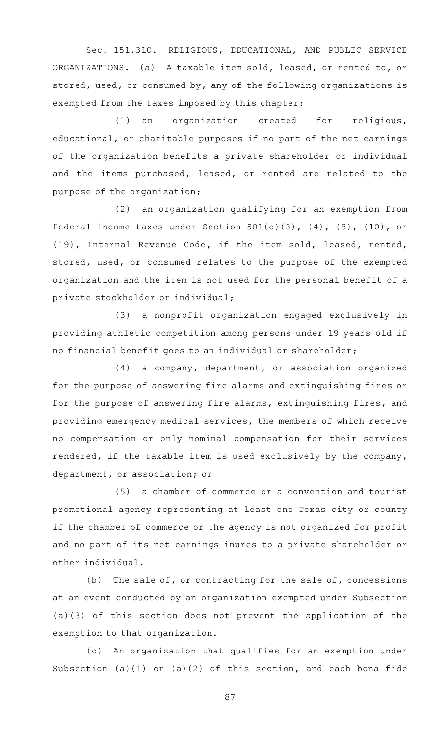Sec. 151.310. RELIGIOUS, EDUCATIONAL, AND PUBLIC SERVICE ORGANIZATIONS. (a) A taxable item sold, leased, or rented to, or stored, used, or consumed by, any of the following organizations is exempted from the taxes imposed by this chapter:

(1) an organization created for religious, educational, or charitable purposes if no part of the net earnings of the organization benefits a private shareholder or individual and the items purchased, leased, or rented are related to the purpose of the organization;

(2) an organization qualifying for an exemption from federal income taxes under Section 501(c)(3), (4), (8), (10), or (19), Internal Revenue Code, if the item sold, leased, rented, stored, used, or consumed relates to the purpose of the exempted organization and the item is not used for the personal benefit of a private stockholder or individual;

(3) a nonprofit organization engaged exclusively in providing athletic competition among persons under 19 years old if no financial benefit goes to an individual or shareholder;

(4) a company, department, or association organized for the purpose of answering fire alarms and extinguishing fires or for the purpose of answering fire alarms, extinguishing fires, and providing emergency medical services, the members of which receive no compensation or only nominal compensation for their services rendered, if the taxable item is used exclusively by the company, department, or association; or

(5) a chamber of commerce or a convention and tourist promotional agency representing at least one Texas city or county if the chamber of commerce or the agency is not organized for profit and no part of its net earnings inures to a private shareholder or other individual.

(b) The sale of, or contracting for the sale of, concessions at an event conducted by an organization exempted under Subsection (a)(3) of this section does not prevent the application of the exemption to that organization.

(c) An organization that qualifies for an exemption under Subsection (a)(1) or (a)(2) of this section, and each bona fide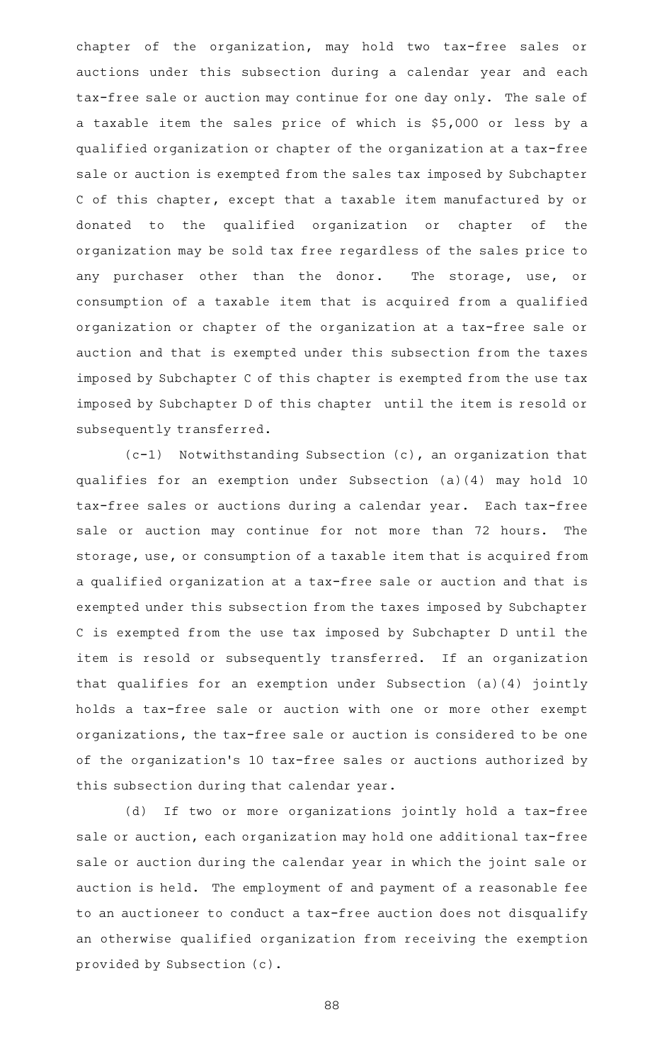chapter of the organization, may hold two tax-free sales or auctions under this subsection during a calendar year and each tax-free sale or auction may continue for one day only. The sale of a taxable item the sales price of which is $5,000 or less by a qualified organization or chapter of the organization at a tax-free sale or auction is exempted from the sales tax imposed by Subchapter C of this chapter, except that a taxable item manufactured by or donated to the qualified organization or chapter of the organization may be sold tax free regardless of the sales price to any purchaser other than the donor. The storage, use, or consumption of a taxable item that is acquired from a qualified organization or chapter of the organization at a tax-free sale or auction and that is exempted under this subsection from the taxes imposed by Subchapter C of this chapter is exempted from the use tax imposed by Subchapter D of this chapter until the item is resold or subsequently transferred.

(c-1) Notwithstanding Subsection (c), an organization that qualifies for an exemption under Subsection (a)(4) may hold 10 tax-free sales or auctions during a calendar year. Each tax-free sale or auction may continue for not more than 72 hours. The storage, use, or consumption of a taxable item that is acquired from a qualified organization at a tax-free sale or auction and that is exempted under this subsection from the taxes imposed by Subchapter C is exempted from the use tax imposed by Subchapter D until the item is resold or subsequently transferred. If an organization that qualifies for an exemption under Subsection (a)(4) jointly holds a tax-free sale or auction with one or more other exempt organizations, the tax-free sale or auction is considered to be one of the organization's 10 tax-free sales or auctions authorized by this subsection during that calendar year.

(d) If two or more organizations jointly hold a tax-free sale or auction, each organization may hold one additional tax-free sale or auction during the calendar year in which the joint sale or auction is held. The employment of and payment of a reasonable fee to an auctioneer to conduct a tax-free auction does not disqualify an otherwise qualified organization from receiving the exemption provided by Subsection (c).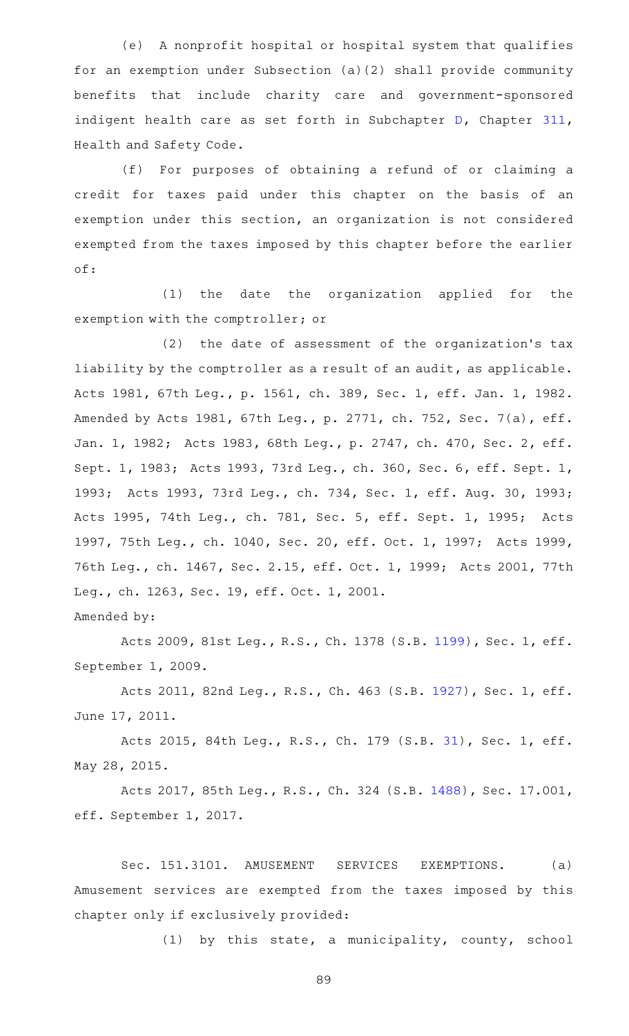(e) A nonprofit hospital or hospital system that qualifies for an exemption under Subsection (a)(2) shall provide community benefits that include charity care and government-sponsored indigent health care as set forth in Subchapter D, Chapter 311, Health and Safety Code.

(f) For purposes of obtaining a refund of or claiming a credit for taxes paid under this chapter on the basis of an exemption under this section, an organization is not considered exempted from the taxes imposed by this chapter before the earlier of:

(1) the date the organization applied for the exemption with the comptroller; or

(2) the date of assessment of the organization's tax liability by the comptroller as a result of an audit, as applicable.

Acts 1981, 67th Leg., p. 1561, ch. 389, Sec. 1, eff. Jan. 1, 1982. Amended by Acts 1981, 67th Leg., p. 2771, ch. 752, Sec. 7(a), eff. Jan. 1, 1982; Acts 1983, 68th Leg., p. 2747, ch. 470, Sec. 2, eff. Sept. 1, 1983; Acts 1993, 73rd Leg., ch. 360, Sec. 6, eff. Sept. 1, 1993; Acts 1993, 73rd Leg., ch. 734, Sec. 1, eff. Aug. 30, 1993; Acts 1995, 74th Leg., ch. 781, Sec. 5, eff. Sept. 1, 1995; Acts 1997, 75th Leg., ch. 1040, Sec. 20, eff. Oct. 1, 1997; Acts 1999, 76th Leg., ch. 1467, Sec. 2.15, eff. Oct. 1, 1999; Acts 2001, 77th Leg., ch. 1263, Sec. 19, eff. Oct. 1, 2001.

Amended by:

Acts 2009, 81st Leg., R.S., Ch. 1378 (S.B. 1199), Sec. 1, eff. September 1, 2009.

Acts 2011, 82nd Leg., R.S., Ch. 463 (S.B. 1927), Sec. 1, eff. June 17, 2011.

Acts 2015, 84th Leg., R.S., Ch. 179 (S.B. 31), Sec. 1, eff. May 28, 2015.

Acts 2017, 85th Leg., R.S., Ch. 324 (S.B. 1488), Sec. 17.001, eff. September 1, 2017.

Sec. 151.3101. AMUSEMENT SERVICES EXEMPTIONS. (a) Amusement services are exempted from the taxes imposed by this chapter only if exclusively provided:

(1) by this state, a municipality, county, school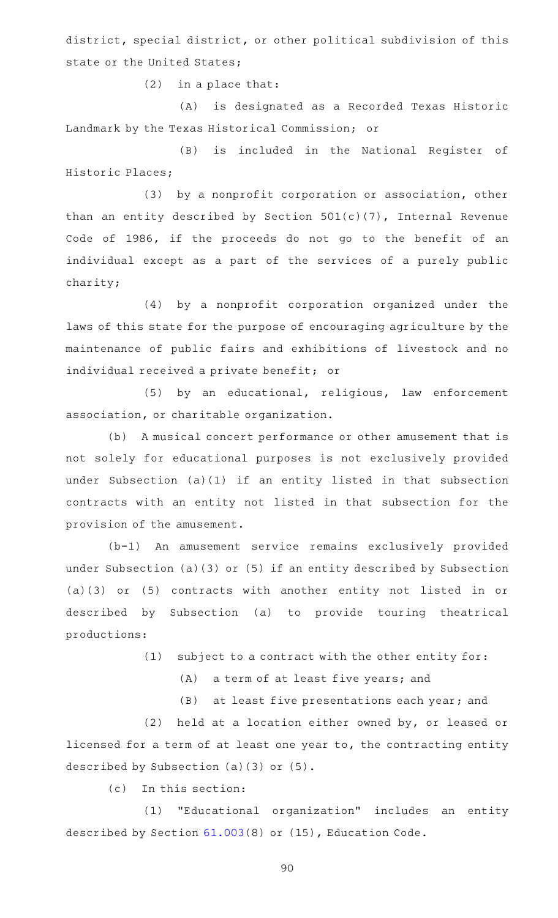district, special district, or other political subdivision of this state or the United States;

(2) in a place that:

(A) is designated as a Recorded Texas Historic Landmark by the Texas Historical Commission; or

(B) is included in the National Register of Historic Places;

(3) by a nonprofit corporation or association, other than an entity described by Section 501(c)(7), Internal Revenue Code of 1986, if the proceeds do not go to the benefit of an individual except as a part of the services of a purely public charity;

(4) by a nonprofit corporation organized under the laws of this state for the purpose of encouraging agriculture by the maintenance of public fairs and exhibitions of livestock and no individual received a private benefit; or

(5) by an educational, religious, law enforcement association, or charitable organization.

(b) A musical concert performance or other amusement that is not solely for educational purposes is not exclusively provided under Subsection (a)(1) if an entity listed in that subsection contracts with an entity not listed in that subsection for the provision of the amusement.

(b-1) An amusement service remains exclusively provided under Subsection (a)(3) or (5) if an entity described by Subsection (a)(3) or (5) contracts with another entity not listed in or described by Subsection (a) to provide touring theatrical productions:

(1) subject to a contract with the other entity for:

(A) a term of at least five years; and

(B) at least five presentations each year; and

(2) held at a location either owned by, or leased or licensed for a term of at least one year to, the contracting entity described by Subsection (a)(3) or (5).

(c) In this section:

(1) "Educational organization" includes an entity described by Section 61.003(8) or (15), Education Code.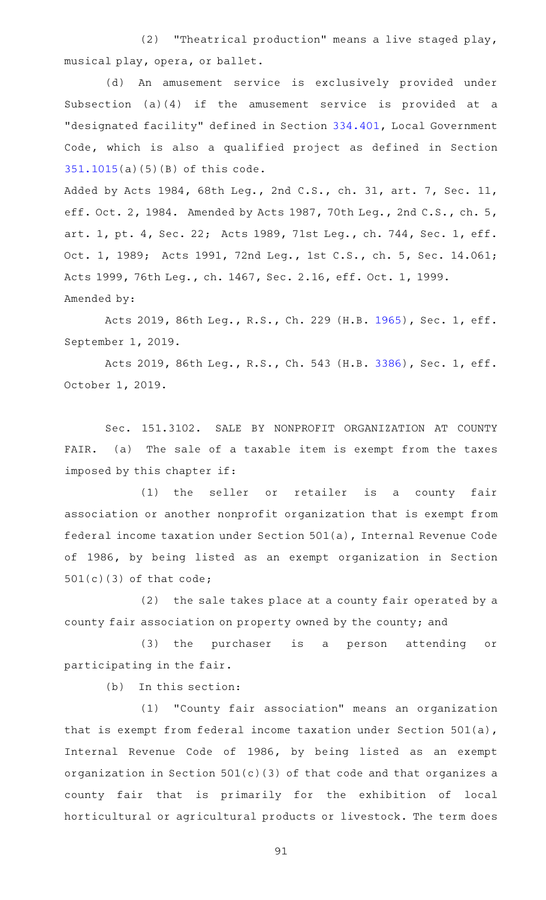(2) "Theatrical production" means a live staged play, musical play, opera, or ballet.

(d) An amusement service is exclusively provided under Subsection (a)(4) if the amusement service is provided at a "designated facility" defined in Section 334.401, Local Government Code, which is also a qualified project as defined in Section 351.1015(a)(5)(B) of this code.

Added by Acts 1984, 68th Leg., 2nd C.S., ch. 31, art. 7, Sec. 11, eff. Oct. 2, 1984. Amended by Acts 1987, 70th Leg., 2nd C.S., ch. 5, art. 1, pt. 4, Sec. 22; Acts 1989, 71st Leg., ch. 744, Sec. 1, eff. Oct. 1, 1989; Acts 1991, 72nd Leg., 1st C.S., ch. 5, Sec. 14.061; Acts 1999, 76th Leg., ch. 1467, Sec. 2.16, eff. Oct. 1, 1999.

Amended by:

Acts 2019, 86th Leg., R.S., Ch. 229 (H.B. 1965), Sec. 1, eff. September 1, 2019.

Acts 2019, 86th Leg., R.S., Ch. 543 (H.B. 3386), Sec. 1, eff. October 1, 2019.

Sec. 151.3102. SALE BY NONPROFIT ORGANIZATION AT COUNTY FAIR. (a) The sale of a taxable item is exempt from the taxes imposed by this chapter if:

(1) the seller or retailer is a county fair association or another nonprofit organization that is exempt from federal income taxation under Section 501(a), Internal Revenue Code of 1986, by being listed as an exempt organization in Section 501(c)(3) of that code;

(2) the sale takes place at a county fair operated by a county fair association on property owned by the county; and

(3) the purchaser is a person attending or participating in the fair.

(b) In this section:

(1) "County fair association" means an organization that is exempt from federal income taxation under Section 501(a), Internal Revenue Code of 1986, by being listed as an exempt organization in Section 501(c)(3) of that code and that organizes a county fair that is primarily for the exhibition of local horticultural or agricultural products or livestock. The term does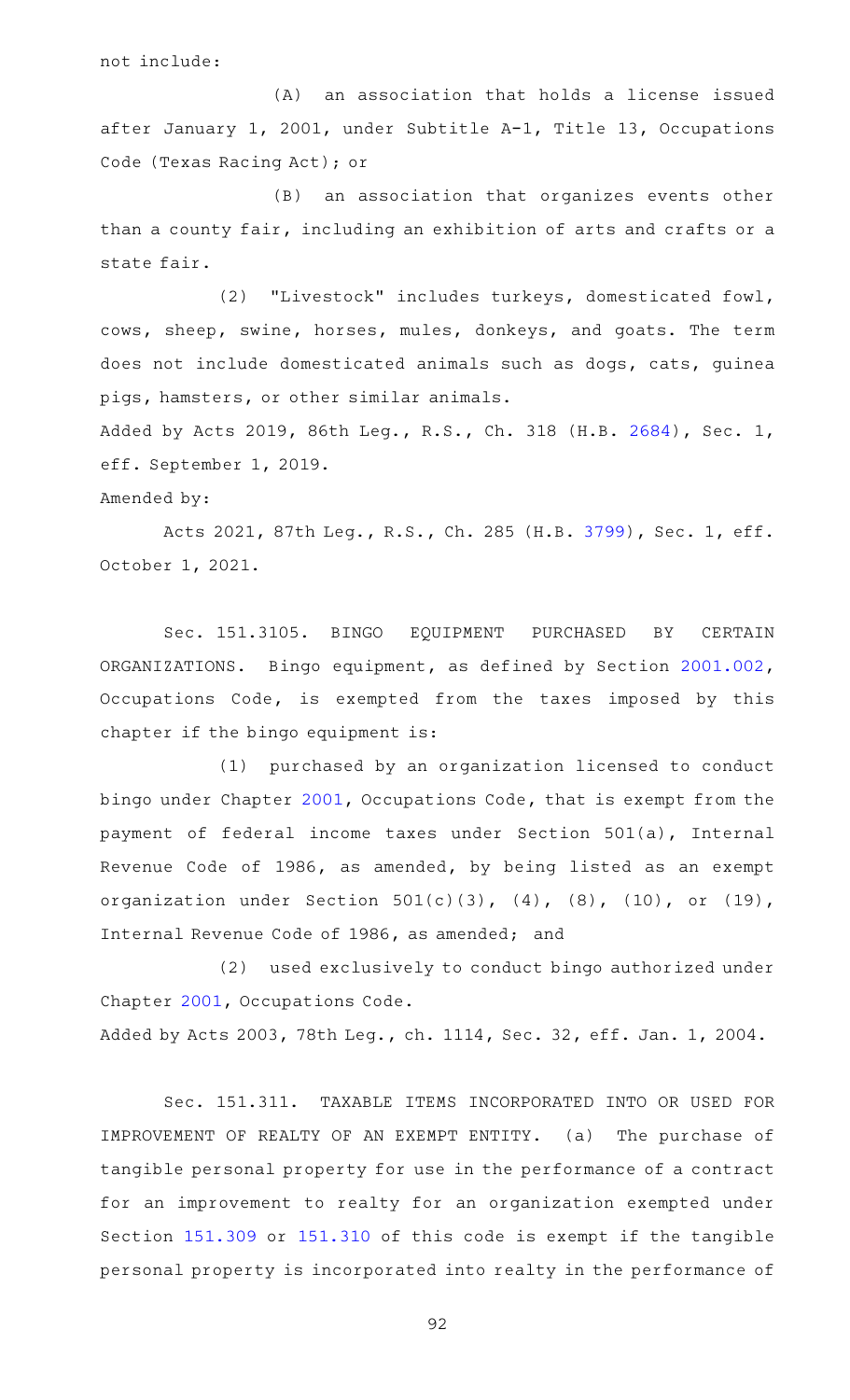not include:

(A) an association that holds a license issued after January 1, 2001, under Subtitle A-1, Title 13, Occupations Code (Texas Racing Act); or

(B) an association that organizes events other than a county fair, including an exhibition of arts and crafts or a state fair.

(2) "Livestock" includes turkeys, domesticated fowl, cows, sheep, swine, horses, mules, donkeys, and goats. The term does not include domesticated animals such as dogs, cats, guinea pigs, hamsters, or other similar animals.

Added by Acts 2019, 86th Leg., R.S., Ch. 318 (H.B. 2684), Sec. 1, eff. September 1, 2019.

Amended by:

Acts 2021, 87th Leg., R.S., Ch. 285 (H.B. 3799), Sec. 1, eff. October 1, 2021.

Sec. 151.3105. BINGO EQUIPMENT PURCHASED BY CERTAIN ORGANIZATIONS. Bingo equipment, as defined by Section 2001.002, Occupations Code, is exempted from the taxes imposed by this chapter if the bingo equipment is:

(1) purchased by an organization licensed to conduct bingo under Chapter 2001, Occupations Code, that is exempt from the payment of federal income taxes under Section 501(a), Internal Revenue Code of 1986, as amended, by being listed as an exempt organization under Section 501(c)(3), (4), (8), (10), or (19), Internal Revenue Code of 1986, as amended; and

(2) used exclusively to conduct bingo authorized under Chapter 2001, Occupations Code.

Added by Acts 2003, 78th Leg., ch. 1114, Sec. 32, eff. Jan. 1, 2004.

Sec. 151.311. TAXABLE ITEMS INCORPORATED INTO OR USED FOR IMPROVEMENT OF REALTY OF AN EXEMPT ENTITY. (a) The purchase of tangible personal property for use in the performance of a contract for an improvement to realty for an organization exempted under Section 151.309 or 151.310 of this code is exempt if the tangible personal property is incorporated into realty in the performance of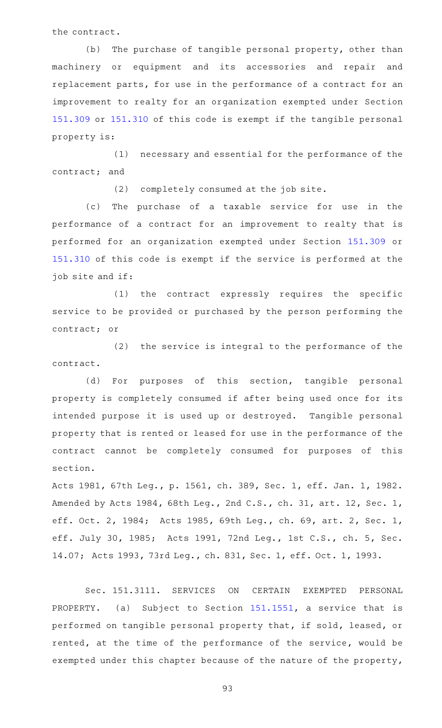the contract.

(b) The purchase of tangible personal property, other than machinery or equipment and its accessories and repair and replacement parts, for use in the performance of a contract for an improvement to realty for an organization exempted under Section 151.309 or 151.310 of this code is exempt if the tangible personal property is:

(1) necessary and essential for the performance of the contract; and

(2) completely consumed at the job site.

(c) The purchase of a taxable service for use in the performance of a contract for an improvement to realty that is performed for an organization exempted under Section 151.309 or 151.310 of this code is exempt if the service is performed at the job site and if:

(1) the contract expressly requires the specific service to be provided or purchased by the person performing the contract; or

(2) the service is integral to the performance of the contract.

(d) For purposes of this section, tangible personal property is completely consumed if after being used once for its intended purpose it is used up or destroyed. Tangible personal property that is rented or leased for use in the performance of the contract cannot be completely consumed for purposes of this section.

Acts 1981, 67th Leg., p. 1561, ch. 389, Sec. 1, eff. Jan. 1, 1982. Amended by Acts 1984, 68th Leg., 2nd C.S., ch. 31, art. 12, Sec. 1, eff. Oct. 2, 1984; Acts 1985, 69th Leg., ch. 69, art. 2, Sec. 1, eff. July 30, 1985; Acts 1991, 72nd Leg., 1st C.S., ch. 5, Sec. 14.07; Acts 1993, 73rd Leg., ch. 831, Sec. 1, eff. Oct. 1, 1993.

Sec. 151.3111. SERVICES ON CERTAIN EXEMPTED PERSONAL PROPERTY. (a) Subject to Section 151.1551, a service that is performed on tangible personal property that, if sold, leased, or rented, at the time of the performance of the service, would be exempted under this chapter because of the nature of the property,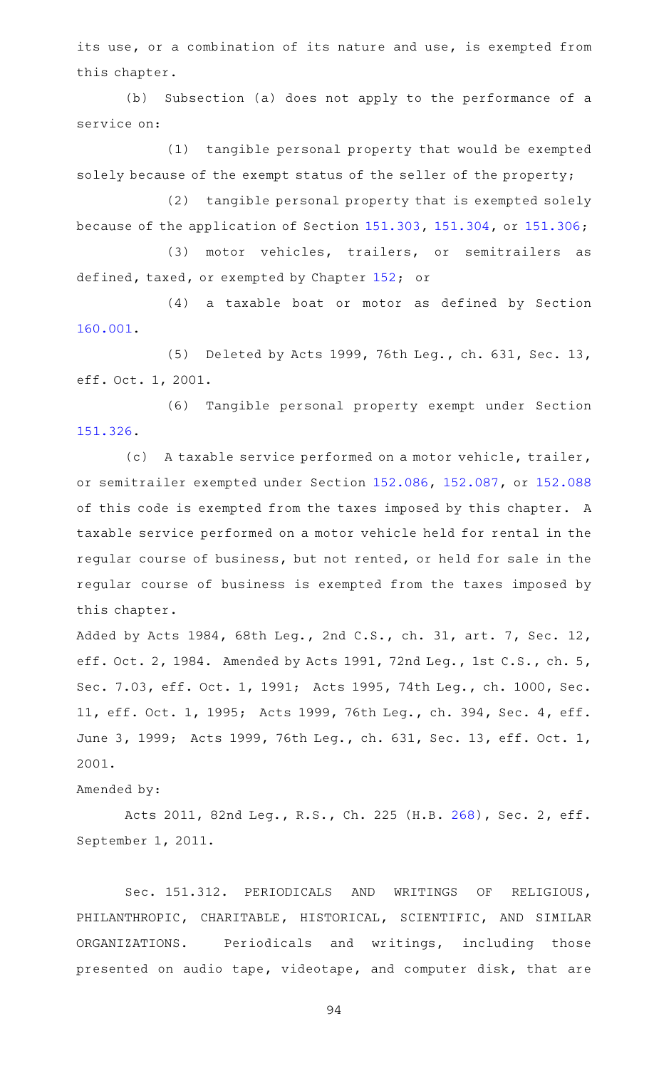its use, or a combination of its nature and use, is exempted from this chapter.

(b) Subsection (a) does not apply to the performance of a service on:

(1) tangible personal property that would be exempted solely because of the exempt status of the seller of the property;

(2) tangible personal property that is exempted solely because of the application of Section 151.303, 151.304, or 151.306;

(3) motor vehicles, trailers, or semitrailers as defined, taxed, or exempted by Chapter 152; or

(4) a taxable boat or motor as defined by Section 160.001.

(5) Deleted by Acts 1999, 76th Leg., ch. 631, Sec. 13, eff. Oct. 1, 2001.

(6) Tangible personal property exempt under Section 151.326.

(c) A taxable service performed on a motor vehicle, trailer, or semitrailer exempted under Section 152.086, 152.087, or 152.088 of this code is exempted from the taxes imposed by this chapter. A taxable service performed on a motor vehicle held for rental in the regular course of business, but not rented, or held for sale in the regular course of business is exempted from the taxes imposed by this chapter.

Added by Acts 1984, 68th Leg., 2nd C.S., ch. 31, art. 7, Sec. 12, eff. Oct. 2, 1984. Amended by Acts 1991, 72nd Leg., 1st C.S., ch. 5, Sec. 7.03, eff. Oct. 1, 1991; Acts 1995, 74th Leg., ch. 1000, Sec. 11, eff. Oct. 1, 1995; Acts 1999, 76th Leg., ch. 394, Sec. 4, eff. June 3, 1999; Acts 1999, 76th Leg., ch. 631, Sec. 13, eff. Oct. 1, 2001.

Amended by:

Acts 2011, 82nd Leg., R.S., Ch. 225 (H.B. 268), Sec. 2, eff. September 1, 2011.

Sec. 151.312. PERIODICALS AND WRITINGS OF RELIGIOUS, PHILANTHROPIC, CHARITABLE, HISTORICAL, SCIENTIFIC, AND SIMILAR ORGANIZATIONS. Periodicals and writings, including those presented on audio tape, videotape, and computer disk, that are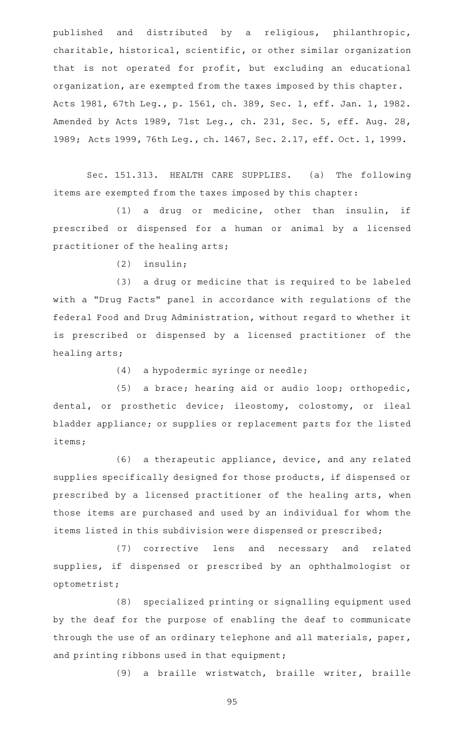published and distributed by a religious, philanthropic, charitable, historical, scientific, or other similar organization that is not operated for profit, but excluding an educational organization, are exempted from the taxes imposed by this chapter.

Acts 1981, 67th Leg., p. 1561, ch. 389, Sec. 1, eff. Jan. 1, 1982. Amended by Acts 1989, 71st Leg., ch. 231, Sec. 5, eff. Aug. 28, 1989; Acts 1999, 76th Leg., ch. 1467, Sec. 2.17, eff. Oct. 1, 1999.

Sec. 151.313. HEALTH CARE SUPPLIES. (a) The following items are exempted from the taxes imposed by this chapter:

(1) a drug or medicine, other than insulin, if prescribed or dispensed for a human or animal by a licensed practitioner of the healing arts;

(2) insulin;

(3) a drug or medicine that is required to be labeled with a "Drug Facts" panel in accordance with regulations of the federal Food and Drug Administration, without regard to whether it is prescribed or dispensed by a licensed practitioner of the healing arts;

(4) a hypodermic syringe or needle;

(5) a brace; hearing aid or audio loop; orthopedic, dental, or prosthetic device; ileostomy, colostomy, or ileal bladder appliance; or supplies or replacement parts for the listed items;

(6) a therapeutic appliance, device, and any related supplies specifically designed for those products, if dispensed or prescribed by a licensed practitioner of the healing arts, when those items are purchased and used by an individual for whom the items listed in this subdivision were dispensed or prescribed;

(7) corrective lens and necessary and related supplies, if dispensed or prescribed by an ophthalmologist or optometrist;

(8) specialized printing or signalling equipment used by the deaf for the purpose of enabling the deaf to communicate through the use of an ordinary telephone and all materials, paper, and printing ribbons used in that equipment;

(9) a braille wristwatch, braille writer, braille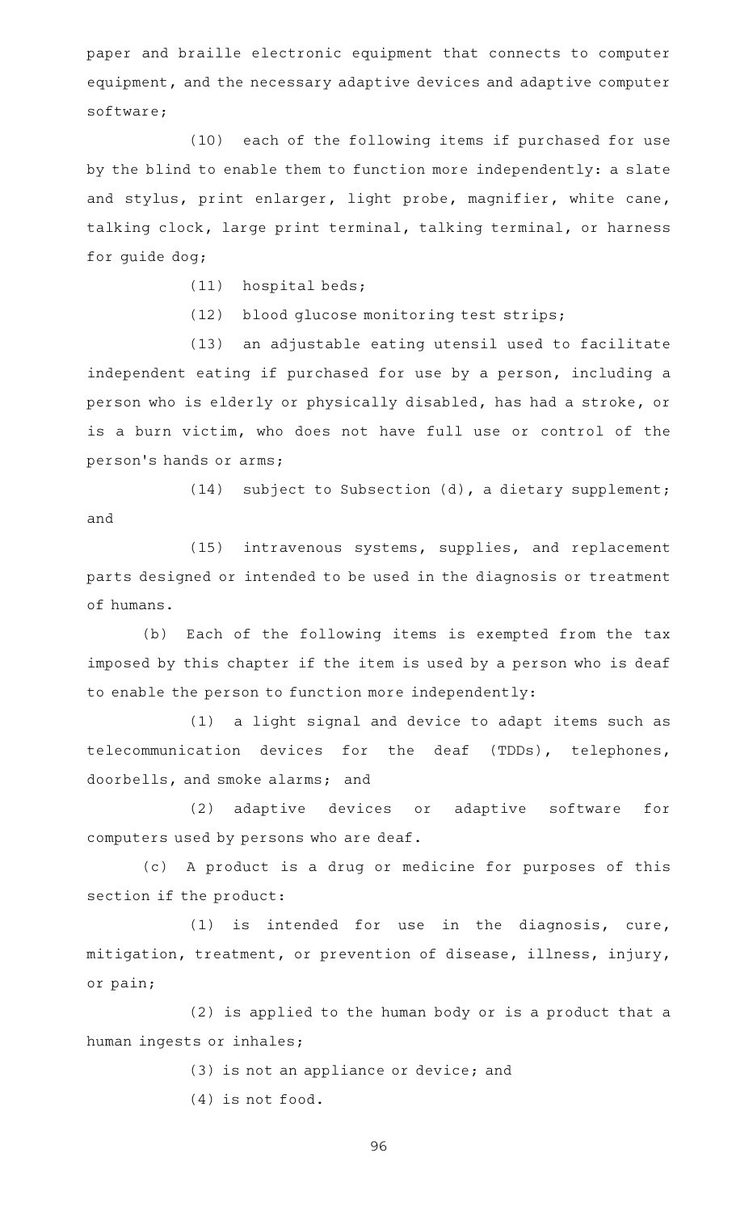paper and braille electronic equipment that connects to computer equipment, and the necessary adaptive devices and adaptive computer software;

(10) each of the following items if purchased for use by the blind to enable them to function more independently: a slate and stylus, print enlarger, light probe, magnifier, white cane, talking clock, large print terminal, talking terminal, or harness for guide dog;

(11) hospital beds;

(12) blood glucose monitoring test strips;

(13) an adjustable eating utensil used to facilitate independent eating if purchased for use by a person, including a person who is elderly or physically disabled, has had a stroke, or is a burn victim, who does not have full use or control of the person's hands or arms;

(14) subject to Subsection (d), a dietary supplement; and

(15) intravenous systems, supplies, and replacement parts designed or intended to be used in the diagnosis or treatment of humans.

(b) Each of the following items is exempted from the tax imposed by this chapter if the item is used by a person who is deaf to enable the person to function more independently:

(1) a light signal and device to adapt items such as telecommunication devices for the deaf (TDDs), telephones, doorbells, and smoke alarms; and

(2) adaptive devices or adaptive software for computers used by persons who are deaf.

(c) A product is a drug or medicine for purposes of this section if the product:

(1) is intended for use in the diagnosis, cure, mitigation, treatment, or prevention of disease, illness, injury, or pain;

(2) is applied to the human body or is a product that a human ingests or inhales;

(3) is not an appliance or device; and

(4) is not food.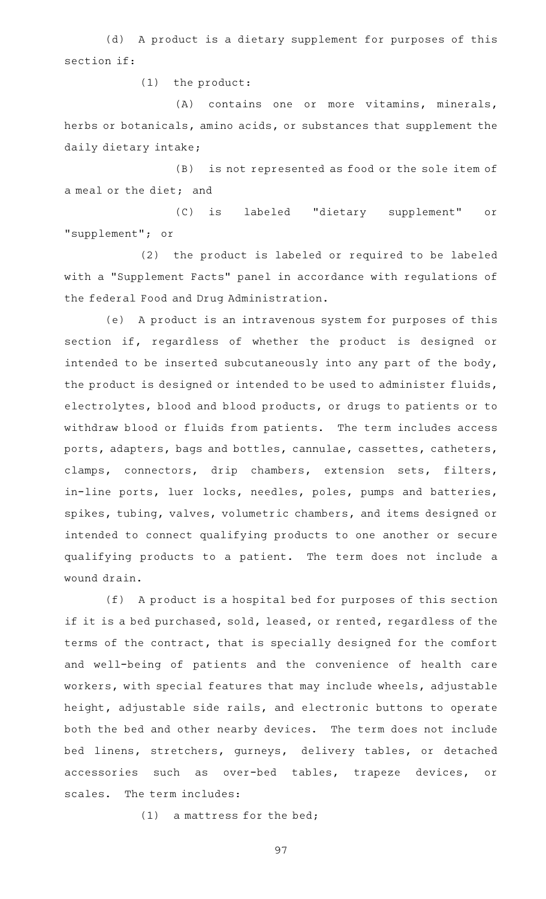(d) A product is a dietary supplement for purposes of this section if:

(1) the product:

(A) contains one or more vitamins, minerals, herbs or botanicals, amino acids, or substances that supplement the daily dietary intake;

(B) is not represented as food or the sole item of a meal or the diet; and

(C) is labeled "dietary supplement" or "supplement"; or

(2) the product is labeled or required to be labeled with a "Supplement Facts" panel in accordance with regulations of the federal Food and Drug Administration.

(e) A product is an intravenous system for purposes of this section if, regardless of whether the product is designed or intended to be inserted subcutaneously into any part of the body, the product is designed or intended to be used to administer fluids, electrolytes, blood and blood products, or drugs to patients or to withdraw blood or fluids from patients. The term includes access ports, adapters, bags and bottles, cannulae, cassettes, catheters, clamps, connectors, drip chambers, extension sets, filters, in-line ports, luer locks, needles, poles, pumps and batteries, spikes, tubing, valves, volumetric chambers, and items designed or intended to connect qualifying products to one another or secure qualifying products to a patient. The term does not include a wound drain.

(f) A product is a hospital bed for purposes of this section if it is a bed purchased, sold, leased, or rented, regardless of the terms of the contract, that is specially designed for the comfort and well-being of patients and the convenience of health care workers, with special features that may include wheels, adjustable height, adjustable side rails, and electronic buttons to operate both the bed and other nearby devices. The term does not include bed linens, stretchers, gurneys, delivery tables, or detached accessories such as over-bed tables, trapeze devices, or scales. The term includes:

(1) a mattress for the bed;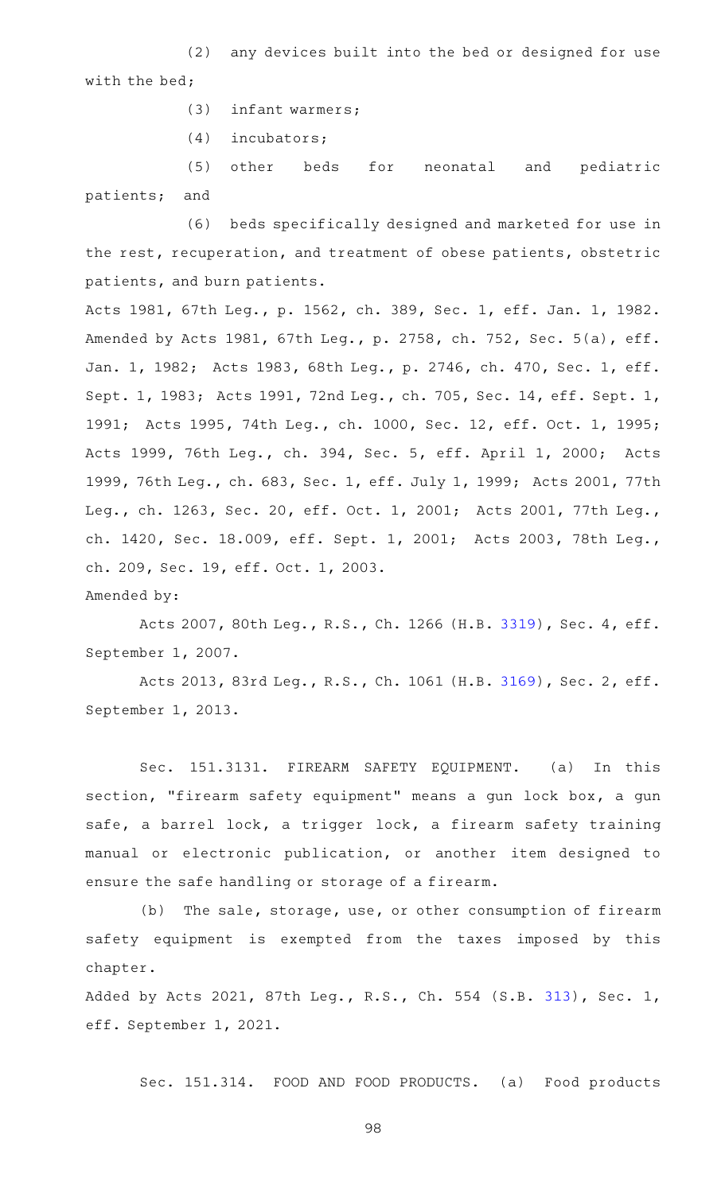(2) any devices built into the bed or designed for use with the bed;

(3) infant warmers;

(4) incubators;

(5) other beds for neonatal and pediatric patients; and

(6) beds specifically designed and marketed for use in the rest, recuperation, and treatment of obese patients, obstetric patients, and burn patients.

Acts 1981, 67th Leg., p. 1562, ch. 389, Sec. 1, eff. Jan. 1, 1982. Amended by Acts 1981, 67th Leg., p. 2758, ch. 752, Sec. 5(a), eff. Jan. 1, 1982; Acts 1983, 68th Leg., p. 2746, ch. 470, Sec. 1, eff. Sept. 1, 1983; Acts 1991, 72nd Leg., ch. 705, Sec. 14, eff. Sept. 1, 1991; Acts 1995, 74th Leg., ch. 1000, Sec. 12, eff. Oct. 1, 1995; Acts 1999, 76th Leg., ch. 394, Sec. 5, eff. April 1, 2000; Acts 1999, 76th Leg., ch. 683, Sec. 1, eff. July 1, 1999; Acts 2001, 77th Leg., ch. 1263, Sec. 20, eff. Oct. 1, 2001; Acts 2001, 77th Leg., ch. 1420, Sec. 18.009, eff. Sept. 1, 2001; Acts 2003, 78th Leg., ch. 209, Sec. 19, eff. Oct. 1, 2003.

Amended by:

Acts 2007, 80th Leg., R.S., Ch. 1266 (H.B. 3319), Sec. 4, eff. September 1, 2007.

Acts 2013, 83rd Leg., R.S., Ch. 1061 (H.B. 3169), Sec. 2, eff. September 1, 2013.

Sec. 151.3131. FIREARM SAFETY EQUIPMENT. (a) In this section, "firearm safety equipment" means a gun lock box, a gun safe, a barrel lock, a trigger lock, a firearm safety training manual or electronic publication, or another item designed to ensure the safe handling or storage of a firearm.

(b) The sale, storage, use, or other consumption of firearm safety equipment is exempted from the taxes imposed by this chapter.

Added by Acts 2021, 87th Leg., R.S., Ch. 554 (S.B. 313), Sec. 1, eff. September 1, 2021.

Sec. 151.314. FOOD AND FOOD PRODUCTS. (a) Food products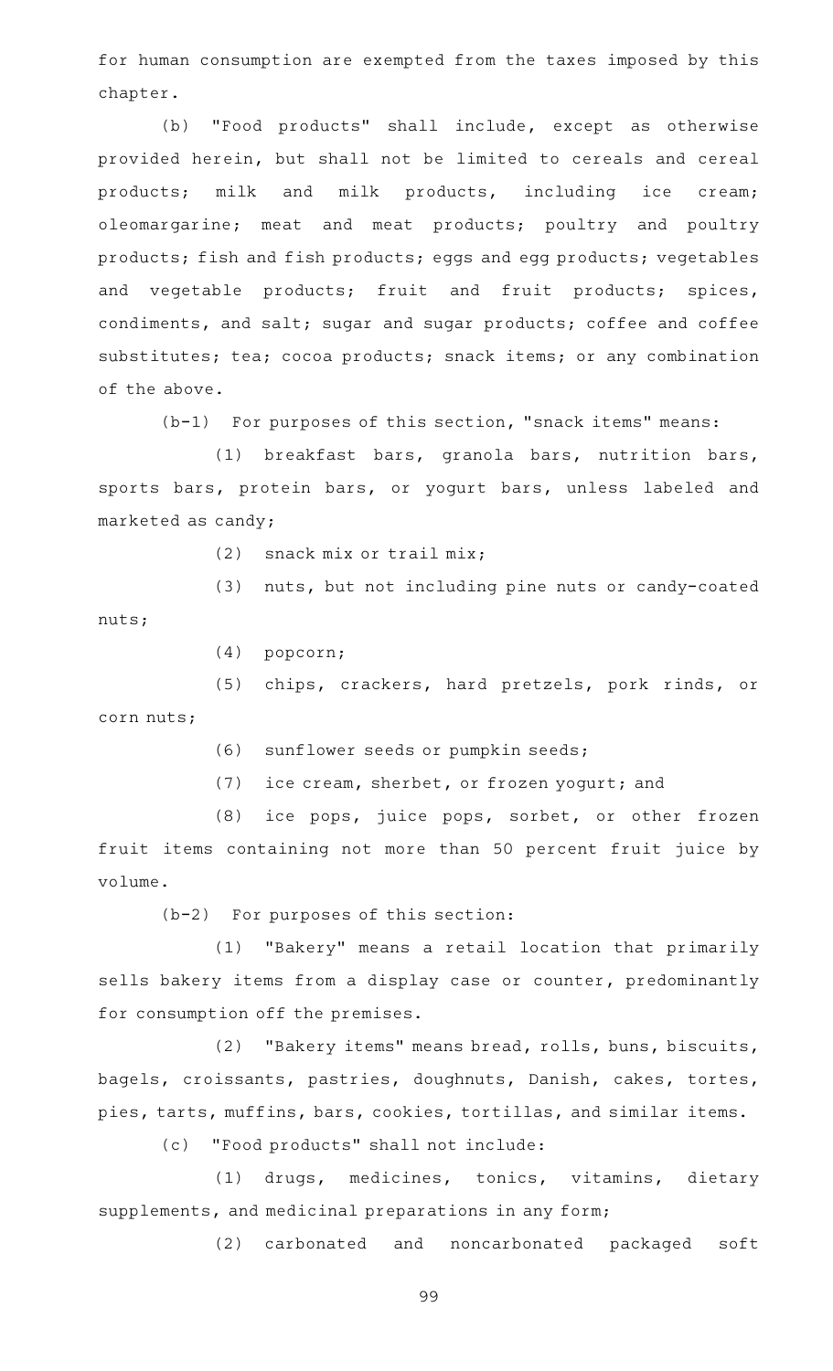for human consumption are exempted from the taxes imposed by this chapter.

(b) "Food products" shall include, except as otherwise provided herein, but shall not be limited to cereals and cereal products; milk and milk products, including ice cream; oleomargarine; meat and meat products; poultry and poultry products; fish and fish products; eggs and egg products; vegetables and vegetable products; fruit and fruit products; spices, condiments, and salt; sugar and sugar products; coffee and coffee substitutes; tea; cocoa products; snack items; or any combination of the above.

(b-1) For purposes of this section, "snack items" means:

(1) breakfast bars, granola bars, nutrition bars, sports bars, protein bars, or yogurt bars, unless labeled and marketed as candy;

(2) snack mix or trail mix;

(3) nuts, but not including pine nuts or candy-coated nuts;

(4) popcorn;

(5) chips, crackers, hard pretzels, pork rinds, or corn nuts;

(6) sunflower seeds or pumpkin seeds;

(7) ice cream, sherbet, or frozen yogurt; and

(8) ice pops, juice pops, sorbet, or other frozen fruit items containing not more than 50 percent fruit juice by volume.

(b-2) For purposes of this section:

(1) "Bakery" means a retail location that primarily sells bakery items from a display case or counter, predominantly for consumption off the premises.

(2) "Bakery items" means bread, rolls, buns, biscuits, bagels, croissants, pastries, doughnuts, Danish, cakes, tortes, pies, tarts, muffins, bars, cookies, tortillas, and similar items.

(c) "Food products" shall not include:

(1) drugs, medicines, tonics, vitamins, dietary supplements, and medicinal preparations in any form;

(2) carbonated and noncarbonated packaged soft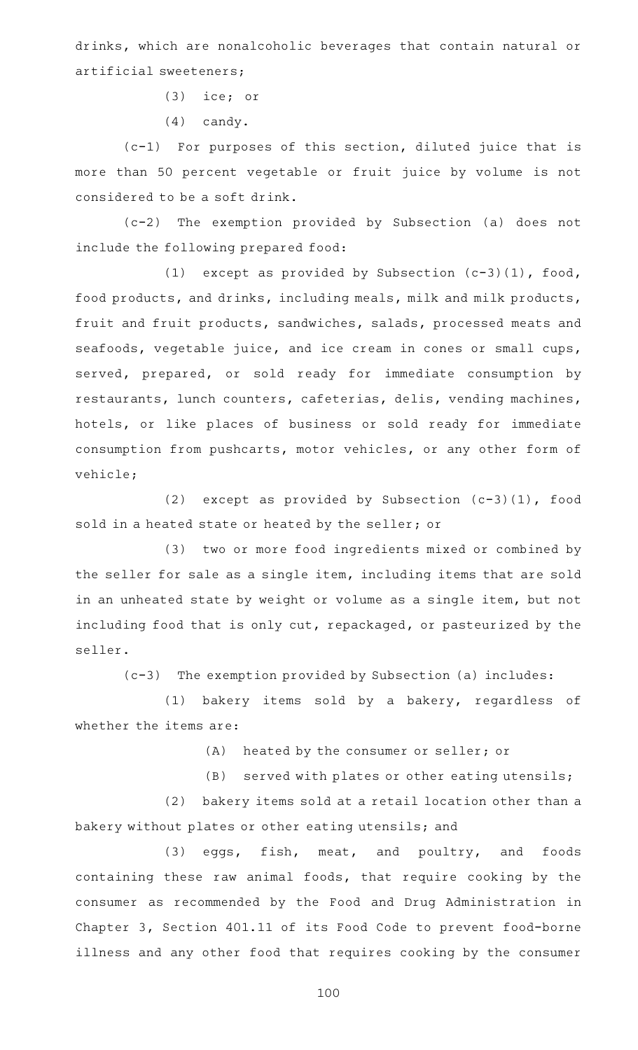drinks, which are nonalcoholic beverages that contain natural or artificial sweeteners;

(3) ice; or

(4) candy.

(c-1) For purposes of this section, diluted juice that is more than 50 percent vegetable or fruit juice by volume is not considered to be a soft drink.

(c-2) The exemption provided by Subsection (a) does not include the following prepared food:

(1) except as provided by Subsection (c-3)(1), food, food products, and drinks, including meals, milk and milk products, fruit and fruit products, sandwiches, salads, processed meats and seafoods, vegetable juice, and ice cream in cones or small cups, served, prepared, or sold ready for immediate consumption by restaurants, lunch counters, cafeterias, delis, vending machines, hotels, or like places of business or sold ready for immediate consumption from pushcarts, motor vehicles, or any other form of vehicle;

(2) except as provided by Subsection (c-3)(1), food sold in a heated state or heated by the seller; or

(3) two or more food ingredients mixed or combined by the seller for sale as a single item, including items that are sold in an unheated state by weight or volume as a single item, but not including food that is only cut, repackaged, or pasteurized by the seller.

(c-3) The exemption provided by Subsection (a) includes:

(1) bakery items sold by a bakery, regardless of whether the items are:

(A) heated by the consumer or seller; or

(B) served with plates or other eating utensils;

(2) bakery items sold at a retail location other than a bakery without plates or other eating utensils; and

(3) eggs, fish, meat, and poultry, and foods containing these raw animal foods, that require cooking by the consumer as recommended by the Food and Drug Administration in Chapter 3, Section 401.11 of its Food Code to prevent food-borne illness and any other food that requires cooking by the consumer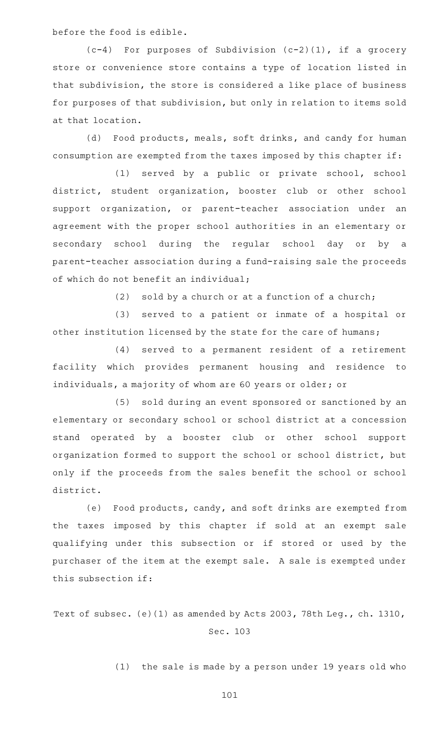before the food is edible.

(c-4) For purposes of Subdivision (c-2)(1), if a grocery store or convenience store contains a type of location listed in that subdivision, the store is considered a like place of business for purposes of that subdivision, but only in relation to items sold at that location.

(d) Food products, meals, soft drinks, and candy for human consumption are exempted from the taxes imposed by this chapter if:

(1) served by a public or private school, school district, student organization, booster club or other school support organization, or parent-teacher association under an agreement with the proper school authorities in an elementary or secondary school during the regular school day or by a parent-teacher association during a fund-raising sale the proceeds of which do not benefit an individual;

(2) sold by a church or at a function of a church;

(3) served to a patient or inmate of a hospital or other institution licensed by the state for the care of humans;

(4) served to a permanent resident of a retirement facility which provides permanent housing and residence to individuals, a majority of whom are 60 years or older; or

(5) sold during an event sponsored or sanctioned by an elementary or secondary school or school district at a concession stand operated by a booster club or other school support organization formed to support the school or school district, but only if the proceeds from the sales benefit the school or school district.

(e) Food products, candy, and soft drinks are exempted from the taxes imposed by this chapter if sold at an exempt sale qualifying under this subsection or if stored or used by the purchaser of the item at the exempt sale. A sale is exempted under this subsection if:

Text of subsec. (e)(1) as amended by Acts 2003, 78th Leg., ch. 1310, Sec. 103

(1) the sale is made by a person under 19 years old who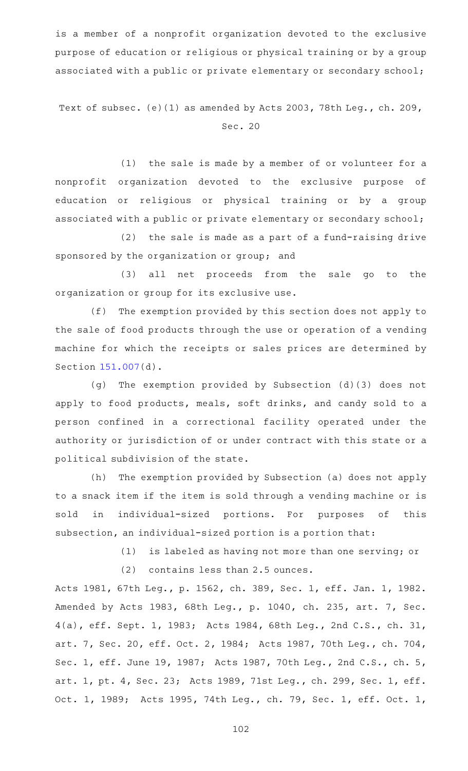is a member of a nonprofit organization devoted to the exclusive purpose of education or religious or physical training or by a group associated with a public or private elementary or secondary school;

Text of subsec. (e)(1) as amended by Acts 2003, 78th Leg., ch. 209, Sec. 20

(1) the sale is made by a member of or volunteer for a nonprofit organization devoted to the exclusive purpose of education or religious or physical training or by a group associated with a public or private elementary or secondary school;

(2) the sale is made as a part of a fund-raising drive sponsored by the organization or group; and

(3) all net proceeds from the sale go to the organization or group for its exclusive use.

(f) The exemption provided by this section does not apply to the sale of food products through the use or operation of a vending machine for which the receipts or sales prices are determined by Section 151.007(d).

(g) The exemption provided by Subsection (d)(3) does not apply to food products, meals, soft drinks, and candy sold to a person confined in a correctional facility operated under the authority or jurisdiction of or under contract with this state or a political subdivision of the state.

(h) The exemption provided by Subsection (a) does not apply to a snack item if the item is sold through a vending machine or is sold in individual-sized portions. For purposes of this subsection, an individual-sized portion is a portion that:

(1) is labeled as having not more than one serving; or

(2) contains less than 2.5 ounces.

Acts 1981, 67th Leg., p. 1562, ch. 389, Sec. 1, eff. Jan. 1, 1982. Amended by Acts 1983, 68th Leg., p. 1040, ch. 235, art. 7, Sec. 4(a), eff. Sept. 1, 1983; Acts 1984, 68th Leg., 2nd C.S., ch. 31, art. 7, Sec. 20, eff. Oct. 2, 1984; Acts 1987, 70th Leg., ch. 704, Sec. 1, eff. June 19, 1987; Acts 1987, 70th Leg., 2nd C.S., ch. 5, art. 1, pt. 4, Sec. 23; Acts 1989, 71st Leg., ch. 299, Sec. 1, eff. Oct. 1, 1989; Acts 1995, 74th Leg., ch. 79, Sec. 1, eff. Oct. 1,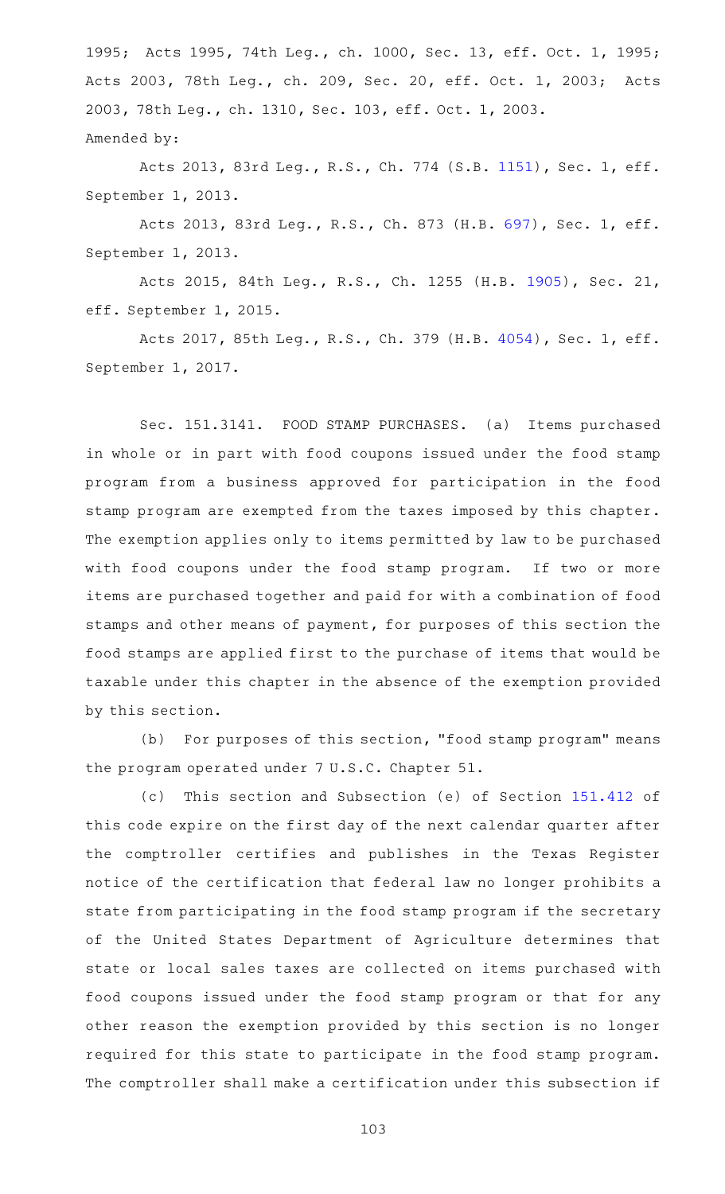1995; Acts 1995, 74th Leg., ch. 1000, Sec. 13, eff. Oct. 1, 1995; Acts 2003, 78th Leg., ch. 209, Sec. 20, eff. Oct. 1, 2003; Acts 2003, 78th Leg., ch. 1310, Sec. 103, eff. Oct. 1, 2003.

Amended by:

Acts 2013, 83rd Leg., R.S., Ch. 774 (S.B. 1151), Sec. 1, eff. September 1, 2013.

Acts 2013, 83rd Leg., R.S., Ch. 873 (H.B. 697), Sec. 1, eff. September 1, 2013.

Acts 2015, 84th Leg., R.S., Ch. 1255 (H.B. 1905), Sec. 21, eff. September 1, 2015.

Acts 2017, 85th Leg., R.S., Ch. 379 (H.B. 4054), Sec. 1, eff. September 1, 2017.

Sec. 151.3141. FOOD STAMP PURCHASES. (a) Items purchased in whole or in part with food coupons issued under the food stamp program from a business approved for participation in the food stamp program are exempted from the taxes imposed by this chapter. The exemption applies only to items permitted by law to be purchased with food coupons under the food stamp program. If two or more items are purchased together and paid for with a combination of food stamps and other means of payment, for purposes of this section the food stamps are applied first to the purchase of items that would be taxable under this chapter in the absence of the exemption provided by this section.

(b) For purposes of this section, "food stamp program" means the program operated under 7 U.S.C. Chapter 51.

(c) This section and Subsection (e) of Section 151.412 of this code expire on the first day of the next calendar quarter after the comptroller certifies and publishes in the Texas Register notice of the certification that federal law no longer prohibits a state from participating in the food stamp program if the secretary of the United States Department of Agriculture determines that state or local sales taxes are collected on items purchased with food coupons issued under the food stamp program or that for any other reason the exemption provided by this section is no longer required for this state to participate in the food stamp program. The comptroller shall make a certification under this subsection if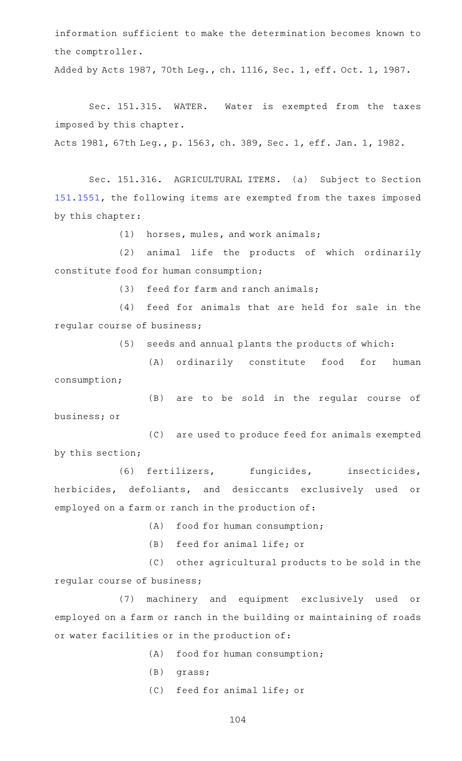information sufficient to make the determination becomes known to the comptroller.

Added by Acts 1987, 70th Leg., ch. 1116, Sec. 1, eff. Oct. 1, 1987.

Sec. 151.315. WATER. Water is exempted from the taxes imposed by this chapter.

Acts 1981, 67th Leg., p. 1563, ch. 389, Sec. 1, eff. Jan. 1, 1982.

Sec. 151.316. AGRICULTURAL ITEMS. (a) Subject to Section 151.1551, the following items are exempted from the taxes imposed by this chapter:

(1) horses, mules, and work animals;

(2) animal life the products of which ordinarily constitute food for human consumption;

(3) feed for farm and ranch animals;

(4) feed for animals that are held for sale in the regular course of business;

(5) seeds and annual plants the products of which:

(A) ordinarily constitute food for human consumption;

(B) are to be sold in the regular course of business; or

(C) are used to produce feed for animals exempted by this section;

(6) fertilizers, fungicides, insecticides, herbicides, defoliants, and desiccants exclusively used or employed on a farm or ranch in the production of:

(A) food for human consumption;

(B) feed for animal life; or

(C) other agricultural products to be sold in the regular course of business;

(7) machinery and equipment exclusively used or employed on a farm or ranch in the building or maintaining of roads or water facilities or in the production of:

(A) food for human consumption;

(B) grass;

(C) feed for animal life; or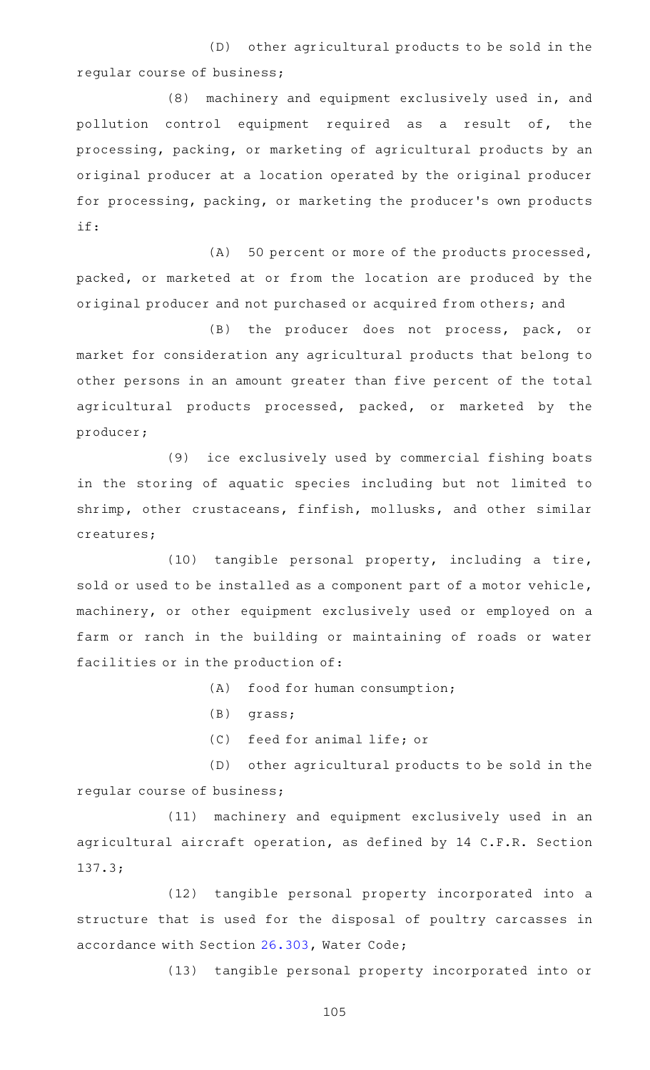(D) other agricultural products to be sold in the regular course of business;

(8) machinery and equipment exclusively used in, and pollution control equipment required as a result of, the processing, packing, or marketing of agricultural products by an original producer at a location operated by the original producer for processing, packing, or marketing the producer's own products if:

(A) 50 percent or more of the products processed, packed, or marketed at or from the location are produced by the original producer and not purchased or acquired from others; and

(B) the producer does not process, pack, or market for consideration any agricultural products that belong to other persons in an amount greater than five percent of the total agricultural products processed, packed, or marketed by the producer;

(9) ice exclusively used by commercial fishing boats in the storing of aquatic species including but not limited to shrimp, other crustaceans, finfish, mollusks, and other similar creatures;

(10) tangible personal property, including a tire, sold or used to be installed as a component part of a motor vehicle, machinery, or other equipment exclusively used or employed on a farm or ranch in the building or maintaining of roads or water facilities or in the production of:

(A) food for human consumption;

(B) grass;

(C) feed for animal life; or

(D) other agricultural products to be sold in the regular course of business;

(11) machinery and equipment exclusively used in an agricultural aircraft operation, as defined by 14 C.F.R. Section 137.3;

(12) tangible personal property incorporated into a structure that is used for the disposal of poultry carcasses in accordance with Section 26.303, Water Code;

(13) tangible personal property incorporated into or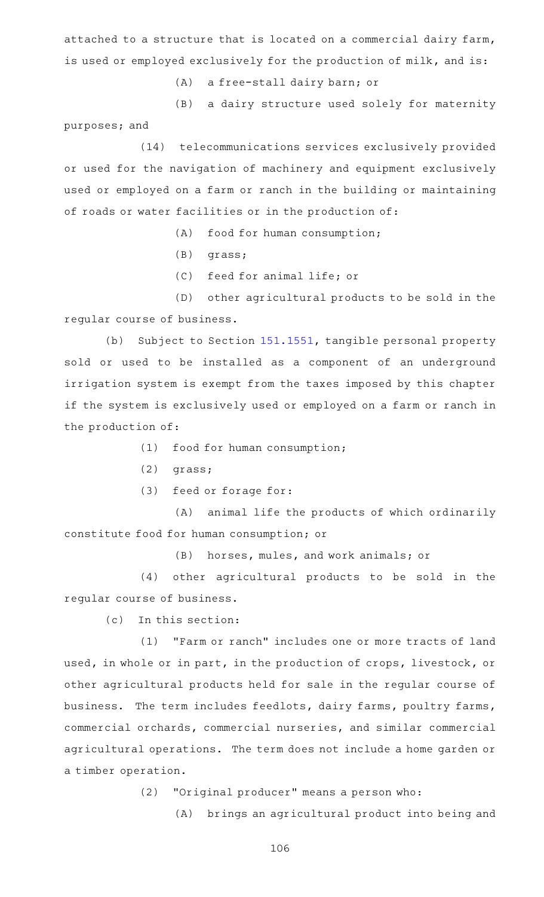attached to a structure that is located on a commercial dairy farm, is used or employed exclusively for the production of milk, and is:

(A) a free-stall dairy barn; or

(B) a dairy structure used solely for maternity purposes; and

(14) telecommunications services exclusively provided or used for the navigation of machinery and equipment exclusively used or employed on a farm or ranch in the building or maintaining of roads or water facilities or in the production of:

(A) food for human consumption;

(B) grass;

(C) feed for animal life; or

(D) other agricultural products to be sold in the regular course of business.

(b) Subject to Section 151.1551, tangible personal property sold or used to be installed as a component of an underground irrigation system is exempt from the taxes imposed by this chapter if the system is exclusively used or employed on a farm or ranch in the production of:

(1) food for human consumption;

(2) grass;

(3) feed or forage for:

(A) animal life the products of which ordinarily constitute food for human consumption; or

(B) horses, mules, and work animals; or

(4) other agricultural products to be sold in the regular course of business.

(c) In this section:

(1) "Farm or ranch" includes one or more tracts of land used, in whole or in part, in the production of crops, livestock, or other agricultural products held for sale in the regular course of business. The term includes feedlots, dairy farms, poultry farms, commercial orchards, commercial nurseries, and similar commercial agricultural operations. The term does not include a home garden or a timber operation.

(2) "Original producer" means a person who:

(A) brings an agricultural product into being and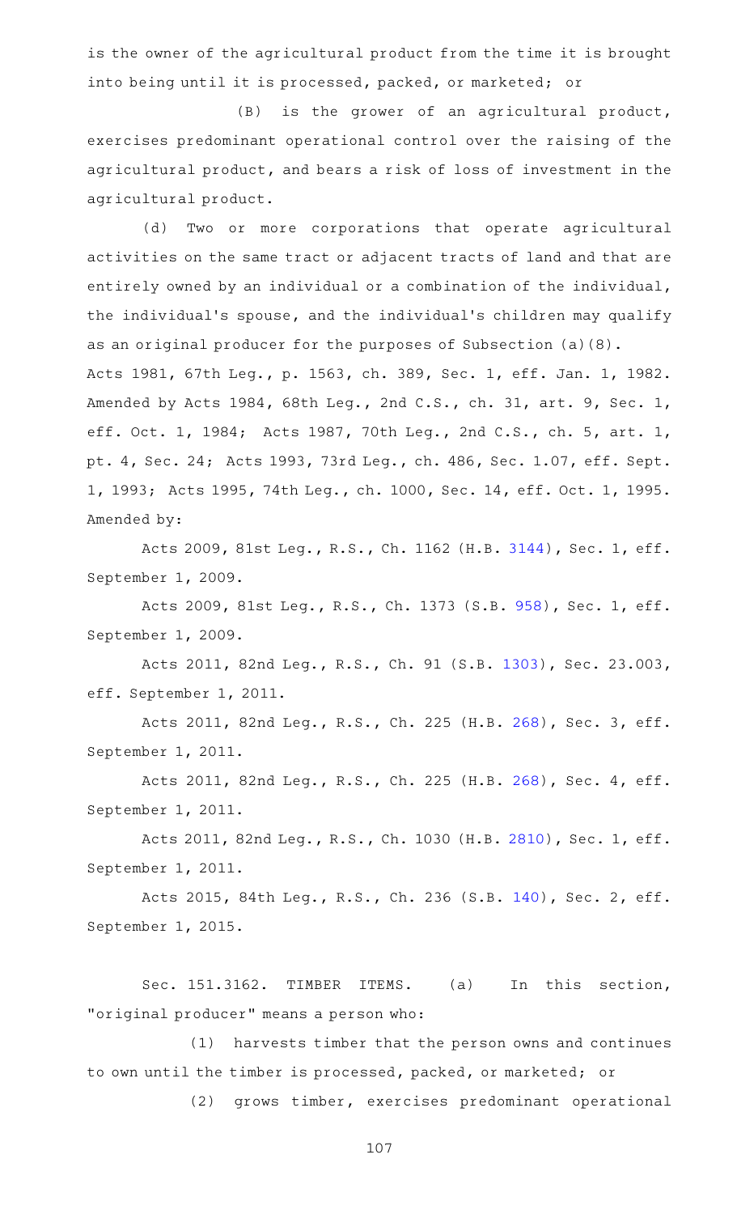is the owner of the agricultural product from the time it is brought into being until it is processed, packed, or marketed; or

(B) is the grower of an agricultural product, exercises predominant operational control over the raising of the agricultural product, and bears a risk of loss of investment in the agricultural product.

(d) Two or more corporations that operate agricultural activities on the same tract or adjacent tracts of land and that are entirely owned by an individual or a combination of the individual, the individual's spouse, and the individual's children may qualify as an original producer for the purposes of Subsection (a)(8).

Acts 1981, 67th Leg., p. 1563, ch. 389, Sec. 1, eff. Jan. 1, 1982. Amended by Acts 1984, 68th Leg., 2nd C.S., ch. 31, art. 9, Sec. 1, eff. Oct. 1, 1984; Acts 1987, 70th Leg., 2nd C.S., ch. 5, art. 1, pt. 4, Sec. 24; Acts 1993, 73rd Leg., ch. 486, Sec. 1.07, eff. Sept. 1, 1993; Acts 1995, 74th Leg., ch. 1000, Sec. 14, eff. Oct. 1, 1995.

Amended by:

Acts 2009, 81st Leg., R.S., Ch. 1162 (H.B. 3144), Sec. 1, eff. September 1, 2009.

Acts 2009, 81st Leg., R.S., Ch. 1373 (S.B. 958), Sec. 1, eff. September 1, 2009.

Acts 2011, 82nd Leg., R.S., Ch. 91 (S.B. 1303), Sec. 23.003, eff. September 1, 2011.

Acts 2011, 82nd Leg., R.S., Ch. 225 (H.B. 268), Sec. 3, eff. September 1, 2011.

Acts 2011, 82nd Leg., R.S., Ch. 225 (H.B. 268), Sec. 4, eff. September 1, 2011.

Acts 2011, 82nd Leg., R.S., Ch. 1030 (H.B. 2810), Sec. 1, eff. September 1, 2011.

Acts 2015, 84th Leg., R.S., Ch. 236 (S.B. 140), Sec. 2, eff. September 1, 2015.

Sec. 151.3162. TIMBER ITEMS. (a) In this section, "original producer" means a person who:

(1) harvests timber that the person owns and continues to own until the timber is processed, packed, or marketed; or

(2) grows timber, exercises predominant operational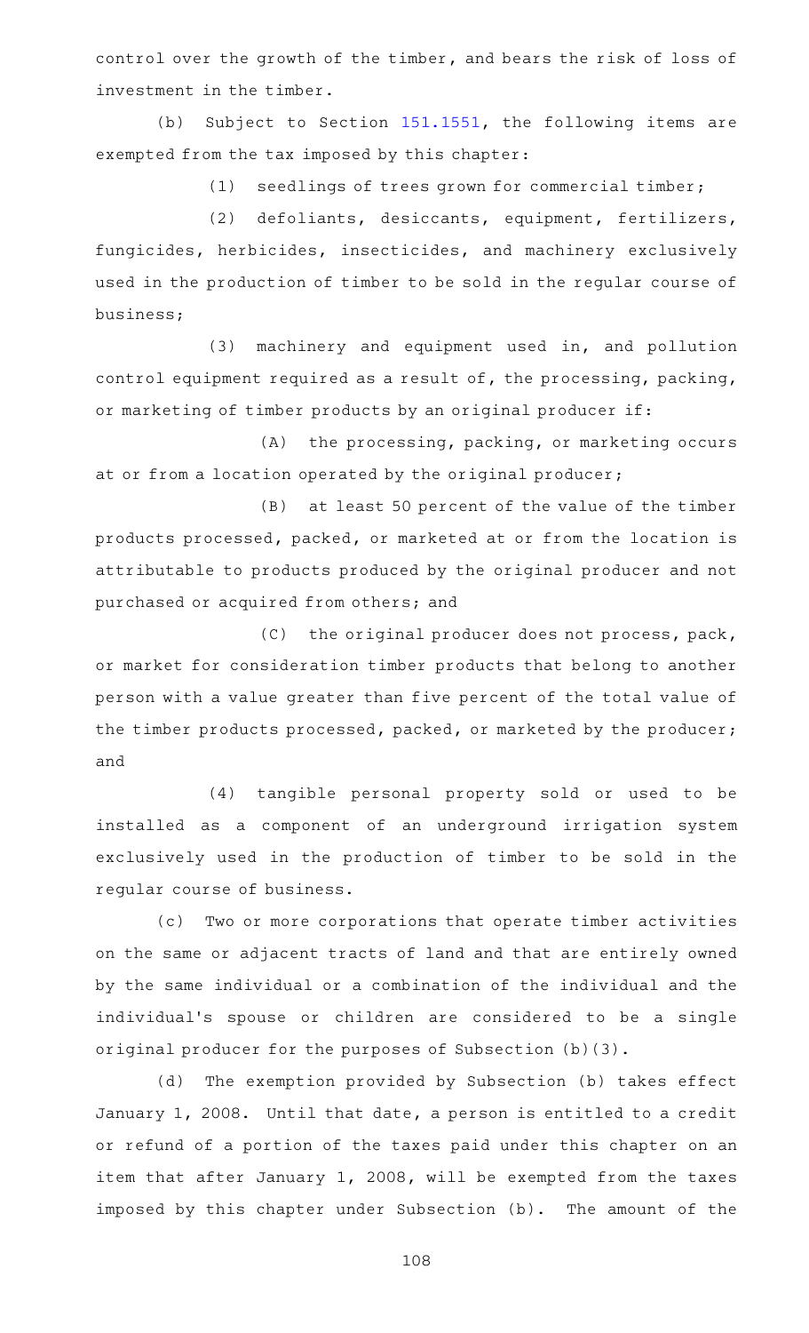control over the growth of the timber, and bears the risk of loss of investment in the timber.

(b) Subject to Section 151.1551, the following items are exempted from the tax imposed by this chapter:

(1) seedlings of trees grown for commercial timber;

(2) defoliants, desiccants, equipment, fertilizers, fungicides, herbicides, insecticides, and machinery exclusively used in the production of timber to be sold in the regular course of business;

(3) machinery and equipment used in, and pollution control equipment required as a result of, the processing, packing, or marketing of timber products by an original producer if:

(A) the processing, packing, or marketing occurs at or from a location operated by the original producer;

(B) at least 50 percent of the value of the timber products processed, packed, or marketed at or from the location is attributable to products produced by the original producer and not purchased or acquired from others; and

(C) the original producer does not process, pack, or market for consideration timber products that belong to another person with a value greater than five percent of the total value of the timber products processed, packed, or marketed by the producer; and

(4) tangible personal property sold or used to be installed as a component of an underground irrigation system exclusively used in the production of timber to be sold in the regular course of business.

(c) Two or more corporations that operate timber activities on the same or adjacent tracts of land and that are entirely owned by the same individual or a combination of the individual and the individual's spouse or children are considered to be a single original producer for the purposes of Subsection (b)(3).

(d) The exemption provided by Subsection (b) takes effect January 1, 2008. Until that date, a person is entitled to a credit or refund of a portion of the taxes paid under this chapter on an item that after January 1, 2008, will be exempted from the taxes imposed by this chapter under Subsection (b). The amount of the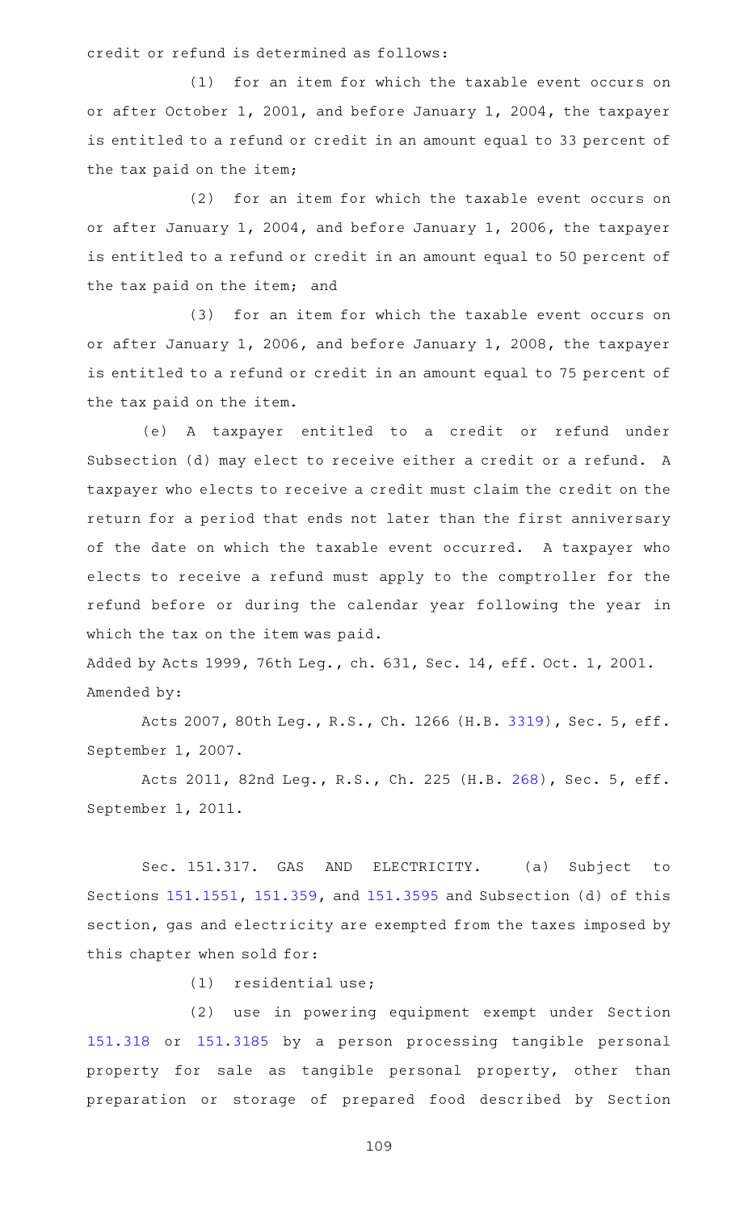credit or refund is determined as follows:

(1) for an item for which the taxable event occurs on or after October 1, 2001, and before January 1, 2004, the taxpayer is entitled to a refund or credit in an amount equal to 33 percent of the tax paid on the item;

(2) for an item for which the taxable event occurs on or after January 1, 2004, and before January 1, 2006, the taxpayer is entitled to a refund or credit in an amount equal to 50 percent of the tax paid on the item; and

(3) for an item for which the taxable event occurs on or after January 1, 2006, and before January 1, 2008, the taxpayer is entitled to a refund or credit in an amount equal to 75 percent of the tax paid on the item.

(e) A taxpayer entitled to a credit or refund under Subsection (d) may elect to receive either a credit or a refund. A taxpayer who elects to receive a credit must claim the credit on the return for a period that ends not later than the first anniversary of the date on which the taxable event occurred. A taxpayer who elects to receive a refund must apply to the comptroller for the refund before or during the calendar year following the year in which the tax on the item was paid.

Added by Acts 1999, 76th Leg., ch. 631, Sec. 14, eff. Oct. 1, 2001.
Amended by:

Acts 2007, 80th Leg., R.S., Ch. 1266 (H.B. 3319), Sec. 5, eff. September 1, 2007.

Acts 2011, 82nd Leg., R.S., Ch. 225 (H.B. 268), Sec. 5, eff. September 1, 2011.

Sec. 151.317. GAS AND ELECTRICITY. (a) Subject to Sections 151.1551, 151.359, and 151.3595 and Subsection (d) of this section, gas and electricity are exempted from the taxes imposed by this chapter when sold for:

(1) residential use;

(2) use in powering equipment exempt under Section 151.318 or 151.3185 by a person processing tangible personal property for sale as tangible personal property, other than preparation or storage of prepared food described by Section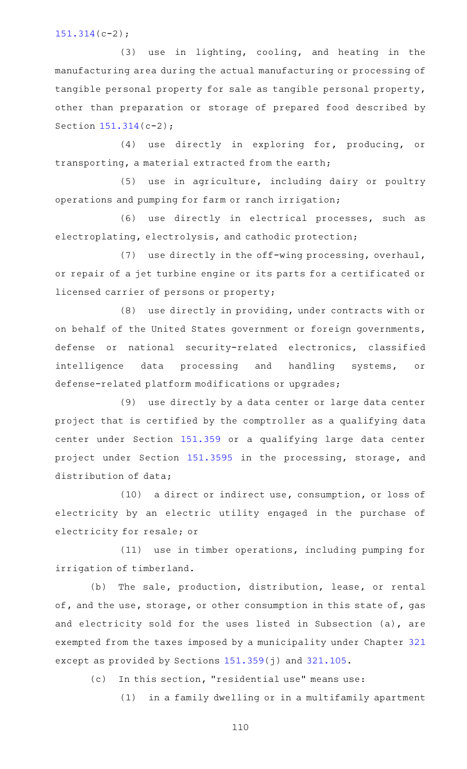151.314(c-2);

(3) use in lighting, cooling, and heating in the manufacturing area during the actual manufacturing or processing of tangible personal property for sale as tangible personal property, other than preparation or storage of prepared food described by Section 151.314(c-2);

(4) use directly in exploring for, producing, or transporting, a material extracted from the earth;

(5) use in agriculture, including dairy or poultry operations and pumping for farm or ranch irrigation;

(6) use directly in electrical processes, such as electroplating, electrolysis, and cathodic protection;

(7) use directly in the off-wing processing, overhaul, or repair of a jet turbine engine or its parts for a certificated or licensed carrier of persons or property;

(8) use directly in providing, under contracts with or on behalf of the United States government or foreign governments, defense or national security-related electronics, classified intelligence data processing and handling systems, or defense-related platform modifications or upgrades;

(9) use directly by a data center or large data center project that is certified by the comptroller as a qualifying data center under Section 151.359 or a qualifying large data center project under Section 151.3595 in the processing, storage, and distribution of data;

(10) a direct or indirect use, consumption, or loss of electricity by an electric utility engaged in the purchase of electricity for resale; or

(11) use in timber operations, including pumping for irrigation of timberland.

(b) The sale, production, distribution, lease, or rental of, and the use, storage, or other consumption in this state of, gas and electricity sold for the uses listed in Subsection (a), are exempted from the taxes imposed by a municipality under Chapter 321 except as provided by Sections 151.359(j) and 321.105.

(c) In this section, "residential use" means use:

(1) in a family dwelling or in a multifamily apartment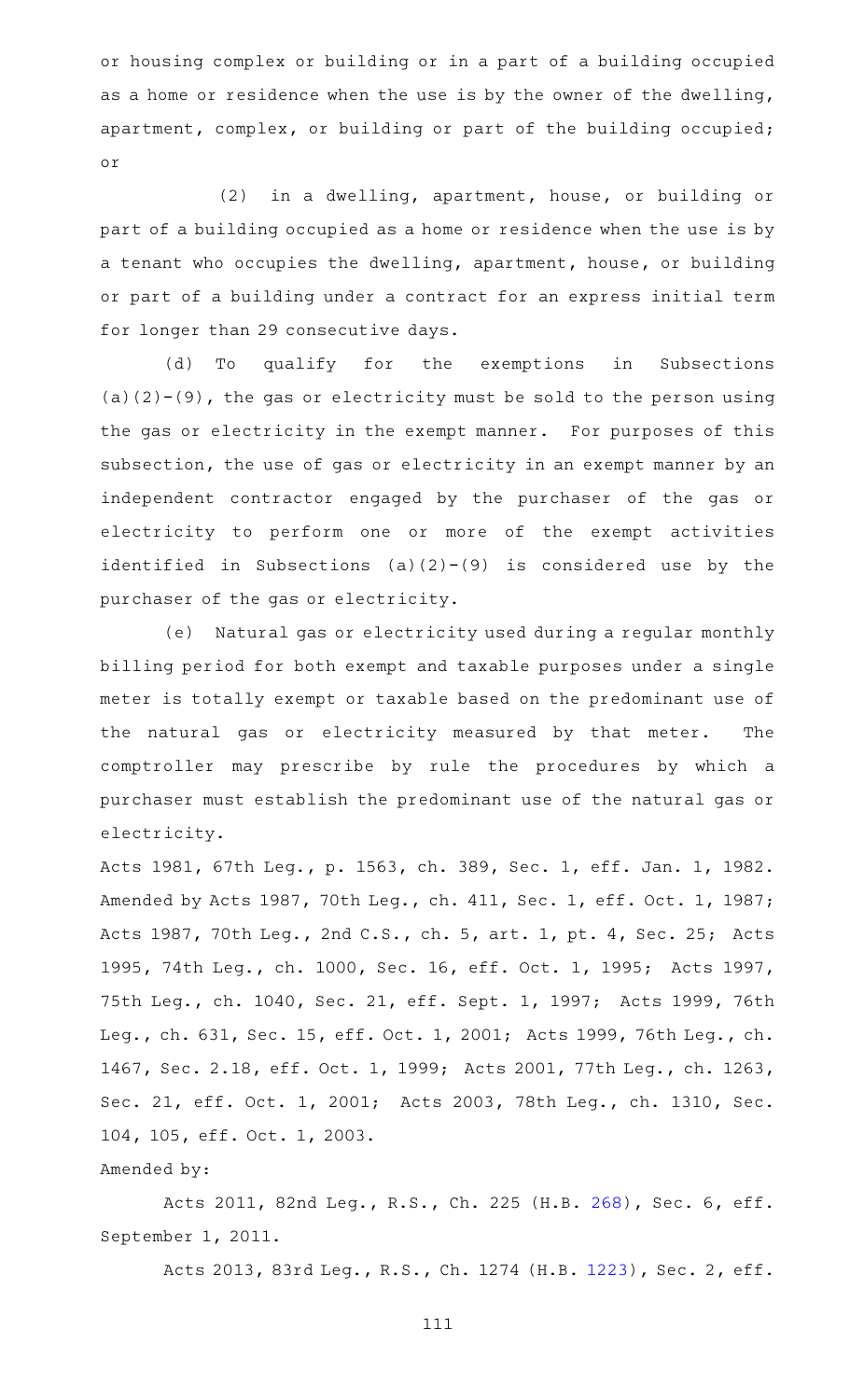or housing complex or building or in a part of a building occupied as a home or residence when the use is by the owner of the dwelling, apartment, complex, or building or part of the building occupied; or

(2) in a dwelling, apartment, house, or building or part of a building occupied as a home or residence when the use is by a tenant who occupies the dwelling, apartment, house, or building or part of a building under a contract for an express initial term for longer than 29 consecutive days.

(d) To qualify for the exemptions in Subsections (a)(2)-(9), the gas or electricity must be sold to the person using the gas or electricity in the exempt manner. For purposes of this subsection, the use of gas or electricity in an exempt manner by an independent contractor engaged by the purchaser of the gas or electricity to perform one or more of the exempt activities identified in Subsections (a)(2)-(9) is considered use by the purchaser of the gas or electricity.

(e) Natural gas or electricity used during a regular monthly billing period for both exempt and taxable purposes under a single meter is totally exempt or taxable based on the predominant use of the natural gas or electricity measured by that meter. The comptroller may prescribe by rule the procedures by which a purchaser must establish the predominant use of the natural gas or electricity.

Acts 1981, 67th Leg., p. 1563, ch. 389, Sec. 1, eff. Jan. 1, 1982. Amended by Acts 1987, 70th Leg., ch. 411, Sec. 1, eff. Oct. 1, 1987; Acts 1987, 70th Leg., 2nd C.S., ch. 5, art. 1, pt. 4, Sec. 25; Acts 1995, 74th Leg., ch. 1000, Sec. 16, eff. Oct. 1, 1995; Acts 1997, 75th Leg., ch. 1040, Sec. 21, eff. Sept. 1, 1997; Acts 1999, 76th Leg., ch. 631, Sec. 15, eff. Oct. 1, 2001; Acts 1999, 76th Leg., ch. 1467, Sec. 2.18, eff. Oct. 1, 1999; Acts 2001, 77th Leg., ch. 1263, Sec. 21, eff. Oct. 1, 2001; Acts 2003, 78th Leg., ch. 1310, Sec. 104, 105, eff. Oct. 1, 2003.

Amended by:

Acts 2011, 82nd Leg., R.S., Ch. 225 (H.B. 268), Sec. 6, eff. September 1, 2011.

Acts 2013, 83rd Leg., R.S., Ch. 1274 (H.B. 1223), Sec. 2, eff.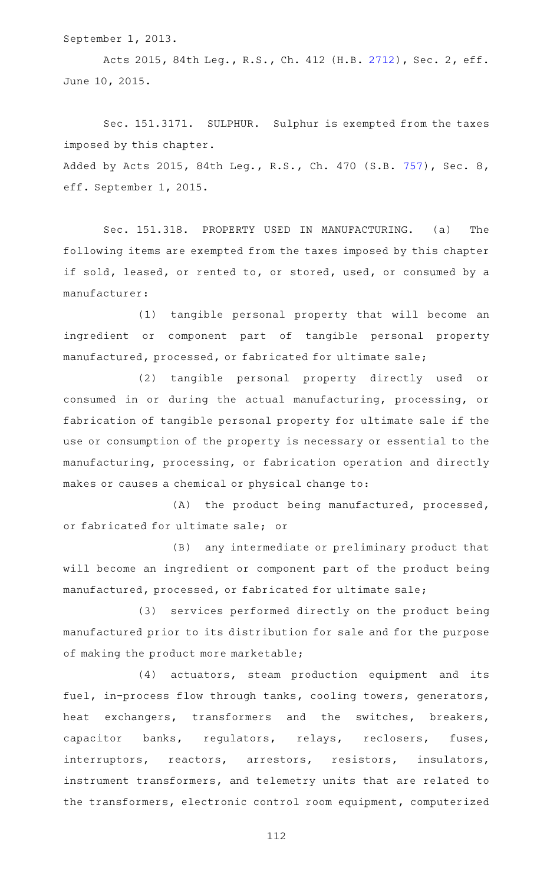September 1, 2013.

Acts 2015, 84th Leg., R.S., Ch. 412 (H.B. 2712), Sec. 2, eff. June 10, 2015.

Sec. 151.3171. SULPHUR. Sulphur is exempted from the taxes imposed by this chapter.

Added by Acts 2015, 84th Leg., R.S., Ch. 470 (S.B. 757), Sec. 8, eff. September 1, 2015.

Sec. 151.318. PROPERTY USED IN MANUFACTURING. (a) The following items are exempted from the taxes imposed by this chapter if sold, leased, or rented to, or stored, used, or consumed by a manufacturer:

(1) tangible personal property that will become an ingredient or component part of tangible personal property manufactured, processed, or fabricated for ultimate sale;

(2) tangible personal property directly used or consumed in or during the actual manufacturing, processing, or fabrication of tangible personal property for ultimate sale if the use or consumption of the property is necessary or essential to the manufacturing, processing, or fabrication operation and directly makes or causes a chemical or physical change to:

(A) the product being manufactured, processed, or fabricated for ultimate sale; or

(B) any intermediate or preliminary product that will become an ingredient or component part of the product being manufactured, processed, or fabricated for ultimate sale;

(3) services performed directly on the product being manufactured prior to its distribution for sale and for the purpose of making the product more marketable;

(4) actuators, steam production equipment and its fuel, in-process flow through tanks, cooling towers, generators, heat exchangers, transformers and the switches, breakers, capacitor banks, regulators, relays, reclosers, fuses, interruptors, reactors, arrestors, resistors, insulators, instrument transformers, and telemetry units that are related to the transformers, electronic control room equipment, computerized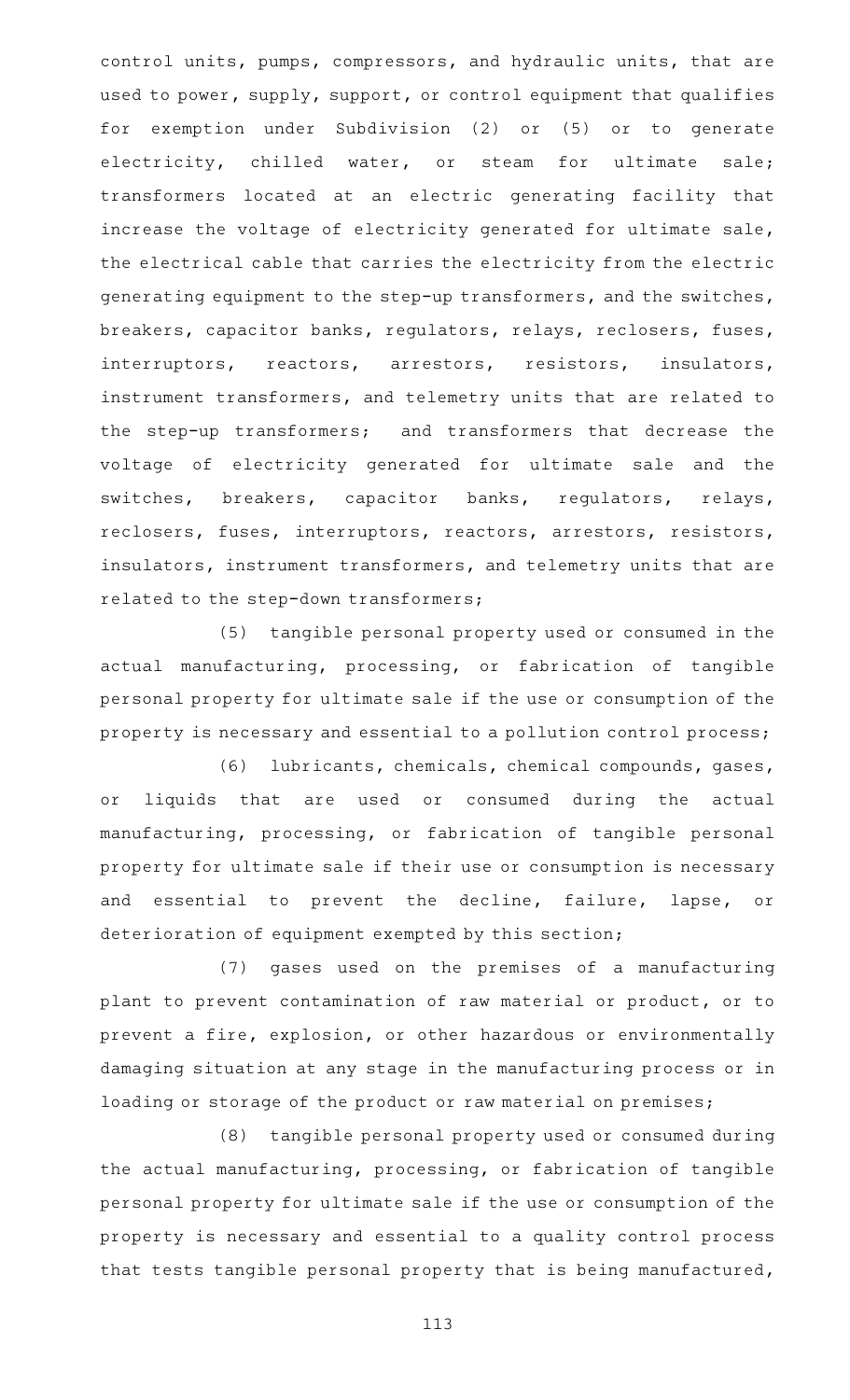control units, pumps, compressors, and hydraulic units, that are used to power, supply, support, or control equipment that qualifies for exemption under Subdivision (2) or (5) or to generate electricity, chilled water, or steam for ultimate sale; transformers located at an electric generating facility that increase the voltage of electricity generated for ultimate sale, the electrical cable that carries the electricity from the electric generating equipment to the step-up transformers, and the switches, breakers, capacitor banks, regulators, relays, reclosers, fuses, interruptors, reactors, arrestors, resistors, insulators, instrument transformers, and telemetry units that are related to the step-up transformers; and transformers that decrease the voltage of electricity generated for ultimate sale and the switches, breakers, capacitor banks, regulators, relays, reclosers, fuses, interruptors, reactors, arrestors, resistors, insulators, instrument transformers, and telemetry units that are related to the step-down transformers;

(5) tangible personal property used or consumed in the actual manufacturing, processing, or fabrication of tangible personal property for ultimate sale if the use or consumption of the property is necessary and essential to a pollution control process;

(6) lubricants, chemicals, chemical compounds, gases, or liquids that are used or consumed during the actual manufacturing, processing, or fabrication of tangible personal property for ultimate sale if their use or consumption is necessary and essential to prevent the decline, failure, lapse, or deterioration of equipment exempted by this section;

(7) gases used on the premises of a manufacturing plant to prevent contamination of raw material or product, or to prevent a fire, explosion, or other hazardous or environmentally damaging situation at any stage in the manufacturing process or in loading or storage of the product or raw material on premises;

(8) tangible personal property used or consumed during the actual manufacturing, processing, or fabrication of tangible personal property for ultimate sale if the use or consumption of the property is necessary and essential to a quality control process that tests tangible personal property that is being manufactured,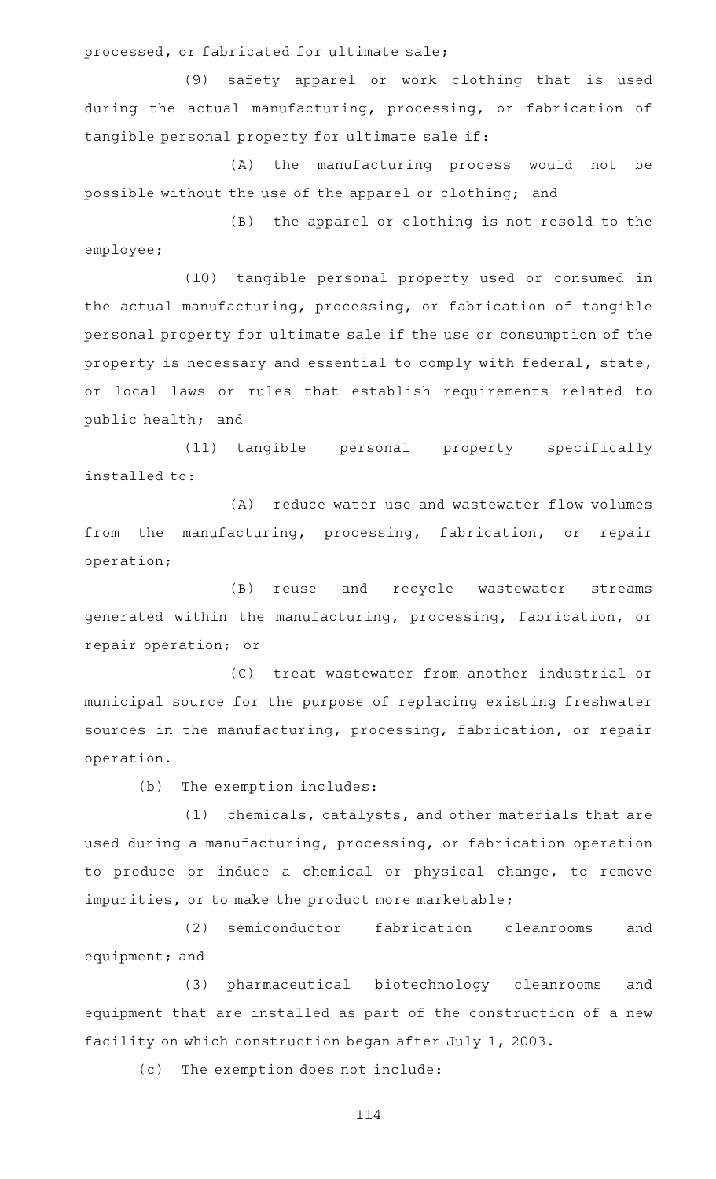processed, or fabricated for ultimate sale;

(9) safety apparel or work clothing that is used during the actual manufacturing, processing, or fabrication of tangible personal property for ultimate sale if:

(A) the manufacturing process would not be possible without the use of the apparel or clothing; and

(B) the apparel or clothing is not resold to the employee;

(10) tangible personal property used or consumed in the actual manufacturing, processing, or fabrication of tangible personal property for ultimate sale if the use or consumption of the property is necessary and essential to comply with federal, state, or local laws or rules that establish requirements related to public health; and

(11) tangible personal property specifically installed to:

(A) reduce water use and wastewater flow volumes from the manufacturing, processing, fabrication, or repair operation;

(B) reuse and recycle wastewater streams generated within the manufacturing, processing, fabrication, or repair operation; or

(C) treat wastewater from another industrial or municipal source for the purpose of replacing existing freshwater sources in the manufacturing, processing, fabrication, or repair operation.

(b) The exemption includes:

(1) chemicals, catalysts, and other materials that are used during a manufacturing, processing, or fabrication operation to produce or induce a chemical or physical change, to remove impurities, or to make the product more marketable;

(2) semiconductor fabrication cleanrooms and equipment; and

(3) pharmaceutical biotechnology cleanrooms and equipment that are installed as part of the construction of a new facility on which construction began after July 1, 2003.

(c) The exemption does not include: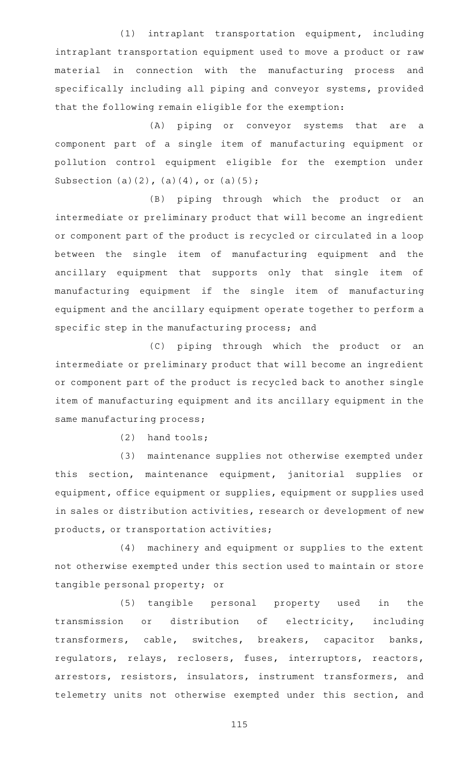(1) intraplant transportation equipment, including intraplant transportation equipment used to move a product or raw material in connection with the manufacturing process and specifically including all piping and conveyor systems, provided that the following remain eligible for the exemption:

(A) piping or conveyor systems that are a component part of a single item of manufacturing equipment or pollution control equipment eligible for the exemption under Subsection (a)(2), (a)(4), or (a)(5);

(B) piping through which the product or an intermediate or preliminary product that will become an ingredient or component part of the product is recycled or circulated in a loop between the single item of manufacturing equipment and the ancillary equipment that supports only that single item of manufacturing equipment if the single item of manufacturing equipment and the ancillary equipment operate together to perform a specific step in the manufacturing process; and

(C) piping through which the product or an intermediate or preliminary product that will become an ingredient or component part of the product is recycled back to another single item of manufacturing equipment and its ancillary equipment in the same manufacturing process;

(2) hand tools;

(3) maintenance supplies not otherwise exempted under this section, maintenance equipment, janitorial supplies or equipment, office equipment or supplies, equipment or supplies used in sales or distribution activities, research or development of new products, or transportation activities;

(4) machinery and equipment or supplies to the extent not otherwise exempted under this section used to maintain or store tangible personal property; or

(5) tangible personal property used in the transmission or distribution of electricity, including transformers, cable, switches, breakers, capacitor banks, regulators, relays, reclosers, fuses, interruptors, reactors, arrestors, resistors, insulators, instrument transformers, and telemetry units not otherwise exempted under this section, and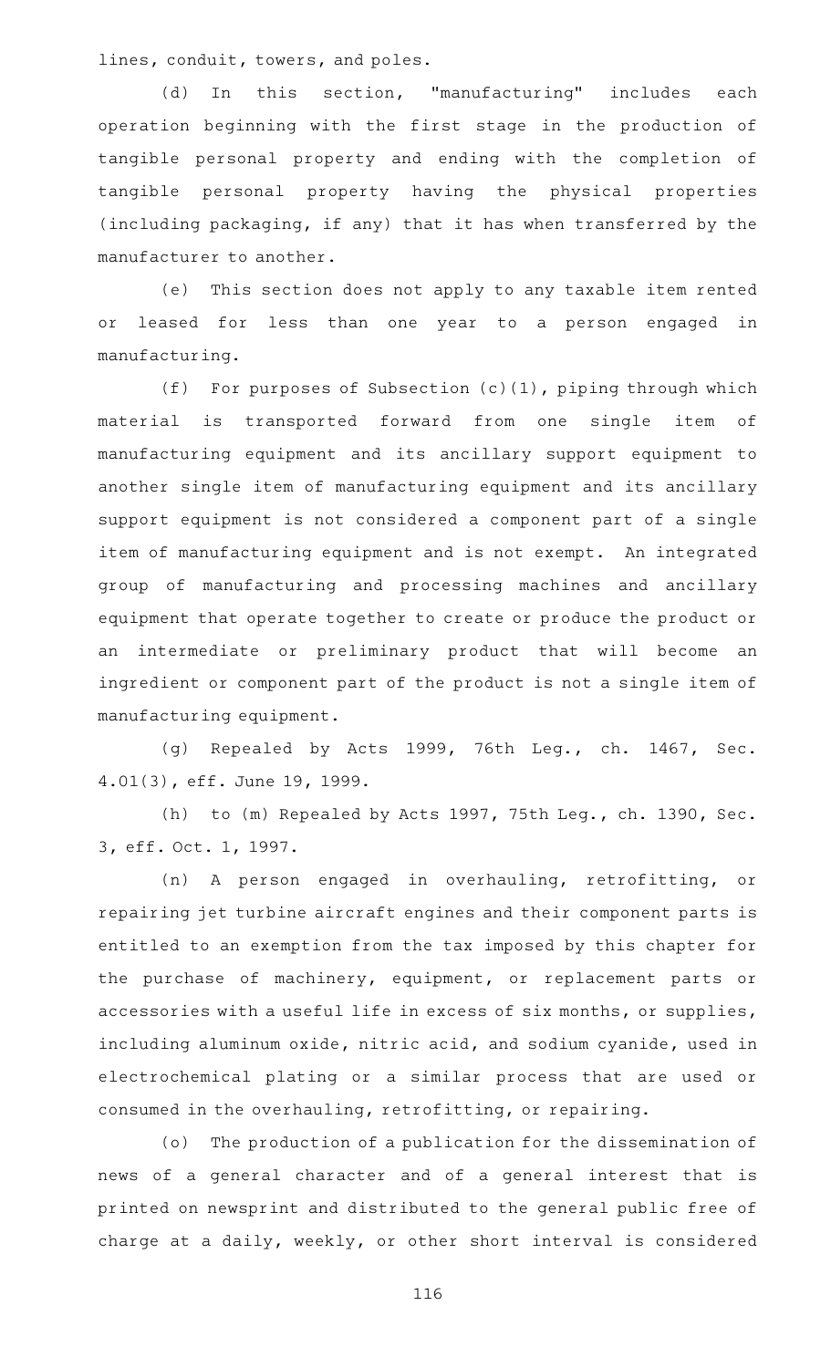lines, conduit, towers, and poles.

(d) In this section, "manufacturing" includes each operation beginning with the first stage in the production of tangible personal property and ending with the completion of tangible personal property having the physical properties (including packaging, if any) that it has when transferred by the manufacturer to another.

(e) This section does not apply to any taxable item rented or leased for less than one year to a person engaged in manufacturing.

(f) For purposes of Subsection (c)(1), piping through which material is transported forward from one single item of manufacturing equipment and its ancillary support equipment to another single item of manufacturing equipment and its ancillary support equipment is not considered a component part of a single item of manufacturing equipment and is not exempt. An integrated group of manufacturing and processing machines and ancillary equipment that operate together to create or produce the product or an intermediate or preliminary product that will become an ingredient or component part of the product is not a single item of manufacturing equipment.

(g) Repealed by Acts 1999, 76th Leg., ch. 1467, Sec. 4.01(3), eff. June 19, 1999.

(h) to (m) Repealed by Acts 1997, 75th Leg., ch. 1390, Sec. 3, eff. Oct. 1, 1997.

(n) A person engaged in overhauling, retrofitting, or repairing jet turbine aircraft engines and their component parts is entitled to an exemption from the tax imposed by this chapter for the purchase of machinery, equipment, or replacement parts or accessories with a useful life in excess of six months, or supplies, including aluminum oxide, nitric acid, and sodium cyanide, used in electrochemical plating or a similar process that are used or consumed in the overhauling, retrofitting, or repairing.

(o) The production of a publication for the dissemination of news of a general character and of a general interest that is printed on newsprint and distributed to the general public free of charge at a daily, weekly, or other short interval is considered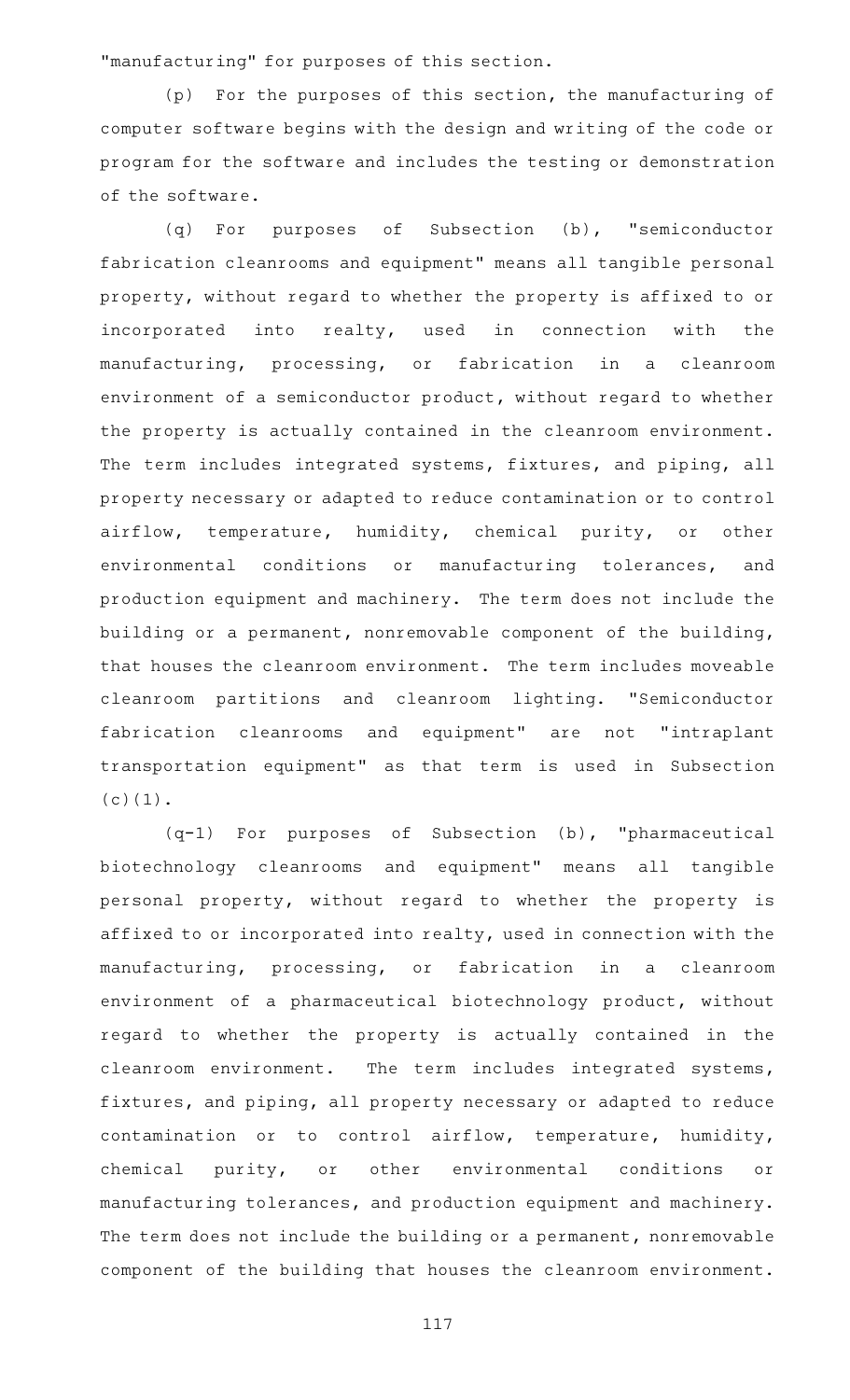"manufacturing" for purposes of this section.

(p) For the purposes of this section, the manufacturing of computer software begins with the design and writing of the code or program for the software and includes the testing or demonstration of the software.

(q) For purposes of Subsection (b), "semiconductor fabrication cleanrooms and equipment" means all tangible personal property, without regard to whether the property is affixed to or incorporated into realty, used in connection with the manufacturing, processing, or fabrication in a cleanroom environment of a semiconductor product, without regard to whether the property is actually contained in the cleanroom environment. The term includes integrated systems, fixtures, and piping, all property necessary or adapted to reduce contamination or to control airflow, temperature, humidity, chemical purity, or other environmental conditions or manufacturing tolerances, and production equipment and machinery. The term does not include the building or a permanent, nonremovable component of the building, that houses the cleanroom environment. The term includes moveable cleanroom partitions and cleanroom lighting. "Semiconductor fabrication cleanrooms and equipment" are not "intraplant transportation equipment" as that term is used in Subsection (c)(1).

(q-1) For purposes of Subsection (b), "pharmaceutical biotechnology cleanrooms and equipment" means all tangible personal property, without regard to whether the property is affixed to or incorporated into realty, used in connection with the manufacturing, processing, or fabrication in a cleanroom environment of a pharmaceutical biotechnology product, without regard to whether the property is actually contained in the cleanroom environment. The term includes integrated systems, fixtures, and piping, all property necessary or adapted to reduce contamination or to control airflow, temperature, humidity, chemical purity, or other environmental conditions or manufacturing tolerances, and production equipment and machinery. The term does not include the building or a permanent, nonremovable component of the building that houses the cleanroom environment.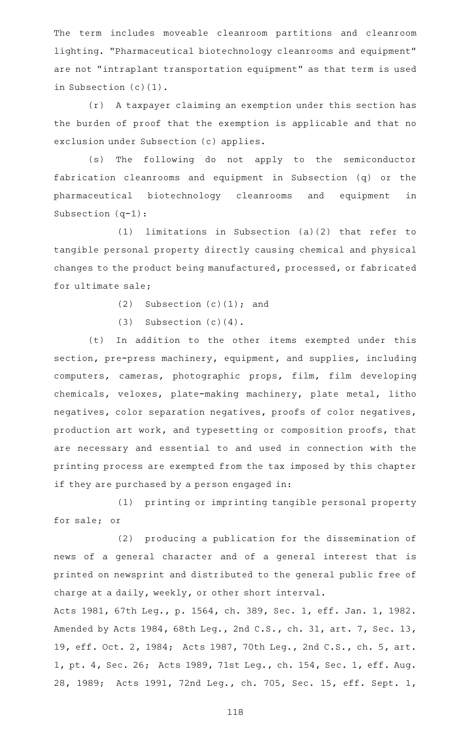The term includes moveable cleanroom partitions and cleanroom lighting. "Pharmaceutical biotechnology cleanrooms and equipment" are not "intraplant transportation equipment" as that term is used in Subsection (c)(1).

(r) A taxpayer claiming an exemption under this section has the burden of proof that the exemption is applicable and that no exclusion under Subsection (c) applies.

(s) The following do not apply to the semiconductor fabrication cleanrooms and equipment in Subsection (q) or the pharmaceutical biotechnology cleanrooms and equipment in Subsection (q-1):

(1) limitations in Subsection (a)(2) that refer to tangible personal property directly causing chemical and physical changes to the product being manufactured, processed, or fabricated for ultimate sale;

(2) Subsection (c)(1); and

(3) Subsection (c)(4).

(t) In addition to the other items exempted under this section, pre-press machinery, equipment, and supplies, including computers, cameras, photographic props, film, film developing chemicals, veloxes, plate-making machinery, plate metal, litho negatives, color separation negatives, proofs of color negatives, production art work, and typesetting or composition proofs, that are necessary and essential to and used in connection with the printing process are exempted from the tax imposed by this chapter if they are purchased by a person engaged in:

(1) printing or imprinting tangible personal property for sale; or

(2) producing a publication for the dissemination of news of a general character and of a general interest that is printed on newsprint and distributed to the general public free of charge at a daily, weekly, or other short interval.

Acts 1981, 67th Leg., p. 1564, ch. 389, Sec. 1, eff. Jan. 1, 1982. Amended by Acts 1984, 68th Leg., 2nd C.S., ch. 31, art. 7, Sec. 13, 19, eff. Oct. 2, 1984; Acts 1987, 70th Leg., 2nd C.S., ch. 5, art. 1, pt. 4, Sec. 26; Acts 1989, 71st Leg., ch. 154, Sec. 1, eff. Aug. 28, 1989; Acts 1991, 72nd Leg., ch. 705, Sec. 15, eff. Sept. 1,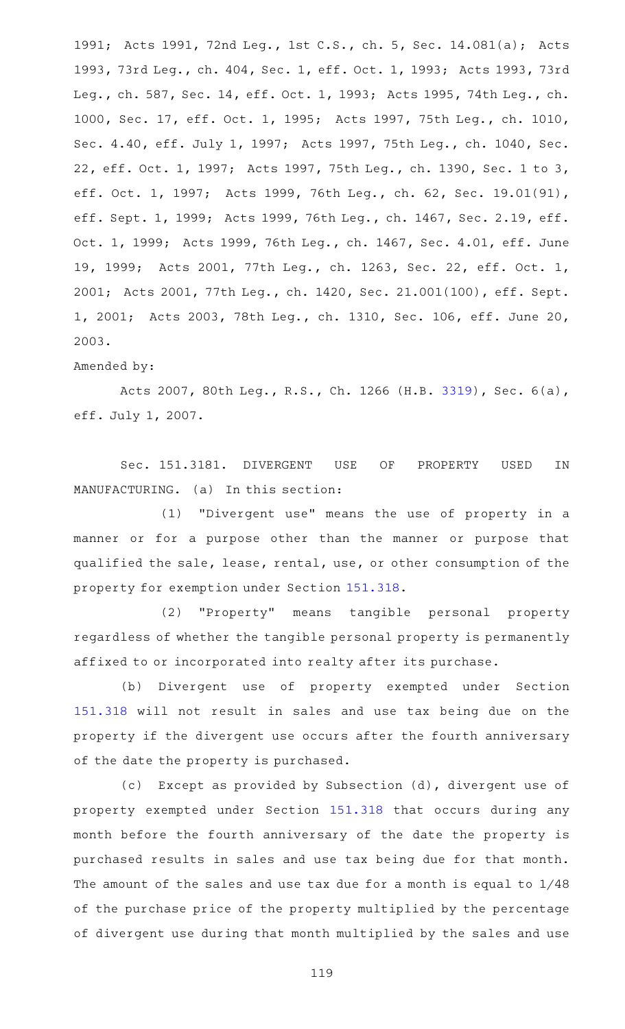1991; Acts 1991, 72nd Leg., 1st C.S., ch. 5, Sec. 14.081(a); Acts 1993, 73rd Leg., ch. 404, Sec. 1, eff. Oct. 1, 1993; Acts 1993, 73rd Leg., ch. 587, Sec. 14, eff. Oct. 1, 1993; Acts 1995, 74th Leg., ch. 1000, Sec. 17, eff. Oct. 1, 1995; Acts 1997, 75th Leg., ch. 1010, Sec. 4.40, eff. July 1, 1997; Acts 1997, 75th Leg., ch. 1040, Sec. 22, eff. Oct. 1, 1997; Acts 1997, 75th Leg., ch. 1390, Sec. 1 to 3, eff. Oct. 1, 1997; Acts 1999, 76th Leg., ch. 62, Sec. 19.01(91), eff. Sept. 1, 1999; Acts 1999, 76th Leg., ch. 1467, Sec. 2.19, eff. Oct. 1, 1999; Acts 1999, 76th Leg., ch. 1467, Sec. 4.01, eff. June 19, 1999; Acts 2001, 77th Leg., ch. 1263, Sec. 22, eff. Oct. 1, 2001; Acts 2001, 77th Leg., ch. 1420, Sec. 21.001(100), eff. Sept. 1, 2001; Acts 2003, 78th Leg., ch. 1310, Sec. 106, eff. June 20, 2003.

Amended by:

Acts 2007, 80th Leg., R.S., Ch. 1266 (H.B. 3319), Sec. 6(a), eff. July 1, 2007.

Sec. 151.3181. DIVERGENT USE OF PROPERTY USED IN MANUFACTURING. (a) In this section:

(1) "Divergent use" means the use of property in a manner or for a purpose other than the manner or purpose that qualified the sale, lease, rental, use, or other consumption of the property for exemption under Section 151.318.

(2) "Property" means tangible personal property regardless of whether the tangible personal property is permanently affixed to or incorporated into realty after its purchase.

(b) Divergent use of property exempted under Section 151.318 will not result in sales and use tax being due on the property if the divergent use occurs after the fourth anniversary of the date the property is purchased.

(c) Except as provided by Subsection (d), divergent use of property exempted under Section 151.318 that occurs during any month before the fourth anniversary of the date the property is purchased results in sales and use tax being due for that month. The amount of the sales and use tax due for a month is equal to 1/48 of the purchase price of the property multiplied by the percentage of divergent use during that month multiplied by the sales and use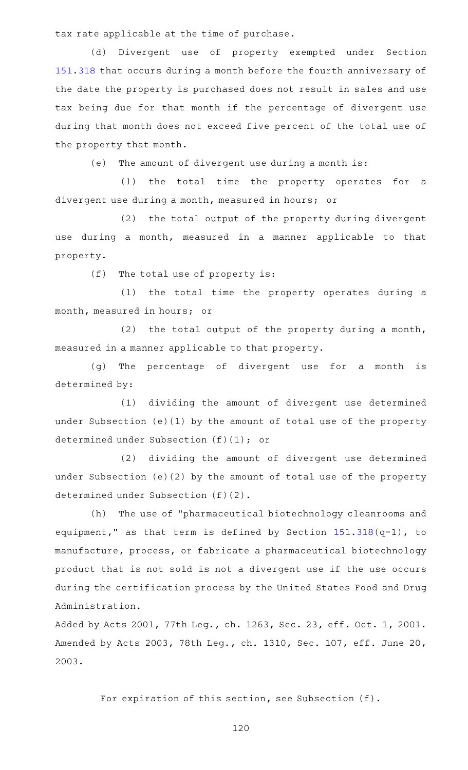tax rate applicable at the time of purchase.

(d) Divergent use of property exempted under Section 151.318 that occurs during a month before the fourth anniversary of the date the property is purchased does not result in sales and use tax being due for that month if the percentage of divergent use during that month does not exceed five percent of the total use of the property that month.

(e) The amount of divergent use during a month is:

(1) the total time the property operates for a divergent use during a month, measured in hours; or

(2) the total output of the property during divergent use during a month, measured in a manner applicable to that property.

(f) The total use of property is:

(1) the total time the property operates during a month, measured in hours; or

(2) the total output of the property during a month, measured in a manner applicable to that property.

(g) The percentage of divergent use for a month is determined by:

(1) dividing the amount of divergent use determined under Subsection (e)(1) by the amount of total use of the property determined under Subsection (f)(1); or

(2) dividing the amount of divergent use determined under Subsection (e)(2) by the amount of total use of the property determined under Subsection (f)(2).

(h) The use of "pharmaceutical biotechnology cleanrooms and equipment," as that term is defined by Section 151.318(q-1), to manufacture, process, or fabricate a pharmaceutical biotechnology product that is not sold is not a divergent use if the use occurs during the certification process by the United States Food and Drug Administration.

Added by Acts 2001, 77th Leg., ch. 1263, Sec. 23, eff. Oct. 1, 2001. Amended by Acts 2003, 78th Leg., ch. 1310, Sec. 107, eff. June 20, 2003.

For expiration of this section, see Subsection (f).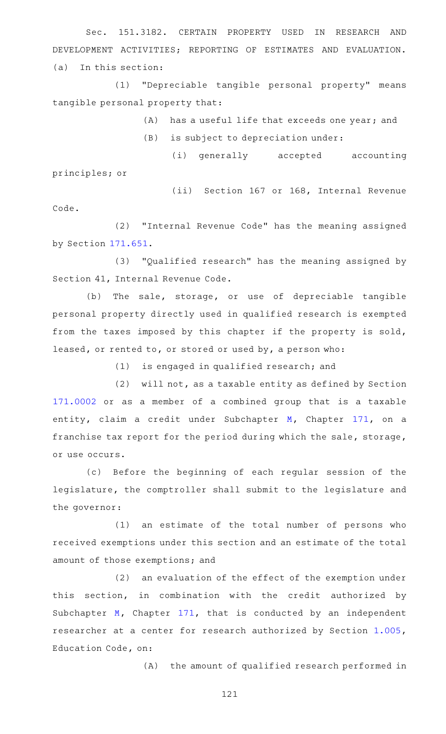Sec. 151.3182. CERTAIN PROPERTY USED IN RESEARCH AND DEVELOPMENT ACTIVITIES; REPORTING OF ESTIMATES AND EVALUATION.

(a) In this section:

(1) "Depreciable tangible personal property" means tangible personal property that:

(A) has a useful life that exceeds one year; and

(B) is subject to depreciation under:

(i) generally accepted accounting principles; or

(ii) Section 167 or 168, Internal Revenue Code.

(2) "Internal Revenue Code" has the meaning assigned by Section 171.651.

(3) "Qualified research" has the meaning assigned by Section 41, Internal Revenue Code.

(b) The sale, storage, or use of depreciable tangible personal property directly used in qualified research is exempted from the taxes imposed by this chapter if the property is sold, leased, or rented to, or stored or used by, a person who:

(1) is engaged in qualified research; and

(2) will not, as a taxable entity as defined by Section 171.0002 or as a member of a combined group that is a taxable entity, claim a credit under Subchapter M, Chapter 171, on a franchise tax report for the period during which the sale, storage, or use occurs.

(c) Before the beginning of each regular session of the legislature, the comptroller shall submit to the legislature and the governor:

(1) an estimate of the total number of persons who received exemptions under this section and an estimate of the total amount of those exemptions; and

(2) an evaluation of the effect of the exemption under this section, in combination with the credit authorized by Subchapter M, Chapter 171, that is conducted by an independent researcher at a center for research authorized by Section 1.005, Education Code, on:

(A) the amount of qualified research performed in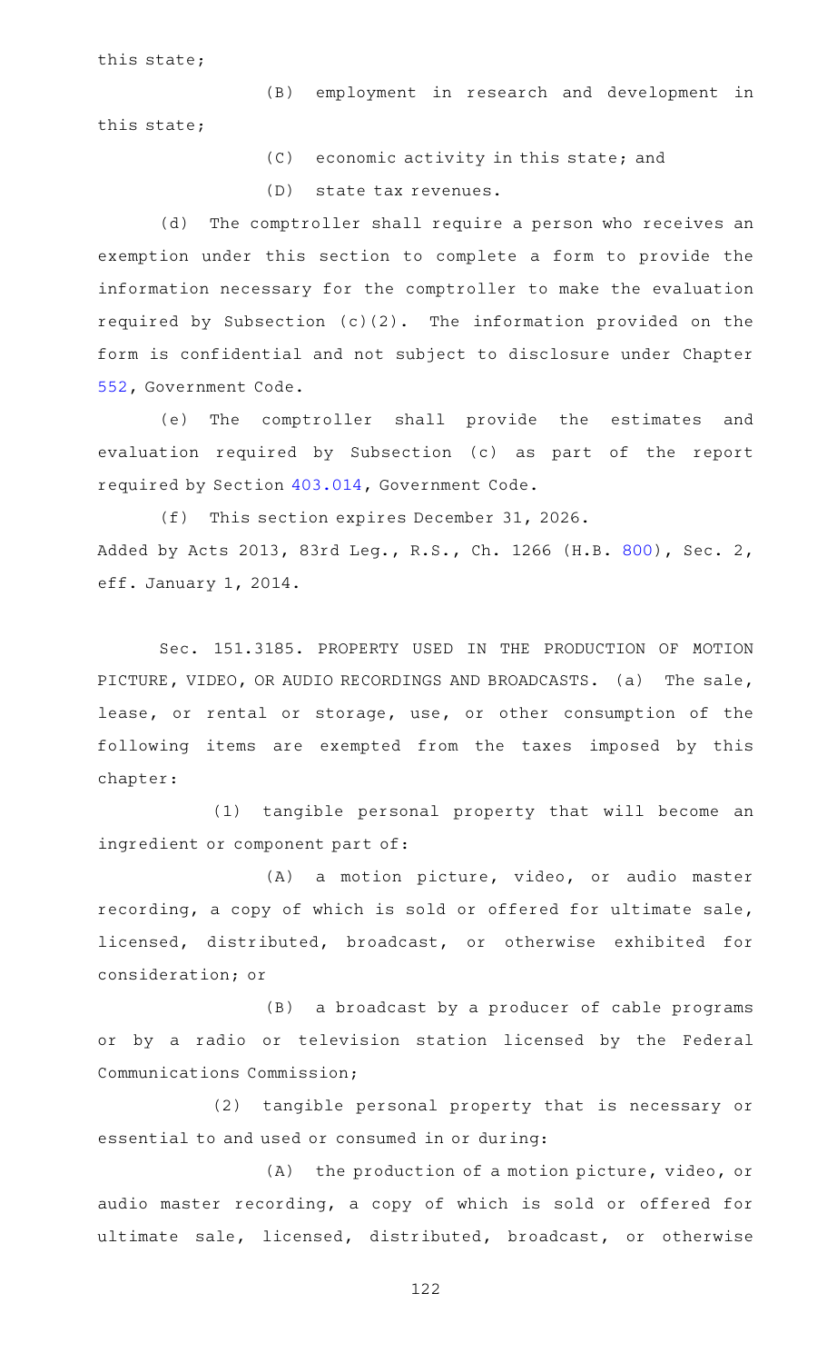this state;

(B) employment in research and development in this state;

(C) economic activity in this state; and

(D) state tax revenues.

(d) The comptroller shall require a person who receives an exemption under this section to complete a form to provide the information necessary for the comptroller to make the evaluation required by Subsection (c)(2). The information provided on the form is confidential and not subject to disclosure under Chapter 552, Government Code.

(e) The comptroller shall provide the estimates and evaluation required by Subsection (c) as part of the report required by Section 403.014, Government Code.

(f) This section expires December 31, 2026.

Added by Acts 2013, 83rd Leg., R.S., Ch. 1266 (H.B. 800), Sec. 2, eff. January 1, 2014.

Sec. 151.3185. PROPERTY USED IN THE PRODUCTION OF MOTION PICTURE, VIDEO, OR AUDIO RECORDINGS AND BROADCASTS. (a) The sale, lease, or rental or storage, use, or other consumption of the following items are exempted from the taxes imposed by this chapter:

(1) tangible personal property that will become an ingredient or component part of:

(A) a motion picture, video, or audio master recording, a copy of which is sold or offered for ultimate sale, licensed, distributed, broadcast, or otherwise exhibited for consideration; or

(B) a broadcast by a producer of cable programs or by a radio or television station licensed by the Federal Communications Commission;

(2) tangible personal property that is necessary or essential to and used or consumed in or during:

(A) the production of a motion picture, video, or audio master recording, a copy of which is sold or offered for ultimate sale, licensed, distributed, broadcast, or otherwise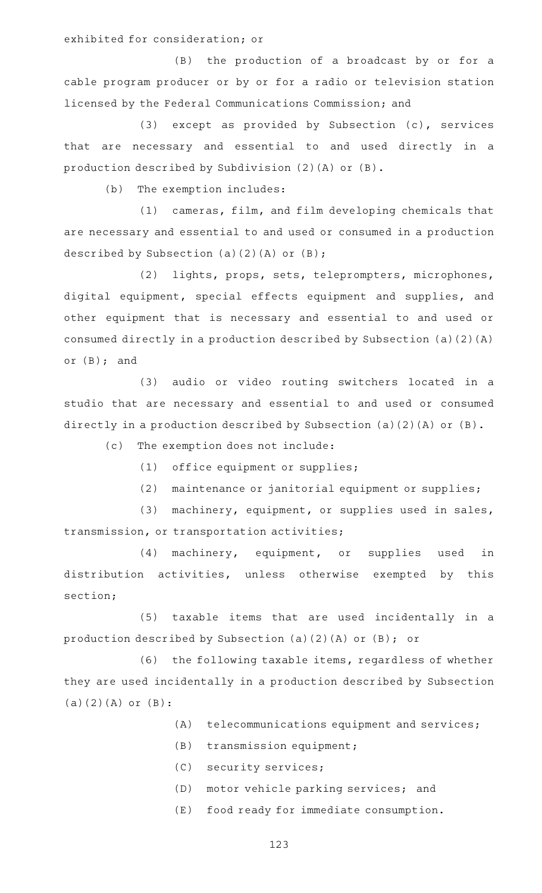exhibited for consideration; or

(B) the production of a broadcast by or for a cable program producer or by or for a radio or television station licensed by the Federal Communications Commission; and

(3) except as provided by Subsection (c), services that are necessary and essential to and used directly in a production described by Subdivision (2)(A) or (B).

(b) The exemption includes:

(1) cameras, film, and film developing chemicals that are necessary and essential to and used or consumed in a production described by Subsection (a)(2)(A) or (B);

(2) lights, props, sets, teleprompters, microphones, digital equipment, special effects equipment and supplies, and other equipment that is necessary and essential to and used or consumed directly in a production described by Subsection (a)(2)(A) or (B); and

(3) audio or video routing switchers located in a studio that are necessary and essential to and used or consumed directly in a production described by Subsection (a)(2)(A) or (B).

(c) The exemption does not include:

(1) office equipment or supplies;

(2) maintenance or janitorial equipment or supplies;

(3) machinery, equipment, or supplies used in sales, transmission, or transportation activities;

(4) machinery, equipment, or supplies used in distribution activities, unless otherwise exempted by this section;

(5) taxable items that are used incidentally in a production described by Subsection (a)(2)(A) or (B); or

(6) the following taxable items, regardless of whether they are used incidentally in a production described by Subsection (a)(2)(A) or (B):

(A) telecommunications equipment and services;

(B) transmission equipment;

(C) security services;

(D) motor vehicle parking services; and

(E) food ready for immediate consumption.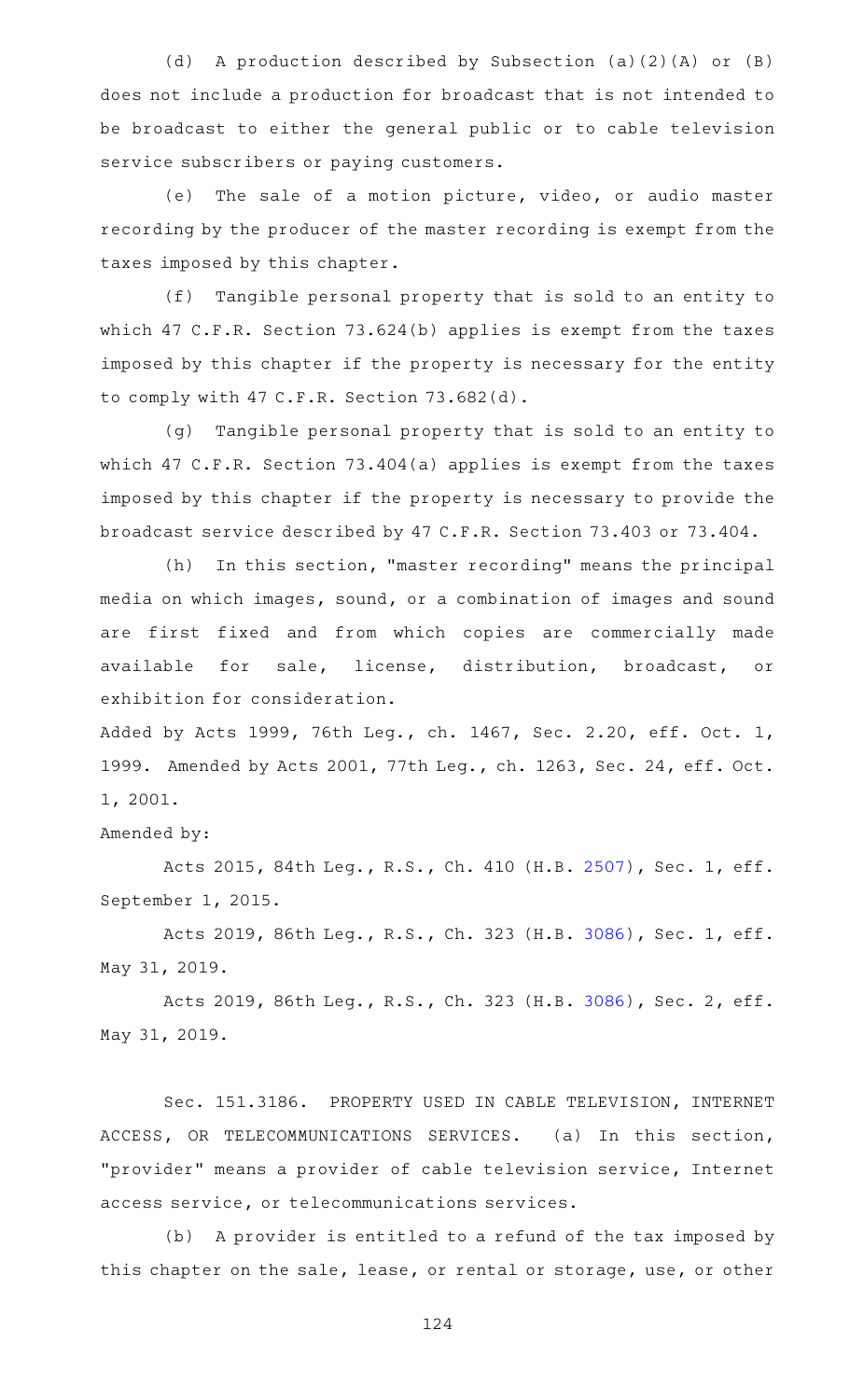(d) A production described by Subsection (a)(2)(A) or (B) does not include a production for broadcast that is not intended to be broadcast to either the general public or to cable television service subscribers or paying customers.

(e) The sale of a motion picture, video, or audio master recording by the producer of the master recording is exempt from the taxes imposed by this chapter.

(f) Tangible personal property that is sold to an entity to which 47 C.F.R. Section 73.624(b) applies is exempt from the taxes imposed by this chapter if the property is necessary for the entity to comply with 47 C.F.R. Section 73.682(d).

(g) Tangible personal property that is sold to an entity to which 47 C.F.R. Section 73.404(a) applies is exempt from the taxes imposed by this chapter if the property is necessary to provide the broadcast service described by 47 C.F.R. Section 73.403 or 73.404.

(h) In this section, "master recording" means the principal media on which images, sound, or a combination of images and sound are first fixed and from which copies are commercially made available for sale, license, distribution, broadcast, or exhibition for consideration.

Added by Acts 1999, 76th Leg., ch. 1467, Sec. 2.20, eff. Oct. 1, 1999. Amended by Acts 2001, 77th Leg., ch. 1263, Sec. 24, eff. Oct. 1, 2001.

Amended by:

Acts 2015, 84th Leg., R.S., Ch. 410 (H.B. 2507), Sec. 1, eff. September 1, 2015.

Acts 2019, 86th Leg., R.S., Ch. 323 (H.B. 3086), Sec. 1, eff. May 31, 2019.

Acts 2019, 86th Leg., R.S., Ch. 323 (H.B. 3086), Sec. 2, eff. May 31, 2019.

Sec. 151.3186. PROPERTY USED IN CABLE TELEVISION, INTERNET ACCESS, OR TELECOMMUNICATIONS SERVICES. (a) In this section, "provider" means a provider of cable television service, Internet access service, or telecommunications services.

(b) A provider is entitled to a refund of the tax imposed by this chapter on the sale, lease, or rental or storage, use, or other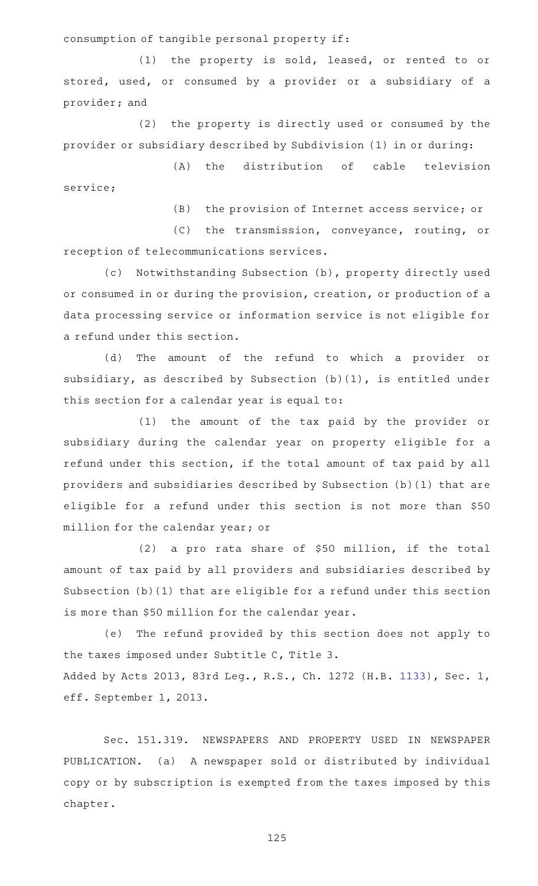consumption of tangible personal property if:

(1) the property is sold, leased, or rented to or stored, used, or consumed by a provider or a subsidiary of a provider; and

(2) the property is directly used or consumed by the provider or subsidiary described by Subdivision (1) in or during:

(A) the distribution of cable television service;

(B) the provision of Internet access service; or

(C) the transmission, conveyance, routing, or reception of telecommunications services.

(c) Notwithstanding Subsection (b), property directly used or consumed in or during the provision, creation, or production of a data processing service or information service is not eligible for a refund under this section.

(d) The amount of the refund to which a provider or subsidiary, as described by Subsection (b)(1), is entitled under this section for a calendar year is equal to:

(1) the amount of the tax paid by the provider or subsidiary during the calendar year on property eligible for a refund under this section, if the total amount of tax paid by all providers and subsidiaries described by Subsection (b)(1) that are eligible for a refund under this section is not more than $50 million for the calendar year; or

(2) a pro rata share of $50 million, if the total amount of tax paid by all providers and subsidiaries described by Subsection (b)(1) that are eligible for a refund under this section is more than $50 million for the calendar year.

(e) The refund provided by this section does not apply to the taxes imposed under Subtitle C, Title 3.

Added by Acts 2013, 83rd Leg., R.S., Ch. 1272 (H.B. 1133), Sec. 1, eff. September 1, 2013.

Sec. 151.319. NEWSPAPERS AND PROPERTY USED IN NEWSPAPER PUBLICATION. (a) A newspaper sold or distributed by individual copy or by subscription is exempted from the taxes imposed by this chapter.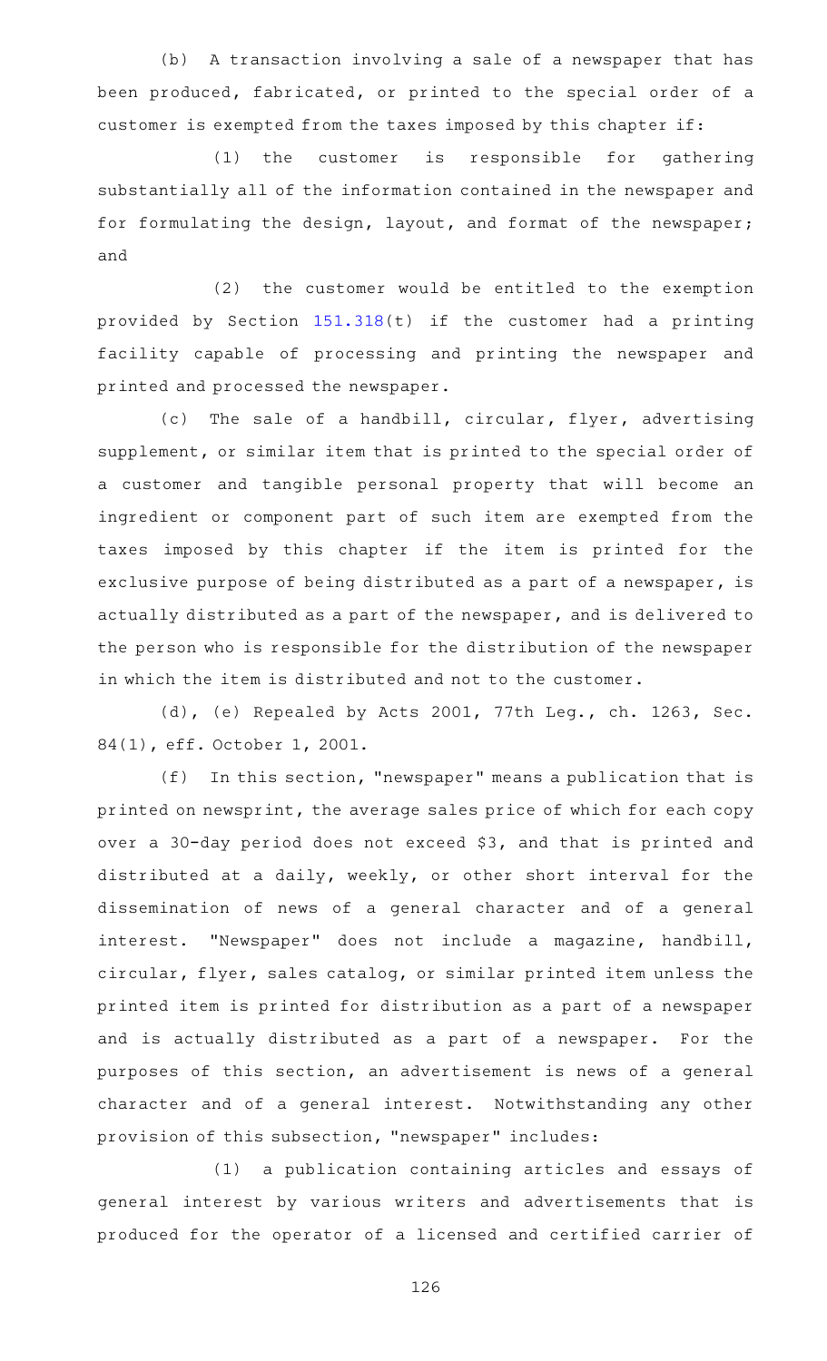(b) A transaction involving a sale of a newspaper that has been produced, fabricated, or printed to the special order of a customer is exempted from the taxes imposed by this chapter if:

(1) the customer is responsible for gathering substantially all of the information contained in the newspaper and for formulating the design, layout, and format of the newspaper; and

(2) the customer would be entitled to the exemption provided by Section 151.318(t) if the customer had a printing facility capable of processing and printing the newspaper and printed and processed the newspaper.

(c) The sale of a handbill, circular, flyer, advertising supplement, or similar item that is printed to the special order of a customer and tangible personal property that will become an ingredient or component part of such item are exempted from the taxes imposed by this chapter if the item is printed for the exclusive purpose of being distributed as a part of a newspaper, is actually distributed as a part of the newspaper, and is delivered to the person who is responsible for the distribution of the newspaper in which the item is distributed and not to the customer.

(d), (e) Repealed by Acts 2001, 77th Leg., ch. 1263, Sec. 84(1), eff. October 1, 2001.

(f) In this section, "newspaper" means a publication that is printed on newsprint, the average sales price of which for each copy over a 30-day period does not exceed $3, and that is printed and distributed at a daily, weekly, or other short interval for the dissemination of news of a general character and of a general interest. "Newspaper" does not include a magazine, handbill, circular, flyer, sales catalog, or similar printed item unless the printed item is printed for distribution as a part of a newspaper and is actually distributed as a part of a newspaper. For the purposes of this section, an advertisement is news of a general character and of a general interest. Notwithstanding any other provision of this subsection, "newspaper" includes:

(1) a publication containing articles and essays of general interest by various writers and advertisements that is produced for the operator of a licensed and certified carrier of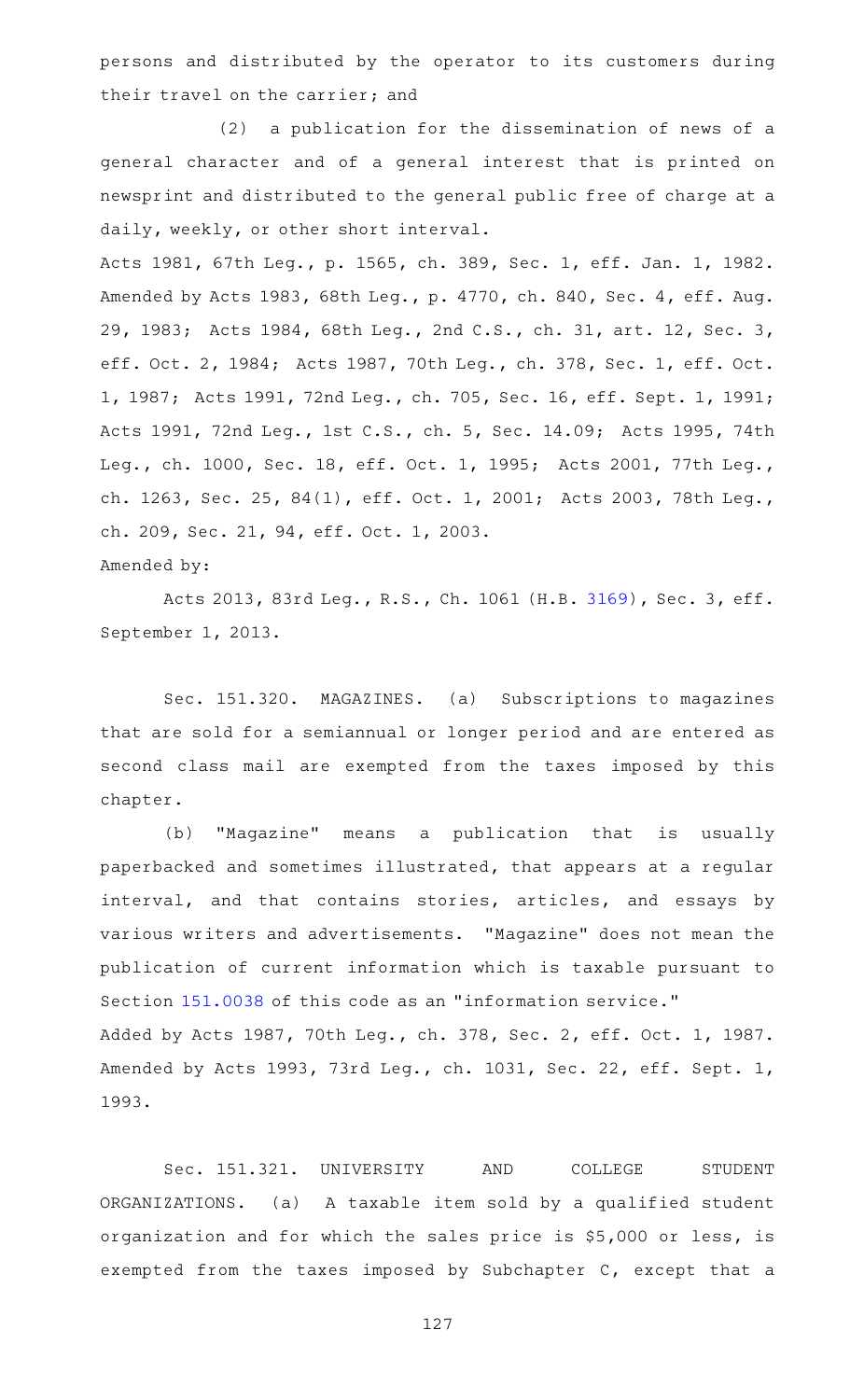persons and distributed by the operator to its customers during their travel on the carrier; and

(2) a publication for the dissemination of news of a general character and of a general interest that is printed on newsprint and distributed to the general public free of charge at a daily, weekly, or other short interval.

Acts 1981, 67th Leg., p. 1565, ch. 389, Sec. 1, eff. Jan. 1, 1982. Amended by Acts 1983, 68th Leg., p. 4770, ch. 840, Sec. 4, eff. Aug. 29, 1983; Acts 1984, 68th Leg., 2nd C.S., ch. 31, art. 12, Sec. 3, eff. Oct. 2, 1984; Acts 1987, 70th Leg., ch. 378, Sec. 1, eff. Oct. 1, 1987; Acts 1991, 72nd Leg., ch. 705, Sec. 16, eff. Sept. 1, 1991; Acts 1991, 72nd Leg., 1st C.S., ch. 5, Sec. 14.09; Acts 1995, 74th Leg., ch. 1000, Sec. 18, eff. Oct. 1, 1995; Acts 2001, 77th Leg., ch. 1263, Sec. 25, 84(1), eff. Oct. 1, 2001; Acts 2003, 78th Leg., ch. 209, Sec. 21, 94, eff. Oct. 1, 2003.

Amended by:

Acts 2013, 83rd Leg., R.S., Ch. 1061 (H.B. 3169), Sec. 3, eff. September 1, 2013.

Sec. 151.320. MAGAZINES. (a) Subscriptions to magazines that are sold for a semiannual or longer period and are entered as second class mail are exempted from the taxes imposed by this chapter.

(b) "Magazine" means a publication that is usually paperbacked and sometimes illustrated, that appears at a regular interval, and that contains stories, articles, and essays by various writers and advertisements. "Magazine" does not mean the publication of current information which is taxable pursuant to Section 151.0038 of this code as an "information service."

Added by Acts 1987, 70th Leg., ch. 378, Sec. 2, eff. Oct. 1, 1987. Amended by Acts 1993, 73rd Leg., ch. 1031, Sec. 22, eff. Sept. 1, 1993.

Sec. 151.321. UNIVERSITY AND COLLEGE STUDENT ORGANIZATIONS. (a) A taxable item sold by a qualified student organization and for which the sales price is $5,000 or less, is exempted from the taxes imposed by Subchapter C, except that a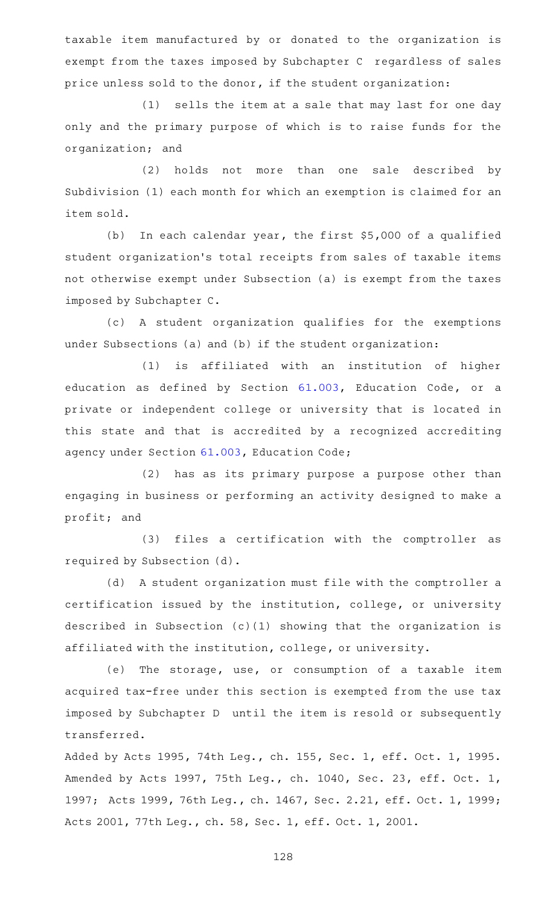taxable item manufactured by or donated to the organization is exempt from the taxes imposed by Subchapter C regardless of sales price unless sold to the donor, if the student organization:

(1) sells the item at a sale that may last for one day only and the primary purpose of which is to raise funds for the organization; and

(2) holds not more than one sale described by Subdivision (1) each month for which an exemption is claimed for an item sold.

(b) In each calendar year, the first $5,000 of a qualified student organization's total receipts from sales of taxable items not otherwise exempt under Subsection (a) is exempt from the taxes imposed by Subchapter C.

(c) A student organization qualifies for the exemptions under Subsections (a) and (b) if the student organization:

(1) is affiliated with an institution of higher education as defined by Section 61.003, Education Code, or a private or independent college or university that is located in this state and that is accredited by a recognized accrediting agency under Section 61.003, Education Code;

(2) has as its primary purpose a purpose other than engaging in business or performing an activity designed to make a profit; and

(3) files a certification with the comptroller as required by Subsection (d).

(d) A student organization must file with the comptroller a certification issued by the institution, college, or university described in Subsection (c)(1) showing that the organization is affiliated with the institution, college, or university.

(e) The storage, use, or consumption of a taxable item acquired tax-free under this section is exempted from the use tax imposed by Subchapter D until the item is resold or subsequently transferred.

Added by Acts 1995, 74th Leg., ch. 155, Sec. 1, eff. Oct. 1, 1995. Amended by Acts 1997, 75th Leg., ch. 1040, Sec. 23, eff. Oct. 1, 1997; Acts 1999, 76th Leg., ch. 1467, Sec. 2.21, eff. Oct. 1, 1999; Acts 2001, 77th Leg., ch. 58, Sec. 1, eff. Oct. 1, 2001.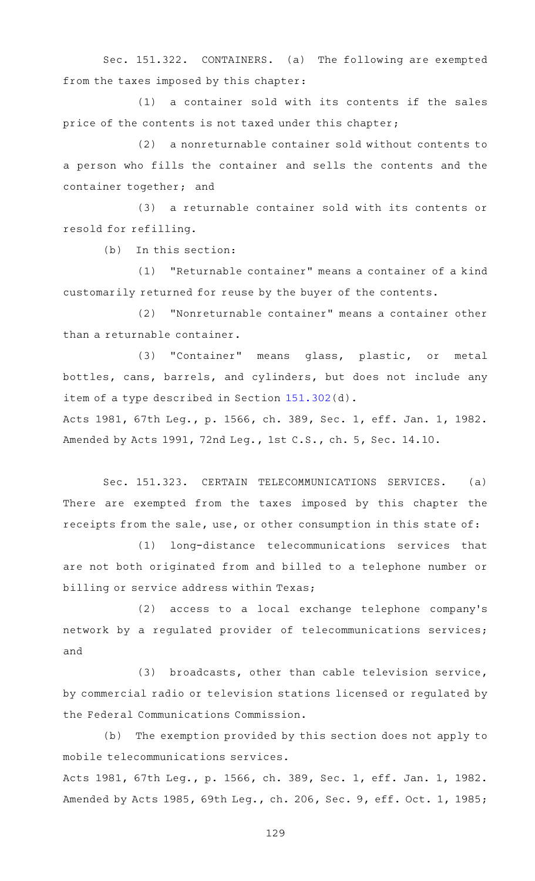Sec. 151.322. CONTAINERS. (a) The following are exempted from the taxes imposed by this chapter:

(1) a container sold with its contents if the sales price of the contents is not taxed under this chapter;

(2) a nonreturnable container sold without contents to a person who fills the container and sells the contents and the container together; and

(3) a returnable container sold with its contents or resold for refilling.

(b) In this section:

(1) "Returnable container" means a container of a kind customarily returned for reuse by the buyer of the contents.

(2) "Nonreturnable container" means a container other than a returnable container.

(3) "Container" means glass, plastic, or metal bottles, cans, barrels, and cylinders, but does not include any item of a type described in Section 151.302(d).

Acts 1981, 67th Leg., p. 1566, ch. 389, Sec. 1, eff. Jan. 1, 1982. Amended by Acts 1991, 72nd Leg., 1st C.S., ch. 5, Sec. 14.10.

Sec. 151.323. CERTAIN TELECOMMUNICATIONS SERVICES. (a) There are exempted from the taxes imposed by this chapter the receipts from the sale, use, or other consumption in this state of:

(1) long-distance telecommunications services that are not both originated from and billed to a telephone number or billing or service address within Texas;

(2) access to a local exchange telephone company's network by a regulated provider of telecommunications services; and

(3) broadcasts, other than cable television service, by commercial radio or television stations licensed or regulated by the Federal Communications Commission.

(b) The exemption provided by this section does not apply to mobile telecommunications services.

Acts 1981, 67th Leg., p. 1566, ch. 389, Sec. 1, eff. Jan. 1, 1982. Amended by Acts 1985, 69th Leg., ch. 206, Sec. 9, eff. Oct. 1, 1985;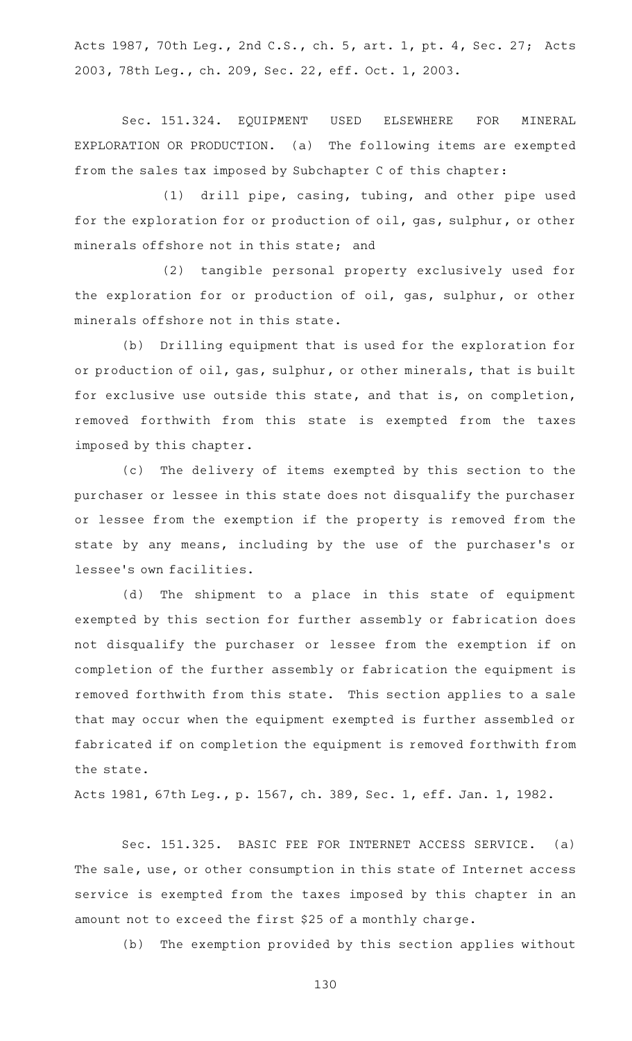Acts 1987, 70th Leg., 2nd C.S., ch. 5, art. 1, pt. 4, Sec. 27; Acts 2003, 78th Leg., ch. 209, Sec. 22, eff. Oct. 1, 2003.

Sec. 151.324. EQUIPMENT USED ELSEWHERE FOR MINERAL EXPLORATION OR PRODUCTION. (a) The following items are exempted from the sales tax imposed by Subchapter C of this chapter:

(1) drill pipe, casing, tubing, and other pipe used for the exploration for or production of oil, gas, sulphur, or other minerals offshore not in this state; and

(2) tangible personal property exclusively used for the exploration for or production of oil, gas, sulphur, or other minerals offshore not in this state.

(b) Drilling equipment that is used for the exploration for or production of oil, gas, sulphur, or other minerals, that is built for exclusive use outside this state, and that is, on completion, removed forthwith from this state is exempted from the taxes imposed by this chapter.

(c) The delivery of items exempted by this section to the purchaser or lessee in this state does not disqualify the purchaser or lessee from the exemption if the property is removed from the state by any means, including by the use of the purchaser's or lessee's own facilities.

(d) The shipment to a place in this state of equipment exempted by this section for further assembly or fabrication does not disqualify the purchaser or lessee from the exemption if on completion of the further assembly or fabrication the equipment is removed forthwith from this state. This section applies to a sale that may occur when the equipment exempted is further assembled or fabricated if on completion the equipment is removed forthwith from the state.

Acts 1981, 67th Leg., p. 1567, ch. 389, Sec. 1, eff. Jan. 1, 1982.

Sec. 151.325. BASIC FEE FOR INTERNET ACCESS SERVICE. (a) The sale, use, or other consumption in this state of Internet access service is exempted from the taxes imposed by this chapter in an amount not to exceed the first $25 of a monthly charge.

(b) The exemption provided by this section applies without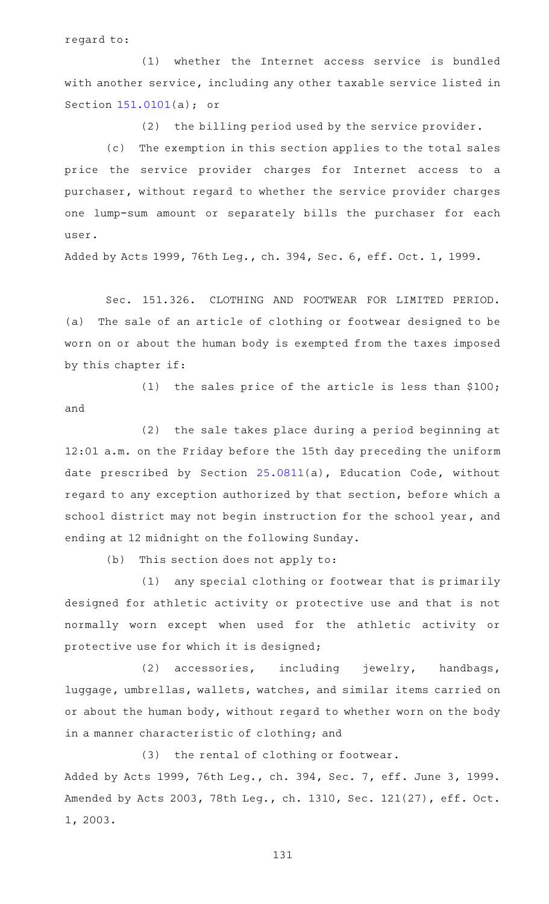regard to:

(1) whether the Internet access service is bundled with another service, including any other taxable service listed in Section 151.0101(a); or

(2) the billing period used by the service provider.

(c) The exemption in this section applies to the total sales price the service provider charges for Internet access to a purchaser, without regard to whether the service provider charges one lump-sum amount or separately bills the purchaser for each user.

Added by Acts 1999, 76th Leg., ch. 394, Sec. 6, eff. Oct. 1, 1999.

Sec. 151.326. CLOTHING AND FOOTWEAR FOR LIMITED PERIOD. (a) The sale of an article of clothing or footwear designed to be worn on or about the human body is exempted from the taxes imposed by this chapter if:

(1) the sales price of the article is less than $100; and

(2) the sale takes place during a period beginning at 12:01 a.m. on the Friday before the 15th day preceding the uniform date prescribed by Section 25.0811(a), Education Code, without regard to any exception authorized by that section, before which a school district may not begin instruction for the school year, and ending at 12 midnight on the following Sunday.

(b) This section does not apply to:

(1) any special clothing or footwear that is primarily designed for athletic activity or protective use and that is not normally worn except when used for the athletic activity or protective use for which it is designed;

(2) accessories, including jewelry, handbags, luggage, umbrellas, wallets, watches, and similar items carried on or about the human body, without regard to whether worn on the body in a manner characteristic of clothing; and

(3) the rental of clothing or footwear.

Added by Acts 1999, 76th Leg., ch. 394, Sec. 7, eff. June 3, 1999. Amended by Acts 2003, 78th Leg., ch. 1310, Sec. 121(27), eff. Oct. 1, 2003.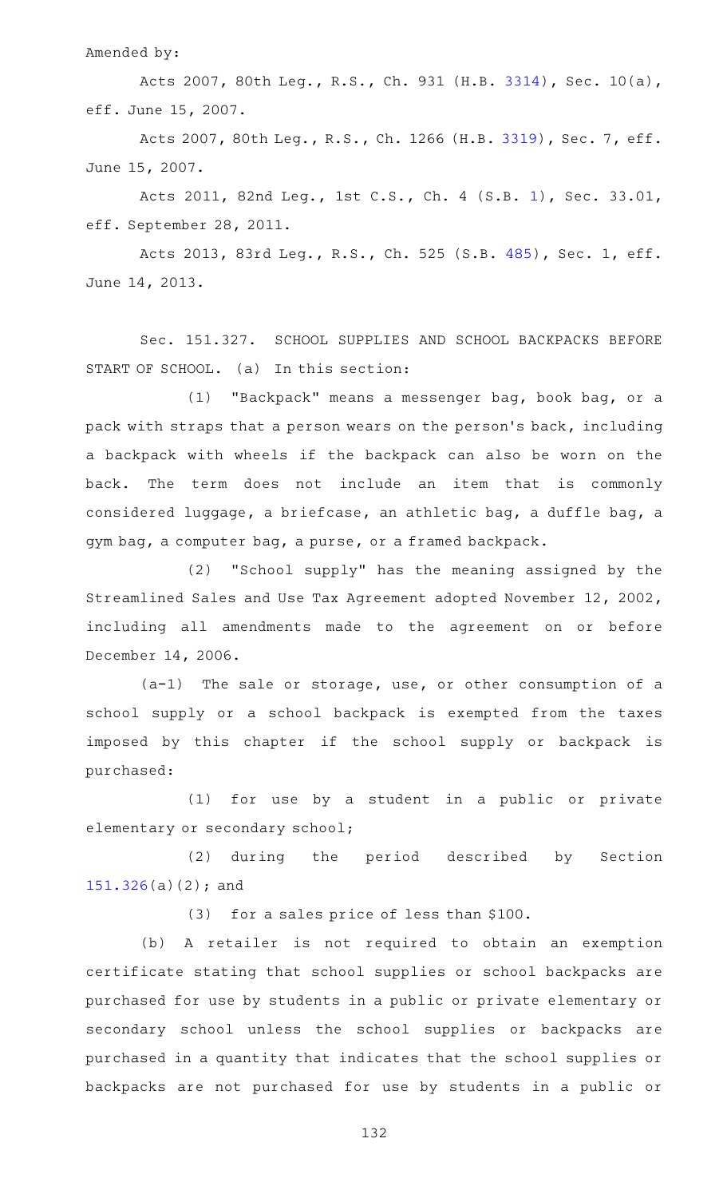Amended by:

Acts 2007, 80th Leg., R.S., Ch. 931 (H.B. 3314), Sec. 10(a), eff. June 15, 2007.

Acts 2007, 80th Leg., R.S., Ch. 1266 (H.B. 3319), Sec. 7, eff. June 15, 2007.

Acts 2011, 82nd Leg., 1st C.S., Ch. 4 (S.B. 1), Sec. 33.01, eff. September 28, 2011.

Acts 2013, 83rd Leg., R.S., Ch. 525 (S.B. 485), Sec. 1, eff. June 14, 2013.

Sec. 151.327. SCHOOL SUPPLIES AND SCHOOL BACKPACKS BEFORE START OF SCHOOL. (a) In this section:

(1) "Backpack" means a messenger bag, book bag, or a pack with straps that a person wears on the person's back, including a backpack with wheels if the backpack can also be worn on the back. The term does not include an item that is commonly considered luggage, a briefcase, an athletic bag, a duffle bag, a gym bag, a computer bag, a purse, or a framed backpack.

(2) "School supply" has the meaning assigned by the Streamlined Sales and Use Tax Agreement adopted November 12, 2002, including all amendments made to the agreement on or before December 14, 2006.

(a-1) The sale or storage, use, or other consumption of a school supply or a school backpack is exempted from the taxes imposed by this chapter if the school supply or backpack is purchased:

(1) for use by a student in a public or private elementary or secondary school;

(2) during the period described by Section 151.326(a)(2); and

(3) for a sales price of less than $100.

(b) A retailer is not required to obtain an exemption certificate stating that school supplies or school backpacks are purchased for use by students in a public or private elementary or secondary school unless the school supplies or backpacks are purchased in a quantity that indicates that the school supplies or backpacks are not purchased for use by students in a public or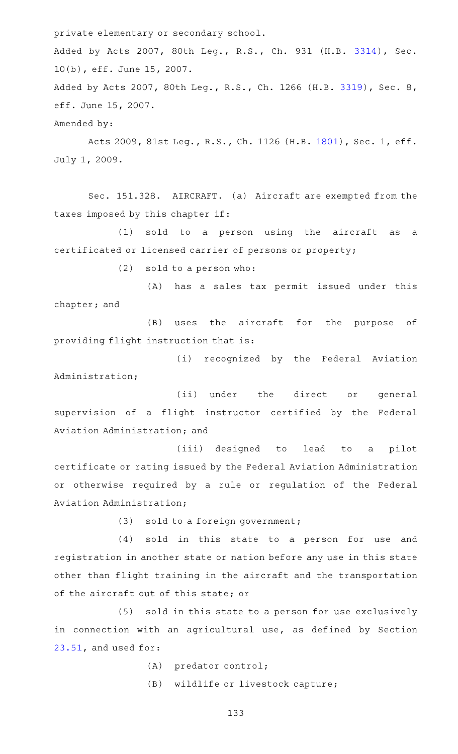private elementary or secondary school.

Added by Acts 2007, 80th Leg., R.S., Ch. 931 (H.B. 3314), Sec. 10(b), eff. June 15, 2007.

Added by Acts 2007, 80th Leg., R.S., Ch. 1266 (H.B. 3319), Sec. 8, eff. June 15, 2007.

Amended by:

Acts 2009, 81st Leg., R.S., Ch. 1126 (H.B. 1801), Sec. 1, eff. July 1, 2009.

Sec. 151.328. AIRCRAFT. (a) Aircraft are exempted from the taxes imposed by this chapter if:

(1) sold to a person using the aircraft as a certificated or licensed carrier of persons or property;

(2) sold to a person who:

(A) has a sales tax permit issued under this chapter; and

(B) uses the aircraft for the purpose of providing flight instruction that is:

(i) recognized by the Federal Aviation Administration;

(ii) under the direct or general supervision of a flight instructor certified by the Federal Aviation Administration; and

(iii) designed to lead to a pilot certificate or rating issued by the Federal Aviation Administration or otherwise required by a rule or regulation of the Federal Aviation Administration;

(3) sold to a foreign government;

(4) sold in this state to a person for use and registration in another state or nation before any use in this state other than flight training in the aircraft and the transportation of the aircraft out of this state; or

(5) sold in this state to a person for use exclusively in connection with an agricultural use, as defined by Section 23.51, and used for:

(A) predator control;

(B) wildlife or livestock capture;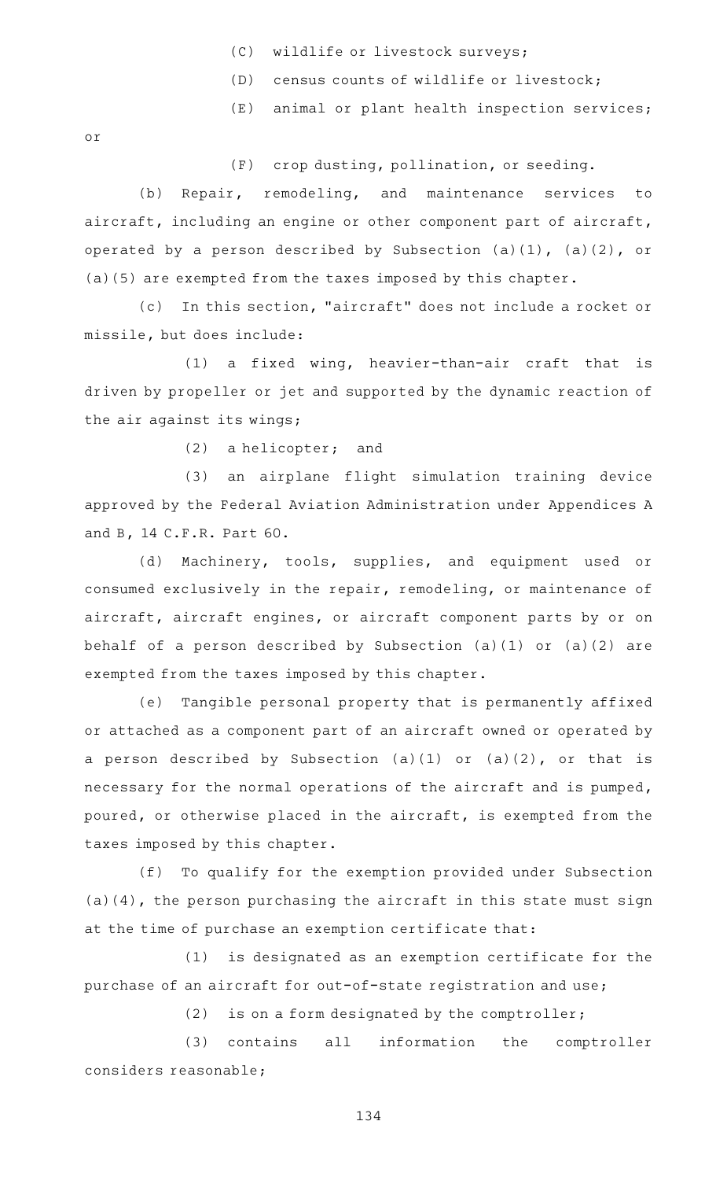(C) wildlife or livestock surveys;

(D) census counts of wildlife or livestock;

(E) animal or plant health inspection services; or

(F) crop dusting, pollination, or seeding.

(b) Repair, remodeling, and maintenance services to aircraft, including an engine or other component part of aircraft, operated by a person described by Subsection (a)(1), (a)(2), or (a)(5) are exempted from the taxes imposed by this chapter.

(c) In this section, "aircraft" does not include a rocket or missile, but does include:

(1) a fixed wing, heavier-than-air craft that is driven by propeller or jet and supported by the dynamic reaction of the air against its wings;

(2) a helicopter; and

(3) an airplane flight simulation training device approved by the Federal Aviation Administration under Appendices A and B, 14 C.F.R. Part 60.

(d) Machinery, tools, supplies, and equipment used or consumed exclusively in the repair, remodeling, or maintenance of aircraft, aircraft engines, or aircraft component parts by or on behalf of a person described by Subsection (a)(1) or (a)(2) are exempted from the taxes imposed by this chapter.

(e) Tangible personal property that is permanently affixed or attached as a component part of an aircraft owned or operated by a person described by Subsection (a)(1) or (a)(2), or that is necessary for the normal operations of the aircraft and is pumped, poured, or otherwise placed in the aircraft, is exempted from the taxes imposed by this chapter.

(f) To qualify for the exemption provided under Subsection (a)(4), the person purchasing the aircraft in this state must sign at the time of purchase an exemption certificate that:

(1) is designated as an exemption certificate for the purchase of an aircraft for out-of-state registration and use;

(2) is on a form designated by the comptroller;

(3) contains all information the comptroller considers reasonable;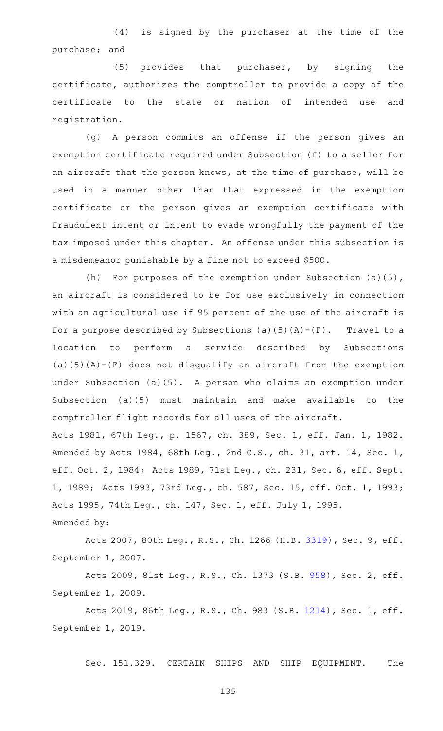(4) is signed by the purchaser at the time of the purchase; and

(5) provides that purchaser, by signing the certificate, authorizes the comptroller to provide a copy of the certificate to the state or nation of intended use and registration.

(g) A person commits an offense if the person gives an exemption certificate required under Subsection (f) to a seller for an aircraft that the person knows, at the time of purchase, will be used in a manner other than that expressed in the exemption certificate or the person gives an exemption certificate with fraudulent intent or intent to evade wrongfully the payment of the tax imposed under this chapter. An offense under this subsection is a misdemeanor punishable by a fine not to exceed $500.

(h) For purposes of the exemption under Subsection (a)(5), an aircraft is considered to be for use exclusively in connection with an agricultural use if 95 percent of the use of the aircraft is for a purpose described by Subsections (a)(5)(A)-(F). Travel to a location to perform a service described by Subsections (a)(5)(A)-(F) does not disqualify an aircraft from the exemption under Subsection (a)(5). A person who claims an exemption under Subsection (a)(5) must maintain and make available to the comptroller flight records for all uses of the aircraft.

Acts 1981, 67th Leg., p. 1567, ch. 389, Sec. 1, eff. Jan. 1, 1982. Amended by Acts 1984, 68th Leg., 2nd C.S., ch. 31, art. 14, Sec. 1, eff. Oct. 2, 1984; Acts 1989, 71st Leg., ch. 231, Sec. 6, eff. Sept. 1, 1989; Acts 1993, 73rd Leg., ch. 587, Sec. 15, eff. Oct. 1, 1993; Acts 1995, 74th Leg., ch. 147, Sec. 1, eff. July 1, 1995.

Amended by:

Acts 2007, 80th Leg., R.S., Ch. 1266 (H.B. 3319), Sec. 9, eff. September 1, 2007.

Acts 2009, 81st Leg., R.S., Ch. 1373 (S.B. 958), Sec. 2, eff. September 1, 2009.

Acts 2019, 86th Leg., R.S., Ch. 983 (S.B. 1214), Sec. 1, eff. September 1, 2019.

Sec. 151.329. CERTAIN SHIPS AND SHIP EQUIPMENT. The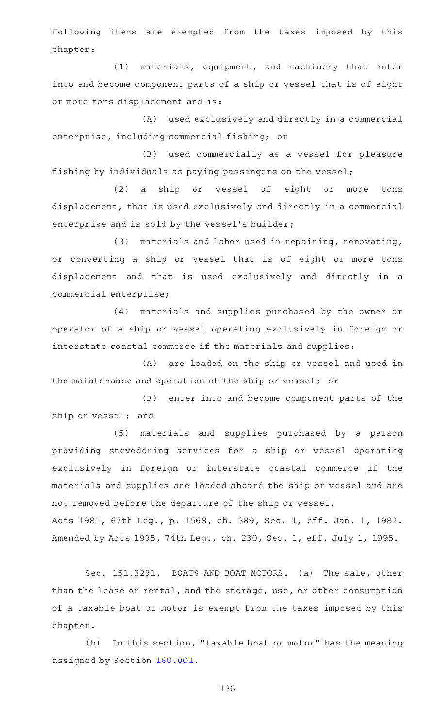following items are exempted from the taxes imposed by this chapter:

(1) materials, equipment, and machinery that enter into and become component parts of a ship or vessel that is of eight or more tons displacement and is:

(A) used exclusively and directly in a commercial enterprise, including commercial fishing; or

(B) used commercially as a vessel for pleasure fishing by individuals as paying passengers on the vessel;

(2) a ship or vessel of eight or more tons displacement, that is used exclusively and directly in a commercial enterprise and is sold by the vessel's builder;

(3) materials and labor used in repairing, renovating, or converting a ship or vessel that is of eight or more tons displacement and that is used exclusively and directly in a commercial enterprise;

(4) materials and supplies purchased by the owner or operator of a ship or vessel operating exclusively in foreign or interstate coastal commerce if the materials and supplies:

(A) are loaded on the ship or vessel and used in the maintenance and operation of the ship or vessel; or

(B) enter into and become component parts of the ship or vessel; and

(5) materials and supplies purchased by a person providing stevedoring services for a ship or vessel operating exclusively in foreign or interstate coastal commerce if the materials and supplies are loaded aboard the ship or vessel and are not removed before the departure of the ship or vessel.

Acts 1981, 67th Leg., p. 1568, ch. 389, Sec. 1, eff. Jan. 1, 1982. Amended by Acts 1995, 74th Leg., ch. 230, Sec. 1, eff. July 1, 1995.

Sec. 151.3291. BOATS AND BOAT MOTORS. (a) The sale, other than the lease or rental, and the storage, use, or other consumption of a taxable boat or motor is exempt from the taxes imposed by this chapter.

(b) In this section, "taxable boat or motor" has the meaning assigned by Section 160.001.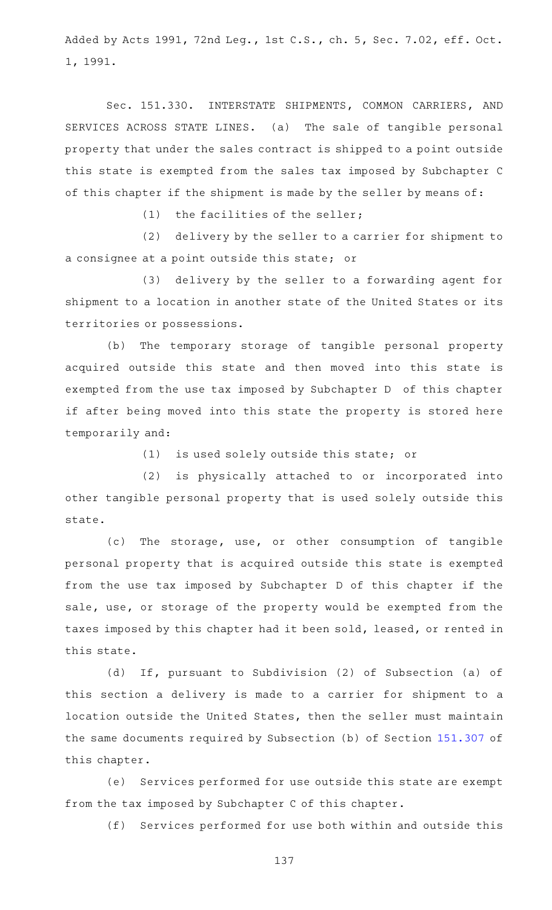Added by Acts 1991, 72nd Leg., 1st C.S., ch. 5, Sec. 7.02, eff. Oct. 1, 1991.

Sec. 151.330. INTERSTATE SHIPMENTS, COMMON CARRIERS, AND SERVICES ACROSS STATE LINES. (a) The sale of tangible personal property that under the sales contract is shipped to a point outside this state is exempted from the sales tax imposed by Subchapter C of this chapter if the shipment is made by the seller by means of:

(1) the facilities of the seller;

(2) delivery by the seller to a carrier for shipment to a consignee at a point outside this state; or

(3) delivery by the seller to a forwarding agent for shipment to a location in another state of the United States or its territories or possessions.

(b) The temporary storage of tangible personal property acquired outside this state and then moved into this state is exempted from the use tax imposed by Subchapter D of this chapter if after being moved into this state the property is stored here temporarily and:

(1) is used solely outside this state; or

(2) is physically attached to or incorporated into other tangible personal property that is used solely outside this state.

(c) The storage, use, or other consumption of tangible personal property that is acquired outside this state is exempted from the use tax imposed by Subchapter D of this chapter if the sale, use, or storage of the property would be exempted from the taxes imposed by this chapter had it been sold, leased, or rented in this state.

(d) If, pursuant to Subdivision (2) of Subsection (a) of this section a delivery is made to a carrier for shipment to a location outside the United States, then the seller must maintain the same documents required by Subsection (b) of Section 151.307 of this chapter.

(e) Services performed for use outside this state are exempt from the tax imposed by Subchapter C of this chapter.

(f) Services performed for use both within and outside this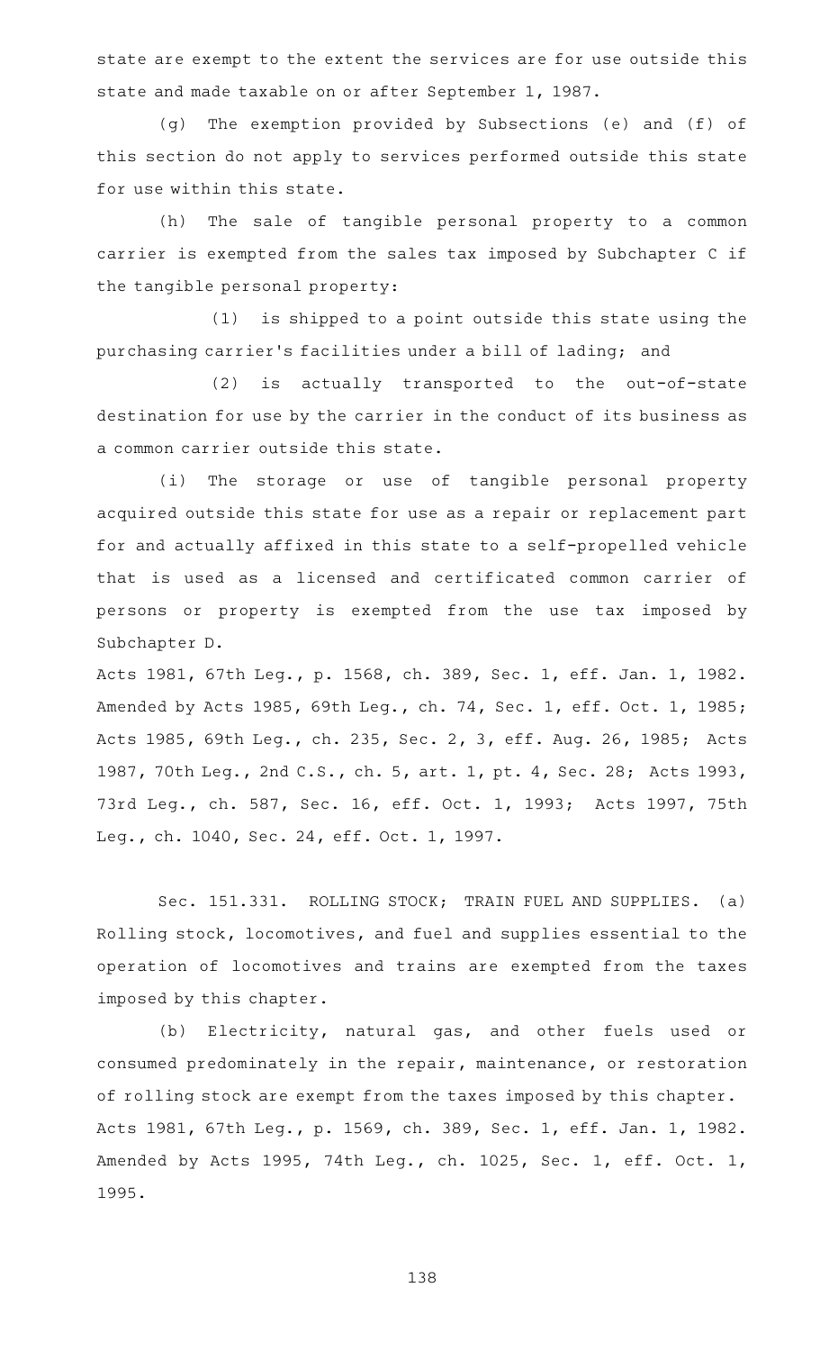state are exempt to the extent the services are for use outside this state and made taxable on or after September 1, 1987.

(g) The exemption provided by Subsections (e) and (f) of this section do not apply to services performed outside this state for use within this state.

(h) The sale of tangible personal property to a common carrier is exempted from the sales tax imposed by Subchapter C if the tangible personal property:

(1) is shipped to a point outside this state using the purchasing carrier's facilities under a bill of lading; and

(2) is actually transported to the out-of-state destination for use by the carrier in the conduct of its business as a common carrier outside this state.

(i) The storage or use of tangible personal property acquired outside this state for use as a repair or replacement part for and actually affixed in this state to a self-propelled vehicle that is used as a licensed and certificated common carrier of persons or property is exempted from the use tax imposed by Subchapter D.

Acts 1981, 67th Leg., p. 1568, ch. 389, Sec. 1, eff. Jan. 1, 1982. Amended by Acts 1985, 69th Leg., ch. 74, Sec. 1, eff. Oct. 1, 1985; Acts 1985, 69th Leg., ch. 235, Sec. 2, 3, eff. Aug. 26, 1985; Acts 1987, 70th Leg., 2nd C.S., ch. 5, art. 1, pt. 4, Sec. 28; Acts 1993, 73rd Leg., ch. 587, Sec. 16, eff. Oct. 1, 1993; Acts 1997, 75th Leg., ch. 1040, Sec. 24, eff. Oct. 1, 1997.

Sec. 151.331. ROLLING STOCK; TRAIN FUEL AND SUPPLIES. (a) Rolling stock, locomotives, and fuel and supplies essential to the operation of locomotives and trains are exempted from the taxes imposed by this chapter.

(b) Electricity, natural gas, and other fuels used or consumed predominately in the repair, maintenance, or restoration of rolling stock are exempt from the taxes imposed by this chapter.

Acts 1981, 67th Leg., p. 1569, ch. 389, Sec. 1, eff. Jan. 1, 1982. Amended by Acts 1995, 74th Leg., ch. 1025, Sec. 1, eff. Oct. 1, 1995.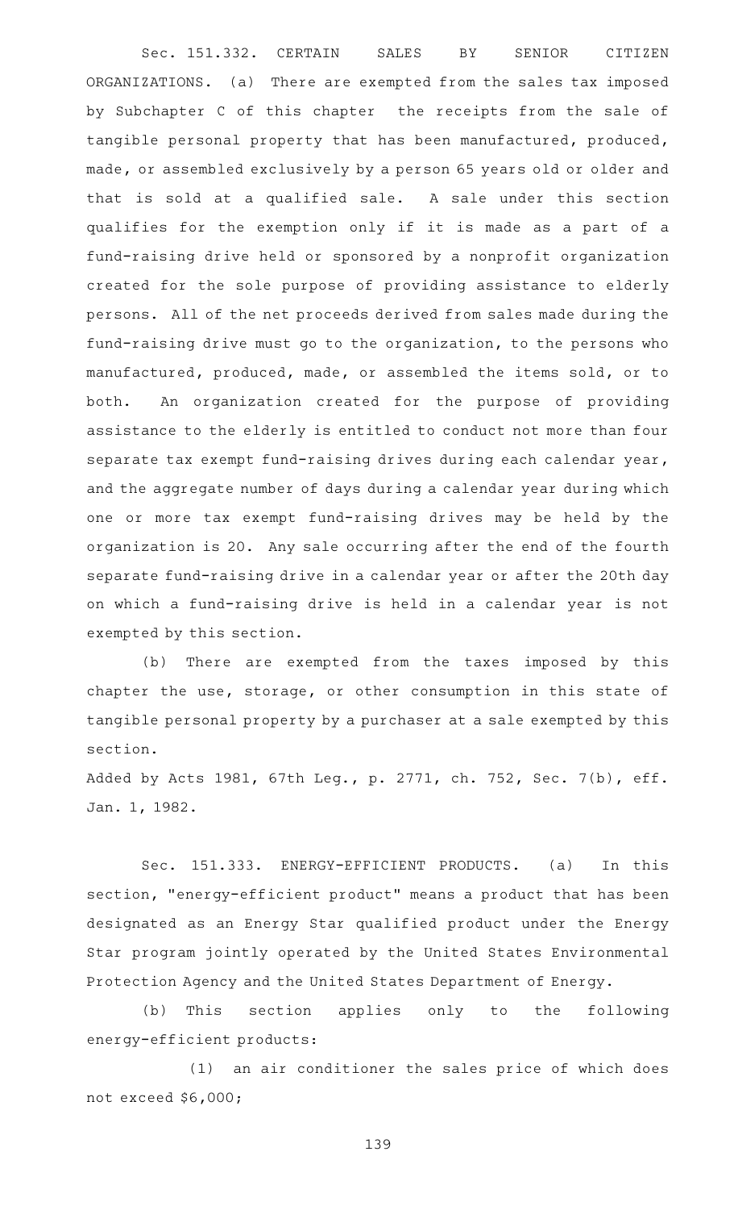Sec. 151.332. CERTAIN SALES BY SENIOR CITIZEN ORGANIZATIONS. (a) There are exempted from the sales tax imposed by Subchapter C of this chapter the receipts from the sale of tangible personal property that has been manufactured, produced, made, or assembled exclusively by a person 65 years old or older and that is sold at a qualified sale. A sale under this section qualifies for the exemption only if it is made as a part of a fund-raising drive held or sponsored by a nonprofit organization created for the sole purpose of providing assistance to elderly persons. All of the net proceeds derived from sales made during the fund-raising drive must go to the organization, to the persons who manufactured, produced, made, or assembled the items sold, or to both. An organization created for the purpose of providing assistance to the elderly is entitled to conduct not more than four separate tax exempt fund-raising drives during each calendar year, and the aggregate number of days during a calendar year during which one or more tax exempt fund-raising drives may be held by the organization is 20. Any sale occurring after the end of the fourth separate fund-raising drive in a calendar year or after the 20th day on which a fund-raising drive is held in a calendar year is not exempted by this section.

(b) There are exempted from the taxes imposed by this chapter the use, storage, or other consumption in this state of tangible personal property by a purchaser at a sale exempted by this section.

Added by Acts 1981, 67th Leg., p. 2771, ch. 752, Sec. 7(b), eff. Jan. 1, 1982.

Sec. 151.333. ENERGY-EFFICIENT PRODUCTS. (a) In this section, "energy-efficient product" means a product that has been designated as an Energy Star qualified product under the Energy Star program jointly operated by the United States Environmental Protection Agency and the United States Department of Energy.

(b) This section applies only to the following energy-efficient products:

(1) an air conditioner the sales price of which does not exceed $6,000;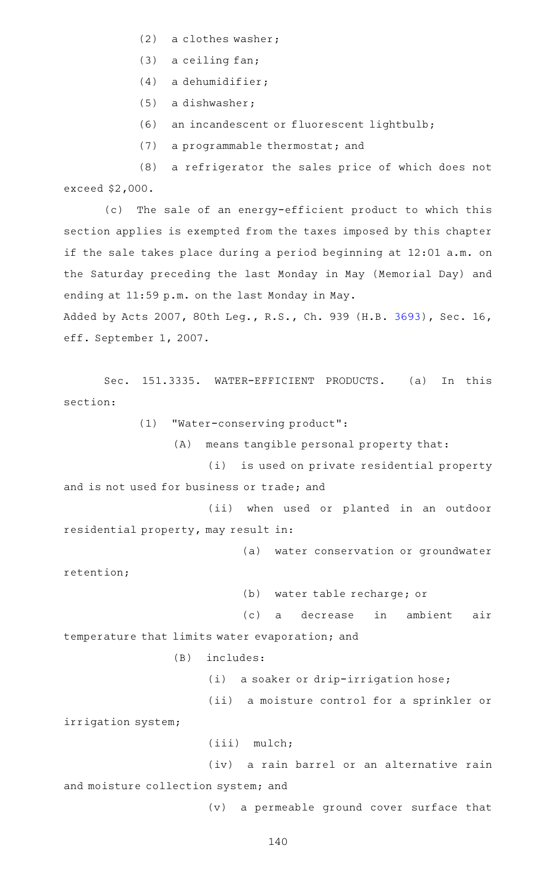(2) a clothes washer;

(3) a ceiling fan;

(4) a dehumidifier;

(5) a dishwasher;

(6) an incandescent or fluorescent lightbulb;

(7) a programmable thermostat; and

(8) a refrigerator the sales price of which does not exceed $2,000.

(c) The sale of an energy-efficient product to which this section applies is exempted from the taxes imposed by this chapter if the sale takes place during a period beginning at 12:01 a.m. on the Saturday preceding the last Monday in May (Memorial Day) and ending at 11:59 p.m. on the last Monday in May.

Added by Acts 2007, 80th Leg., R.S., Ch. 939 (H.B. 3693), Sec. 16, eff. September 1, 2007.

Sec. 151.3335. WATER-EFFICIENT PRODUCTS. (a) In this section:

(1) "Water-conserving product":

(A) means tangible personal property that:

(i) is used on private residential property and is not used for business or trade; and

(ii) when used or planted in an outdoor residential property, may result in:

(a) water conservation or groundwater retention;

(b) water table recharge; or

(c) a decrease in ambient air temperature that limits water evaporation; and

(B) includes:

(i) a soaker or drip-irrigation hose;

(ii) a moisture control for a sprinkler or irrigation system;

(iii) mulch;

(iv) a rain barrel or an alternative rain and moisture collection system; and

(v) a permeable ground cover surface that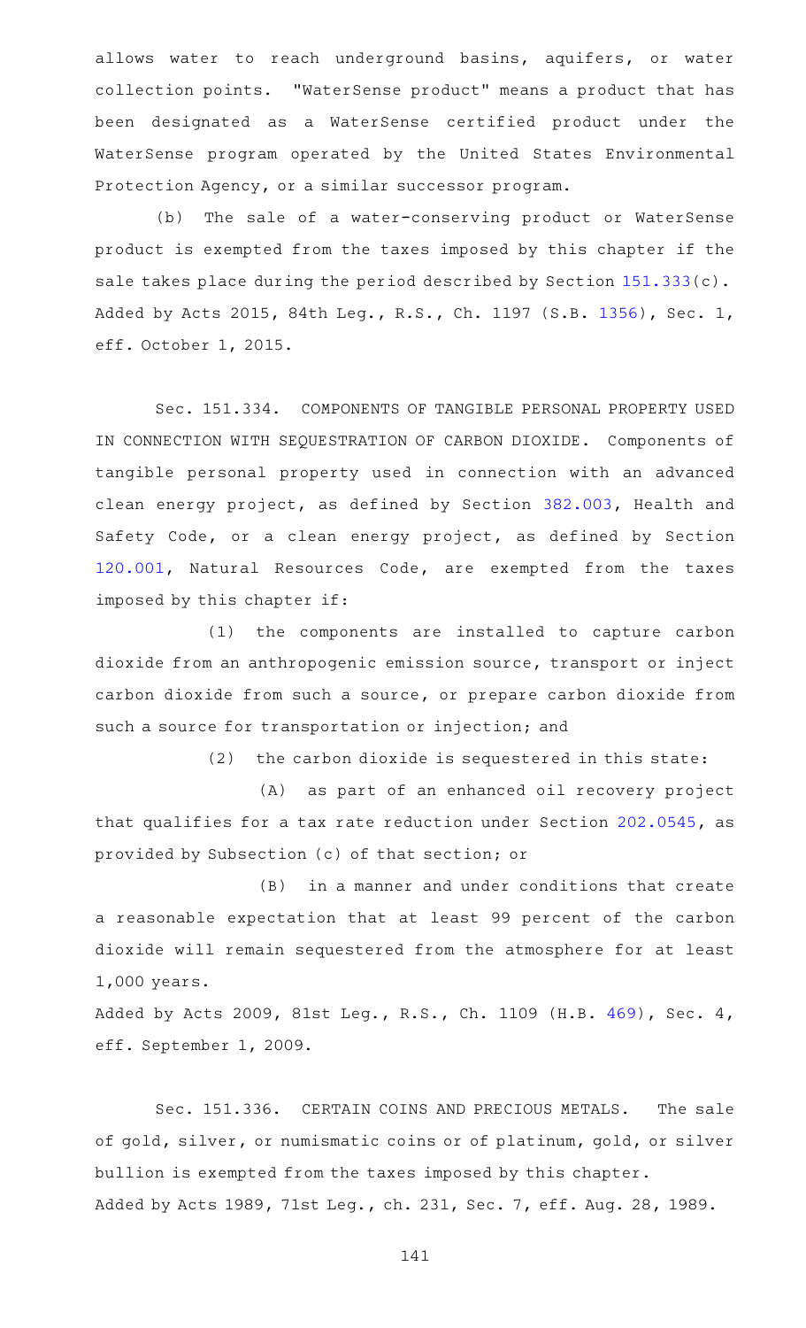allows water to reach underground basins, aquifers, or water collection points. "WaterSense product" means a product that has been designated as a WaterSense certified product under the WaterSense program operated by the United States Environmental Protection Agency, or a similar successor program.

(b) The sale of a water-conserving product or WaterSense product is exempted from the taxes imposed by this chapter if the sale takes place during the period described by Section 151.333(c).

Added by Acts 2015, 84th Leg., R.S., Ch. 1197 (S.B. 1356), Sec. 1, eff. October 1, 2015.

Sec. 151.334. COMPONENTS OF TANGIBLE PERSONAL PROPERTY USED IN CONNECTION WITH SEQUESTRATION OF CARBON DIOXIDE. Components of tangible personal property used in connection with an advanced clean energy project, as defined by Section 382.003, Health and Safety Code, or a clean energy project, as defined by Section 120.001, Natural Resources Code, are exempted from the taxes imposed by this chapter if:

(1) the components are installed to capture carbon dioxide from an anthropogenic emission source, transport or inject carbon dioxide from such a source, or prepare carbon dioxide from such a source for transportation or injection; and

(2) the carbon dioxide is sequestered in this state:

(A) as part of an enhanced oil recovery project that qualifies for a tax rate reduction under Section 202.0545, as provided by Subsection (c) of that section; or

(B) in a manner and under conditions that create a reasonable expectation that at least 99 percent of the carbon dioxide will remain sequestered from the atmosphere for at least 1,000 years.

Added by Acts 2009, 81st Leg., R.S., Ch. 1109 (H.B. 469), Sec. 4, eff. September 1, 2009.

Sec. 151.336. CERTAIN COINS AND PRECIOUS METALS. The sale of gold, silver, or numismatic coins or of platinum, gold, or silver bullion is exempted from the taxes imposed by this chapter.

Added by Acts 1989, 71st Leg., ch. 231, Sec. 7, eff. Aug. 28, 1989.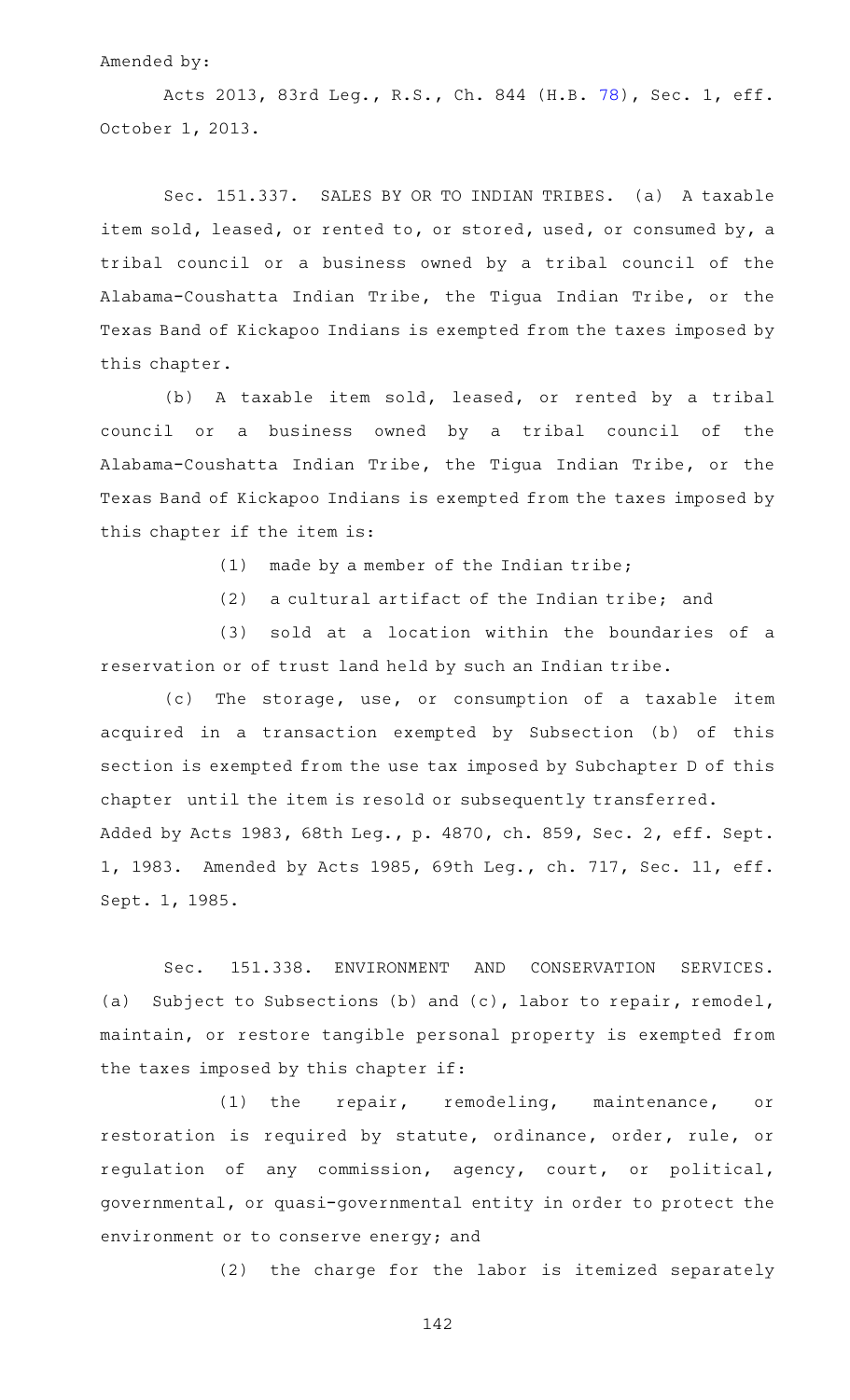Amended by:

Acts 2013, 83rd Leg., R.S., Ch. 844 (H.B. 78), Sec. 1, eff. October 1, 2013.

Sec. 151.337. SALES BY OR TO INDIAN TRIBES. (a) A taxable item sold, leased, or rented to, or stored, used, or consumed by, a tribal council or a business owned by a tribal council of the Alabama-Coushatta Indian Tribe, the Tigua Indian Tribe, or the Texas Band of Kickapoo Indians is exempted from the taxes imposed by this chapter.

(b) A taxable item sold, leased, or rented by a tribal council or a business owned by a tribal council of the Alabama-Coushatta Indian Tribe, the Tigua Indian Tribe, or the Texas Band of Kickapoo Indians is exempted from the taxes imposed by this chapter if the item is:

(1) made by a member of the Indian tribe;

(2) a cultural artifact of the Indian tribe; and

(3) sold at a location within the boundaries of a reservation or of trust land held by such an Indian tribe.

(c) The storage, use, or consumption of a taxable item acquired in a transaction exempted by Subsection (b) of this section is exempted from the use tax imposed by Subchapter D of this chapter until the item is resold or subsequently transferred.

Added by Acts 1983, 68th Leg., p. 4870, ch. 859, Sec. 2, eff. Sept. 1, 1983. Amended by Acts 1985, 69th Leg., ch. 717, Sec. 11, eff. Sept. 1, 1985.

Sec. 151.338. ENVIRONMENT AND CONSERVATION SERVICES. (a) Subject to Subsections (b) and (c), labor to repair, remodel, maintain, or restore tangible personal property is exempted from the taxes imposed by this chapter if:

(1) the repair, remodeling, maintenance, or restoration is required by statute, ordinance, order, rule, or regulation of any commission, agency, court, or political, governmental, or quasi-governmental entity in order to protect the environment or to conserve energy; and

(2) the charge for the labor is itemized separately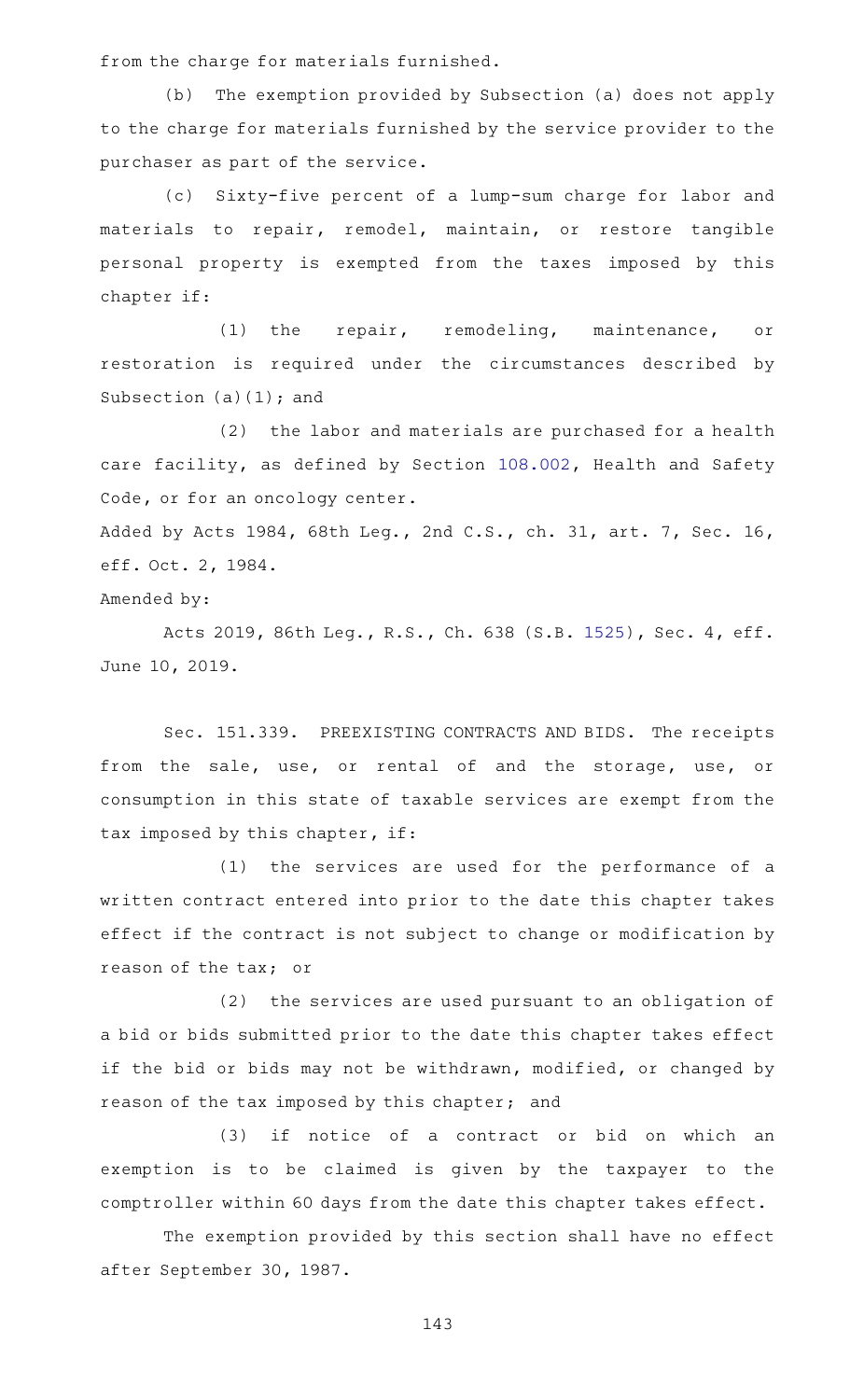from the charge for materials furnished.

(b) The exemption provided by Subsection (a) does not apply to the charge for materials furnished by the service provider to the purchaser as part of the service.

(c) Sixty-five percent of a lump-sum charge for labor and materials to repair, remodel, maintain, or restore tangible personal property is exempted from the taxes imposed by this chapter if:

(1) the repair, remodeling, maintenance, or restoration is required under the circumstances described by Subsection (a)(1); and

(2) the labor and materials are purchased for a health care facility, as defined by Section 108.002, Health and Safety Code, or for an oncology center.

Added by Acts 1984, 68th Leg., 2nd C.S., ch. 31, art. 7, Sec. 16, eff. Oct. 2, 1984.

Amended by:

Acts 2019, 86th Leg., R.S., Ch. 638 (S.B. 1525), Sec. 4, eff. June 10, 2019.

Sec. 151.339. PREEXISTING CONTRACTS AND BIDS. The receipts from the sale, use, or rental of and the storage, use, or consumption in this state of taxable services are exempt from the tax imposed by this chapter, if:

(1) the services are used for the performance of a written contract entered into prior to the date this chapter takes effect if the contract is not subject to change or modification by reason of the tax; or

(2) the services are used pursuant to an obligation of a bid or bids submitted prior to the date this chapter takes effect if the bid or bids may not be withdrawn, modified, or changed by reason of the tax imposed by this chapter; and

(3) if notice of a contract or bid on which an exemption is to be claimed is given by the taxpayer to the comptroller within 60 days from the date this chapter takes effect.

The exemption provided by this section shall have no effect after September 30, 1987.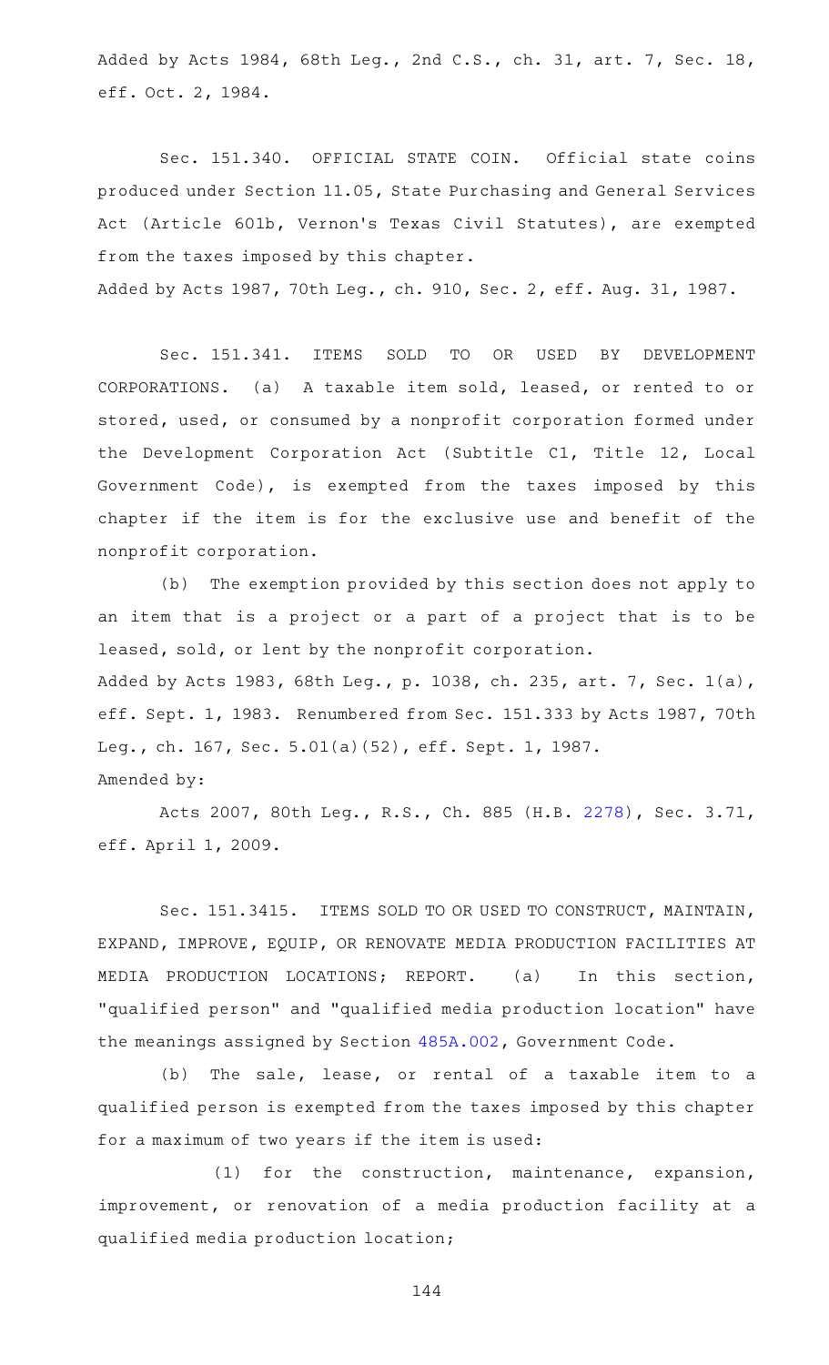Added by Acts 1984, 68th Leg., 2nd C.S., ch. 31, art. 7, Sec. 18, eff. Oct. 2, 1984.

Sec. 151.340. OFFICIAL STATE COIN. Official state coins produced under Section 11.05, State Purchasing and General Services Act (Article 601b, Vernon's Texas Civil Statutes), are exempted from the taxes imposed by this chapter.

Added by Acts 1987, 70th Leg., ch. 910, Sec. 2, eff. Aug. 31, 1987.

Sec. 151.341. ITEMS SOLD TO OR USED BY DEVELOPMENT CORPORATIONS. (a) A taxable item sold, leased, or rented to or stored, used, or consumed by a nonprofit corporation formed under the Development Corporation Act (Subtitle C1, Title 12, Local Government Code), is exempted from the taxes imposed by this chapter if the item is for the exclusive use and benefit of the nonprofit corporation.

(b) The exemption provided by this section does not apply to an item that is a project or a part of a project that is to be leased, sold, or lent by the nonprofit corporation.

Added by Acts 1983, 68th Leg., p. 1038, ch. 235, art. 7, Sec. 1(a), eff. Sept. 1, 1983. Renumbered from Sec. 151.333 by Acts 1987, 70th Leg., ch. 167, Sec. 5.01(a)(52), eff. Sept. 1, 1987.

Amended by:

Acts 2007, 80th Leg., R.S., Ch. 885 (H.B. 2278), Sec. 3.71, eff. April 1, 2009.

Sec. 151.3415. ITEMS SOLD TO OR USED TO CONSTRUCT, MAINTAIN, EXPAND, IMPROVE, EQUIP, OR RENOVATE MEDIA PRODUCTION FACILITIES AT MEDIA PRODUCTION LOCATIONS; REPORT. (a) In this section, "qualified person" and "qualified media production location" have the meanings assigned by Section 485A.002, Government Code.

(b) The sale, lease, or rental of a taxable item to a qualified person is exempted from the taxes imposed by this chapter for a maximum of two years if the item is used:

(1) for the construction, maintenance, expansion, improvement, or renovation of a media production facility at a qualified media production location;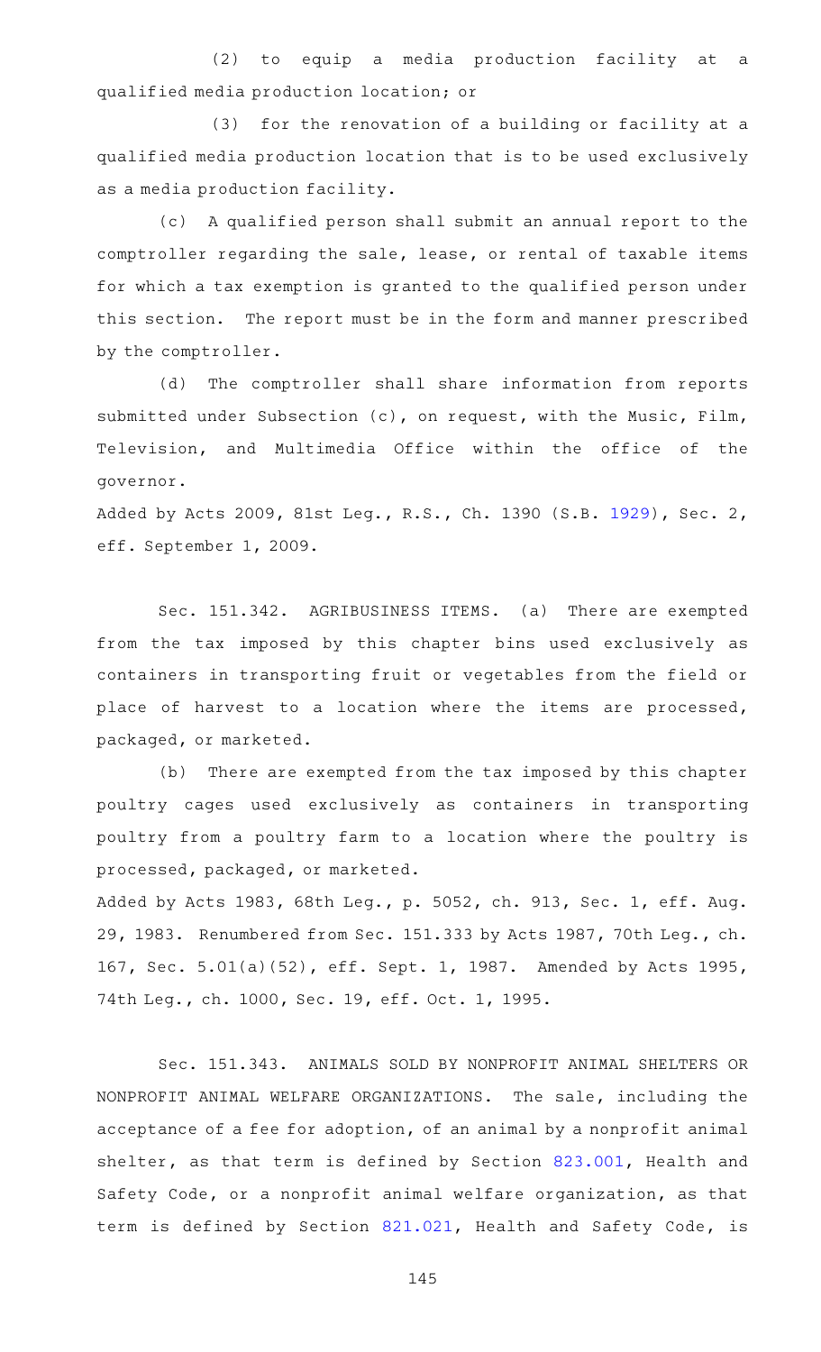(2) to equip a media production facility at a qualified media production location; or

(3) for the renovation of a building or facility at a qualified media production location that is to be used exclusively as a media production facility.

(c) A qualified person shall submit an annual report to the comptroller regarding the sale, lease, or rental of taxable items for which a tax exemption is granted to the qualified person under this section. The report must be in the form and manner prescribed by the comptroller.

(d) The comptroller shall share information from reports submitted under Subsection (c), on request, with the Music, Film, Television, and Multimedia Office within the office of the governor.

Added by Acts 2009, 81st Leg., R.S., Ch. 1390 (S.B. 1929), Sec. 2, eff. September 1, 2009.

Sec. 151.342. AGRIBUSINESS ITEMS. (a) There are exempted from the tax imposed by this chapter bins used exclusively as containers in transporting fruit or vegetables from the field or place of harvest to a location where the items are processed, packaged, or marketed.

(b) There are exempted from the tax imposed by this chapter poultry cages used exclusively as containers in transporting poultry from a poultry farm to a location where the poultry is processed, packaged, or marketed.

Added by Acts 1983, 68th Leg., p. 5052, ch. 913, Sec. 1, eff. Aug. 29, 1983. Renumbered from Sec. 151.333 by Acts 1987, 70th Leg., ch. 167, Sec. 5.01(a)(52), eff. Sept. 1, 1987. Amended by Acts 1995, 74th Leg., ch. 1000, Sec. 19, eff. Oct. 1, 1995.

Sec. 151.343. ANIMALS SOLD BY NONPROFIT ANIMAL SHELTERS OR NONPROFIT ANIMAL WELFARE ORGANIZATIONS. The sale, including the acceptance of a fee for adoption, of an animal by a nonprofit animal shelter, as that term is defined by Section 823.001, Health and Safety Code, or a nonprofit animal welfare organization, as that term is defined by Section 821.021, Health and Safety Code, is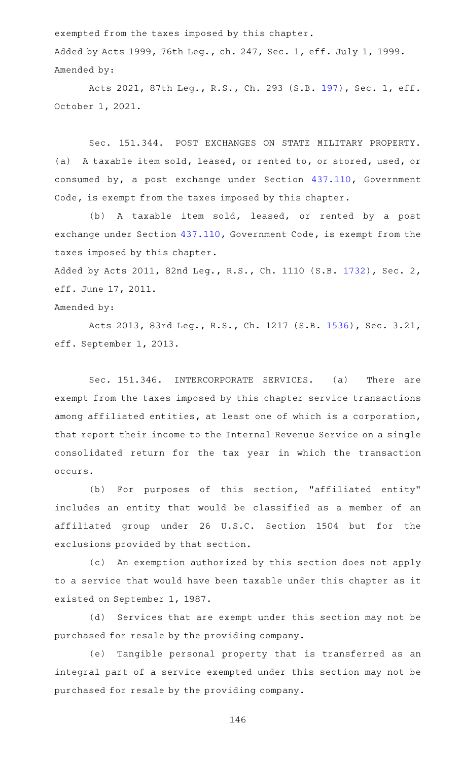exempted from the taxes imposed by this chapter.

Added by Acts 1999, 76th Leg., ch. 247, Sec. 1, eff. July 1, 1999.

Amended by:

Acts 2021, 87th Leg., R.S., Ch. 293 (S.B. 197), Sec. 1, eff. October 1, 2021.

Sec. 151.344. POST EXCHANGES ON STATE MILITARY PROPERTY. (a) A taxable item sold, leased, or rented to, or stored, used, or consumed by, a post exchange under Section 437.110, Government Code, is exempt from the taxes imposed by this chapter.

(b) A taxable item sold, leased, or rented by a post exchange under Section 437.110, Government Code, is exempt from the taxes imposed by this chapter.

Added by Acts 2011, 82nd Leg., R.S., Ch. 1110 (S.B. 1732), Sec. 2, eff. June 17, 2011.

Amended by:

Acts 2013, 83rd Leg., R.S., Ch. 1217 (S.B. 1536), Sec. 3.21, eff. September 1, 2013.

Sec. 151.346. INTERCORPORATE SERVICES. (a) There are exempt from the taxes imposed by this chapter service transactions among affiliated entities, at least one of which is a corporation, that report their income to the Internal Revenue Service on a single consolidated return for the tax year in which the transaction occurs.

(b) For purposes of this section, "affiliated entity" includes an entity that would be classified as a member of an affiliated group under 26 U.S.C. Section 1504 but for the exclusions provided by that section.

(c) An exemption authorized by this section does not apply to a service that would have been taxable under this chapter as it existed on September 1, 1987.

(d) Services that are exempt under this section may not be purchased for resale by the providing company.

(e) Tangible personal property that is transferred as an integral part of a service exempted under this section may not be purchased for resale by the providing company.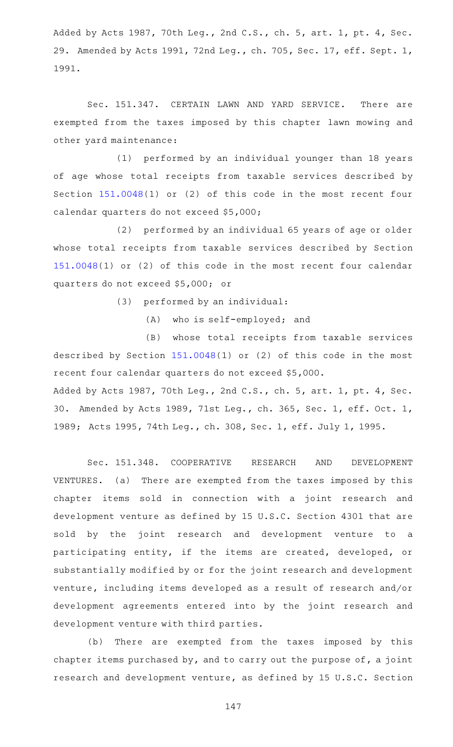Added by Acts 1987, 70th Leg., 2nd C.S., ch. 5, art. 1, pt. 4, Sec. 29. Amended by Acts 1991, 72nd Leg., ch. 705, Sec. 17, eff. Sept. 1, 1991.

Sec. 151.347. CERTAIN LAWN AND YARD SERVICE. There are exempted from the taxes imposed by this chapter lawn mowing and other yard maintenance:

(1) performed by an individual younger than 18 years of age whose total receipts from taxable services described by Section 151.0048(1) or (2) of this code in the most recent four calendar quarters do not exceed $5,000;

(2) performed by an individual 65 years of age or older whose total receipts from taxable services described by Section 151.0048(1) or (2) of this code in the most recent four calendar quarters do not exceed $5,000; or

(3) performed by an individual:

(A) who is self-employed; and

(B) whose total receipts from taxable services described by Section 151.0048(1) or (2) of this code in the most recent four calendar quarters do not exceed $5,000.

Added by Acts 1987, 70th Leg., 2nd C.S., ch. 5, art. 1, pt. 4, Sec. 30. Amended by Acts 1989, 71st Leg., ch. 365, Sec. 1, eff. Oct. 1, 1989; Acts 1995, 74th Leg., ch. 308, Sec. 1, eff. July 1, 1995.

Sec. 151.348. COOPERATIVE RESEARCH AND DEVELOPMENT VENTURES. (a) There are exempted from the taxes imposed by this chapter items sold in connection with a joint research and development venture as defined by 15 U.S.C. Section 4301 that are sold by the joint research and development venture to a participating entity, if the items are created, developed, or substantially modified by or for the joint research and development venture, including items developed as a result of research and/or development agreements entered into by the joint research and development venture with third parties.

(b) There are exempted from the taxes imposed by this chapter items purchased by, and to carry out the purpose of, a joint research and development venture, as defined by 15 U.S.C. Section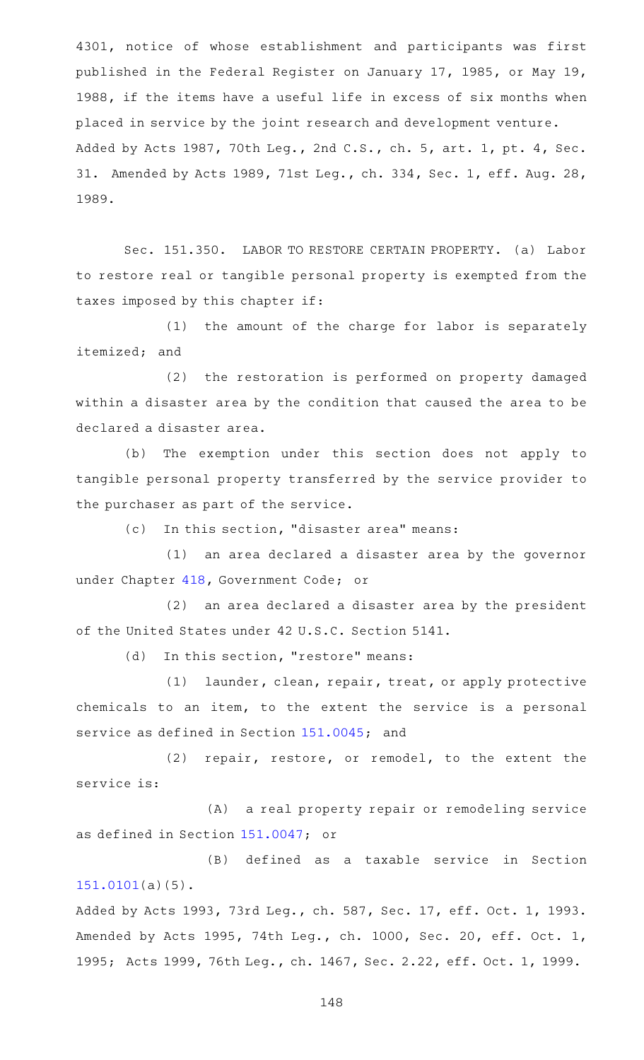4301, notice of whose establishment and participants was first published in the Federal Register on January 17, 1985, or May 19, 1988, if the items have a useful life in excess of six months when placed in service by the joint research and development venture.

Added by Acts 1987, 70th Leg., 2nd C.S., ch. 5, art. 1, pt. 4, Sec. 31. Amended by Acts 1989, 71st Leg., ch. 334, Sec. 1, eff. Aug. 28, 1989.

Sec. 151.350. LABOR TO RESTORE CERTAIN PROPERTY. (a) Labor to restore real or tangible personal property is exempted from the taxes imposed by this chapter if:

(1) the amount of the charge for labor is separately itemized; and

(2) the restoration is performed on property damaged within a disaster area by the condition that caused the area to be declared a disaster area.

(b) The exemption under this section does not apply to tangible personal property transferred by the service provider to the purchaser as part of the service.

(c) In this section, "disaster area" means:

(1) an area declared a disaster area by the governor under Chapter 418, Government Code; or

(2) an area declared a disaster area by the president of the United States under 42 U.S.C. Section 5141.

(d) In this section, "restore" means:

(1) launder, clean, repair, treat, or apply protective chemicals to an item, to the extent the service is a personal service as defined in Section 151.0045; and

(2) repair, restore, or remodel, to the extent the service is:

(A) a real property repair or remodeling service as defined in Section 151.0047; or

(B) defined as a taxable service in Section 151.0101(a)(5).

Added by Acts 1993, 73rd Leg., ch. 587, Sec. 17, eff. Oct. 1, 1993. Amended by Acts 1995, 74th Leg., ch. 1000, Sec. 20, eff. Oct. 1, 1995; Acts 1999, 76th Leg., ch. 1467, Sec. 2.22, eff. Oct. 1, 1999.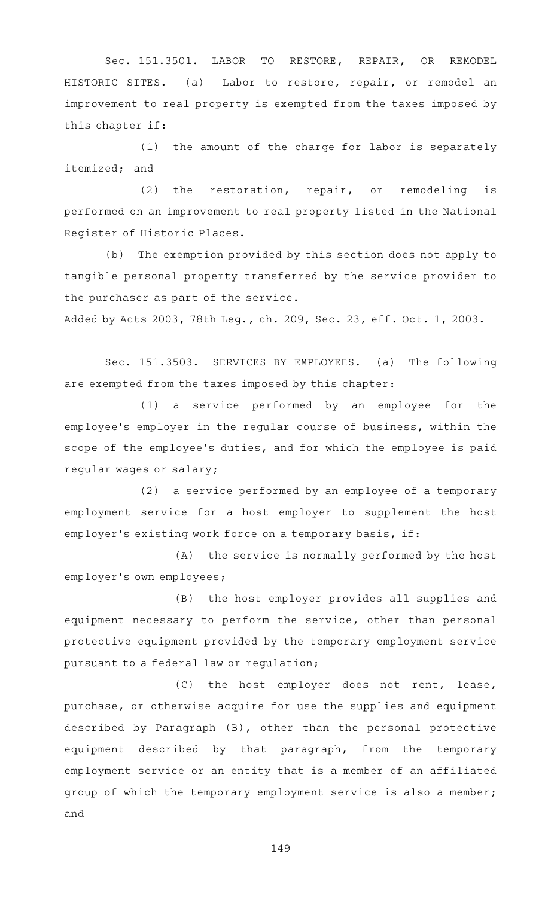Sec. 151.3501. LABOR TO RESTORE, REPAIR, OR REMODEL HISTORIC SITES. (a) Labor to restore, repair, or remodel an improvement to real property is exempted from the taxes imposed by this chapter if:

(1) the amount of the charge for labor is separately itemized; and

(2) the restoration, repair, or remodeling is performed on an improvement to real property listed in the National Register of Historic Places.

(b) The exemption provided by this section does not apply to tangible personal property transferred by the service provider to the purchaser as part of the service.

Added by Acts 2003, 78th Leg., ch. 209, Sec. 23, eff. Oct. 1, 2003.

Sec. 151.3503. SERVICES BY EMPLOYEES. (a) The following are exempted from the taxes imposed by this chapter:

(1) a service performed by an employee for the employee's employer in the regular course of business, within the scope of the employee's duties, and for which the employee is paid regular wages or salary;

(2) a service performed by an employee of a temporary employment service for a host employer to supplement the host employer's existing work force on a temporary basis, if:

(A) the service is normally performed by the host employer's own employees;

(B) the host employer provides all supplies and equipment necessary to perform the service, other than personal protective equipment provided by the temporary employment service pursuant to a federal law or regulation;

(C) the host employer does not rent, lease, purchase, or otherwise acquire for use the supplies and equipment described by Paragraph (B), other than the personal protective equipment described by that paragraph, from the temporary employment service or an entity that is a member of an affiliated group of which the temporary employment service is also a member; and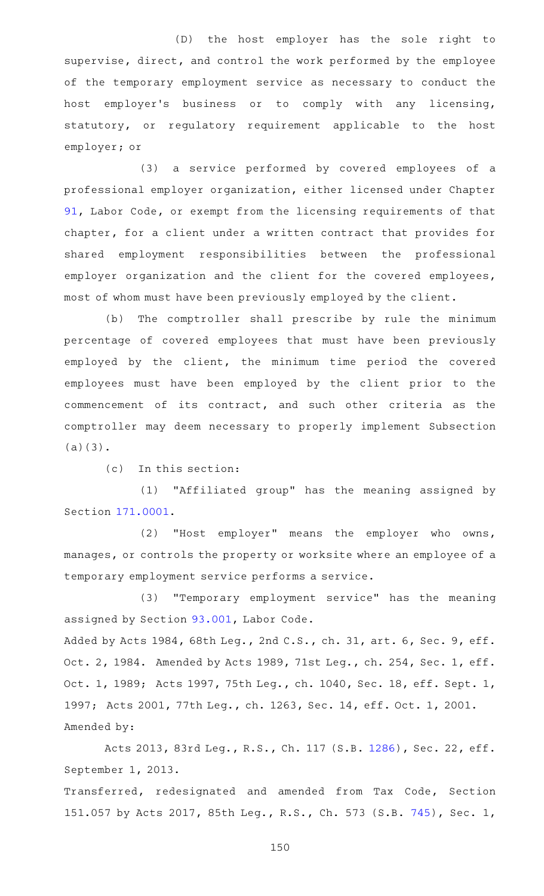(D) the host employer has the sole right to supervise, direct, and control the work performed by the employee of the temporary employment service as necessary to conduct the host employer's business or to comply with any licensing, statutory, or regulatory requirement applicable to the host employer; or

(3) a service performed by covered employees of a professional employer organization, either licensed under Chapter 91, Labor Code, or exempt from the licensing requirements of that chapter, for a client under a written contract that provides for shared employment responsibilities between the professional employer organization and the client for the covered employees, most of whom must have been previously employed by the client.

(b) The comptroller shall prescribe by rule the minimum percentage of covered employees that must have been previously employed by the client, the minimum time period the covered employees must have been employed by the client prior to the commencement of its contract, and such other criteria as the comptroller may deem necessary to properly implement Subsection (a)(3).

(c) In this section:

(1) "Affiliated group" has the meaning assigned by Section 171.0001.

(2) "Host employer" means the employer who owns, manages, or controls the property or worksite where an employee of a temporary employment service performs a service.

(3) "Temporary employment service" has the meaning assigned by Section 93.001, Labor Code.

Added by Acts 1984, 68th Leg., 2nd C.S., ch. 31, art. 6, Sec. 9, eff. Oct. 2, 1984. Amended by Acts 1989, 71st Leg., ch. 254, Sec. 1, eff. Oct. 1, 1989; Acts 1997, 75th Leg., ch. 1040, Sec. 18, eff. Sept. 1, 1997; Acts 2001, 77th Leg., ch. 1263, Sec. 14, eff. Oct. 1, 2001.

Amended by:

Acts 2013, 83rd Leg., R.S., Ch. 117 (S.B. 1286), Sec. 22, eff. September 1, 2013.

Transferred, redesignated and amended from Tax Code, Section 151.057 by Acts 2017, 85th Leg., R.S., Ch. 573 (S.B. 745), Sec. 1,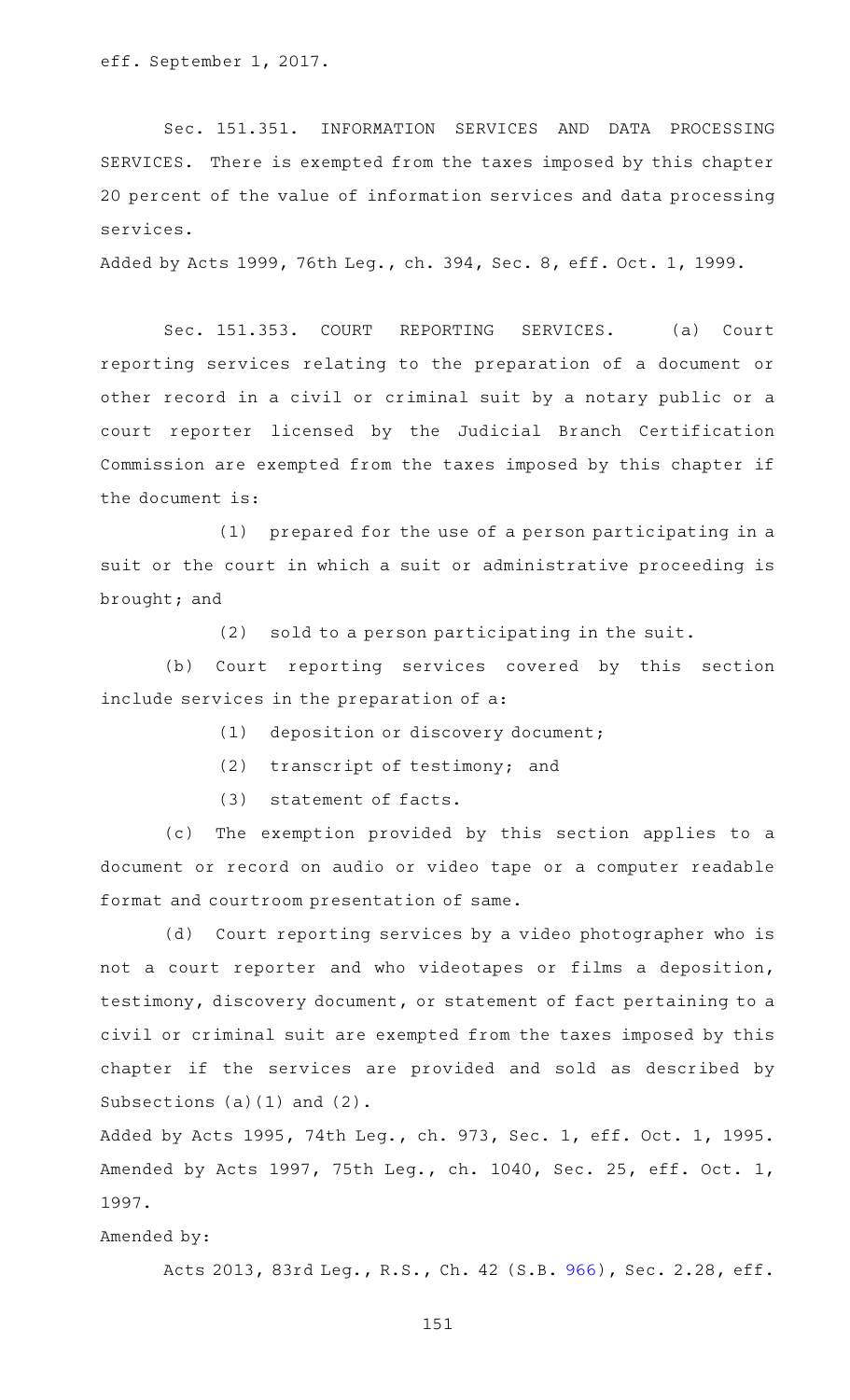eff. September 1, 2017.

Sec. 151.351. INFORMATION SERVICES AND DATA PROCESSING SERVICES. There is exempted from the taxes imposed by this chapter 20 percent of the value of information services and data processing services.

Added by Acts 1999, 76th Leg., ch. 394, Sec. 8, eff. Oct. 1, 1999.

Sec. 151.353. COURT REPORTING SERVICES. (a) Court reporting services relating to the preparation of a document or other record in a civil or criminal suit by a notary public or a court reporter licensed by the Judicial Branch Certification Commission are exempted from the taxes imposed by this chapter if the document is:

(1) prepared for the use of a person participating in a suit or the court in which a suit or administrative proceeding is brought; and

(2) sold to a person participating in the suit.

(b) Court reporting services covered by this section include services in the preparation of a:

(1) deposition or discovery document;

(2) transcript of testimony; and

(3) statement of facts.

(c) The exemption provided by this section applies to a document or record on audio or video tape or a computer readable format and courtroom presentation of same.

(d) Court reporting services by a video photographer who is not a court reporter and who videotapes or films a deposition, testimony, discovery document, or statement of fact pertaining to a civil or criminal suit are exempted from the taxes imposed by this chapter if the services are provided and sold as described by Subsections (a)(1) and (2).

Added by Acts 1995, 74th Leg., ch. 973, Sec. 1, eff. Oct. 1, 1995.
Amended by Acts 1997, 75th Leg., ch. 1040, Sec. 25, eff. Oct. 1, 1997.

Amended by:

Acts 2013, 83rd Leg., R.S., Ch. 42 (S.B. 966), Sec. 2.28, eff.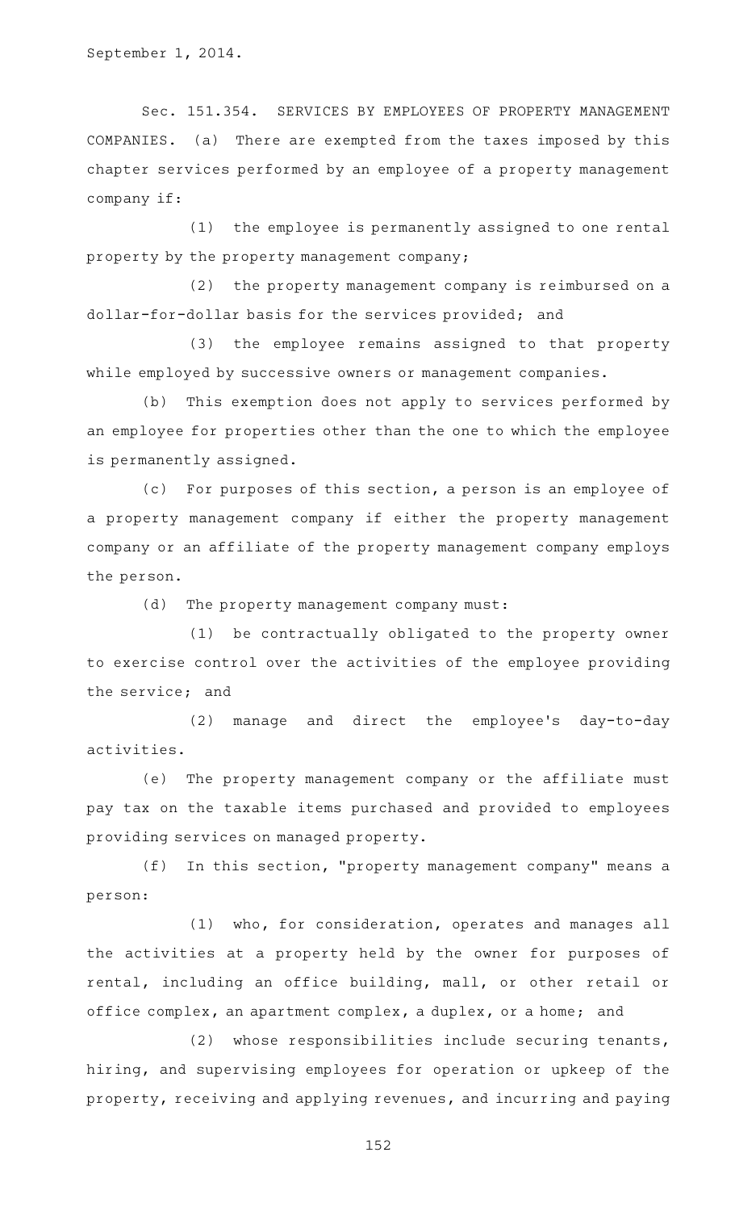September 1, 2014.

Sec. 151.354. SERVICES BY EMPLOYEES OF PROPERTY MANAGEMENT COMPANIES. (a) There are exempted from the taxes imposed by this chapter services performed by an employee of a property management company if:

(1) the employee is permanently assigned to one rental property by the property management company;

(2) the property management company is reimbursed on a dollar-for-dollar basis for the services provided; and

(3) the employee remains assigned to that property while employed by successive owners or management companies.

(b) This exemption does not apply to services performed by an employee for properties other than the one to which the employee is permanently assigned.

(c) For purposes of this section, a person is an employee of a property management company if either the property management company or an affiliate of the property management company employs the person.

(d) The property management company must:

(1) be contractually obligated to the property owner to exercise control over the activities of the employee providing the service; and

(2) manage and direct the employee's day-to-day activities.

(e) The property management company or the affiliate must pay tax on the taxable items purchased and provided to employees providing services on managed property.

(f) In this section, "property management company" means a person:

(1) who, for consideration, operates and manages all the activities at a property held by the owner for purposes of rental, including an office building, mall, or other retail or office complex, an apartment complex, a duplex, or a home; and

(2) whose responsibilities include securing tenants, hiring, and supervising employees for operation or upkeep of the property, receiving and applying revenues, and incurring and paying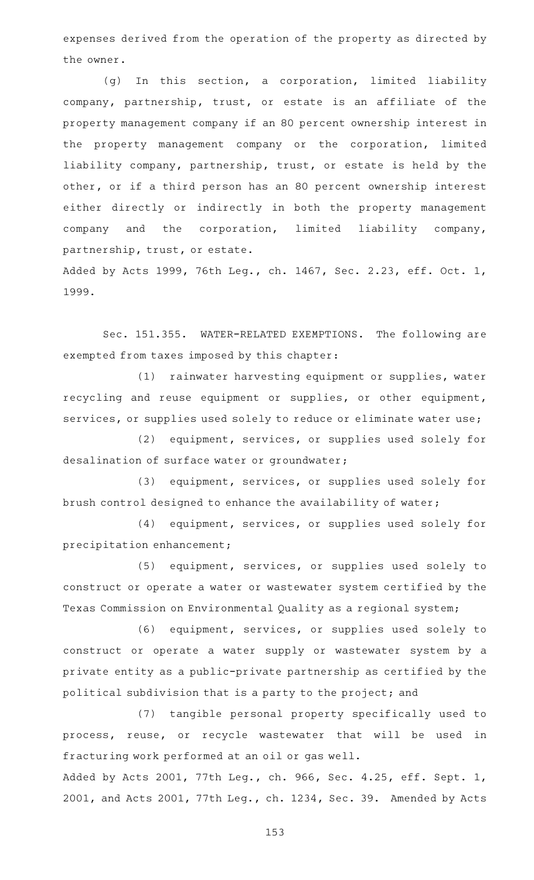expenses derived from the operation of the property as directed by the owner.

(g) In this section, a corporation, limited liability company, partnership, trust, or estate is an affiliate of the property management company if an 80 percent ownership interest in the property management company or the corporation, limited liability company, partnership, trust, or estate is held by the other, or if a third person has an 80 percent ownership interest either directly or indirectly in both the property management company and the corporation, limited liability company, partnership, trust, or estate.

Added by Acts 1999, 76th Leg., ch. 1467, Sec. 2.23, eff. Oct. 1, 1999.

Sec. 151.355. WATER-RELATED EXEMPTIONS. The following are exempted from taxes imposed by this chapter:

(1) rainwater harvesting equipment or supplies, water recycling and reuse equipment or supplies, or other equipment, services, or supplies used solely to reduce or eliminate water use;

(2) equipment, services, or supplies used solely for desalination of surface water or groundwater;

(3) equipment, services, or supplies used solely for brush control designed to enhance the availability of water;

(4) equipment, services, or supplies used solely for precipitation enhancement;

(5) equipment, services, or supplies used solely to construct or operate a water or wastewater system certified by the Texas Commission on Environmental Quality as a regional system;

(6) equipment, services, or supplies used solely to construct or operate a water supply or wastewater system by a private entity as a public-private partnership as certified by the political subdivision that is a party to the project; and

(7) tangible personal property specifically used to process, reuse, or recycle wastewater that will be used in fracturing work performed at an oil or gas well.

Added by Acts 2001, 77th Leg., ch. 966, Sec. 4.25, eff. Sept. 1, 2001, and Acts 2001, 77th Leg., ch. 1234, Sec. 39. Amended by Acts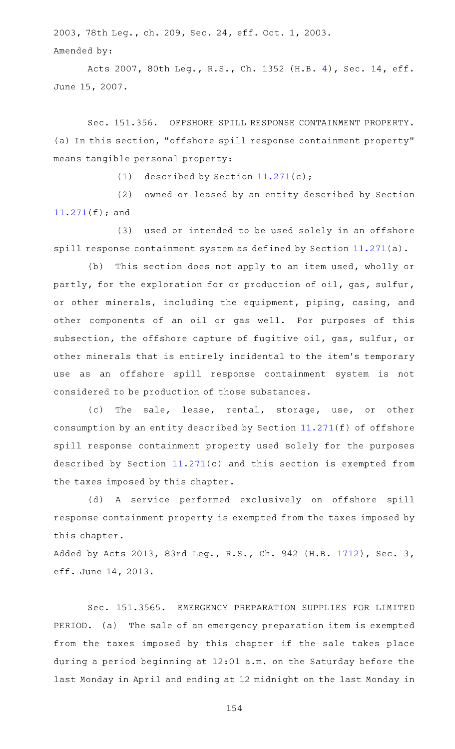2003, 78th Leg., ch. 209, Sec. 24, eff. Oct. 1, 2003.

Amended by:

Acts 2007, 80th Leg., R.S., Ch. 1352 (H.B. 4), Sec. 14, eff. June 15, 2007.

Sec. 151.356. OFFSHORE SPILL RESPONSE CONTAINMENT PROPERTY. (a) In this section, "offshore spill response containment property" means tangible personal property:

(1) described by Section 11.271(c);

(2) owned or leased by an entity described by Section 11.271(f); and

(3) used or intended to be used solely in an offshore spill response containment system as defined by Section 11.271(a).

(b) This section does not apply to an item used, wholly or partly, for the exploration for or production of oil, gas, sulfur, or other minerals, including the equipment, piping, casing, and other components of an oil or gas well. For purposes of this subsection, the offshore capture of fugitive oil, gas, sulfur, or other minerals that is entirely incidental to the item's temporary use as an offshore spill response containment system is not considered to be production of those substances.

(c) The sale, lease, rental, storage, use, or other consumption by an entity described by Section 11.271(f) of offshore spill response containment property used solely for the purposes described by Section 11.271(c) and this section is exempted from the taxes imposed by this chapter.

(d) A service performed exclusively on offshore spill response containment property is exempted from the taxes imposed by this chapter.

Added by Acts 2013, 83rd Leg., R.S., Ch. 942 (H.B. 1712), Sec. 3, eff. June 14, 2013.

Sec. 151.3565. EMERGENCY PREPARATION SUPPLIES FOR LIMITED PERIOD. (a) The sale of an emergency preparation item is exempted from the taxes imposed by this chapter if the sale takes place during a period beginning at 12:01 a.m. on the Saturday before the last Monday in April and ending at 12 midnight on the last Monday in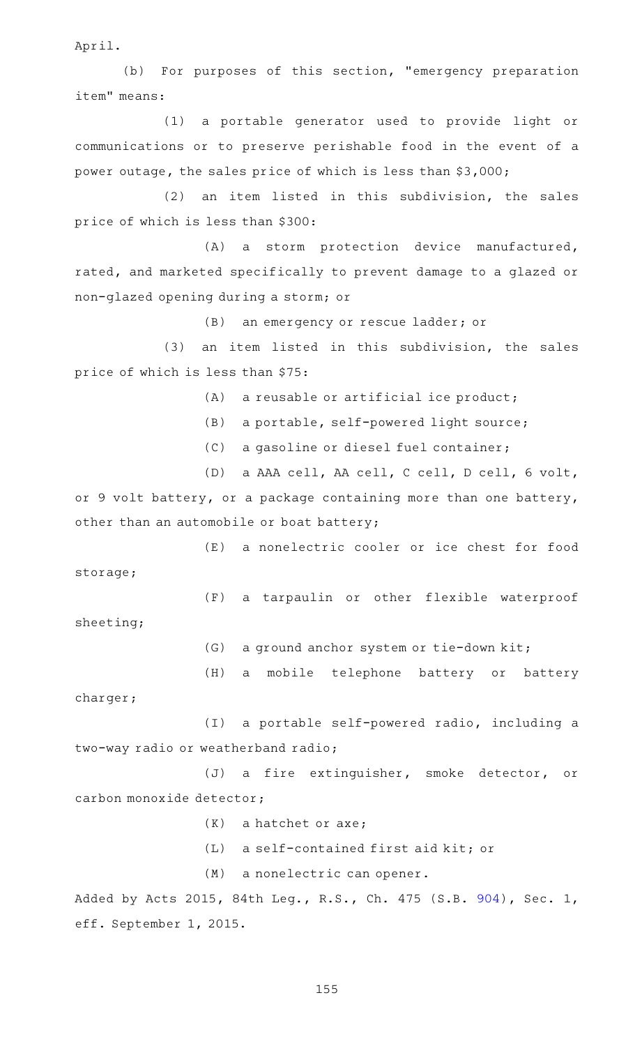April.

(b) For purposes of this section, "emergency preparation item" means:

(1) a portable generator used to provide light or communications or to preserve perishable food in the event of a power outage, the sales price of which is less than $3,000;

(2) an item listed in this subdivision, the sales price of which is less than $300:

(A) a storm protection device manufactured, rated, and marketed specifically to prevent damage to a glazed or non-glazed opening during a storm; or

(B) an emergency or rescue ladder; or

(3) an item listed in this subdivision, the sales price of which is less than $75:

(A) a reusable or artificial ice product;

(B) a portable, self-powered light source;

(C) a gasoline or diesel fuel container;

(D) a AAA cell, AA cell, C cell, D cell, 6 volt, or 9 volt battery, or a package containing more than one battery, other than an automobile or boat battery;

(E) a nonelectric cooler or ice chest for food storage;

(F) a tarpaulin or other flexible waterproof sheeting;

(G) a ground anchor system or tie-down kit;

(H) a mobile telephone battery or battery charger;

(I) a portable self-powered radio, including a two-way radio or weatherband radio;

(J) a fire extinguisher, smoke detector, or carbon monoxide detector;

(K) a hatchet or axe;

(L) a self-contained first aid kit; or

(M) a nonelectric can opener.

Added by Acts 2015, 84th Leg., R.S., Ch. 475 (S.B. 904), Sec. 1, eff. September 1, 2015.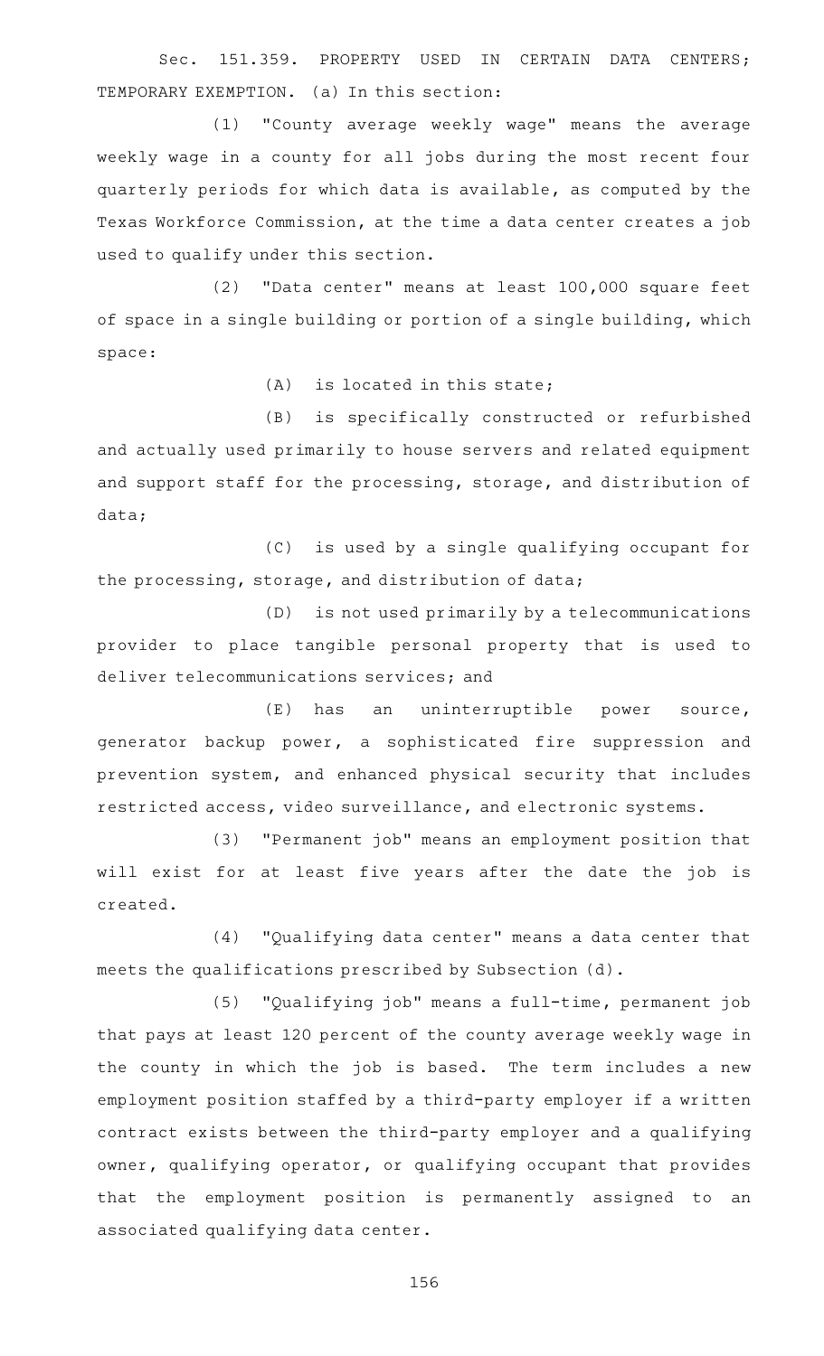Sec. 151.359. PROPERTY USED IN CERTAIN DATA CENTERS; TEMPORARY EXEMPTION. (a) In this section:

(1) "County average weekly wage" means the average weekly wage in a county for all jobs during the most recent four quarterly periods for which data is available, as computed by the Texas Workforce Commission, at the time a data center creates a job used to qualify under this section.

(2) "Data center" means at least 100,000 square feet of space in a single building or portion of a single building, which space:

(A) is located in this state;

(B) is specifically constructed or refurbished and actually used primarily to house servers and related equipment and support staff for the processing, storage, and distribution of data;

(C) is used by a single qualifying occupant for the processing, storage, and distribution of data;

(D) is not used primarily by a telecommunications provider to place tangible personal property that is used to deliver telecommunications services; and

(E) has an uninterruptible power source, generator backup power, a sophisticated fire suppression and prevention system, and enhanced physical security that includes restricted access, video surveillance, and electronic systems.

(3) "Permanent job" means an employment position that will exist for at least five years after the date the job is created.

(4) "Qualifying data center" means a data center that meets the qualifications prescribed by Subsection (d).

(5) "Qualifying job" means a full-time, permanent job that pays at least 120 percent of the county average weekly wage in the county in which the job is based. The term includes a new employment position staffed by a third-party employer if a written contract exists between the third-party employer and a qualifying owner, qualifying operator, or qualifying occupant that provides that the employment position is permanently assigned to an associated qualifying data center.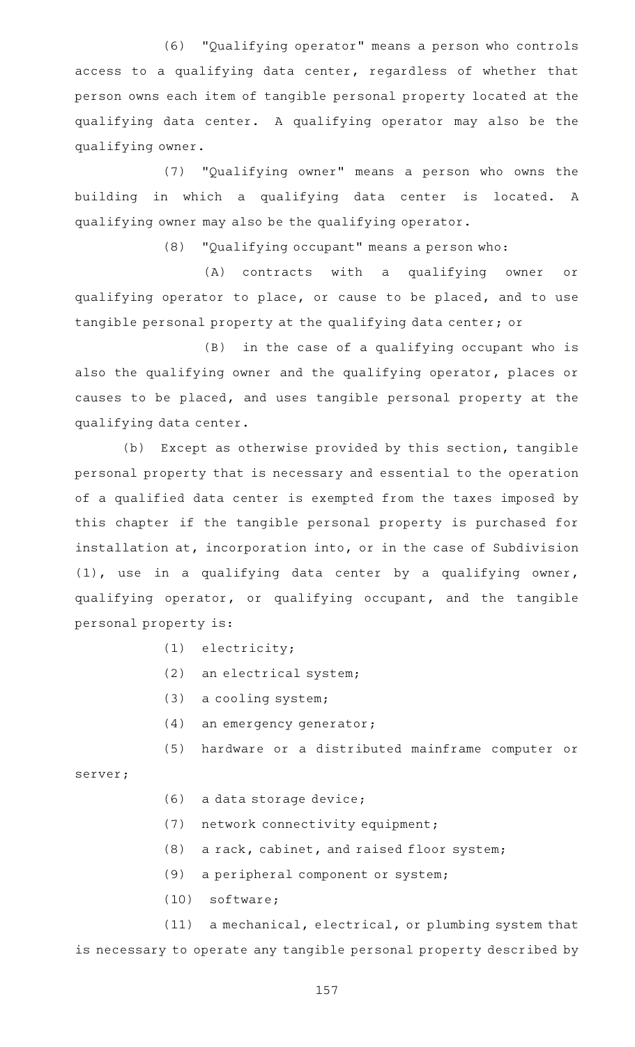(6) "Qualifying operator" means a person who controls access to a qualifying data center, regardless of whether that person owns each item of tangible personal property located at the qualifying data center. A qualifying operator may also be the qualifying owner.

(7) "Qualifying owner" means a person who owns the building in which a qualifying data center is located. A qualifying owner may also be the qualifying operator.

(8) "Qualifying occupant" means a person who:

(A) contracts with a qualifying owner or qualifying operator to place, or cause to be placed, and to use tangible personal property at the qualifying data center; or

(B) in the case of a qualifying occupant who is also the qualifying owner and the qualifying operator, places or causes to be placed, and uses tangible personal property at the qualifying data center.

(b) Except as otherwise provided by this section, tangible personal property that is necessary and essential to the operation of a qualified data center is exempted from the taxes imposed by this chapter if the tangible personal property is purchased for installation at, incorporation into, or in the case of Subdivision (1), use in a qualifying data center by a qualifying owner, qualifying operator, or qualifying occupant, and the tangible personal property is:

(1) electricity;

(2) an electrical system;

(3) a cooling system;

(4) an emergency generator;

(5) hardware or a distributed mainframe computer or server;

(6) a data storage device;

(7) network connectivity equipment;

(8) a rack, cabinet, and raised floor system;

(9) a peripheral component or system;

(10) software;

(11) a mechanical, electrical, or plumbing system that is necessary to operate any tangible personal property described by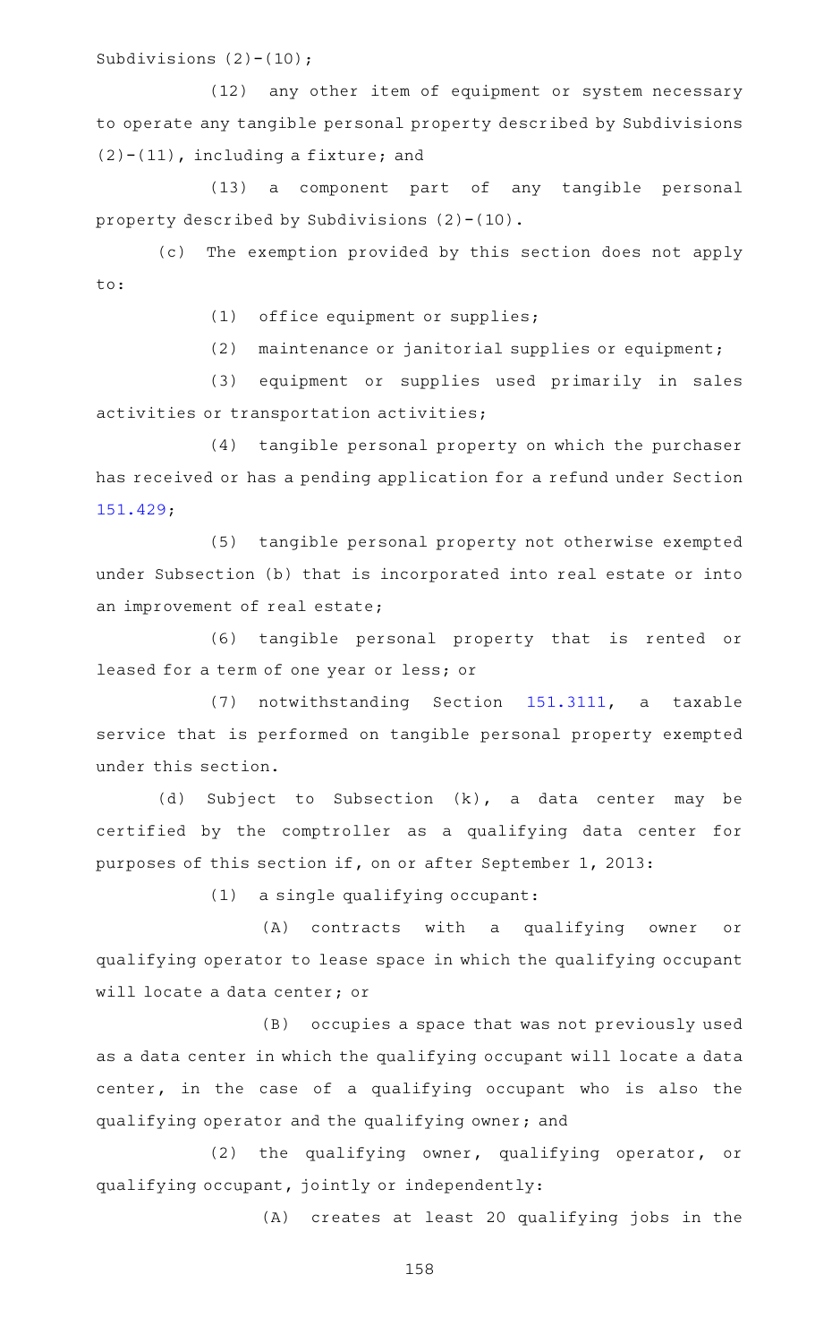Subdivisions (2)-(10);

(12) any other item of equipment or system necessary to operate any tangible personal property described by Subdivisions (2)-(11), including a fixture; and

(13) a component part of any tangible personal property described by Subdivisions (2)-(10).

(c) The exemption provided by this section does not apply to:

(1) office equipment or supplies;

(2) maintenance or janitorial supplies or equipment;

(3) equipment or supplies used primarily in sales activities or transportation activities;

(4) tangible personal property on which the purchaser has received or has a pending application for a refund under Section 151.429;

(5) tangible personal property not otherwise exempted under Subsection (b) that is incorporated into real estate or into an improvement of real estate;

(6) tangible personal property that is rented or leased for a term of one year or less; or

(7) notwithstanding Section 151.3111, a taxable service that is performed on tangible personal property exempted under this section.

(d) Subject to Subsection (k), a data center may be certified by the comptroller as a qualifying data center for purposes of this section if, on or after September 1, 2013:

(1) a single qualifying occupant:

(A) contracts with a qualifying owner or qualifying operator to lease space in which the qualifying occupant will locate a data center; or

(B) occupies a space that was not previously used as a data center in which the qualifying occupant will locate a data center, in the case of a qualifying occupant who is also the qualifying operator and the qualifying owner; and

(2) the qualifying owner, qualifying operator, or qualifying occupant, jointly or independently:

(A) creates at least 20 qualifying jobs in the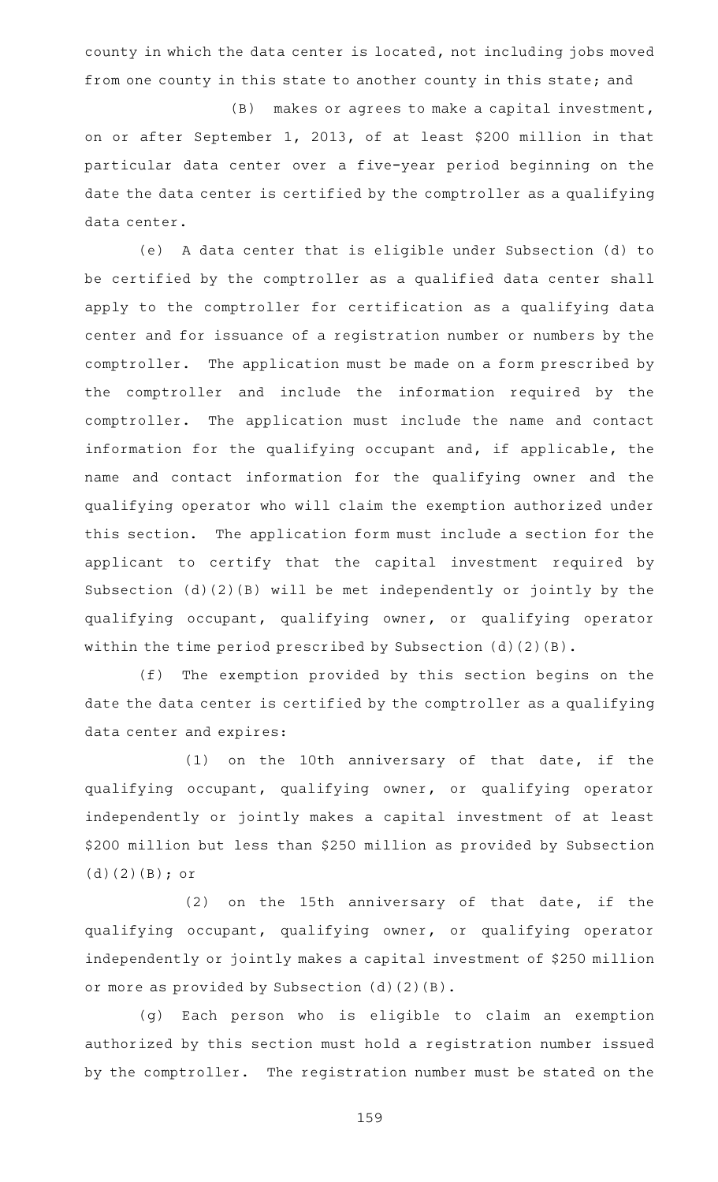county in which the data center is located, not including jobs moved from one county in this state to another county in this state; and

(B) makes or agrees to make a capital investment, on or after September 1, 2013, of at least $200 million in that particular data center over a five-year period beginning on the date the data center is certified by the comptroller as a qualifying data center.

(e) A data center that is eligible under Subsection (d) to be certified by the comptroller as a qualified data center shall apply to the comptroller for certification as a qualifying data center and for issuance of a registration number or numbers by the comptroller. The application must be made on a form prescribed by the comptroller and include the information required by the comptroller. The application must include the name and contact information for the qualifying occupant and, if applicable, the name and contact information for the qualifying owner and the qualifying operator who will claim the exemption authorized under this section. The application form must include a section for the applicant to certify that the capital investment required by Subsection (d)(2)(B) will be met independently or jointly by the qualifying occupant, qualifying owner, or qualifying operator within the time period prescribed by Subsection (d)(2)(B).

(f) The exemption provided by this section begins on the date the data center is certified by the comptroller as a qualifying data center and expires:

(1) on the 10th anniversary of that date, if the qualifying occupant, qualifying owner, or qualifying operator independently or jointly makes a capital investment of at least $200 million but less than $250 million as provided by Subsection (d)(2)(B); or

(2) on the 15th anniversary of that date, if the qualifying occupant, qualifying owner, or qualifying operator independently or jointly makes a capital investment of $250 million or more as provided by Subsection (d)(2)(B).

(g) Each person who is eligible to claim an exemption authorized by this section must hold a registration number issued by the comptroller. The registration number must be stated on the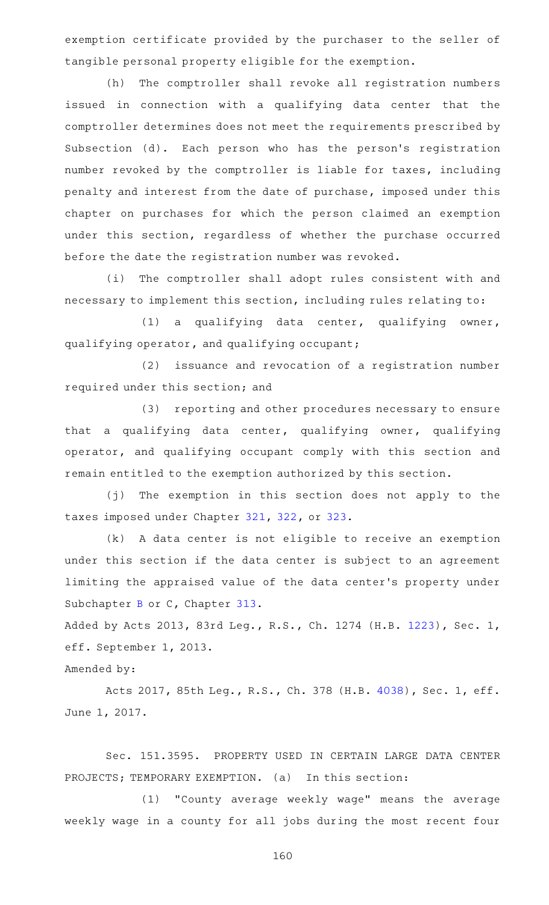exemption certificate provided by the purchaser to the seller of tangible personal property eligible for the exemption.

(h) The comptroller shall revoke all registration numbers issued in connection with a qualifying data center that the comptroller determines does not meet the requirements prescribed by Subsection (d). Each person who has the person's registration number revoked by the comptroller is liable for taxes, including penalty and interest from the date of purchase, imposed under this chapter on purchases for which the person claimed an exemption under this section, regardless of whether the purchase occurred before the date the registration number was revoked.

(i) The comptroller shall adopt rules consistent with and necessary to implement this section, including rules relating to:

(1) a qualifying data center, qualifying owner, qualifying operator, and qualifying occupant;

(2) issuance and revocation of a registration number required under this section; and

(3) reporting and other procedures necessary to ensure that a qualifying data center, qualifying owner, qualifying operator, and qualifying occupant comply with this section and remain entitled to the exemption authorized by this section.

(j) The exemption in this section does not apply to the taxes imposed under Chapter 321, 322, or 323.

(k) A data center is not eligible to receive an exemption under this section if the data center is subject to an agreement limiting the appraised value of the data center's property under Subchapter B or C, Chapter 313.

Added by Acts 2013, 83rd Leg., R.S., Ch. 1274 (H.B. 1223), Sec. 1, eff. September 1, 2013.

Amended by:

Acts 2017, 85th Leg., R.S., Ch. 378 (H.B. 4038), Sec. 1, eff. June 1, 2017.

Sec. 151.3595. PROPERTY USED IN CERTAIN LARGE DATA CENTER PROJECTS; TEMPORARY EXEMPTION. (a) In this section:

(1) "County average weekly wage" means the average weekly wage in a county for all jobs during the most recent four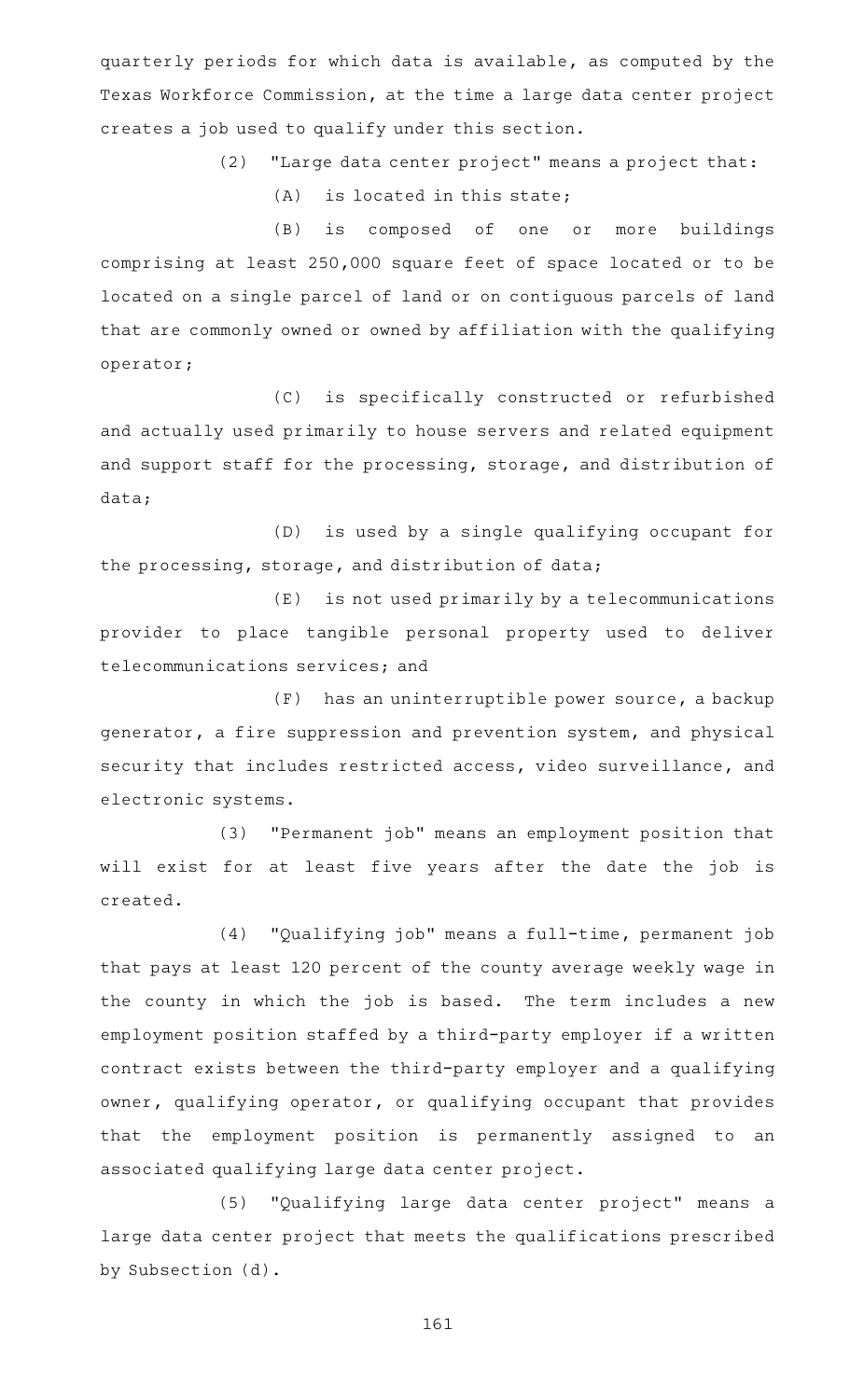quarterly periods for which data is available, as computed by the Texas Workforce Commission, at the time a large data center project creates a job used to qualify under this section.

(2) "Large data center project" means a project that:

(A) is located in this state;

(B) is composed of one or more buildings comprising at least 250,000 square feet of space located or to be located on a single parcel of land or on contiguous parcels of land that are commonly owned or owned by affiliation with the qualifying operator;

(C) is specifically constructed or refurbished and actually used primarily to house servers and related equipment and support staff for the processing, storage, and distribution of data;

(D) is used by a single qualifying occupant for the processing, storage, and distribution of data;

(E) is not used primarily by a telecommunications provider to place tangible personal property used to deliver telecommunications services; and

(F) has an uninterruptible power source, a backup generator, a fire suppression and prevention system, and physical security that includes restricted access, video surveillance, and electronic systems.

(3) "Permanent job" means an employment position that will exist for at least five years after the date the job is created.

(4) "Qualifying job" means a full-time, permanent job that pays at least 120 percent of the county average weekly wage in the county in which the job is based. The term includes a new employment position staffed by a third-party employer if a written contract exists between the third-party employer and a qualifying owner, qualifying operator, or qualifying occupant that provides that the employment position is permanently assigned to an associated qualifying large data center project.

(5) "Qualifying large data center project" means a large data center project that meets the qualifications prescribed by Subsection (d).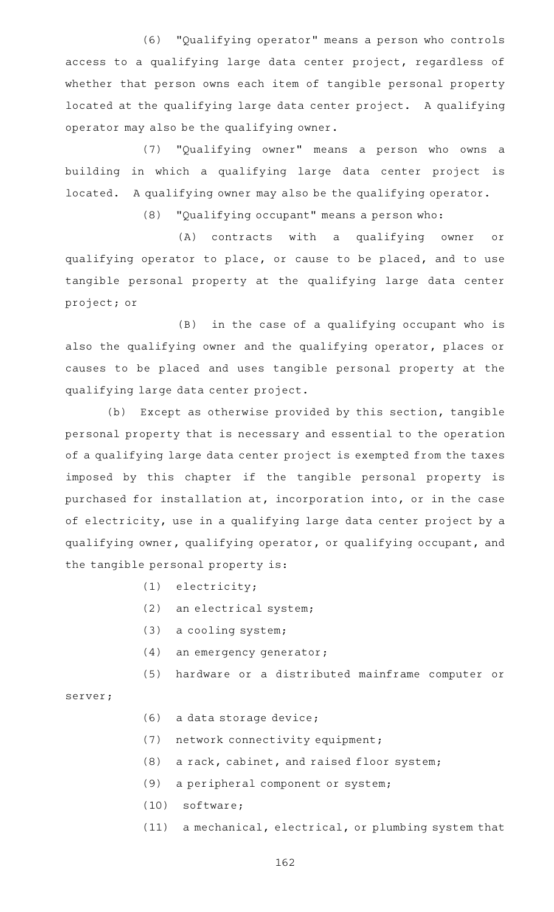(6) "Qualifying operator" means a person who controls access to a qualifying large data center project, regardless of whether that person owns each item of tangible personal property located at the qualifying large data center project. A qualifying operator may also be the qualifying owner.

(7) "Qualifying owner" means a person who owns a building in which a qualifying large data center project is located. A qualifying owner may also be the qualifying operator.

(8) "Qualifying occupant" means a person who:

(A) contracts with a qualifying owner or qualifying operator to place, or cause to be placed, and to use tangible personal property at the qualifying large data center project; or

(B) in the case of a qualifying occupant who is also the qualifying owner and the qualifying operator, places or causes to be placed and uses tangible personal property at the qualifying large data center project.

(b) Except as otherwise provided by this section, tangible personal property that is necessary and essential to the operation of a qualifying large data center project is exempted from the taxes imposed by this chapter if the tangible personal property is purchased for installation at, incorporation into, or in the case of electricity, use in a qualifying large data center project by a qualifying owner, qualifying operator, or qualifying occupant, and the tangible personal property is:

(1) electricity;

(2) an electrical system;

(3) a cooling system;

(4) an emergency generator;

(5) hardware or a distributed mainframe computer or server;

(6) a data storage device;

(7) network connectivity equipment;

(8) a rack, cabinet, and raised floor system;

(9) a peripheral component or system;

(10) software;

(11) a mechanical, electrical, or plumbing system that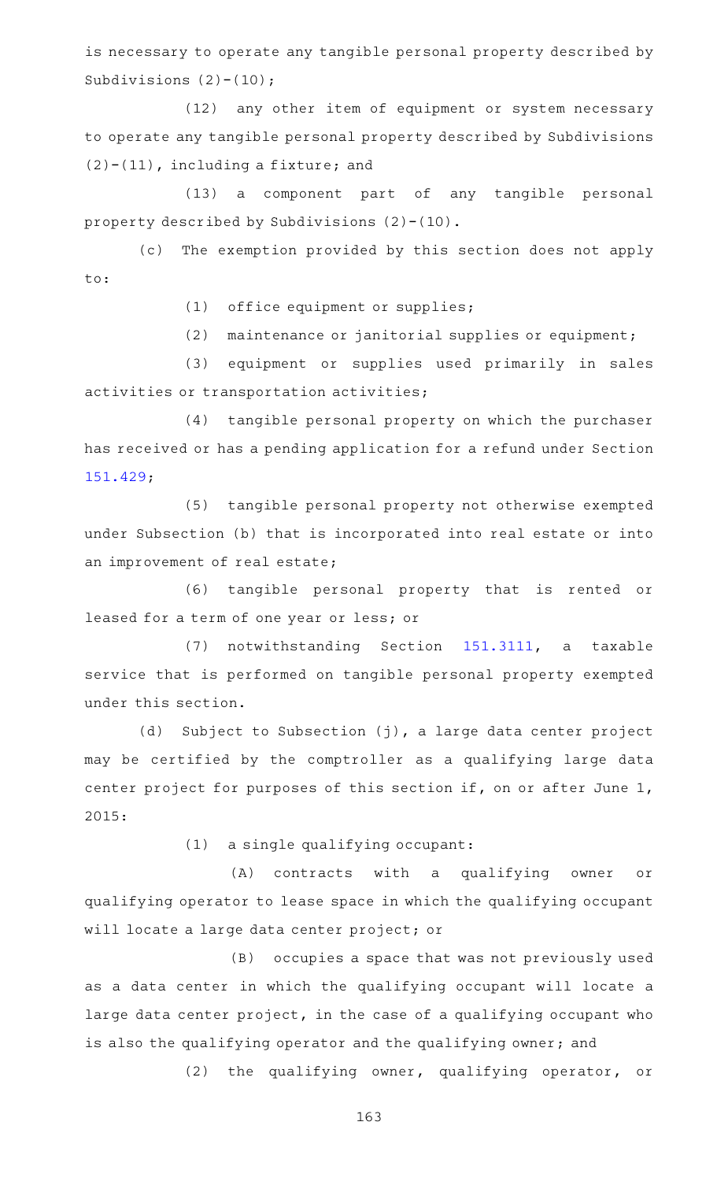is necessary to operate any tangible personal property described by Subdivisions (2)-(10);

(12) any other item of equipment or system necessary to operate any tangible personal property described by Subdivisions (2)-(11), including a fixture; and

(13) a component part of any tangible personal property described by Subdivisions (2)-(10).

(c) The exemption provided by this section does not apply to:

(1) office equipment or supplies;

(2) maintenance or janitorial supplies or equipment;

(3) equipment or supplies used primarily in sales activities or transportation activities;

(4) tangible personal property on which the purchaser has received or has a pending application for a refund under Section 151.429;

(5) tangible personal property not otherwise exempted under Subsection (b) that is incorporated into real estate or into an improvement of real estate;

(6) tangible personal property that is rented or leased for a term of one year or less; or

(7) notwithstanding Section 151.3111, a taxable service that is performed on tangible personal property exempted under this section.

(d) Subject to Subsection (j), a large data center project may be certified by the comptroller as a qualifying large data center project for purposes of this section if, on or after June 1, 2015:

(1) a single qualifying occupant:

(A) contracts with a qualifying owner or qualifying operator to lease space in which the qualifying occupant will locate a large data center project; or

(B) occupies a space that was not previously used as a data center in which the qualifying occupant will locate a large data center project, in the case of a qualifying occupant who is also the qualifying operator and the qualifying owner; and

(2) the qualifying owner, qualifying operator, or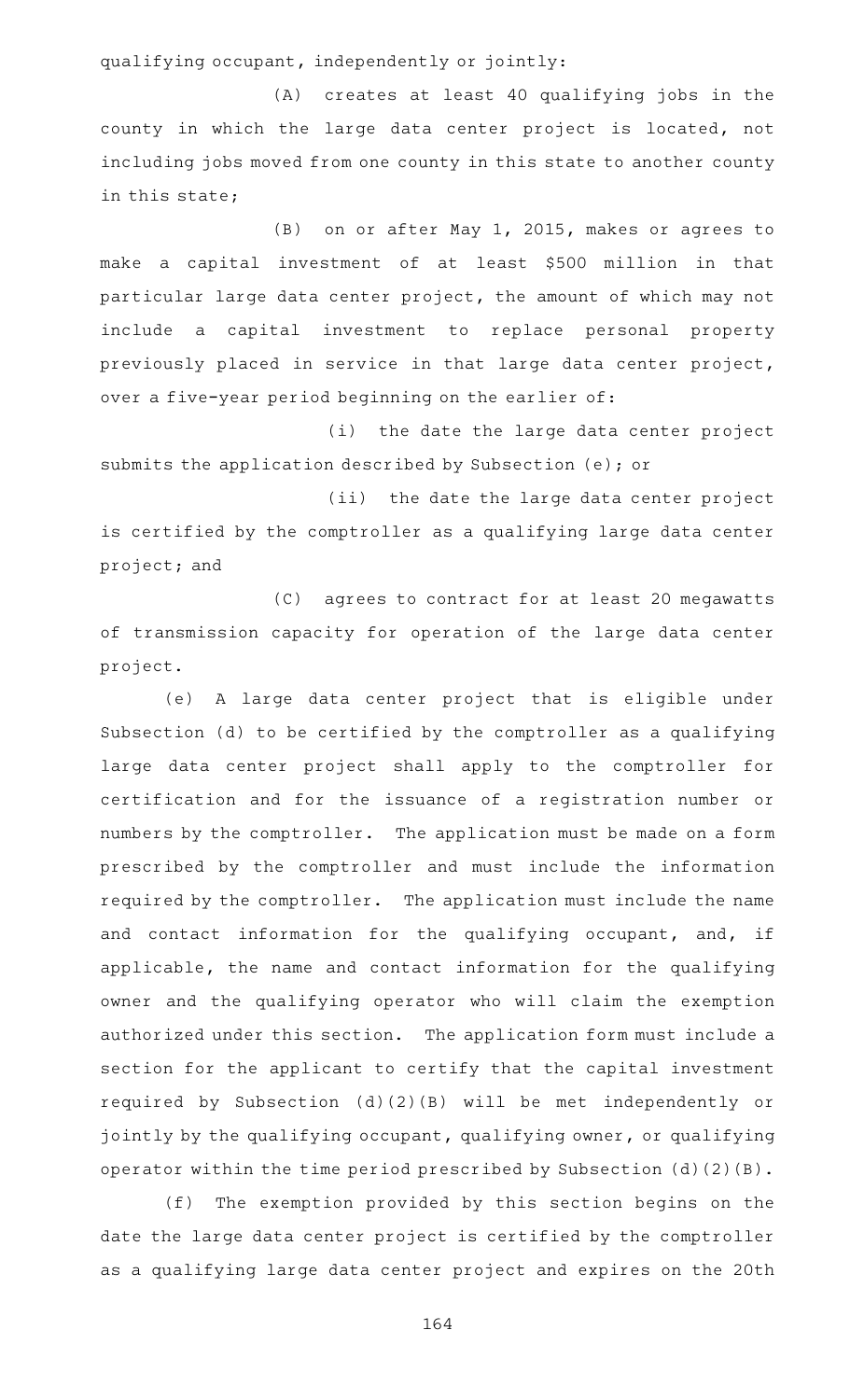qualifying occupant, independently or jointly:

(A) creates at least 40 qualifying jobs in the county in which the large data center project is located, not including jobs moved from one county in this state to another county in this state;

(B) on or after May 1, 2015, makes or agrees to make a capital investment of at least $500 million in that particular large data center project, the amount of which may not include a capital investment to replace personal property previously placed in service in that large data center project, over a five-year period beginning on the earlier of:

(i) the date the large data center project submits the application described by Subsection (e); or

(ii) the date the large data center project is certified by the comptroller as a qualifying large data center project; and

(C) agrees to contract for at least 20 megawatts of transmission capacity for operation of the large data center project.

(e) A large data center project that is eligible under Subsection (d) to be certified by the comptroller as a qualifying large data center project shall apply to the comptroller for certification and for the issuance of a registration number or numbers by the comptroller. The application must be made on a form prescribed by the comptroller and must include the information required by the comptroller. The application must include the name and contact information for the qualifying occupant, and, if applicable, the name and contact information for the qualifying owner and the qualifying operator who will claim the exemption authorized under this section. The application form must include a section for the applicant to certify that the capital investment required by Subsection (d)(2)(B) will be met independently or jointly by the qualifying occupant, qualifying owner, or qualifying operator within the time period prescribed by Subsection (d)(2)(B).

(f) The exemption provided by this section begins on the date the large data center project is certified by the comptroller as a qualifying large data center project and expires on the 20th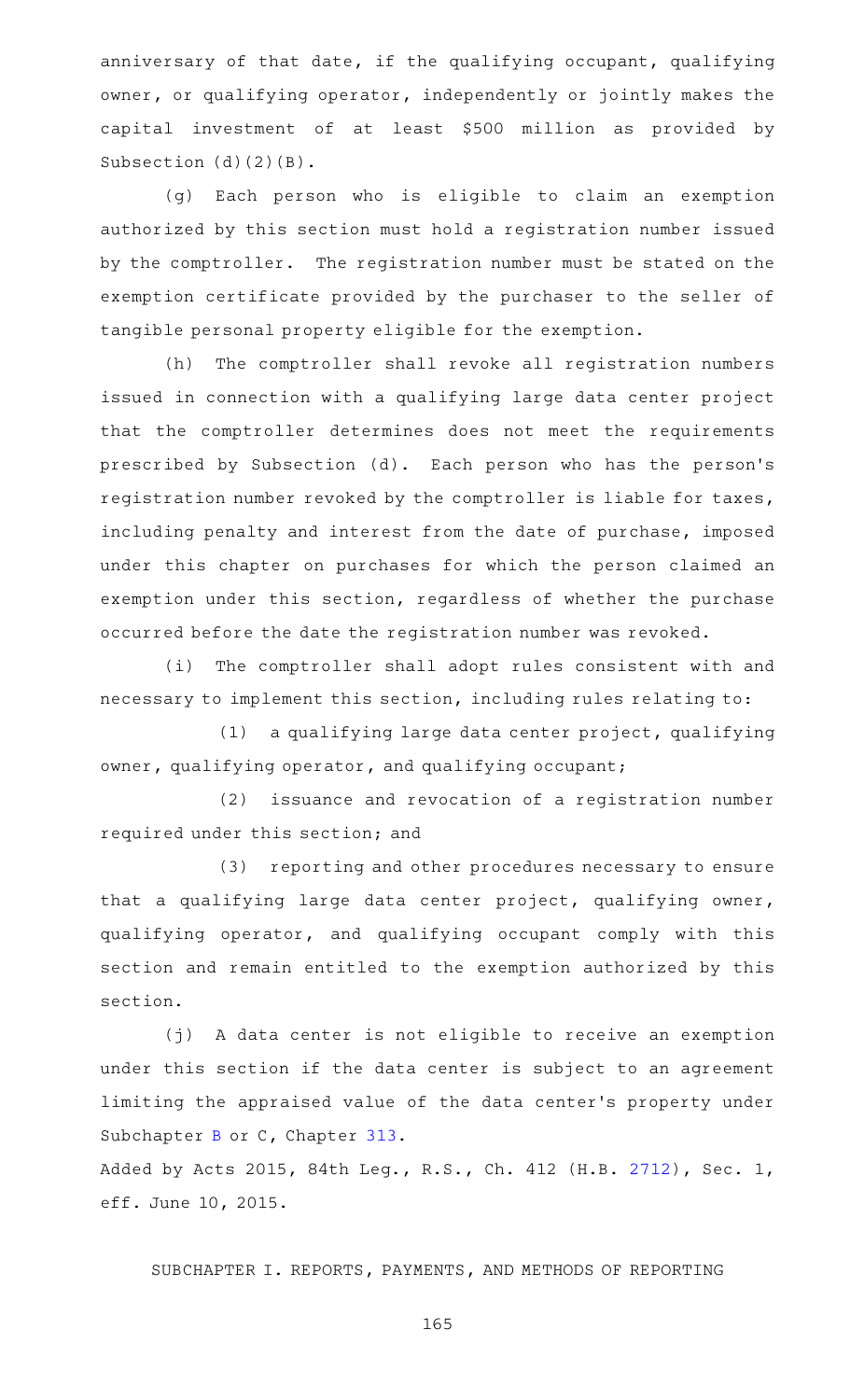anniversary of that date, if the qualifying occupant, qualifying owner, or qualifying operator, independently or jointly makes the capital investment of at least $500 million as provided by Subsection (d)(2)(B).

(g) Each person who is eligible to claim an exemption authorized by this section must hold a registration number issued by the comptroller. The registration number must be stated on the exemption certificate provided by the purchaser to the seller of tangible personal property eligible for the exemption.

(h) The comptroller shall revoke all registration numbers issued in connection with a qualifying large data center project that the comptroller determines does not meet the requirements prescribed by Subsection (d). Each person who has the person's registration number revoked by the comptroller is liable for taxes, including penalty and interest from the date of purchase, imposed under this chapter on purchases for which the person claimed an exemption under this section, regardless of whether the purchase occurred before the date the registration number was revoked.

(i) The comptroller shall adopt rules consistent with and necessary to implement this section, including rules relating to:

(1) a qualifying large data center project, qualifying owner, qualifying operator, and qualifying occupant;

(2) issuance and revocation of a registration number required under this section; and

(3) reporting and other procedures necessary to ensure that a qualifying large data center project, qualifying owner, qualifying operator, and qualifying occupant comply with this section and remain entitled to the exemption authorized by this section.

(j) A data center is not eligible to receive an exemption under this section if the data center is subject to an agreement limiting the appraised value of the data center's property under Subchapter B or C, Chapter 313.

Added by Acts 2015, 84th Leg., R.S., Ch. 412 (H.B. 2712), Sec. 1, eff. June 10, 2015.

SUBCHAPTER I. REPORTS, PAYMENTS, AND METHODS OF REPORTING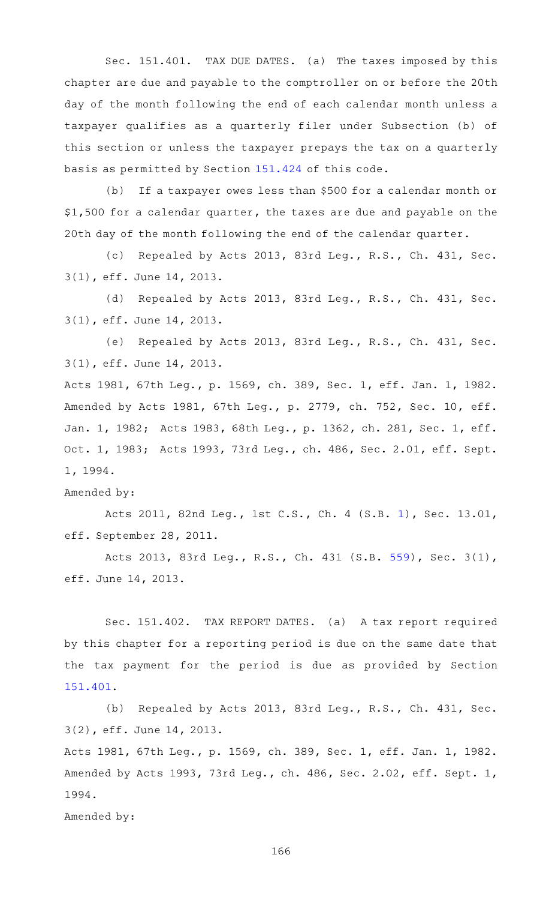Sec. 151.401. TAX DUE DATES. (a) The taxes imposed by this chapter are due and payable to the comptroller on or before the 20th day of the month following the end of each calendar month unless a taxpayer qualifies as a quarterly filer under Subsection (b) of this section or unless the taxpayer prepays the tax on a quarterly basis as permitted by Section 151.424 of this code.

(b) If a taxpayer owes less than $500 for a calendar month or $1,500 for a calendar quarter, the taxes are due and payable on the 20th day of the month following the end of the calendar quarter.

(c) Repealed by Acts 2013, 83rd Leg., R.S., Ch. 431, Sec. 3(1), eff. June 14, 2013.

(d) Repealed by Acts 2013, 83rd Leg., R.S., Ch. 431, Sec. 3(1), eff. June 14, 2013.

(e) Repealed by Acts 2013, 83rd Leg., R.S., Ch. 431, Sec. 3(1), eff. June 14, 2013.

Acts 1981, 67th Leg., p. 1569, ch. 389, Sec. 1, eff. Jan. 1, 1982. Amended by Acts 1981, 67th Leg., p. 2779, ch. 752, Sec. 10, eff. Jan. 1, 1982; Acts 1983, 68th Leg., p. 1362, ch. 281, Sec. 1, eff. Oct. 1, 1983; Acts 1993, 73rd Leg., ch. 486, Sec. 2.01, eff. Sept. 1, 1994.

Amended by:

Acts 2011, 82nd Leg., 1st C.S., Ch. 4 (S.B. 1), Sec. 13.01, eff. September 28, 2011.

Acts 2013, 83rd Leg., R.S., Ch. 431 (S.B. 559), Sec. 3(1), eff. June 14, 2013.

Sec. 151.402. TAX REPORT DATES. (a) A tax report required by this chapter for a reporting period is due on the same date that the tax payment for the period is due as provided by Section 151.401.

(b) Repealed by Acts 2013, 83rd Leg., R.S., Ch. 431, Sec. 3(2), eff. June 14, 2013.

Acts 1981, 67th Leg., p. 1569, ch. 389, Sec. 1, eff. Jan. 1, 1982. Amended by Acts 1993, 73rd Leg., ch. 486, Sec. 2.02, eff. Sept. 1, 1994.

Amended by: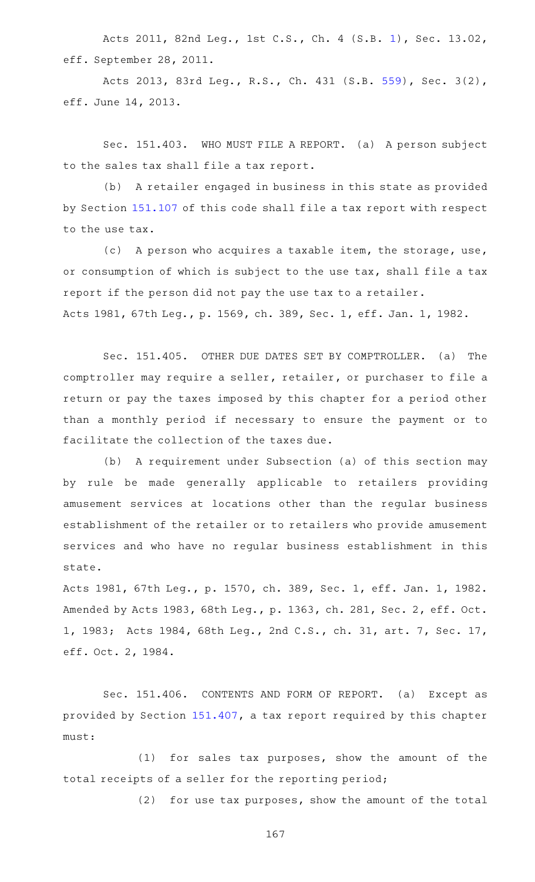Acts 2011, 82nd Leg., 1st C.S., Ch. 4 (S.B. 1), Sec. 13.02, eff. September 28, 2011.

Acts 2013, 83rd Leg., R.S., Ch. 431 (S.B. 559), Sec. 3(2), eff. June 14, 2013.

Sec. 151.403. WHO MUST FILE A REPORT. (a) A person subject to the sales tax shall file a tax report.

(b) A retailer engaged in business in this state as provided by Section 151.107 of this code shall file a tax report with respect to the use tax.

(c) A person who acquires a taxable item, the storage, use, or consumption of which is subject to the use tax, shall file a tax report if the person did not pay the use tax to a retailer.

Acts 1981, 67th Leg., p. 1569, ch. 389, Sec. 1, eff. Jan. 1, 1982.

Sec. 151.405. OTHER DUE DATES SET BY COMPTROLLER. (a) The comptroller may require a seller, retailer, or purchaser to file a return or pay the taxes imposed by this chapter for a period other than a monthly period if necessary to ensure the payment or to facilitate the collection of the taxes due.

(b) A requirement under Subsection (a) of this section may by rule be made generally applicable to retailers providing amusement services at locations other than the regular business establishment of the retailer or to retailers who provide amusement services and who have no regular business establishment in this state.

Acts 1981, 67th Leg., p. 1570, ch. 389, Sec. 1, eff. Jan. 1, 1982. Amended by Acts 1983, 68th Leg., p. 1363, ch. 281, Sec. 2, eff. Oct. 1, 1983; Acts 1984, 68th Leg., 2nd C.S., ch. 31, art. 7, Sec. 17, eff. Oct. 2, 1984.

Sec. 151.406. CONTENTS AND FORM OF REPORT. (a) Except as provided by Section 151.407, a tax report required by this chapter must:

(1) for sales tax purposes, show the amount of the total receipts of a seller for the reporting period;

(2) for use tax purposes, show the amount of the total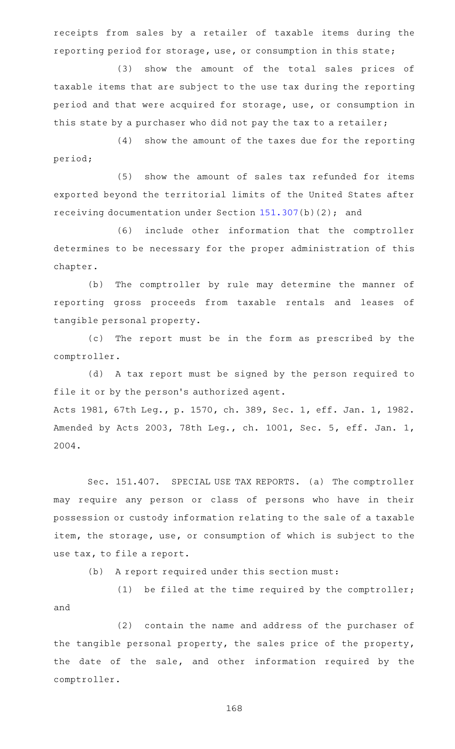receipts from sales by a retailer of taxable items during the reporting period for storage, use, or consumption in this state;

(3) show the amount of the total sales prices of taxable items that are subject to the use tax during the reporting period and that were acquired for storage, use, or consumption in this state by a purchaser who did not pay the tax to a retailer;

(4) show the amount of the taxes due for the reporting period;

(5) show the amount of sales tax refunded for items exported beyond the territorial limits of the United States after receiving documentation under Section 151.307(b)(2); and

(6) include other information that the comptroller determines to be necessary for the proper administration of this chapter.

(b) The comptroller by rule may determine the manner of reporting gross proceeds from taxable rentals and leases of tangible personal property.

(c) The report must be in the form as prescribed by the comptroller.

(d) A tax report must be signed by the person required to file it or by the person's authorized agent.

Acts 1981, 67th Leg., p. 1570, ch. 389, Sec. 1, eff. Jan. 1, 1982. Amended by Acts 2003, 78th Leg., ch. 1001, Sec. 5, eff. Jan. 1, 2004.

Sec. 151.407. SPECIAL USE TAX REPORTS. (a) The comptroller may require any person or class of persons who have in their possession or custody information relating to the sale of a taxable item, the storage, use, or consumption of which is subject to the use tax, to file a report.

(b) A report required under this section must:

(1) be filed at the time required by the comptroller; and

(2) contain the name and address of the purchaser of the tangible personal property, the sales price of the property, the date of the sale, and other information required by the comptroller.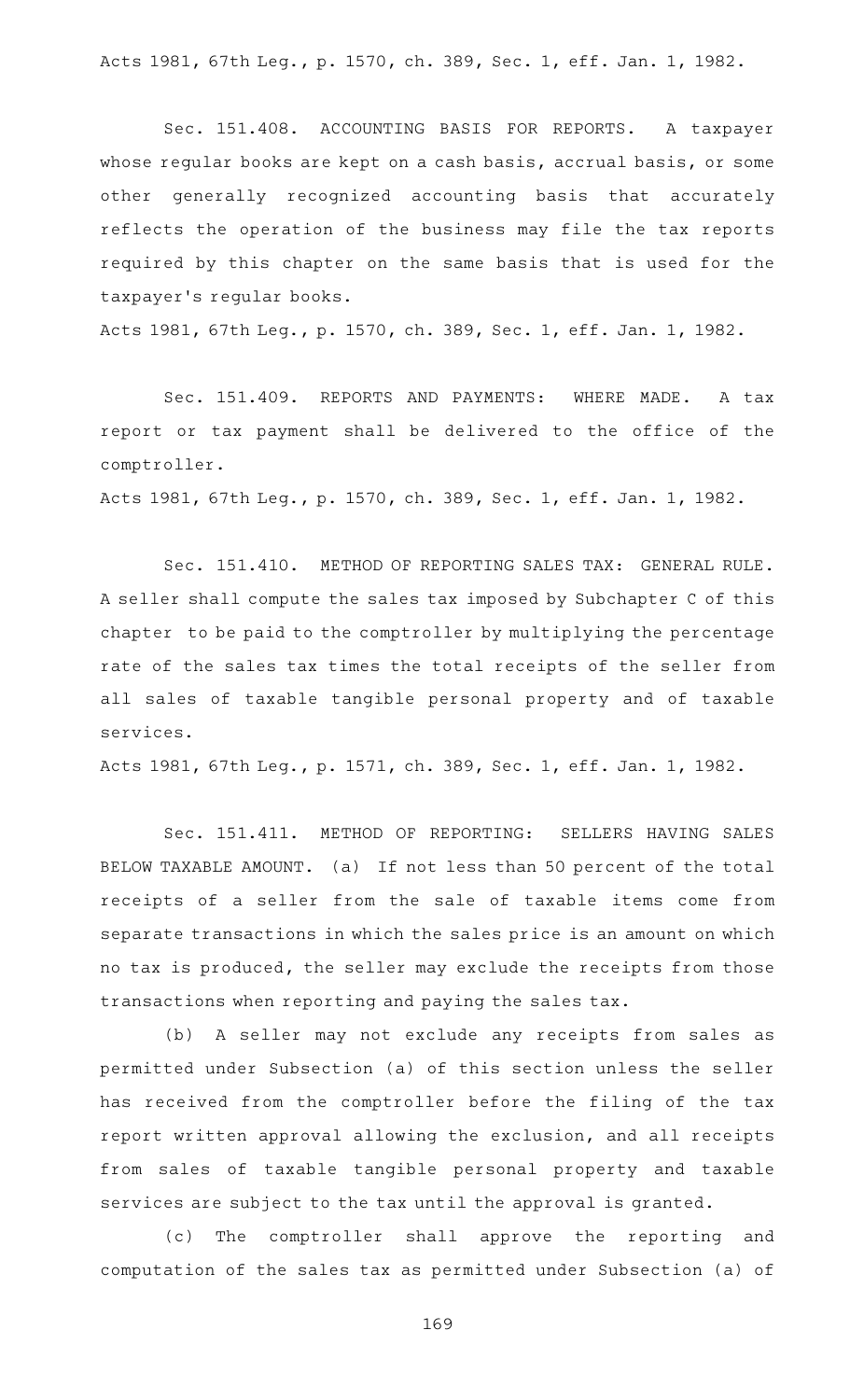Acts 1981, 67th Leg., p. 1570, ch. 389, Sec. 1, eff. Jan. 1, 1982.

Sec. 151.408. ACCOUNTING BASIS FOR REPORTS. A taxpayer whose regular books are kept on a cash basis, accrual basis, or some other generally recognized accounting basis that accurately reflects the operation of the business may file the tax reports required by this chapter on the same basis that is used for the taxpayer's regular books.

Acts 1981, 67th Leg., p. 1570, ch. 389, Sec. 1, eff. Jan. 1, 1982.

Sec. 151.409. REPORTS AND PAYMENTS: WHERE MADE. A tax report or tax payment shall be delivered to the office of the comptroller.

Acts 1981, 67th Leg., p. 1570, ch. 389, Sec. 1, eff. Jan. 1, 1982.

Sec. 151.410. METHOD OF REPORTING SALES TAX: GENERAL RULE. A seller shall compute the sales tax imposed by Subchapter C of this chapter to be paid to the comptroller by multiplying the percentage rate of the sales tax times the total receipts of the seller from all sales of taxable tangible personal property and of taxable services.

Acts 1981, 67th Leg., p. 1571, ch. 389, Sec. 1, eff. Jan. 1, 1982.

Sec. 151.411. METHOD OF REPORTING: SELLERS HAVING SALES BELOW TAXABLE AMOUNT. (a) If not less than 50 percent of the total receipts of a seller from the sale of taxable items come from separate transactions in which the sales price is an amount on which no tax is produced, the seller may exclude the receipts from those transactions when reporting and paying the sales tax.

(b) A seller may not exclude any receipts from sales as permitted under Subsection (a) of this section unless the seller has received from the comptroller before the filing of the tax report written approval allowing the exclusion, and all receipts from sales of taxable tangible personal property and taxable services are subject to the tax until the approval is granted.

(c) The comptroller shall approve the reporting and computation of the sales tax as permitted under Subsection (a) of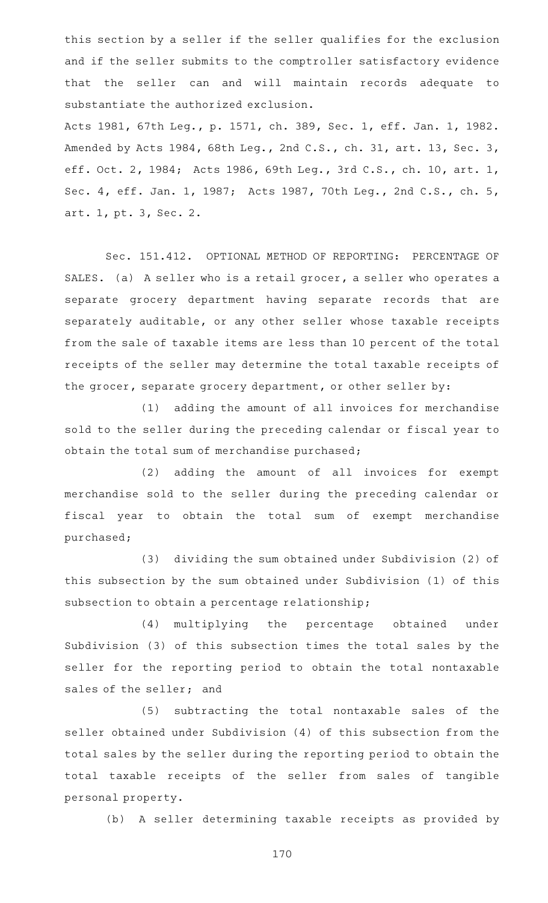this section by a seller if the seller qualifies for the exclusion and if the seller submits to the comptroller satisfactory evidence that the seller can and will maintain records adequate to substantiate the authorized exclusion.

Acts 1981, 67th Leg., p. 1571, ch. 389, Sec. 1, eff. Jan. 1, 1982. Amended by Acts 1984, 68th Leg., 2nd C.S., ch. 31, art. 13, Sec. 3, eff. Oct. 2, 1984; Acts 1986, 69th Leg., 3rd C.S., ch. 10, art. 1, Sec. 4, eff. Jan. 1, 1987; Acts 1987, 70th Leg., 2nd C.S., ch. 5, art. 1, pt. 3, Sec. 2.

Sec. 151.412. OPTIONAL METHOD OF REPORTING: PERCENTAGE OF SALES. (a) A seller who is a retail grocer, a seller who operates a separate grocery department having separate records that are separately auditable, or any other seller whose taxable receipts from the sale of taxable items are less than 10 percent of the total receipts of the seller may determine the total taxable receipts of the grocer, separate grocery department, or other seller by:

(1) adding the amount of all invoices for merchandise sold to the seller during the preceding calendar or fiscal year to obtain the total sum of merchandise purchased;

(2) adding the amount of all invoices for exempt merchandise sold to the seller during the preceding calendar or fiscal year to obtain the total sum of exempt merchandise purchased;

(3) dividing the sum obtained under Subdivision (2) of this subsection by the sum obtained under Subdivision (1) of this subsection to obtain a percentage relationship;

(4) multiplying the percentage obtained under Subdivision (3) of this subsection times the total sales by the seller for the reporting period to obtain the total nontaxable sales of the seller; and

(5) subtracting the total nontaxable sales of the seller obtained under Subdivision (4) of this subsection from the total sales by the seller during the reporting period to obtain the total taxable receipts of the seller from sales of tangible personal property.

(b) A seller determining taxable receipts as provided by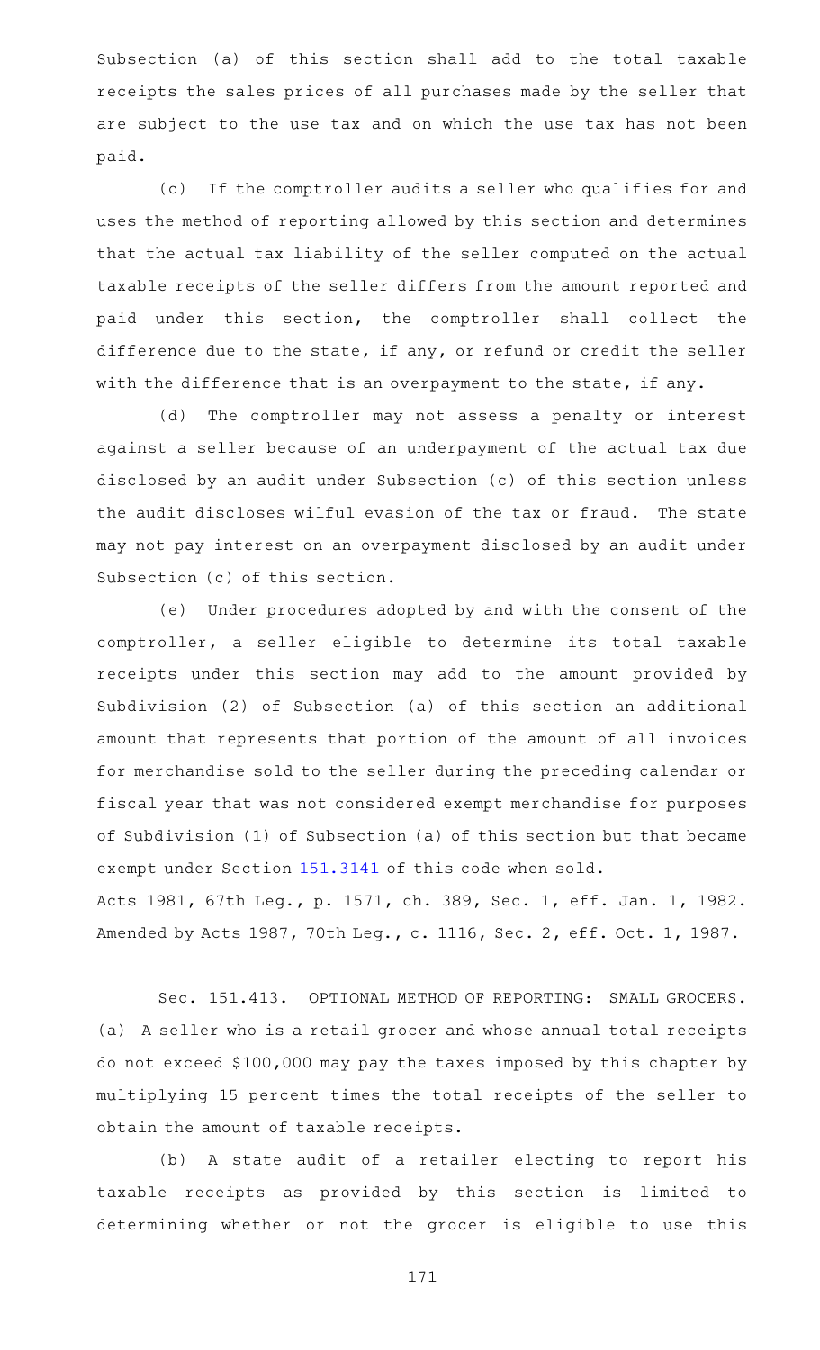Subsection (a) of this section shall add to the total taxable receipts the sales prices of all purchases made by the seller that are subject to the use tax and on which the use tax has not been paid.

(c) If the comptroller audits a seller who qualifies for and uses the method of reporting allowed by this section and determines that the actual tax liability of the seller computed on the actual taxable receipts of the seller differs from the amount reported and paid under this section, the comptroller shall collect the difference due to the state, if any, or refund or credit the seller with the difference that is an overpayment to the state, if any.

(d) The comptroller may not assess a penalty or interest against a seller because of an underpayment of the actual tax due disclosed by an audit under Subsection (c) of this section unless the audit discloses wilful evasion of the tax or fraud. The state may not pay interest on an overpayment disclosed by an audit under Subsection (c) of this section.

(e) Under procedures adopted by and with the consent of the comptroller, a seller eligible to determine its total taxable receipts under this section may add to the amount provided by Subdivision (2) of Subsection (a) of this section an additional amount that represents that portion of the amount of all invoices for merchandise sold to the seller during the preceding calendar or fiscal year that was not considered exempt merchandise for purposes of Subdivision (1) of Subsection (a) of this section but that became exempt under Section 151.3141 of this code when sold.

Acts 1981, 67th Leg., p. 1571, ch. 389, Sec. 1, eff. Jan. 1, 1982. Amended by Acts 1987, 70th Leg., c. 1116, Sec. 2, eff. Oct. 1, 1987.

Sec. 151.413. OPTIONAL METHOD OF REPORTING: SMALL GROCERS. (a) A seller who is a retail grocer and whose annual total receipts do not exceed $100,000 may pay the taxes imposed by this chapter by multiplying 15 percent times the total receipts of the seller to obtain the amount of taxable receipts.

(b) A state audit of a retailer electing to report his taxable receipts as provided by this section is limited to determining whether or not the grocer is eligible to use this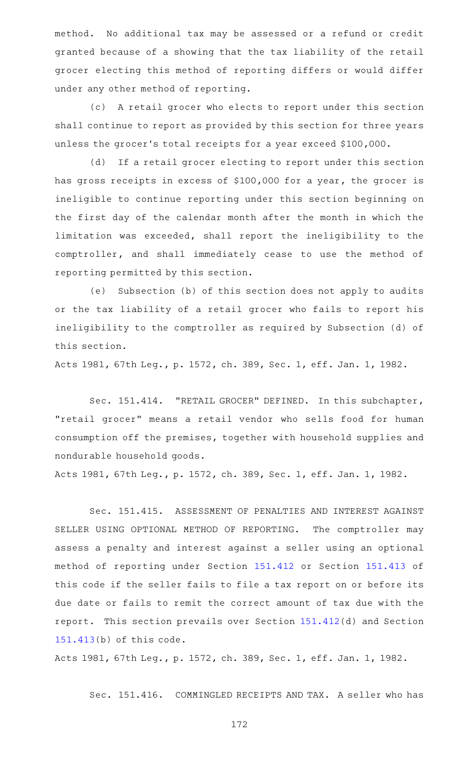method. No additional tax may be assessed or a refund or credit granted because of a showing that the tax liability of the retail grocer electing this method of reporting differs or would differ under any other method of reporting.

(c) A retail grocer who elects to report under this section shall continue to report as provided by this section for three years unless the grocer's total receipts for a year exceed $100,000.

(d) If a retail grocer electing to report under this section has gross receipts in excess of $100,000 for a year, the grocer is ineligible to continue reporting under this section beginning on the first day of the calendar month after the month in which the limitation was exceeded, shall report the ineligibility to the comptroller, and shall immediately cease to use the method of reporting permitted by this section.

(e) Subsection (b) of this section does not apply to audits or the tax liability of a retail grocer who fails to report his ineligibility to the comptroller as required by Subsection (d) of this section.

Acts 1981, 67th Leg., p. 1572, ch. 389, Sec. 1, eff. Jan. 1, 1982.

Sec. 151.414. "RETAIL GROCER" DEFINED. In this subchapter, "retail grocer" means a retail vendor who sells food for human consumption off the premises, together with household supplies and nondurable household goods.

Acts 1981, 67th Leg., p. 1572, ch. 389, Sec. 1, eff. Jan. 1, 1982.

Sec. 151.415. ASSESSMENT OF PENALTIES AND INTEREST AGAINST SELLER USING OPTIONAL METHOD OF REPORTING. The comptroller may assess a penalty and interest against a seller using an optional method of reporting under Section 151.412 or Section 151.413 of this code if the seller fails to file a tax report on or before its due date or fails to remit the correct amount of tax due with the report. This section prevails over Section 151.412(d) and Section 151.413(b) of this code.

Acts 1981, 67th Leg., p. 1572, ch. 389, Sec. 1, eff. Jan. 1, 1982.

Sec. 151.416. COMMINGLED RECEIPTS AND TAX. A seller who has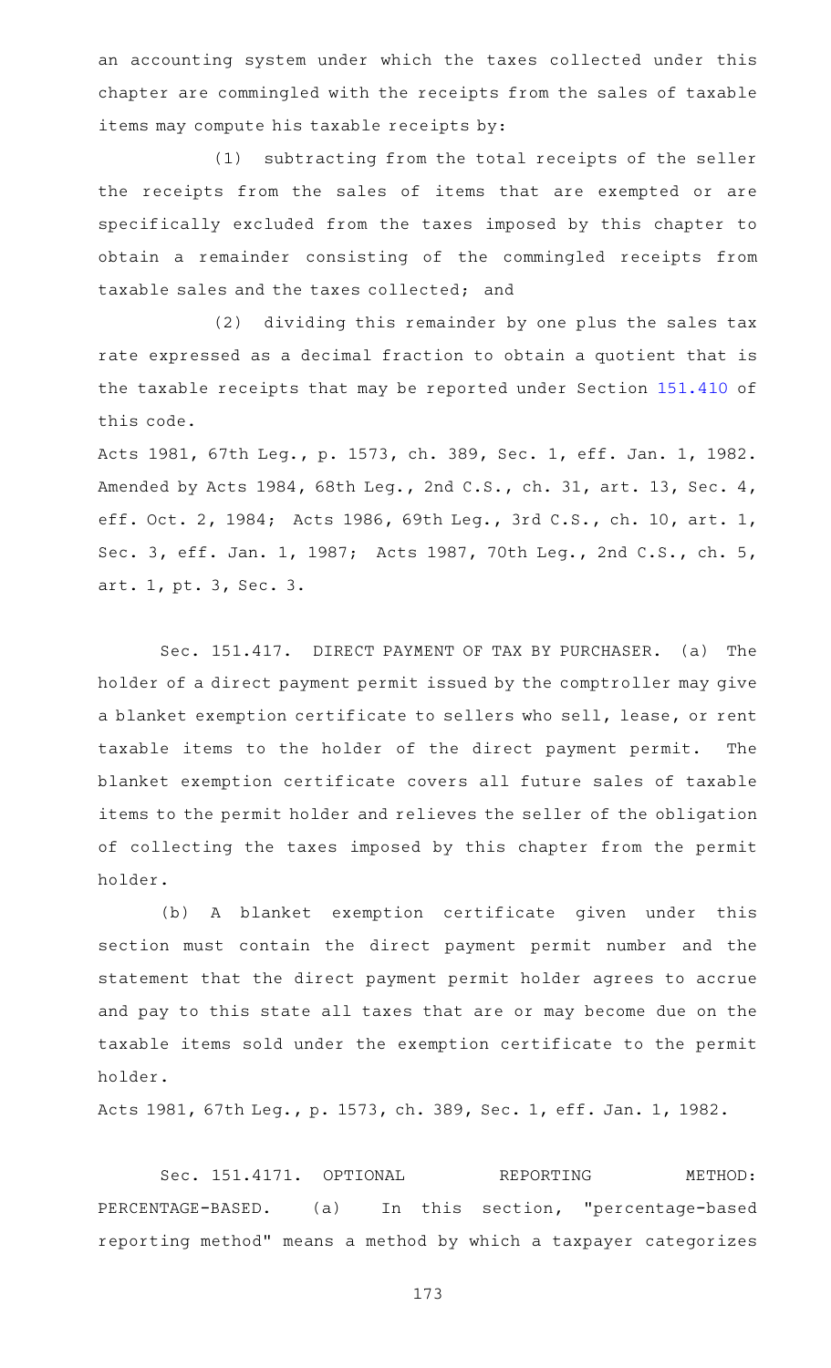an accounting system under which the taxes collected under this chapter are commingled with the receipts from the sales of taxable items may compute his taxable receipts by:

(1) subtracting from the total receipts of the seller the receipts from the sales of items that are exempted or are specifically excluded from the taxes imposed by this chapter to obtain a remainder consisting of the commingled receipts from taxable sales and the taxes collected; and

(2) dividing this remainder by one plus the sales tax rate expressed as a decimal fraction to obtain a quotient that is the taxable receipts that may be reported under Section 151.410 of this code.

Acts 1981, 67th Leg., p. 1573, ch. 389, Sec. 1, eff. Jan. 1, 1982. Amended by Acts 1984, 68th Leg., 2nd C.S., ch. 31, art. 13, Sec. 4, eff. Oct. 2, 1984; Acts 1986, 69th Leg., 3rd C.S., ch. 10, art. 1, Sec. 3, eff. Jan. 1, 1987; Acts 1987, 70th Leg., 2nd C.S., ch. 5, art. 1, pt. 3, Sec. 3.

Sec. 151.417. DIRECT PAYMENT OF TAX BY PURCHASER. (a) The holder of a direct payment permit issued by the comptroller may give a blanket exemption certificate to sellers who sell, lease, or rent taxable items to the holder of the direct payment permit. The blanket exemption certificate covers all future sales of taxable items to the permit holder and relieves the seller of the obligation of collecting the taxes imposed by this chapter from the permit holder.

(b) A blanket exemption certificate given under this section must contain the direct payment permit number and the statement that the direct payment permit holder agrees to accrue and pay to this state all taxes that are or may become due on the taxable items sold under the exemption certificate to the permit holder.

Acts 1981, 67th Leg., p. 1573, ch. 389, Sec. 1, eff. Jan. 1, 1982.

Sec. 151.4171. OPTIONAL REPORTING METHOD: PERCENTAGE-BASED. (a) In this section, "percentage-based reporting method" means a method by which a taxpayer categorizes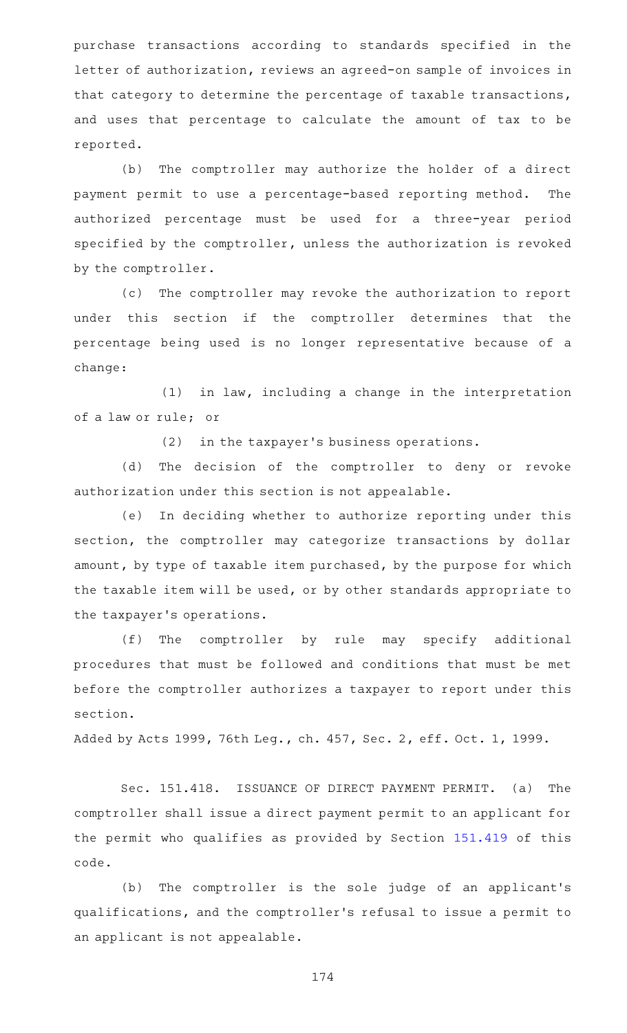purchase transactions according to standards specified in the letter of authorization, reviews an agreed-on sample of invoices in that category to determine the percentage of taxable transactions, and uses that percentage to calculate the amount of tax to be reported.

(b) The comptroller may authorize the holder of a direct payment permit to use a percentage-based reporting method. The authorized percentage must be used for a three-year period specified by the comptroller, unless the authorization is revoked by the comptroller.

(c) The comptroller may revoke the authorization to report under this section if the comptroller determines that the percentage being used is no longer representative because of a change:

(1) in law, including a change in the interpretation of a law or rule; or

(2) in the taxpayer's business operations.

(d) The decision of the comptroller to deny or revoke authorization under this section is not appealable.

(e) In deciding whether to authorize reporting under this section, the comptroller may categorize transactions by dollar amount, by type of taxable item purchased, by the purpose for which the taxable item will be used, or by other standards appropriate to the taxpayer's operations.

(f) The comptroller by rule may specify additional procedures that must be followed and conditions that must be met before the comptroller authorizes a taxpayer to report under this section.

Added by Acts 1999, 76th Leg., ch. 457, Sec. 2, eff. Oct. 1, 1999.

Sec. 151.418. ISSUANCE OF DIRECT PAYMENT PERMIT. (a) The comptroller shall issue a direct payment permit to an applicant for the permit who qualifies as provided by Section 151.419 of this code.

(b) The comptroller is the sole judge of an applicant's qualifications, and the comptroller's refusal to issue a permit to an applicant is not appealable.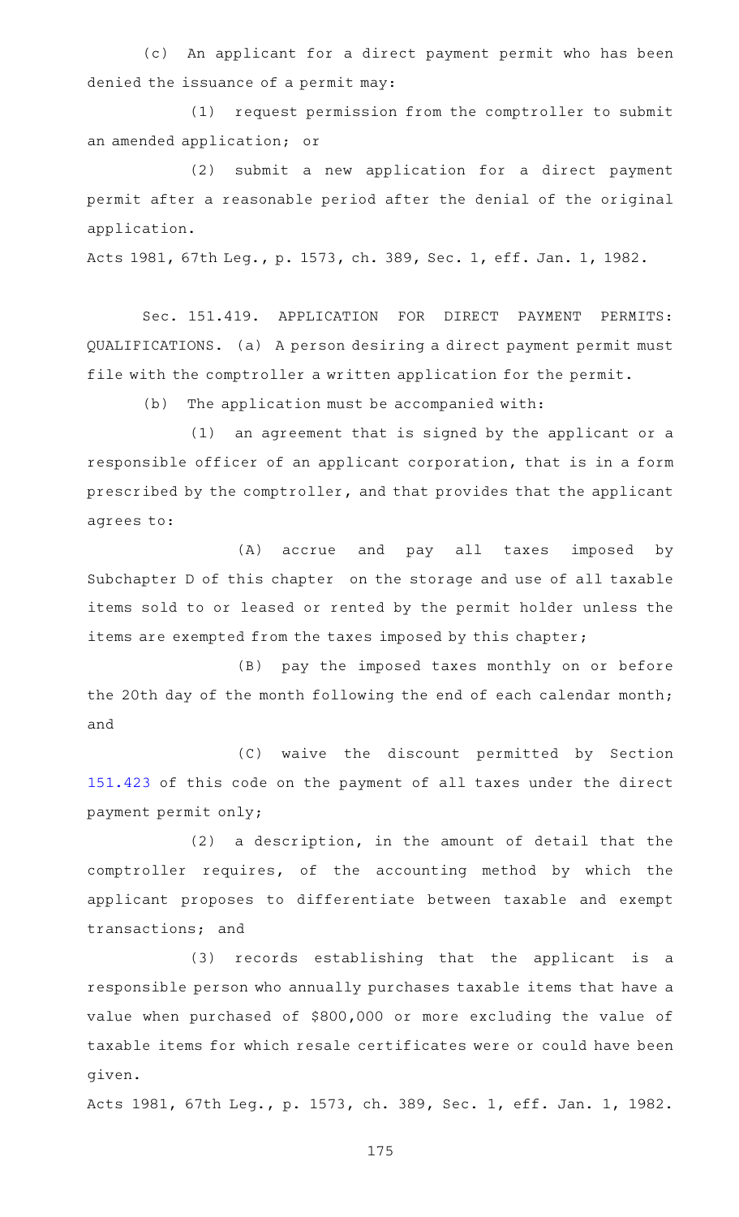(c) An applicant for a direct payment permit who has been denied the issuance of a permit may:

(1) request permission from the comptroller to submit an amended application; or

(2) submit a new application for a direct payment permit after a reasonable period after the denial of the original application.

Acts 1981, 67th Leg., p. 1573, ch. 389, Sec. 1, eff. Jan. 1, 1982.

Sec. 151.419. APPLICATION FOR DIRECT PAYMENT PERMITS: QUALIFICATIONS. (a) A person desiring a direct payment permit must file with the comptroller a written application for the permit.

(b) The application must be accompanied with:

(1) an agreement that is signed by the applicant or a responsible officer of an applicant corporation, that is in a form prescribed by the comptroller, and that provides that the applicant agrees to:

(A) accrue and pay all taxes imposed by Subchapter D of this chapter on the storage and use of all taxable items sold to or leased or rented by the permit holder unless the items are exempted from the taxes imposed by this chapter;

(B) pay the imposed taxes monthly on or before the 20th day of the month following the end of each calendar month; and

(C) waive the discount permitted by Section 151.423 of this code on the payment of all taxes under the direct payment permit only;

(2) a description, in the amount of detail that the comptroller requires, of the accounting method by which the applicant proposes to differentiate between taxable and exempt transactions; and

(3) records establishing that the applicant is a responsible person who annually purchases taxable items that have a value when purchased of $800,000 or more excluding the value of taxable items for which resale certificates were or could have been given.

Acts 1981, 67th Leg., p. 1573, ch. 389, Sec. 1, eff. Jan. 1, 1982.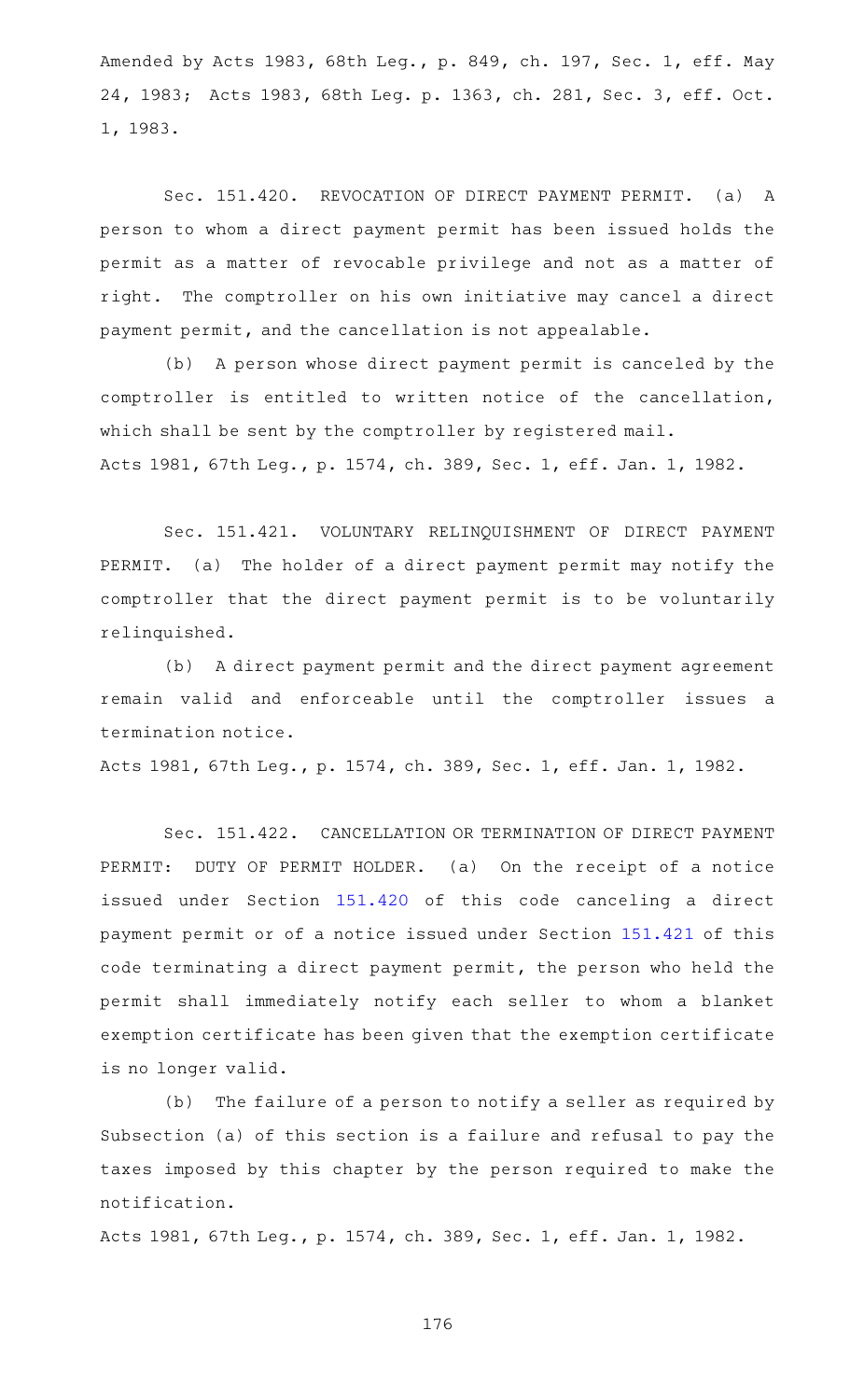Amended by Acts 1983, 68th Leg., p. 849, ch. 197, Sec. 1, eff. May 24, 1983; Acts 1983, 68th Leg. p. 1363, ch. 281, Sec. 3, eff. Oct. 1, 1983.

Sec. 151.420. REVOCATION OF DIRECT PAYMENT PERMIT. (a) A person to whom a direct payment permit has been issued holds the permit as a matter of revocable privilege and not as a matter of right. The comptroller on his own initiative may cancel a direct payment permit, and the cancellation is not appealable.

(b) A person whose direct payment permit is canceled by the comptroller is entitled to written notice of the cancellation, which shall be sent by the comptroller by registered mail.

Acts 1981, 67th Leg., p. 1574, ch. 389, Sec. 1, eff. Jan. 1, 1982.

Sec. 151.421. VOLUNTARY RELINQUISHMENT OF DIRECT PAYMENT PERMIT. (a) The holder of a direct payment permit may notify the comptroller that the direct payment permit is to be voluntarily relinquished.

(b) A direct payment permit and the direct payment agreement remain valid and enforceable until the comptroller issues a termination notice.

Acts 1981, 67th Leg., p. 1574, ch. 389, Sec. 1, eff. Jan. 1, 1982.

Sec. 151.422. CANCELLATION OR TERMINATION OF DIRECT PAYMENT PERMIT: DUTY OF PERMIT HOLDER. (a) On the receipt of a notice issued under Section 151.420 of this code canceling a direct payment permit or of a notice issued under Section 151.421 of this code terminating a direct payment permit, the person who held the permit shall immediately notify each seller to whom a blanket exemption certificate has been given that the exemption certificate is no longer valid.

(b) The failure of a person to notify a seller as required by Subsection (a) of this section is a failure and refusal to pay the taxes imposed by this chapter by the person required to make the notification.

Acts 1981, 67th Leg., p. 1574, ch. 389, Sec. 1, eff. Jan. 1, 1982.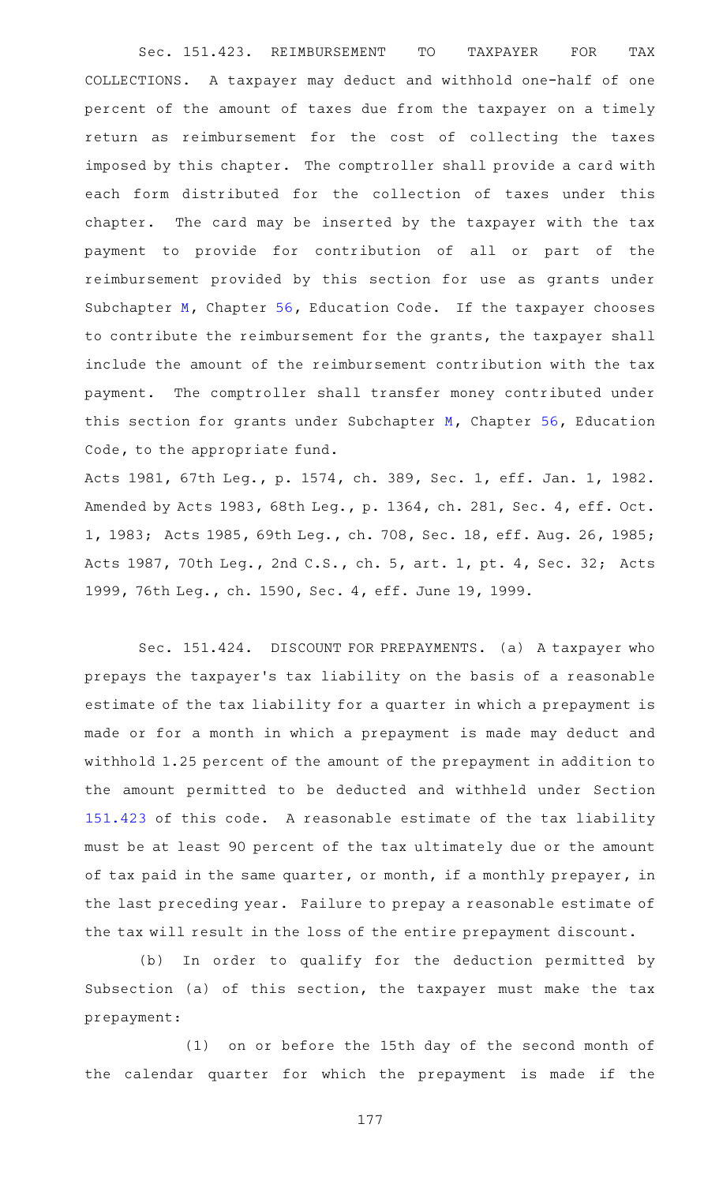Sec. 151.423. REIMBURSEMENT TO TAXPAYER FOR TAX COLLECTIONS. A taxpayer may deduct and withhold one-half of one percent of the amount of taxes due from the taxpayer on a timely return as reimbursement for the cost of collecting the taxes imposed by this chapter. The comptroller shall provide a card with each form distributed for the collection of taxes under this chapter. The card may be inserted by the taxpayer with the tax payment to provide for contribution of all or part of the reimbursement provided by this section for use as grants under Subchapter M, Chapter 56, Education Code. If the taxpayer chooses to contribute the reimbursement for the grants, the taxpayer shall include the amount of the reimbursement contribution with the tax payment. The comptroller shall transfer money contributed under this section for grants under Subchapter M, Chapter 56, Education Code, to the appropriate fund.

Acts 1981, 67th Leg., p. 1574, ch. 389, Sec. 1, eff. Jan. 1, 1982. Amended by Acts 1983, 68th Leg., p. 1364, ch. 281, Sec. 4, eff. Oct. 1, 1983; Acts 1985, 69th Leg., ch. 708, Sec. 18, eff. Aug. 26, 1985; Acts 1987, 70th Leg., 2nd C.S., ch. 5, art. 1, pt. 4, Sec. 32; Acts 1999, 76th Leg., ch. 1590, Sec. 4, eff. June 19, 1999.

Sec. 151.424. DISCOUNT FOR PREPAYMENTS. (a) A taxpayer who prepays the taxpayer's tax liability on the basis of a reasonable estimate of the tax liability for a quarter in which a prepayment is made or for a month in which a prepayment is made may deduct and withhold 1.25 percent of the amount of the prepayment in addition to the amount permitted to be deducted and withheld under Section 151.423 of this code. A reasonable estimate of the tax liability must be at least 90 percent of the tax ultimately due or the amount of tax paid in the same quarter, or month, if a monthly prepayer, in the last preceding year. Failure to prepay a reasonable estimate of the tax will result in the loss of the entire prepayment discount.

(b) In order to qualify for the deduction permitted by Subsection (a) of this section, the taxpayer must make the tax prepayment:

(1) on or before the 15th day of the second month of the calendar quarter for which the prepayment is made if the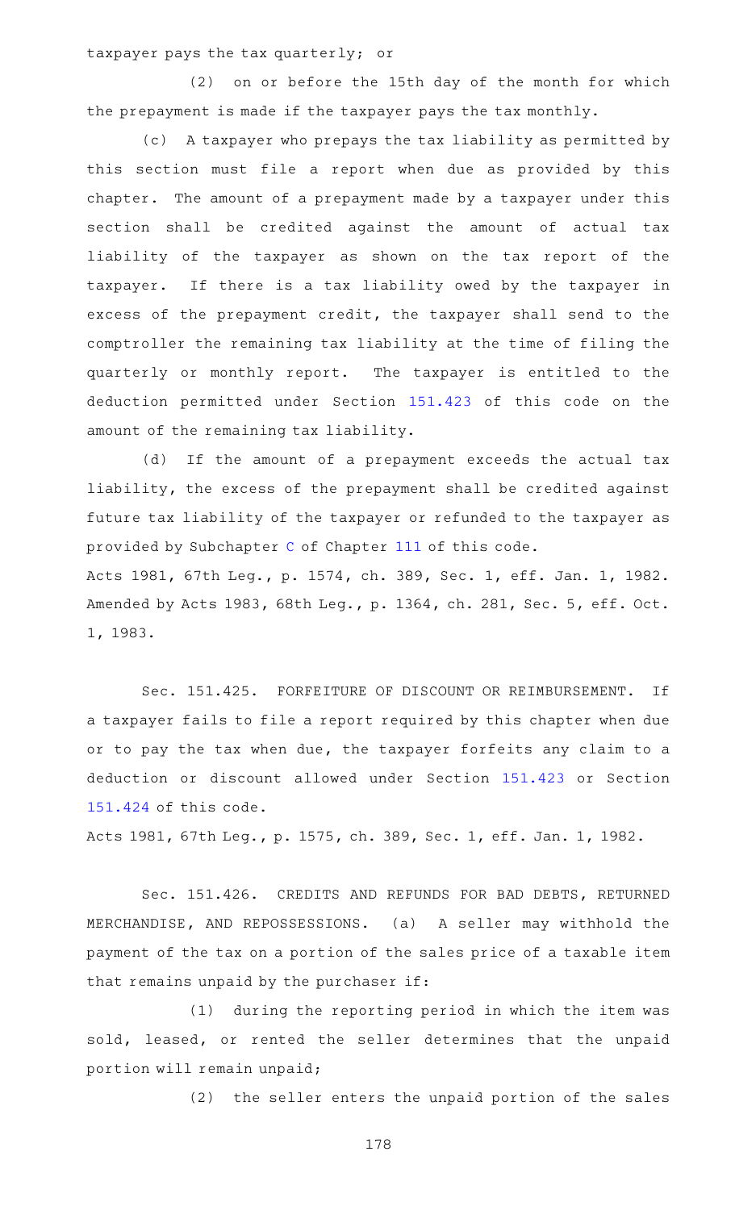taxpayer pays the tax quarterly; or

(2) on or before the 15th day of the month for which the prepayment is made if the taxpayer pays the tax monthly.

(c) A taxpayer who prepays the tax liability as permitted by this section must file a report when due as provided by this chapter. The amount of a prepayment made by a taxpayer under this section shall be credited against the amount of actual tax liability of the taxpayer as shown on the tax report of the taxpayer. If there is a tax liability owed by the taxpayer in excess of the prepayment credit, the taxpayer shall send to the comptroller the remaining tax liability at the time of filing the quarterly or monthly report. The taxpayer is entitled to the deduction permitted under Section 151.423 of this code on the amount of the remaining tax liability.

(d) If the amount of a prepayment exceeds the actual tax liability, the excess of the prepayment shall be credited against future tax liability of the taxpayer or refunded to the taxpayer as provided by Subchapter C of Chapter 111 of this code.

Acts 1981, 67th Leg., p. 1574, ch. 389, Sec. 1, eff. Jan. 1, 1982. Amended by Acts 1983, 68th Leg., p. 1364, ch. 281, Sec. 5, eff. Oct. 1, 1983.

Sec. 151.425. FORFEITURE OF DISCOUNT OR REIMBURSEMENT. If a taxpayer fails to file a report required by this chapter when due or to pay the tax when due, the taxpayer forfeits any claim to a deduction or discount allowed under Section 151.423 or Section 151.424 of this code.

Acts 1981, 67th Leg., p. 1575, ch. 389, Sec. 1, eff. Jan. 1, 1982.

Sec. 151.426. CREDITS AND REFUNDS FOR BAD DEBTS, RETURNED MERCHANDISE, AND REPOSSESSIONS. (a) A seller may withhold the payment of the tax on a portion of the sales price of a taxable item that remains unpaid by the purchaser if:

(1) during the reporting period in which the item was sold, leased, or rented the seller determines that the unpaid portion will remain unpaid;

(2) the seller enters the unpaid portion of the sales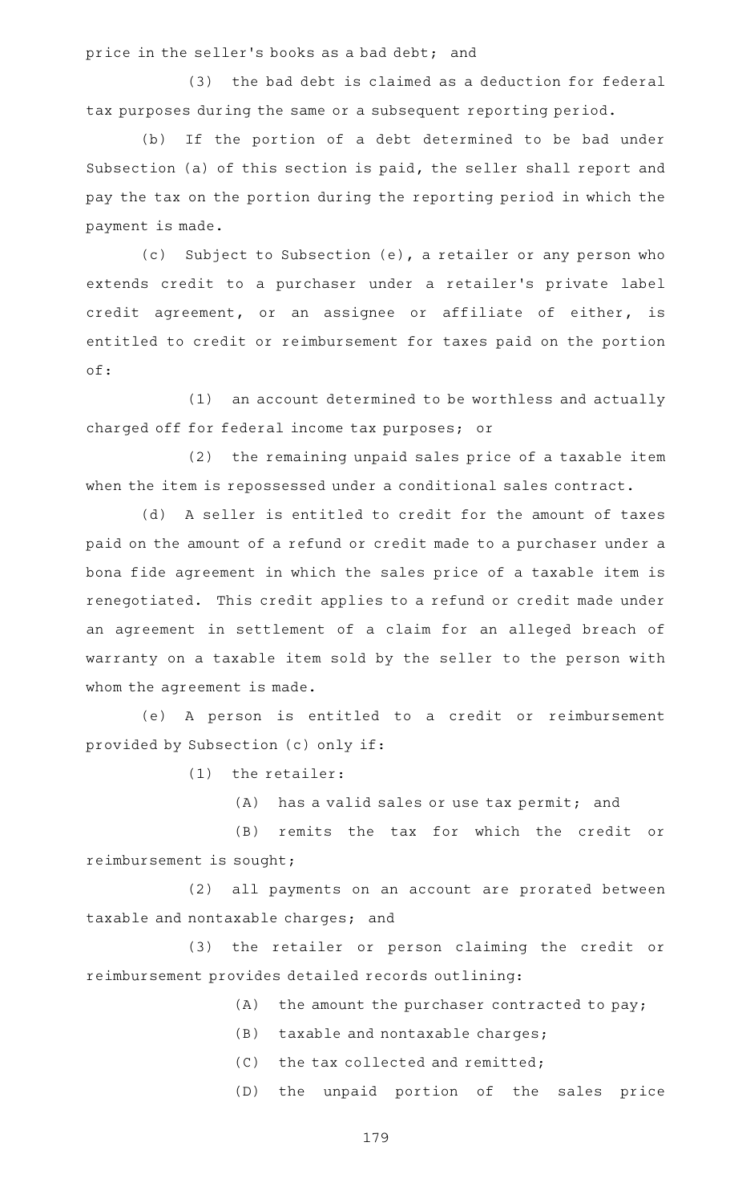price in the seller's books as a bad debt; and

(3) the bad debt is claimed as a deduction for federal tax purposes during the same or a subsequent reporting period.

(b) If the portion of a debt determined to be bad under Subsection (a) of this section is paid, the seller shall report and pay the tax on the portion during the reporting period in which the payment is made.

(c) Subject to Subsection (e), a retailer or any person who extends credit to a purchaser under a retailer's private label credit agreement, or an assignee or affiliate of either, is entitled to credit or reimbursement for taxes paid on the portion of:

(1) an account determined to be worthless and actually charged off for federal income tax purposes; or

(2) the remaining unpaid sales price of a taxable item when the item is repossessed under a conditional sales contract.

(d) A seller is entitled to credit for the amount of taxes paid on the amount of a refund or credit made to a purchaser under a bona fide agreement in which the sales price of a taxable item is renegotiated. This credit applies to a refund or credit made under an agreement in settlement of a claim for an alleged breach of warranty on a taxable item sold by the seller to the person with whom the agreement is made.

(e) A person is entitled to a credit or reimbursement provided by Subsection (c) only if:

(1) the retailer:

(A) has a valid sales or use tax permit; and

(B) remits the tax for which the credit or reimbursement is sought;

(2) all payments on an account are prorated between taxable and nontaxable charges; and

(3) the retailer or person claiming the credit or reimbursement provides detailed records outlining:

(A) the amount the purchaser contracted to pay;

(B) taxable and nontaxable charges;

(C) the tax collected and remitted;

(D) the unpaid portion of the sales price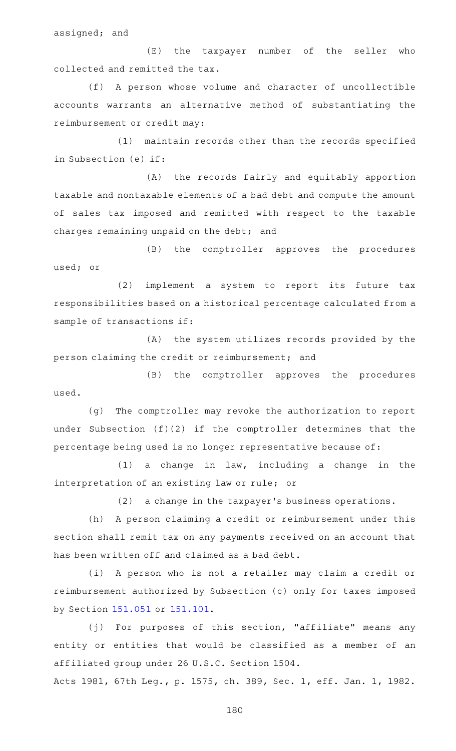assigned; and

(E) the taxpayer number of the seller who collected and remitted the tax.

(f) A person whose volume and character of uncollectible accounts warrants an alternative method of substantiating the reimbursement or credit may:

(1) maintain records other than the records specified in Subsection (e) if:

(A) the records fairly and equitably apportion taxable and nontaxable elements of a bad debt and compute the amount of sales tax imposed and remitted with respect to the taxable charges remaining unpaid on the debt; and

(B) the comptroller approves the procedures used; or

(2) implement a system to report its future tax responsibilities based on a historical percentage calculated from a sample of transactions if:

(A) the system utilizes records provided by the person claiming the credit or reimbursement; and

(B) the comptroller approves the procedures used.

(g) The comptroller may revoke the authorization to report under Subsection (f)(2) if the comptroller determines that the percentage being used is no longer representative because of:

(1) a change in law, including a change in the interpretation of an existing law or rule; or

(2) a change in the taxpayer's business operations.

(h) A person claiming a credit or reimbursement under this section shall remit tax on any payments received on an account that has been written off and claimed as a bad debt.

(i) A person who is not a retailer may claim a credit or reimbursement authorized by Subsection (c) only for taxes imposed by Section 151.051 or 151.101.

(j) For purposes of this section, "affiliate" means any entity or entities that would be classified as a member of an affiliated group under 26 U.S.C. Section 1504.

Acts 1981, 67th Leg., p. 1575, ch. 389, Sec. 1, eff. Jan. 1, 1982.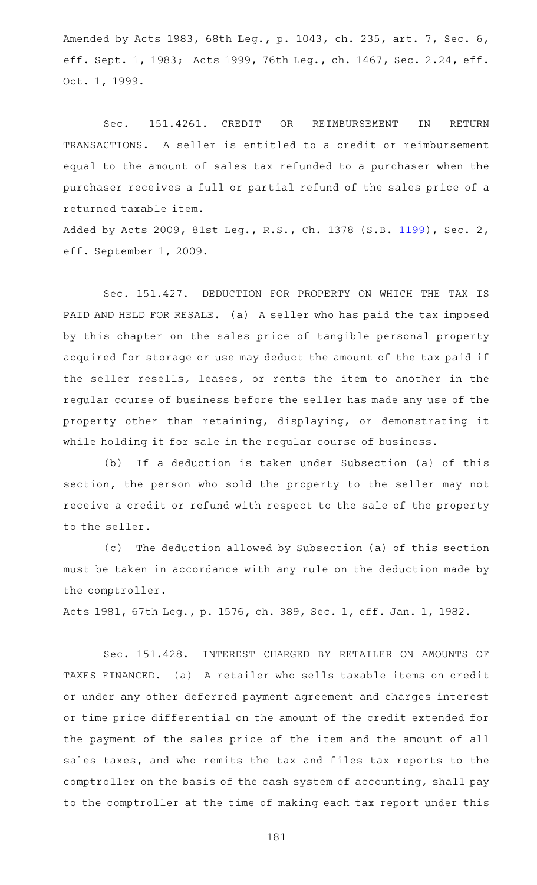Amended by Acts 1983, 68th Leg., p. 1043, ch. 235, art. 7, Sec. 6, eff. Sept. 1, 1983; Acts 1999, 76th Leg., ch. 1467, Sec. 2.24, eff. Oct. 1, 1999.

Sec. 151.4261. CREDIT OR REIMBURSEMENT IN RETURN TRANSACTIONS. A seller is entitled to a credit or reimbursement equal to the amount of sales tax refunded to a purchaser when the purchaser receives a full or partial refund of the sales price of a returned taxable item.

Added by Acts 2009, 81st Leg., R.S., Ch. 1378 (S.B. 1199), Sec. 2, eff. September 1, 2009.

Sec. 151.427. DEDUCTION FOR PROPERTY ON WHICH THE TAX IS PAID AND HELD FOR RESALE. (a) A seller who has paid the tax imposed by this chapter on the sales price of tangible personal property acquired for storage or use may deduct the amount of the tax paid if the seller resells, leases, or rents the item to another in the regular course of business before the seller has made any use of the property other than retaining, displaying, or demonstrating it while holding it for sale in the regular course of business.

(b) If a deduction is taken under Subsection (a) of this section, the person who sold the property to the seller may not receive a credit or refund with respect to the sale of the property to the seller.

(c) The deduction allowed by Subsection (a) of this section must be taken in accordance with any rule on the deduction made by the comptroller.

Acts 1981, 67th Leg., p. 1576, ch. 389, Sec. 1, eff. Jan. 1, 1982.

Sec. 151.428. INTEREST CHARGED BY RETAILER ON AMOUNTS OF TAXES FINANCED. (a) A retailer who sells taxable items on credit or under any other deferred payment agreement and charges interest or time price differential on the amount of the credit extended for the payment of the sales price of the item and the amount of all sales taxes, and who remits the tax and files tax reports to the comptroller on the basis of the cash system of accounting, shall pay to the comptroller at the time of making each tax report under this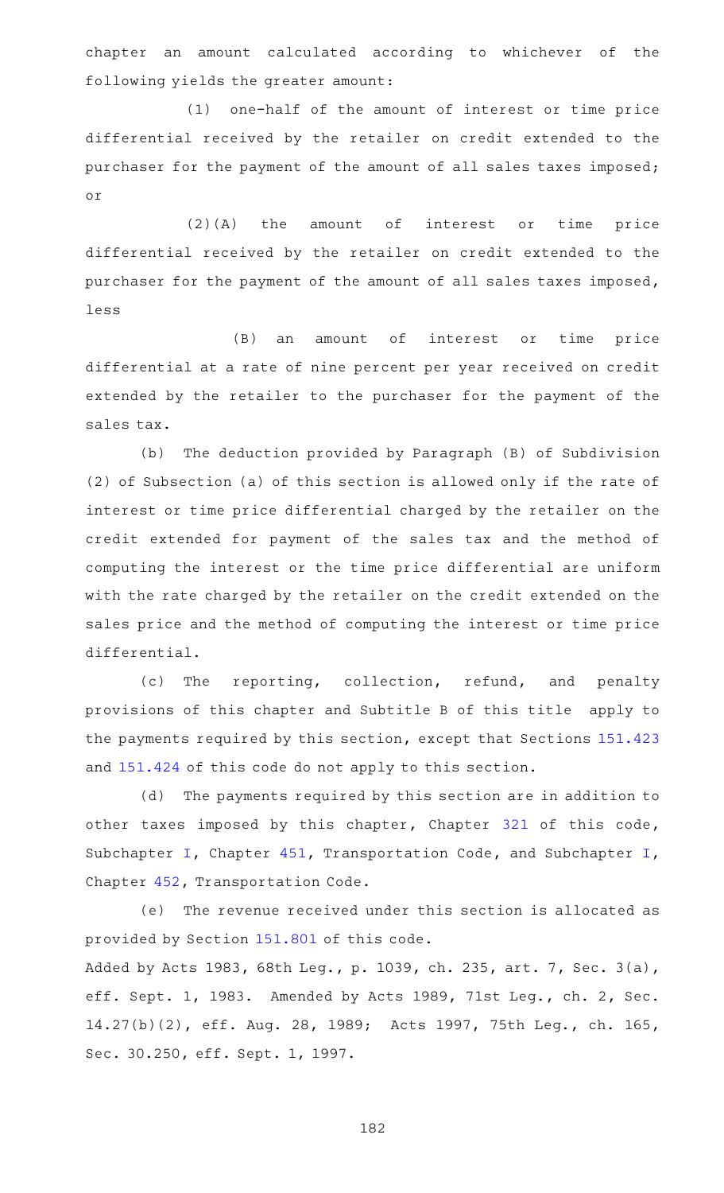chapter an amount calculated according to whichever of the following yields the greater amount:

(1) one-half of the amount of interest or time price differential received by the retailer on credit extended to the purchaser for the payment of the amount of all sales taxes imposed; or

(2)(A) the amount of interest or time price differential received by the retailer on credit extended to the purchaser for the payment of the amount of all sales taxes imposed, less

(B) an amount of interest or time price differential at a rate of nine percent per year received on credit extended by the retailer to the purchaser for the payment of the sales tax.

(b) The deduction provided by Paragraph (B) of Subdivision (2) of Subsection (a) of this section is allowed only if the rate of interest or time price differential charged by the retailer on the credit extended for payment of the sales tax and the method of computing the interest or the time price differential are uniform with the rate charged by the retailer on the credit extended on the sales price and the method of computing the interest or time price differential.

(c) The reporting, collection, refund, and penalty provisions of this chapter and Subtitle B of this title apply to the payments required by this section, except that Sections 151.423 and 151.424 of this code do not apply to this section.

(d) The payments required by this section are in addition to other taxes imposed by this chapter, Chapter 321 of this code, Subchapter I, Chapter 451, Transportation Code, and Subchapter I, Chapter 452, Transportation Code.

(e) The revenue received under this section is allocated as provided by Section 151.801 of this code.

Added by Acts 1983, 68th Leg., p. 1039, ch. 235, art. 7, Sec. 3(a), eff. Sept. 1, 1983. Amended by Acts 1989, 71st Leg., ch. 2, Sec. 14.27(b)(2), eff. Aug. 28, 1989; Acts 1997, 75th Leg., ch. 165, Sec. 30.250, eff. Sept. 1, 1997.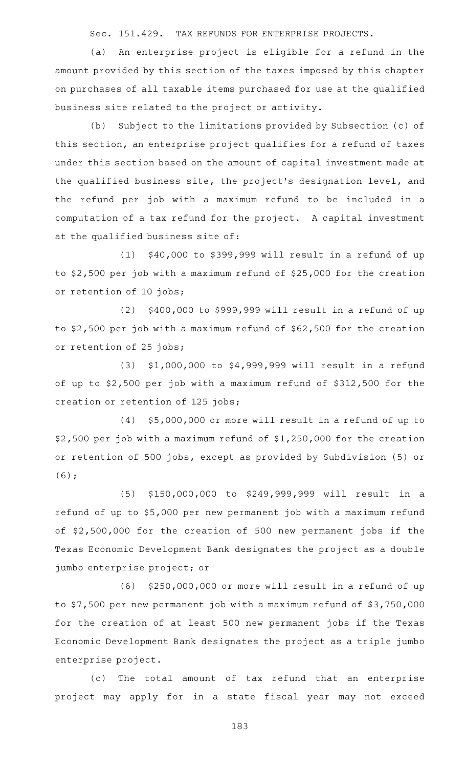Sec. 151.429. TAX REFUNDS FOR ENTERPRISE PROJECTS.

(a) An enterprise project is eligible for a refund in the amount provided by this section of the taxes imposed by this chapter on purchases of all taxable items purchased for use at the qualified business site related to the project or activity.

(b) Subject to the limitations provided by Subsection (c) of this section, an enterprise project qualifies for a refund of taxes under this section based on the amount of capital investment made at the qualified business site, the project's designation level, and the refund per job with a maximum refund to be included in a computation of a tax refund for the project. A capital investment at the qualified business site of:

(1) $40,000 to $399,999 will result in a refund of up to $2,500 per job with a maximum refund of $25,000 for the creation or retention of 10 jobs;

(2) $400,000 to $999,999 will result in a refund of up to $2,500 per job with a maximum refund of $62,500 for the creation or retention of 25 jobs;

(3) $1,000,000 to $4,999,999 will result in a refund of up to $2,500 per job with a maximum refund of $312,500 for the creation or retention of 125 jobs;

(4) $5,000,000 or more will result in a refund of up to $2,500 per job with a maximum refund of $1,250,000 for the creation or retention of 500 jobs, except as provided by Subdivision (5) or (6);

(5) $150,000,000 to $249,999,999 will result in a refund of up to $5,000 per new permanent job with a maximum refund of $2,500,000 for the creation of 500 new permanent jobs if the Texas Economic Development Bank designates the project as a double jumbo enterprise project; or

(6) $250,000,000 or more will result in a refund of up to $7,500 per new permanent job with a maximum refund of $3,750,000 for the creation of at least 500 new permanent jobs if the Texas Economic Development Bank designates the project as a triple jumbo enterprise project.

(c) The total amount of tax refund that an enterprise project may apply for in a state fiscal year may not exceed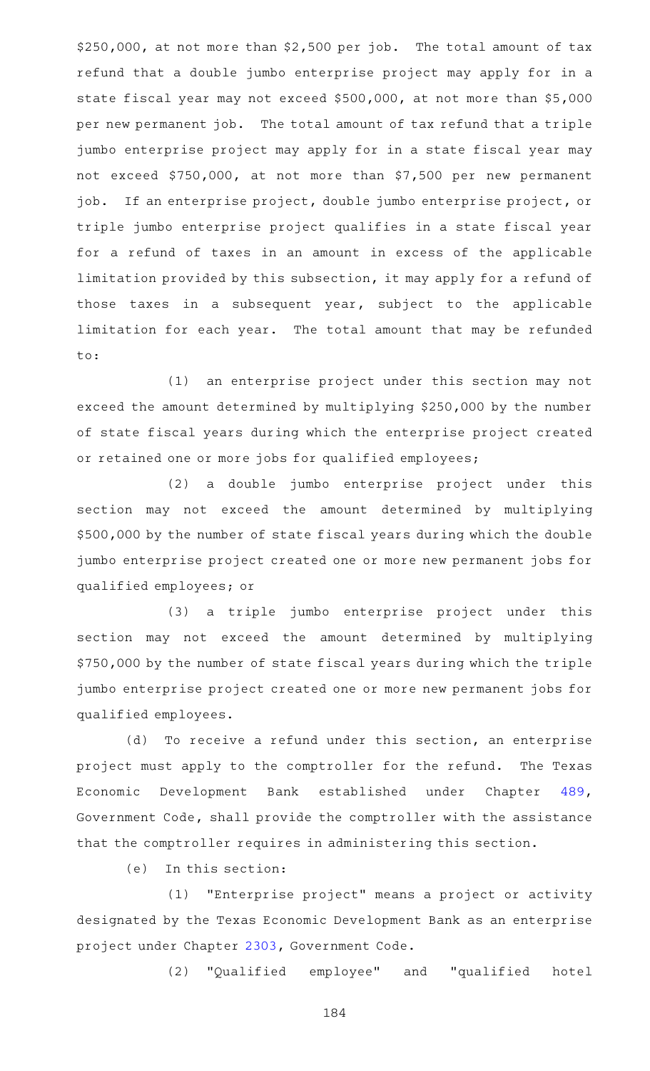$250,000, at not more than $2,500 per job. The total amount of tax refund that a double jumbo enterprise project may apply for in a state fiscal year may not exceed $500,000, at not more than $5,000 per new permanent job. The total amount of tax refund that a triple jumbo enterprise project may apply for in a state fiscal year may not exceed $750,000, at not more than $7,500 per new permanent job. If an enterprise project, double jumbo enterprise project, or triple jumbo enterprise project qualifies in a state fiscal year for a refund of taxes in an amount in excess of the applicable limitation provided by this subsection, it may apply for a refund of those taxes in a subsequent year, subject to the applicable limitation for each year. The total amount that may be refunded to:

(1) an enterprise project under this section may not exceed the amount determined by multiplying $250,000 by the number of state fiscal years during which the enterprise project created or retained one or more jobs for qualified employees;

(2) a double jumbo enterprise project under this section may not exceed the amount determined by multiplying $500,000 by the number of state fiscal years during which the double jumbo enterprise project created one or more new permanent jobs for qualified employees; or

(3) a triple jumbo enterprise project under this section may not exceed the amount determined by multiplying $750,000 by the number of state fiscal years during which the triple jumbo enterprise project created one or more new permanent jobs for qualified employees.

(d) To receive a refund under this section, an enterprise project must apply to the comptroller for the refund. The Texas Economic Development Bank established under Chapter 489, Government Code, shall provide the comptroller with the assistance that the comptroller requires in administering this section.

(e) In this section:

(1) "Enterprise project" means a project or activity designated by the Texas Economic Development Bank as an enterprise project under Chapter 2303, Government Code.

(2) "Qualified employee" and "qualified hotel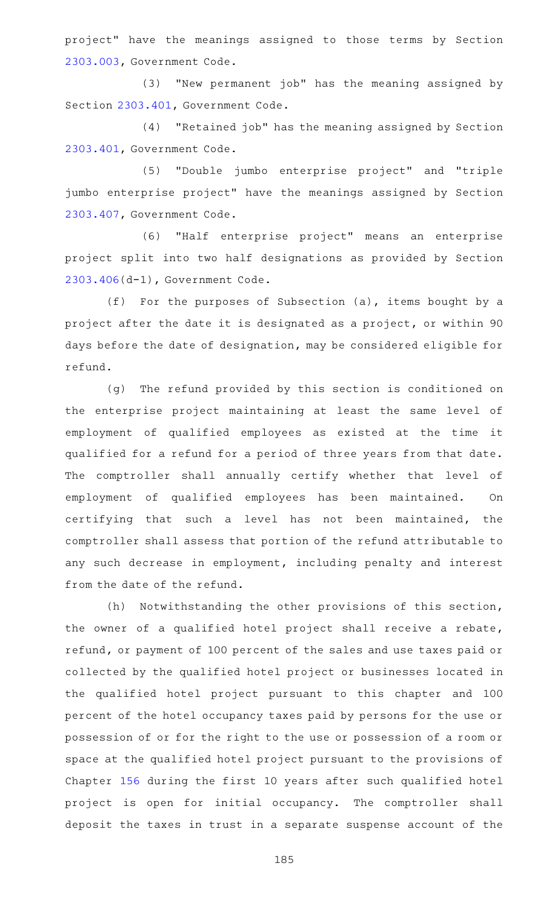project" have the meanings assigned to those terms by Section 2303.003, Government Code.

(3) "New permanent job" has the meaning assigned by Section 2303.401, Government Code.

(4) "Retained job" has the meaning assigned by Section 2303.401, Government Code.

(5) "Double jumbo enterprise project" and "triple jumbo enterprise project" have the meanings assigned by Section 2303.407, Government Code.

(6) "Half enterprise project" means an enterprise project split into two half designations as provided by Section 2303.406(d-1), Government Code.

(f) For the purposes of Subsection (a), items bought by a project after the date it is designated as a project, or within 90 days before the date of designation, may be considered eligible for refund.

(g) The refund provided by this section is conditioned on the enterprise project maintaining at least the same level of employment of qualified employees as existed at the time it qualified for a refund for a period of three years from that date. The comptroller shall annually certify whether that level of employment of qualified employees has been maintained. On certifying that such a level has not been maintained, the comptroller shall assess that portion of the refund attributable to any such decrease in employment, including penalty and interest from the date of the refund.

(h) Notwithstanding the other provisions of this section, the owner of a qualified hotel project shall receive a rebate, refund, or payment of 100 percent of the sales and use taxes paid or collected by the qualified hotel project or businesses located in the qualified hotel project pursuant to this chapter and 100 percent of the hotel occupancy taxes paid by persons for the use or possession of or for the right to the use or possession of a room or space at the qualified hotel project pursuant to the provisions of Chapter 156 during the first 10 years after such qualified hotel project is open for initial occupancy. The comptroller shall deposit the taxes in trust in a separate suspense account of the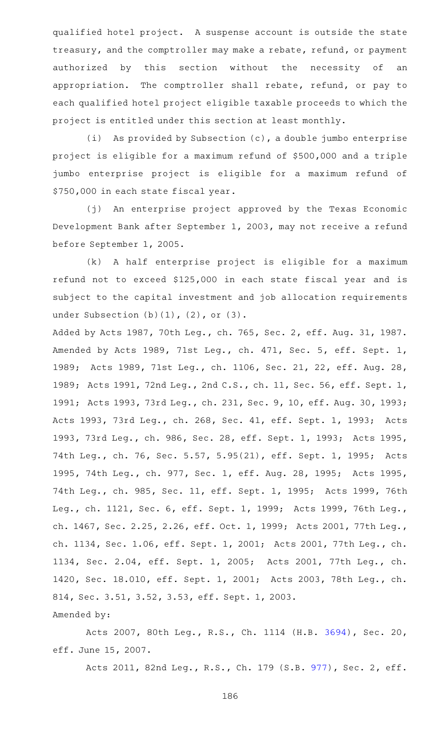qualified hotel project. A suspense account is outside the state treasury, and the comptroller may make a rebate, refund, or payment authorized by this section without the necessity of an appropriation. The comptroller shall rebate, refund, or pay to each qualified hotel project eligible taxable proceeds to which the project is entitled under this section at least monthly.

(i) As provided by Subsection (c), a double jumbo enterprise project is eligible for a maximum refund of $500,000 and a triple jumbo enterprise project is eligible for a maximum refund of $750,000 in each state fiscal year.

(j) An enterprise project approved by the Texas Economic Development Bank after September 1, 2003, may not receive a refund before September 1, 2005.

(k) A half enterprise project is eligible for a maximum refund not to exceed $125,000 in each state fiscal year and is subject to the capital investment and job allocation requirements under Subsection (b)(1), (2), or (3).

Added by Acts 1987, 70th Leg., ch. 765, Sec. 2, eff. Aug. 31, 1987. Amended by Acts 1989, 71st Leg., ch. 471, Sec. 5, eff. Sept. 1, 1989; Acts 1989, 71st Leg., ch. 1106, Sec. 21, 22, eff. Aug. 28, 1989; Acts 1991, 72nd Leg., 2nd C.S., ch. 11, Sec. 56, eff. Sept. 1, 1991; Acts 1993, 73rd Leg., ch. 231, Sec. 9, 10, eff. Aug. 30, 1993; Acts 1993, 73rd Leg., ch. 268, Sec. 41, eff. Sept. 1, 1993; Acts 1993, 73rd Leg., ch. 986, Sec. 28, eff. Sept. 1, 1993; Acts 1995, 74th Leg., ch. 76, Sec. 5.57, 5.95(21), eff. Sept. 1, 1995; Acts 1995, 74th Leg., ch. 977, Sec. 1, eff. Aug. 28, 1995; Acts 1995, 74th Leg., ch. 985, Sec. 11, eff. Sept. 1, 1995; Acts 1999, 76th Leg., ch. 1121, Sec. 6, eff. Sept. 1, 1999; Acts 1999, 76th Leg., ch. 1467, Sec. 2.25, 2.26, eff. Oct. 1, 1999; Acts 2001, 77th Leg., ch. 1134, Sec. 1.06, eff. Sept. 1, 2001; Acts 2001, 77th Leg., ch. 1134, Sec. 2.04, eff. Sept. 1, 2005; Acts 2001, 77th Leg., ch. 1420, Sec. 18.010, eff. Sept. 1, 2001; Acts 2003, 78th Leg., ch. 814, Sec. 3.51, 3.52, 3.53, eff. Sept. 1, 2003.

Amended by:

Acts 2007, 80th Leg., R.S., Ch. 1114 (H.B. 3694), Sec. 20, eff. June 15, 2007.

Acts 2011, 82nd Leg., R.S., Ch. 179 (S.B. 977), Sec. 2, eff.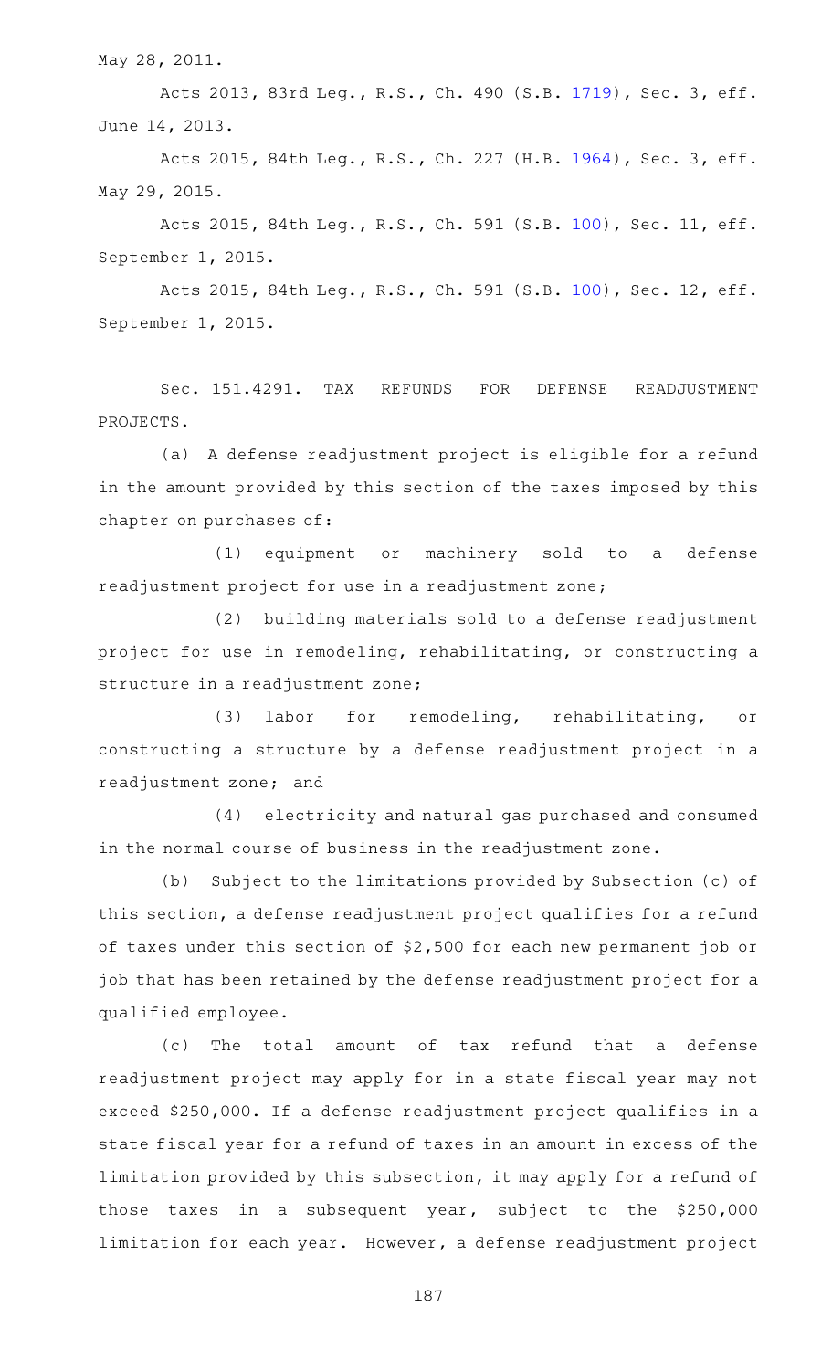May 28, 2011.

Acts 2013, 83rd Leg., R.S., Ch. 490 (S.B. 1719), Sec. 3, eff. June 14, 2013.

Acts 2015, 84th Leg., R.S., Ch. 227 (H.B. 1964), Sec. 3, eff. May 29, 2015.

Acts 2015, 84th Leg., R.S., Ch. 591 (S.B. 100), Sec. 11, eff. September 1, 2015.

Acts 2015, 84th Leg., R.S., Ch. 591 (S.B. 100), Sec. 12, eff. September 1, 2015.

Sec. 151.4291. TAX REFUNDS FOR DEFENSE READJUSTMENT PROJECTS.

(a) A defense readjustment project is eligible for a refund in the amount provided by this section of the taxes imposed by this chapter on purchases of:

(1) equipment or machinery sold to a defense readjustment project for use in a readjustment zone;

(2) building materials sold to a defense readjustment project for use in remodeling, rehabilitating, or constructing a structure in a readjustment zone;

(3) labor for remodeling, rehabilitating, or constructing a structure by a defense readjustment project in a readjustment zone; and

(4) electricity and natural gas purchased and consumed in the normal course of business in the readjustment zone.

(b) Subject to the limitations provided by Subsection (c) of this section, a defense readjustment project qualifies for a refund of taxes under this section of $2,500 for each new permanent job or job that has been retained by the defense readjustment project for a qualified employee.

(c) The total amount of tax refund that a defense readjustment project may apply for in a state fiscal year may not exceed $250,000. If a defense readjustment project qualifies in a state fiscal year for a refund of taxes in an amount in excess of the limitation provided by this subsection, it may apply for a refund of those taxes in a subsequent year, subject to the $250,000 limitation for each year. However, a defense readjustment project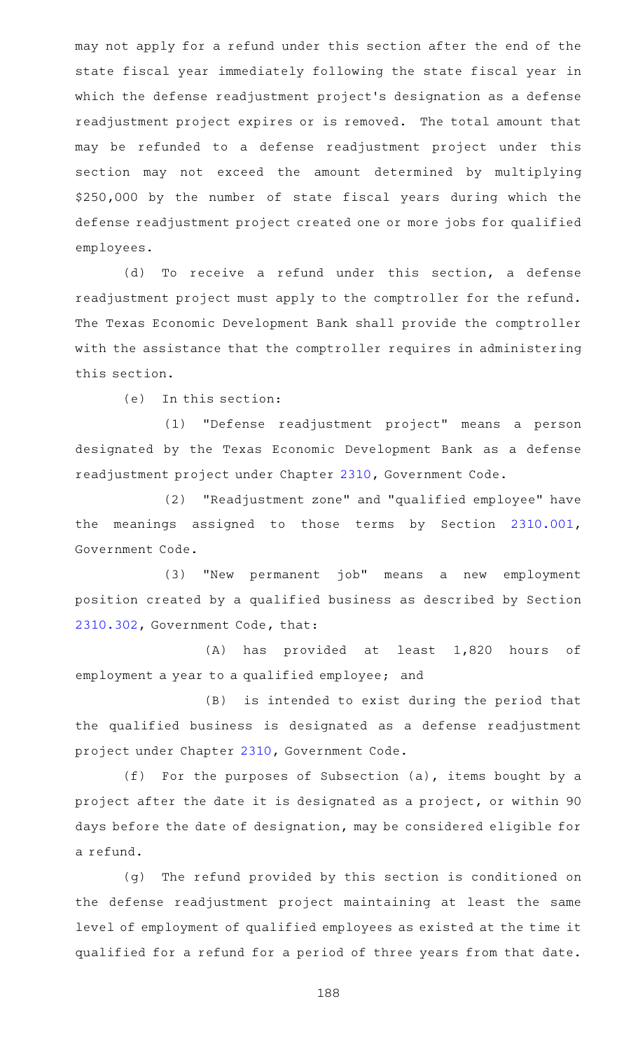may not apply for a refund under this section after the end of the state fiscal year immediately following the state fiscal year in which the defense readjustment project's designation as a defense readjustment project expires or is removed. The total amount that may be refunded to a defense readjustment project under this section may not exceed the amount determined by multiplying $250,000 by the number of state fiscal years during which the defense readjustment project created one or more jobs for qualified employees.

(d) To receive a refund under this section, a defense readjustment project must apply to the comptroller for the refund. The Texas Economic Development Bank shall provide the comptroller with the assistance that the comptroller requires in administering this section.

(e) In this section:

(1) "Defense readjustment project" means a person designated by the Texas Economic Development Bank as a defense readjustment project under Chapter 2310, Government Code.

(2) "Readjustment zone" and "qualified employee" have the meanings assigned to those terms by Section 2310.001, Government Code.

(3) "New permanent job" means a new employment position created by a qualified business as described by Section 2310.302, Government Code, that:

(A) has provided at least 1,820 hours of employment a year to a qualified employee; and

(B) is intended to exist during the period that the qualified business is designated as a defense readjustment project under Chapter 2310, Government Code.

(f) For the purposes of Subsection (a), items bought by a project after the date it is designated as a project, or within 90 days before the date of designation, may be considered eligible for a refund.

(g) The refund provided by this section is conditioned on the defense readjustment project maintaining at least the same level of employment of qualified employees as existed at the time it qualified for a refund for a period of three years from that date.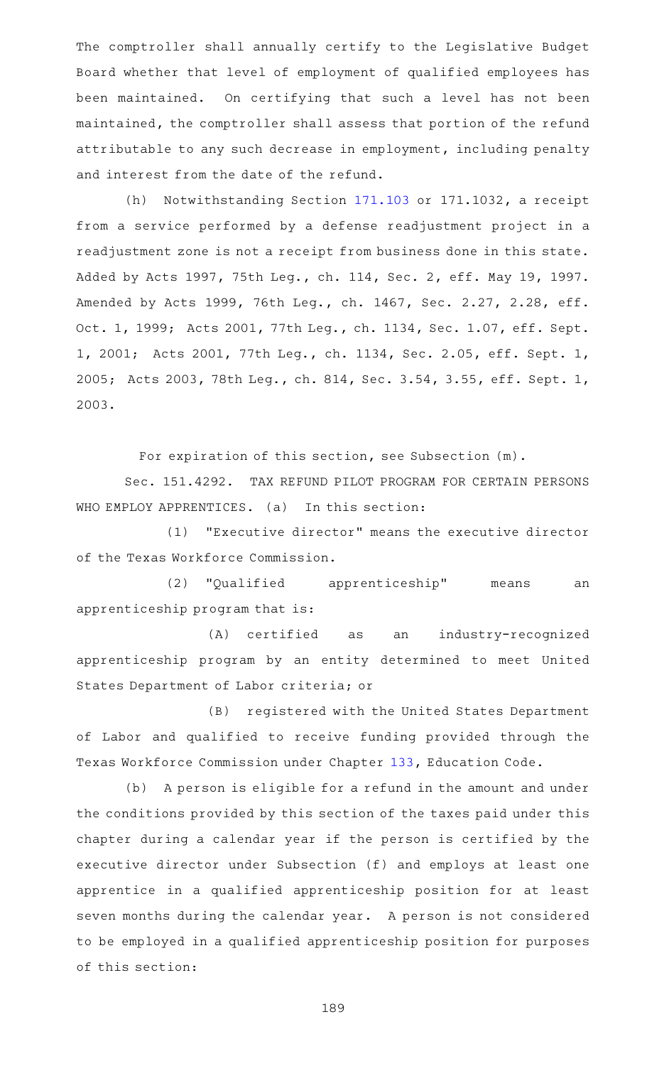The comptroller shall annually certify to the Legislative Budget Board whether that level of employment of qualified employees has been maintained. On certifying that such a level has not been maintained, the comptroller shall assess that portion of the refund attributable to any such decrease in employment, including penalty and interest from the date of the refund.

(h) Notwithstanding Section 171.103 or 171.1032, a receipt from a service performed by a defense readjustment project in a readjustment zone is not a receipt from business done in this state.

Added by Acts 1997, 75th Leg., ch. 114, Sec. 2, eff. May 19, 1997. Amended by Acts 1999, 76th Leg., ch. 1467, Sec. 2.27, 2.28, eff. Oct. 1, 1999; Acts 2001, 77th Leg., ch. 1134, Sec. 1.07, eff. Sept. 1, 2001; Acts 2001, 77th Leg., ch. 1134, Sec. 2.05, eff. Sept. 1, 2005; Acts 2003, 78th Leg., ch. 814, Sec. 3.54, 3.55, eff. Sept. 1, 2003.

For expiration of this section, see Subsection (m).

Sec. 151.4292. TAX REFUND PILOT PROGRAM FOR CERTAIN PERSONS WHO EMPLOY APPRENTICES. (a) In this section:

(1) "Executive director" means the executive director of the Texas Workforce Commission.

(2) "Qualified apprenticeship" means an apprenticeship program that is:

(A) certified as an industry-recognized apprenticeship program by an entity determined to meet United States Department of Labor criteria; or

(B) registered with the United States Department of Labor and qualified to receive funding provided through the Texas Workforce Commission under Chapter 133, Education Code.

(b) A person is eligible for a refund in the amount and under the conditions provided by this section of the taxes paid under this chapter during a calendar year if the person is certified by the executive director under Subsection (f) and employs at least one apprentice in a qualified apprenticeship position for at least seven months during the calendar year. A person is not considered to be employed in a qualified apprenticeship position for purposes of this section: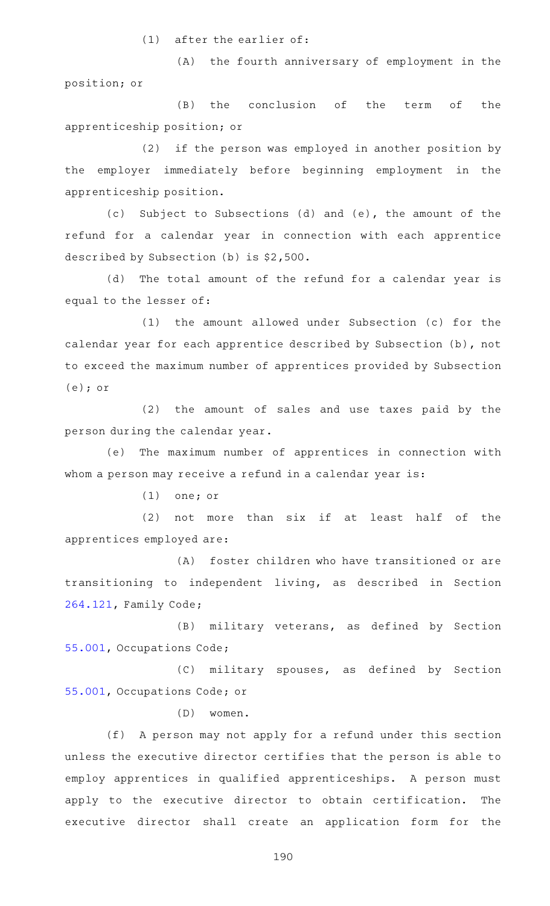(1) after the earlier of:

(A) the fourth anniversary of employment in the position; or

(B) the conclusion of the term of the apprenticeship position; or

(2) if the person was employed in another position by the employer immediately before beginning employment in the apprenticeship position.

(c) Subject to Subsections (d) and (e), the amount of the refund for a calendar year in connection with each apprentice described by Subsection (b) is $2,500.

(d) The total amount of the refund for a calendar year is equal to the lesser of:

(1) the amount allowed under Subsection (c) for the calendar year for each apprentice described by Subsection (b), not to exceed the maximum number of apprentices provided by Subsection (e); or

(2) the amount of sales and use taxes paid by the person during the calendar year.

(e) The maximum number of apprentices in connection with whom a person may receive a refund in a calendar year is:

(1) one; or

(2) not more than six if at least half of the apprentices employed are:

(A) foster children who have transitioned or are transitioning to independent living, as described in Section 264.121, Family Code;

(B) military veterans, as defined by Section 55.001, Occupations Code;

(C) military spouses, as defined by Section 55.001, Occupations Code; or

(D) women.

(f) A person may not apply for a refund under this section unless the executive director certifies that the person is able to employ apprentices in qualified apprenticeships. A person must apply to the executive director to obtain certification. The executive director shall create an application form for the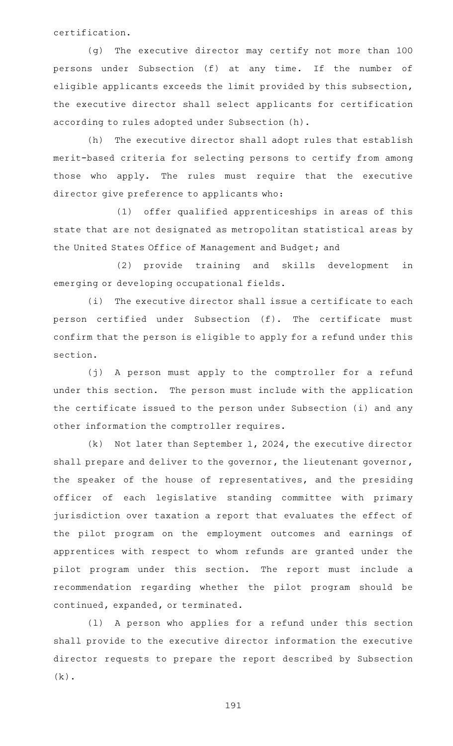certification.

(g) The executive director may certify not more than 100 persons under Subsection (f) at any time. If the number of eligible applicants exceeds the limit provided by this subsection, the executive director shall select applicants for certification according to rules adopted under Subsection (h).

(h) The executive director shall adopt rules that establish merit-based criteria for selecting persons to certify from among those who apply. The rules must require that the executive director give preference to applicants who:

(1) offer qualified apprenticeships in areas of this state that are not designated as metropolitan statistical areas by the United States Office of Management and Budget; and

(2) provide training and skills development in emerging or developing occupational fields.

(i) The executive director shall issue a certificate to each person certified under Subsection (f). The certificate must confirm that the person is eligible to apply for a refund under this section.

(j) A person must apply to the comptroller for a refund under this section. The person must include with the application the certificate issued to the person under Subsection (i) and any other information the comptroller requires.

(k) Not later than September 1, 2024, the executive director shall prepare and deliver to the governor, the lieutenant governor, the speaker of the house of representatives, and the presiding officer of each legislative standing committee with primary jurisdiction over taxation a report that evaluates the effect of the pilot program on the employment outcomes and earnings of apprentices with respect to whom refunds are granted under the pilot program under this section. The report must include a recommendation regarding whether the pilot program should be continued, expanded, or terminated.

(l) A person who applies for a refund under this section shall provide to the executive director information the executive director requests to prepare the report described by Subsection (k).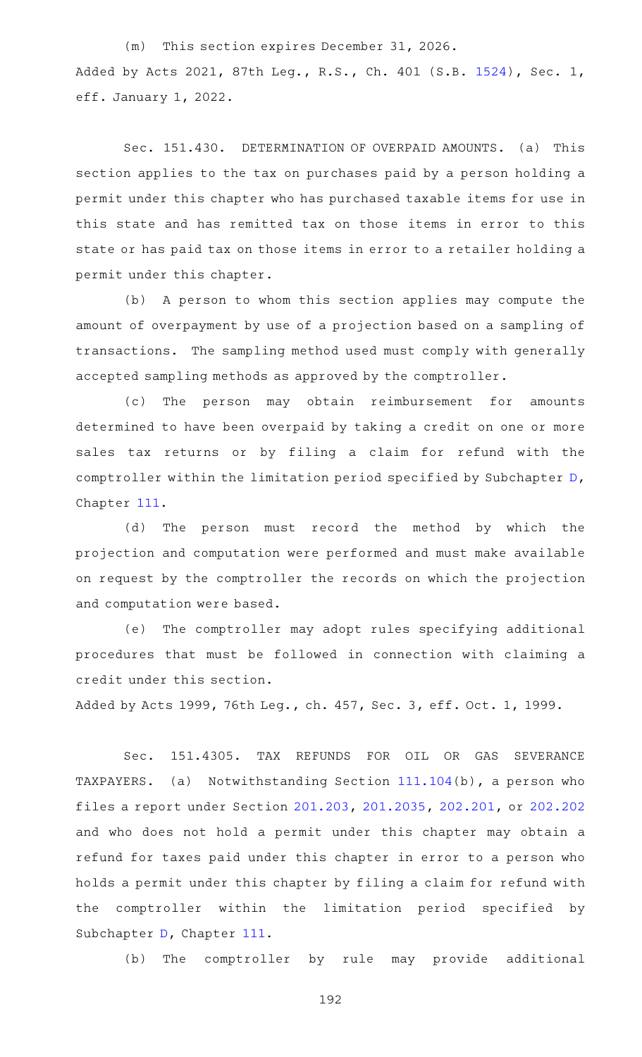(m) This section expires December 31, 2026.

Added by Acts 2021, 87th Leg., R.S., Ch. 401 (S.B. 1524), Sec. 1, eff. January 1, 2022.

Sec. 151.430. DETERMINATION OF OVERPAID AMOUNTS. (a) This section applies to the tax on purchases paid by a person holding a permit under this chapter who has purchased taxable items for use in this state and has remitted tax on those items in error to this state or has paid tax on those items in error to a retailer holding a permit under this chapter.

(b) A person to whom this section applies may compute the amount of overpayment by use of a projection based on a sampling of transactions. The sampling method used must comply with generally accepted sampling methods as approved by the comptroller.

(c) The person may obtain reimbursement for amounts determined to have been overpaid by taking a credit on one or more sales tax returns or by filing a claim for refund with the comptroller within the limitation period specified by Subchapter D, Chapter 111.

(d) The person must record the method by which the projection and computation were performed and must make available on request by the comptroller the records on which the projection and computation were based.

(e) The comptroller may adopt rules specifying additional procedures that must be followed in connection with claiming a credit under this section.

Added by Acts 1999, 76th Leg., ch. 457, Sec. 3, eff. Oct. 1, 1999.

Sec. 151.4305. TAX REFUNDS FOR OIL OR GAS SEVERANCE TAXPAYERS. (a) Notwithstanding Section 111.104(b), a person who files a report under Section 201.203, 201.2035, 202.201, or 202.202 and who does not hold a permit under this chapter may obtain a refund for taxes paid under this chapter in error to a person who holds a permit under this chapter by filing a claim for refund with the comptroller within the limitation period specified by Subchapter D, Chapter 111.

(b) The comptroller by rule may provide additional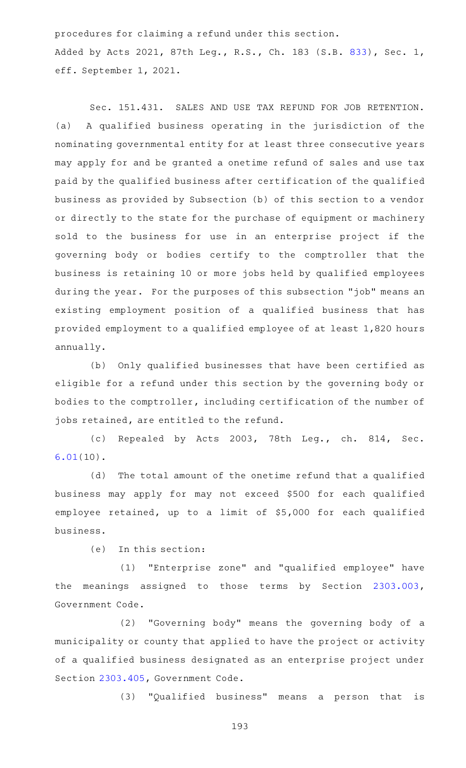procedures for claiming a refund under this section.

Added by Acts 2021, 87th Leg., R.S., Ch. 183 (S.B. 833), Sec. 1, eff. September 1, 2021.

Sec. 151.431. SALES AND USE TAX REFUND FOR JOB RETENTION. (a) A qualified business operating in the jurisdiction of the nominating governmental entity for at least three consecutive years may apply for and be granted a onetime refund of sales and use tax paid by the qualified business after certification of the qualified business as provided by Subsection (b) of this section to a vendor or directly to the state for the purchase of equipment or machinery sold to the business for use in an enterprise project if the governing body or bodies certify to the comptroller that the business is retaining 10 or more jobs held by qualified employees during the year. For the purposes of this subsection "job" means an existing employment position of a qualified business that has provided employment to a qualified employee of at least 1,820 hours annually.

(b) Only qualified businesses that have been certified as eligible for a refund under this section by the governing body or bodies to the comptroller, including certification of the number of jobs retained, are entitled to the refund.

(c) Repealed by Acts 2003, 78th Leg., ch. 814, Sec. 6.01(10).

(d) The total amount of the onetime refund that a qualified business may apply for may not exceed $500 for each qualified employee retained, up to a limit of $5,000 for each qualified business.

(e) In this section:

(1) "Enterprise zone" and "qualified employee" have the meanings assigned to those terms by Section 2303.003, Government Code.

(2) "Governing body" means the governing body of a municipality or county that applied to have the project or activity of a qualified business designated as an enterprise project under Section 2303.405, Government Code.

(3) "Qualified business" means a person that is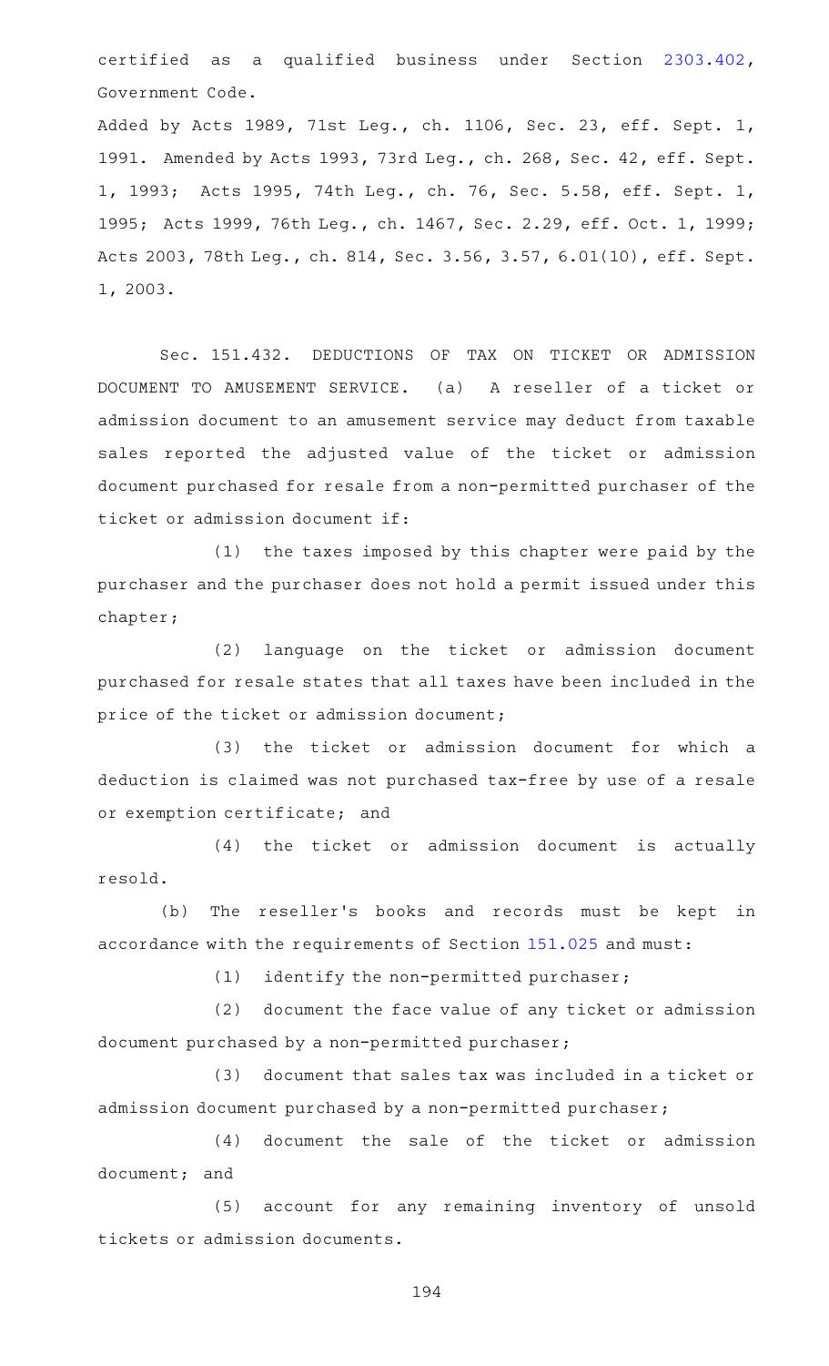certified as a qualified business under Section 2303.402, Government Code.

Added by Acts 1989, 71st Leg., ch. 1106, Sec. 23, eff. Sept. 1, 1991. Amended by Acts 1993, 73rd Leg., ch. 268, Sec. 42, eff. Sept. 1, 1993; Acts 1995, 74th Leg., ch. 76, Sec. 5.58, eff. Sept. 1, 1995; Acts 1999, 76th Leg., ch. 1467, Sec. 2.29, eff. Oct. 1, 1999; Acts 2003, 78th Leg., ch. 814, Sec. 3.56, 3.57, 6.01(10), eff. Sept. 1, 2003.

Sec. 151.432. DEDUCTIONS OF TAX ON TICKET OR ADMISSION DOCUMENT TO AMUSEMENT SERVICE. (a) A reseller of a ticket or admission document to an amusement service may deduct from taxable sales reported the adjusted value of the ticket or admission document purchased for resale from a non-permitted purchaser of the ticket or admission document if:

(1) the taxes imposed by this chapter were paid by the purchaser and the purchaser does not hold a permit issued under this chapter;

(2) language on the ticket or admission document purchased for resale states that all taxes have been included in the price of the ticket or admission document;

(3) the ticket or admission document for which a deduction is claimed was not purchased tax-free by use of a resale or exemption certificate; and

(4) the ticket or admission document is actually resold.

(b) The reseller's books and records must be kept in accordance with the requirements of Section 151.025 and must:

(1) identify the non-permitted purchaser;

(2) document the face value of any ticket or admission document purchased by a non-permitted purchaser;

(3) document that sales tax was included in a ticket or admission document purchased by a non-permitted purchaser;

(4) document the sale of the ticket or admission document; and

(5) account for any remaining inventory of unsold tickets or admission documents.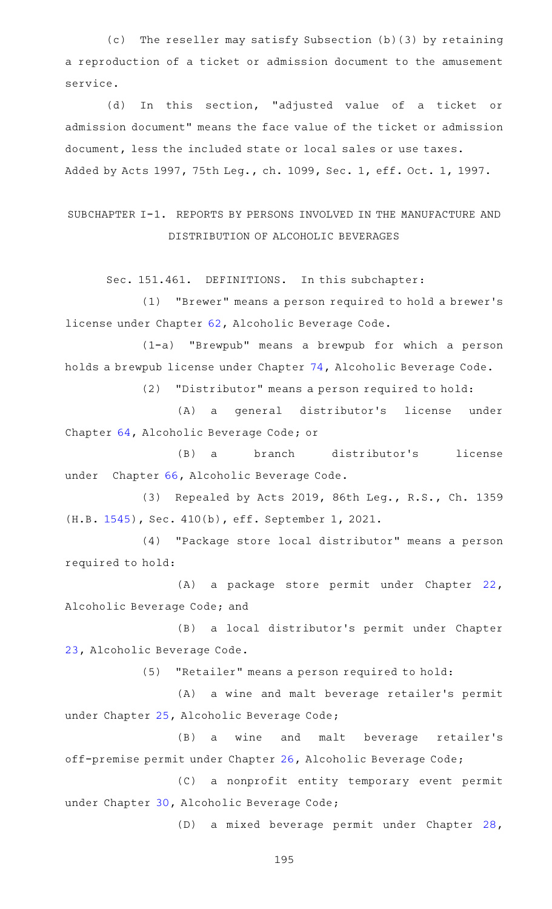(c) The reseller may satisfy Subsection (b)(3) by retaining a reproduction of a ticket or admission document to the amusement service.

(d) In this section, "adjusted value of a ticket or admission document" means the face value of the ticket or admission document, less the included state or local sales or use taxes.

Added by Acts 1997, 75th Leg., ch. 1099, Sec. 1, eff. Oct. 1, 1997.

## SUBCHAPTER I-1. REPORTS BY PERSONS INVOLVED IN THE MANUFACTURE AND DISTRIBUTION OF ALCOHOLIC BEVERAGES

Sec. 151.461. DEFINITIONS. In this subchapter:

(1) "Brewer" means a person required to hold a brewer's license under Chapter 62, Alcoholic Beverage Code.

(1-a) "Brewpub" means a brewpub for which a person holds a brewpub license under Chapter 74, Alcoholic Beverage Code.

(2) "Distributor" means a person required to hold:

(A) a general distributor's license under Chapter 64, Alcoholic Beverage Code; or

(B) a branch distributor's license under Chapter 66, Alcoholic Beverage Code.

(3) Repealed by Acts 2019, 86th Leg., R.S., Ch. 1359 (H.B. 1545), Sec. 410(b), eff. September 1, 2021.

(4) "Package store local distributor" means a person required to hold:

(A) a package store permit under Chapter 22, Alcoholic Beverage Code; and

(B) a local distributor's permit under Chapter 23, Alcoholic Beverage Code.

(5) "Retailer" means a person required to hold:

(A) a wine and malt beverage retailer's permit under Chapter 25, Alcoholic Beverage Code;

(B) a wine and malt beverage retailer's off-premise permit under Chapter 26, Alcoholic Beverage Code;

(C) a nonprofit entity temporary event permit under Chapter 30, Alcoholic Beverage Code;

(D) a mixed beverage permit under Chapter 28,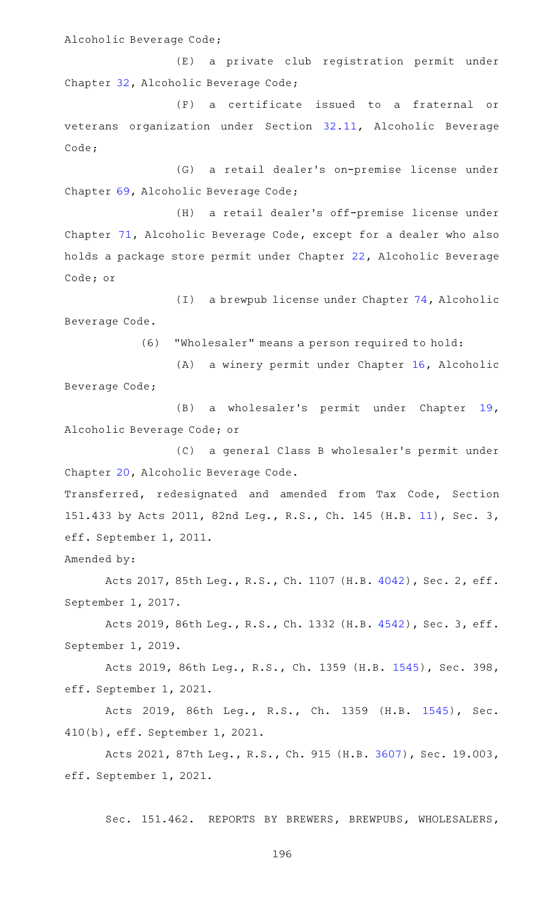Alcoholic Beverage Code;

(E) a private club registration permit under Chapter 32, Alcoholic Beverage Code;

(F) a certificate issued to a fraternal or veterans organization under Section 32.11, Alcoholic Beverage Code;

(G) a retail dealer's on-premise license under Chapter 69, Alcoholic Beverage Code;

(H) a retail dealer's off-premise license under Chapter 71, Alcoholic Beverage Code, except for a dealer who also holds a package store permit under Chapter 22, Alcoholic Beverage Code; or

(I) a brewpub license under Chapter 74, Alcoholic Beverage Code.

(6) "Wholesaler" means a person required to hold:

(A) a winery permit under Chapter 16, Alcoholic Beverage Code;

(B) a wholesaler's permit under Chapter 19, Alcoholic Beverage Code; or

(C) a general Class B wholesaler's permit under Chapter 20, Alcoholic Beverage Code.

Transferred, redesignated and amended from Tax Code, Section 151.433 by Acts 2011, 82nd Leg., R.S., Ch. 145 (H.B. 11), Sec. 3, eff. September 1, 2011.

Amended by:

Acts 2017, 85th Leg., R.S., Ch. 1107 (H.B. 4042), Sec. 2, eff. September 1, 2017.

Acts 2019, 86th Leg., R.S., Ch. 1332 (H.B. 4542), Sec. 3, eff. September 1, 2019.

Acts 2019, 86th Leg., R.S., Ch. 1359 (H.B. 1545), Sec. 398, eff. September 1, 2021.

Acts 2019, 86th Leg., R.S., Ch. 1359 (H.B. 1545), Sec. 410(b), eff. September 1, 2021.

Acts 2021, 87th Leg., R.S., Ch. 915 (H.B. 3607), Sec. 19.003, eff. September 1, 2021.

Sec. 151.462. REPORTS BY BREWERS, BREWPUBS, WHOLESALERS,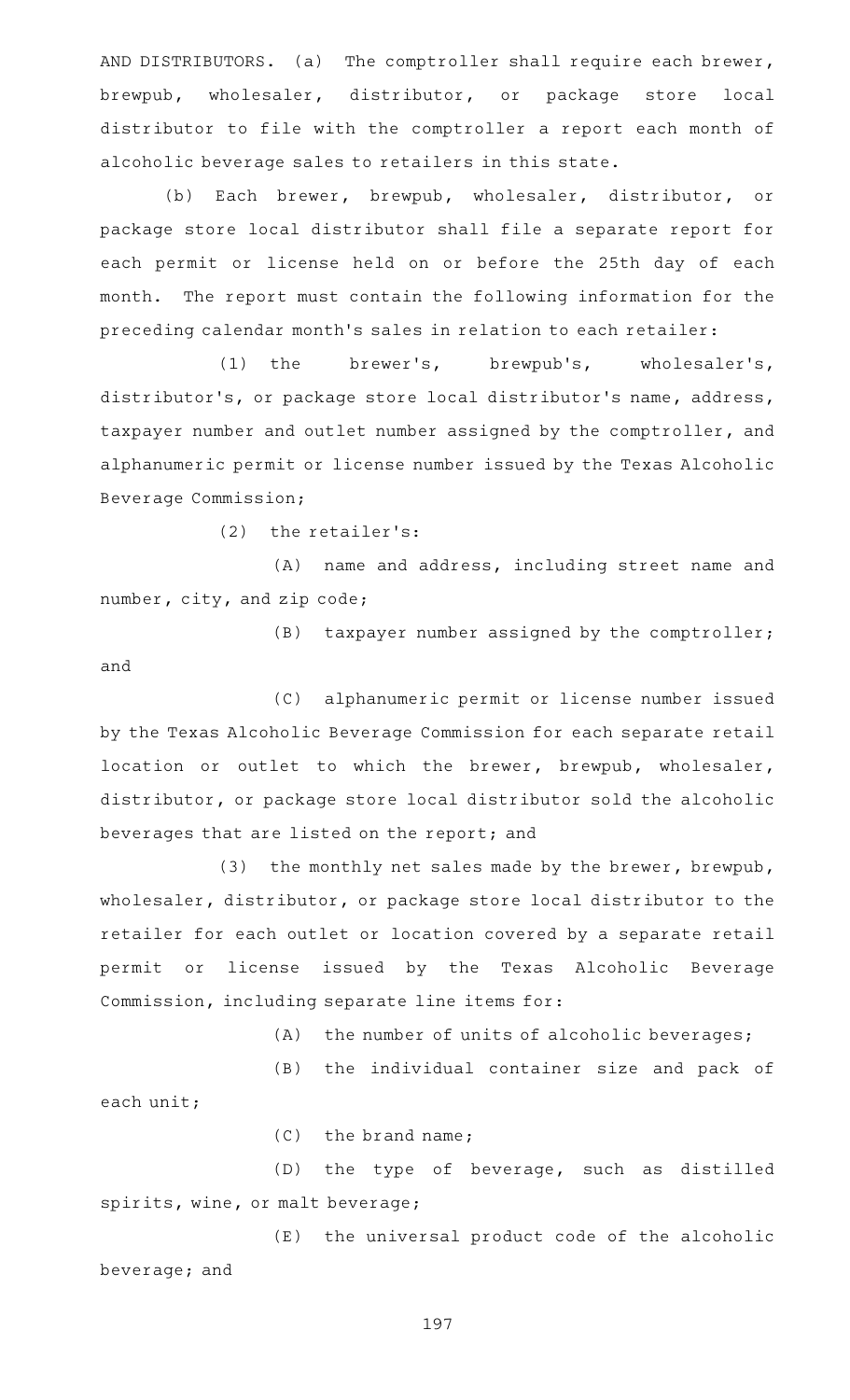AND DISTRIBUTORS. (a) The comptroller shall require each brewer, brewpub, wholesaler, distributor, or package store local distributor to file with the comptroller a report each month of alcoholic beverage sales to retailers in this state.

(b) Each brewer, brewpub, wholesaler, distributor, or package store local distributor shall file a separate report for each permit or license held on or before the 25th day of each month. The report must contain the following information for the preceding calendar month's sales in relation to each retailer:

(1) the brewer's, brewpub's, wholesaler's, distributor's, or package store local distributor's name, address, taxpayer number and outlet number assigned by the comptroller, and alphanumeric permit or license number issued by the Texas Alcoholic Beverage Commission;

(2) the retailer's:

(A) name and address, including street name and number, city, and zip code;

(B) taxpayer number assigned by the comptroller; and

(C) alphanumeric permit or license number issued by the Texas Alcoholic Beverage Commission for each separate retail location or outlet to which the brewer, brewpub, wholesaler, distributor, or package store local distributor sold the alcoholic beverages that are listed on the report; and

(3) the monthly net sales made by the brewer, brewpub, wholesaler, distributor, or package store local distributor to the retailer for each outlet or location covered by a separate retail permit or license issued by the Texas Alcoholic Beverage Commission, including separate line items for:

(A) the number of units of alcoholic beverages;

(B) the individual container size and pack of each unit;

(C) the brand name;

(D) the type of beverage, such as distilled spirits, wine, or malt beverage;

(E) the universal product code of the alcoholic beverage; and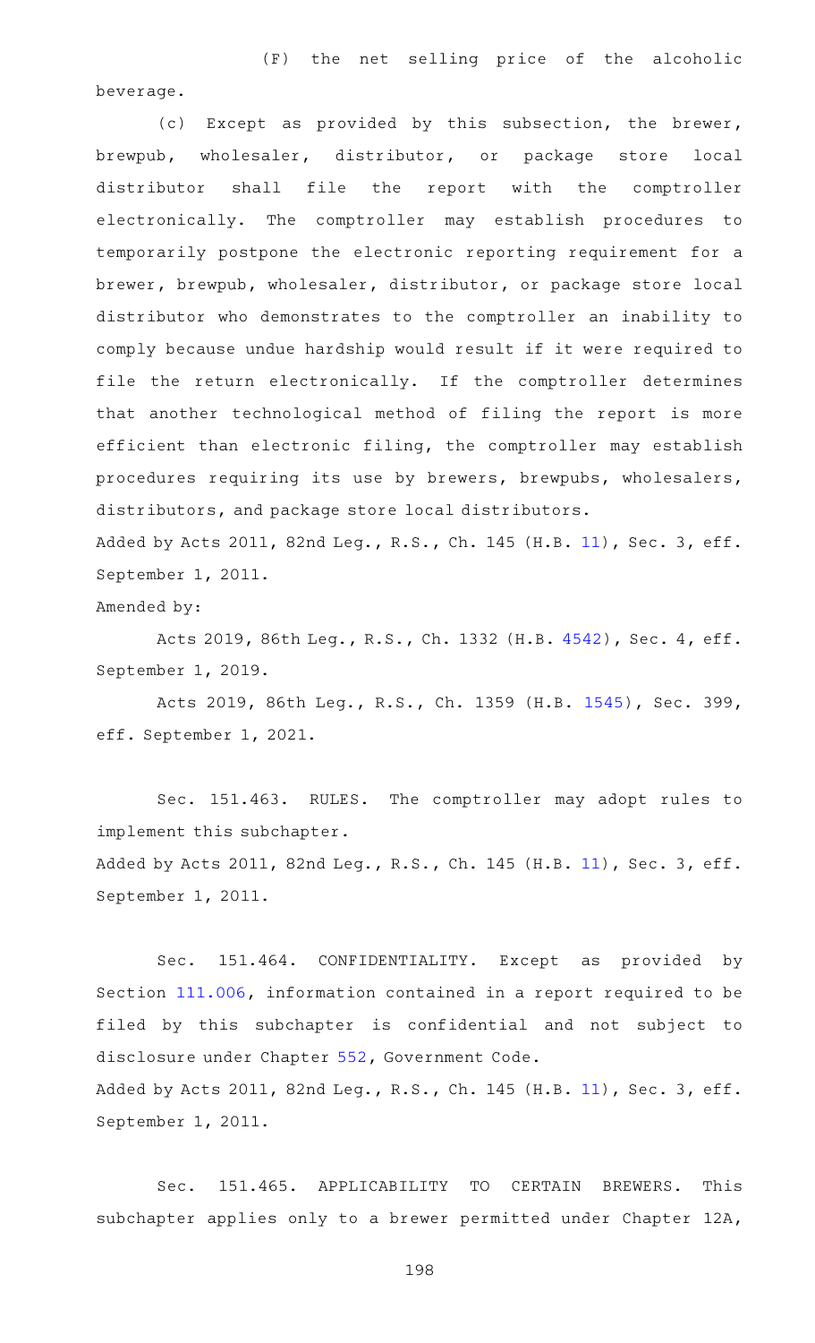(F) the net selling price of the alcoholic beverage.

(c) Except as provided by this subsection, the brewer, brewpub, wholesaler, distributor, or package store local distributor shall file the report with the comptroller electronically. The comptroller may establish procedures to temporarily postpone the electronic reporting requirement for a brewer, brewpub, wholesaler, distributor, or package store local distributor who demonstrates to the comptroller an inability to comply because undue hardship would result if it were required to file the return electronically. If the comptroller determines that another technological method of filing the report is more efficient than electronic filing, the comptroller may establish procedures requiring its use by brewers, brewpubs, wholesalers, distributors, and package store local distributors.

Added by Acts 2011, 82nd Leg., R.S., Ch. 145 (H.B. 11), Sec. 3, eff. September 1, 2011.

Amended by:

Acts 2019, 86th Leg., R.S., Ch. 1332 (H.B. 4542), Sec. 4, eff. September 1, 2019.

Acts 2019, 86th Leg., R.S., Ch. 1359 (H.B. 1545), Sec. 399, eff. September 1, 2021.

Sec. 151.463. RULES. The comptroller may adopt rules to implement this subchapter.

Added by Acts 2011, 82nd Leg., R.S., Ch. 145 (H.B. 11), Sec. 3, eff. September 1, 2011.

Sec. 151.464. CONFIDENTIALITY. Except as provided by Section 111.006, information contained in a report required to be filed by this subchapter is confidential and not subject to disclosure under Chapter 552, Government Code.

Added by Acts 2011, 82nd Leg., R.S., Ch. 145 (H.B. 11), Sec. 3, eff. September 1, 2011.

Sec. 151.465. APPLICABILITY TO CERTAIN BREWERS. This subchapter applies only to a brewer permitted under Chapter 12A,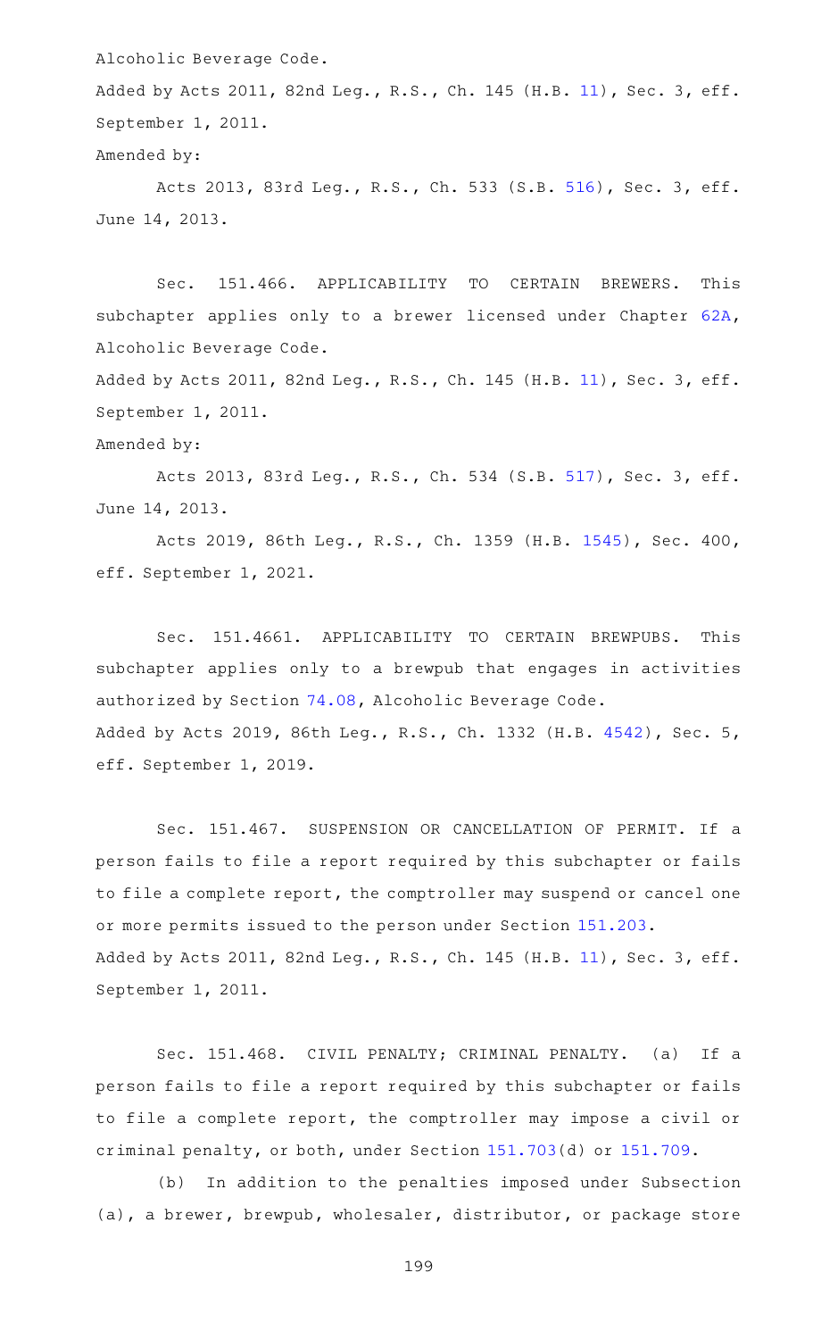Alcoholic Beverage Code.

Added by Acts 2011, 82nd Leg., R.S., Ch. 145 (H.B. 11), Sec. 3, eff. September 1, 2011.

Amended by:

Acts 2013, 83rd Leg., R.S., Ch. 533 (S.B. 516), Sec. 3, eff. June 14, 2013.

Sec. 151.466. APPLICABILITY TO CERTAIN BREWERS. This subchapter applies only to a brewer licensed under Chapter 62A, Alcoholic Beverage Code.

Added by Acts 2011, 82nd Leg., R.S., Ch. 145 (H.B. 11), Sec. 3, eff. September 1, 2011.

Amended by:

Acts 2013, 83rd Leg., R.S., Ch. 534 (S.B. 517), Sec. 3, eff. June 14, 2013.

Acts 2019, 86th Leg., R.S., Ch. 1359 (H.B. 1545), Sec. 400, eff. September 1, 2021.

Sec. 151.4661. APPLICABILITY TO CERTAIN BREWPUBS. This subchapter applies only to a brewpub that engages in activities authorized by Section 74.08, Alcoholic Beverage Code.

Added by Acts 2019, 86th Leg., R.S., Ch. 1332 (H.B. 4542), Sec. 5, eff. September 1, 2019.

Sec. 151.467. SUSPENSION OR CANCELLATION OF PERMIT. If a person fails to file a report required by this subchapter or fails to file a complete report, the comptroller may suspend or cancel one or more permits issued to the person under Section 151.203.

Added by Acts 2011, 82nd Leg., R.S., Ch. 145 (H.B. 11), Sec. 3, eff. September 1, 2011.

Sec. 151.468. CIVIL PENALTY; CRIMINAL PENALTY. (a) If a person fails to file a report required by this subchapter or fails to file a complete report, the comptroller may impose a civil or criminal penalty, or both, under Section 151.703(d) or 151.709.

(b) In addition to the penalties imposed under Subsection (a), a brewer, brewpub, wholesaler, distributor, or package store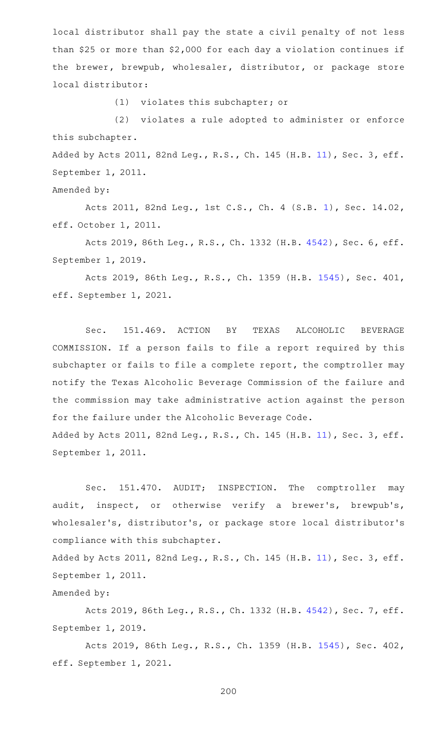local distributor shall pay the state a civil penalty of not less than $25 or more than $2,000 for each day a violation continues if the brewer, brewpub, wholesaler, distributor, or package store local distributor:

(1) violates this subchapter; or

(2) violates a rule adopted to administer or enforce this subchapter.

Added by Acts 2011, 82nd Leg., R.S., Ch. 145 (H.B. 11), Sec. 3, eff. September 1, 2011.

Amended by:

Acts 2011, 82nd Leg., 1st C.S., Ch. 4 (S.B. 1), Sec. 14.02, eff. October 1, 2011.

Acts 2019, 86th Leg., R.S., Ch. 1332 (H.B. 4542), Sec. 6, eff. September 1, 2019.

Acts 2019, 86th Leg., R.S., Ch. 1359 (H.B. 1545), Sec. 401, eff. September 1, 2021.

Sec. 151.469. ACTION BY TEXAS ALCOHOLIC BEVERAGE COMMISSION. If a person fails to file a report required by this subchapter or fails to file a complete report, the comptroller may notify the Texas Alcoholic Beverage Commission of the failure and the commission may take administrative action against the person for the failure under the Alcoholic Beverage Code.

Added by Acts 2011, 82nd Leg., R.S., Ch. 145 (H.B. 11), Sec. 3, eff. September 1, 2011.

Sec. 151.470. AUDIT; INSPECTION. The comptroller may audit, inspect, or otherwise verify a brewer's, brewpub's, wholesaler's, distributor's, or package store local distributor's compliance with this subchapter.

Added by Acts 2011, 82nd Leg., R.S., Ch. 145 (H.B. 11), Sec. 3, eff. September 1, 2011.

Amended by:

Acts 2019, 86th Leg., R.S., Ch. 1332 (H.B. 4542), Sec. 7, eff. September 1, 2019.

Acts 2019, 86th Leg., R.S., Ch. 1359 (H.B. 1545), Sec. 402, eff. September 1, 2021.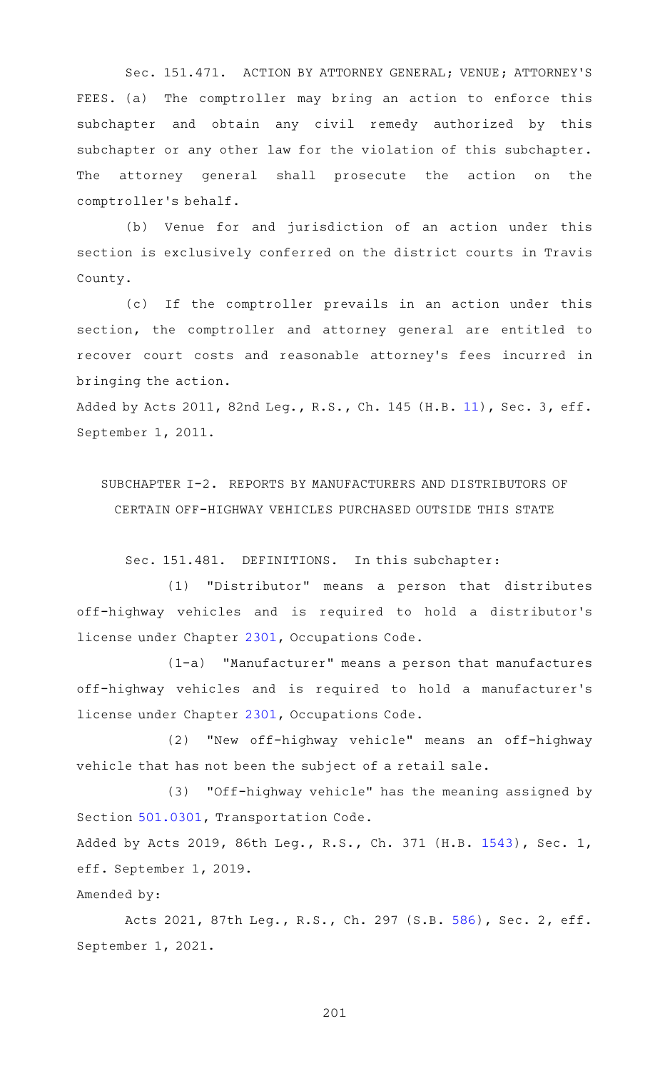Sec. 151.471. ACTION BY ATTORNEY GENERAL; VENUE; ATTORNEY'S FEES. (a) The comptroller may bring an action to enforce this subchapter and obtain any civil remedy authorized by this subchapter or any other law for the violation of this subchapter. The attorney general shall prosecute the action on the comptroller's behalf.

(b) Venue for and jurisdiction of an action under this section is exclusively conferred on the district courts in Travis County.

(c) If the comptroller prevails in an action under this section, the comptroller and attorney general are entitled to recover court costs and reasonable attorney's fees incurred in bringing the action.

Added by Acts 2011, 82nd Leg., R.S., Ch. 145 (H.B. 11), Sec. 3, eff. September 1, 2011.

## SUBCHAPTER I-2. REPORTS BY MANUFACTURERS AND DISTRIBUTORS OF CERTAIN OFF-HIGHWAY VEHICLES PURCHASED OUTSIDE THIS STATE

Sec. 151.481. DEFINITIONS. In this subchapter:

(1) "Distributor" means a person that distributes off-highway vehicles and is required to hold a distributor's license under Chapter 2301, Occupations Code.

(1-a) "Manufacturer" means a person that manufactures off-highway vehicles and is required to hold a manufacturer's license under Chapter 2301, Occupations Code.

(2) "New off-highway vehicle" means an off-highway vehicle that has not been the subject of a retail sale.

(3) "Off-highway vehicle" has the meaning assigned by Section 501.0301, Transportation Code.

Added by Acts 2019, 86th Leg., R.S., Ch. 371 (H.B. 1543), Sec. 1, eff. September 1, 2019.

Amended by:

Acts 2021, 87th Leg., R.S., Ch. 297 (S.B. 586), Sec. 2, eff. September 1, 2021.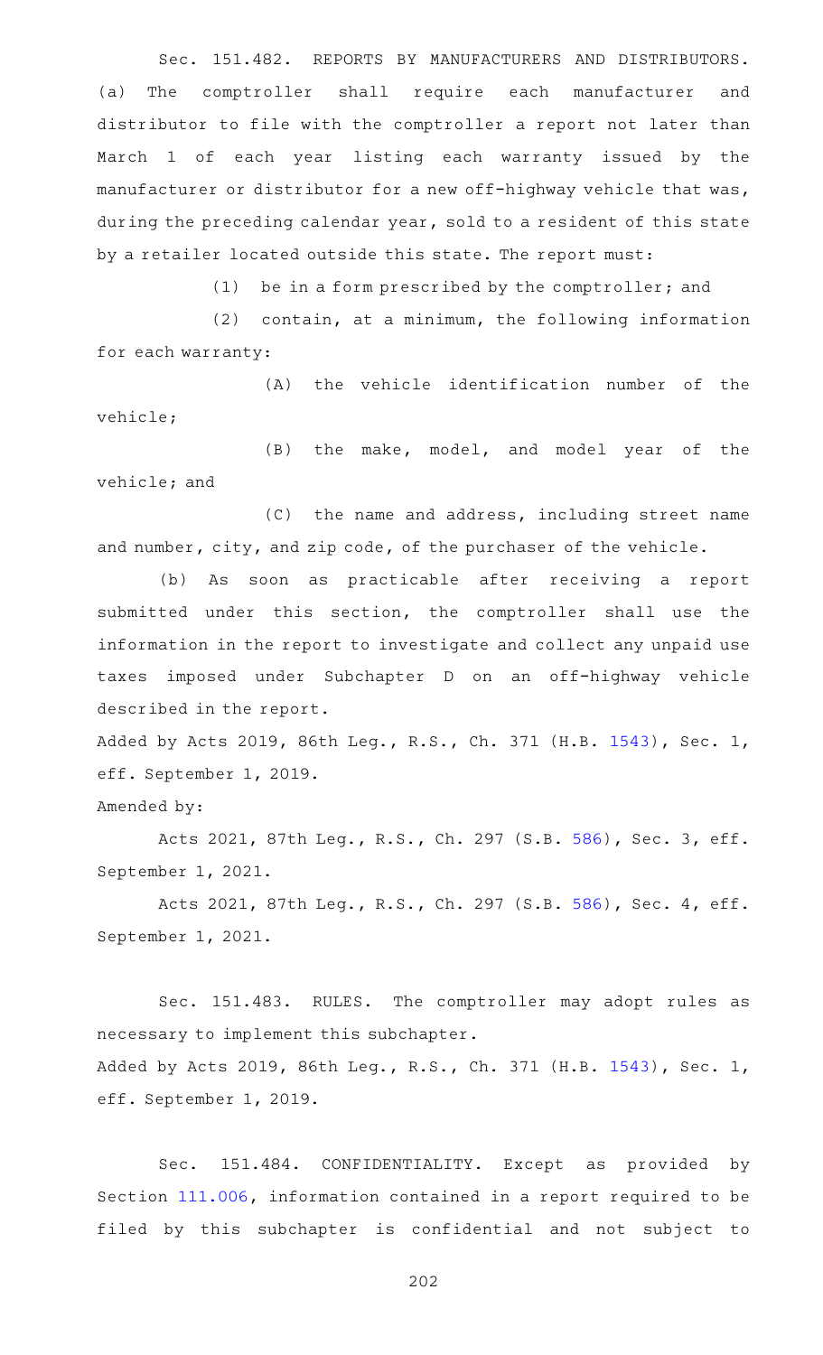Sec. 151.482. REPORTS BY MANUFACTURERS AND DISTRIBUTORS. (a) The comptroller shall require each manufacturer and distributor to file with the comptroller a report not later than March 1 of each year listing each warranty issued by the manufacturer or distributor for a new off-highway vehicle that was, during the preceding calendar year, sold to a resident of this state by a retailer located outside this state. The report must:

(1) be in a form prescribed by the comptroller; and

(2) contain, at a minimum, the following information for each warranty:

(A) the vehicle identification number of the vehicle;

(B) the make, model, and model year of the vehicle; and

(C) the name and address, including street name and number, city, and zip code, of the purchaser of the vehicle.

(b) As soon as practicable after receiving a report submitted under this section, the comptroller shall use the information in the report to investigate and collect any unpaid use taxes imposed under Subchapter D on an off-highway vehicle described in the report.

Added by Acts 2019, 86th Leg., R.S., Ch. 371 (H.B. 1543), Sec. 1, eff. September 1, 2019.

Amended by:

Acts 2021, 87th Leg., R.S., Ch. 297 (S.B. 586), Sec. 3, eff. September 1, 2021.

Acts 2021, 87th Leg., R.S., Ch. 297 (S.B. 586), Sec. 4, eff. September 1, 2021.

Sec. 151.483. RULES. The comptroller may adopt rules as necessary to implement this subchapter.

Added by Acts 2019, 86th Leg., R.S., Ch. 371 (H.B. 1543), Sec. 1, eff. September 1, 2019.

Sec. 151.484. CONFIDENTIALITY. Except as provided by Section 111.006, information contained in a report required to be filed by this subchapter is confidential and not subject to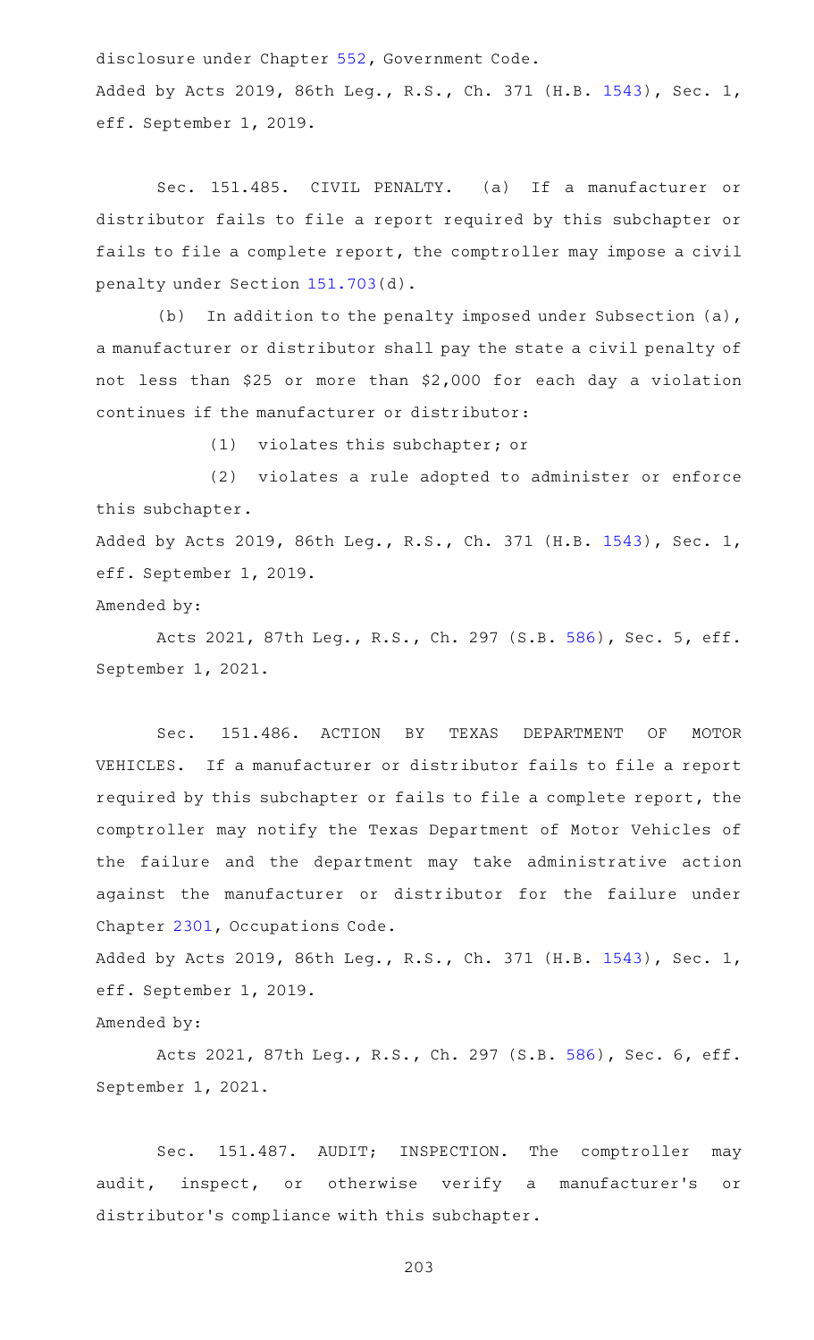disclosure under Chapter 552, Government Code.

Added by Acts 2019, 86th Leg., R.S., Ch. 371 (H.B. 1543), Sec. 1, eff. September 1, 2019.

Sec. 151.485. CIVIL PENALTY. (a) If a manufacturer or distributor fails to file a report required by this subchapter or fails to file a complete report, the comptroller may impose a civil penalty under Section 151.703(d).

(b) In addition to the penalty imposed under Subsection (a), a manufacturer or distributor shall pay the state a civil penalty of not less than $25 or more than $2,000 for each day a violation continues if the manufacturer or distributor:

(1) violates this subchapter; or

(2) violates a rule adopted to administer or enforce this subchapter.

Added by Acts 2019, 86th Leg., R.S., Ch. 371 (H.B. 1543), Sec. 1, eff. September 1, 2019.

Amended by:

Acts 2021, 87th Leg., R.S., Ch. 297 (S.B. 586), Sec. 5, eff. September 1, 2021.

Sec. 151.486. ACTION BY TEXAS DEPARTMENT OF MOTOR VEHICLES. If a manufacturer or distributor fails to file a report required by this subchapter or fails to file a complete report, the comptroller may notify the Texas Department of Motor Vehicles of the failure and the department may take administrative action against the manufacturer or distributor for the failure under Chapter 2301, Occupations Code.

Added by Acts 2019, 86th Leg., R.S., Ch. 371 (H.B. 1543), Sec. 1, eff. September 1, 2019.

Amended by:

Acts 2021, 87th Leg., R.S., Ch. 297 (S.B. 586), Sec. 6, eff. September 1, 2021.

Sec. 151.487. AUDIT; INSPECTION. The comptroller may audit, inspect, or otherwise verify a manufacturer's or distributor's compliance with this subchapter.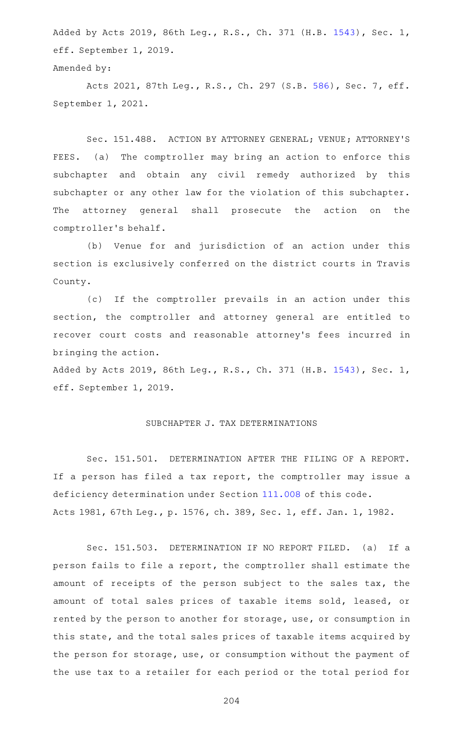Added by Acts 2019, 86th Leg., R.S., Ch. 371 (H.B. 1543), Sec. 1, eff. September 1, 2019.

Amended by:

Acts 2021, 87th Leg., R.S., Ch. 297 (S.B. 586), Sec. 7, eff. September 1, 2021.

Sec. 151.488. ACTION BY ATTORNEY GENERAL; VENUE; ATTORNEY'S FEES. (a) The comptroller may bring an action to enforce this subchapter and obtain any civil remedy authorized by this subchapter or any other law for the violation of this subchapter. The attorney general shall prosecute the action on the comptroller's behalf.

(b) Venue for and jurisdiction of an action under this section is exclusively conferred on the district courts in Travis County.

(c) If the comptroller prevails in an action under this section, the comptroller and attorney general are entitled to recover court costs and reasonable attorney's fees incurred in bringing the action.

Added by Acts 2019, 86th Leg., R.S., Ch. 371 (H.B. 1543), Sec. 1, eff. September 1, 2019.

## SUBCHAPTER J. TAX DETERMINATIONS

Sec. 151.501. DETERMINATION AFTER THE FILING OF A REPORT. If a person has filed a tax report, the comptroller may issue a deficiency determination under Section 111.008 of this code.

Acts 1981, 67th Leg., p. 1576, ch. 389, Sec. 1, eff. Jan. 1, 1982.

Sec. 151.503. DETERMINATION IF NO REPORT FILED. (a) If a person fails to file a report, the comptroller shall estimate the amount of receipts of the person subject to the sales tax, the amount of total sales prices of taxable items sold, leased, or rented by the person to another for storage, use, or consumption in this state, and the total sales prices of taxable items acquired by the person for storage, use, or consumption without the payment of the use tax to a retailer for each period or the total period for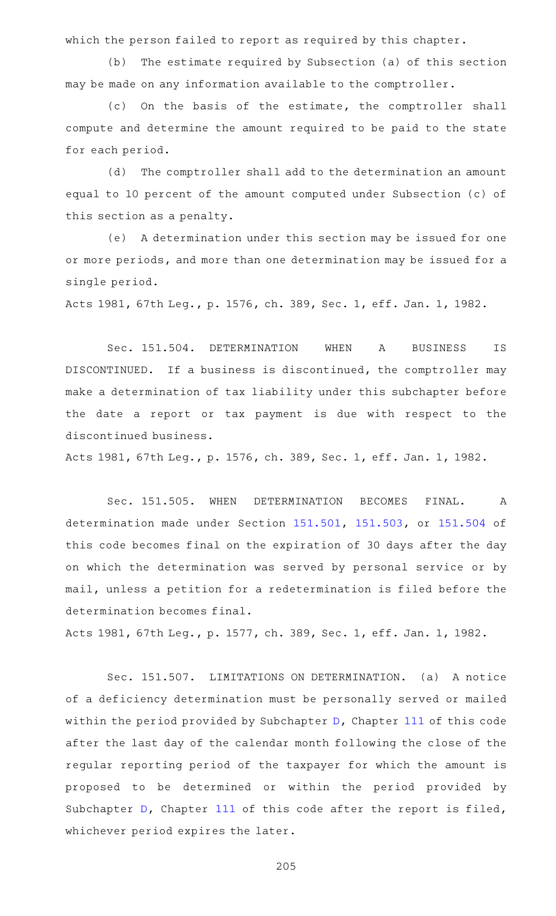which the person failed to report as required by this chapter.

(b) The estimate required by Subsection (a) of this section may be made on any information available to the comptroller.

(c) On the basis of the estimate, the comptroller shall compute and determine the amount required to be paid to the state for each period.

(d) The comptroller shall add to the determination an amount equal to 10 percent of the amount computed under Subsection (c) of this section as a penalty.

(e) A determination under this section may be issued for one or more periods, and more than one determination may be issued for a single period.

Acts 1981, 67th Leg., p. 1576, ch. 389, Sec. 1, eff. Jan. 1, 1982.

Sec. 151.504. DETERMINATION WHEN A BUSINESS IS DISCONTINUED. If a business is discontinued, the comptroller may make a determination of tax liability under this subchapter before the date a report or tax payment is due with respect to the discontinued business.

Acts 1981, 67th Leg., p. 1576, ch. 389, Sec. 1, eff. Jan. 1, 1982.

Sec. 151.505. WHEN DETERMINATION BECOMES FINAL. A determination made under Section 151.501, 151.503, or 151.504 of this code becomes final on the expiration of 30 days after the day on which the determination was served by personal service or by mail, unless a petition for a redetermination is filed before the determination becomes final.

Acts 1981, 67th Leg., p. 1577, ch. 389, Sec. 1, eff. Jan. 1, 1982.

Sec. 151.507. LIMITATIONS ON DETERMINATION. (a) A notice of a deficiency determination must be personally served or mailed within the period provided by Subchapter D, Chapter 111 of this code after the last day of the calendar month following the close of the regular reporting period of the taxpayer for which the amount is proposed to be determined or within the period provided by Subchapter D, Chapter 111 of this code after the report is filed, whichever period expires the later.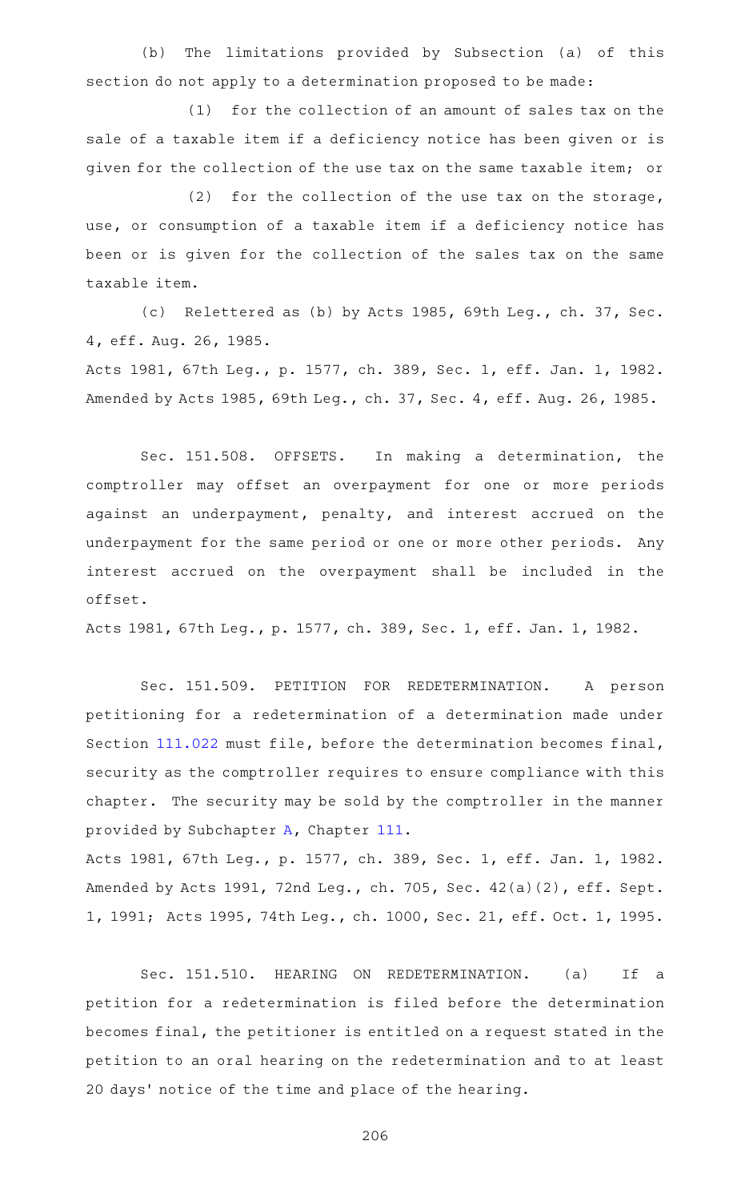(b) The limitations provided by Subsection (a) of this section do not apply to a determination proposed to be made:

(1) for the collection of an amount of sales tax on the sale of a taxable item if a deficiency notice has been given or is given for the collection of the use tax on the same taxable item; or

(2) for the collection of the use tax on the storage, use, or consumption of a taxable item if a deficiency notice has been or is given for the collection of the sales tax on the same taxable item.

(c) Relettered as (b) by Acts 1985, 69th Leg., ch. 37, Sec. 4, eff. Aug. 26, 1985.

Acts 1981, 67th Leg., p. 1577, ch. 389, Sec. 1, eff. Jan. 1, 1982. Amended by Acts 1985, 69th Leg., ch. 37, Sec. 4, eff. Aug. 26, 1985.

Sec. 151.508. OFFSETS. In making a determination, the comptroller may offset an overpayment for one or more periods against an underpayment, penalty, and interest accrued on the underpayment for the same period or one or more other periods. Any interest accrued on the overpayment shall be included in the offset.

Acts 1981, 67th Leg., p. 1577, ch. 389, Sec. 1, eff. Jan. 1, 1982.

Sec. 151.509. PETITION FOR REDETERMINATION. A person petitioning for a redetermination of a determination made under Section 111.022 must file, before the determination becomes final, security as the comptroller requires to ensure compliance with this chapter. The security may be sold by the comptroller in the manner provided by Subchapter A, Chapter 111.

Acts 1981, 67th Leg., p. 1577, ch. 389, Sec. 1, eff. Jan. 1, 1982. Amended by Acts 1991, 72nd Leg., ch. 705, Sec. 42(a)(2), eff. Sept. 1, 1991; Acts 1995, 74th Leg., ch. 1000, Sec. 21, eff. Oct. 1, 1995.

Sec. 151.510. HEARING ON REDETERMINATION. (a) If a petition for a redetermination is filed before the determination becomes final, the petitioner is entitled on a request stated in the petition to an oral hearing on the redetermination and to at least 20 days' notice of the time and place of the hearing.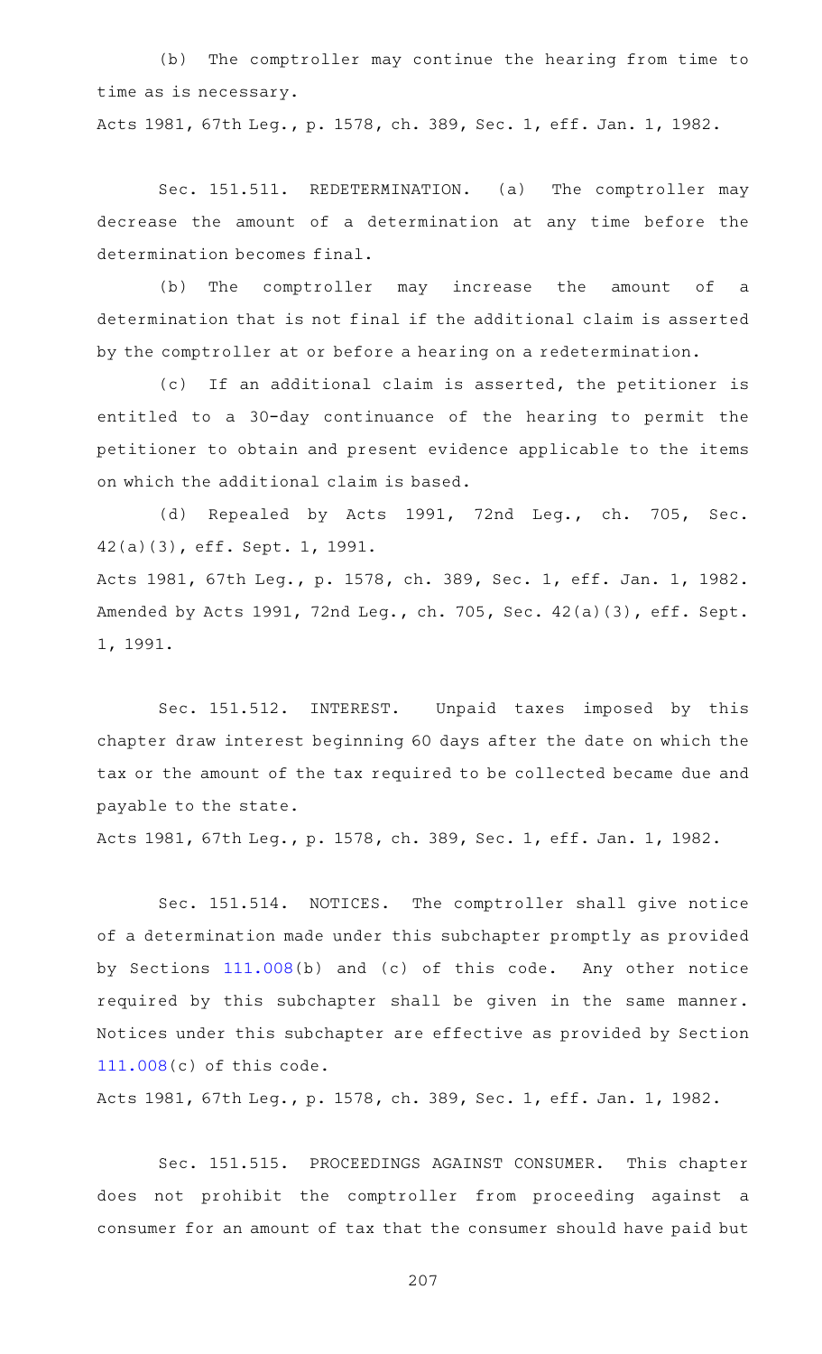(b) The comptroller may continue the hearing from time to time as is necessary.

Acts 1981, 67th Leg., p. 1578, ch. 389, Sec. 1, eff. Jan. 1, 1982.

Sec. 151.511. REDETERMINATION. (a) The comptroller may decrease the amount of a determination at any time before the determination becomes final.

(b) The comptroller may increase the amount of a determination that is not final if the additional claim is asserted by the comptroller at or before a hearing on a redetermination.

(c) If an additional claim is asserted, the petitioner is entitled to a 30-day continuance of the hearing to permit the petitioner to obtain and present evidence applicable to the items on which the additional claim is based.

(d) Repealed by Acts 1991, 72nd Leg., ch. 705, Sec. 42(a)(3), eff. Sept. 1, 1991.

Acts 1981, 67th Leg., p. 1578, ch. 389, Sec. 1, eff. Jan. 1, 1982. Amended by Acts 1991, 72nd Leg., ch. 705, Sec. 42(a)(3), eff. Sept. 1, 1991.

Sec. 151.512. INTEREST. Unpaid taxes imposed by this chapter draw interest beginning 60 days after the date on which the tax or the amount of the tax required to be collected became due and payable to the state.

Acts 1981, 67th Leg., p. 1578, ch. 389, Sec. 1, eff. Jan. 1, 1982.

Sec. 151.514. NOTICES. The comptroller shall give notice of a determination made under this subchapter promptly as provided by Sections 111.008(b) and (c) of this code. Any other notice required by this subchapter shall be given in the same manner. Notices under this subchapter are effective as provided by Section 111.008(c) of this code.

Acts 1981, 67th Leg., p. 1578, ch. 389, Sec. 1, eff. Jan. 1, 1982.

Sec. 151.515. PROCEEDINGS AGAINST CONSUMER. This chapter does not prohibit the comptroller from proceeding against a consumer for an amount of tax that the consumer should have paid but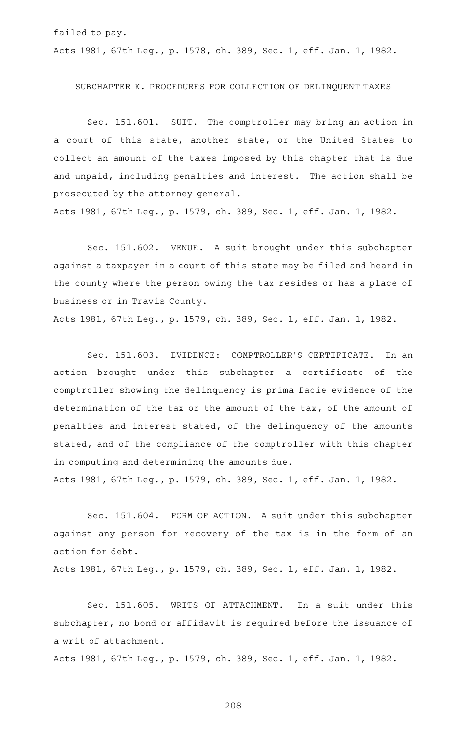failed to pay.

Acts 1981, 67th Leg., p. 1578, ch. 389, Sec. 1, eff. Jan. 1, 1982.

## SUBCHAPTER K. PROCEDURES FOR COLLECTION OF DELINQUENT TAXES

Sec. 151.601. SUIT. The comptroller may bring an action in a court of this state, another state, or the United States to collect an amount of the taxes imposed by this chapter that is due and unpaid, including penalties and interest. The action shall be prosecuted by the attorney general.

Acts 1981, 67th Leg., p. 1579, ch. 389, Sec. 1, eff. Jan. 1, 1982.

Sec. 151.602. VENUE. A suit brought under this subchapter against a taxpayer in a court of this state may be filed and heard in the county where the person owing the tax resides or has a place of business or in Travis County.

Acts 1981, 67th Leg., p. 1579, ch. 389, Sec. 1, eff. Jan. 1, 1982.

Sec. 151.603. EVIDENCE: COMPTROLLER'S CERTIFICATE. In an action brought under this subchapter a certificate of the comptroller showing the delinquency is prima facie evidence of the determination of the tax or the amount of the tax, of the amount of penalties and interest stated, of the delinquency of the amounts stated, and of the compliance of the comptroller with this chapter in computing and determining the amounts due.

Acts 1981, 67th Leg., p. 1579, ch. 389, Sec. 1, eff. Jan. 1, 1982.

Sec. 151.604. FORM OF ACTION. A suit under this subchapter against any person for recovery of the tax is in the form of an action for debt.

Acts 1981, 67th Leg., p. 1579, ch. 389, Sec. 1, eff. Jan. 1, 1982.

Sec. 151.605. WRITS OF ATTACHMENT. In a suit under this subchapter, no bond or affidavit is required before the issuance of a writ of attachment.

Acts 1981, 67th Leg., p. 1579, ch. 389, Sec. 1, eff. Jan. 1, 1982.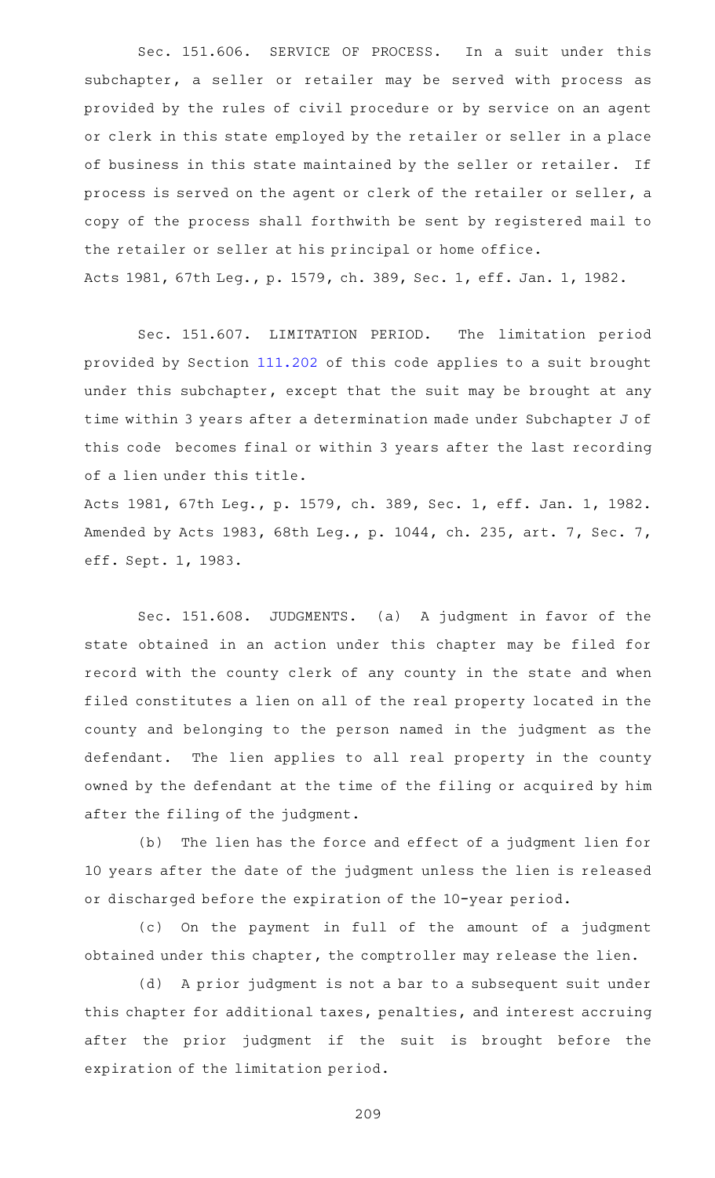Sec. 151.606. SERVICE OF PROCESS. In a suit under this subchapter, a seller or retailer may be served with process as provided by the rules of civil procedure or by service on an agent or clerk in this state employed by the retailer or seller in a place of business in this state maintained by the seller or retailer. If process is served on the agent or clerk of the retailer or seller, a copy of the process shall forthwith be sent by registered mail to the retailer or seller at his principal or home office.

Acts 1981, 67th Leg., p. 1579, ch. 389, Sec. 1, eff. Jan. 1, 1982.

Sec. 151.607. LIMITATION PERIOD. The limitation period provided by Section 111.202 of this code applies to a suit brought under this subchapter, except that the suit may be brought at any time within 3 years after a determination made under Subchapter J of this code becomes final or within 3 years after the last recording of a lien under this title.

Acts 1981, 67th Leg., p. 1579, ch. 389, Sec. 1, eff. Jan. 1, 1982. Amended by Acts 1983, 68th Leg., p. 1044, ch. 235, art. 7, Sec. 7, eff. Sept. 1, 1983.

Sec. 151.608. JUDGMENTS. (a) A judgment in favor of the state obtained in an action under this chapter may be filed for record with the county clerk of any county in the state and when filed constitutes a lien on all of the real property located in the county and belonging to the person named in the judgment as the defendant. The lien applies to all real property in the county owned by the defendant at the time of the filing or acquired by him after the filing of the judgment.

(b) The lien has the force and effect of a judgment lien for 10 years after the date of the judgment unless the lien is released or discharged before the expiration of the 10-year period.

(c) On the payment in full of the amount of a judgment obtained under this chapter, the comptroller may release the lien.

(d) A prior judgment is not a bar to a subsequent suit under this chapter for additional taxes, penalties, and interest accruing after the prior judgment if the suit is brought before the expiration of the limitation period.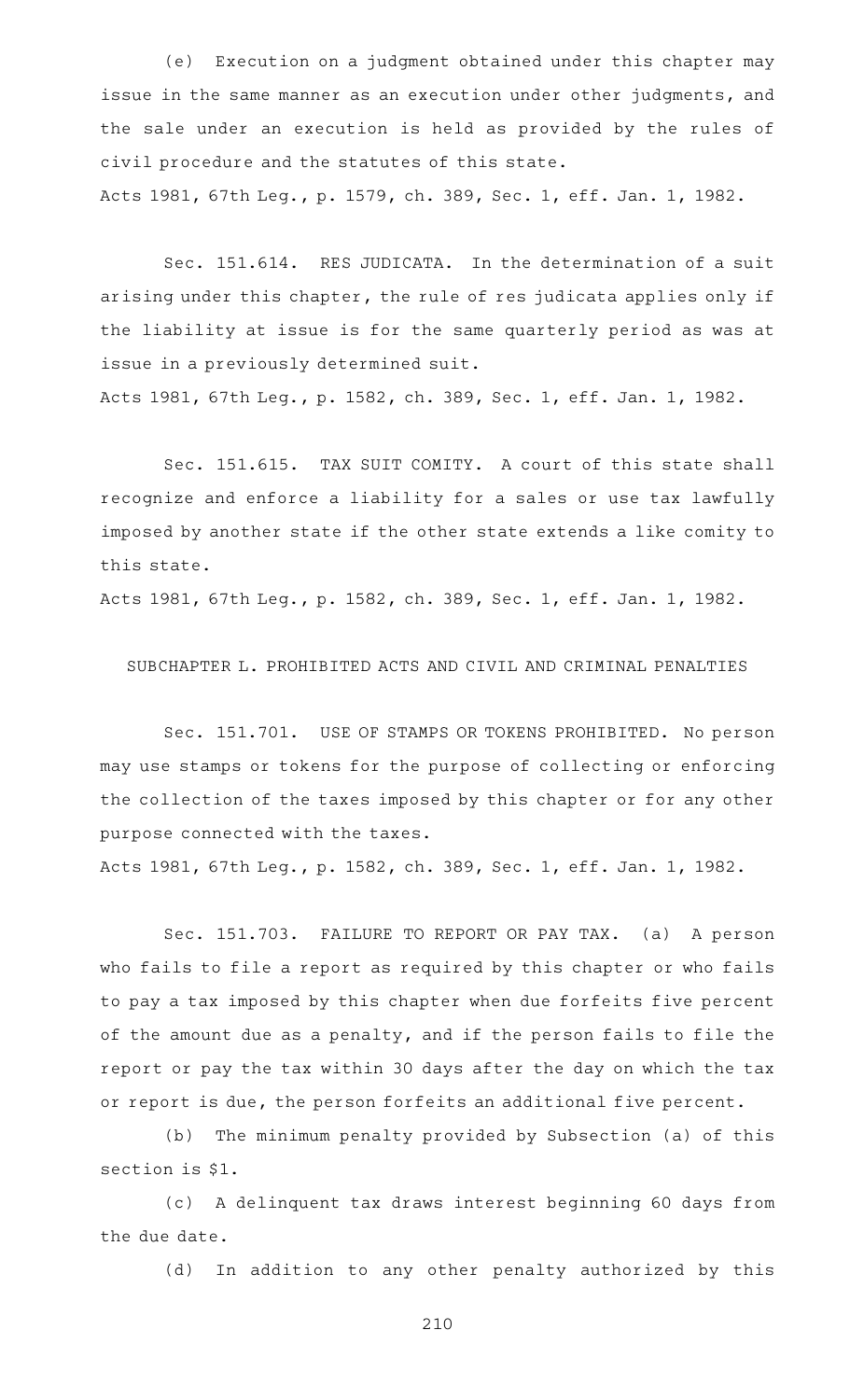(e) Execution on a judgment obtained under this chapter may issue in the same manner as an execution under other judgments, and the sale under an execution is held as provided by the rules of civil procedure and the statutes of this state.

Acts 1981, 67th Leg., p. 1579, ch. 389, Sec. 1, eff. Jan. 1, 1982.

Sec. 151.614. RES JUDICATA. In the determination of a suit arising under this chapter, the rule of res judicata applies only if the liability at issue is for the same quarterly period as was at issue in a previously determined suit.

Acts 1981, 67th Leg., p. 1582, ch. 389, Sec. 1, eff. Jan. 1, 1982.

Sec. 151.615. TAX SUIT COMITY. A court of this state shall recognize and enforce a liability for a sales or use tax lawfully imposed by another state if the other state extends a like comity to this state.

Acts 1981, 67th Leg., p. 1582, ch. 389, Sec. 1, eff. Jan. 1, 1982.

## SUBCHAPTER L. PROHIBITED ACTS AND CIVIL AND CRIMINAL PENALTIES

Sec. 151.701. USE OF STAMPS OR TOKENS PROHIBITED. No person may use stamps or tokens for the purpose of collecting or enforcing the collection of the taxes imposed by this chapter or for any other purpose connected with the taxes.

Acts 1981, 67th Leg., p. 1582, ch. 389, Sec. 1, eff. Jan. 1, 1982.

Sec. 151.703. FAILURE TO REPORT OR PAY TAX. (a) A person who fails to file a report as required by this chapter or who fails to pay a tax imposed by this chapter when due forfeits five percent of the amount due as a penalty, and if the person fails to file the report or pay the tax within 30 days after the day on which the tax or report is due, the person forfeits an additional five percent.

(b) The minimum penalty provided by Subsection (a) of this section is $1.

(c) A delinquent tax draws interest beginning 60 days from the due date.

(d) In addition to any other penalty authorized by this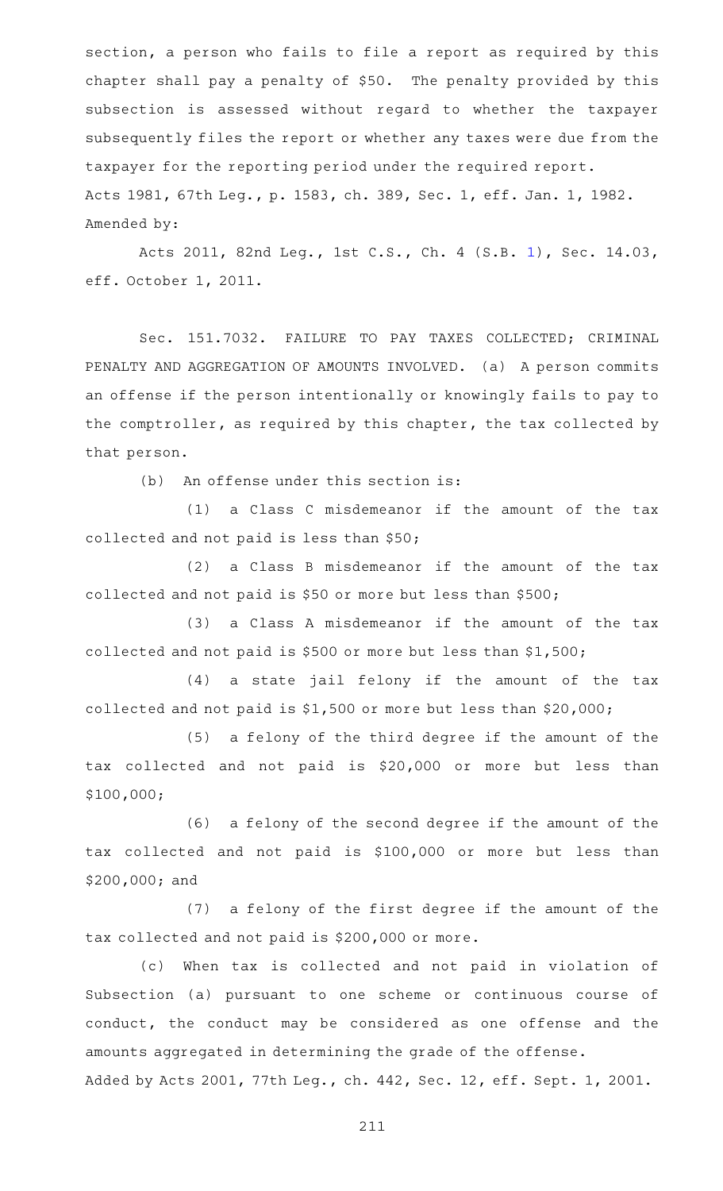section, a person who fails to file a report as required by this chapter shall pay a penalty of $50. The penalty provided by this subsection is assessed without regard to whether the taxpayer subsequently files the report or whether any taxes were due from the taxpayer for the reporting period under the required report.

Acts 1981, 67th Leg., p. 1583, ch. 389, Sec. 1, eff. Jan. 1, 1982.
Amended by:

Acts 2011, 82nd Leg., 1st C.S., Ch. 4 (S.B. 1), Sec. 14.03, eff. October 1, 2011.

Sec. 151.7032. FAILURE TO PAY TAXES COLLECTED; CRIMINAL PENALTY AND AGGREGATION OF AMOUNTS INVOLVED. (a) A person commits an offense if the person intentionally or knowingly fails to pay to the comptroller, as required by this chapter, the tax collected by that person.

(b) An offense under this section is:

(1) a Class C misdemeanor if the amount of the tax collected and not paid is less than $50;

(2) a Class B misdemeanor if the amount of the tax collected and not paid is $50 or more but less than $500;

(3) a Class A misdemeanor if the amount of the tax collected and not paid is $500 or more but less than $1,500;

(4) a state jail felony if the amount of the tax collected and not paid is $1,500 or more but less than $20,000;

(5) a felony of the third degree if the amount of the tax collected and not paid is $20,000 or more but less than $100,000;

(6) a felony of the second degree if the amount of the tax collected and not paid is $100,000 or more but less than $200,000; and

(7) a felony of the first degree if the amount of the tax collected and not paid is $200,000 or more.

(c) When tax is collected and not paid in violation of Subsection (a) pursuant to one scheme or continuous course of conduct, the conduct may be considered as one offense and the amounts aggregated in determining the grade of the offense.

Added by Acts 2001, 77th Leg., ch. 442, Sec. 12, eff. Sept. 1, 2001.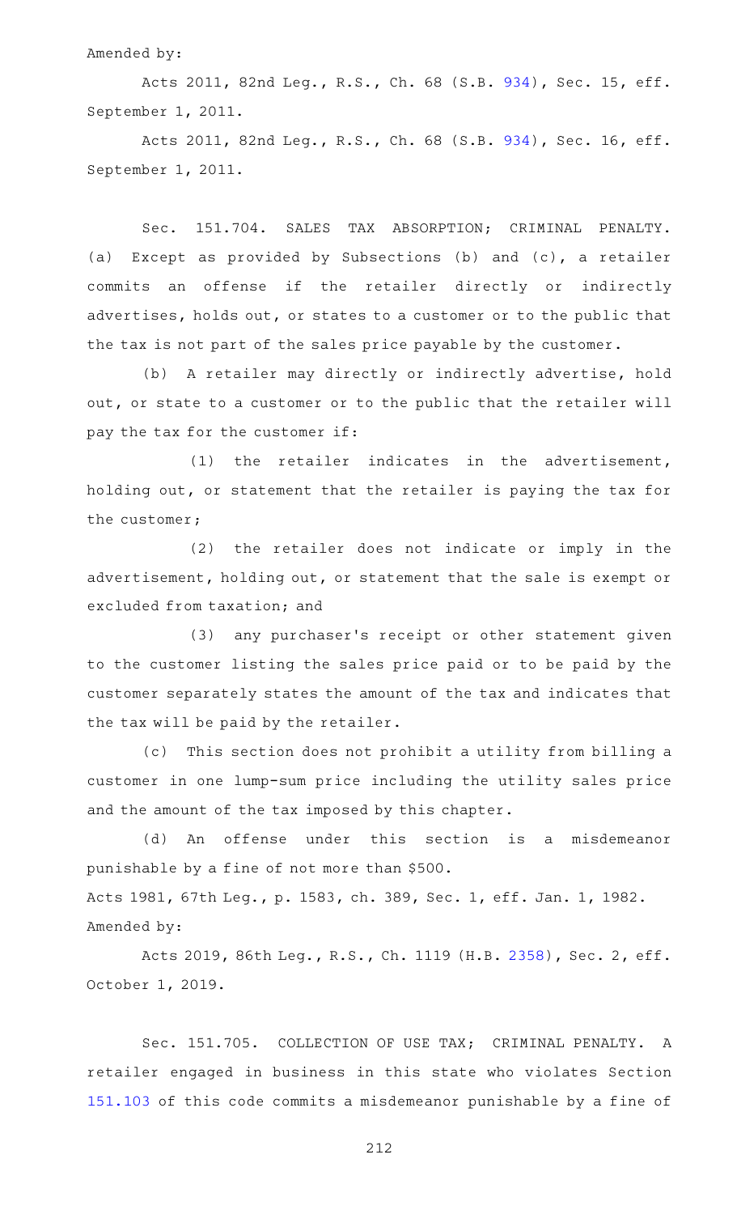Amended by:

Acts 2011, 82nd Leg., R.S., Ch. 68 (S.B. 934), Sec. 15, eff. September 1, 2011.

Acts 2011, 82nd Leg., R.S., Ch. 68 (S.B. 934), Sec. 16, eff. September 1, 2011.

Sec. 151.704. SALES TAX ABSORPTION; CRIMINAL PENALTY. (a) Except as provided by Subsections (b) and (c), a retailer commits an offense if the retailer directly or indirectly advertises, holds out, or states to a customer or to the public that the tax is not part of the sales price payable by the customer.

(b) A retailer may directly or indirectly advertise, hold out, or state to a customer or to the public that the retailer will pay the tax for the customer if:

(1) the retailer indicates in the advertisement, holding out, or statement that the retailer is paying the tax for the customer;

(2) the retailer does not indicate or imply in the advertisement, holding out, or statement that the sale is exempt or excluded from taxation; and

(3) any purchaser's receipt or other statement given to the customer listing the sales price paid or to be paid by the customer separately states the amount of the tax and indicates that the tax will be paid by the retailer.

(c) This section does not prohibit a utility from billing a customer in one lump-sum price including the utility sales price and the amount of the tax imposed by this chapter.

(d) An offense under this section is a misdemeanor punishable by a fine of not more than $500.

Acts 1981, 67th Leg., p. 1583, ch. 389, Sec. 1, eff. Jan. 1, 1982.

Amended by:

Acts 2019, 86th Leg., R.S., Ch. 1119 (H.B. 2358), Sec. 2, eff. October 1, 2019.

Sec. 151.705. COLLECTION OF USE TAX; CRIMINAL PENALTY. A retailer engaged in business in this state who violates Section 151.103 of this code commits a misdemeanor punishable by a fine of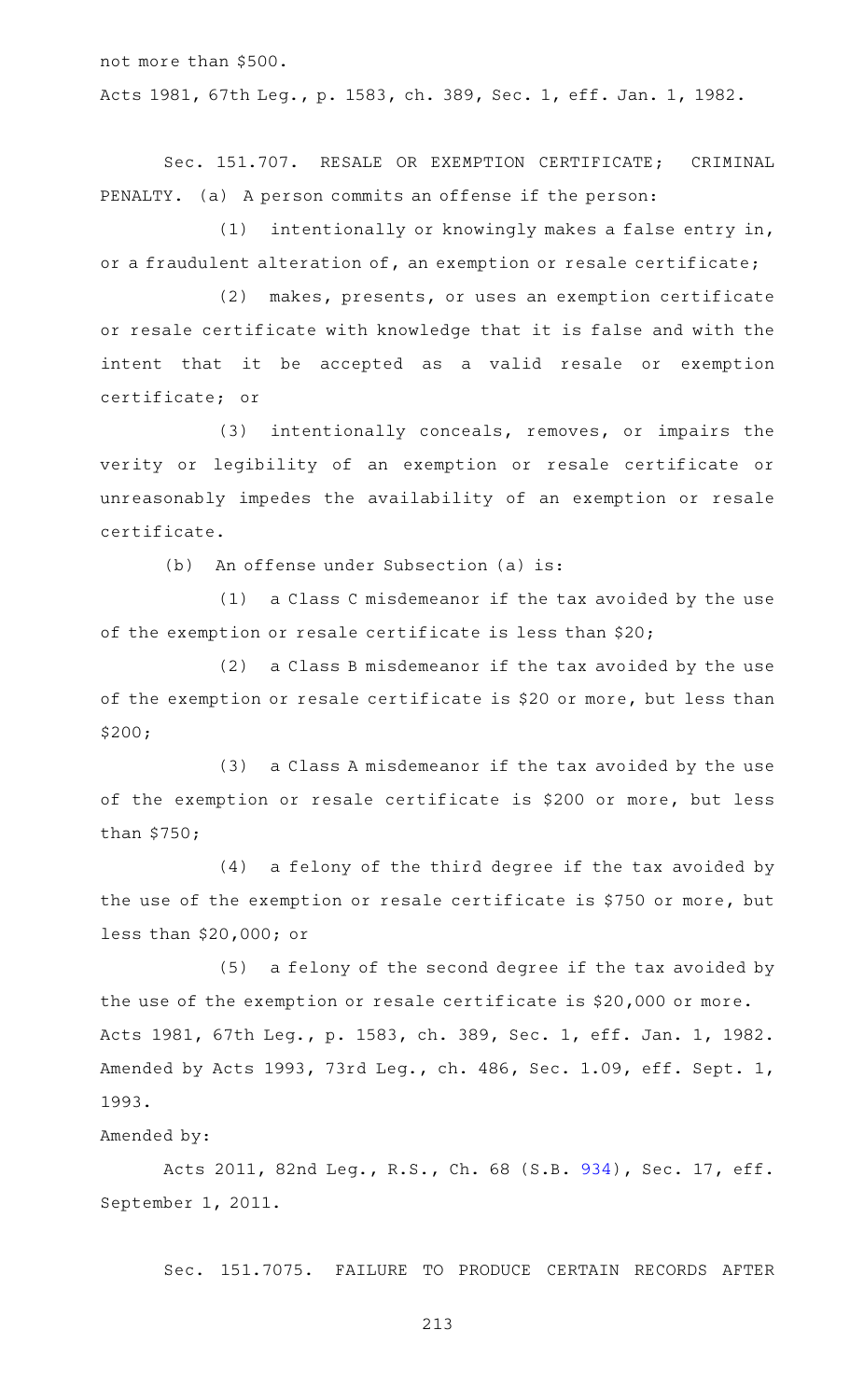not more than $500.

Acts 1981, 67th Leg., p. 1583, ch. 389, Sec. 1, eff. Jan. 1, 1982.

Sec. 151.707. RESALE OR EXEMPTION CERTIFICATE; CRIMINAL PENALTY. (a) A person commits an offense if the person:

(1) intentionally or knowingly makes a false entry in, or a fraudulent alteration of, an exemption or resale certificate;

(2) makes, presents, or uses an exemption certificate or resale certificate with knowledge that it is false and with the intent that it be accepted as a valid resale or exemption certificate; or

(3) intentionally conceals, removes, or impairs the verity or legibility of an exemption or resale certificate or unreasonably impedes the availability of an exemption or resale certificate.

(b) An offense under Subsection (a) is:

(1) a Class C misdemeanor if the tax avoided by the use of the exemption or resale certificate is less than $20;

(2) a Class B misdemeanor if the tax avoided by the use of the exemption or resale certificate is $20 or more, but less than $200;

(3) a Class A misdemeanor if the tax avoided by the use of the exemption or resale certificate is $200 or more, but less than $750;

(4) a felony of the third degree if the tax avoided by the use of the exemption or resale certificate is $750 or more, but less than $20,000; or

(5) a felony of the second degree if the tax avoided by the use of the exemption or resale certificate is $20,000 or more.

Acts 1981, 67th Leg., p. 1583, ch. 389, Sec. 1, eff. Jan. 1, 1982. Amended by Acts 1993, 73rd Leg., ch. 486, Sec. 1.09, eff. Sept. 1, 1993.

Amended by:

Acts 2011, 82nd Leg., R.S., Ch. 68 (S.B. 934), Sec. 17, eff. September 1, 2011.

Sec. 151.7075. FAILURE TO PRODUCE CERTAIN RECORDS AFTER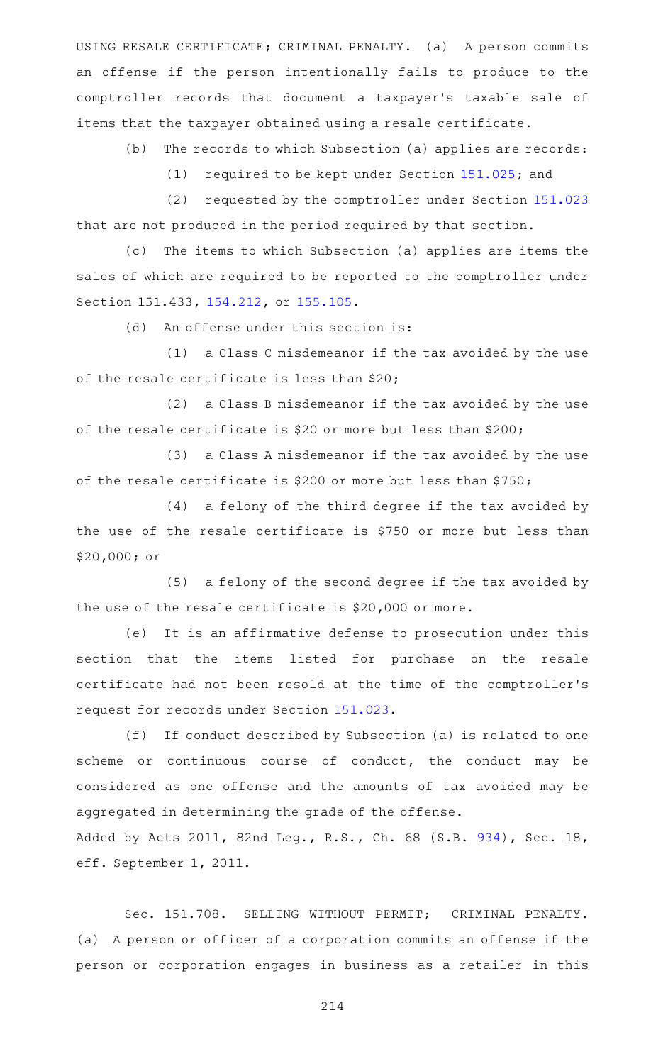USING RESALE CERTIFICATE; CRIMINAL PENALTY. (a) A person commits an offense if the person intentionally fails to produce to the comptroller records that document a taxpayer's taxable sale of items that the taxpayer obtained using a resale certificate.

(b) The records to which Subsection (a) applies are records:

(1) required to be kept under Section 151.025; and

(2) requested by the comptroller under Section 151.023 that are not produced in the period required by that section.

(c) The items to which Subsection (a) applies are items the sales of which are required to be reported to the comptroller under Section 151.433, 154.212, or 155.105.

(d) An offense under this section is:

(1) a Class C misdemeanor if the tax avoided by the use of the resale certificate is less than $20;

(2) a Class B misdemeanor if the tax avoided by the use of the resale certificate is $20 or more but less than $200;

(3) a Class A misdemeanor if the tax avoided by the use of the resale certificate is $200 or more but less than $750;

(4) a felony of the third degree if the tax avoided by the use of the resale certificate is $750 or more but less than $20,000; or

(5) a felony of the second degree if the tax avoided by the use of the resale certificate is $20,000 or more.

(e) It is an affirmative defense to prosecution under this section that the items listed for purchase on the resale certificate had not been resold at the time of the comptroller's request for records under Section 151.023.

(f) If conduct described by Subsection (a) is related to one scheme or continuous course of conduct, the conduct may be considered as one offense and the amounts of tax avoided may be aggregated in determining the grade of the offense.

Added by Acts 2011, 82nd Leg., R.S., Ch. 68 (S.B. 934), Sec. 18, eff. September 1, 2011.

Sec. 151.708. SELLING WITHOUT PERMIT; CRIMINAL PENALTY. (a) A person or officer of a corporation commits an offense if the person or corporation engages in business as a retailer in this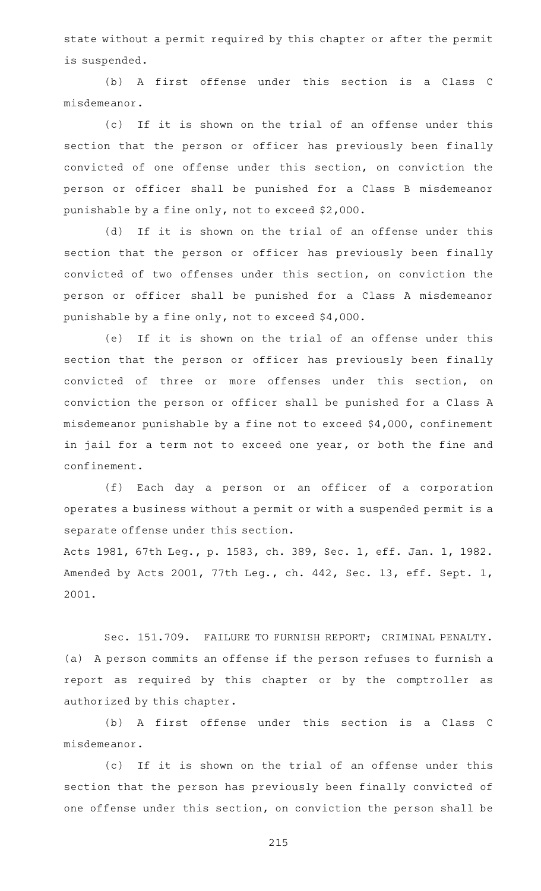state without a permit required by this chapter or after the permit is suspended.

(b) A first offense under this section is a Class C misdemeanor.

(c) If it is shown on the trial of an offense under this section that the person or officer has previously been finally convicted of one offense under this section, on conviction the person or officer shall be punished for a Class B misdemeanor punishable by a fine only, not to exceed $2,000.

(d) If it is shown on the trial of an offense under this section that the person or officer has previously been finally convicted of two offenses under this section, on conviction the person or officer shall be punished for a Class A misdemeanor punishable by a fine only, not to exceed $4,000.

(e) If it is shown on the trial of an offense under this section that the person or officer has previously been finally convicted of three or more offenses under this section, on conviction the person or officer shall be punished for a Class A misdemeanor punishable by a fine not to exceed $4,000, confinement in jail for a term not to exceed one year, or both the fine and confinement.

(f) Each day a person or an officer of a corporation operates a business without a permit or with a suspended permit is a separate offense under this section.

Acts 1981, 67th Leg., p. 1583, ch. 389, Sec. 1, eff. Jan. 1, 1982. Amended by Acts 2001, 77th Leg., ch. 442, Sec. 13, eff. Sept. 1, 2001.

Sec. 151.709. FAILURE TO FURNISH REPORT; CRIMINAL PENALTY. (a) A person commits an offense if the person refuses to furnish a report as required by this chapter or by the comptroller as authorized by this chapter.

(b) A first offense under this section is a Class C misdemeanor.

(c) If it is shown on the trial of an offense under this section that the person has previously been finally convicted of one offense under this section, on conviction the person shall be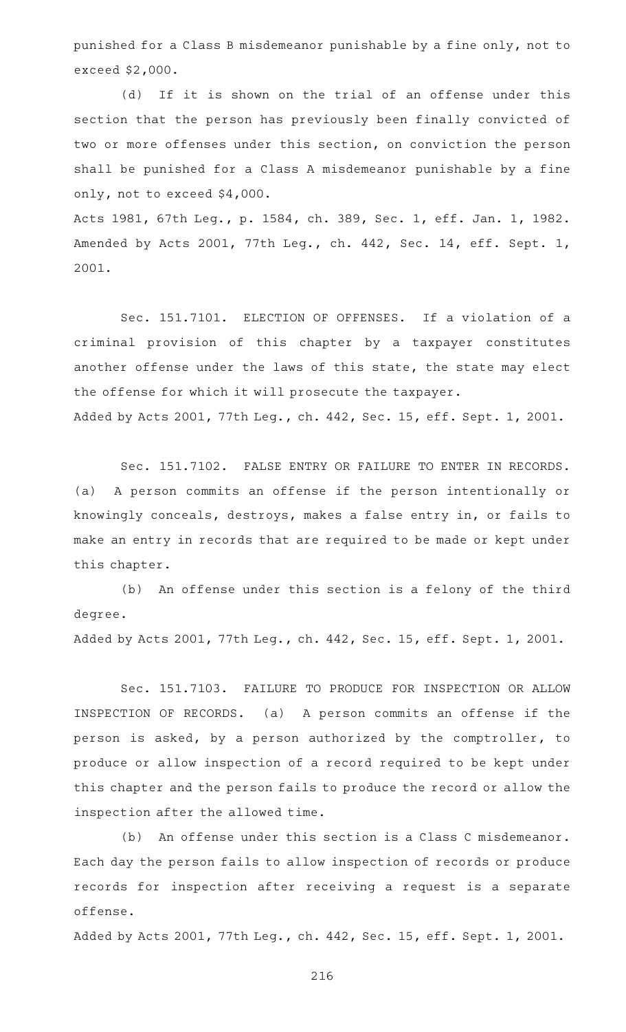punished for a Class B misdemeanor punishable by a fine only, not to exceed $2,000.

(d) If it is shown on the trial of an offense under this section that the person has previously been finally convicted of two or more offenses under this section, on conviction the person shall be punished for a Class A misdemeanor punishable by a fine only, not to exceed $4,000.

Acts 1981, 67th Leg., p. 1584, ch. 389, Sec. 1, eff. Jan. 1, 1982. Amended by Acts 2001, 77th Leg., ch. 442, Sec. 14, eff. Sept. 1, 2001.

Sec. 151.7101. ELECTION OF OFFENSES. If a violation of a criminal provision of this chapter by a taxpayer constitutes another offense under the laws of this state, the state may elect the offense for which it will prosecute the taxpayer.

Added by Acts 2001, 77th Leg., ch. 442, Sec. 15, eff. Sept. 1, 2001.

Sec. 151.7102. FALSE ENTRY OR FAILURE TO ENTER IN RECORDS. (a) A person commits an offense if the person intentionally or knowingly conceals, destroys, makes a false entry in, or fails to make an entry in records that are required to be made or kept under this chapter.

(b) An offense under this section is a felony of the third degree.

Added by Acts 2001, 77th Leg., ch. 442, Sec. 15, eff. Sept. 1, 2001.

Sec. 151.7103. FAILURE TO PRODUCE FOR INSPECTION OR ALLOW INSPECTION OF RECORDS. (a) A person commits an offense if the person is asked, by a person authorized by the comptroller, to produce or allow inspection of a record required to be kept under this chapter and the person fails to produce the record or allow the inspection after the allowed time.

(b) An offense under this section is a Class C misdemeanor. Each day the person fails to allow inspection of records or produce records for inspection after receiving a request is a separate offense.

Added by Acts 2001, 77th Leg., ch. 442, Sec. 15, eff. Sept. 1, 2001.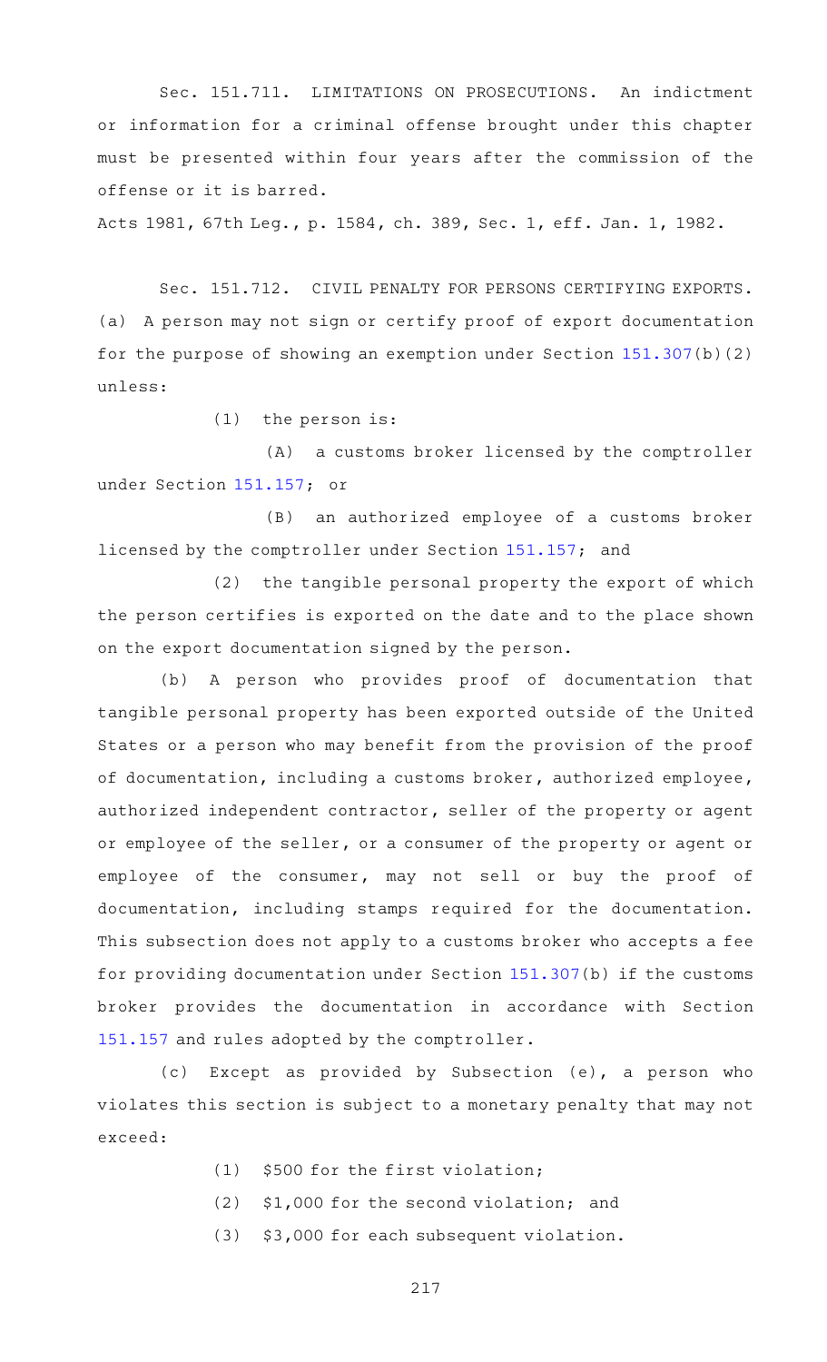Sec. 151.711. LIMITATIONS ON PROSECUTIONS. An indictment or information for a criminal offense brought under this chapter must be presented within four years after the commission of the offense or it is barred.

Acts 1981, 67th Leg., p. 1584, ch. 389, Sec. 1, eff. Jan. 1, 1982.

Sec. 151.712. CIVIL PENALTY FOR PERSONS CERTIFYING EXPORTS. (a) A person may not sign or certify proof of export documentation for the purpose of showing an exemption under Section 151.307(b)(2) unless:

(1) the person is:

(A) a customs broker licensed by the comptroller under Section 151.157; or

(B) an authorized employee of a customs broker licensed by the comptroller under Section 151.157; and

(2) the tangible personal property the export of which the person certifies is exported on the date and to the place shown on the export documentation signed by the person.

(b) A person who provides proof of documentation that tangible personal property has been exported outside of the United States or a person who may benefit from the provision of the proof of documentation, including a customs broker, authorized employee, authorized independent contractor, seller of the property or agent or employee of the seller, or a consumer of the property or agent or employee of the consumer, may not sell or buy the proof of documentation, including stamps required for the documentation. This subsection does not apply to a customs broker who accepts a fee for providing documentation under Section 151.307(b) if the customs broker provides the documentation in accordance with Section 151.157 and rules adopted by the comptroller.

(c) Except as provided by Subsection (e), a person who violates this section is subject to a monetary penalty that may not exceed:

(1) $500 for the first violation;

(2) $1,000 for the second violation; and

(3) $3,000 for each subsequent violation.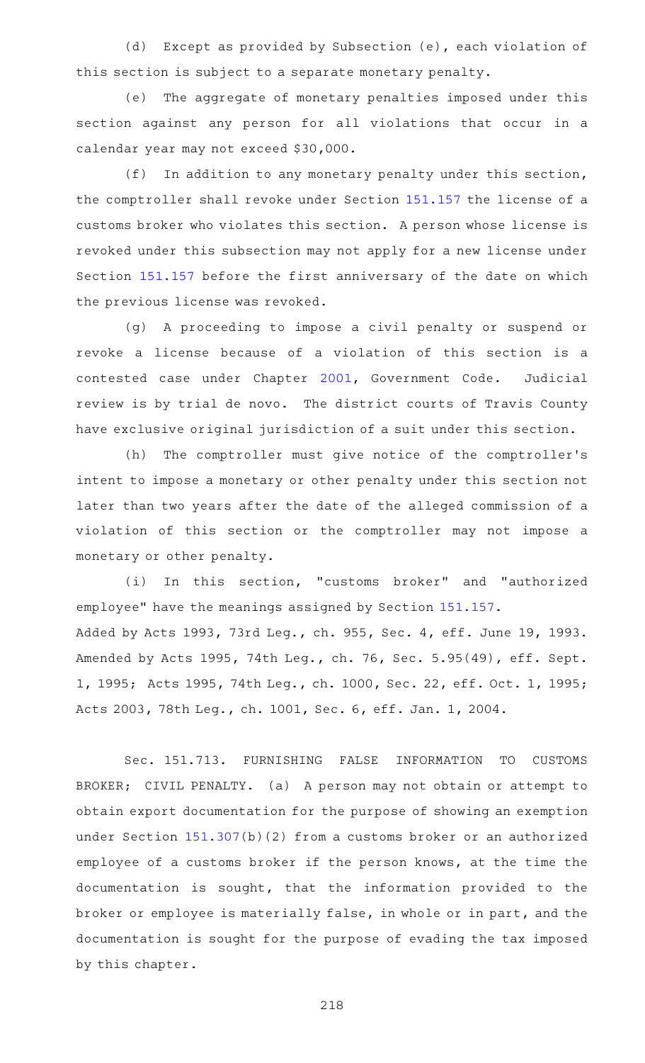(d) Except as provided by Subsection (e), each violation of this section is subject to a separate monetary penalty.

(e) The aggregate of monetary penalties imposed under this section against any person for all violations that occur in a calendar year may not exceed $30,000.

(f) In addition to any monetary penalty under this section, the comptroller shall revoke under Section 151.157 the license of a customs broker who violates this section. A person whose license is revoked under this subsection may not apply for a new license under Section 151.157 before the first anniversary of the date on which the previous license was revoked.

(g) A proceeding to impose a civil penalty or suspend or revoke a license because of a violation of this section is a contested case under Chapter 2001, Government Code. Judicial review is by trial de novo. The district courts of Travis County have exclusive original jurisdiction of a suit under this section.

(h) The comptroller must give notice of the comptroller's intent to impose a monetary or other penalty under this section not later than two years after the date of the alleged commission of a violation of this section or the comptroller may not impose a monetary or other penalty.

(i) In this section, "customs broker" and "authorized employee" have the meanings assigned by Section 151.157.

Added by Acts 1993, 73rd Leg., ch. 955, Sec. 4, eff. June 19, 1993. Amended by Acts 1995, 74th Leg., ch. 76, Sec. 5.95(49), eff. Sept. 1, 1995; Acts 1995, 74th Leg., ch. 1000, Sec. 22, eff. Oct. 1, 1995; Acts 2003, 78th Leg., ch. 1001, Sec. 6, eff. Jan. 1, 2004.

Sec. 151.713. FURNISHING FALSE INFORMATION TO CUSTOMS BROKER; CIVIL PENALTY. (a) A person may not obtain or attempt to obtain export documentation for the purpose of showing an exemption under Section 151.307(b)(2) from a customs broker or an authorized employee of a customs broker if the person knows, at the time the documentation is sought, that the information provided to the broker or employee is materially false, in whole or in part, and the documentation is sought for the purpose of evading the tax imposed by this chapter.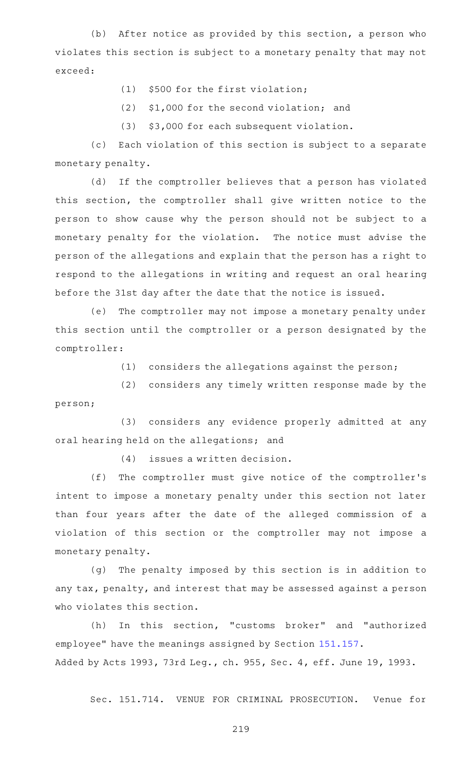(b) After notice as provided by this section, a person who violates this section is subject to a monetary penalty that may not exceed:

(1) $500 for the first violation;

(2) $1,000 for the second violation; and

(3) $3,000 for each subsequent violation.

(c) Each violation of this section is subject to a separate monetary penalty.

(d) If the comptroller believes that a person has violated this section, the comptroller shall give written notice to the person to show cause why the person should not be subject to a monetary penalty for the violation. The notice must advise the person of the allegations and explain that the person has a right to respond to the allegations in writing and request an oral hearing before the 31st day after the date that the notice is issued.

(e) The comptroller may not impose a monetary penalty under this section until the comptroller or a person designated by the comptroller:

(1) considers the allegations against the person;

(2) considers any timely written response made by the person;

(3) considers any evidence properly admitted at any oral hearing held on the allegations; and

(4) issues a written decision.

(f) The comptroller must give notice of the comptroller's intent to impose a monetary penalty under this section not later than four years after the date of the alleged commission of a violation of this section or the comptroller may not impose a monetary penalty.

(g) The penalty imposed by this section is in addition to any tax, penalty, and interest that may be assessed against a person who violates this section.

(h) In this section, "customs broker" and "authorized employee" have the meanings assigned by Section 151.157.

Added by Acts 1993, 73rd Leg., ch. 955, Sec. 4, eff. June 19, 1993.

Sec. 151.714. VENUE FOR CRIMINAL PROSECUTION. Venue for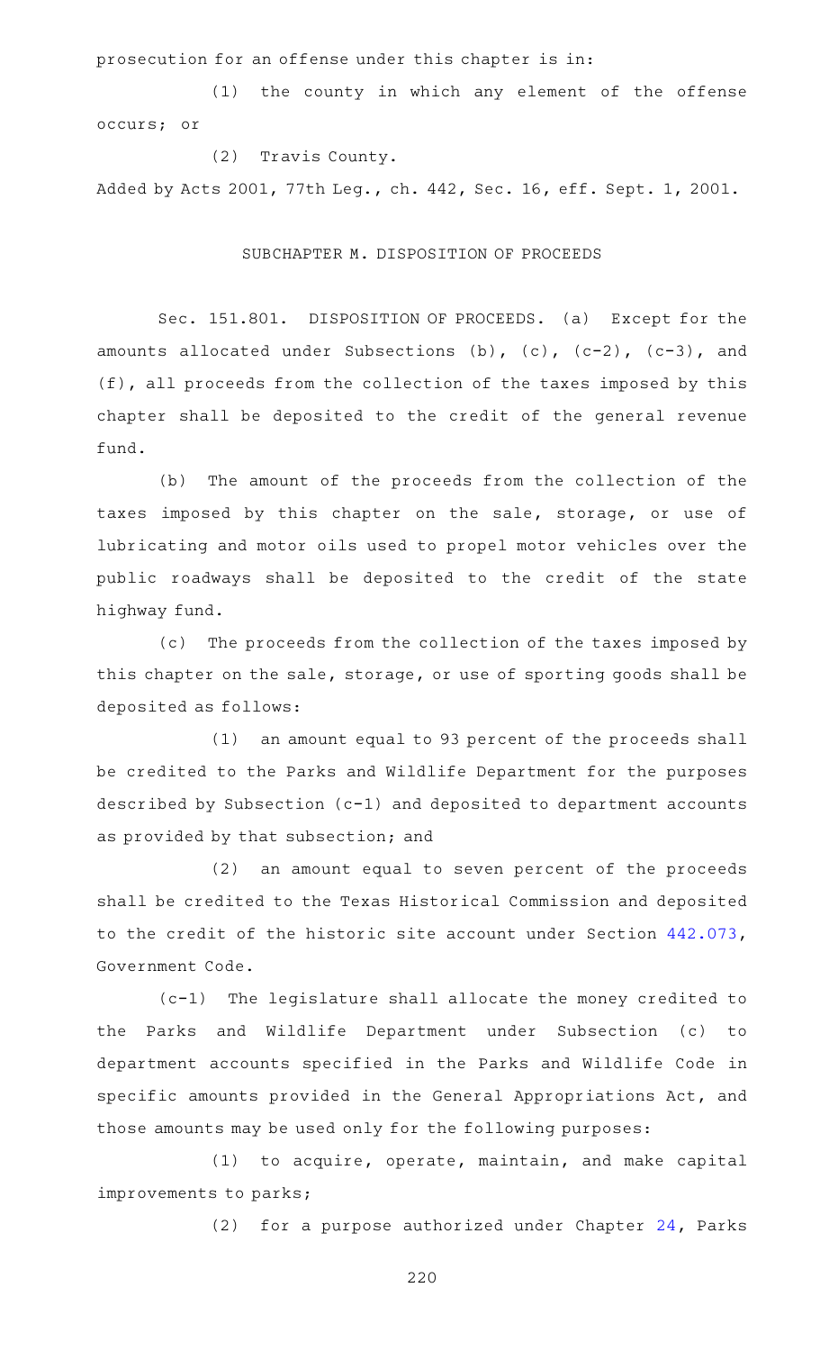prosecution for an offense under this chapter is in:

(1) the county in which any element of the offense occurs; or

(2) Travis County.

Added by Acts 2001, 77th Leg., ch. 442, Sec. 16, eff. Sept. 1, 2001.

SUBCHAPTER M. DISPOSITION OF PROCEEDS

Sec. 151.801. DISPOSITION OF PROCEEDS. (a) Except for the amounts allocated under Subsections (b), (c), (c-2), (c-3), and (f), all proceeds from the collection of the taxes imposed by this chapter shall be deposited to the credit of the general revenue fund.

(b) The amount of the proceeds from the collection of the taxes imposed by this chapter on the sale, storage, or use of lubricating and motor oils used to propel motor vehicles over the public roadways shall be deposited to the credit of the state highway fund.

(c) The proceeds from the collection of the taxes imposed by this chapter on the sale, storage, or use of sporting goods shall be deposited as follows:

(1) an amount equal to 93 percent of the proceeds shall be credited to the Parks and Wildlife Department for the purposes described by Subsection (c-1) and deposited to department accounts as provided by that subsection; and

(2) an amount equal to seven percent of the proceeds shall be credited to the Texas Historical Commission and deposited to the credit of the historic site account under Section 442.073, Government Code.

(c-1) The legislature shall allocate the money credited to the Parks and Wildlife Department under Subsection (c) to department accounts specified in the Parks and Wildlife Code in specific amounts provided in the General Appropriations Act, and those amounts may be used only for the following purposes:

(1) to acquire, operate, maintain, and make capital improvements to parks;

(2) for a purpose authorized under Chapter 24, Parks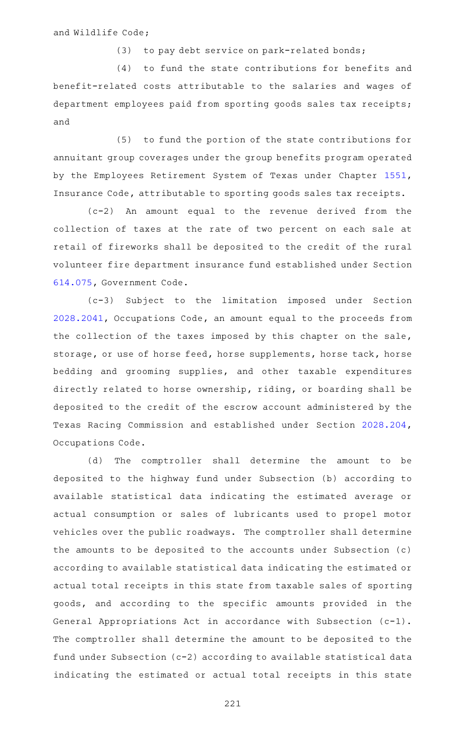and Wildlife Code;

(3) to pay debt service on park-related bonds;

(4) to fund the state contributions for benefits and benefit-related costs attributable to the salaries and wages of department employees paid from sporting goods sales tax receipts; and

(5) to fund the portion of the state contributions for annuitant group coverages under the group benefits program operated by the Employees Retirement System of Texas under Chapter 1551, Insurance Code, attributable to sporting goods sales tax receipts.

(c-2) An amount equal to the revenue derived from the collection of taxes at the rate of two percent on each sale at retail of fireworks shall be deposited to the credit of the rural volunteer fire department insurance fund established under Section 614.075, Government Code.

(c-3) Subject to the limitation imposed under Section 2028.2041, Occupations Code, an amount equal to the proceeds from the collection of the taxes imposed by this chapter on the sale, storage, or use of horse feed, horse supplements, horse tack, horse bedding and grooming supplies, and other taxable expenditures directly related to horse ownership, riding, or boarding shall be deposited to the credit of the escrow account administered by the Texas Racing Commission and established under Section 2028.204, Occupations Code.

(d) The comptroller shall determine the amount to be deposited to the highway fund under Subsection (b) according to available statistical data indicating the estimated average or actual consumption or sales of lubricants used to propel motor vehicles over the public roadways. The comptroller shall determine the amounts to be deposited to the accounts under Subsection (c) according to available statistical data indicating the estimated or actual total receipts in this state from taxable sales of sporting goods, and according to the specific amounts provided in the General Appropriations Act in accordance with Subsection (c-1). The comptroller shall determine the amount to be deposited to the fund under Subsection (c-2) according to available statistical data indicating the estimated or actual total receipts in this state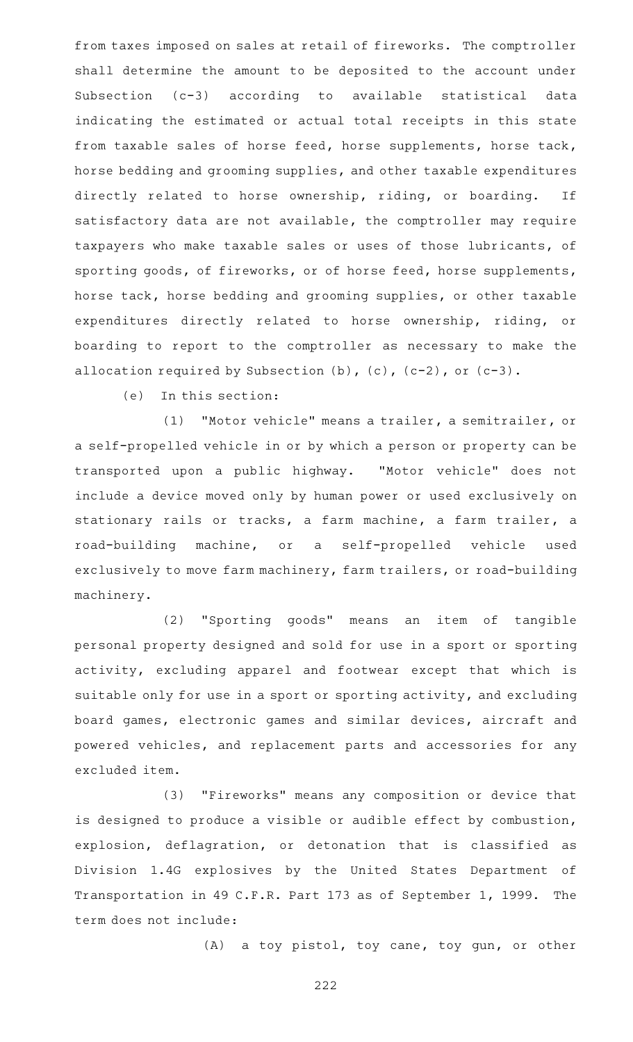from taxes imposed on sales at retail of fireworks. The comptroller shall determine the amount to be deposited to the account under Subsection (c-3) according to available statistical data indicating the estimated or actual total receipts in this state from taxable sales of horse feed, horse supplements, horse tack, horse bedding and grooming supplies, and other taxable expenditures directly related to horse ownership, riding, or boarding. If satisfactory data are not available, the comptroller may require taxpayers who make taxable sales or uses of those lubricants, of sporting goods, of fireworks, or of horse feed, horse supplements, horse tack, horse bedding and grooming supplies, or other taxable expenditures directly related to horse ownership, riding, or boarding to report to the comptroller as necessary to make the allocation required by Subsection (b), (c), (c-2), or (c-3).

(e) In this section:

(1) "Motor vehicle" means a trailer, a semitrailer, or a self-propelled vehicle in or by which a person or property can be transported upon a public highway. "Motor vehicle" does not include a device moved only by human power or used exclusively on stationary rails or tracks, a farm machine, a farm trailer, a road-building machine, or a self-propelled vehicle used exclusively to move farm machinery, farm trailers, or road-building machinery.

(2) "Sporting goods" means an item of tangible personal property designed and sold for use in a sport or sporting activity, excluding apparel and footwear except that which is suitable only for use in a sport or sporting activity, and excluding board games, electronic games and similar devices, aircraft and powered vehicles, and replacement parts and accessories for any excluded item.

(3) "Fireworks" means any composition or device that is designed to produce a visible or audible effect by combustion, explosion, deflagration, or detonation that is classified as Division 1.4G explosives by the United States Department of Transportation in 49 C.F.R. Part 173 as of September 1, 1999. The term does not include:

(A) a toy pistol, toy cane, toy gun, or other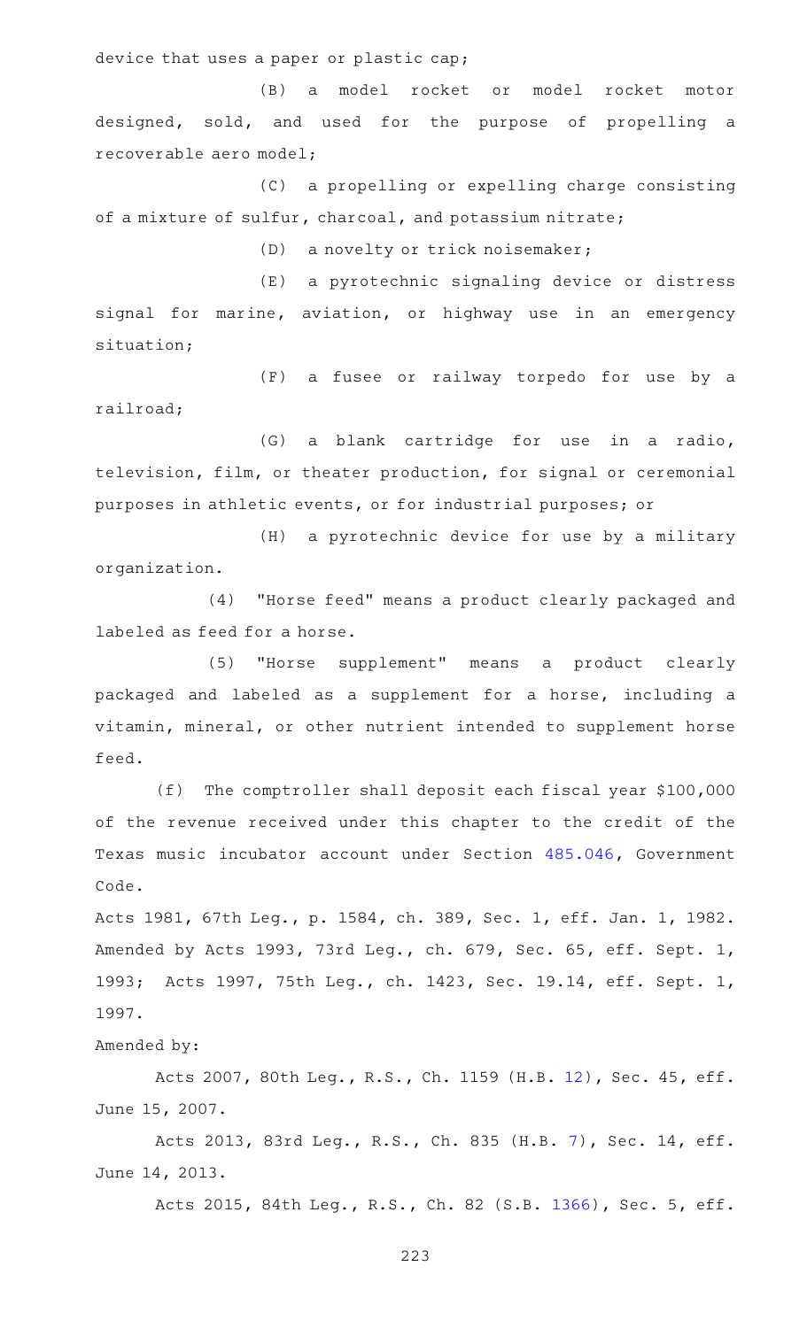device that uses a paper or plastic cap;

(B) a model rocket or model rocket motor designed, sold, and used for the purpose of propelling a recoverable aero model;

(C) a propelling or expelling charge consisting of a mixture of sulfur, charcoal, and potassium nitrate;

(D) a novelty or trick noisemaker;

(E) a pyrotechnic signaling device or distress signal for marine, aviation, or highway use in an emergency situation;

(F) a fusee or railway torpedo for use by a railroad;

(G) a blank cartridge for use in a radio, television, film, or theater production, for signal or ceremonial purposes in athletic events, or for industrial purposes; or

(H) a pyrotechnic device for use by a military organization.

(4) "Horse feed" means a product clearly packaged and labeled as feed for a horse.

(5) "Horse supplement" means a product clearly packaged and labeled as a supplement for a horse, including a vitamin, mineral, or other nutrient intended to supplement horse feed.

(f) The comptroller shall deposit each fiscal year $100,000 of the revenue received under this chapter to the credit of the Texas music incubator account under Section 485.046, Government Code.

Acts 1981, 67th Leg., p. 1584, ch. 389, Sec. 1, eff. Jan. 1, 1982. Amended by Acts 1993, 73rd Leg., ch. 679, Sec. 65, eff. Sept. 1, 1993; Acts 1997, 75th Leg., ch. 1423, Sec. 19.14, eff. Sept. 1, 1997.

Amended by:

Acts 2007, 80th Leg., R.S., Ch. 1159 (H.B. 12), Sec. 45, eff. June 15, 2007.

Acts 2013, 83rd Leg., R.S., Ch. 835 (H.B. 7), Sec. 14, eff. June 14, 2013.

Acts 2015, 84th Leg., R.S., Ch. 82 (S.B. 1366), Sec. 5, eff.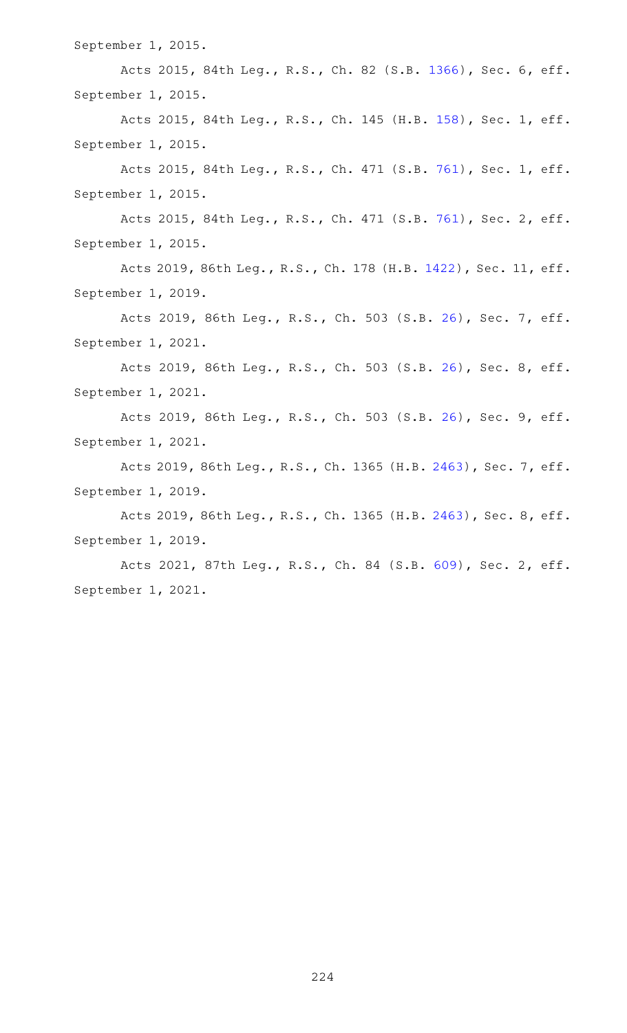September 1, 2015.

Acts 2015, 84th Leg., R.S., Ch. 82 (S.B. 1366), Sec. 6, eff. September 1, 2015.

Acts 2015, 84th Leg., R.S., Ch. 145 (H.B. 158), Sec. 1, eff. September 1, 2015.

Acts 2015, 84th Leg., R.S., Ch. 471 (S.B. 761), Sec. 1, eff. September 1, 2015.

Acts 2015, 84th Leg., R.S., Ch. 471 (S.B. 761), Sec. 2, eff. September 1, 2015.

Acts 2019, 86th Leg., R.S., Ch. 178 (H.B. 1422), Sec. 11, eff. September 1, 2019.

Acts 2019, 86th Leg., R.S., Ch. 503 (S.B. 26), Sec. 7, eff. September 1, 2021.

Acts 2019, 86th Leg., R.S., Ch. 503 (S.B. 26), Sec. 8, eff. September 1, 2021.

Acts 2019, 86th Leg., R.S., Ch. 503 (S.B. 26), Sec. 9, eff. September 1, 2021.

Acts 2019, 86th Leg., R.S., Ch. 1365 (H.B. 2463), Sec. 7, eff. September 1, 2019.

Acts 2019, 86th Leg., R.S., Ch. 1365 (H.B. 2463), Sec. 8, eff. September 1, 2019.

Acts 2021, 87th Leg., R.S., Ch. 84 (S.B. 609), Sec. 2, eff. September 1, 2021.